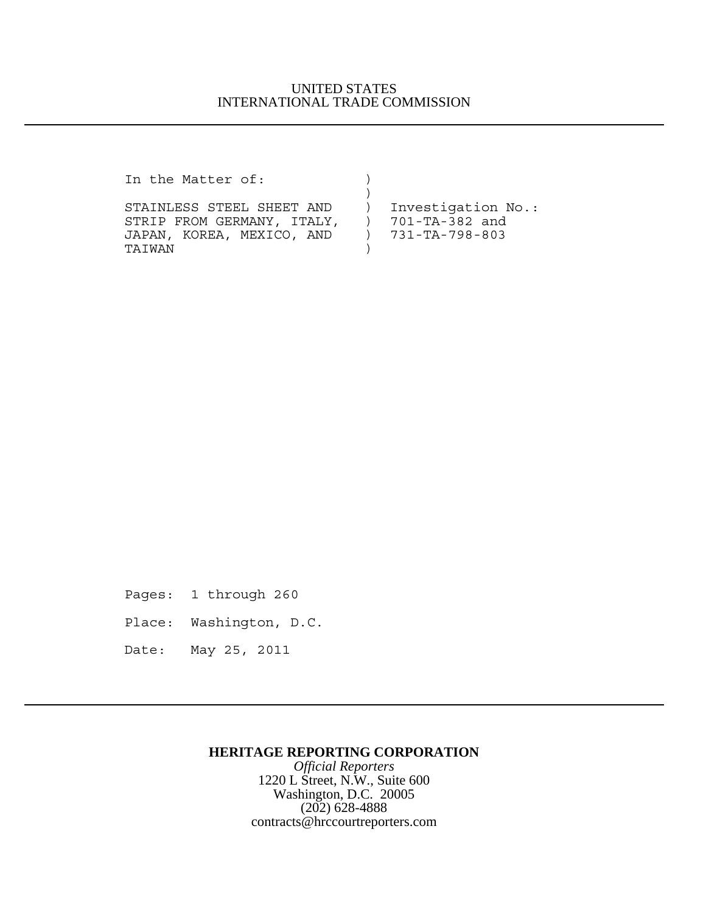UNITED STATES
INTERNATIONAL TRADE COMMISSION

---

```
In the Matter of:             )
                              )
STAINLESS STEEL SHEET AND     )  Investigation No.:
STRIP FROM GERMANY, ITALY,    )  701-TA-382 and
JAPAN, KOREA, MEXICO, AND     )  731-TA-798-803
TAIWAN                        )
```

Pages: 1 through 260

Place: Washington, D.C.

Date: May 25, 2011

---

**HERITAGE REPORTING CORPORATION**
*Official Reporters*
1220 L Street, N.W., Suite 600
Washington, D.C. 20005
(202) 628-4888
contracts@hrccourtreporters.com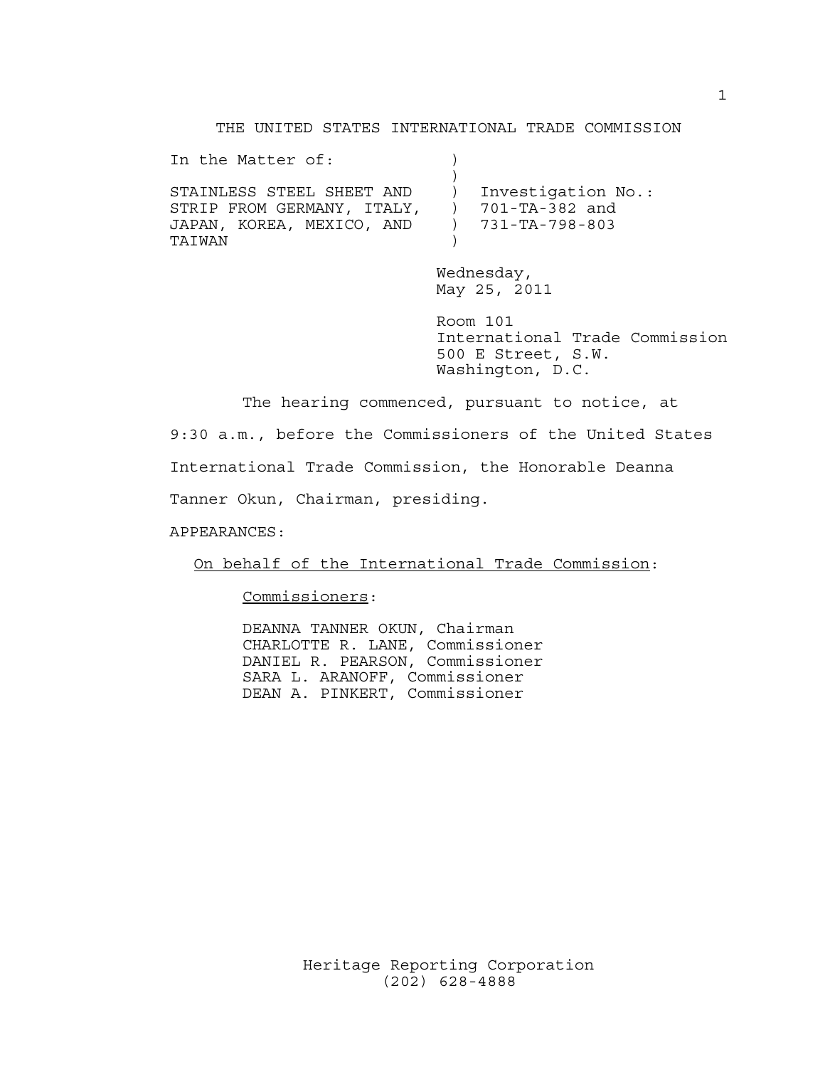THE UNITED STATES INTERNATIONAL TRADE COMMISSION

```
In the Matter of:            )
                             )
STAINLESS STEEL SHEET AND    )  Investigation No.:
STRIP FROM GERMANY, ITALY,   )  701-TA-382 and
JAPAN, KOREA, MEXICO, AND    )  731-TA-798-803
TAIWAN                       )
```

Wednesday,
May 25, 2011

Room 101
International Trade Commission
500 E Street, S.W.
Washington, D.C.

The hearing commenced, pursuant to notice, at 9:30 a.m., before the Commissioners of the United States International Trade Commission, the Honorable Deanna Tanner Okun, Chairman, presiding.

APPEARANCES:

On behalf of the International Trade Commission:

Commissioners:

DEANNA TANNER OKUN, Chairman
CHARLOTTE R. LANE, Commissioner
DANIEL R. PEARSON, Commissioner
SARA L. ARANOFF, Commissioner
DEAN A. PINKERT, Commissioner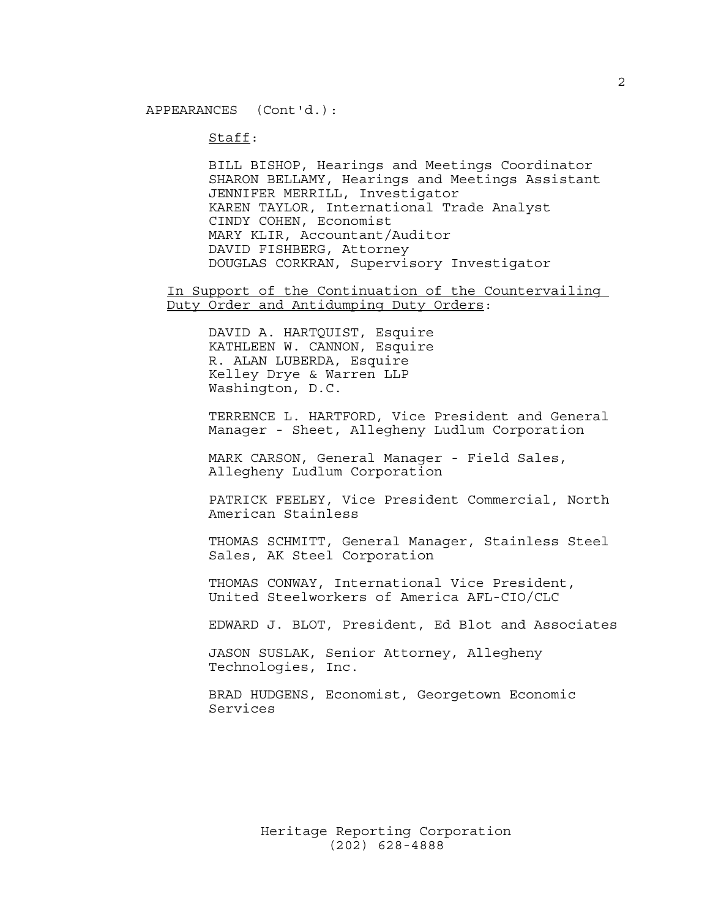APPEARANCES (Cont'd.):

Staff:

BILL BISHOP, Hearings and Meetings Coordinator
SHARON BELLAMY, Hearings and Meetings Assistant
JENNIFER MERRILL, Investigator
KAREN TAYLOR, International Trade Analyst
CINDY COHEN, Economist
MARY KLIR, Accountant/Auditor
DAVID FISHBERG, Attorney
DOUGLAS CORKRAN, Supervisory Investigator

In Support of the Continuation of the Countervailing Duty Order and Antidumping Duty Orders:

DAVID A. HARTQUIST, Esquire
KATHLEEN W. CANNON, Esquire
R. ALAN LUBERDA, Esquire
Kelley Drye & Warren LLP
Washington, D.C.

TERRENCE L. HARTFORD, Vice President and General Manager - Sheet, Allegheny Ludlum Corporation

MARK CARSON, General Manager - Field Sales, Allegheny Ludlum Corporation

PATRICK FEELEY, Vice President Commercial, North American Stainless

THOMAS SCHMITT, General Manager, Stainless Steel Sales, AK Steel Corporation

THOMAS CONWAY, International Vice President, United Steelworkers of America AFL-CIO/CLC

EDWARD J. BLOT, President, Ed Blot and Associates

JASON SUSLAK, Senior Attorney, Allegheny Technologies, Inc.

BRAD HUDGENS, Economist, Georgetown Economic Services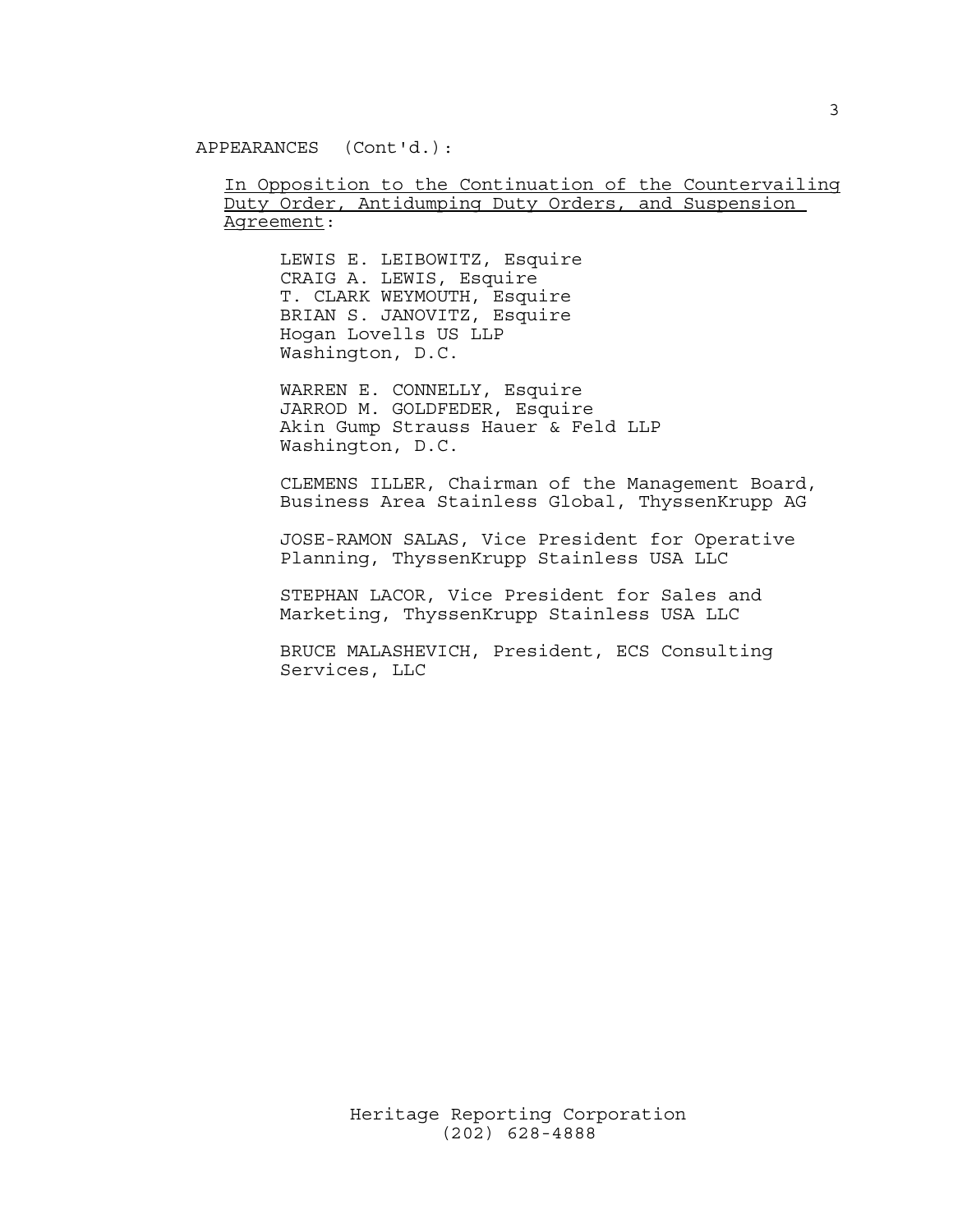APPEARANCES (Cont'd.):

<u>In Opposition to the Continuation of the Countervailing Duty Order, Antidumping Duty Orders, and Suspension Agreement</u>:

LEWIS E. LEIBOWITZ, Esquire
CRAIG A. LEWIS, Esquire
T. CLARK WEYMOUTH, Esquire
BRIAN S. JANOVITZ, Esquire
Hogan Lovells US LLP
Washington, D.C.

WARREN E. CONNELLY, Esquire
JARROD M. GOLDFEDER, Esquire
Akin Gump Strauss Hauer & Feld LLP
Washington, D.C.

CLEMENS ILLER, Chairman of the Management Board, Business Area Stainless Global, ThyssenKrupp AG

JOSE-RAMON SALAS, Vice President for Operative Planning, ThyssenKrupp Stainless USA LLC

STEPHAN LACOR, Vice President for Sales and Marketing, ThyssenKrupp Stainless USA LLC

BRUCE MALASHEVICH, President, ECS Consulting Services, LLC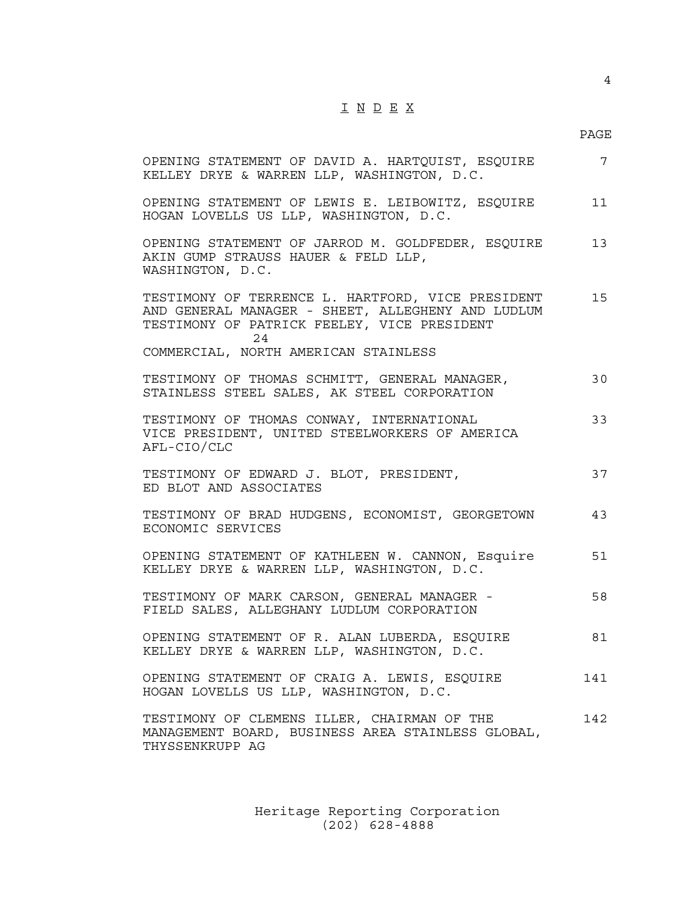# I N D E X

| | PAGE |
|---|---|
| OPENING STATEMENT OF DAVID A. HARTQUIST, ESQUIRE KELLEY DRYE & WARREN LLP, WASHINGTON, D.C. | 7 |
| OPENING STATEMENT OF LEWIS E. LEIBOWITZ, ESQUIRE HOGAN LOVELLS US LLP, WASHINGTON, D.C. | 11 |
| OPENING STATEMENT OF JARROD M. GOLDFEDER, ESQUIRE AKIN GUMP STRAUSS HAUER & FELD LLP, WASHINGTON, D.C. | 13 |
| TESTIMONY OF TERRENCE L. HARTFORD, VICE PRESIDENT AND GENERAL MANAGER - SHEET, ALLEGHENY AND LUDLUM | 15 |
| TESTIMONY OF PATRICK FEELEY, VICE PRESIDENT COMMERCIAL, NORTH AMERICAN STAINLESS | 24 |
| TESTIMONY OF THOMAS SCHMITT, GENERAL MANAGER, STAINLESS STEEL SALES, AK STEEL CORPORATION | 30 |
| TESTIMONY OF THOMAS CONWAY, INTERNATIONAL VICE PRESIDENT, UNITED STEELWORKERS OF AMERICA AFL-CIO/CLC | 33 |
| TESTIMONY OF EDWARD J. BLOT, PRESIDENT, ED BLOT AND ASSOCIATES | 37 |
| TESTIMONY OF BRAD HUDGENS, ECONOMIST, GEORGETOWN ECONOMIC SERVICES | 43 |
| OPENING STATEMENT OF KATHLEEN W. CANNON, Esquire KELLEY DRYE & WARREN LLP, WASHINGTON, D.C. | 51 |
| TESTIMONY OF MARK CARSON, GENERAL MANAGER - FIELD SALES, ALLEGHANY LUDLUM CORPORATION | 58 |
| OPENING STATEMENT OF R. ALAN LUBERDA, ESQUIRE KELLEY DRYE & WARREN LLP, WASHINGTON, D.C. | 81 |
| OPENING STATEMENT OF CRAIG A. LEWIS, ESQUIRE HOGAN LOVELLS US LLP, WASHINGTON, D.C. | 141 |
| TESTIMONY OF CLEMENS ILLER, CHAIRMAN OF THE MANAGEMENT BOARD, BUSINESS AREA STAINLESS GLOBAL, THYSSENKRUPP AG | 142 |

Heritage Reporting Corporation
(202) 628-4888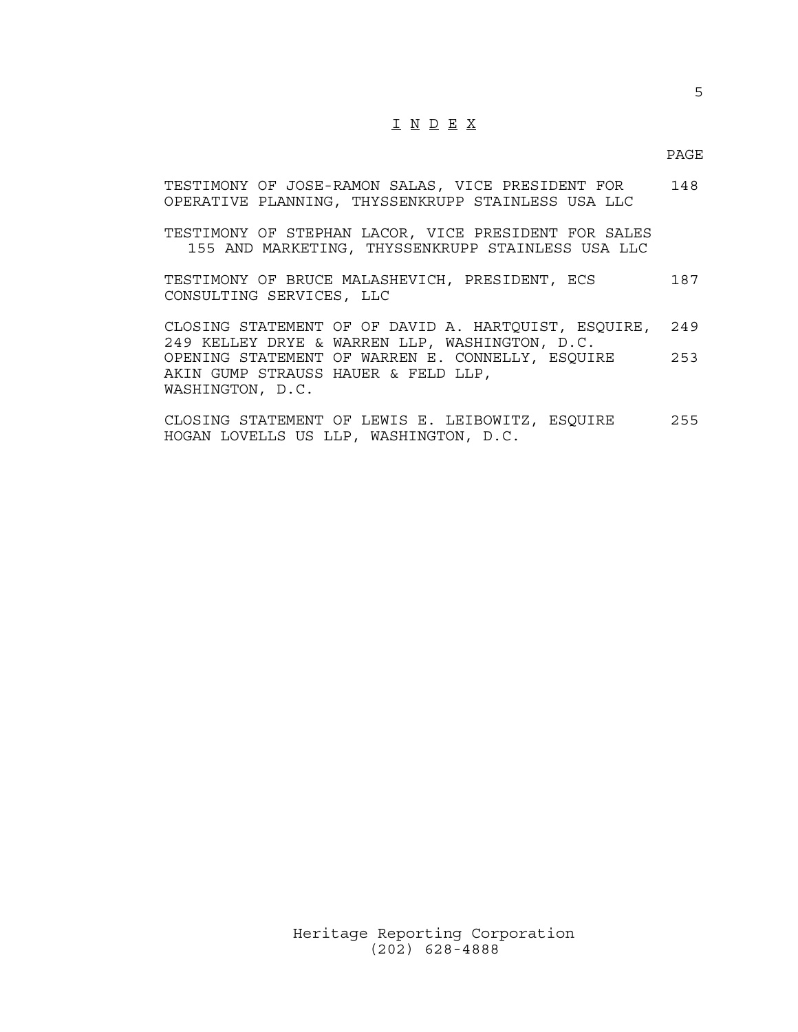# I N D E X

PAGE

TESTIMONY OF JOSE-RAMON SALAS, VICE PRESIDENT FOR OPERATIVE PLANNING, THYSSENKRUPP STAINLESS USA LLC 148

TESTIMONY OF STEPHAN LACOR, VICE PRESIDENT FOR SALES 155 AND MARKETING, THYSSENKRUPP STAINLESS USA LLC

TESTIMONY OF BRUCE MALASHEVICH, PRESIDENT, ECS CONSULTING SERVICES, LLC 187

CLOSING STATEMENT OF OF DAVID A. HARTQUIST, ESQUIRE, 249 249 KELLEY DRYE & WARREN LLP, WASHINGTON, D.C.

OPENING STATEMENT OF WARREN E. CONNELLY, ESQUIRE AKIN GUMP STRAUSS HAUER & FELD LLP, WASHINGTON, D.C. 253

CLOSING STATEMENT OF LEWIS E. LEIBOWITZ, ESQUIRE HOGAN LOVELLS US LLP, WASHINGTON, D.C. 255

Heritage Reporting Corporation
(202) 628-4888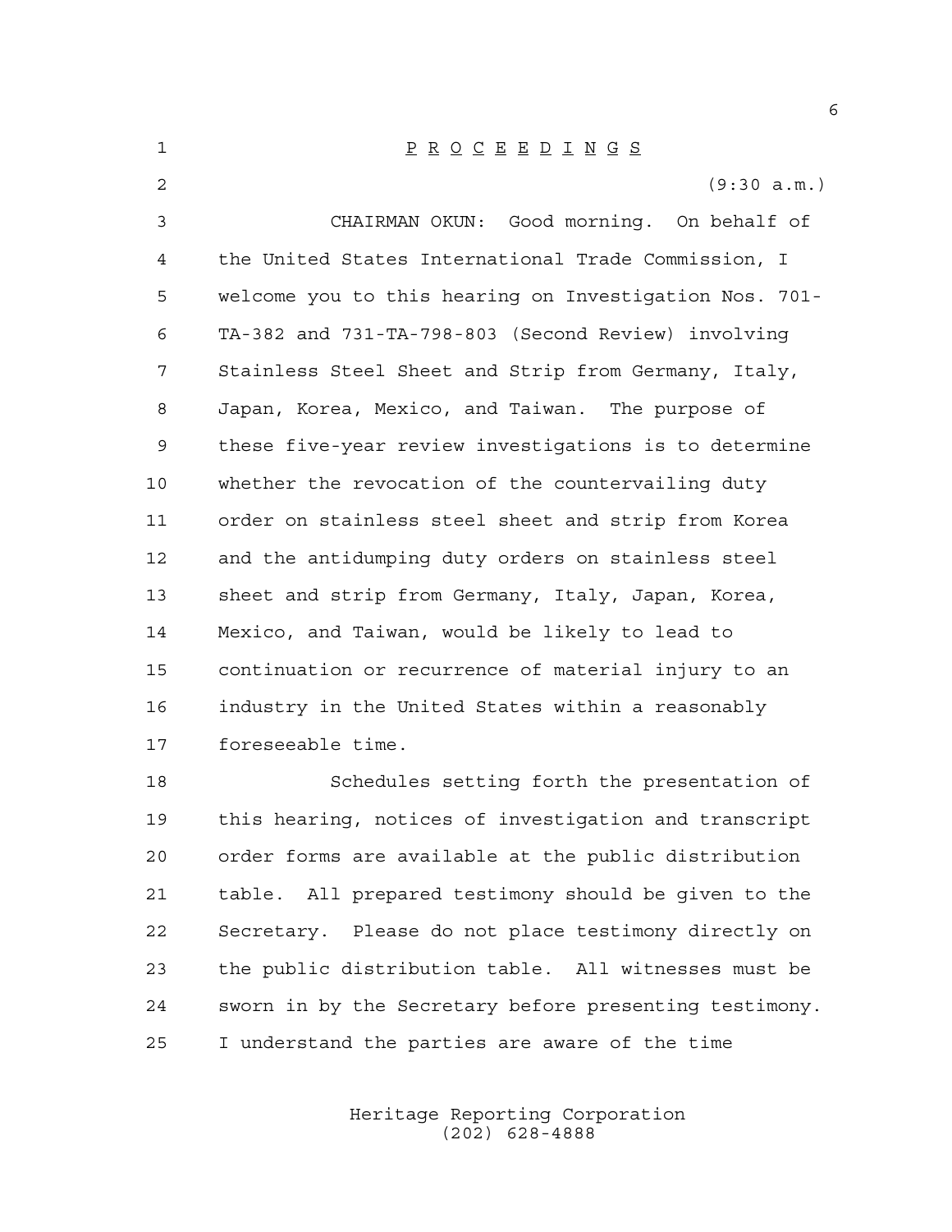P R O C E E D I N G S

(9:30 a.m.)

CHAIRMAN OKUN: Good morning. On behalf of the United States International Trade Commission, I welcome you to this hearing on Investigation Nos. 701-TA-382 and 731-TA-798-803 (Second Review) involving Stainless Steel Sheet and Strip from Germany, Italy, Japan, Korea, Mexico, and Taiwan. The purpose of these five-year review investigations is to determine whether the revocation of the countervailing duty order on stainless steel sheet and strip from Korea and the antidumping duty orders on stainless steel sheet and strip from Germany, Italy, Japan, Korea, Mexico, and Taiwan, would be likely to lead to continuation or recurrence of material injury to an industry in the United States within a reasonably foreseeable time.

Schedules setting forth the presentation of this hearing, notices of investigation and transcript order forms are available at the public distribution table. All prepared testimony should be given to the Secretary. Please do not place testimony directly on the public distribution table. All witnesses must be sworn in by the Secretary before presenting testimony. I understand the parties are aware of the time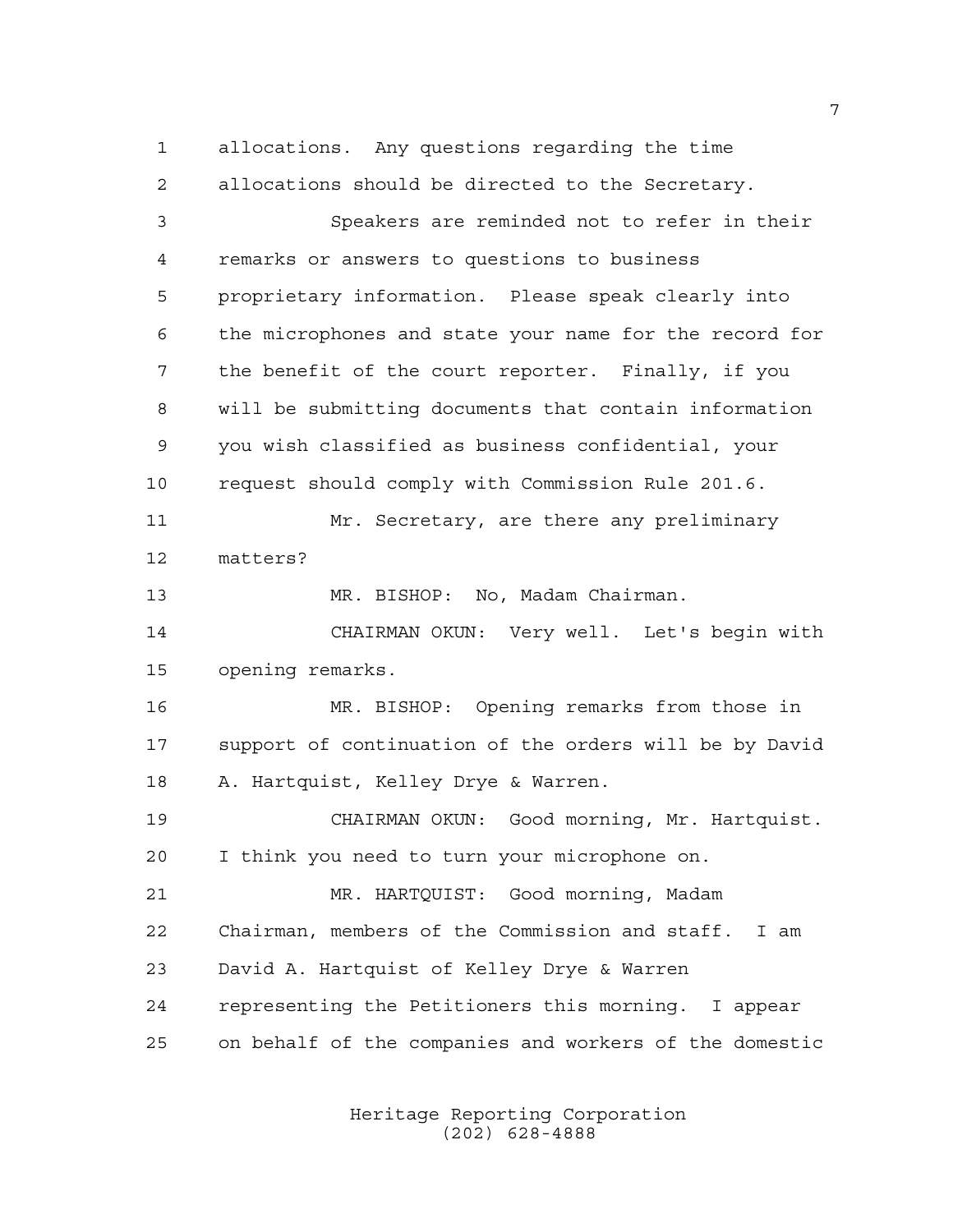allocations. Any questions regarding the time allocations should be directed to the Secretary.

Speakers are reminded not to refer in their remarks or answers to questions to business proprietary information. Please speak clearly into the microphones and state your name for the record for the benefit of the court reporter. Finally, if you will be submitting documents that contain information you wish classified as business confidential, your request should comply with Commission Rule 201.6.

Mr. Secretary, are there any preliminary matters?

MR. BISHOP: No, Madam Chairman.

CHAIRMAN OKUN: Very well. Let's begin with opening remarks.

MR. BISHOP: Opening remarks from those in support of continuation of the orders will be by David A. Hartquist, Kelley Drye & Warren.

CHAIRMAN OKUN: Good morning, Mr. Hartquist. I think you need to turn your microphone on.

MR. HARTQUIST: Good morning, Madam Chairman, members of the Commission and staff. I am David A. Hartquist of Kelley Drye & Warren representing the Petitioners this morning. I appear on behalf of the companies and workers of the domestic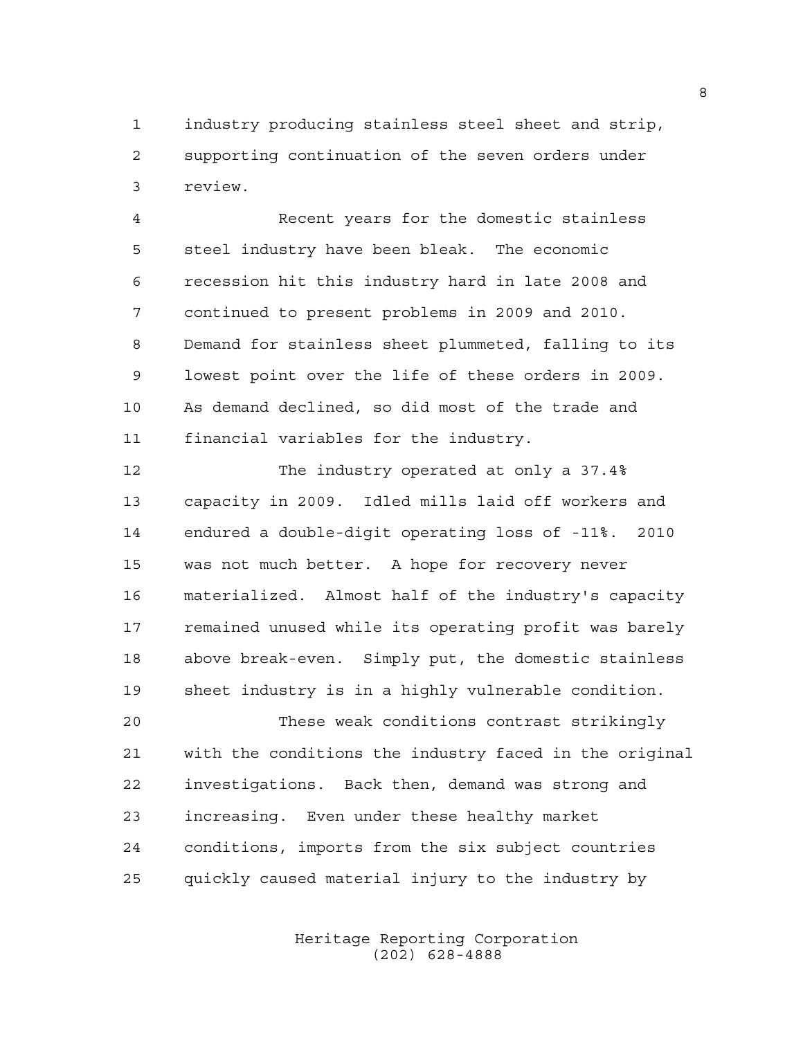industry producing stainless steel sheet and strip, supporting continuation of the seven orders under review.

Recent years for the domestic stainless steel industry have been bleak. The economic recession hit this industry hard in late 2008 and continued to present problems in 2009 and 2010. Demand for stainless sheet plummeted, falling to its lowest point over the life of these orders in 2009. As demand declined, so did most of the trade and financial variables for the industry.

The industry operated at only a 37.4% capacity in 2009. Idled mills laid off workers and endured a double-digit operating loss of -11%. 2010 was not much better. A hope for recovery never materialized. Almost half of the industry's capacity remained unused while its operating profit was barely above break-even. Simply put, the domestic stainless sheet industry is in a highly vulnerable condition.

These weak conditions contrast strikingly with the conditions the industry faced in the original investigations. Back then, demand was strong and increasing. Even under these healthy market conditions, imports from the six subject countries quickly caused material injury to the industry by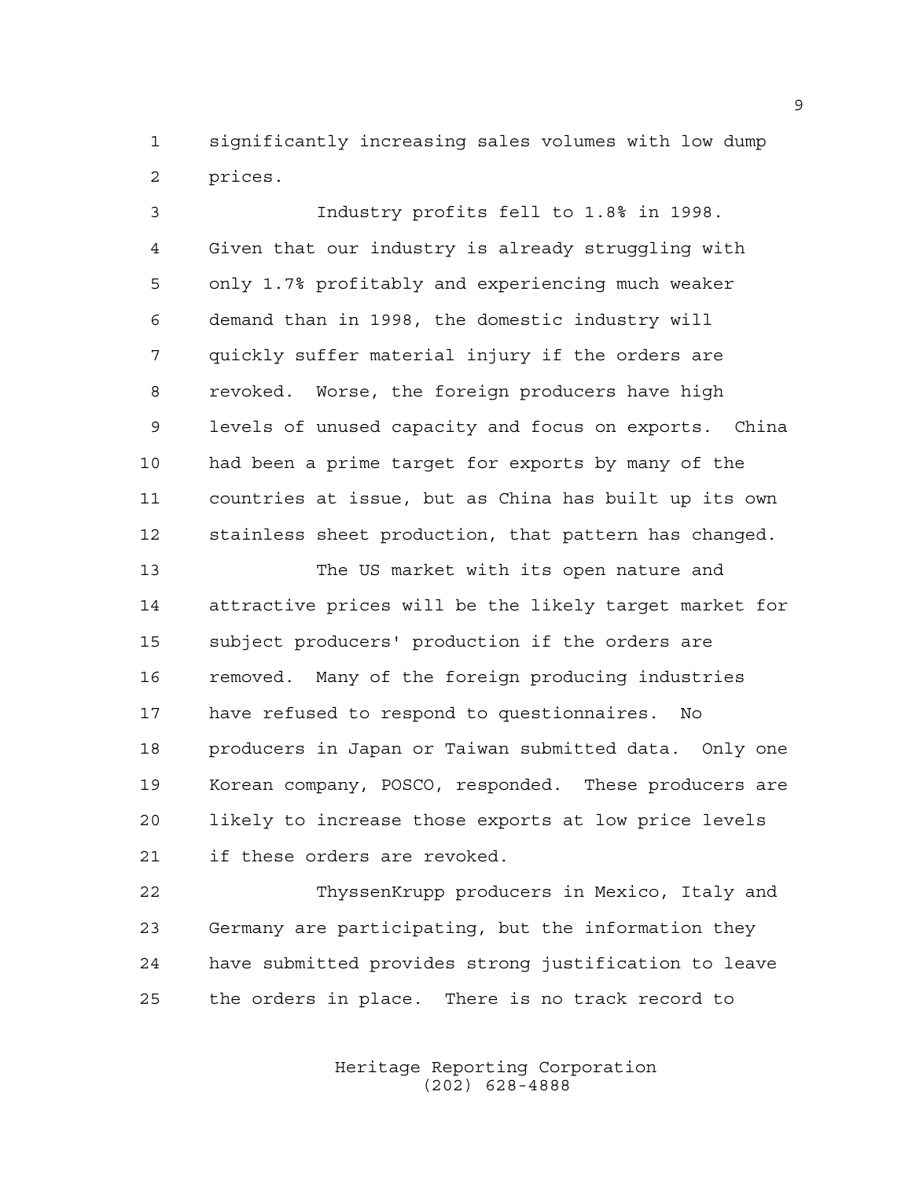significantly increasing sales volumes with low dump prices.

Industry profits fell to 1.8% in 1998. Given that our industry is already struggling with only 1.7% profitably and experiencing much weaker demand than in 1998, the domestic industry will quickly suffer material injury if the orders are revoked. Worse, the foreign producers have high levels of unused capacity and focus on exports. China had been a prime target for exports by many of the countries at issue, but as China has built up its own stainless sheet production, that pattern has changed.

The US market with its open nature and attractive prices will be the likely target market for subject producers' production if the orders are removed. Many of the foreign producing industries have refused to respond to questionnaires. No producers in Japan or Taiwan submitted data. Only one Korean company, POSCO, responded. These producers are likely to increase those exports at low price levels if these orders are revoked.

ThyssenKrupp producers in Mexico, Italy and Germany are participating, but the information they have submitted provides strong justification to leave the orders in place. There is no track record to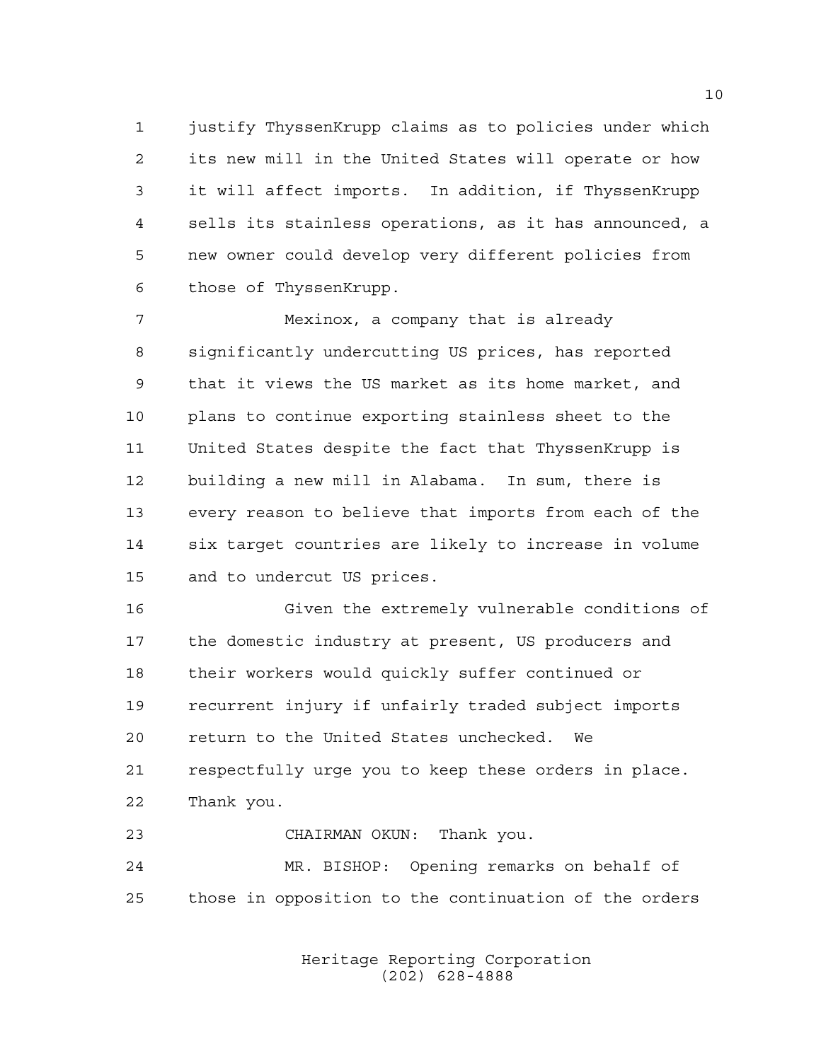justify ThyssenKrupp claims as to policies under which its new mill in the United States will operate or how it will affect imports. In addition, if ThyssenKrupp sells its stainless operations, as it has announced, a new owner could develop very different policies from those of ThyssenKrupp.

Mexinox, a company that is already significantly undercutting US prices, has reported that it views the US market as its home market, and plans to continue exporting stainless sheet to the United States despite the fact that ThyssenKrupp is building a new mill in Alabama. In sum, there is every reason to believe that imports from each of the six target countries are likely to increase in volume and to undercut US prices.

Given the extremely vulnerable conditions of the domestic industry at present, US producers and their workers would quickly suffer continued or recurrent injury if unfairly traded subject imports return to the United States unchecked. We respectfully urge you to keep these orders in place. Thank you.

CHAIRMAN OKUN: Thank you.

MR. BISHOP: Opening remarks on behalf of those in opposition to the continuation of the orders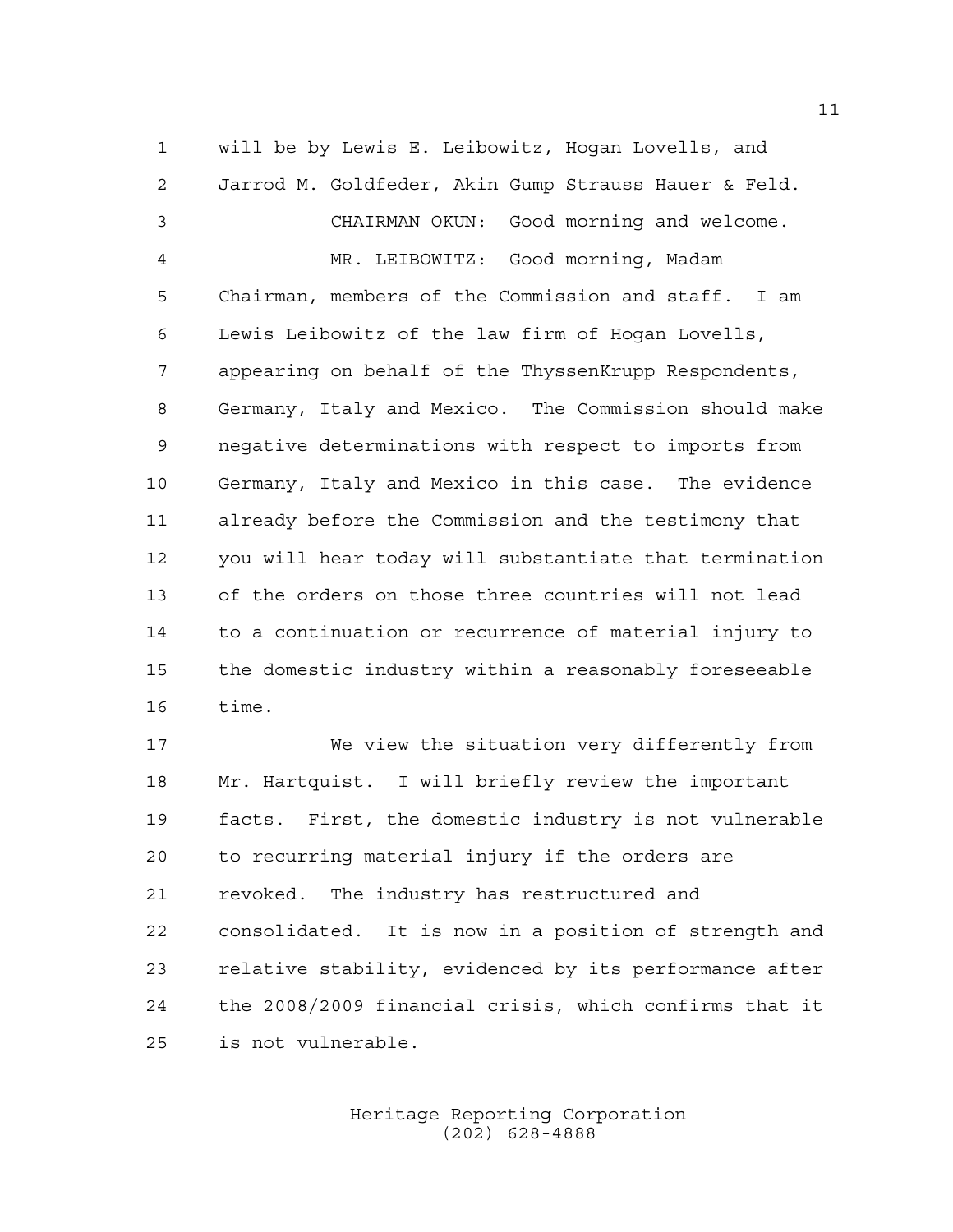will be by Lewis E. Leibowitz, Hogan Lovells, and Jarrod M. Goldfeder, Akin Gump Strauss Hauer & Feld.

CHAIRMAN OKUN: Good morning and welcome.

MR. LEIBOWITZ: Good morning, Madam Chairman, members of the Commission and staff. I am Lewis Leibowitz of the law firm of Hogan Lovells, appearing on behalf of the ThyssenKrupp Respondents, Germany, Italy and Mexico. The Commission should make negative determinations with respect to imports from Germany, Italy and Mexico in this case. The evidence already before the Commission and the testimony that you will hear today will substantiate that termination of the orders on those three countries will not lead to a continuation or recurrence of material injury to the domestic industry within a reasonably foreseeable time.

We view the situation very differently from Mr. Hartquist. I will briefly review the important facts. First, the domestic industry is not vulnerable to recurring material injury if the orders are revoked. The industry has restructured and consolidated. It is now in a position of strength and relative stability, evidenced by its performance after the 2008/2009 financial crisis, which confirms that it is not vulnerable.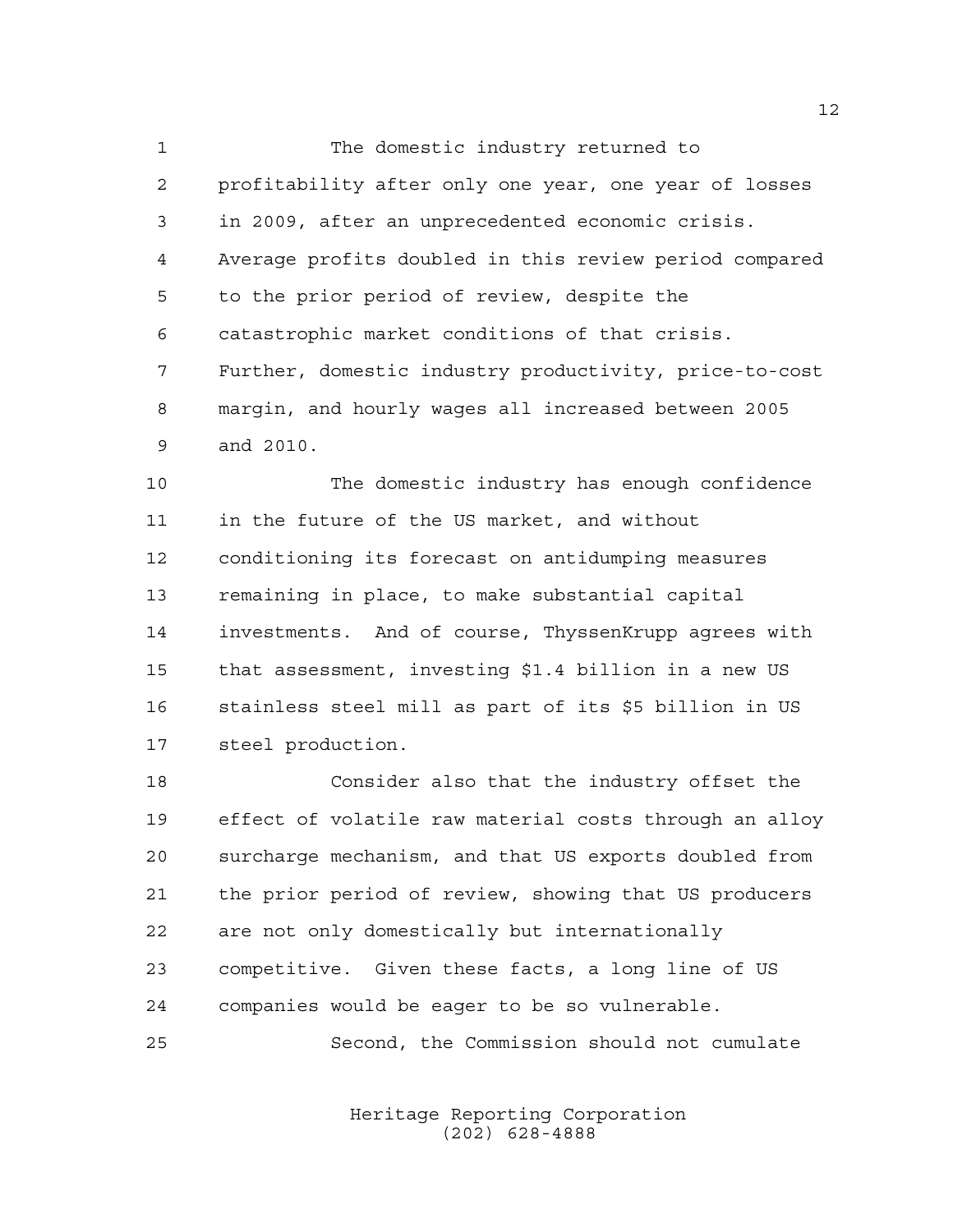The domestic industry returned to profitability after only one year, one year of losses in 2009, after an unprecedented economic crisis. Average profits doubled in this review period compared to the prior period of review, despite the catastrophic market conditions of that crisis. Further, domestic industry productivity, price-to-cost margin, and hourly wages all increased between 2005 and 2010.

The domestic industry has enough confidence in the future of the US market, and without conditioning its forecast on antidumping measures remaining in place, to make substantial capital investments. And of course, ThyssenKrupp agrees with that assessment, investing $1.4 billion in a new US stainless steel mill as part of its $5 billion in US steel production.

Consider also that the industry offset the effect of volatile raw material costs through an alloy surcharge mechanism, and that US exports doubled from the prior period of review, showing that US producers are not only domestically but internationally competitive. Given these facts, a long line of US companies would be eager to be so vulnerable.

Second, the Commission should not cumulate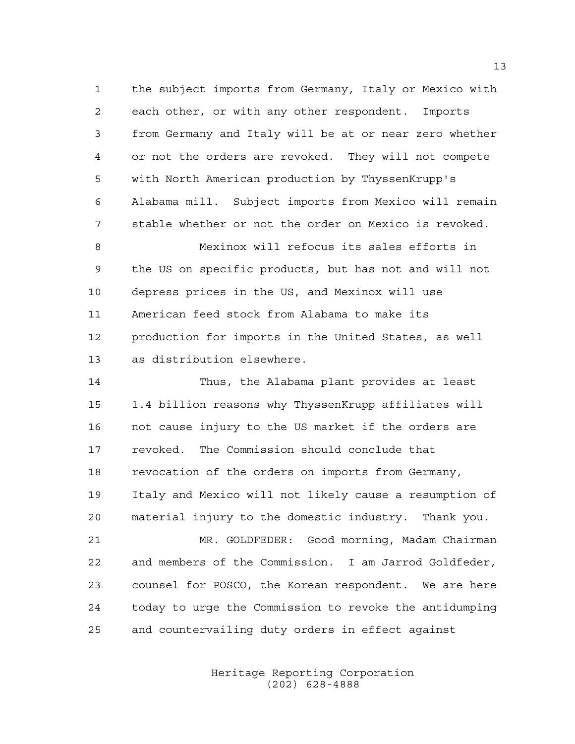the subject imports from Germany, Italy or Mexico with each other, or with any other respondent. Imports from Germany and Italy will be at or near zero whether or not the orders are revoked. They will not compete with North American production by ThyssenKrupp's Alabama mill. Subject imports from Mexico will remain stable whether or not the order on Mexico is revoked.

Mexinox will refocus its sales efforts in the US on specific products, but has not and will not depress prices in the US, and Mexinox will use American feed stock from Alabama to make its production for imports in the United States, as well as distribution elsewhere.

Thus, the Alabama plant provides at least 1.4 billion reasons why ThyssenKrupp affiliates will not cause injury to the US market if the orders are revoked. The Commission should conclude that revocation of the orders on imports from Germany, Italy and Mexico will not likely cause a resumption of material injury to the domestic industry. Thank you.

MR. GOLDFEDER: Good morning, Madam Chairman and members of the Commission. I am Jarrod Goldfeder, counsel for POSCO, the Korean respondent. We are here today to urge the Commission to revoke the antidumping and countervailing duty orders in effect against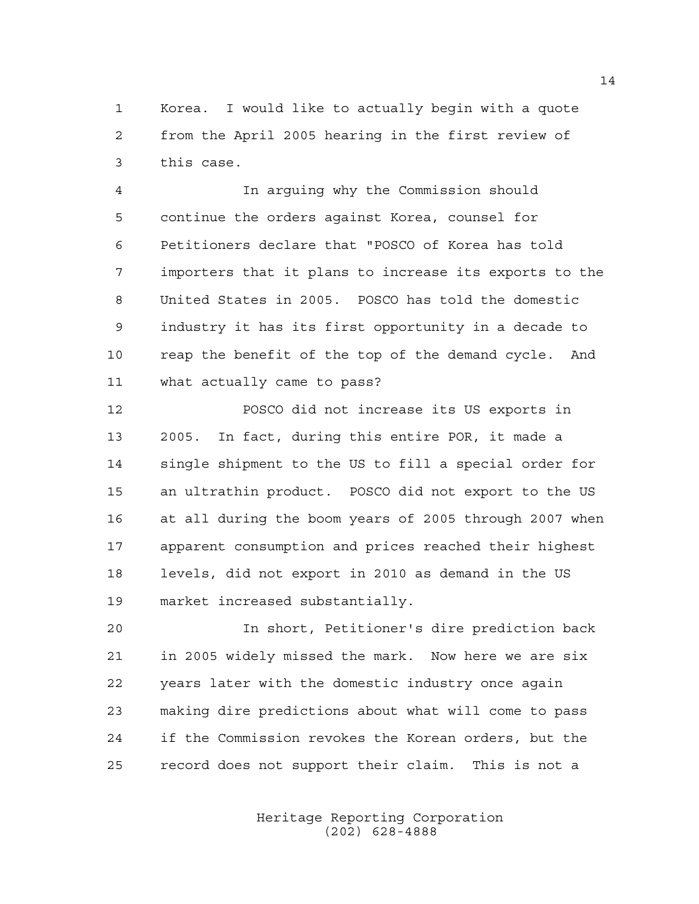Korea. I would like to actually begin with a quote from the April 2005 hearing in the first review of this case.

In arguing why the Commission should continue the orders against Korea, counsel for Petitioners declare that "POSCO of Korea has told importers that it plans to increase its exports to the United States in 2005. POSCO has told the domestic industry it has its first opportunity in a decade to reap the benefit of the top of the demand cycle. And what actually came to pass?

POSCO did not increase its US exports in 2005. In fact, during this entire POR, it made a single shipment to the US to fill a special order for an ultrathin product. POSCO did not export to the US at all during the boom years of 2005 through 2007 when apparent consumption and prices reached their highest levels, did not export in 2010 as demand in the US market increased substantially.

In short, Petitioner's dire prediction back in 2005 widely missed the mark. Now here we are six years later with the domestic industry once again making dire predictions about what will come to pass if the Commission revokes the Korean orders, but the record does not support their claim. This is not a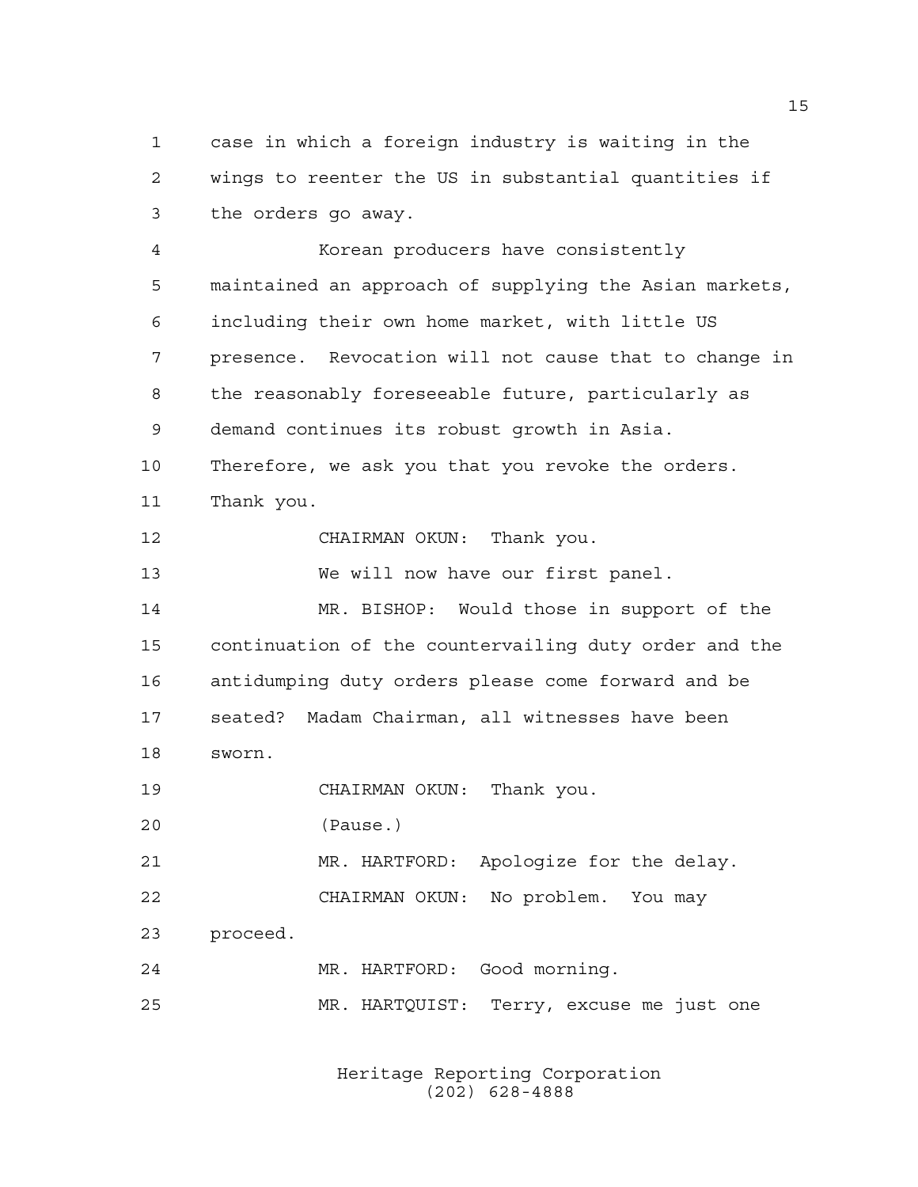case in which a foreign industry is waiting in the wings to reenter the US in substantial quantities if the orders go away.

Korean producers have consistently maintained an approach of supplying the Asian markets, including their own home market, with little US presence. Revocation will not cause that to change in the reasonably foreseeable future, particularly as demand continues its robust growth in Asia. Therefore, we ask you that you revoke the orders. Thank you.

CHAIRMAN OKUN: Thank you.

We will now have our first panel.

MR. BISHOP: Would those in support of the continuation of the countervailing duty order and the antidumping duty orders please come forward and be seated? Madam Chairman, all witnesses have been sworn.

CHAIRMAN OKUN: Thank you.

(Pause.)

MR. HARTFORD: Apologize for the delay.

CHAIRMAN OKUN: No problem. You may proceed.

MR. HARTFORD: Good morning.

MR. HARTQUIST: Terry, excuse me just one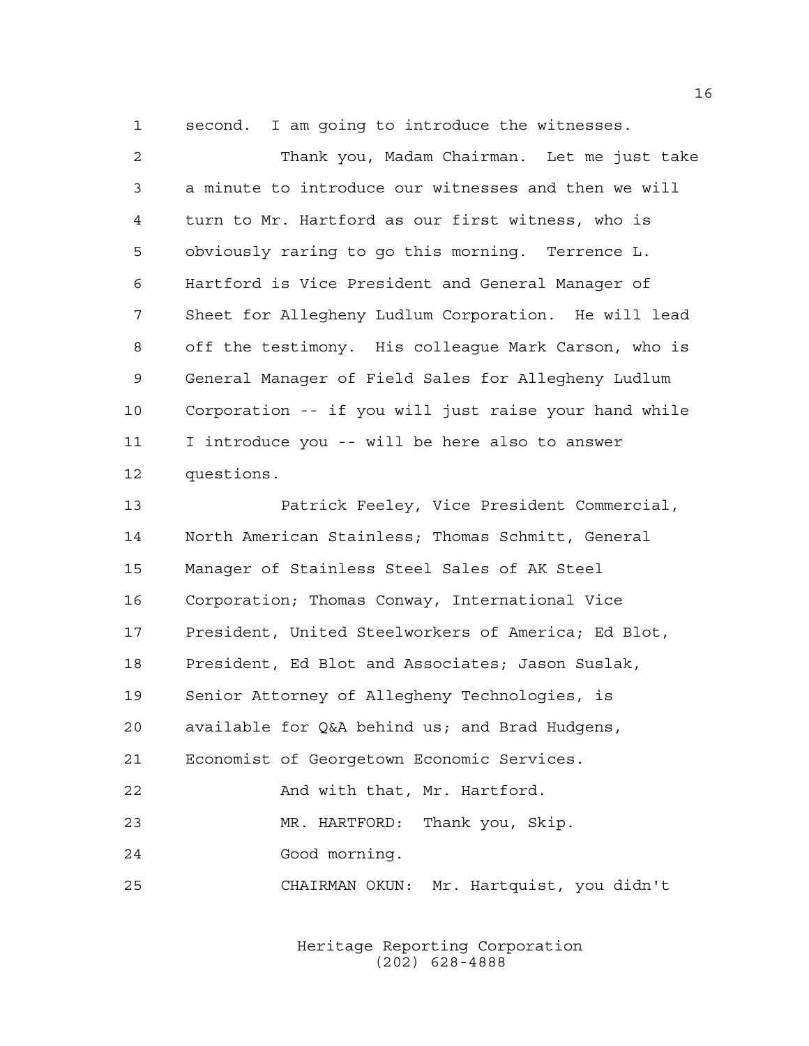second. I am going to introduce the witnesses.

Thank you, Madam Chairman. Let me just take a minute to introduce our witnesses and then we will turn to Mr. Hartford as our first witness, who is obviously raring to go this morning. Terrence L. Hartford is Vice President and General Manager of Sheet for Allegheny Ludlum Corporation. He will lead off the testimony. His colleague Mark Carson, who is General Manager of Field Sales for Allegheny Ludlum Corporation -- if you will just raise your hand while I introduce you -- will be here also to answer questions.

Patrick Feeley, Vice President Commercial, North American Stainless; Thomas Schmitt, General Manager of Stainless Steel Sales of AK Steel Corporation; Thomas Conway, International Vice President, United Steelworkers of America; Ed Blot, President, Ed Blot and Associates; Jason Suslak, Senior Attorney of Allegheny Technologies, is available for Q&A behind us; and Brad Hudgens, Economist of Georgetown Economic Services.

And with that, Mr. Hartford.

MR. HARTFORD: Thank you, Skip.

Good morning.

CHAIRMAN OKUN: Mr. Hartquist, you didn't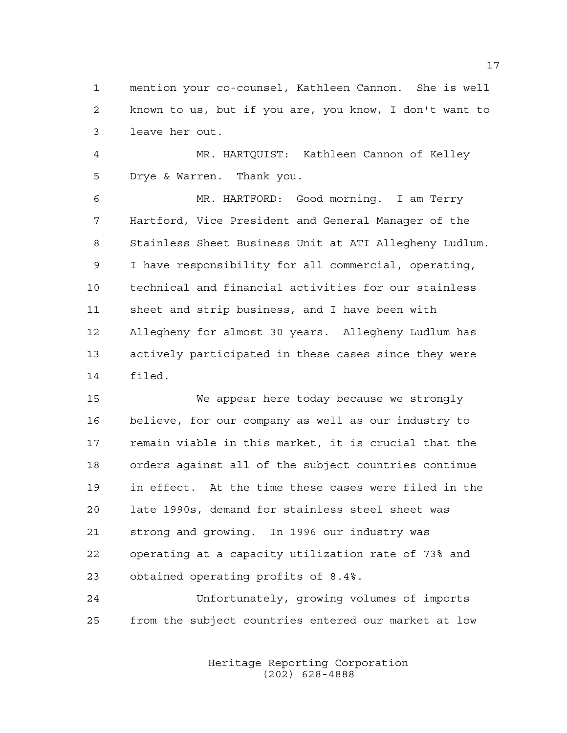mention your co-counsel, Kathleen Cannon. She is well known to us, but if you are, you know, I don't want to leave her out.

MR. HARTQUIST: Kathleen Cannon of Kelley Drye & Warren. Thank you.

MR. HARTFORD: Good morning. I am Terry Hartford, Vice President and General Manager of the Stainless Sheet Business Unit at ATI Allegheny Ludlum. I have responsibility for all commercial, operating, technical and financial activities for our stainless sheet and strip business, and I have been with Allegheny for almost 30 years. Allegheny Ludlum has actively participated in these cases since they were filed.

We appear here today because we strongly believe, for our company as well as our industry to remain viable in this market, it is crucial that the orders against all of the subject countries continue in effect. At the time these cases were filed in the late 1990s, demand for stainless steel sheet was strong and growing. In 1996 our industry was operating at a capacity utilization rate of 73% and obtained operating profits of 8.4%.

Unfortunately, growing volumes of imports from the subject countries entered our market at low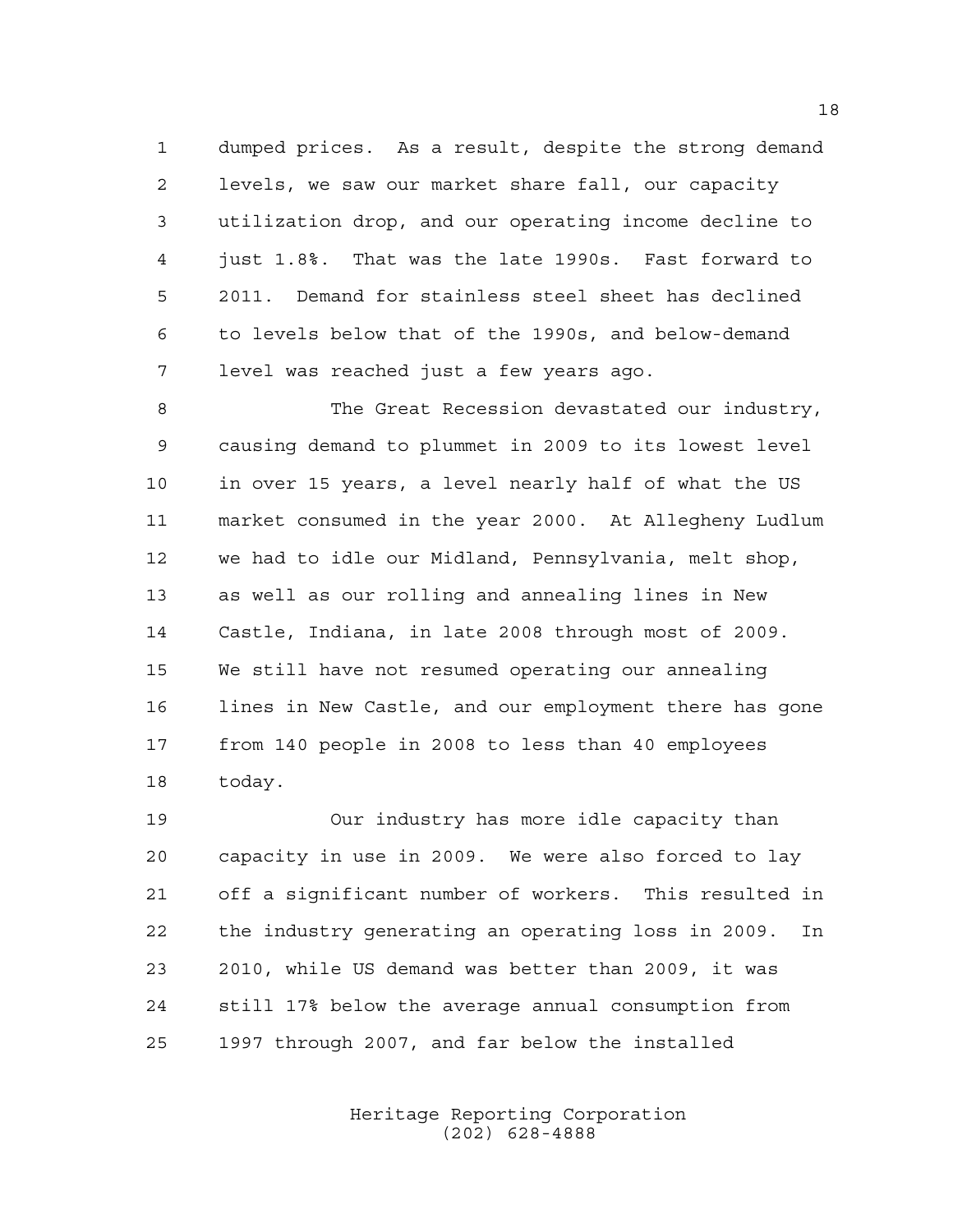dumped prices. As a result, despite the strong demand levels, we saw our market share fall, our capacity utilization drop, and our operating income decline to just 1.8%. That was the late 1990s. Fast forward to 2011. Demand for stainless steel sheet has declined to levels below that of the 1990s, and below-demand level was reached just a few years ago.

The Great Recession devastated our industry, causing demand to plummet in 2009 to its lowest level in over 15 years, a level nearly half of what the US market consumed in the year 2000. At Allegheny Ludlum we had to idle our Midland, Pennsylvania, melt shop, as well as our rolling and annealing lines in New Castle, Indiana, in late 2008 through most of 2009. We still have not resumed operating our annealing lines in New Castle, and our employment there has gone from 140 people in 2008 to less than 40 employees today.

Our industry has more idle capacity than capacity in use in 2009. We were also forced to lay off a significant number of workers. This resulted in the industry generating an operating loss in 2009. In 2010, while US demand was better than 2009, it was still 17% below the average annual consumption from 1997 through 2007, and far below the installed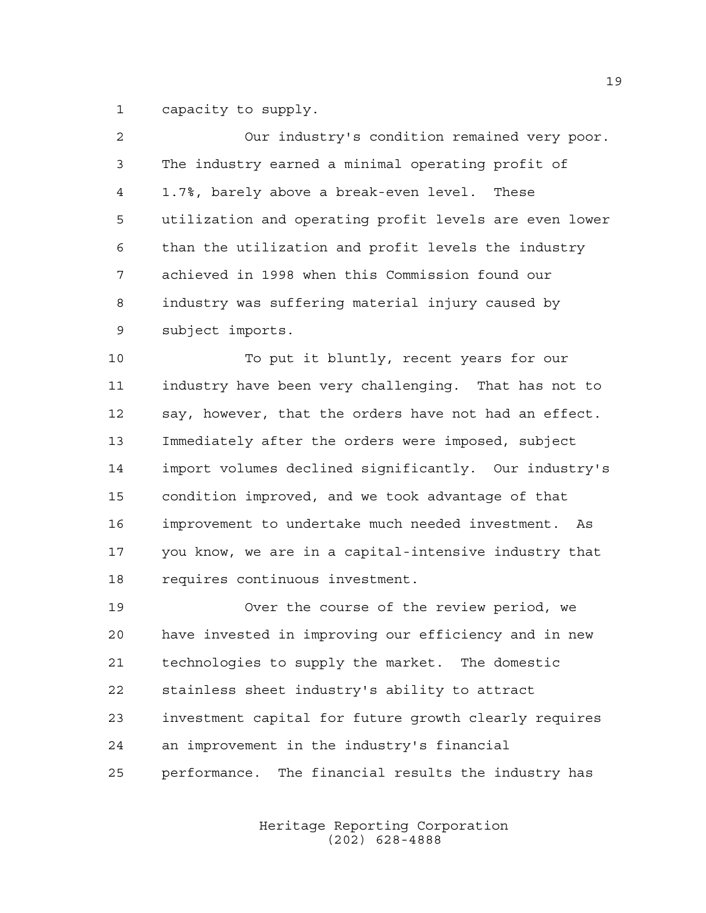capacity to supply.

Our industry's condition remained very poor. The industry earned a minimal operating profit of 1.7%, barely above a break-even level. These utilization and operating profit levels are even lower than the utilization and profit levels the industry achieved in 1998 when this Commission found our industry was suffering material injury caused by subject imports.

To put it bluntly, recent years for our industry have been very challenging. That has not to say, however, that the orders have not had an effect. Immediately after the orders were imposed, subject import volumes declined significantly. Our industry's condition improved, and we took advantage of that improvement to undertake much needed investment. As you know, we are in a capital-intensive industry that requires continuous investment.

Over the course of the review period, we have invested in improving our efficiency and in new technologies to supply the market. The domestic stainless sheet industry's ability to attract investment capital for future growth clearly requires an improvement in the industry's financial performance. The financial results the industry has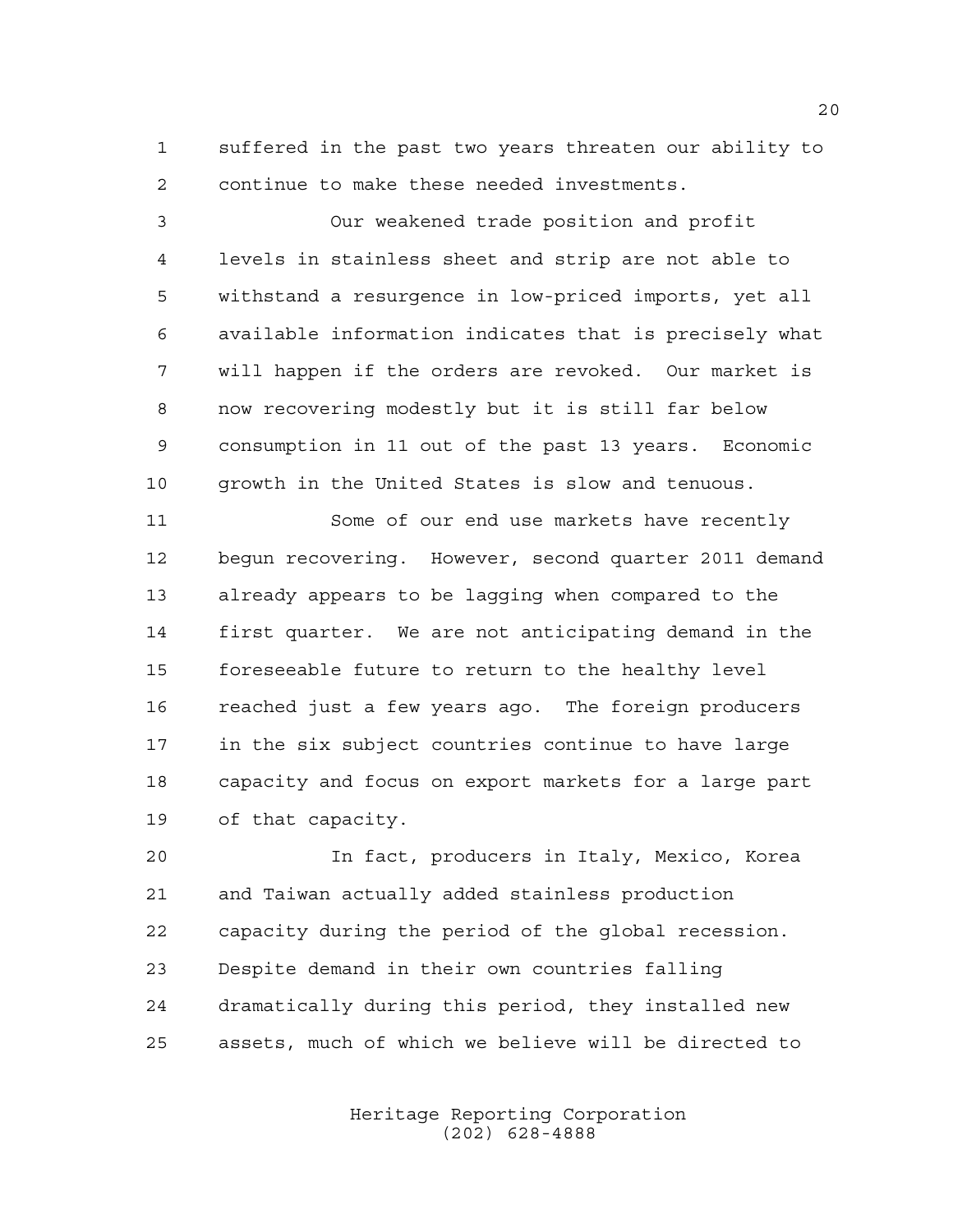suffered in the past two years threaten our ability to continue to make these needed investments.

Our weakened trade position and profit levels in stainless sheet and strip are not able to withstand a resurgence in low-priced imports, yet all available information indicates that is precisely what will happen if the orders are revoked. Our market is now recovering modestly but it is still far below consumption in 11 out of the past 13 years. Economic growth in the United States is slow and tenuous.

Some of our end use markets have recently begun recovering. However, second quarter 2011 demand already appears to be lagging when compared to the first quarter. We are not anticipating demand in the foreseeable future to return to the healthy level reached just a few years ago. The foreign producers in the six subject countries continue to have large capacity and focus on export markets for a large part of that capacity.

In fact, producers in Italy, Mexico, Korea and Taiwan actually added stainless production capacity during the period of the global recession. Despite demand in their own countries falling dramatically during this period, they installed new assets, much of which we believe will be directed to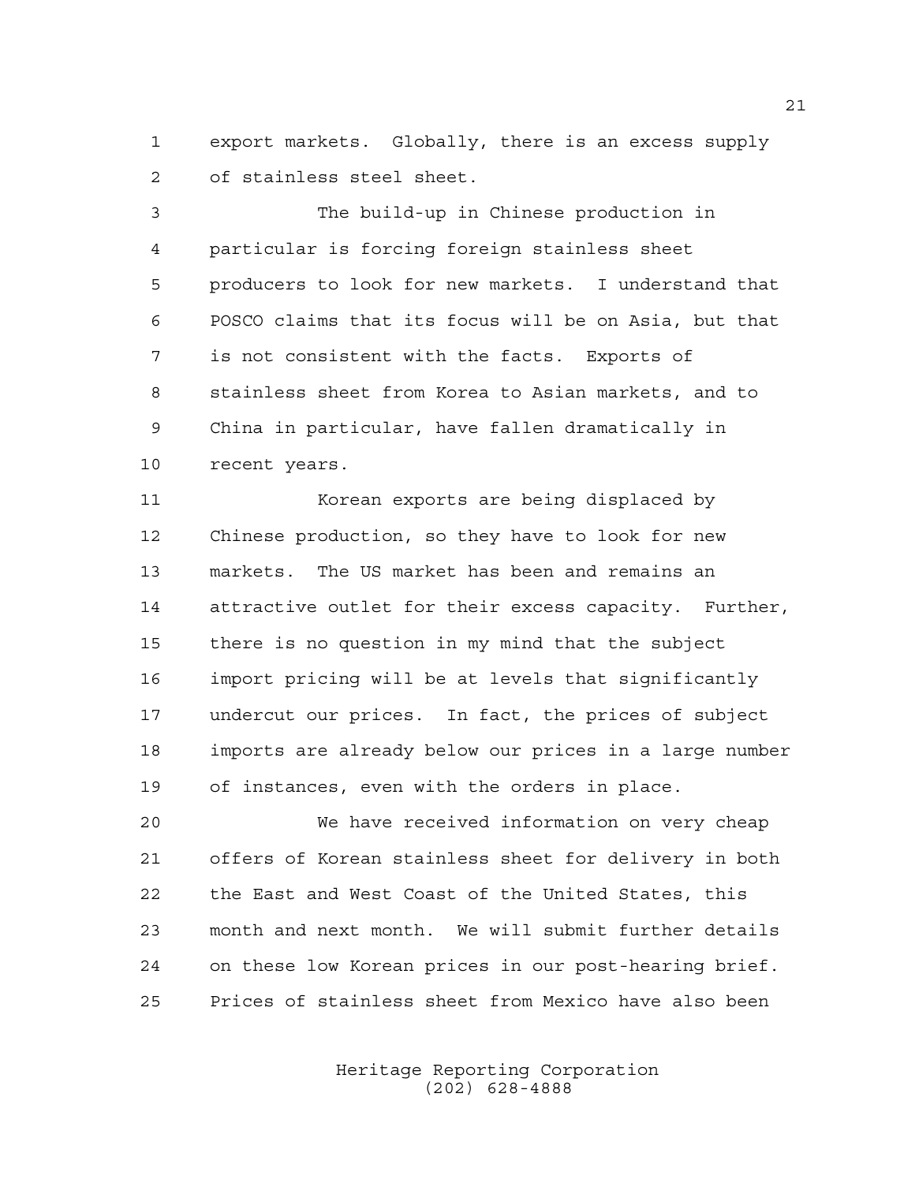export markets. Globally, there is an excess supply of stainless steel sheet.

The build-up in Chinese production in particular is forcing foreign stainless sheet producers to look for new markets. I understand that POSCO claims that its focus will be on Asia, but that is not consistent with the facts. Exports of stainless sheet from Korea to Asian markets, and to China in particular, have fallen dramatically in recent years.

Korean exports are being displaced by Chinese production, so they have to look for new markets. The US market has been and remains an attractive outlet for their excess capacity. Further, there is no question in my mind that the subject import pricing will be at levels that significantly undercut our prices. In fact, the prices of subject imports are already below our prices in a large number of instances, even with the orders in place.

We have received information on very cheap offers of Korean stainless sheet for delivery in both the East and West Coast of the United States, this month and next month. We will submit further details on these low Korean prices in our post-hearing brief. Prices of stainless sheet from Mexico have also been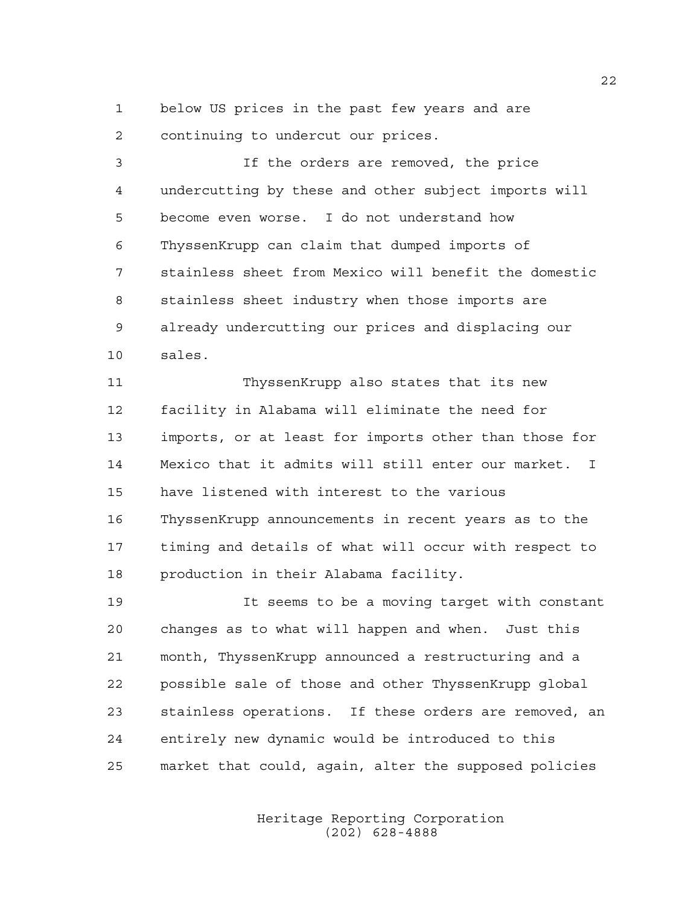below US prices in the past few years and are continuing to undercut our prices.

If the orders are removed, the price undercutting by these and other subject imports will become even worse. I do not understand how ThyssenKrupp can claim that dumped imports of stainless sheet from Mexico will benefit the domestic stainless sheet industry when those imports are already undercutting our prices and displacing our sales.

ThyssenKrupp also states that its new facility in Alabama will eliminate the need for imports, or at least for imports other than those for Mexico that it admits will still enter our market. I have listened with interest to the various ThyssenKrupp announcements in recent years as to the timing and details of what will occur with respect to production in their Alabama facility.

It seems to be a moving target with constant changes as to what will happen and when. Just this month, ThyssenKrupp announced a restructuring and a possible sale of those and other ThyssenKrupp global stainless operations. If these orders are removed, an entirely new dynamic would be introduced to this market that could, again, alter the supposed policies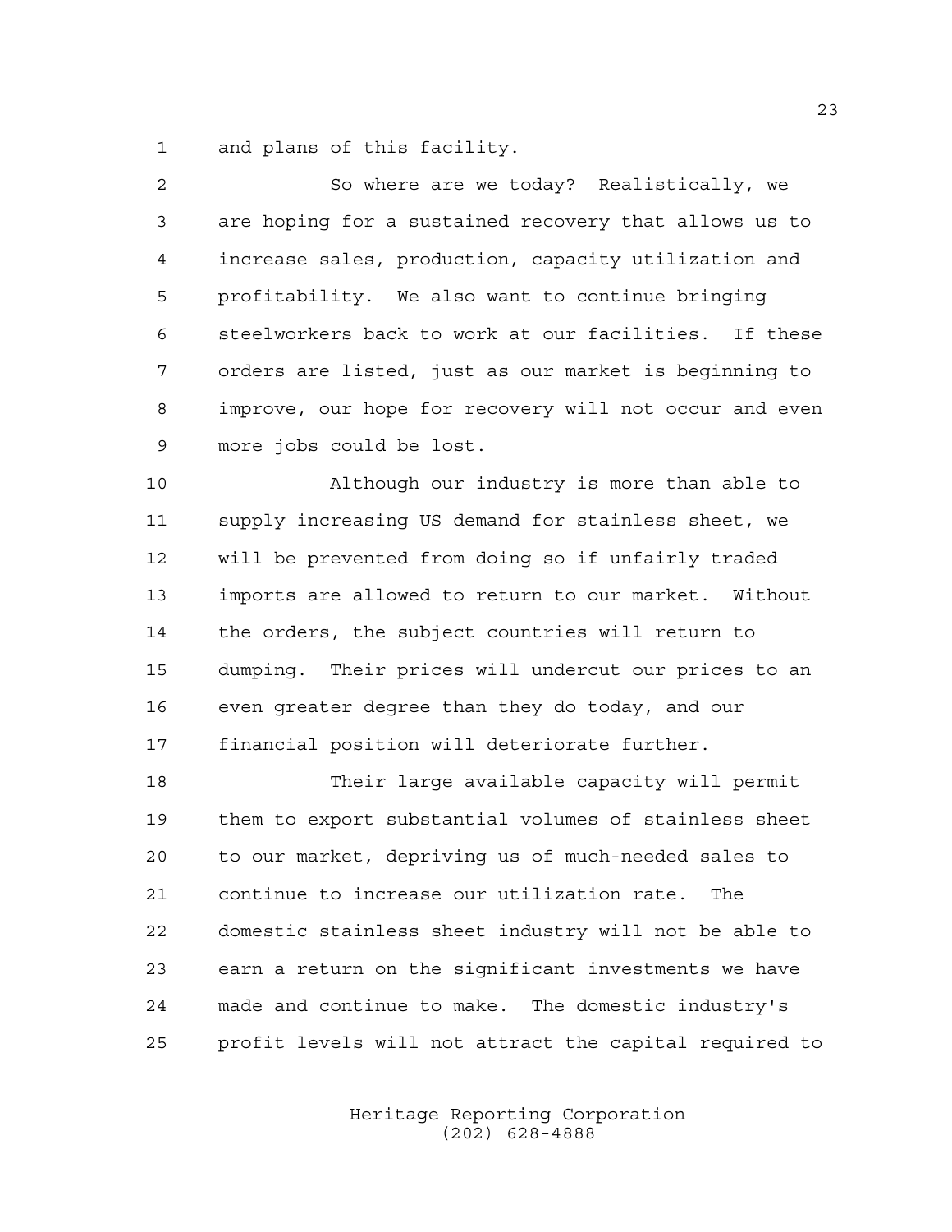and plans of this facility.

So where are we today? Realistically, we are hoping for a sustained recovery that allows us to increase sales, production, capacity utilization and profitability. We also want to continue bringing steelworkers back to work at our facilities. If these orders are listed, just as our market is beginning to improve, our hope for recovery will not occur and even more jobs could be lost.

Although our industry is more than able to supply increasing US demand for stainless sheet, we will be prevented from doing so if unfairly traded imports are allowed to return to our market. Without the orders, the subject countries will return to dumping. Their prices will undercut our prices to an even greater degree than they do today, and our financial position will deteriorate further.

Their large available capacity will permit them to export substantial volumes of stainless sheet to our market, depriving us of much-needed sales to continue to increase our utilization rate. The domestic stainless sheet industry will not be able to earn a return on the significant investments we have made and continue to make. The domestic industry's profit levels will not attract the capital required to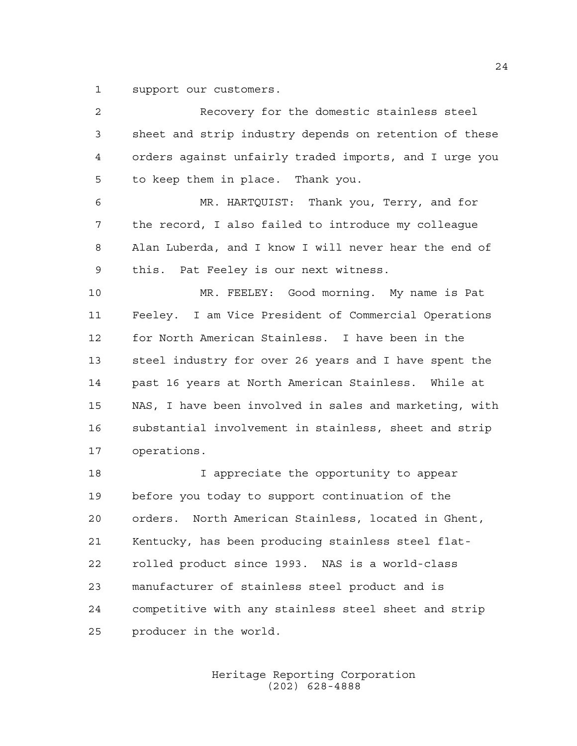support our customers.

Recovery for the domestic stainless steel sheet and strip industry depends on retention of these orders against unfairly traded imports, and I urge you to keep them in place. Thank you.

MR. HARTQUIST: Thank you, Terry, and for the record, I also failed to introduce my colleague Alan Luberda, and I know I will never hear the end of this. Pat Feeley is our next witness.

MR. FEELEY: Good morning. My name is Pat Feeley. I am Vice President of Commercial Operations for North American Stainless. I have been in the steel industry for over 26 years and I have spent the past 16 years at North American Stainless. While at NAS, I have been involved in sales and marketing, with substantial involvement in stainless, sheet and strip operations.

I appreciate the opportunity to appear before you today to support continuation of the orders. North American Stainless, located in Ghent, Kentucky, has been producing stainless steel flat-rolled product since 1993. NAS is a world-class manufacturer of stainless steel product and is competitive with any stainless steel sheet and strip producer in the world.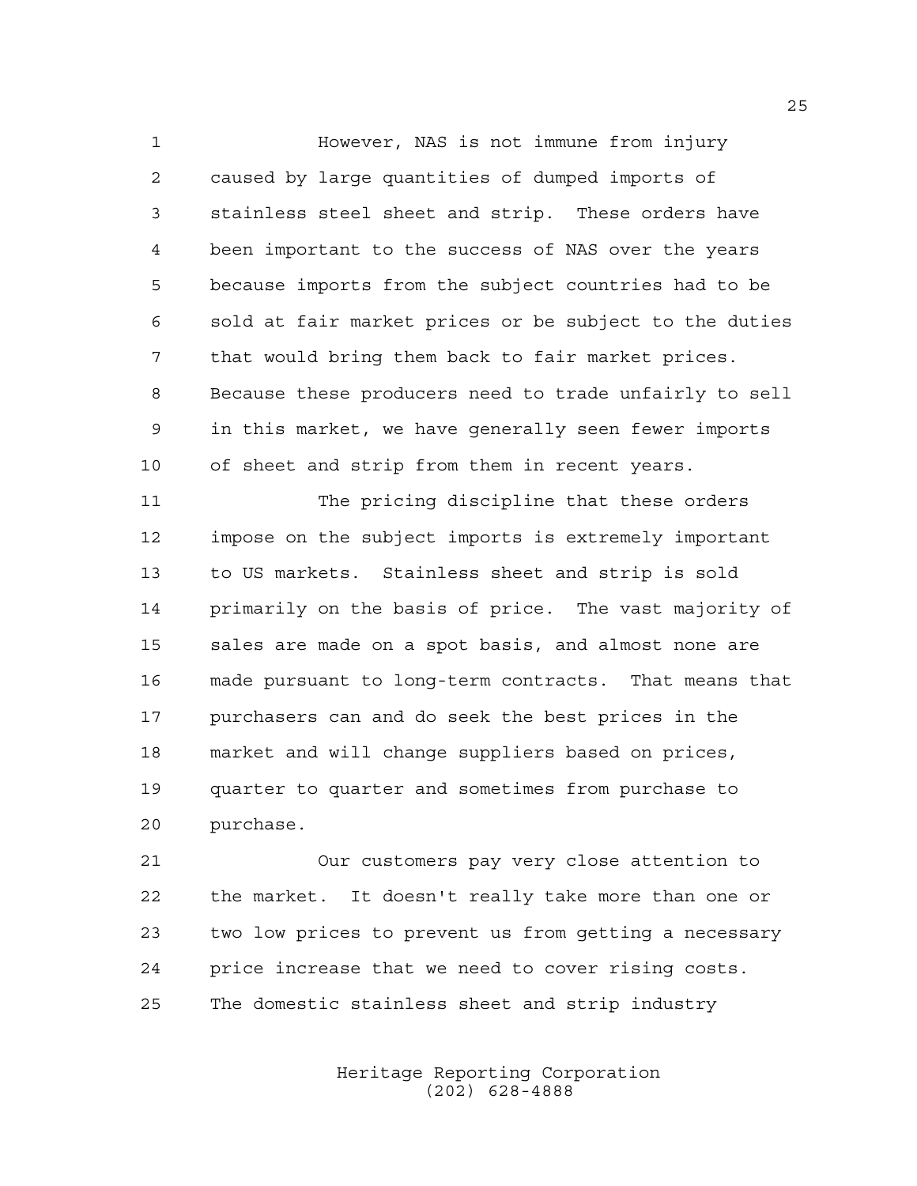However, NAS is not immune from injury caused by large quantities of dumped imports of stainless steel sheet and strip. These orders have been important to the success of NAS over the years because imports from the subject countries had to be sold at fair market prices or be subject to the duties that would bring them back to fair market prices. Because these producers need to trade unfairly to sell in this market, we have generally seen fewer imports of sheet and strip from them in recent years.

The pricing discipline that these orders impose on the subject imports is extremely important to US markets. Stainless sheet and strip is sold primarily on the basis of price. The vast majority of sales are made on a spot basis, and almost none are made pursuant to long-term contracts. That means that purchasers can and do seek the best prices in the market and will change suppliers based on prices, quarter to quarter and sometimes from purchase to purchase.

Our customers pay very close attention to the market. It doesn't really take more than one or two low prices to prevent us from getting a necessary price increase that we need to cover rising costs. The domestic stainless sheet and strip industry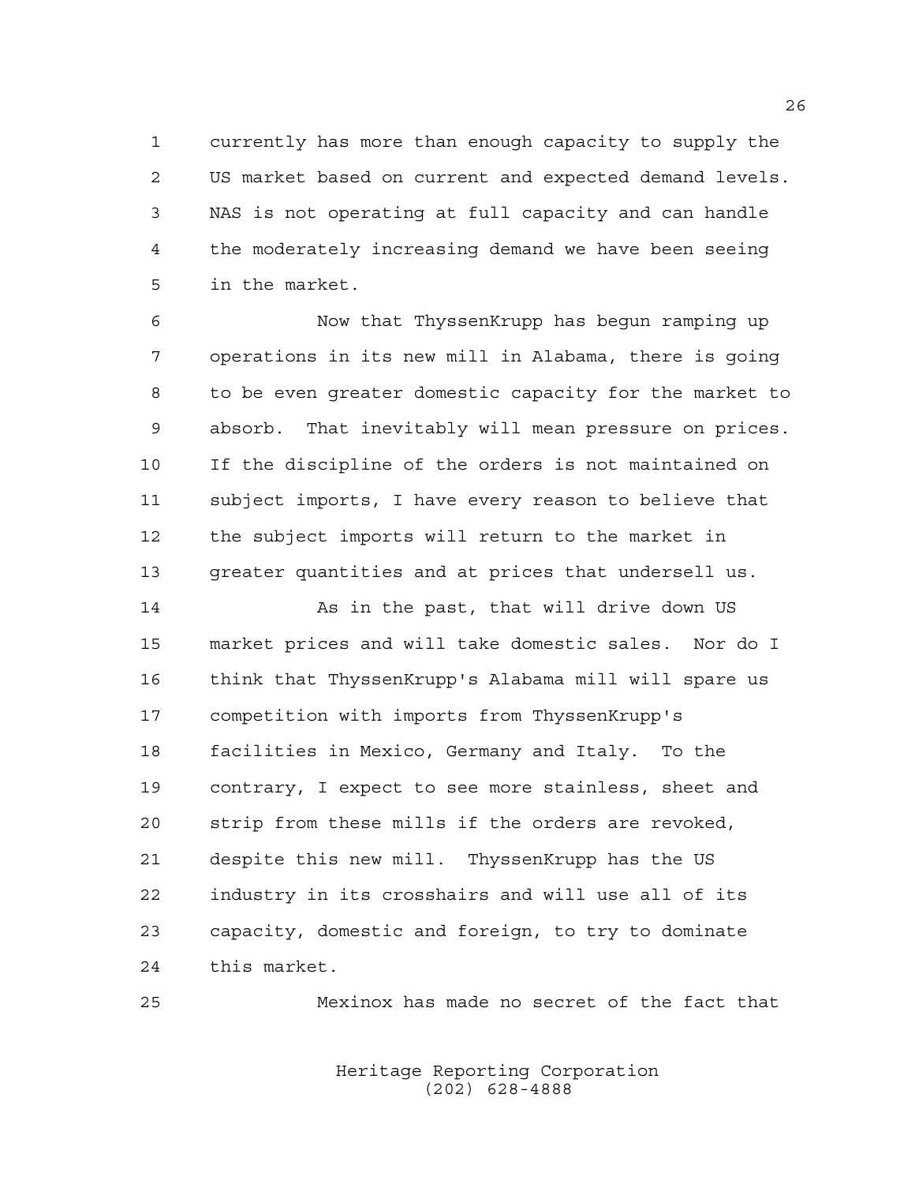currently has more than enough capacity to supply the US market based on current and expected demand levels. NAS is not operating at full capacity and can handle the moderately increasing demand we have been seeing in the market.

Now that ThyssenKrupp has begun ramping up operations in its new mill in Alabama, there is going to be even greater domestic capacity for the market to absorb. That inevitably will mean pressure on prices. If the discipline of the orders is not maintained on subject imports, I have every reason to believe that the subject imports will return to the market in greater quantities and at prices that undersell us.

As in the past, that will drive down US market prices and will take domestic sales. Nor do I think that ThyssenKrupp's Alabama mill will spare us competition with imports from ThyssenKrupp's facilities in Mexico, Germany and Italy. To the contrary, I expect to see more stainless, sheet and strip from these mills if the orders are revoked, despite this new mill. ThyssenKrupp has the US industry in its crosshairs and will use all of its capacity, domestic and foreign, to try to dominate this market.

Mexinox has made no secret of the fact that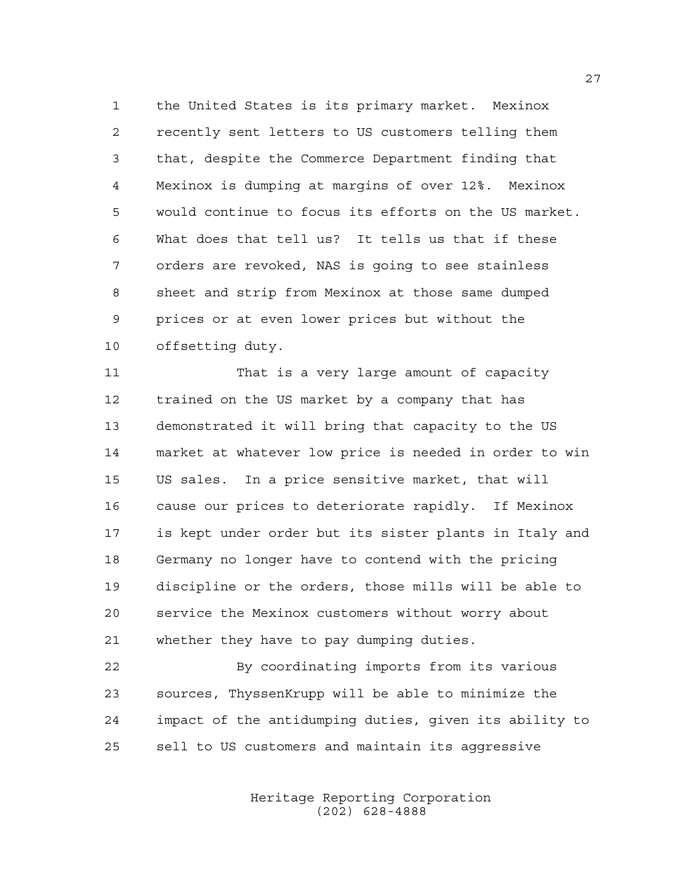the United States is its primary market. Mexinox recently sent letters to US customers telling them that, despite the Commerce Department finding that Mexinox is dumping at margins of over 12%. Mexinox would continue to focus its efforts on the US market. What does that tell us? It tells us that if these orders are revoked, NAS is going to see stainless sheet and strip from Mexinox at those same dumped prices or at even lower prices but without the offsetting duty.

That is a very large amount of capacity trained on the US market by a company that has demonstrated it will bring that capacity to the US market at whatever low price is needed in order to win US sales. In a price sensitive market, that will cause our prices to deteriorate rapidly. If Mexinox is kept under order but its sister plants in Italy and Germany no longer have to contend with the pricing discipline or the orders, those mills will be able to service the Mexinox customers without worry about whether they have to pay dumping duties.

By coordinating imports from its various sources, ThyssenKrupp will be able to minimize the impact of the antidumping duties, given its ability to sell to US customers and maintain its aggressive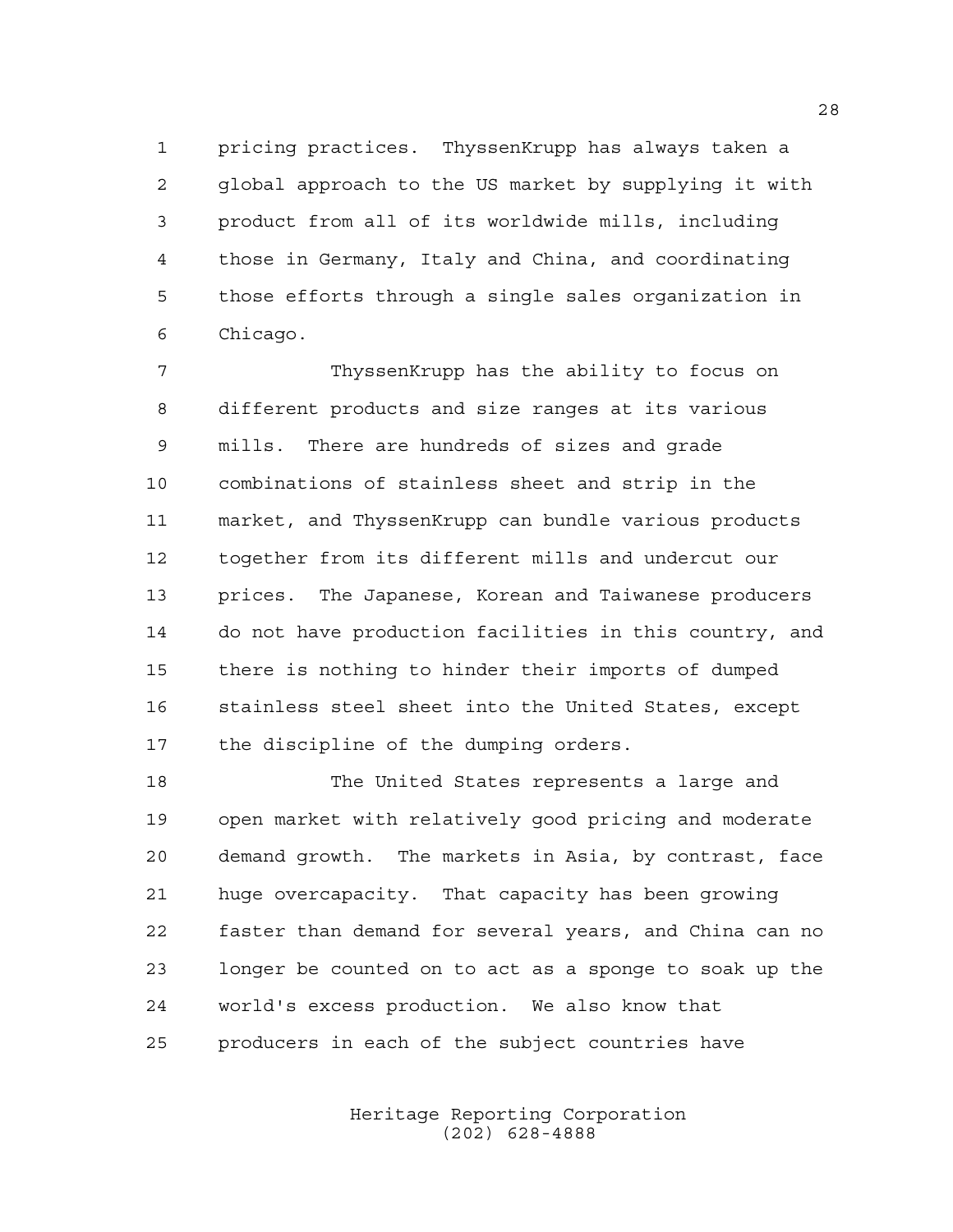pricing practices. ThyssenKrupp has always taken a global approach to the US market by supplying it with product from all of its worldwide mills, including those in Germany, Italy and China, and coordinating those efforts through a single sales organization in Chicago.

ThyssenKrupp has the ability to focus on different products and size ranges at its various mills. There are hundreds of sizes and grade combinations of stainless sheet and strip in the market, and ThyssenKrupp can bundle various products together from its different mills and undercut our prices. The Japanese, Korean and Taiwanese producers do not have production facilities in this country, and there is nothing to hinder their imports of dumped stainless steel sheet into the United States, except the discipline of the dumping orders.

The United States represents a large and open market with relatively good pricing and moderate demand growth. The markets in Asia, by contrast, face huge overcapacity. That capacity has been growing faster than demand for several years, and China can no longer be counted on to act as a sponge to soak up the world's excess production. We also know that producers in each of the subject countries have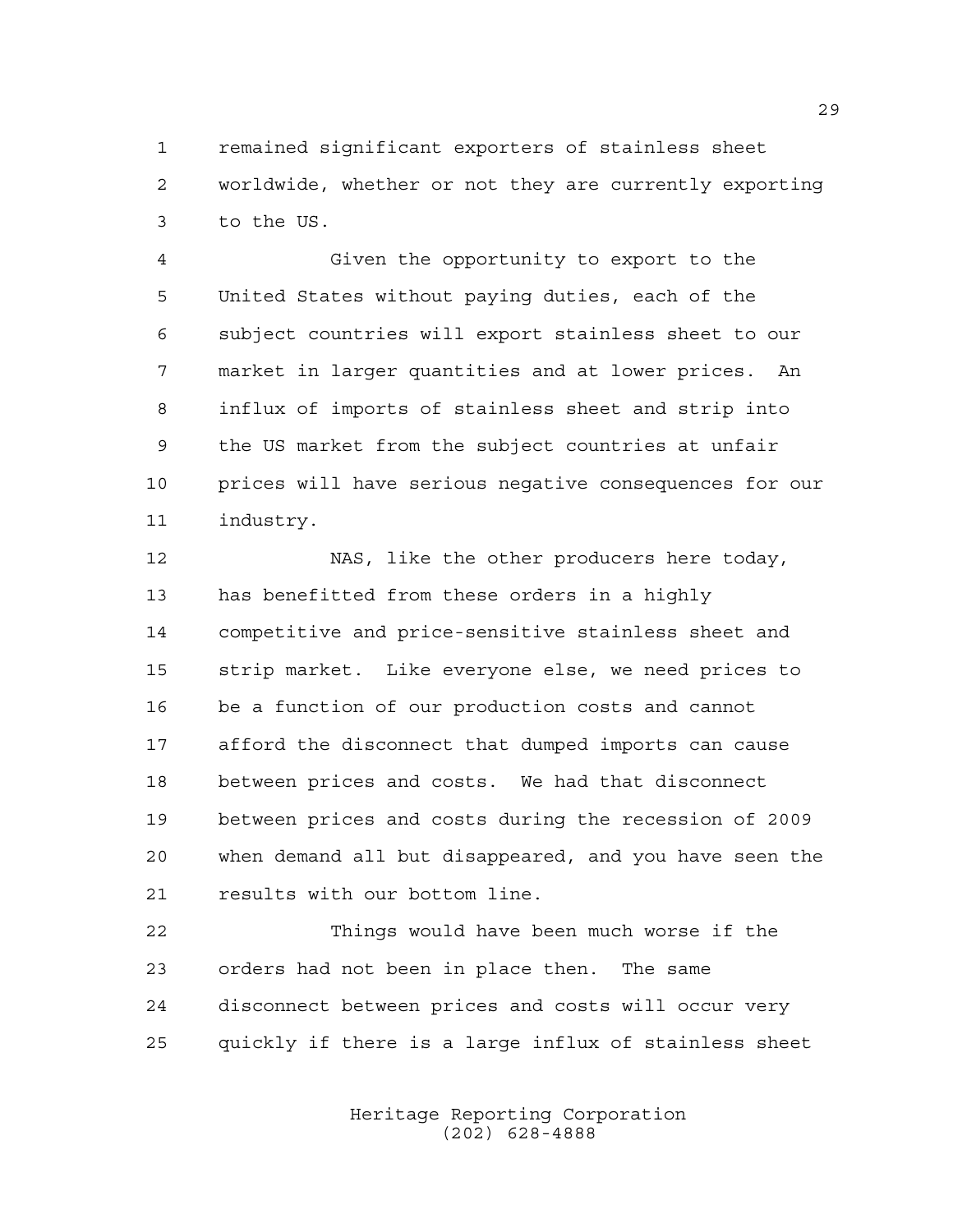remained significant exporters of stainless sheet worldwide, whether or not they are currently exporting to the US.

Given the opportunity to export to the United States without paying duties, each of the subject countries will export stainless sheet to our market in larger quantities and at lower prices. An influx of imports of stainless sheet and strip into the US market from the subject countries at unfair prices will have serious negative consequences for our industry.

NAS, like the other producers here today, has benefitted from these orders in a highly competitive and price-sensitive stainless sheet and strip market. Like everyone else, we need prices to be a function of our production costs and cannot afford the disconnect that dumped imports can cause between prices and costs. We had that disconnect between prices and costs during the recession of 2009 when demand all but disappeared, and you have seen the results with our bottom line.

Things would have been much worse if the orders had not been in place then. The same disconnect between prices and costs will occur very quickly if there is a large influx of stainless sheet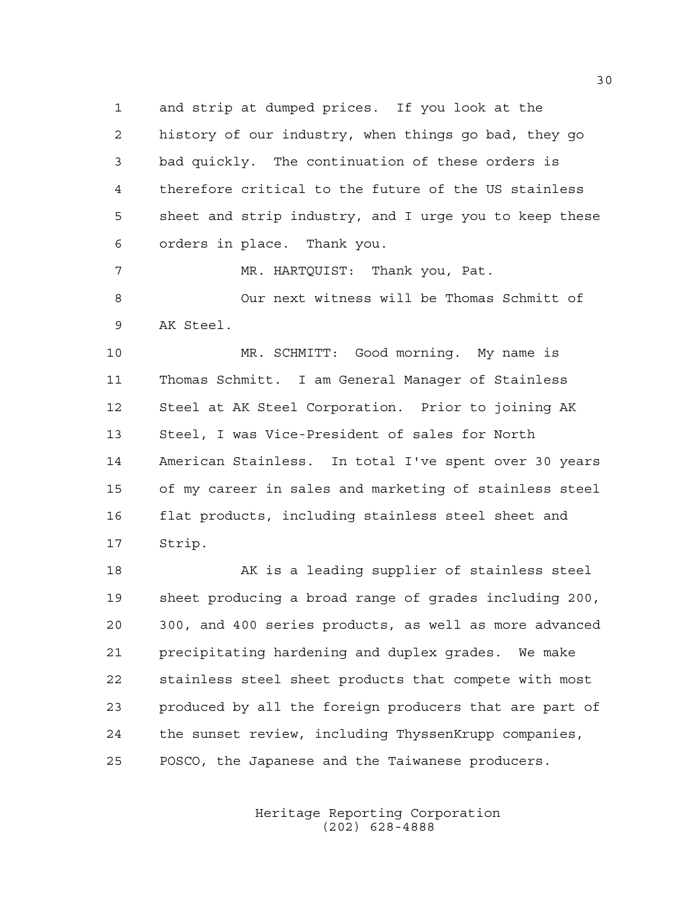and strip at dumped prices. If you look at the history of our industry, when things go bad, they go bad quickly. The continuation of these orders is therefore critical to the future of the US stainless sheet and strip industry, and I urge you to keep these orders in place. Thank you.

MR. HARTQUIST: Thank you, Pat.

Our next witness will be Thomas Schmitt of AK Steel.

MR. SCHMITT: Good morning. My name is Thomas Schmitt. I am General Manager of Stainless Steel at AK Steel Corporation. Prior to joining AK Steel, I was Vice-President of sales for North American Stainless. In total I've spent over 30 years of my career in sales and marketing of stainless steel flat products, including stainless steel sheet and Strip.

AK is a leading supplier of stainless steel sheet producing a broad range of grades including 200, 300, and 400 series products, as well as more advanced precipitating hardening and duplex grades. We make stainless steel sheet products that compete with most produced by all the foreign producers that are part of the sunset review, including ThyssenKrupp companies, POSCO, the Japanese and the Taiwanese producers.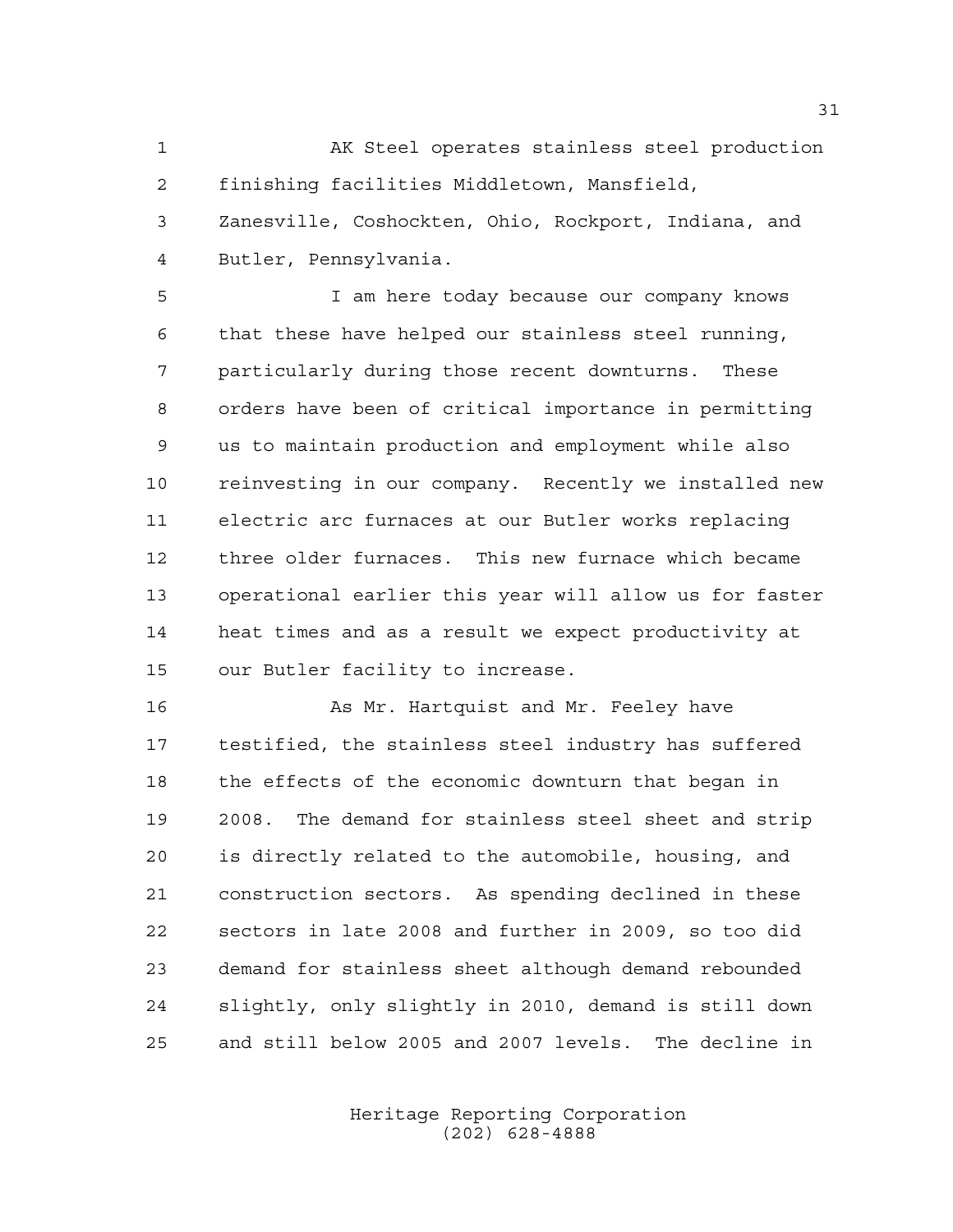AK Steel operates stainless steel production finishing facilities Middletown, Mansfield, Zanesville, Coshockten, Ohio, Rockport, Indiana, and Butler, Pennsylvania.

I am here today because our company knows that these have helped our stainless steel running, particularly during those recent downturns. These orders have been of critical importance in permitting us to maintain production and employment while also reinvesting in our company. Recently we installed new electric arc furnaces at our Butler works replacing three older furnaces. This new furnace which became operational earlier this year will allow us for faster heat times and as a result we expect productivity at our Butler facility to increase.

As Mr. Hartquist and Mr. Feeley have testified, the stainless steel industry has suffered the effects of the economic downturn that began in 2008. The demand for stainless steel sheet and strip is directly related to the automobile, housing, and construction sectors. As spending declined in these sectors in late 2008 and further in 2009, so too did demand for stainless sheet although demand rebounded slightly, only slightly in 2010, demand is still down and still below 2005 and 2007 levels. The decline in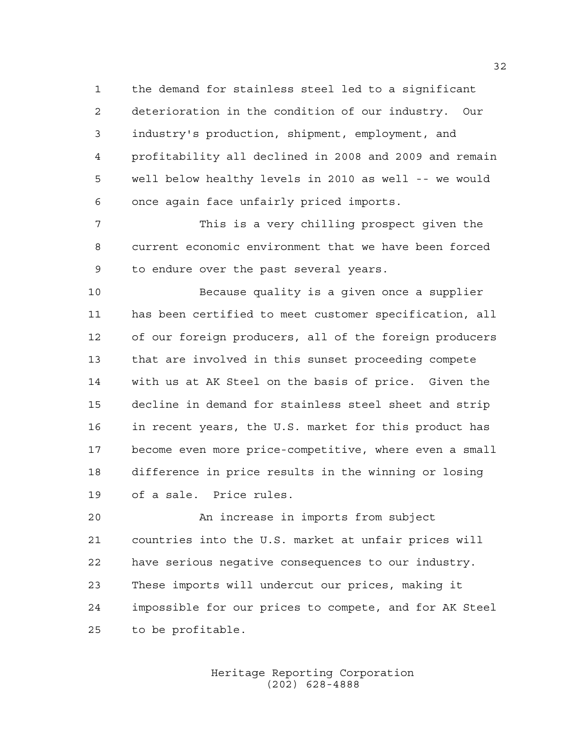the demand for stainless steel led to a significant deterioration in the condition of our industry. Our industry's production, shipment, employment, and profitability all declined in 2008 and 2009 and remain well below healthy levels in 2010 as well -- we would once again face unfairly priced imports.

This is a very chilling prospect given the current economic environment that we have been forced to endure over the past several years.

Because quality is a given once a supplier has been certified to meet customer specification, all of our foreign producers, all of the foreign producers that are involved in this sunset proceeding compete with us at AK Steel on the basis of price. Given the decline in demand for stainless steel sheet and strip in recent years, the U.S. market for this product has become even more price-competitive, where even a small difference in price results in the winning or losing of a sale. Price rules.

An increase in imports from subject countries into the U.S. market at unfair prices will have serious negative consequences to our industry. These imports will undercut our prices, making it impossible for our prices to compete, and for AK Steel to be profitable.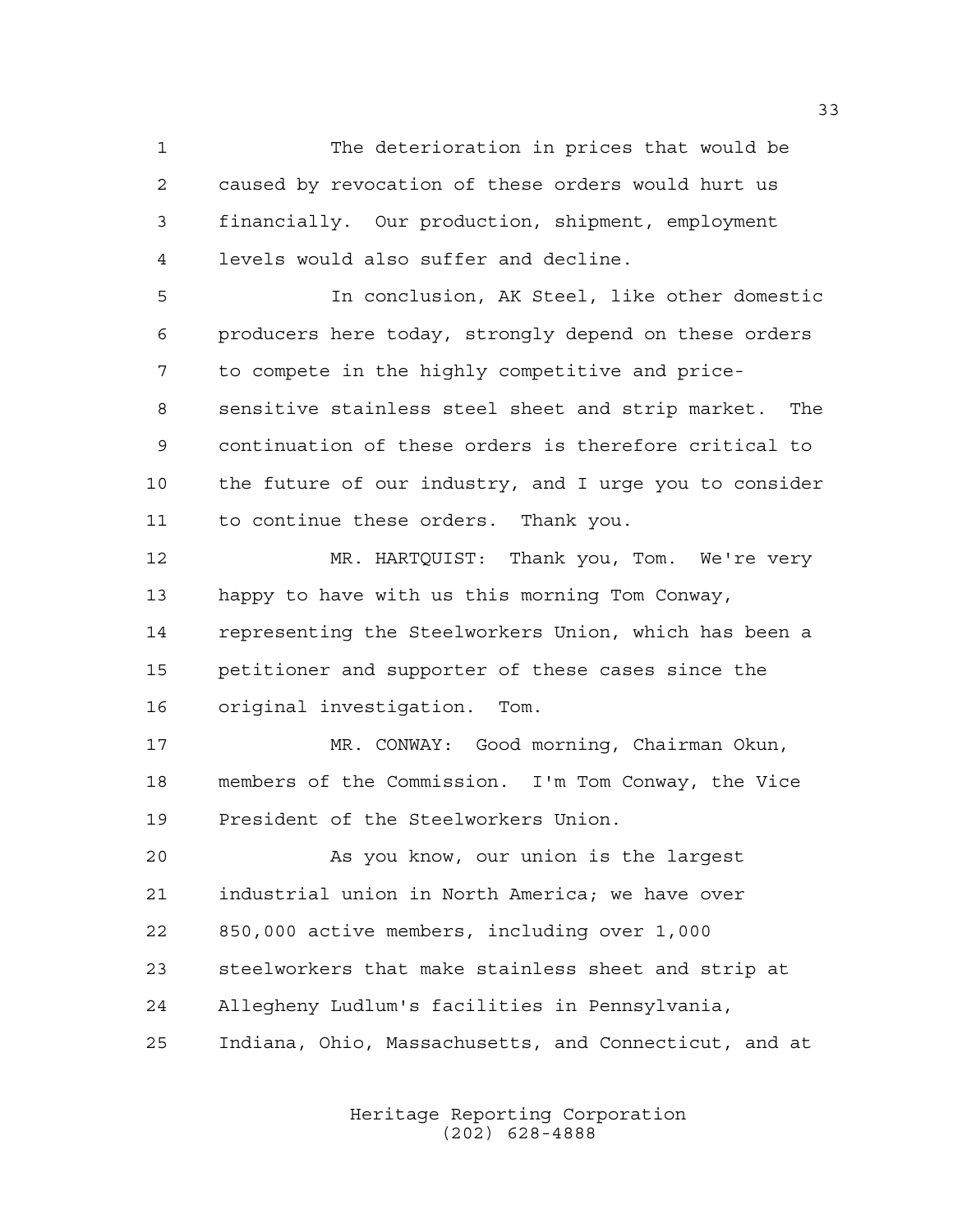The deterioration in prices that would be caused by revocation of these orders would hurt us financially. Our production, shipment, employment levels would also suffer and decline.

In conclusion, AK Steel, like other domestic producers here today, strongly depend on these orders to compete in the highly competitive and price-sensitive stainless steel sheet and strip market. The continuation of these orders is therefore critical to the future of our industry, and I urge you to consider to continue these orders. Thank you.

MR. HARTQUIST: Thank you, Tom. We're very happy to have with us this morning Tom Conway, representing the Steelworkers Union, which has been a petitioner and supporter of these cases since the original investigation. Tom.

MR. CONWAY: Good morning, Chairman Okun, members of the Commission. I'm Tom Conway, the Vice President of the Steelworkers Union.

As you know, our union is the largest industrial union in North America; we have over 850,000 active members, including over 1,000 steelworkers that make stainless sheet and strip at Allegheny Ludlum's facilities in Pennsylvania, Indiana, Ohio, Massachusetts, and Connecticut, and at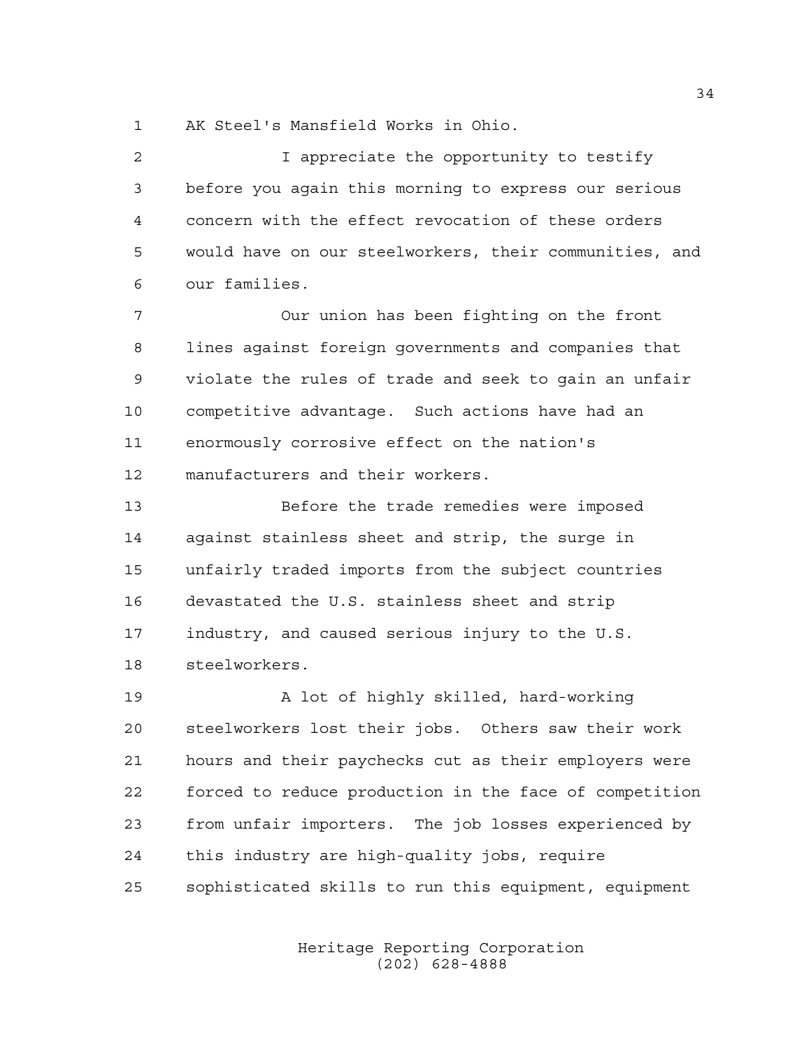AK Steel's Mansfield Works in Ohio.

I appreciate the opportunity to testify before you again this morning to express our serious concern with the effect revocation of these orders would have on our steelworkers, their communities, and our families.

Our union has been fighting on the front lines against foreign governments and companies that violate the rules of trade and seek to gain an unfair competitive advantage. Such actions have had an enormously corrosive effect on the nation's manufacturers and their workers.

Before the trade remedies were imposed against stainless sheet and strip, the surge in unfairly traded imports from the subject countries devastated the U.S. stainless sheet and strip industry, and caused serious injury to the U.S. steelworkers.

A lot of highly skilled, hard-working steelworkers lost their jobs. Others saw their work hours and their paychecks cut as their employers were forced to reduce production in the face of competition from unfair importers. The job losses experienced by this industry are high-quality jobs, require sophisticated skills to run this equipment, equipment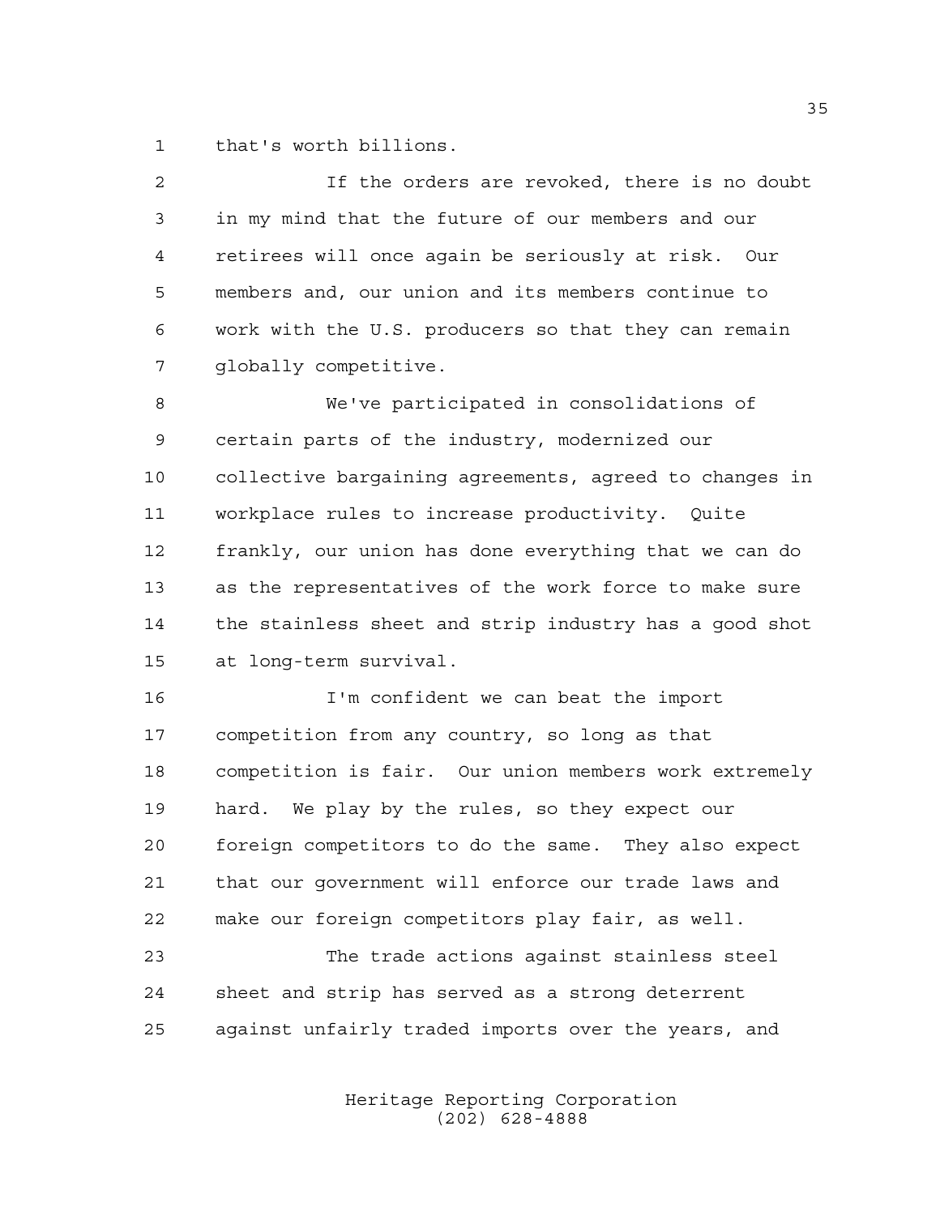that's worth billions.

If the orders are revoked, there is no doubt in my mind that the future of our members and our retirees will once again be seriously at risk. Our members and, our union and its members continue to work with the U.S. producers so that they can remain globally competitive.

We've participated in consolidations of certain parts of the industry, modernized our collective bargaining agreements, agreed to changes in workplace rules to increase productivity. Quite frankly, our union has done everything that we can do as the representatives of the work force to make sure the stainless sheet and strip industry has a good shot at long-term survival.

I'm confident we can beat the import competition from any country, so long as that competition is fair. Our union members work extremely hard. We play by the rules, so they expect our foreign competitors to do the same. They also expect that our government will enforce our trade laws and make our foreign competitors play fair, as well.

The trade actions against stainless steel sheet and strip has served as a strong deterrent against unfairly traded imports over the years, and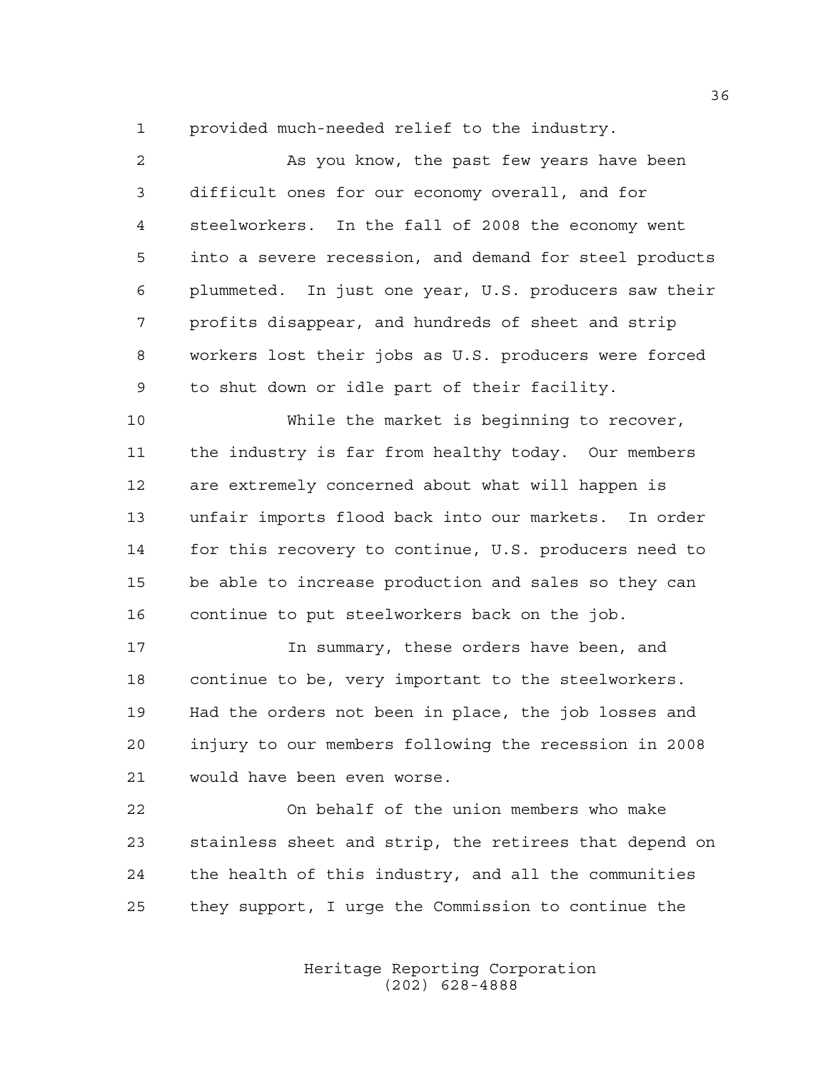provided much-needed relief to the industry.

As you know, the past few years have been difficult ones for our economy overall, and for steelworkers. In the fall of 2008 the economy went into a severe recession, and demand for steel products plummeted. In just one year, U.S. producers saw their profits disappear, and hundreds of sheet and strip workers lost their jobs as U.S. producers were forced to shut down or idle part of their facility.

While the market is beginning to recover, the industry is far from healthy today. Our members are extremely concerned about what will happen is unfair imports flood back into our markets. In order for this recovery to continue, U.S. producers need to be able to increase production and sales so they can continue to put steelworkers back on the job.

In summary, these orders have been, and continue to be, very important to the steelworkers. Had the orders not been in place, the job losses and injury to our members following the recession in 2008 would have been even worse.

On behalf of the union members who make stainless sheet and strip, the retirees that depend on the health of this industry, and all the communities they support, I urge the Commission to continue the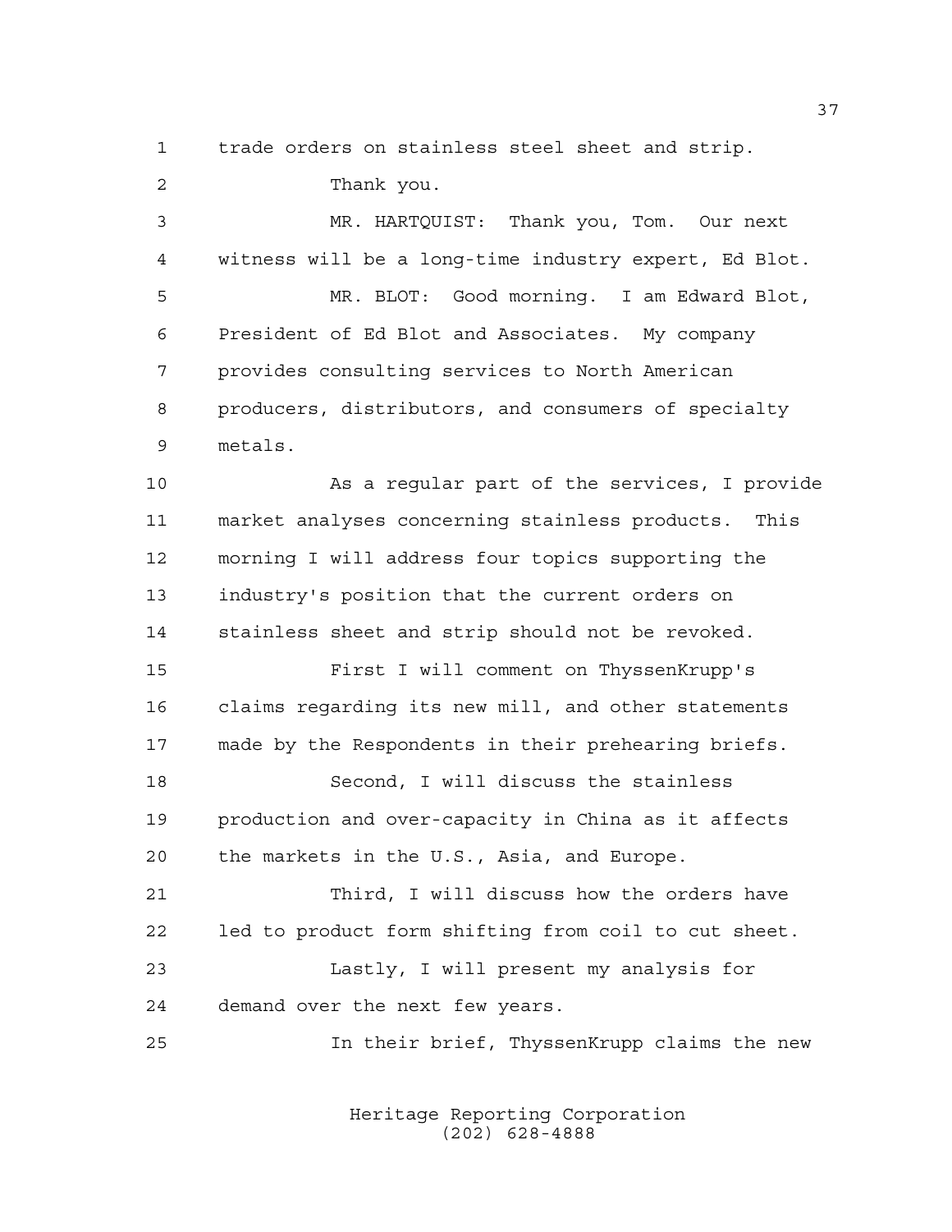trade orders on stainless steel sheet and strip.

Thank you.

MR. HARTQUIST: Thank you, Tom. Our next witness will be a long-time industry expert, Ed Blot.

MR. BLOT: Good morning. I am Edward Blot, President of Ed Blot and Associates. My company provides consulting services to North American producers, distributors, and consumers of specialty metals.

As a regular part of the services, I provide market analyses concerning stainless products. This morning I will address four topics supporting the industry's position that the current orders on stainless sheet and strip should not be revoked.

First I will comment on ThyssenKrupp's claims regarding its new mill, and other statements made by the Respondents in their prehearing briefs.

Second, I will discuss the stainless production and over-capacity in China as it affects the markets in the U.S., Asia, and Europe.

Third, I will discuss how the orders have led to product form shifting from coil to cut sheet.

Lastly, I will present my analysis for demand over the next few years.

In their brief, ThyssenKrupp claims the new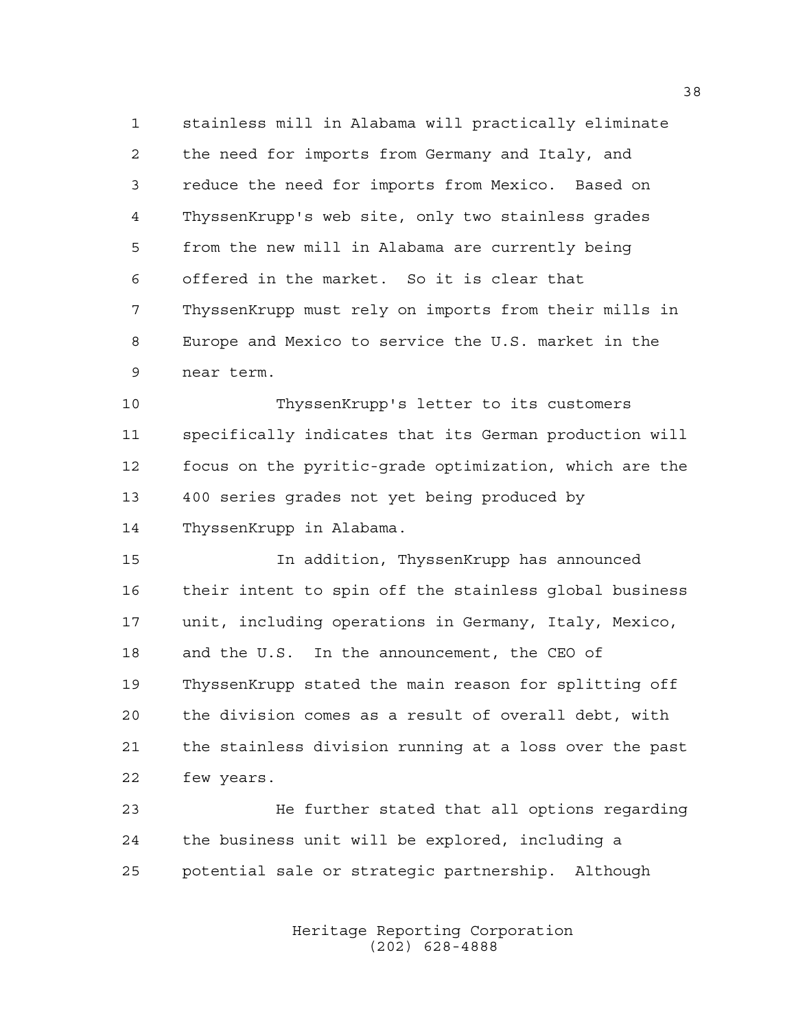stainless mill in Alabama will practically eliminate the need for imports from Germany and Italy, and reduce the need for imports from Mexico. Based on ThyssenKrupp's web site, only two stainless grades from the new mill in Alabama are currently being offered in the market. So it is clear that ThyssenKrupp must rely on imports from their mills in Europe and Mexico to service the U.S. market in the near term.

ThyssenKrupp's letter to its customers specifically indicates that its German production will focus on the pyritic-grade optimization, which are the 400 series grades not yet being produced by ThyssenKrupp in Alabama.

In addition, ThyssenKrupp has announced their intent to spin off the stainless global business unit, including operations in Germany, Italy, Mexico, and the U.S. In the announcement, the CEO of ThyssenKrupp stated the main reason for splitting off the division comes as a result of overall debt, with the stainless division running at a loss over the past few years.

He further stated that all options regarding the business unit will be explored, including a potential sale or strategic partnership. Although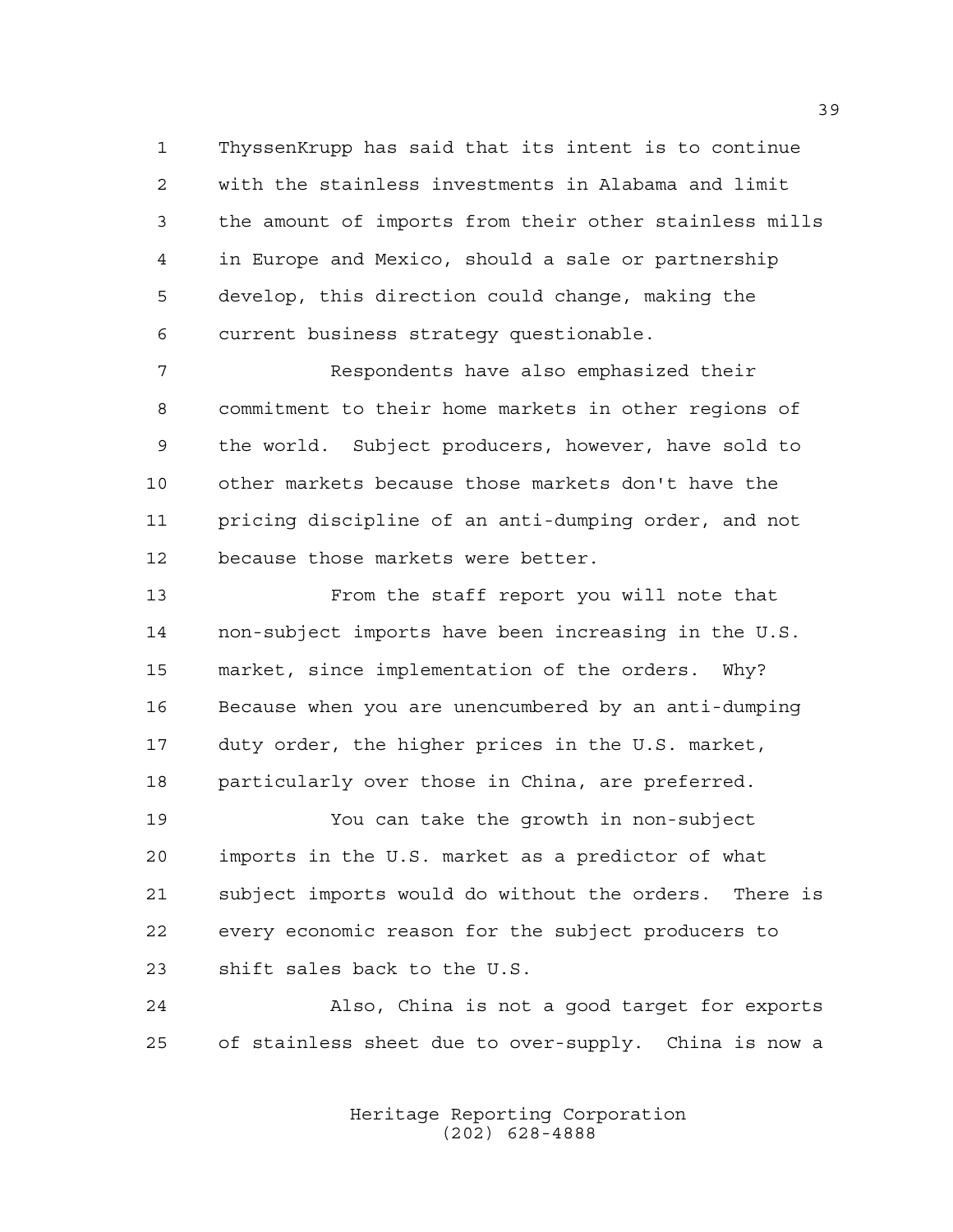ThyssenKrupp has said that its intent is to continue with the stainless investments in Alabama and limit the amount of imports from their other stainless mills in Europe and Mexico, should a sale or partnership develop, this direction could change, making the current business strategy questionable.

Respondents have also emphasized their commitment to their home markets in other regions of the world. Subject producers, however, have sold to other markets because those markets don't have the pricing discipline of an anti-dumping order, and not because those markets were better.

From the staff report you will note that non-subject imports have been increasing in the U.S. market, since implementation of the orders. Why? Because when you are unencumbered by an anti-dumping duty order, the higher prices in the U.S. market, particularly over those in China, are preferred.

You can take the growth in non-subject imports in the U.S. market as a predictor of what subject imports would do without the orders. There is every economic reason for the subject producers to shift sales back to the U.S.

Also, China is not a good target for exports of stainless sheet due to over-supply. China is now a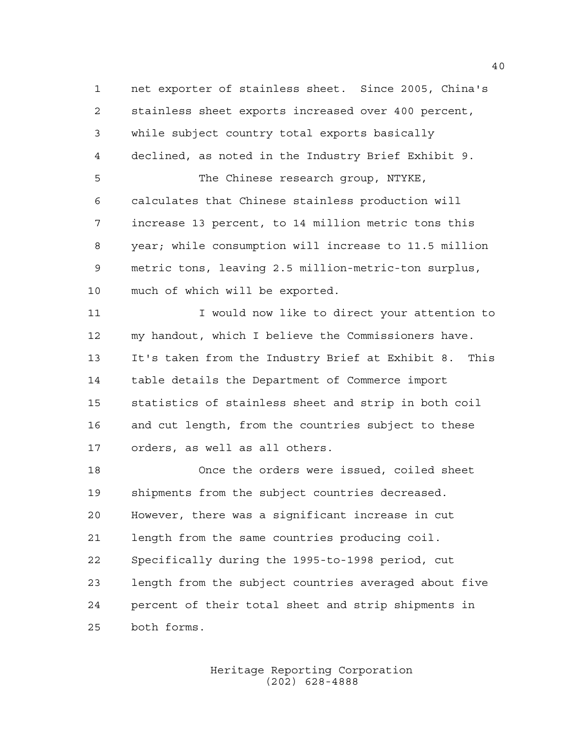net exporter of stainless sheet. Since 2005, China's stainless sheet exports increased over 400 percent, while subject country total exports basically declined, as noted in the Industry Brief Exhibit 9.

The Chinese research group, NTYKE, calculates that Chinese stainless production will increase 13 percent, to 14 million metric tons this year; while consumption will increase to 11.5 million metric tons, leaving 2.5 million-metric-ton surplus, much of which will be exported.

I would now like to direct your attention to my handout, which I believe the Commissioners have. It's taken from the Industry Brief at Exhibit 8. This table details the Department of Commerce import statistics of stainless sheet and strip in both coil and cut length, from the countries subject to these orders, as well as all others.

Once the orders were issued, coiled sheet shipments from the subject countries decreased. However, there was a significant increase in cut length from the same countries producing coil. Specifically during the 1995-to-1998 period, cut length from the subject countries averaged about five percent of their total sheet and strip shipments in both forms.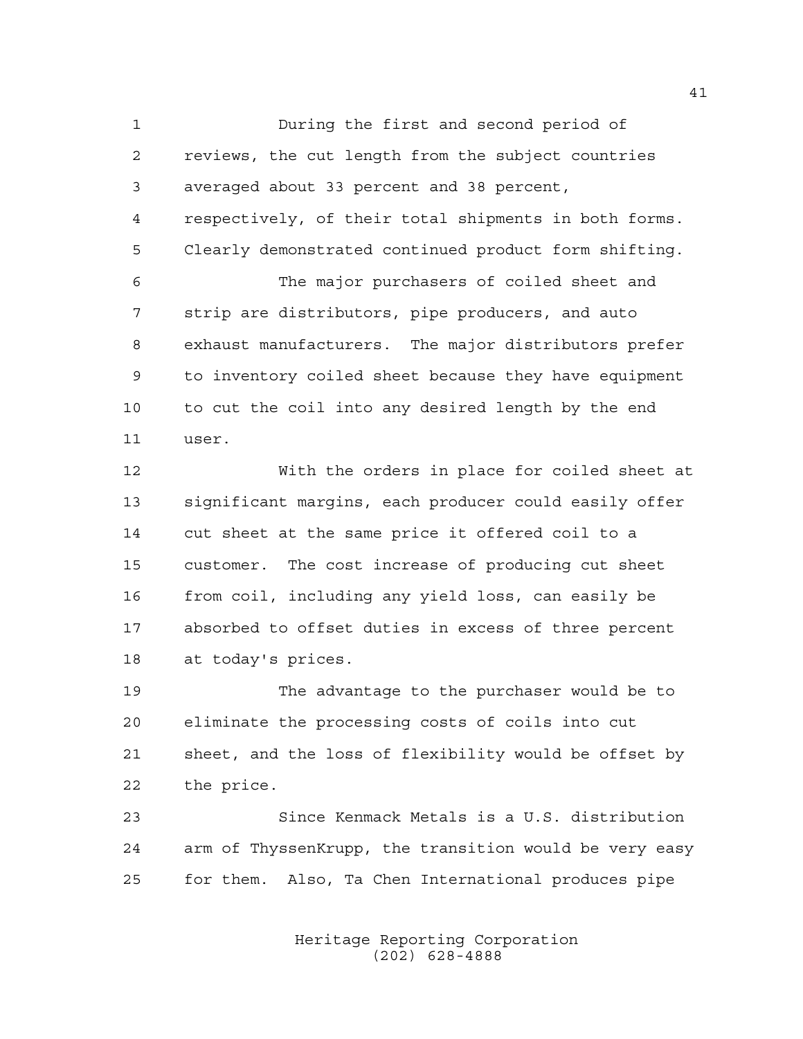During the first and second period of reviews, the cut length from the subject countries averaged about 33 percent and 38 percent, respectively, of their total shipments in both forms. Clearly demonstrated continued product form shifting.

The major purchasers of coiled sheet and strip are distributors, pipe producers, and auto exhaust manufacturers. The major distributors prefer to inventory coiled sheet because they have equipment to cut the coil into any desired length by the end user.

With the orders in place for coiled sheet at significant margins, each producer could easily offer cut sheet at the same price it offered coil to a customer. The cost increase of producing cut sheet from coil, including any yield loss, can easily be absorbed to offset duties in excess of three percent at today's prices.

The advantage to the purchaser would be to eliminate the processing costs of coils into cut sheet, and the loss of flexibility would be offset by the price.

Since Kenmack Metals is a U.S. distribution arm of ThyssenKrupp, the transition would be very easy for them. Also, Ta Chen International produces pipe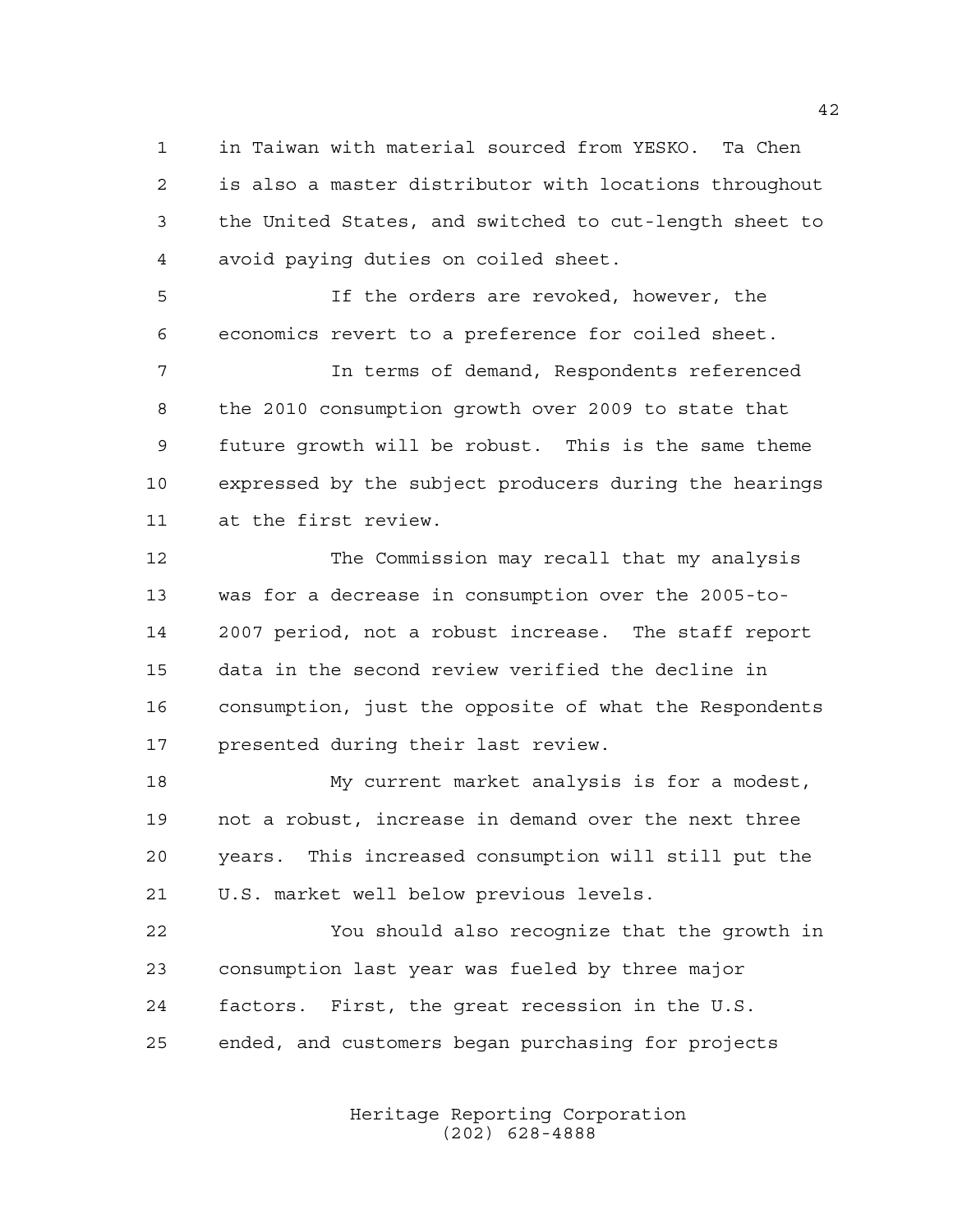in Taiwan with material sourced from YESKO. Ta Chen is also a master distributor with locations throughout the United States, and switched to cut-length sheet to avoid paying duties on coiled sheet.

If the orders are revoked, however, the economics revert to a preference for coiled sheet.

In terms of demand, Respondents referenced the 2010 consumption growth over 2009 to state that future growth will be robust. This is the same theme expressed by the subject producers during the hearings at the first review.

The Commission may recall that my analysis was for a decrease in consumption over the 2005-to-2007 period, not a robust increase. The staff report data in the second review verified the decline in consumption, just the opposite of what the Respondents presented during their last review.

My current market analysis is for a modest, not a robust, increase in demand over the next three years. This increased consumption will still put the U.S. market well below previous levels.

You should also recognize that the growth in consumption last year was fueled by three major factors. First, the great recession in the U.S. ended, and customers began purchasing for projects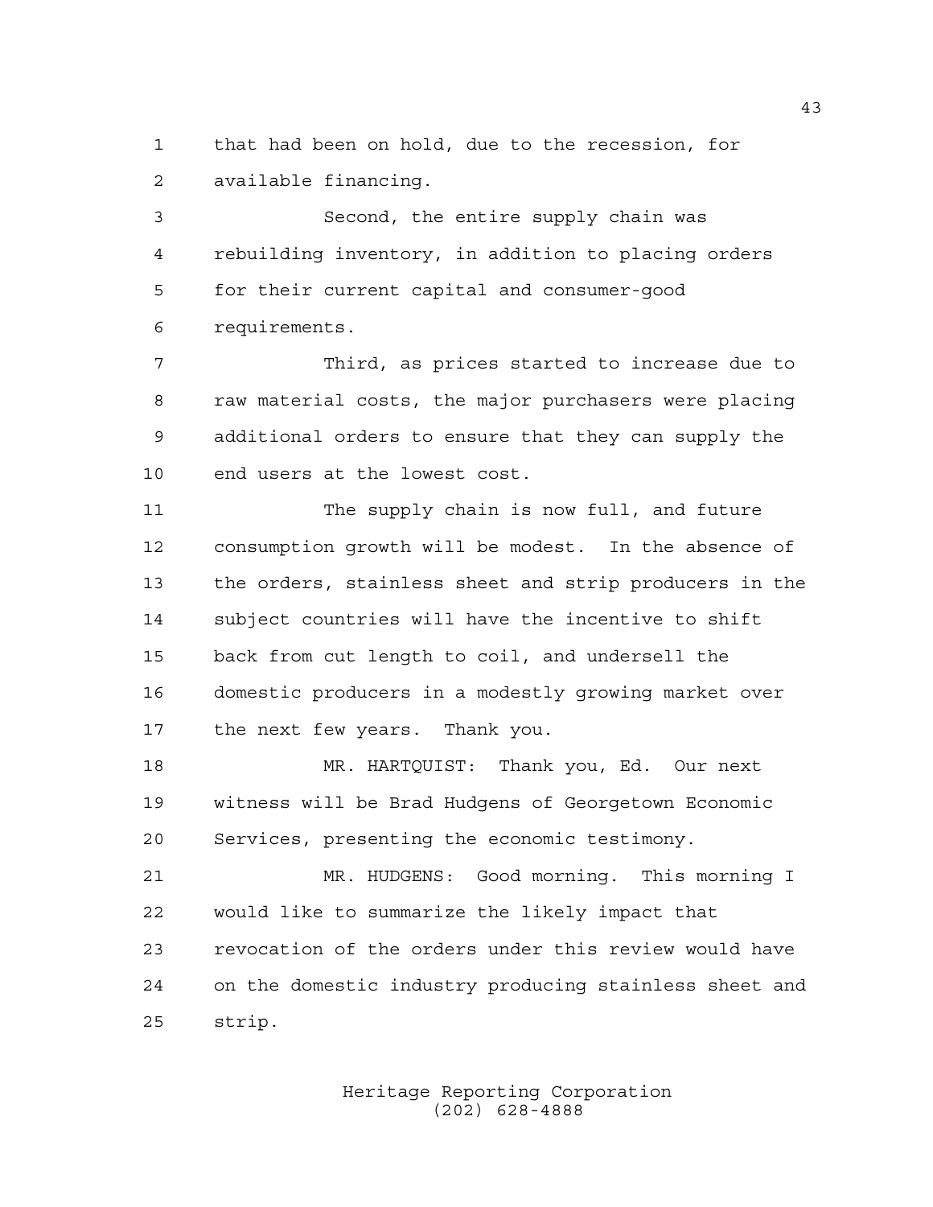that had been on hold, due to the recession, for available financing.

Second, the entire supply chain was rebuilding inventory, in addition to placing orders for their current capital and consumer-good requirements.

Third, as prices started to increase due to raw material costs, the major purchasers were placing additional orders to ensure that they can supply the end users at the lowest cost.

The supply chain is now full, and future consumption growth will be modest. In the absence of the orders, stainless sheet and strip producers in the subject countries will have the incentive to shift back from cut length to coil, and undersell the domestic producers in a modestly growing market over the next few years. Thank you.

MR. HARTQUIST: Thank you, Ed. Our next witness will be Brad Hudgens of Georgetown Economic Services, presenting the economic testimony.

MR. HUDGENS: Good morning. This morning I would like to summarize the likely impact that revocation of the orders under this review would have on the domestic industry producing stainless sheet and strip.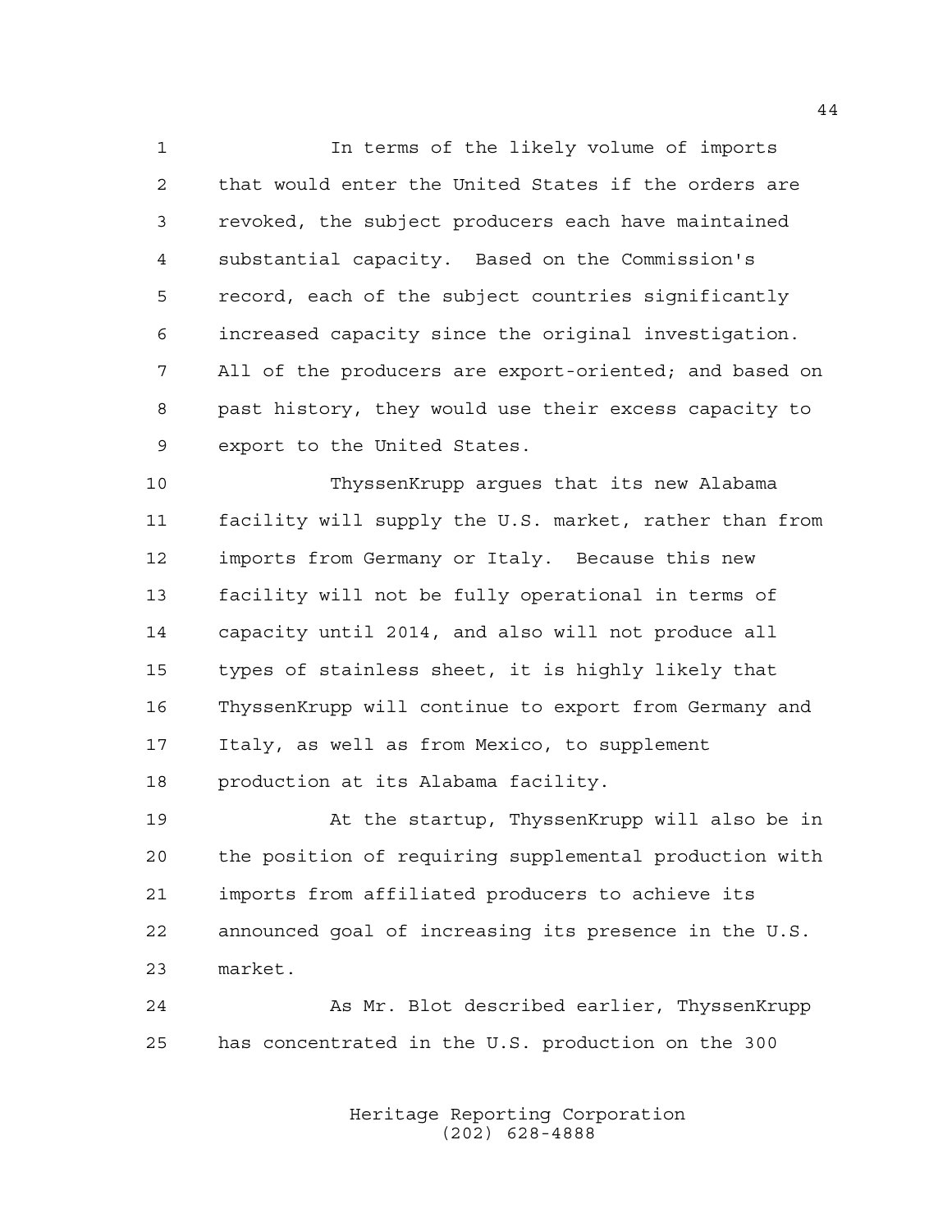In terms of the likely volume of imports that would enter the United States if the orders are revoked, the subject producers each have maintained substantial capacity. Based on the Commission's record, each of the subject countries significantly increased capacity since the original investigation. All of the producers are export-oriented; and based on past history, they would use their excess capacity to export to the United States.

ThyssenKrupp argues that its new Alabama facility will supply the U.S. market, rather than from imports from Germany or Italy. Because this new facility will not be fully operational in terms of capacity until 2014, and also will not produce all types of stainless sheet, it is highly likely that ThyssenKrupp will continue to export from Germany and Italy, as well as from Mexico, to supplement production at its Alabama facility.

At the startup, ThyssenKrupp will also be in the position of requiring supplemental production with imports from affiliated producers to achieve its announced goal of increasing its presence in the U.S. market.

As Mr. Blot described earlier, ThyssenKrupp has concentrated in the U.S. production on the 300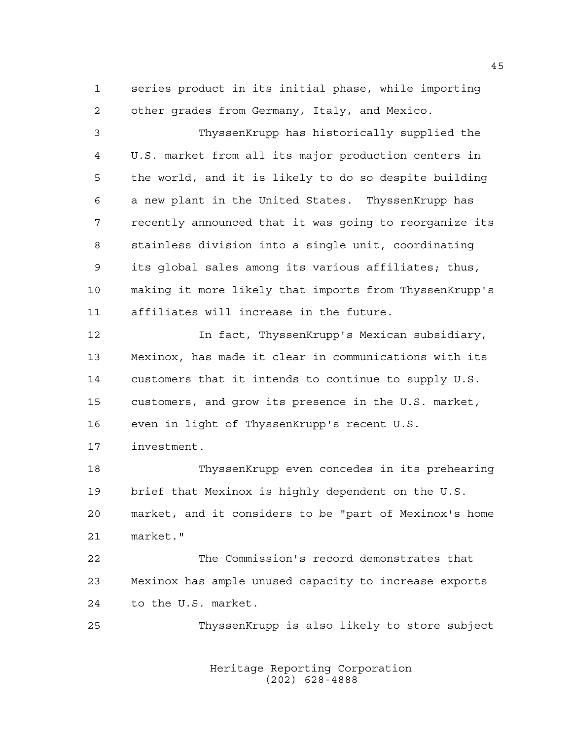series product in its initial phase, while importing other grades from Germany, Italy, and Mexico.

ThyssenKrupp has historically supplied the U.S. market from all its major production centers in the world, and it is likely to do so despite building a new plant in the United States. ThyssenKrupp has recently announced that it was going to reorganize its stainless division into a single unit, coordinating its global sales among its various affiliates; thus, making it more likely that imports from ThyssenKrupp's affiliates will increase in the future.

In fact, ThyssenKrupp's Mexican subsidiary, Mexinox, has made it clear in communications with its customers that it intends to continue to supply U.S. customers, and grow its presence in the U.S. market, even in light of ThyssenKrupp's recent U.S. investment.

ThyssenKrupp even concedes in its prehearing brief that Mexinox is highly dependent on the U.S. market, and it considers to be "part of Mexinox's home market."

The Commission's record demonstrates that Mexinox has ample unused capacity to increase exports to the U.S. market.

ThyssenKrupp is also likely to store subject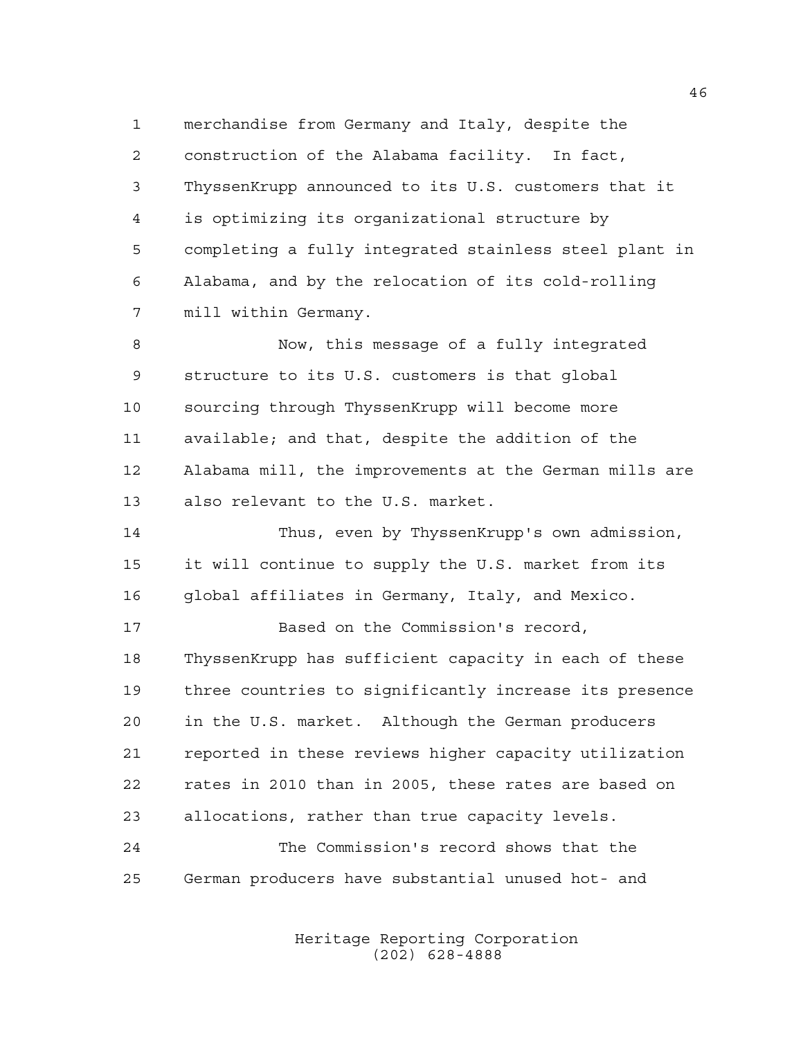merchandise from Germany and Italy, despite the construction of the Alabama facility. In fact, ThyssenKrupp announced to its U.S. customers that it is optimizing its organizational structure by completing a fully integrated stainless steel plant in Alabama, and by the relocation of its cold-rolling mill within Germany.

Now, this message of a fully integrated structure to its U.S. customers is that global sourcing through ThyssenKrupp will become more available; and that, despite the addition of the Alabama mill, the improvements at the German mills are also relevant to the U.S. market.

Thus, even by ThyssenKrupp's own admission, it will continue to supply the U.S. market from its global affiliates in Germany, Italy, and Mexico.

Based on the Commission's record, ThyssenKrupp has sufficient capacity in each of these three countries to significantly increase its presence in the U.S. market. Although the German producers reported in these reviews higher capacity utilization rates in 2010 than in 2005, these rates are based on allocations, rather than true capacity levels.

The Commission's record shows that the German producers have substantial unused hot- and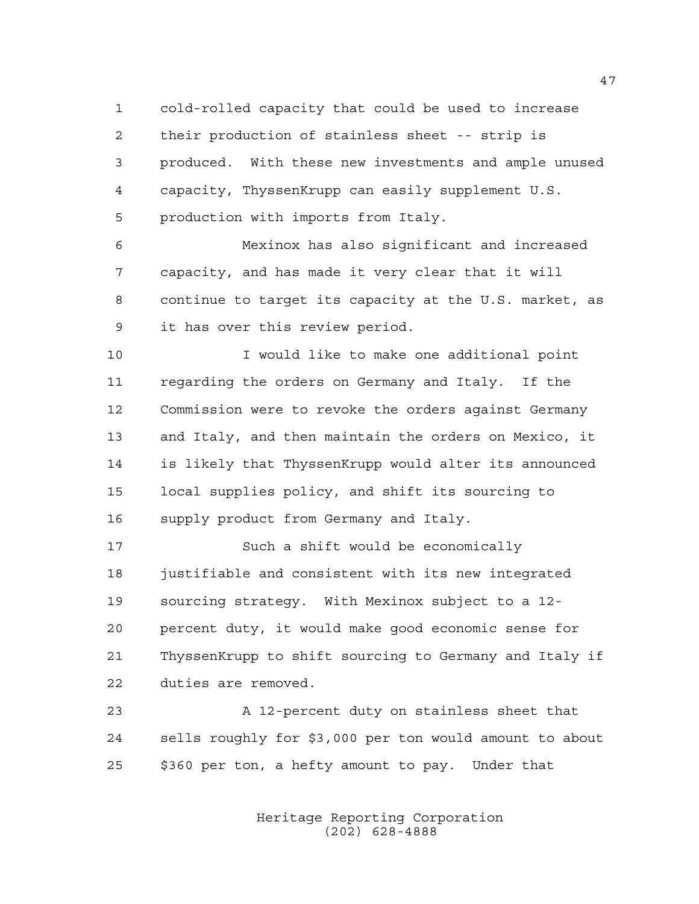cold-rolled capacity that could be used to increase their production of stainless sheet -- strip is produced. With these new investments and ample unused capacity, ThyssenKrupp can easily supplement U.S. production with imports from Italy.

Mexinox has also significant and increased capacity, and has made it very clear that it will continue to target its capacity at the U.S. market, as it has over this review period.

I would like to make one additional point regarding the orders on Germany and Italy. If the Commission were to revoke the orders against Germany and Italy, and then maintain the orders on Mexico, it is likely that ThyssenKrupp would alter its announced local supplies policy, and shift its sourcing to supply product from Germany and Italy.

Such a shift would be economically justifiable and consistent with its new integrated sourcing strategy. With Mexinox subject to a 12-percent duty, it would make good economic sense for ThyssenKrupp to shift sourcing to Germany and Italy if duties are removed.

A 12-percent duty on stainless sheet that sells roughly for $3,000 per ton would amount to about $360 per ton, a hefty amount to pay. Under that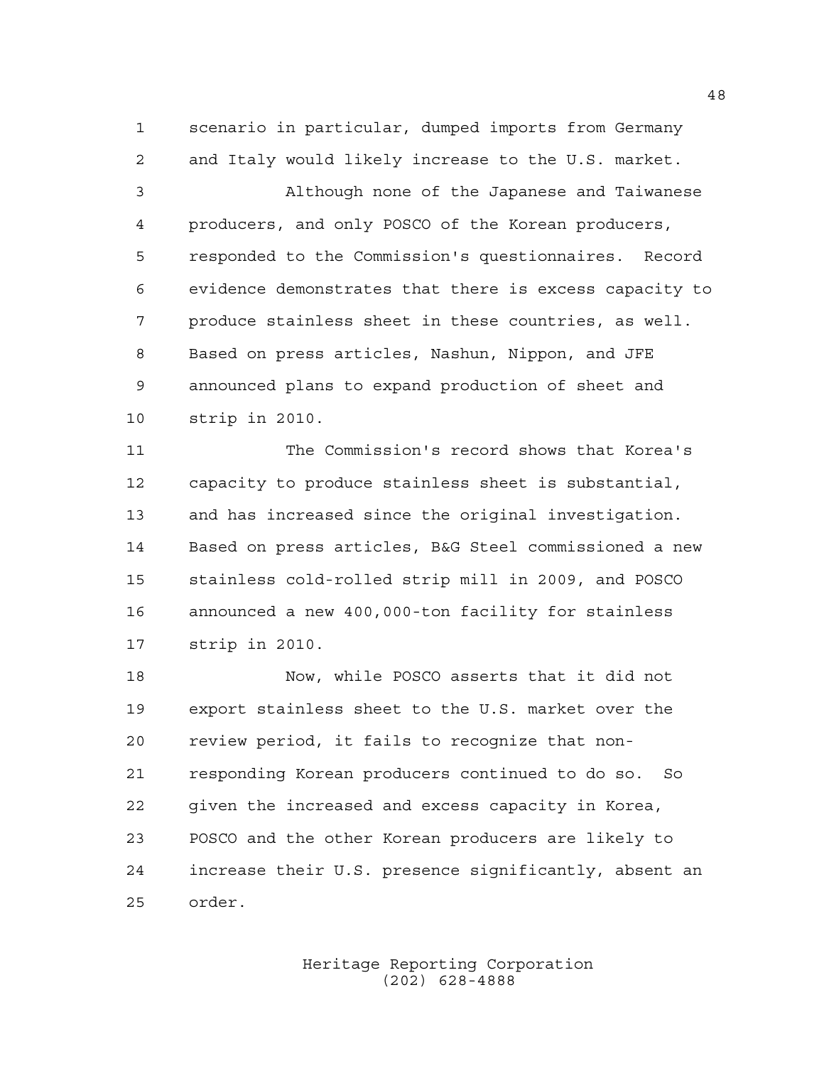scenario in particular, dumped imports from Germany and Italy would likely increase to the U.S. market.

Although none of the Japanese and Taiwanese producers, and only POSCO of the Korean producers, responded to the Commission's questionnaires. Record evidence demonstrates that there is excess capacity to produce stainless sheet in these countries, as well. Based on press articles, Nashun, Nippon, and JFE announced plans to expand production of sheet and strip in 2010.

The Commission's record shows that Korea's capacity to produce stainless sheet is substantial, and has increased since the original investigation. Based on press articles, B&G Steel commissioned a new stainless cold-rolled strip mill in 2009, and POSCO announced a new 400,000-ton facility for stainless strip in 2010.

Now, while POSCO asserts that it did not export stainless sheet to the U.S. market over the review period, it fails to recognize that non-responding Korean producers continued to do so. So given the increased and excess capacity in Korea, POSCO and the other Korean producers are likely to increase their U.S. presence significantly, absent an order.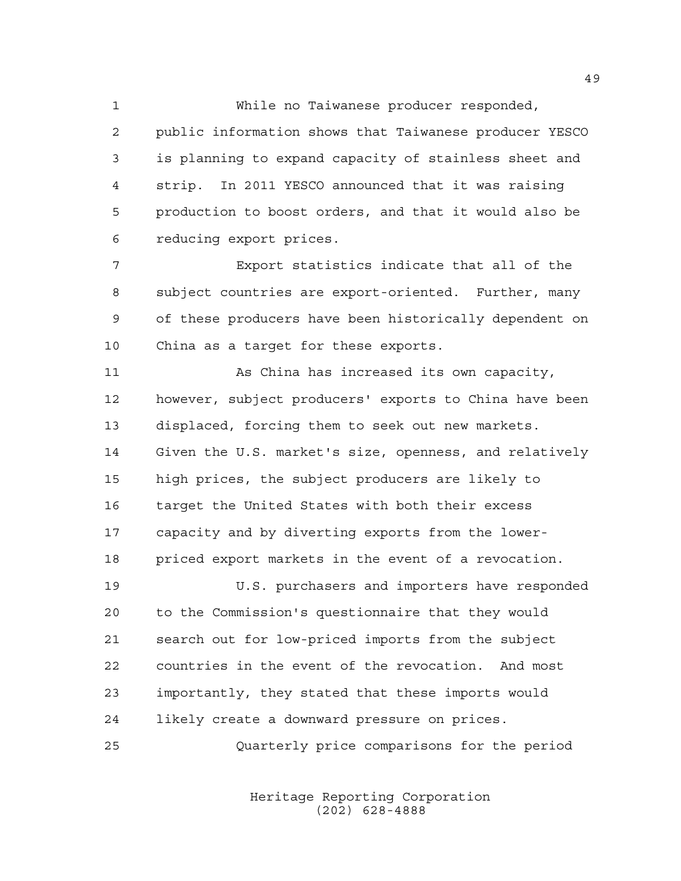While no Taiwanese producer responded, public information shows that Taiwanese producer YESCO is planning to expand capacity of stainless sheet and strip. In 2011 YESCO announced that it was raising production to boost orders, and that it would also be reducing export prices.

Export statistics indicate that all of the subject countries are export-oriented. Further, many of these producers have been historically dependent on China as a target for these exports.

As China has increased its own capacity, however, subject producers' exports to China have been displaced, forcing them to seek out new markets. Given the U.S. market's size, openness, and relatively high prices, the subject producers are likely to target the United States with both their excess capacity and by diverting exports from the lower-priced export markets in the event of a revocation.

U.S. purchasers and importers have responded to the Commission's questionnaire that they would search out for low-priced imports from the subject countries in the event of the revocation. And most importantly, they stated that these imports would likely create a downward pressure on prices.

Quarterly price comparisons for the period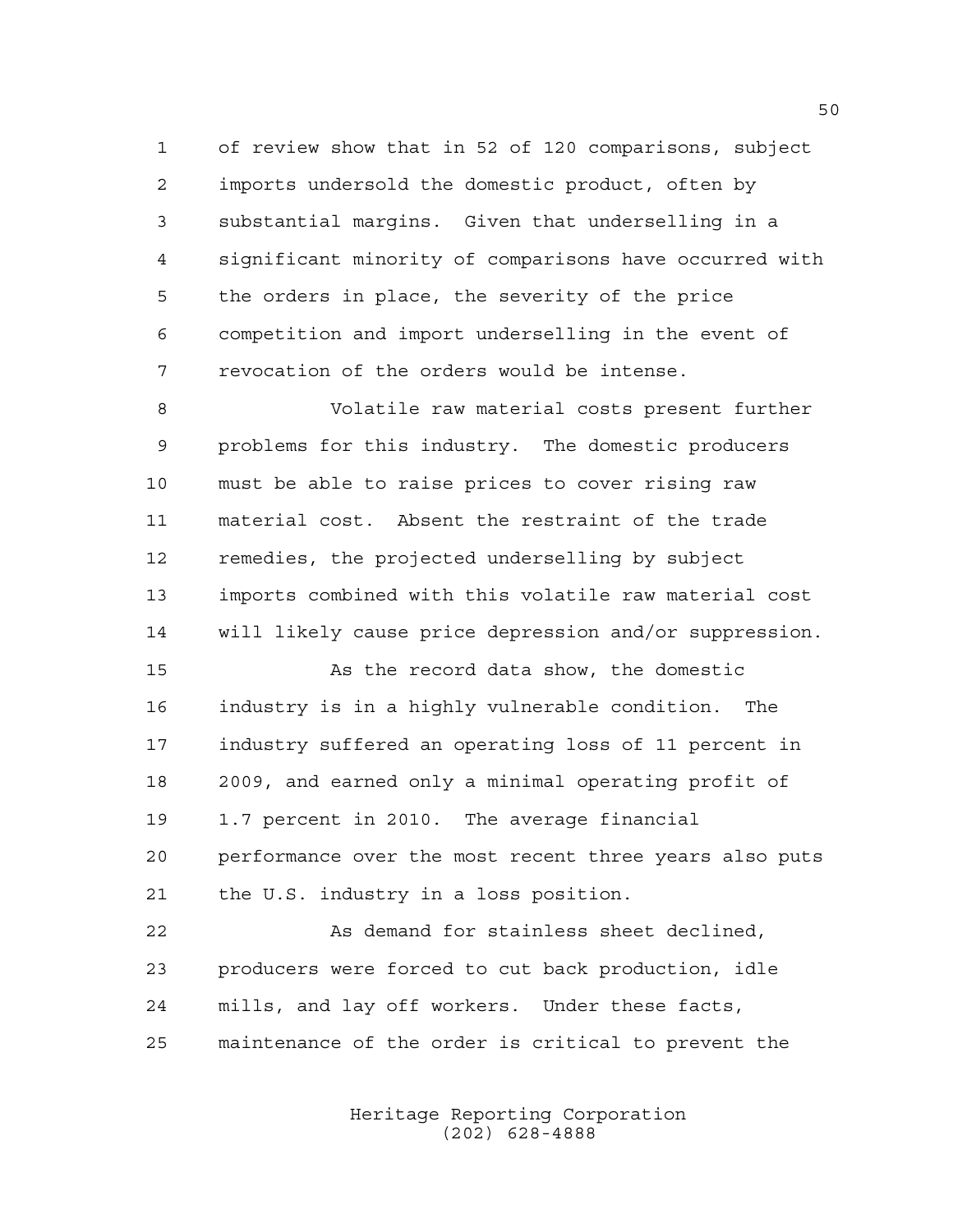of review show that in 52 of 120 comparisons, subject imports undersold the domestic product, often by substantial margins. Given that underselling in a significant minority of comparisons have occurred with the orders in place, the severity of the price competition and import underselling in the event of revocation of the orders would be intense.

Volatile raw material costs present further problems for this industry. The domestic producers must be able to raise prices to cover rising raw material cost. Absent the restraint of the trade remedies, the projected underselling by subject imports combined with this volatile raw material cost will likely cause price depression and/or suppression.

As the record data show, the domestic industry is in a highly vulnerable condition. The industry suffered an operating loss of 11 percent in 2009, and earned only a minimal operating profit of 1.7 percent in 2010. The average financial performance over the most recent three years also puts the U.S. industry in a loss position.

As demand for stainless sheet declined, producers were forced to cut back production, idle mills, and lay off workers. Under these facts, maintenance of the order is critical to prevent the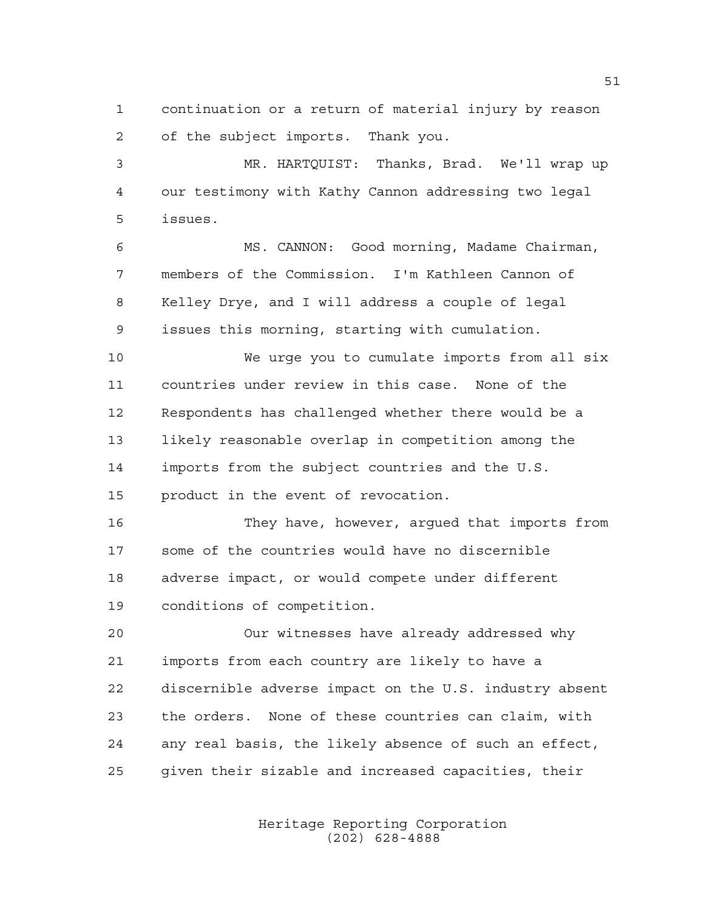continuation or a return of material injury by reason of the subject imports. Thank you.

MR. HARTQUIST: Thanks, Brad. We'll wrap up our testimony with Kathy Cannon addressing two legal issues.

MS. CANNON: Good morning, Madame Chairman, members of the Commission. I'm Kathleen Cannon of Kelley Drye, and I will address a couple of legal issues this morning, starting with cumulation.

We urge you to cumulate imports from all six countries under review in this case. None of the Respondents has challenged whether there would be a likely reasonable overlap in competition among the imports from the subject countries and the U.S. product in the event of revocation.

They have, however, argued that imports from some of the countries would have no discernible adverse impact, or would compete under different conditions of competition.

Our witnesses have already addressed why imports from each country are likely to have a discernible adverse impact on the U.S. industry absent the orders. None of these countries can claim, with any real basis, the likely absence of such an effect, given their sizable and increased capacities, their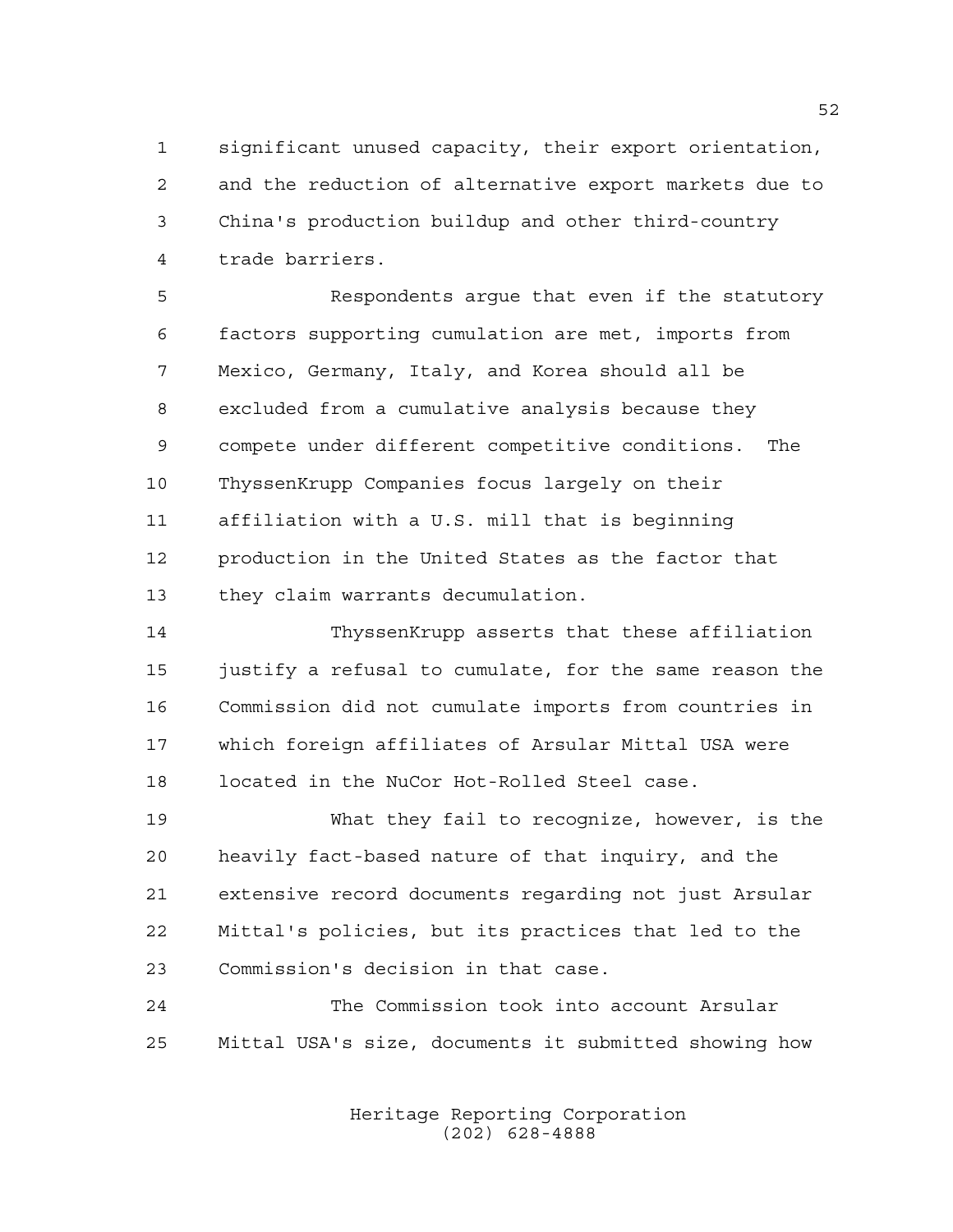significant unused capacity, their export orientation, and the reduction of alternative export markets due to China's production buildup and other third-country trade barriers.

Respondents argue that even if the statutory factors supporting cumulation are met, imports from Mexico, Germany, Italy, and Korea should all be excluded from a cumulative analysis because they compete under different competitive conditions. The ThyssenKrupp Companies focus largely on their affiliation with a U.S. mill that is beginning production in the United States as the factor that they claim warrants decumulation.

ThyssenKrupp asserts that these affiliation justify a refusal to cumulate, for the same reason the Commission did not cumulate imports from countries in which foreign affiliates of Arsular Mittal USA were located in the NuCor Hot-Rolled Steel case.

What they fail to recognize, however, is the heavily fact-based nature of that inquiry, and the extensive record documents regarding not just Arsular Mittal's policies, but its practices that led to the Commission's decision in that case.

The Commission took into account Arsular Mittal USA's size, documents it submitted showing how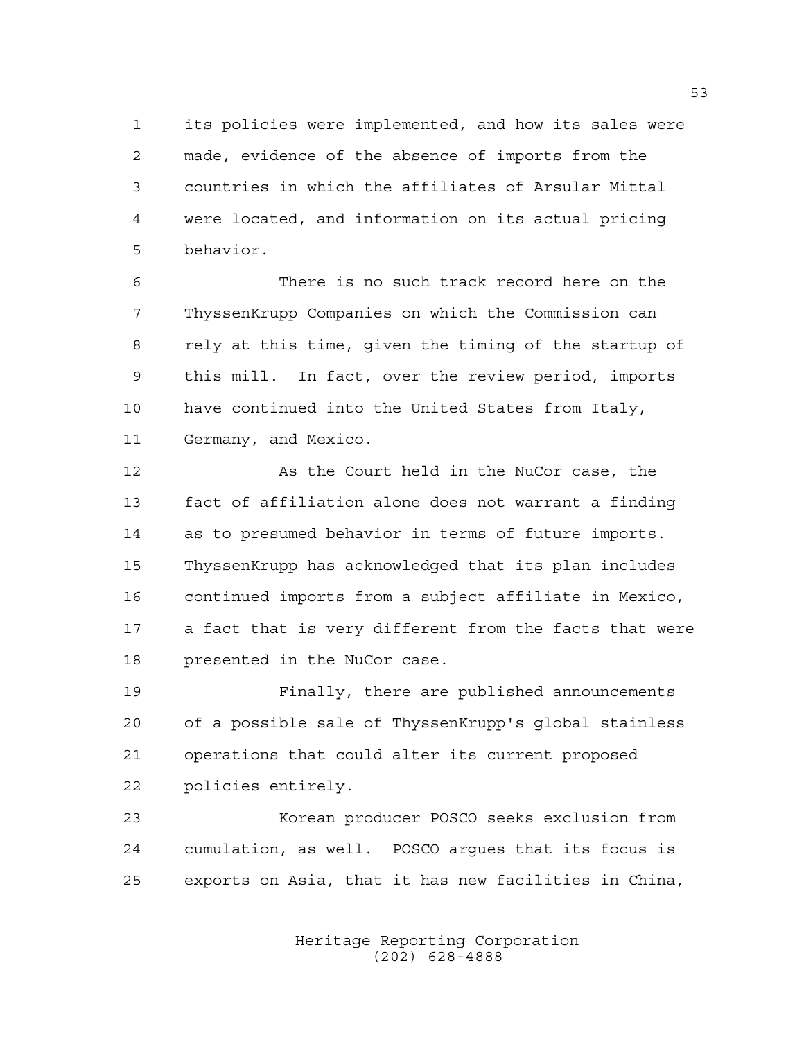its policies were implemented, and how its sales were made, evidence of the absence of imports from the countries in which the affiliates of Arsular Mittal were located, and information on its actual pricing behavior.

There is no such track record here on the ThyssenKrupp Companies on which the Commission can rely at this time, given the timing of the startup of this mill. In fact, over the review period, imports have continued into the United States from Italy, Germany, and Mexico.

As the Court held in the NuCor case, the fact of affiliation alone does not warrant a finding as to presumed behavior in terms of future imports. ThyssenKrupp has acknowledged that its plan includes continued imports from a subject affiliate in Mexico, a fact that is very different from the facts that were presented in the NuCor case.

Finally, there are published announcements of a possible sale of ThyssenKrupp's global stainless operations that could alter its current proposed policies entirely.

Korean producer POSCO seeks exclusion from cumulation, as well. POSCO argues that its focus is exports on Asia, that it has new facilities in China,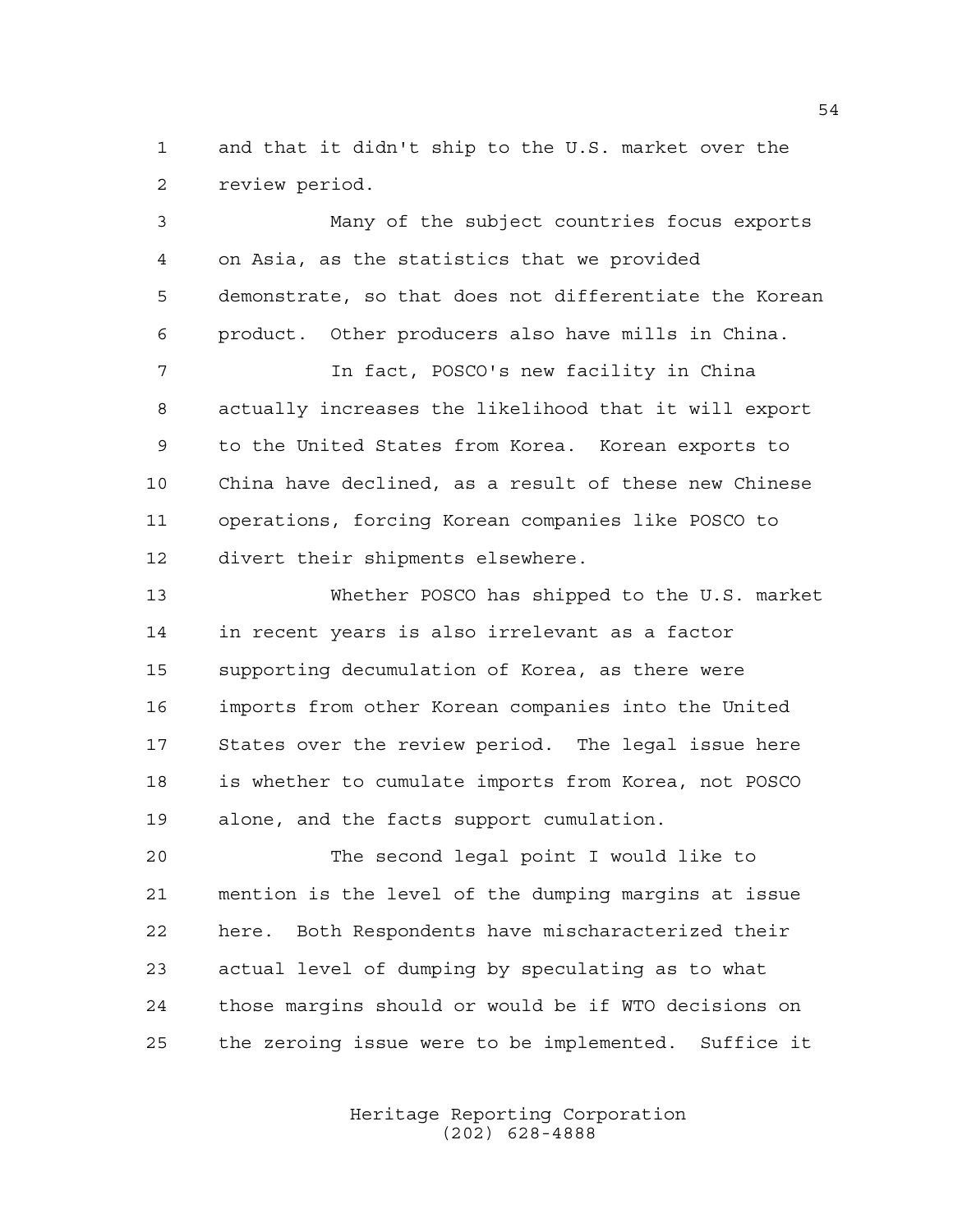and that it didn't ship to the U.S. market over the review period.

Many of the subject countries focus exports on Asia, as the statistics that we provided demonstrate, so that does not differentiate the Korean product. Other producers also have mills in China.

In fact, POSCO's new facility in China actually increases the likelihood that it will export to the United States from Korea. Korean exports to China have declined, as a result of these new Chinese operations, forcing Korean companies like POSCO to divert their shipments elsewhere.

Whether POSCO has shipped to the U.S. market in recent years is also irrelevant as a factor supporting decumulation of Korea, as there were imports from other Korean companies into the United States over the review period. The legal issue here is whether to cumulate imports from Korea, not POSCO alone, and the facts support cumulation.

The second legal point I would like to mention is the level of the dumping margins at issue here. Both Respondents have mischaracterized their actual level of dumping by speculating as to what those margins should or would be if WTO decisions on the zeroing issue were to be implemented. Suffice it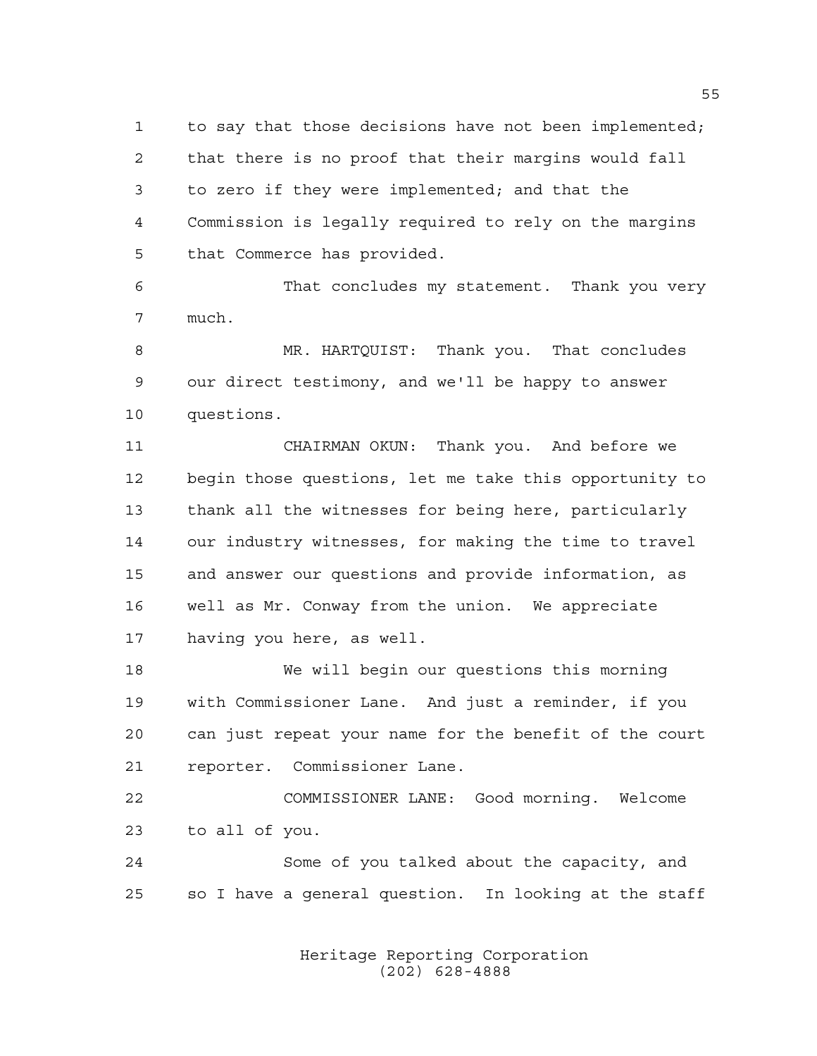to say that those decisions have not been implemented; that there is no proof that their margins would fall to zero if they were implemented; and that the Commission is legally required to rely on the margins that Commerce has provided.

That concludes my statement. Thank you very much.

MR. HARTQUIST: Thank you. That concludes our direct testimony, and we'll be happy to answer questions.

CHAIRMAN OKUN: Thank you. And before we begin those questions, let me take this opportunity to thank all the witnesses for being here, particularly our industry witnesses, for making the time to travel and answer our questions and provide information, as well as Mr. Conway from the union. We appreciate having you here, as well.

We will begin our questions this morning with Commissioner Lane. And just a reminder, if you can just repeat your name for the benefit of the court reporter. Commissioner Lane.

COMMISSIONER LANE: Good morning. Welcome to all of you.

Some of you talked about the capacity, and so I have a general question. In looking at the staff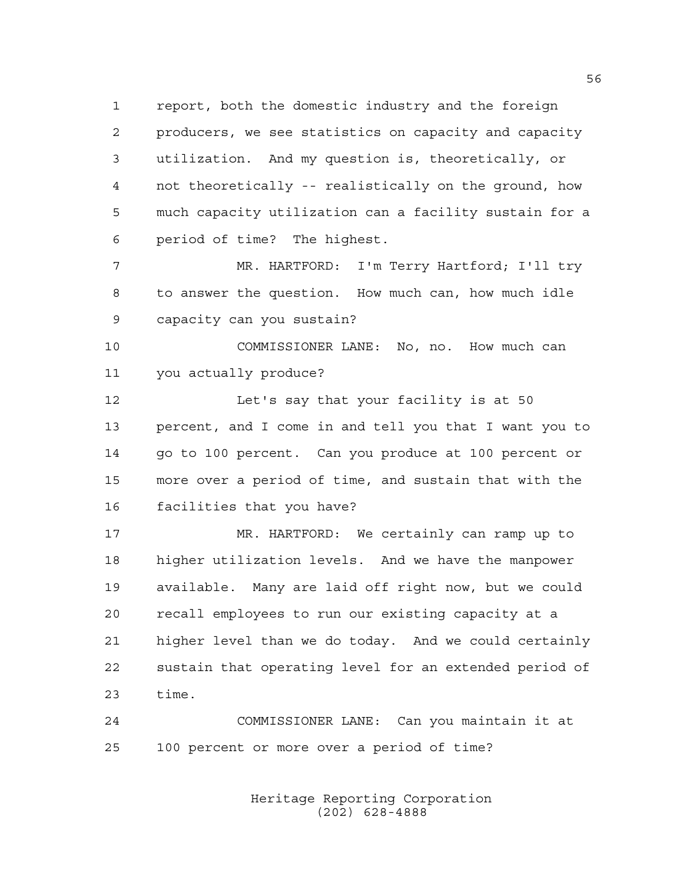report, both the domestic industry and the foreign producers, we see statistics on capacity and capacity utilization. And my question is, theoretically, or not theoretically -- realistically on the ground, how much capacity utilization can a facility sustain for a period of time? The highest.

MR. HARTFORD: I'm Terry Hartford; I'll try to answer the question. How much can, how much idle capacity can you sustain?

COMMISSIONER LANE: No, no. How much can you actually produce?

Let's say that your facility is at 50 percent, and I come in and tell you that I want you to go to 100 percent. Can you produce at 100 percent or more over a period of time, and sustain that with the facilities that you have?

MR. HARTFORD: We certainly can ramp up to higher utilization levels. And we have the manpower available. Many are laid off right now, but we could recall employees to run our existing capacity at a higher level than we do today. And we could certainly sustain that operating level for an extended period of time.

COMMISSIONER LANE: Can you maintain it at 100 percent or more over a period of time?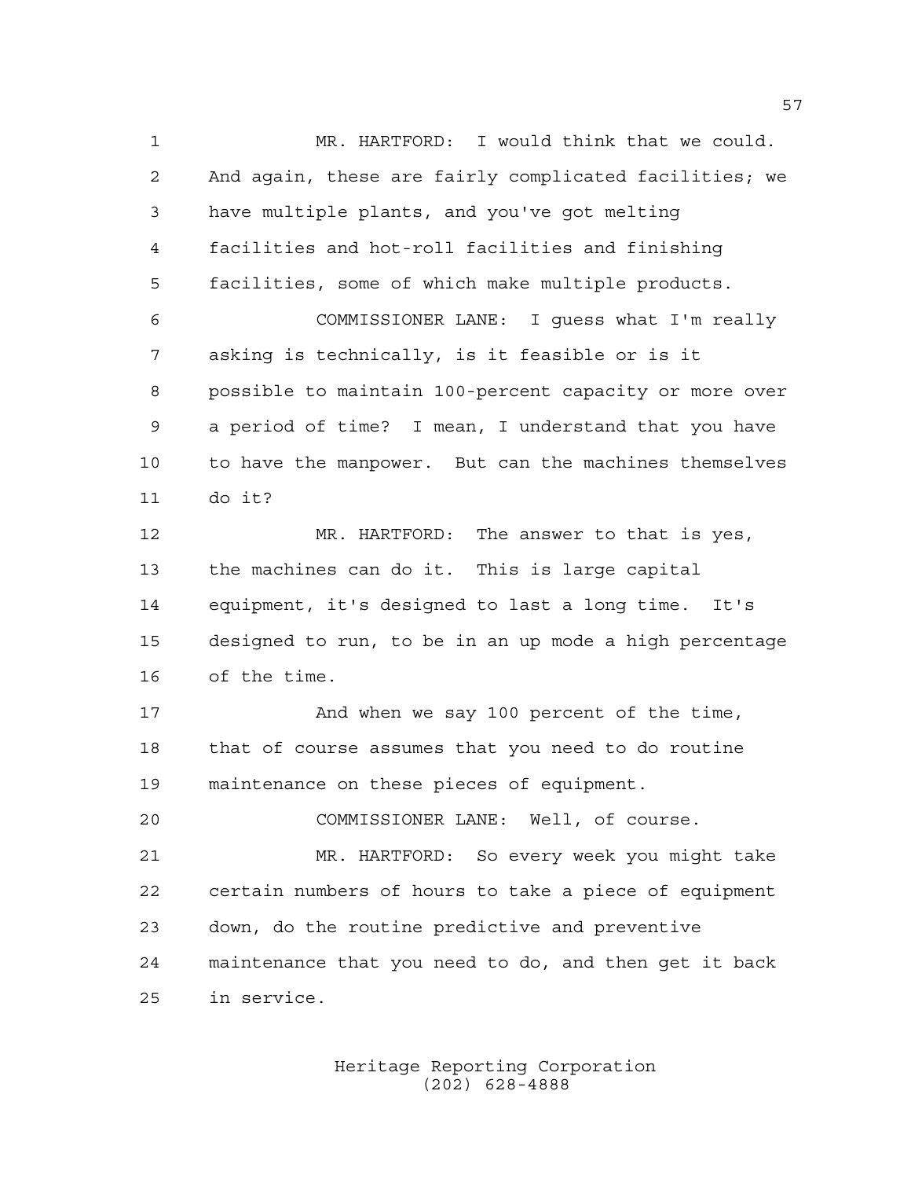MR. HARTFORD: I would think that we could. And again, these are fairly complicated facilities; we have multiple plants, and you've got melting facilities and hot-roll facilities and finishing facilities, some of which make multiple products.

COMMISSIONER LANE: I guess what I'm really asking is technically, is it feasible or is it possible to maintain 100-percent capacity or more over a period of time? I mean, I understand that you have to have the manpower. But can the machines themselves do it?

MR. HARTFORD: The answer to that is yes, the machines can do it. This is large capital equipment, it's designed to last a long time. It's designed to run, to be in an up mode a high percentage of the time.

And when we say 100 percent of the time, that of course assumes that you need to do routine maintenance on these pieces of equipment.

COMMISSIONER LANE: Well, of course.

MR. HARTFORD: So every week you might take certain numbers of hours to take a piece of equipment down, do the routine predictive and preventive maintenance that you need to do, and then get it back in service.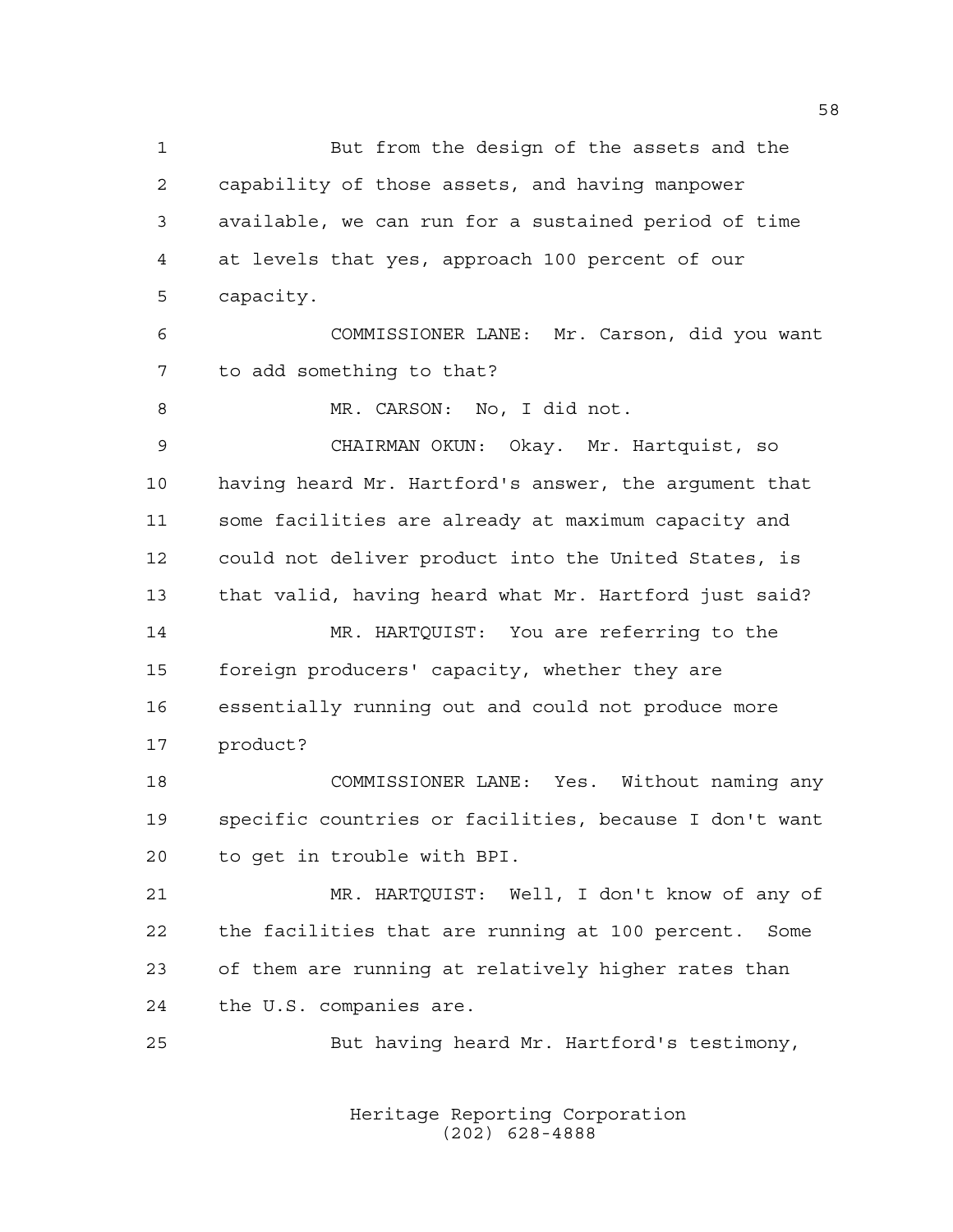But from the design of the assets and the capability of those assets, and having manpower available, we can run for a sustained period of time at levels that yes, approach 100 percent of our capacity.

COMMISSIONER LANE: Mr. Carson, did you want to add something to that?

MR. CARSON: No, I did not.

CHAIRMAN OKUN: Okay. Mr. Hartquist, so having heard Mr. Hartford's answer, the argument that some facilities are already at maximum capacity and could not deliver product into the United States, is that valid, having heard what Mr. Hartford just said?

MR. HARTQUIST: You are referring to the foreign producers' capacity, whether they are essentially running out and could not produce more product?

COMMISSIONER LANE: Yes. Without naming any specific countries or facilities, because I don't want to get in trouble with BPI.

MR. HARTQUIST: Well, I don't know of any of the facilities that are running at 100 percent. Some of them are running at relatively higher rates than the U.S. companies are.

But having heard Mr. Hartford's testimony,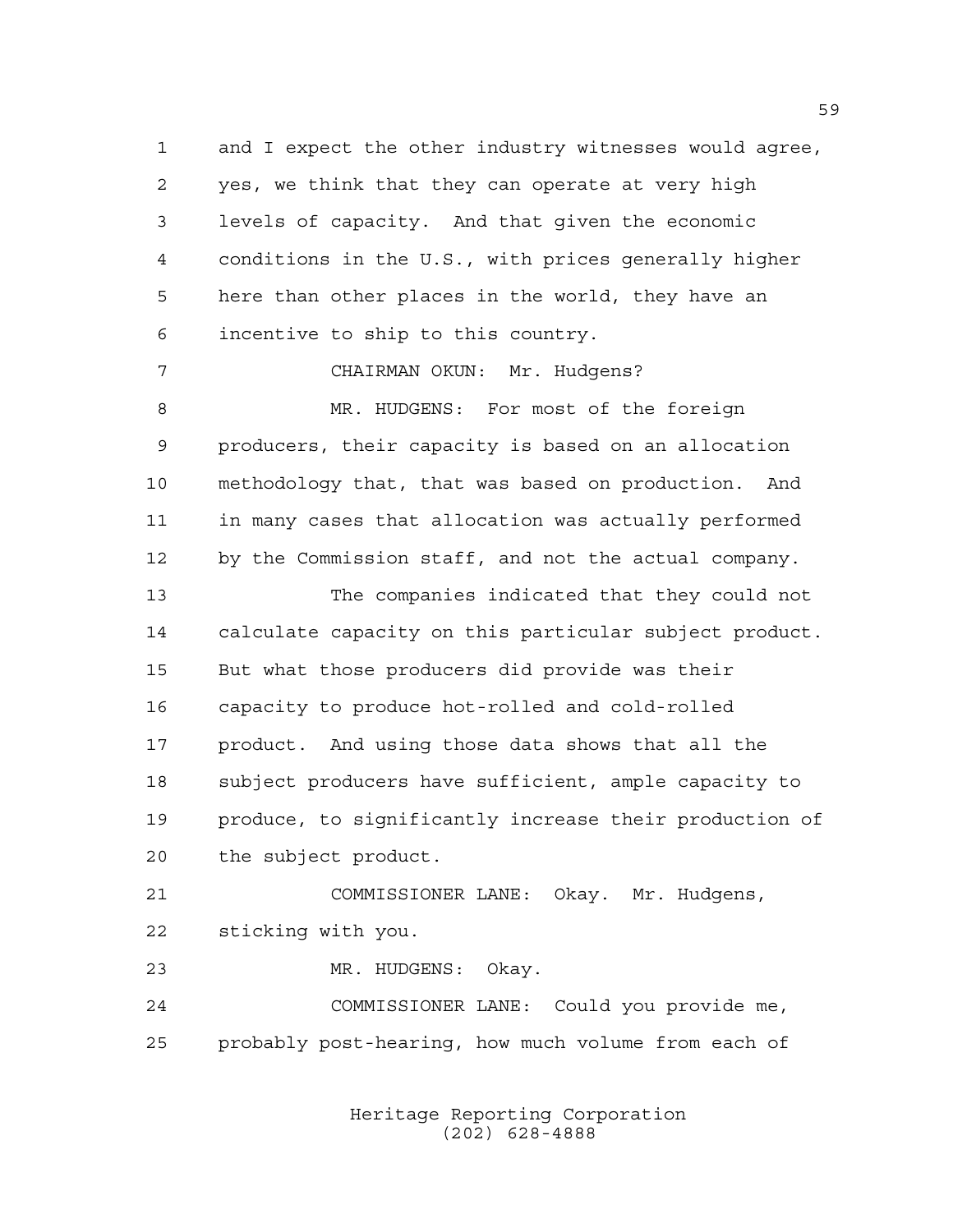and I expect the other industry witnesses would agree, yes, we think that they can operate at very high levels of capacity. And that given the economic conditions in the U.S., with prices generally higher here than other places in the world, they have an incentive to ship to this country.

CHAIRMAN OKUN: Mr. Hudgens?

MR. HUDGENS: For most of the foreign producers, their capacity is based on an allocation methodology that, that was based on production. And in many cases that allocation was actually performed by the Commission staff, and not the actual company.

The companies indicated that they could not calculate capacity on this particular subject product. But what those producers did provide was their capacity to produce hot-rolled and cold-rolled product. And using those data shows that all the subject producers have sufficient, ample capacity to produce, to significantly increase their production of the subject product.

COMMISSIONER LANE: Okay. Mr. Hudgens, sticking with you.

MR. HUDGENS: Okay.

COMMISSIONER LANE: Could you provide me, probably post-hearing, how much volume from each of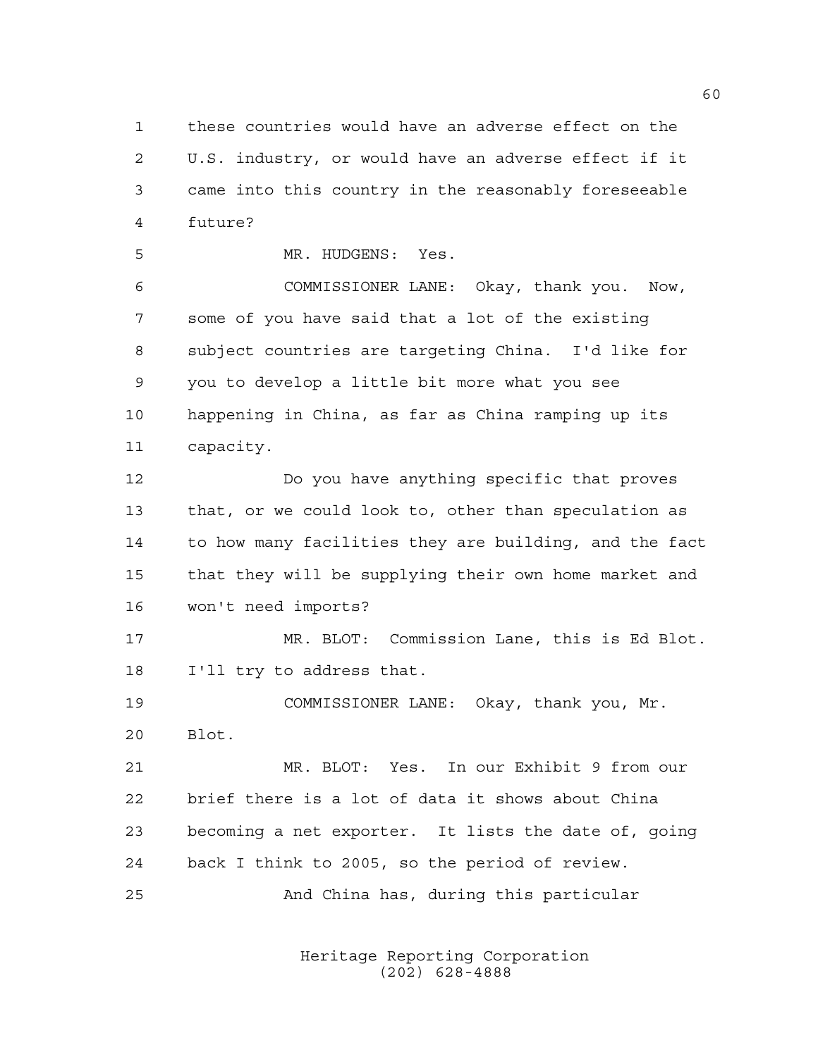these countries would have an adverse effect on the U.S. industry, or would have an adverse effect if it came into this country in the reasonably foreseeable future?

MR. HUDGENS: Yes.

COMMISSIONER LANE: Okay, thank you. Now, some of you have said that a lot of the existing subject countries are targeting China. I'd like for you to develop a little bit more what you see happening in China, as far as China ramping up its capacity.

Do you have anything specific that proves that, or we could look to, other than speculation as to how many facilities they are building, and the fact that they will be supplying their own home market and won't need imports?

MR. BLOT: Commission Lane, this is Ed Blot. I'll try to address that.

COMMISSIONER LANE: Okay, thank you, Mr. Blot.

MR. BLOT: Yes. In our Exhibit 9 from our brief there is a lot of data it shows about China becoming a net exporter. It lists the date of, going back I think to 2005, so the period of review.

And China has, during this particular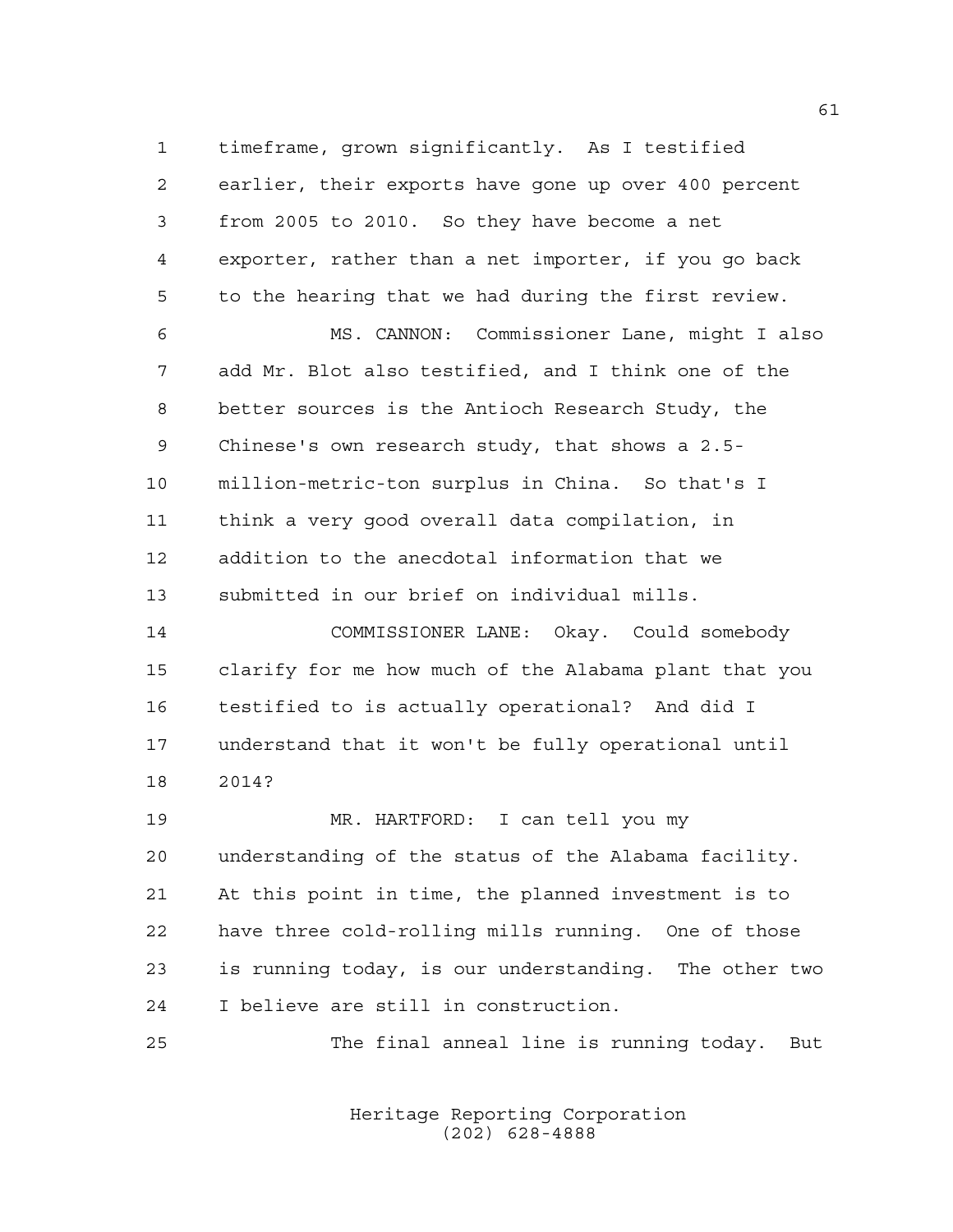timeframe, grown significantly. As I testified earlier, their exports have gone up over 400 percent from 2005 to 2010. So they have become a net exporter, rather than a net importer, if you go back to the hearing that we had during the first review.

MS. CANNON: Commissioner Lane, might I also add Mr. Blot also testified, and I think one of the better sources is the Antioch Research Study, the Chinese's own research study, that shows a 2.5-million-metric-ton surplus in China. So that's I think a very good overall data compilation, in addition to the anecdotal information that we submitted in our brief on individual mills.

COMMISSIONER LANE: Okay. Could somebody clarify for me how much of the Alabama plant that you testified to is actually operational? And did I understand that it won't be fully operational until 2014?

MR. HARTFORD: I can tell you my understanding of the status of the Alabama facility. At this point in time, the planned investment is to have three cold-rolling mills running. One of those is running today, is our understanding. The other two I believe are still in construction.

The final anneal line is running today. But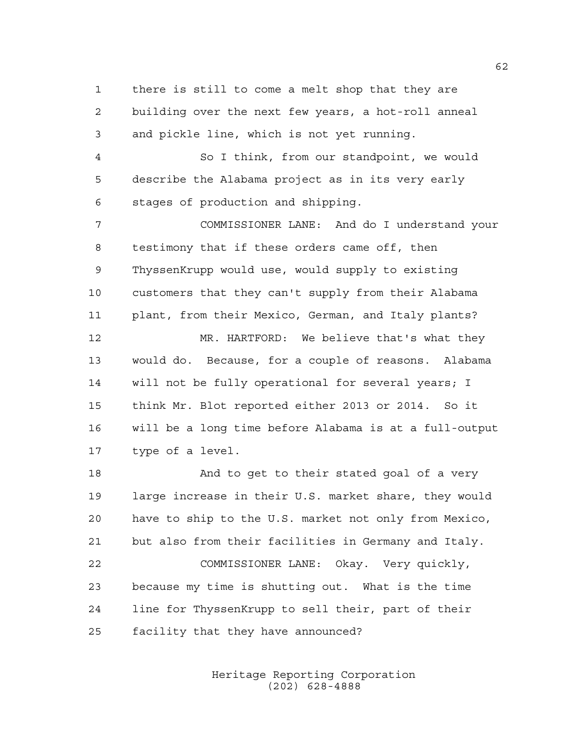there is still to come a melt shop that they are building over the next few years, a hot-roll anneal and pickle line, which is not yet running.

So I think, from our standpoint, we would describe the Alabama project as in its very early stages of production and shipping.

COMMISSIONER LANE: And do I understand your testimony that if these orders came off, then ThyssenKrupp would use, would supply to existing customers that they can't supply from their Alabama plant, from their Mexico, German, and Italy plants?

MR. HARTFORD: We believe that's what they would do. Because, for a couple of reasons. Alabama will not be fully operational for several years; I think Mr. Blot reported either 2013 or 2014. So it will be a long time before Alabama is at a full-output type of a level.

And to get to their stated goal of a very large increase in their U.S. market share, they would have to ship to the U.S. market not only from Mexico, but also from their facilities in Germany and Italy.

COMMISSIONER LANE: Okay. Very quickly, because my time is shutting out. What is the time line for ThyssenKrupp to sell their, part of their facility that they have announced?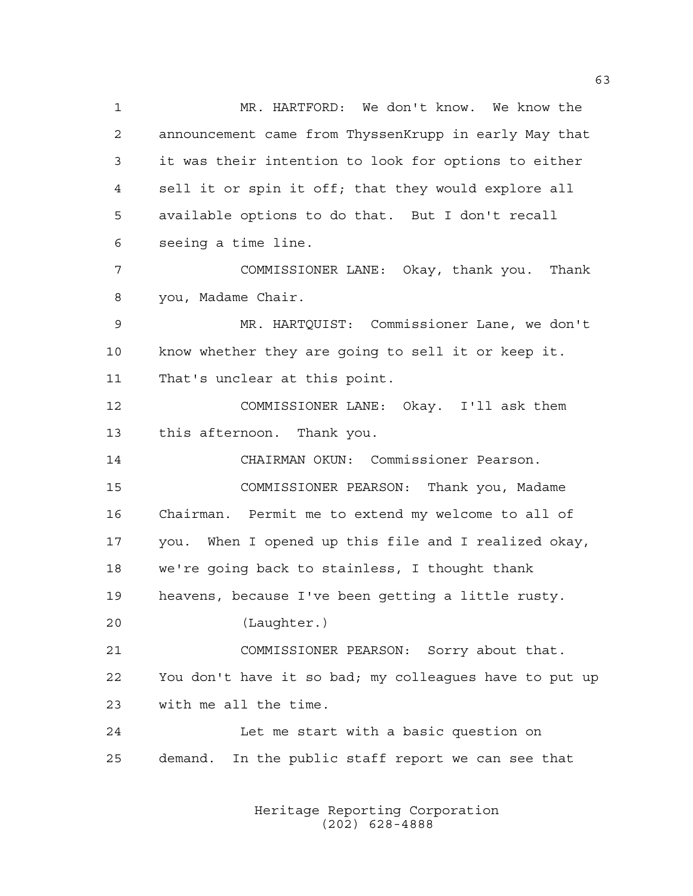MR. HARTFORD: We don't know. We know the announcement came from ThyssenKrupp in early May that it was their intention to look for options to either sell it or spin it off; that they would explore all available options to do that. But I don't recall seeing a time line.

COMMISSIONER LANE: Okay, thank you. Thank you, Madame Chair.

MR. HARTQUIST: Commissioner Lane, we don't know whether they are going to sell it or keep it. That's unclear at this point.

COMMISSIONER LANE: Okay. I'll ask them this afternoon. Thank you.

CHAIRMAN OKUN: Commissioner Pearson.

COMMISSIONER PEARSON: Thank you, Madame Chairman. Permit me to extend my welcome to all of you. When I opened up this file and I realized okay, we're going back to stainless, I thought thank heavens, because I've been getting a little rusty.

(Laughter.)

COMMISSIONER PEARSON: Sorry about that. You don't have it so bad; my colleagues have to put up with me all the time.

Let me start with a basic question on demand. In the public staff report we can see that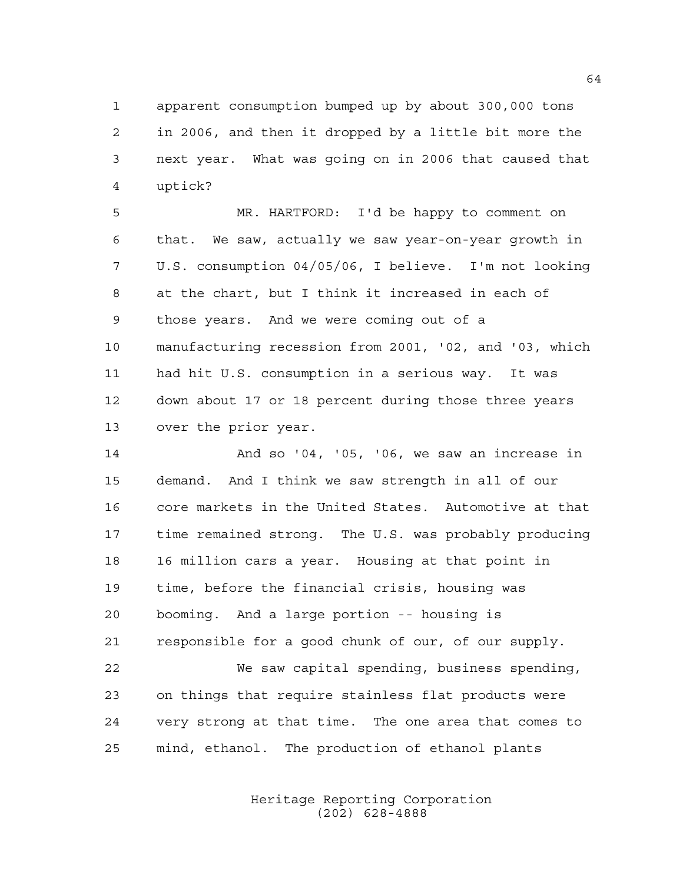apparent consumption bumped up by about 300,000 tons in 2006, and then it dropped by a little bit more the next year. What was going on in 2006 that caused that uptick?

MR. HARTFORD: I'd be happy to comment on that. We saw, actually we saw year-on-year growth in U.S. consumption 04/05/06, I believe. I'm not looking at the chart, but I think it increased in each of those years. And we were coming out of a manufacturing recession from 2001, '02, and '03, which had hit U.S. consumption in a serious way. It was down about 17 or 18 percent during those three years over the prior year.

And so '04, '05, '06, we saw an increase in demand. And I think we saw strength in all of our core markets in the United States. Automotive at that time remained strong. The U.S. was probably producing 16 million cars a year. Housing at that point in time, before the financial crisis, housing was booming. And a large portion -- housing is responsible for a good chunk of our, of our supply.

We saw capital spending, business spending, on things that require stainless flat products were very strong at that time. The one area that comes to mind, ethanol. The production of ethanol plants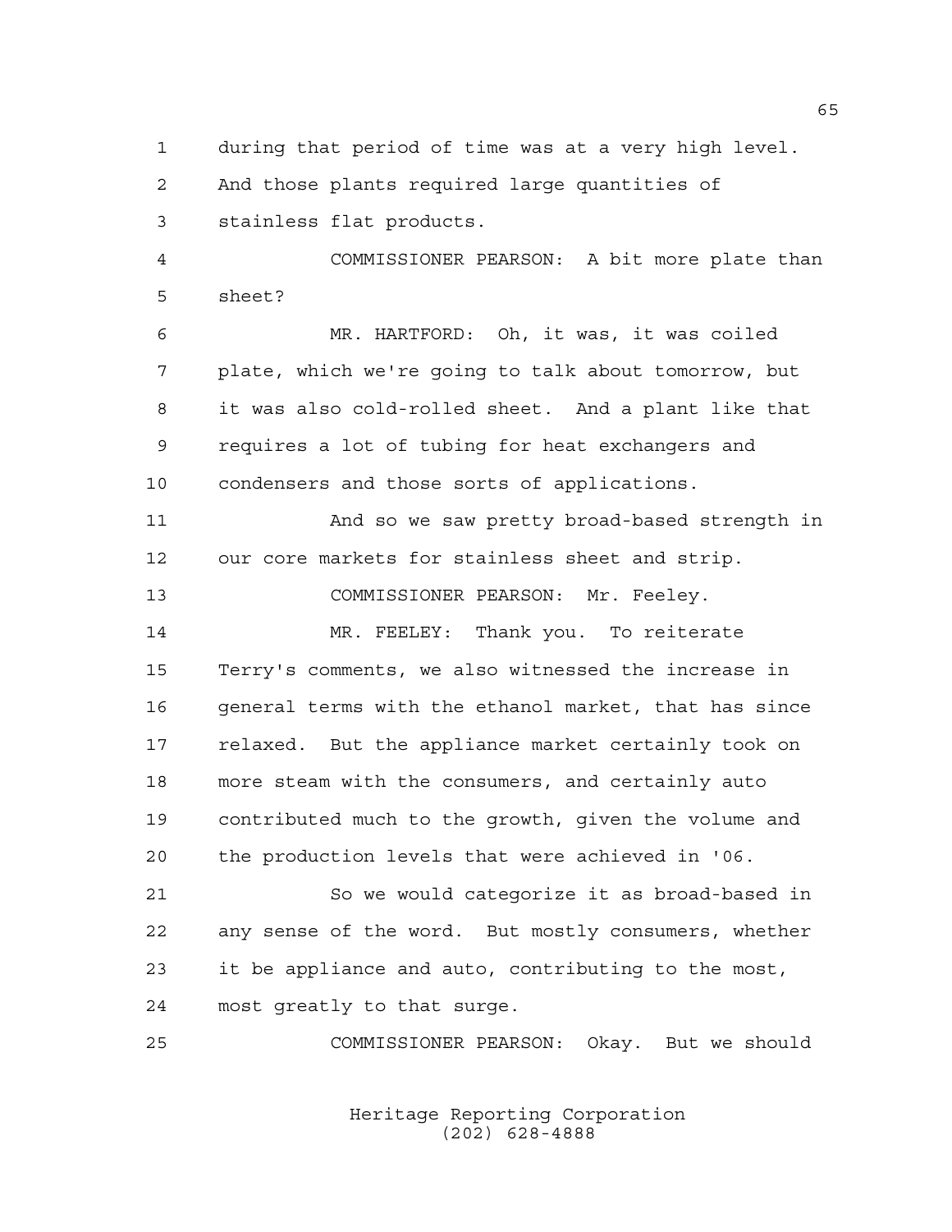during that period of time was at a very high level. And those plants required large quantities of stainless flat products.

COMMISSIONER PEARSON: A bit more plate than sheet?

MR. HARTFORD: Oh, it was, it was coiled plate, which we're going to talk about tomorrow, but it was also cold-rolled sheet. And a plant like that requires a lot of tubing for heat exchangers and condensers and those sorts of applications.

And so we saw pretty broad-based strength in our core markets for stainless sheet and strip.

COMMISSIONER PEARSON: Mr. Feeley.

MR. FEELEY: Thank you. To reiterate Terry's comments, we also witnessed the increase in general terms with the ethanol market, that has since relaxed. But the appliance market certainly took on more steam with the consumers, and certainly auto contributed much to the growth, given the volume and the production levels that were achieved in '06.

So we would categorize it as broad-based in any sense of the word. But mostly consumers, whether it be appliance and auto, contributing to the most, most greatly to that surge.

COMMISSIONER PEARSON: Okay. But we should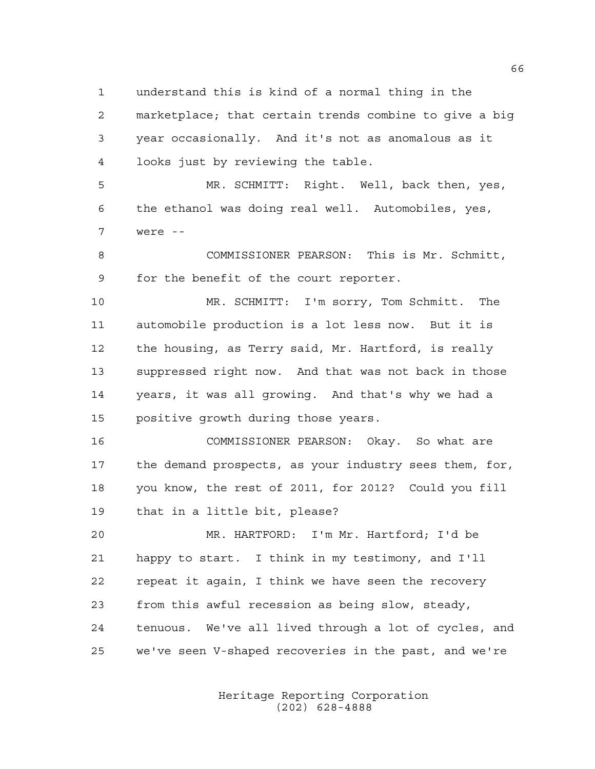understand this is kind of a normal thing in the marketplace; that certain trends combine to give a big year occasionally. And it's not as anomalous as it looks just by reviewing the table.

MR. SCHMITT: Right. Well, back then, yes, the ethanol was doing real well. Automobiles, yes, were --

COMMISSIONER PEARSON: This is Mr. Schmitt, for the benefit of the court reporter.

MR. SCHMITT: I'm sorry, Tom Schmitt. The automobile production is a lot less now. But it is the housing, as Terry said, Mr. Hartford, is really suppressed right now. And that was not back in those years, it was all growing. And that's why we had a positive growth during those years.

COMMISSIONER PEARSON: Okay. So what are the demand prospects, as your industry sees them, for, you know, the rest of 2011, for 2012? Could you fill that in a little bit, please?

MR. HARTFORD: I'm Mr. Hartford; I'd be happy to start. I think in my testimony, and I'll repeat it again, I think we have seen the recovery from this awful recession as being slow, steady, tenuous. We've all lived through a lot of cycles, and we've seen V-shaped recoveries in the past, and we're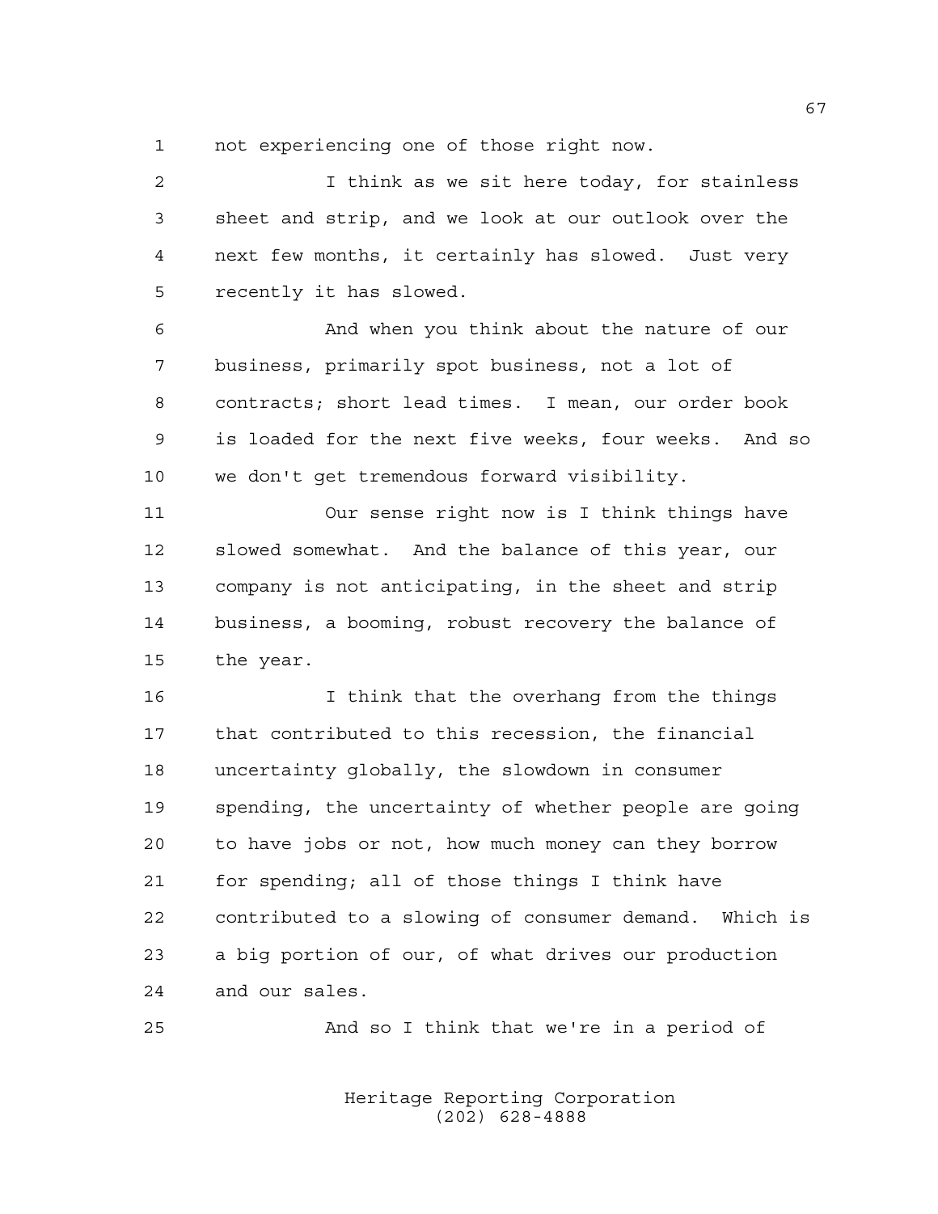not experiencing one of those right now.

I think as we sit here today, for stainless sheet and strip, and we look at our outlook over the next few months, it certainly has slowed. Just very recently it has slowed.

And when you think about the nature of our business, primarily spot business, not a lot of contracts; short lead times. I mean, our order book is loaded for the next five weeks, four weeks. And so we don't get tremendous forward visibility.

Our sense right now is I think things have slowed somewhat. And the balance of this year, our company is not anticipating, in the sheet and strip business, a booming, robust recovery the balance of the year.

I think that the overhang from the things that contributed to this recession, the financial uncertainty globally, the slowdown in consumer spending, the uncertainty of whether people are going to have jobs or not, how much money can they borrow for spending; all of those things I think have contributed to a slowing of consumer demand. Which is a big portion of our, of what drives our production and our sales.

And so I think that we're in a period of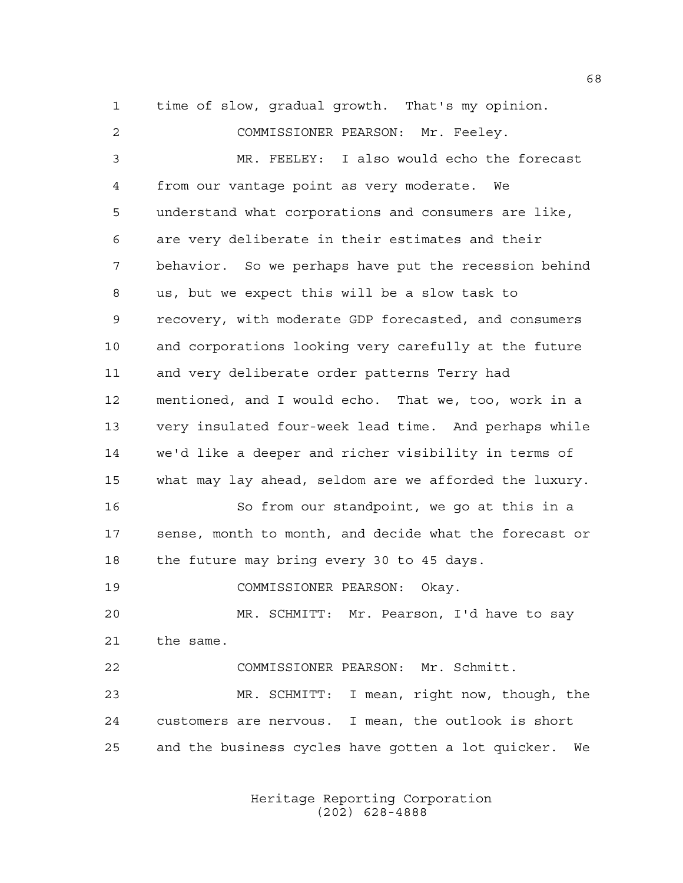time of slow, gradual growth. That's my opinion.

COMMISSIONER PEARSON: Mr. Feeley.

MR. FEELEY: I also would echo the forecast from our vantage point as very moderate. We understand what corporations and consumers are like, are very deliberate in their estimates and their behavior. So we perhaps have put the recession behind us, but we expect this will be a slow task to recovery, with moderate GDP forecasted, and consumers and corporations looking very carefully at the future and very deliberate order patterns Terry had mentioned, and I would echo. That we, too, work in a very insulated four-week lead time. And perhaps while we'd like a deeper and richer visibility in terms of what may lay ahead, seldom are we afforded the luxury.

So from our standpoint, we go at this in a sense, month to month, and decide what the forecast or the future may bring every 30 to 45 days.

COMMISSIONER PEARSON: Okay.

MR. SCHMITT: Mr. Pearson, I'd have to say the same.

COMMISSIONER PEARSON: Mr. Schmitt.

MR. SCHMITT: I mean, right now, though, the customers are nervous. I mean, the outlook is short and the business cycles have gotten a lot quicker. We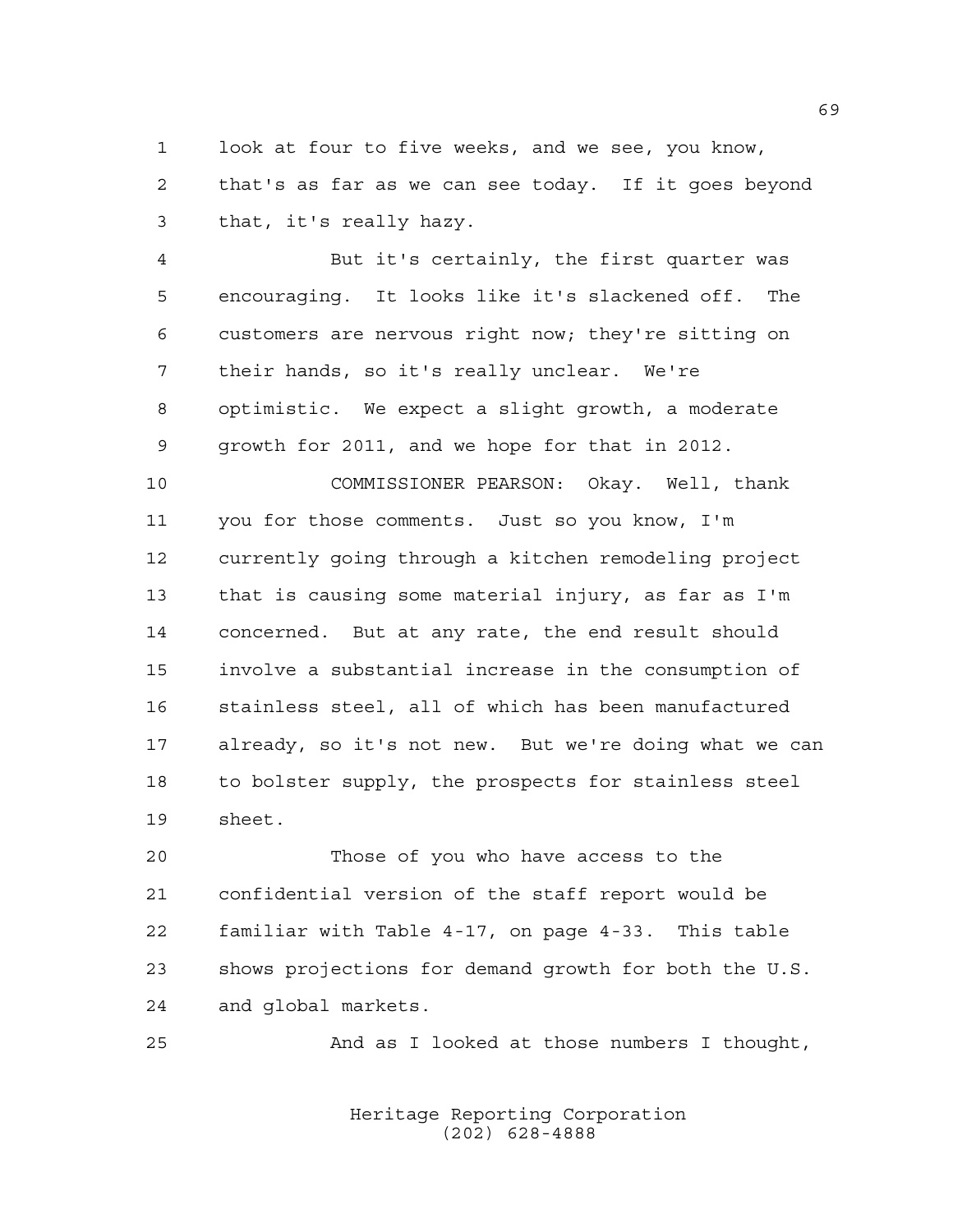look at four to five weeks, and we see, you know, that's as far as we can see today. If it goes beyond that, it's really hazy.

But it's certainly, the first quarter was encouraging. It looks like it's slackened off. The customers are nervous right now; they're sitting on their hands, so it's really unclear. We're optimistic. We expect a slight growth, a moderate growth for 2011, and we hope for that in 2012.

COMMISSIONER PEARSON: Okay. Well, thank you for those comments. Just so you know, I'm currently going through a kitchen remodeling project that is causing some material injury, as far as I'm concerned. But at any rate, the end result should involve a substantial increase in the consumption of stainless steel, all of which has been manufactured already, so it's not new. But we're doing what we can to bolster supply, the prospects for stainless steel sheet.

Those of you who have access to the confidential version of the staff report would be familiar with Table 4-17, on page 4-33. This table shows projections for demand growth for both the U.S. and global markets.

And as I looked at those numbers I thought,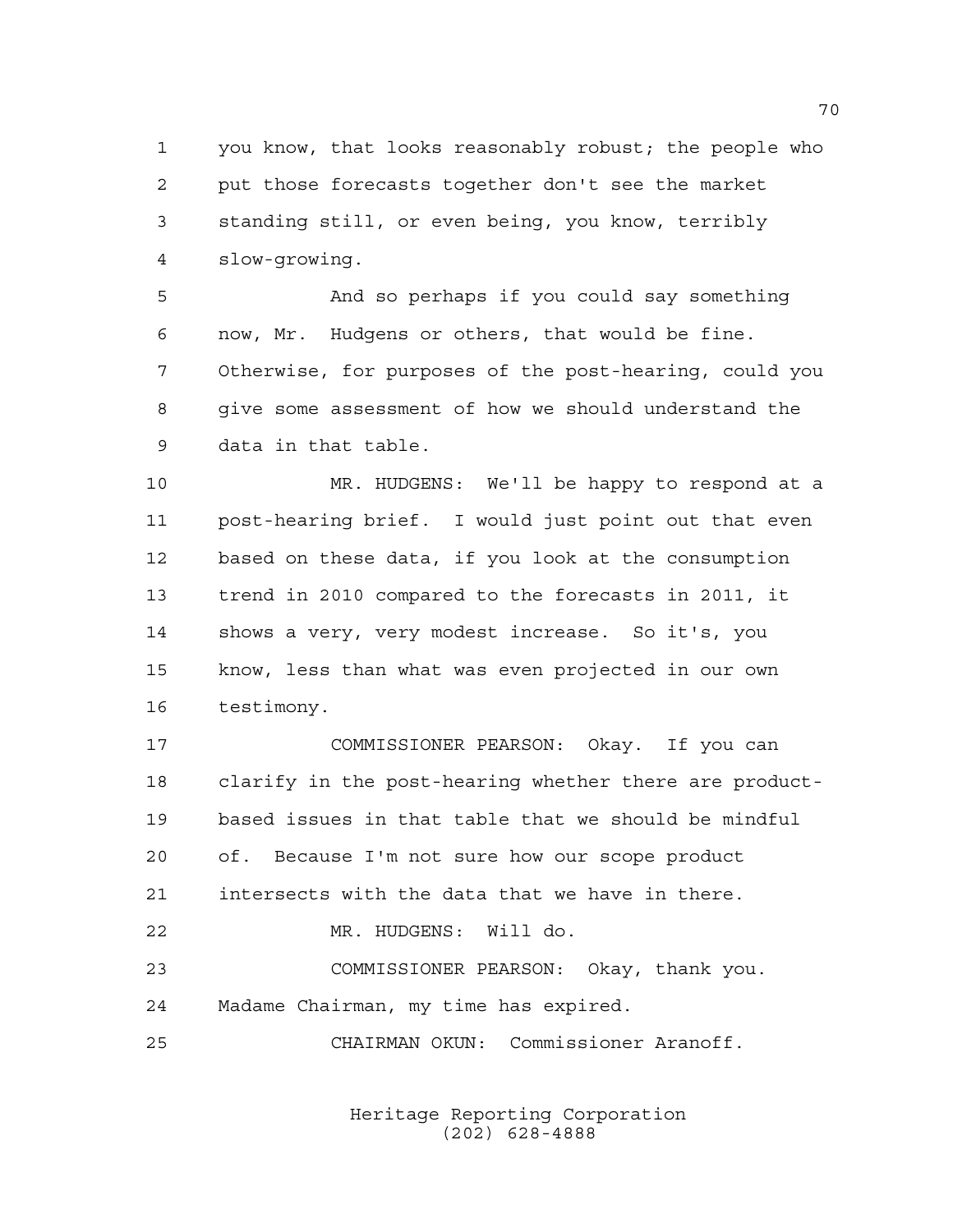you know, that looks reasonably robust; the people who put those forecasts together don't see the market standing still, or even being, you know, terribly slow-growing.

And so perhaps if you could say something now, Mr. Hudgens or others, that would be fine. Otherwise, for purposes of the post-hearing, could you give some assessment of how we should understand the data in that table.

MR. HUDGENS: We'll be happy to respond at a post-hearing brief. I would just point out that even based on these data, if you look at the consumption trend in 2010 compared to the forecasts in 2011, it shows a very, very modest increase. So it's, you know, less than what was even projected in our own testimony.

COMMISSIONER PEARSON: Okay. If you can clarify in the post-hearing whether there are product-based issues in that table that we should be mindful of. Because I'm not sure how our scope product intersects with the data that we have in there.

MR. HUDGENS: Will do.

COMMISSIONER PEARSON: Okay, thank you. Madame Chairman, my time has expired.

CHAIRMAN OKUN: Commissioner Aranoff.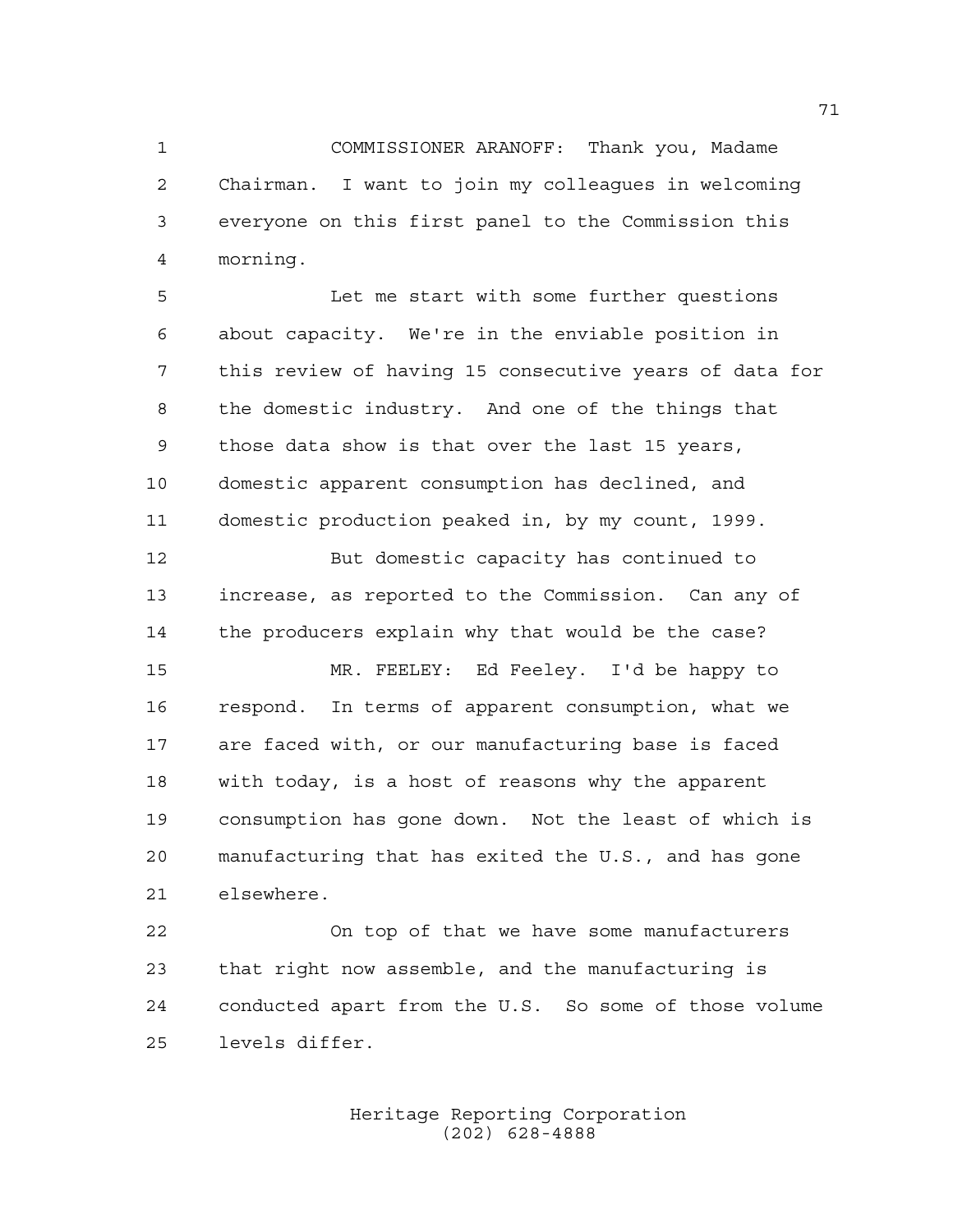COMMISSIONER ARANOFF: Thank you, Madame Chairman. I want to join my colleagues in welcoming everyone on this first panel to the Commission this morning.

Let me start with some further questions about capacity. We're in the enviable position in this review of having 15 consecutive years of data for the domestic industry. And one of the things that those data show is that over the last 15 years, domestic apparent consumption has declined, and domestic production peaked in, by my count, 1999.

But domestic capacity has continued to increase, as reported to the Commission. Can any of the producers explain why that would be the case?

MR. FEELEY: Ed Feeley. I'd be happy to respond. In terms of apparent consumption, what we are faced with, or our manufacturing base is faced with today, is a host of reasons why the apparent consumption has gone down. Not the least of which is manufacturing that has exited the U.S., and has gone elsewhere.

On top of that we have some manufacturers that right now assemble, and the manufacturing is conducted apart from the U.S. So some of those volume levels differ.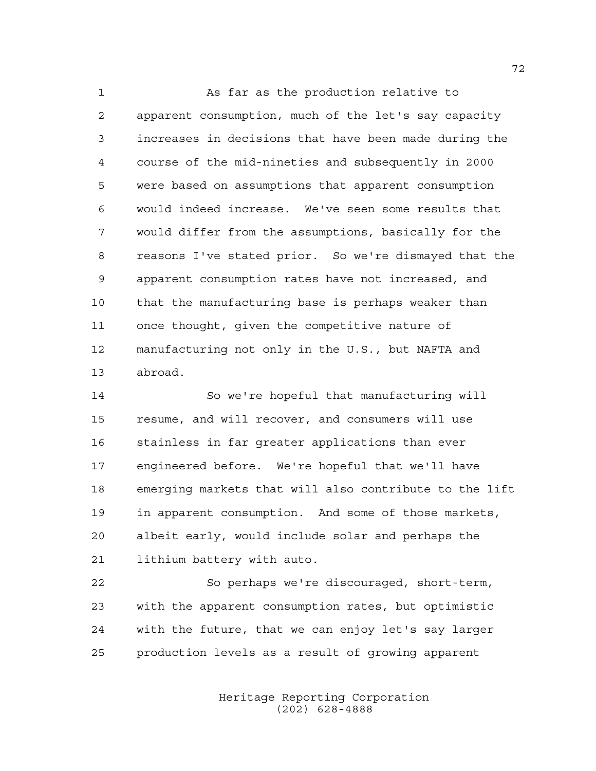As far as the production relative to apparent consumption, much of the let's say capacity increases in decisions that have been made during the course of the mid-nineties and subsequently in 2000 were based on assumptions that apparent consumption would indeed increase. We've seen some results that would differ from the assumptions, basically for the reasons I've stated prior. So we're dismayed that the apparent consumption rates have not increased, and that the manufacturing base is perhaps weaker than once thought, given the competitive nature of manufacturing not only in the U.S., but NAFTA and abroad.

So we're hopeful that manufacturing will resume, and will recover, and consumers will use stainless in far greater applications than ever engineered before. We're hopeful that we'll have emerging markets that will also contribute to the lift in apparent consumption. And some of those markets, albeit early, would include solar and perhaps the lithium battery with auto.

So perhaps we're discouraged, short-term, with the apparent consumption rates, but optimistic with the future, that we can enjoy let's say larger production levels as a result of growing apparent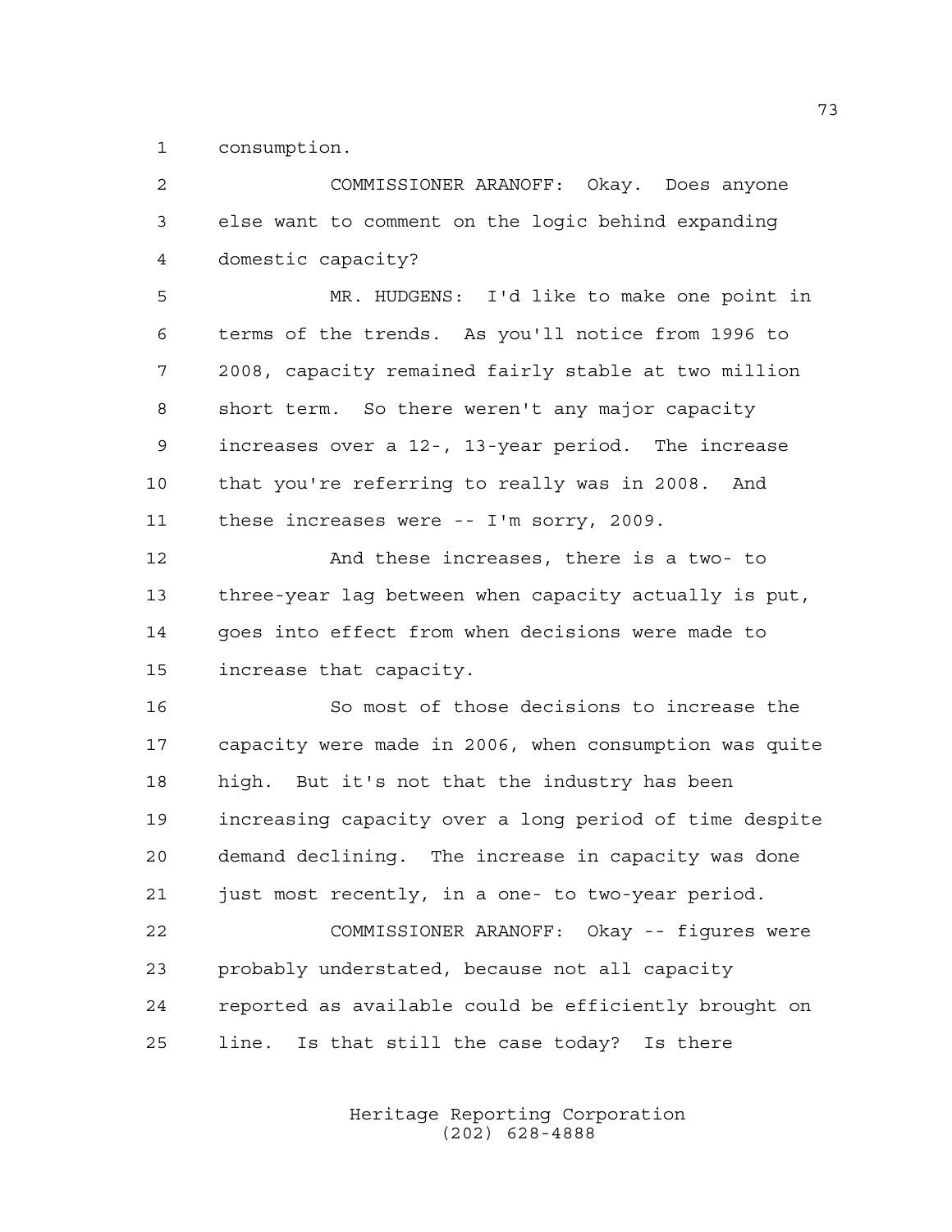consumption.

COMMISSIONER ARANOFF: Okay. Does anyone else want to comment on the logic behind expanding domestic capacity?

MR. HUDGENS: I'd like to make one point in terms of the trends. As you'll notice from 1996 to 2008, capacity remained fairly stable at two million short term. So there weren't any major capacity increases over a 12-, 13-year period. The increase that you're referring to really was in 2008. And these increases were -- I'm sorry, 2009.

And these increases, there is a two- to three-year lag between when capacity actually is put, goes into effect from when decisions were made to increase that capacity.

So most of those decisions to increase the capacity were made in 2006, when consumption was quite high. But it's not that the industry has been increasing capacity over a long period of time despite demand declining. The increase in capacity was done just most recently, in a one- to two-year period.

COMMISSIONER ARANOFF: Okay -- figures were probably understated, because not all capacity reported as available could be efficiently brought on line. Is that still the case today? Is there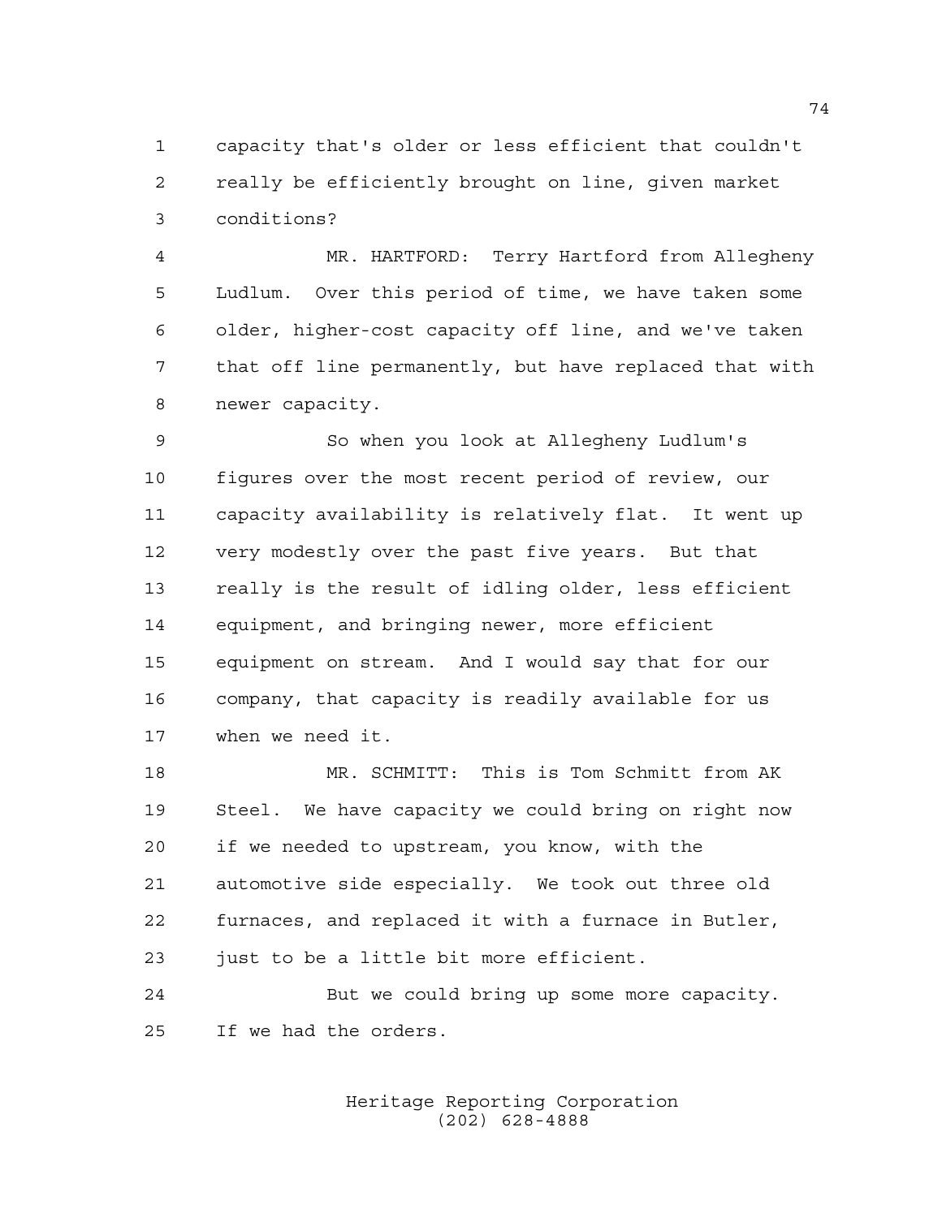capacity that's older or less efficient that couldn't really be efficiently brought on line, given market conditions?

MR. HARTFORD: Terry Hartford from Allegheny Ludlum. Over this period of time, we have taken some older, higher-cost capacity off line, and we've taken that off line permanently, but have replaced that with newer capacity.

So when you look at Allegheny Ludlum's figures over the most recent period of review, our capacity availability is relatively flat. It went up very modestly over the past five years. But that really is the result of idling older, less efficient equipment, and bringing newer, more efficient equipment on stream. And I would say that for our company, that capacity is readily available for us when we need it.

MR. SCHMITT: This is Tom Schmitt from AK Steel. We have capacity we could bring on right now if we needed to upstream, you know, with the automotive side especially. We took out three old furnaces, and replaced it with a furnace in Butler, just to be a little bit more efficient.

But we could bring up some more capacity. If we had the orders.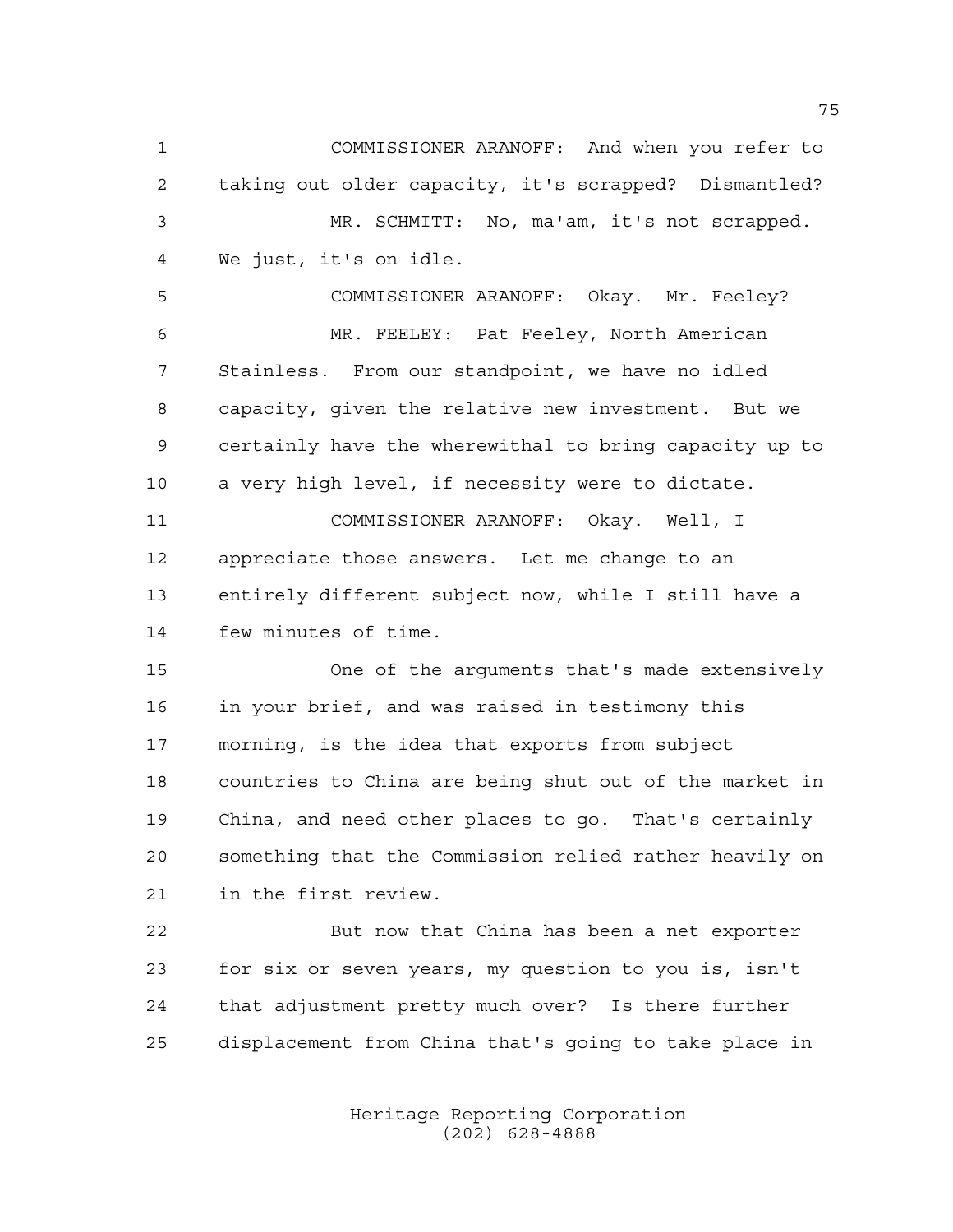COMMISSIONER ARANOFF: And when you refer to taking out older capacity, it's scrapped? Dismantled?

MR. SCHMITT: No, ma'am, it's not scrapped. We just, it's on idle.

COMMISSIONER ARANOFF: Okay. Mr. Feeley?

MR. FEELEY: Pat Feeley, North American Stainless. From our standpoint, we have no idled capacity, given the relative new investment. But we certainly have the wherewithal to bring capacity up to a very high level, if necessity were to dictate.

COMMISSIONER ARANOFF: Okay. Well, I appreciate those answers. Let me change to an entirely different subject now, while I still have a few minutes of time.

One of the arguments that's made extensively in your brief, and was raised in testimony this morning, is the idea that exports from subject countries to China are being shut out of the market in China, and need other places to go. That's certainly something that the Commission relied rather heavily on in the first review.

But now that China has been a net exporter for six or seven years, my question to you is, isn't that adjustment pretty much over? Is there further displacement from China that's going to take place in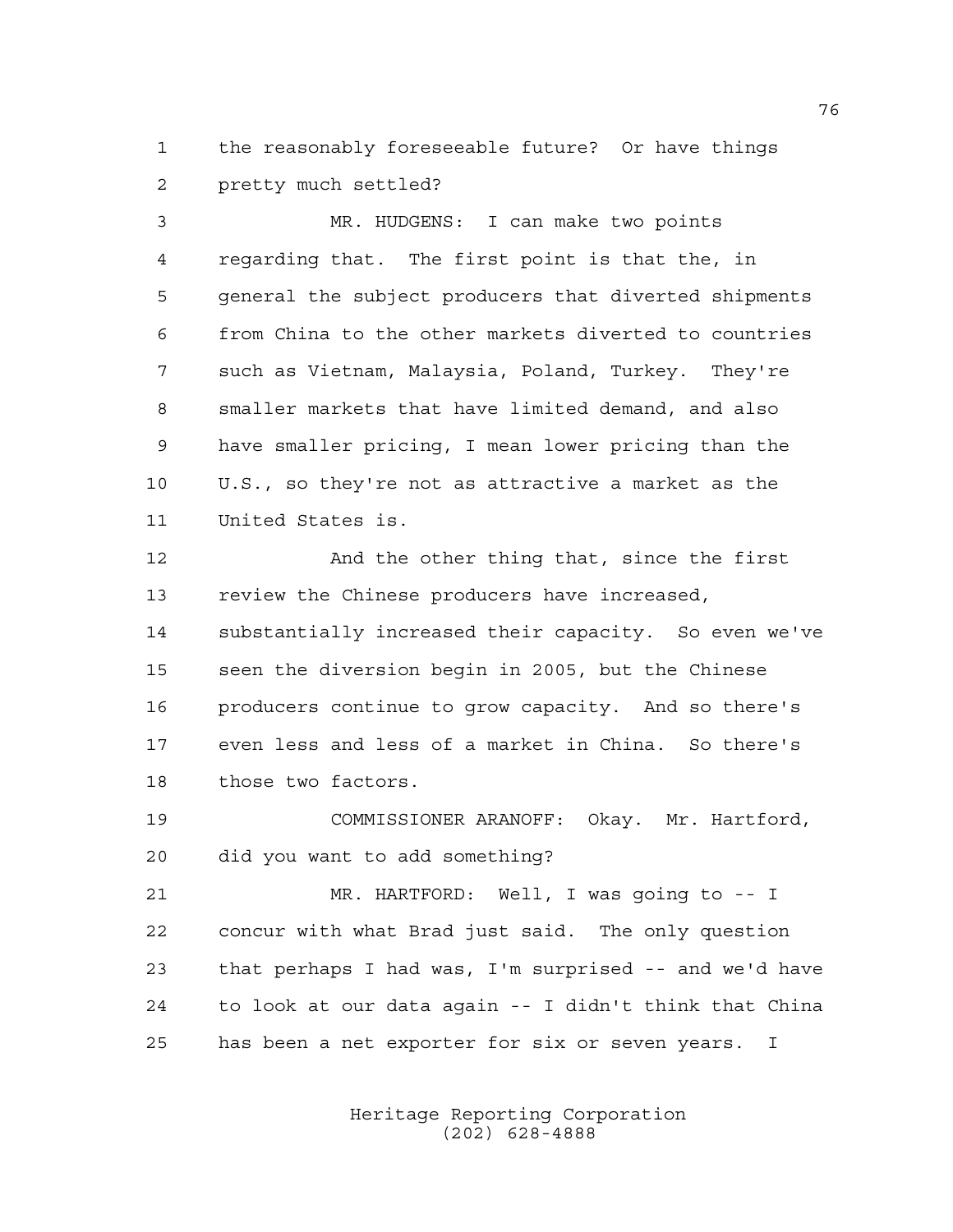the reasonably foreseeable future? Or have things pretty much settled?

MR. HUDGENS: I can make two points regarding that. The first point is that the, in general the subject producers that diverted shipments from China to the other markets diverted to countries such as Vietnam, Malaysia, Poland, Turkey. They're smaller markets that have limited demand, and also have smaller pricing, I mean lower pricing than the U.S., so they're not as attractive a market as the United States is.

And the other thing that, since the first review the Chinese producers have increased, substantially increased their capacity. So even we've seen the diversion begin in 2005, but the Chinese producers continue to grow capacity. And so there's even less and less of a market in China. So there's those two factors.

COMMISSIONER ARANOFF: Okay. Mr. Hartford, did you want to add something?

MR. HARTFORD: Well, I was going to -- I concur with what Brad just said. The only question that perhaps I had was, I'm surprised -- and we'd have to look at our data again -- I didn't think that China has been a net exporter for six or seven years. I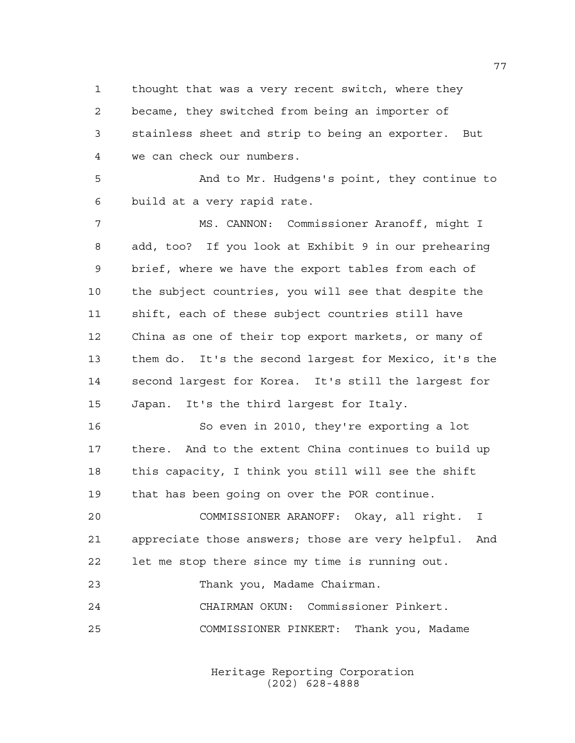thought that was a very recent switch, where they became, they switched from being an importer of stainless sheet and strip to being an exporter. But we can check our numbers.

And to Mr. Hudgens's point, they continue to build at a very rapid rate.

MS. CANNON: Commissioner Aranoff, might I add, too? If you look at Exhibit 9 in our prehearing brief, where we have the export tables from each of the subject countries, you will see that despite the shift, each of these subject countries still have China as one of their top export markets, or many of them do. It's the second largest for Mexico, it's the second largest for Korea. It's still the largest for Japan. It's the third largest for Italy.

So even in 2010, they're exporting a lot there. And to the extent China continues to build up this capacity, I think you still will see the shift that has been going on over the POR continue.

COMMISSIONER ARANOFF: Okay, all right. I appreciate those answers; those are very helpful. And let me stop there since my time is running out.

Thank you, Madame Chairman.

CHAIRMAN OKUN: Commissioner Pinkert.

COMMISSIONER PINKERT: Thank you, Madame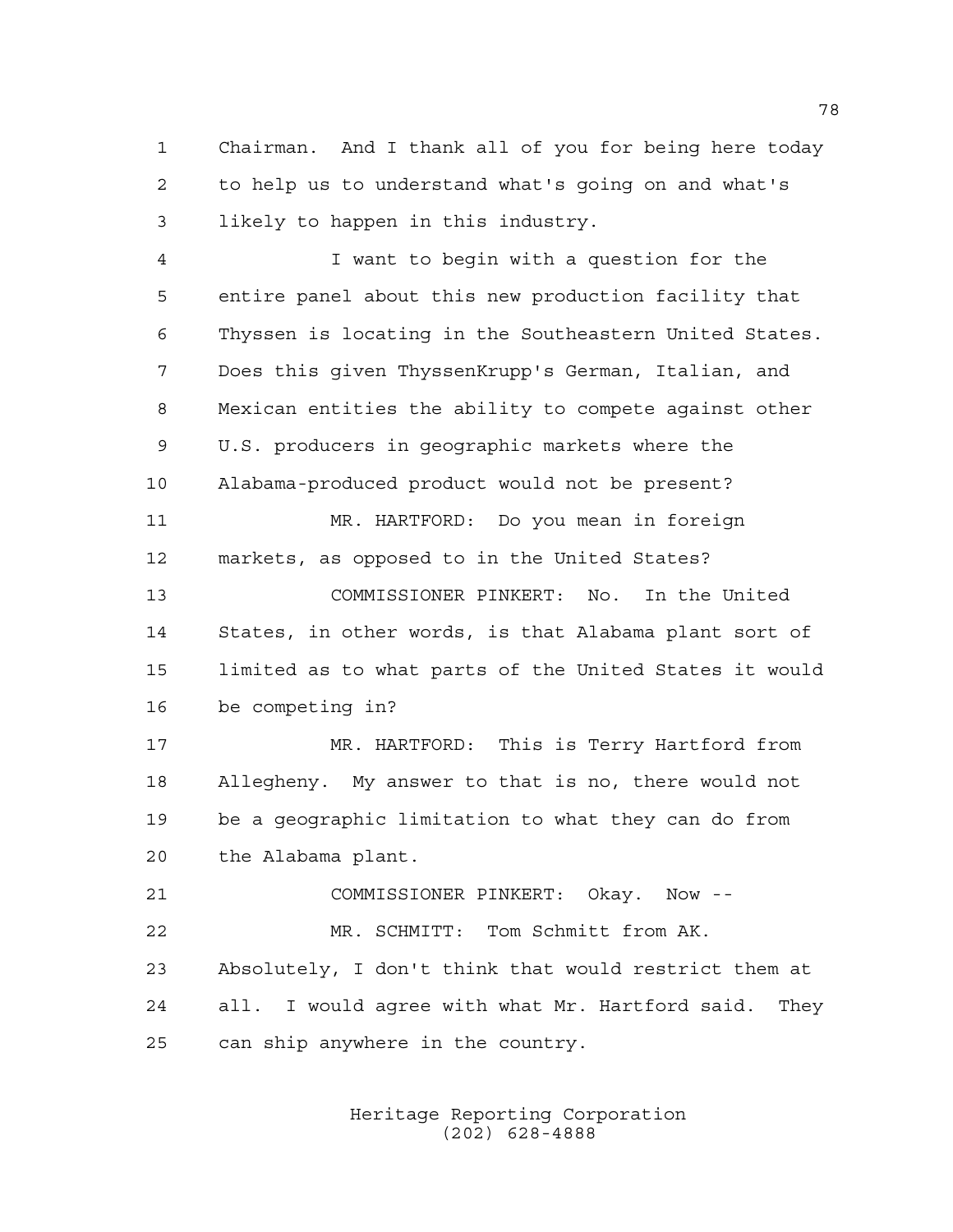Chairman. And I thank all of you for being here today to help us to understand what's going on and what's likely to happen in this industry.

I want to begin with a question for the entire panel about this new production facility that Thyssen is locating in the Southeastern United States. Does this given ThyssenKrupp's German, Italian, and Mexican entities the ability to compete against other U.S. producers in geographic markets where the Alabama-produced product would not be present?

MR. HARTFORD: Do you mean in foreign markets, as opposed to in the United States?

COMMISSIONER PINKERT: No. In the United States, in other words, is that Alabama plant sort of limited as to what parts of the United States it would be competing in?

MR. HARTFORD: This is Terry Hartford from Allegheny. My answer to that is no, there would not be a geographic limitation to what they can do from the Alabama plant.

COMMISSIONER PINKERT: Okay. Now --

MR. SCHMITT: Tom Schmitt from AK. Absolutely, I don't think that would restrict them at all. I would agree with what Mr. Hartford said. They can ship anywhere in the country.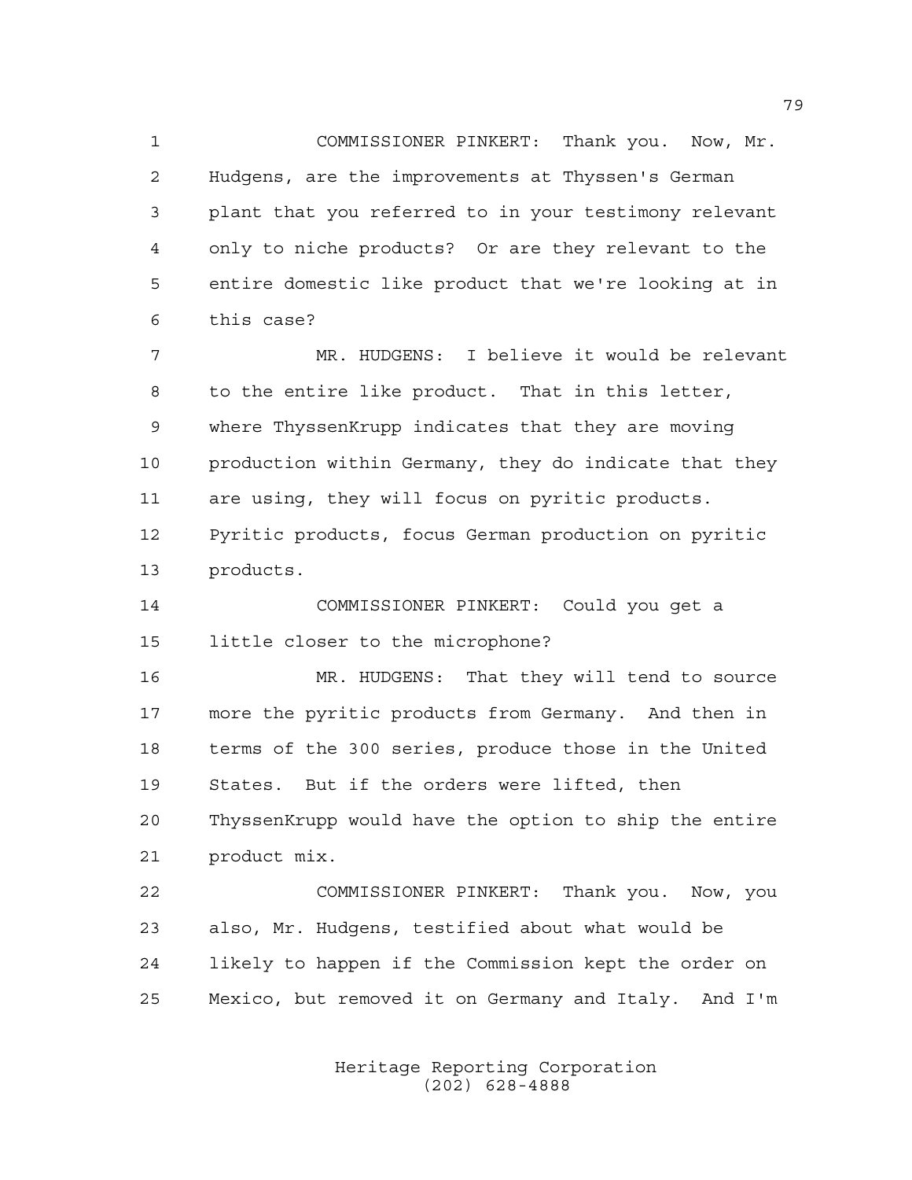COMMISSIONER PINKERT: Thank you. Now, Mr. Hudgens, are the improvements at Thyssen's German plant that you referred to in your testimony relevant only to niche products? Or are they relevant to the entire domestic like product that we're looking at in this case?

MR. HUDGENS: I believe it would be relevant to the entire like product. That in this letter, where ThyssenKrupp indicates that they are moving production within Germany, they do indicate that they are using, they will focus on pyritic products. Pyritic products, focus German production on pyritic products.

COMMISSIONER PINKERT: Could you get a little closer to the microphone?

MR. HUDGENS: That they will tend to source more the pyritic products from Germany. And then in terms of the 300 series, produce those in the United States. But if the orders were lifted, then ThyssenKrupp would have the option to ship the entire product mix.

COMMISSIONER PINKERT: Thank you. Now, you also, Mr. Hudgens, testified about what would be likely to happen if the Commission kept the order on Mexico, but removed it on Germany and Italy. And I'm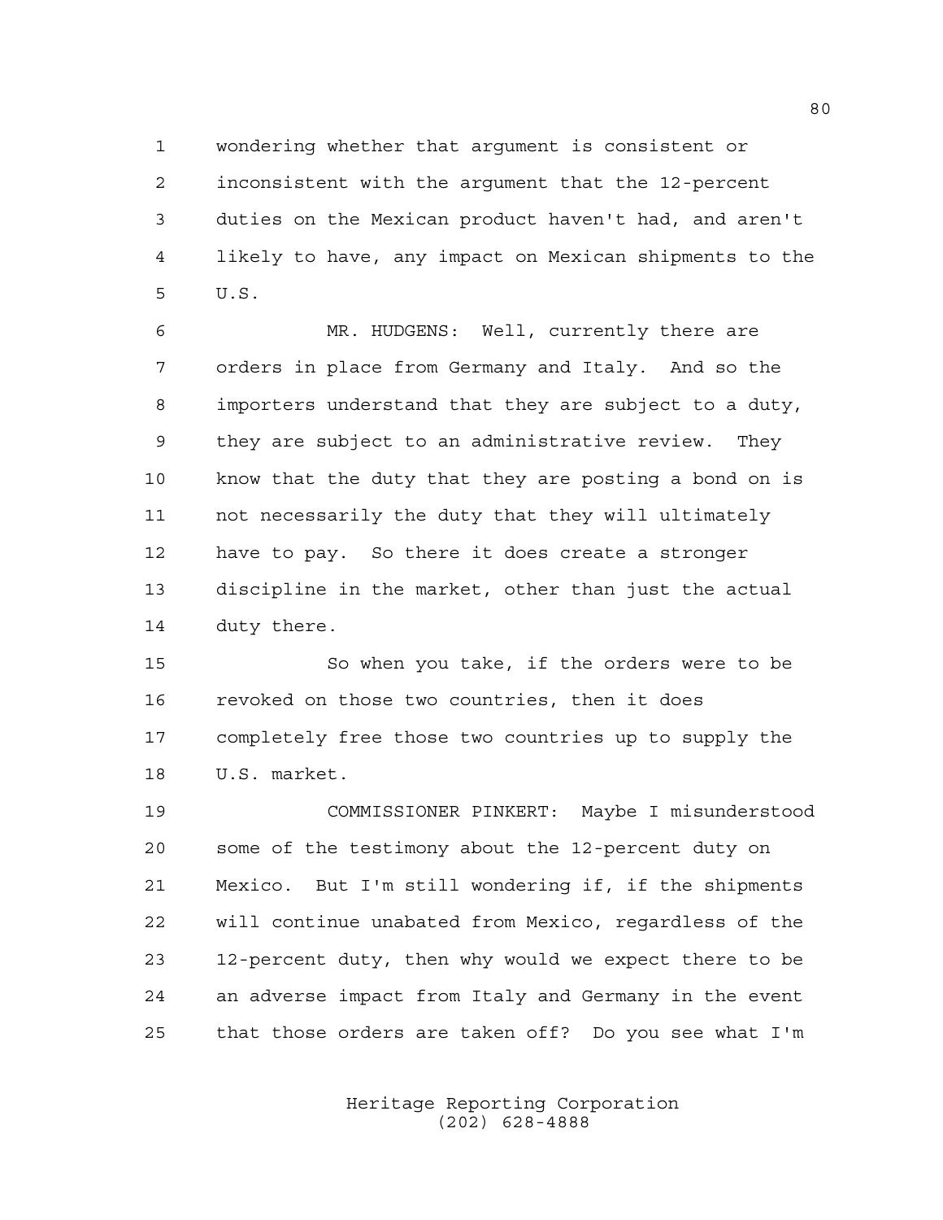wondering whether that argument is consistent or inconsistent with the argument that the 12-percent duties on the Mexican product haven't had, and aren't likely to have, any impact on Mexican shipments to the U.S.

MR. HUDGENS: Well, currently there are orders in place from Germany and Italy. And so the importers understand that they are subject to a duty, they are subject to an administrative review. They know that the duty that they are posting a bond on is not necessarily the duty that they will ultimately have to pay. So there it does create a stronger discipline in the market, other than just the actual duty there.

So when you take, if the orders were to be revoked on those two countries, then it does completely free those two countries up to supply the U.S. market.

COMMISSIONER PINKERT: Maybe I misunderstood some of the testimony about the 12-percent duty on Mexico. But I'm still wondering if, if the shipments will continue unabated from Mexico, regardless of the 12-percent duty, then why would we expect there to be an adverse impact from Italy and Germany in the event that those orders are taken off? Do you see what I'm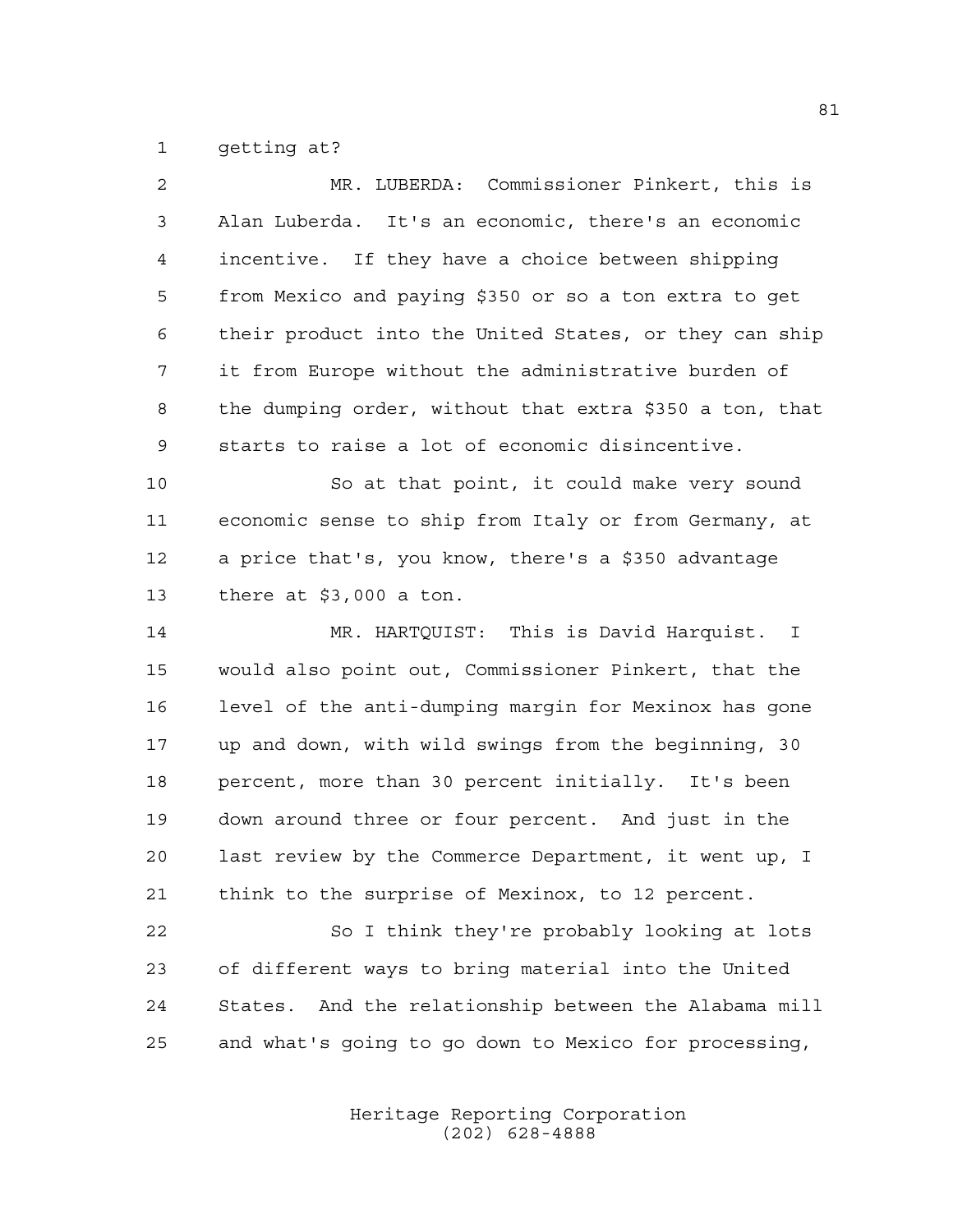getting at?

MR. LUBERDA: Commissioner Pinkert, this is Alan Luberda. It's an economic, there's an economic incentive. If they have a choice between shipping from Mexico and paying $350 or so a ton extra to get their product into the United States, or they can ship it from Europe without the administrative burden of the dumping order, without that extra $350 a ton, that starts to raise a lot of economic disincentive.

So at that point, it could make very sound economic sense to ship from Italy or from Germany, at a price that's, you know, there's a $350 advantage there at $3,000 a ton.

MR. HARTQUIST: This is David Harquist. I would also point out, Commissioner Pinkert, that the level of the anti-dumping margin for Mexinox has gone up and down, with wild swings from the beginning, 30 percent, more than 30 percent initially. It's been down around three or four percent. And just in the last review by the Commerce Department, it went up, I think to the surprise of Mexinox, to 12 percent.

So I think they're probably looking at lots of different ways to bring material into the United States. And the relationship between the Alabama mill and what's going to go down to Mexico for processing,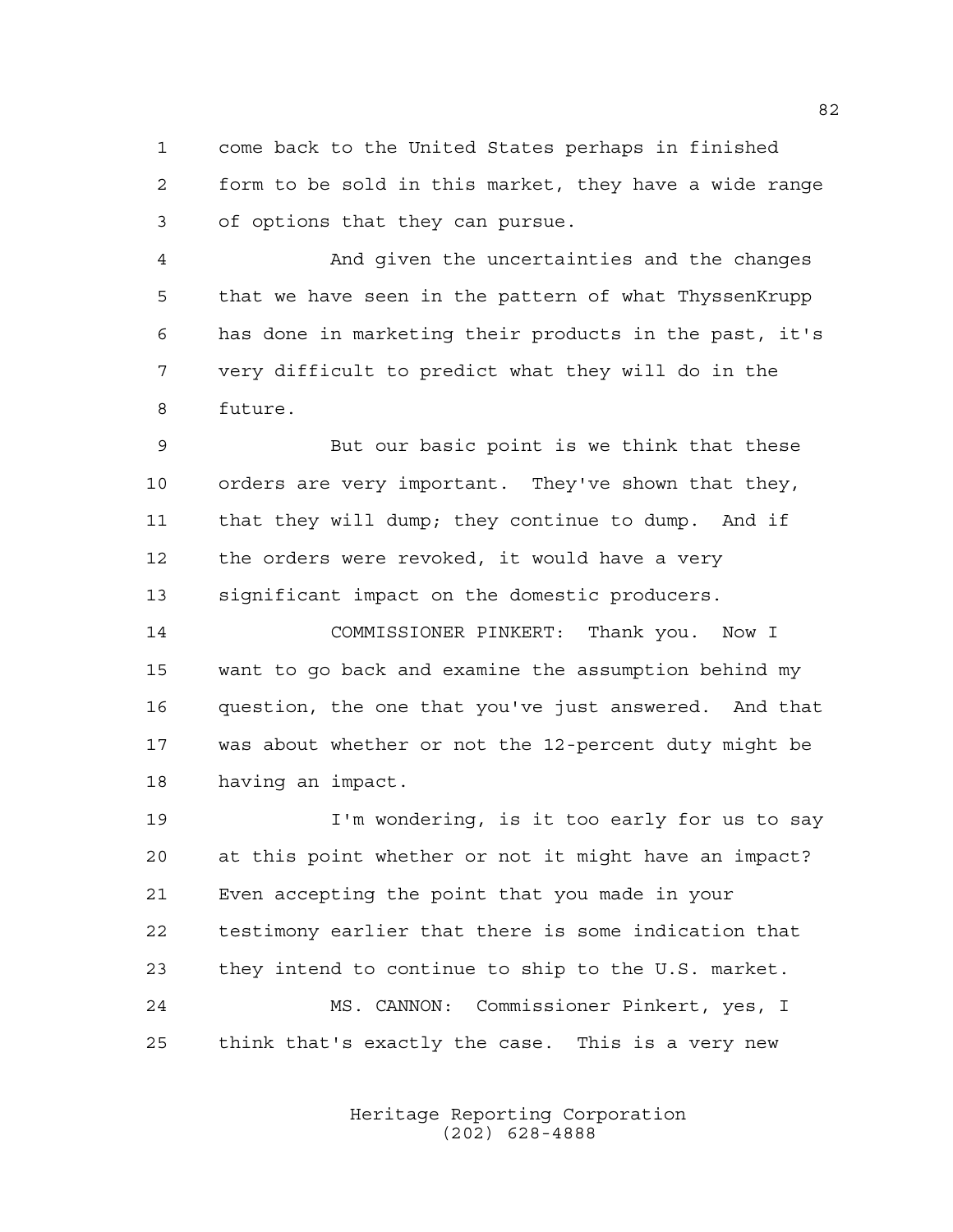come back to the United States perhaps in finished form to be sold in this market, they have a wide range of options that they can pursue.

And given the uncertainties and the changes that we have seen in the pattern of what ThyssenKrupp has done in marketing their products in the past, it's very difficult to predict what they will do in the future.

But our basic point is we think that these orders are very important. They've shown that they, that they will dump; they continue to dump. And if the orders were revoked, it would have a very significant impact on the domestic producers.

COMMISSIONER PINKERT: Thank you. Now I want to go back and examine the assumption behind my question, the one that you've just answered. And that was about whether or not the 12-percent duty might be having an impact.

I'm wondering, is it too early for us to say at this point whether or not it might have an impact? Even accepting the point that you made in your testimony earlier that there is some indication that they intend to continue to ship to the U.S. market.

MS. CANNON: Commissioner Pinkert, yes, I think that's exactly the case. This is a very new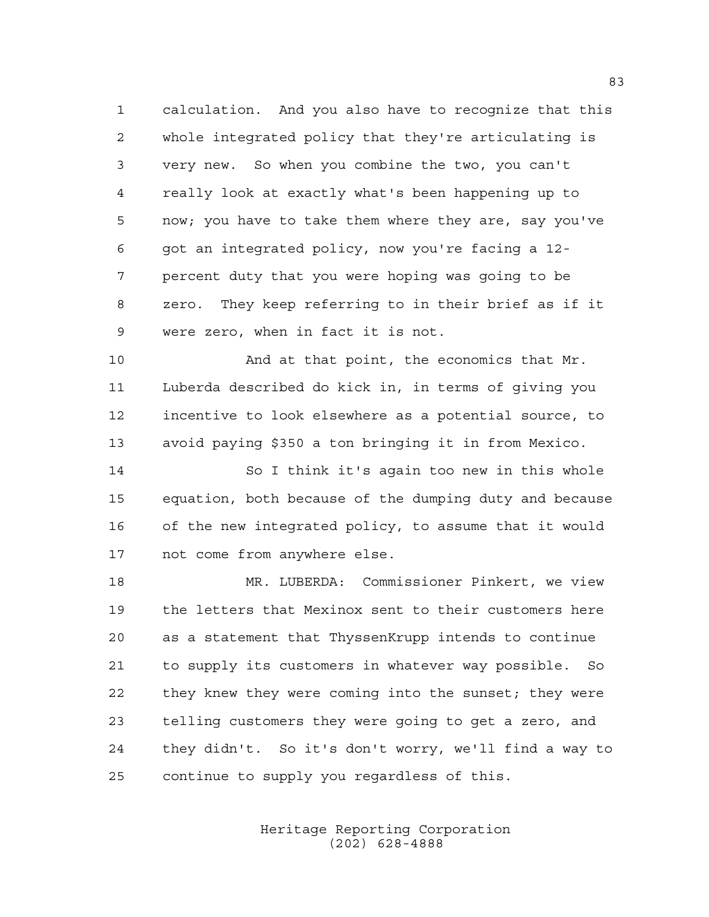calculation. And you also have to recognize that this whole integrated policy that they're articulating is very new. So when you combine the two, you can't really look at exactly what's been happening up to now; you have to take them where they are, say you've got an integrated policy, now you're facing a 12-percent duty that you were hoping was going to be zero. They keep referring to in their brief as if it were zero, when in fact it is not.

And at that point, the economics that Mr. Luberda described do kick in, in terms of giving you incentive to look elsewhere as a potential source, to avoid paying $350 a ton bringing it in from Mexico.

So I think it's again too new in this whole equation, both because of the dumping duty and because of the new integrated policy, to assume that it would not come from anywhere else.

MR. LUBERDA: Commissioner Pinkert, we view the letters that Mexinox sent to their customers here as a statement that ThyssenKrupp intends to continue to supply its customers in whatever way possible. So they knew they were coming into the sunset; they were telling customers they were going to get a zero, and they didn't. So it's don't worry, we'll find a way to continue to supply you regardless of this.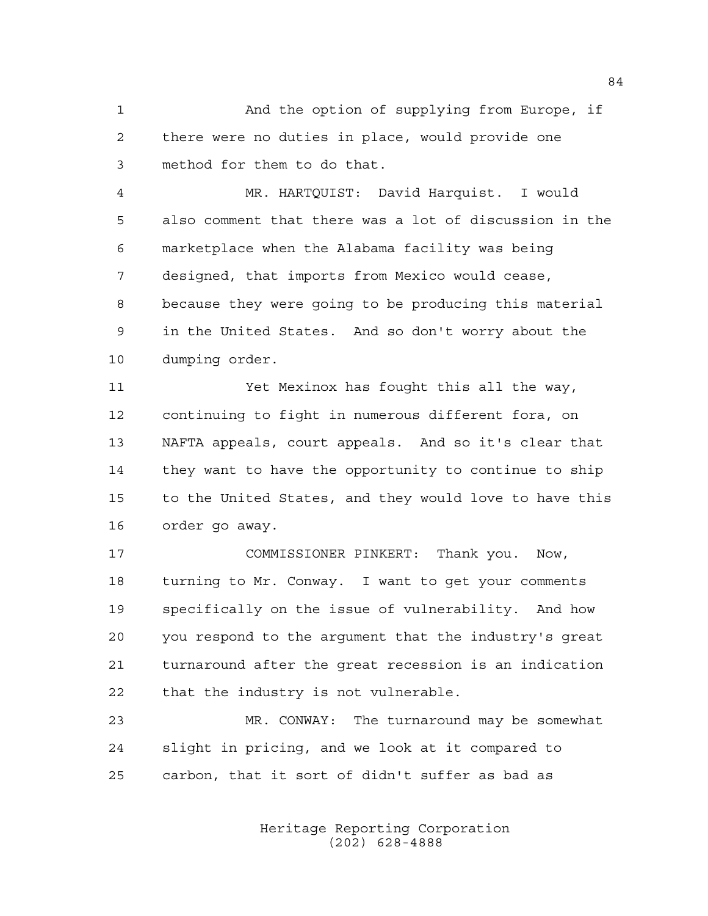And the option of supplying from Europe, if there were no duties in place, would provide one method for them to do that.

MR. HARTQUIST: David Harquist. I would also comment that there was a lot of discussion in the marketplace when the Alabama facility was being designed, that imports from Mexico would cease, because they were going to be producing this material in the United States. And so don't worry about the dumping order.

Yet Mexinox has fought this all the way, continuing to fight in numerous different fora, on NAFTA appeals, court appeals. And so it's clear that they want to have the opportunity to continue to ship to the United States, and they would love to have this order go away.

COMMISSIONER PINKERT: Thank you. Now, turning to Mr. Conway. I want to get your comments specifically on the issue of vulnerability. And how you respond to the argument that the industry's great turnaround after the great recession is an indication that the industry is not vulnerable.

MR. CONWAY: The turnaround may be somewhat slight in pricing, and we look at it compared to carbon, that it sort of didn't suffer as bad as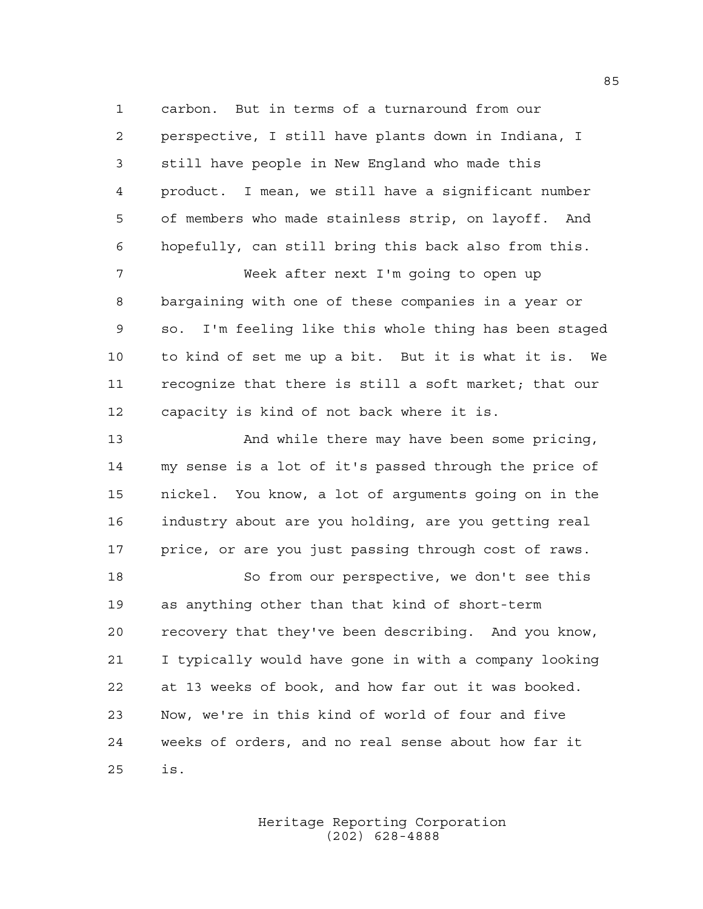carbon. But in terms of a turnaround from our perspective, I still have plants down in Indiana, I still have people in New England who made this product. I mean, we still have a significant number of members who made stainless strip, on layoff. And hopefully, can still bring this back also from this.

Week after next I'm going to open up bargaining with one of these companies in a year or so. I'm feeling like this whole thing has been staged to kind of set me up a bit. But it is what it is. We recognize that there is still a soft market; that our capacity is kind of not back where it is.

And while there may have been some pricing, my sense is a lot of it's passed through the price of nickel. You know, a lot of arguments going on in the industry about are you holding, are you getting real price, or are you just passing through cost of raws.

So from our perspective, we don't see this as anything other than that kind of short-term recovery that they've been describing. And you know, I typically would have gone in with a company looking at 13 weeks of book, and how far out it was booked. Now, we're in this kind of world of four and five weeks of orders, and no real sense about how far it is.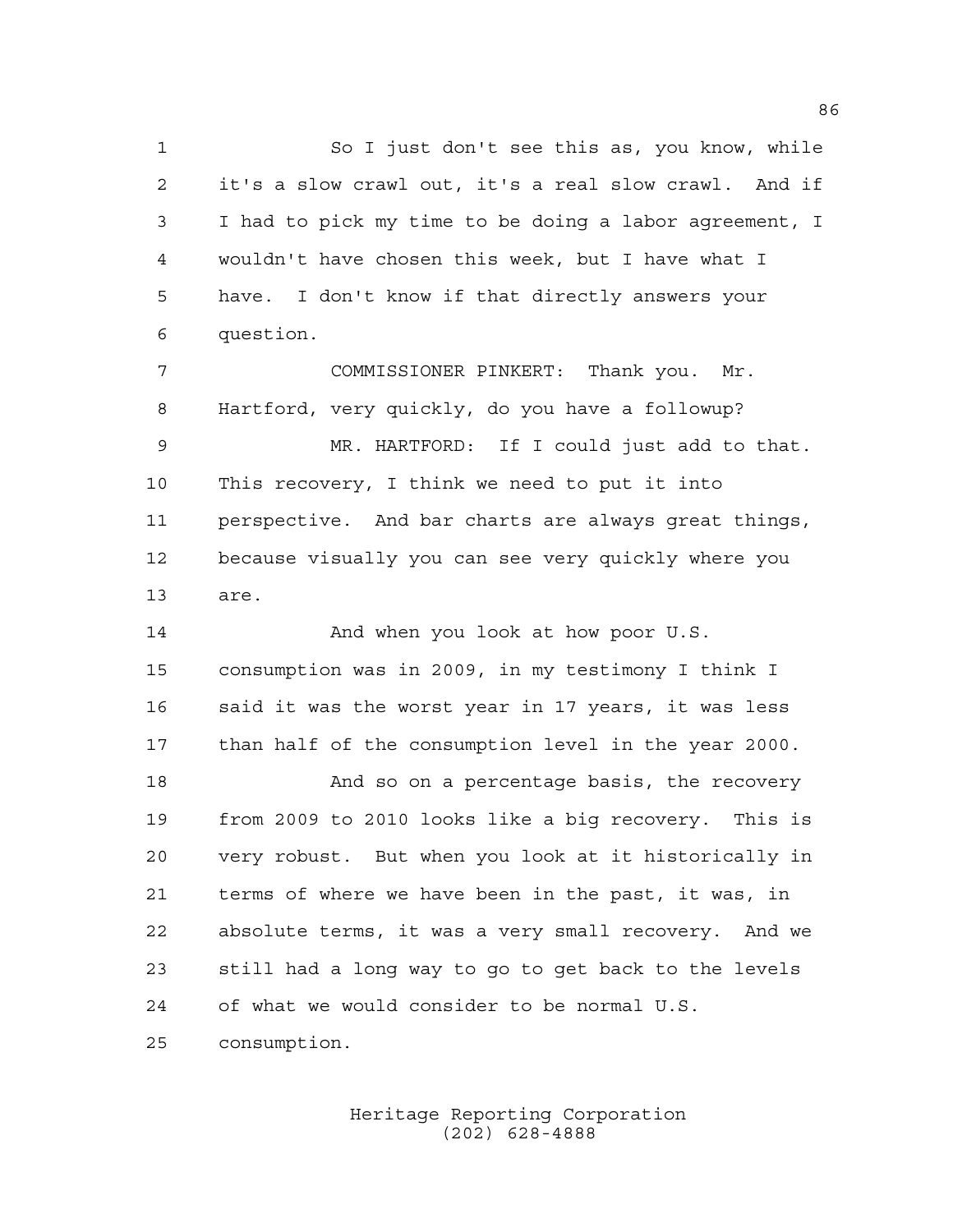So I just don't see this as, you know, while it's a slow crawl out, it's a real slow crawl. And if I had to pick my time to be doing a labor agreement, I wouldn't have chosen this week, but I have what I have. I don't know if that directly answers your question.

COMMISSIONER PINKERT: Thank you. Mr. Hartford, very quickly, do you have a followup?

MR. HARTFORD: If I could just add to that. This recovery, I think we need to put it into perspective. And bar charts are always great things, because visually you can see very quickly where you are.

And when you look at how poor U.S. consumption was in 2009, in my testimony I think I said it was the worst year in 17 years, it was less than half of the consumption level in the year 2000.

And so on a percentage basis, the recovery from 2009 to 2010 looks like a big recovery. This is very robust. But when you look at it historically in terms of where we have been in the past, it was, in absolute terms, it was a very small recovery. And we still had a long way to go to get back to the levels of what we would consider to be normal U.S. consumption.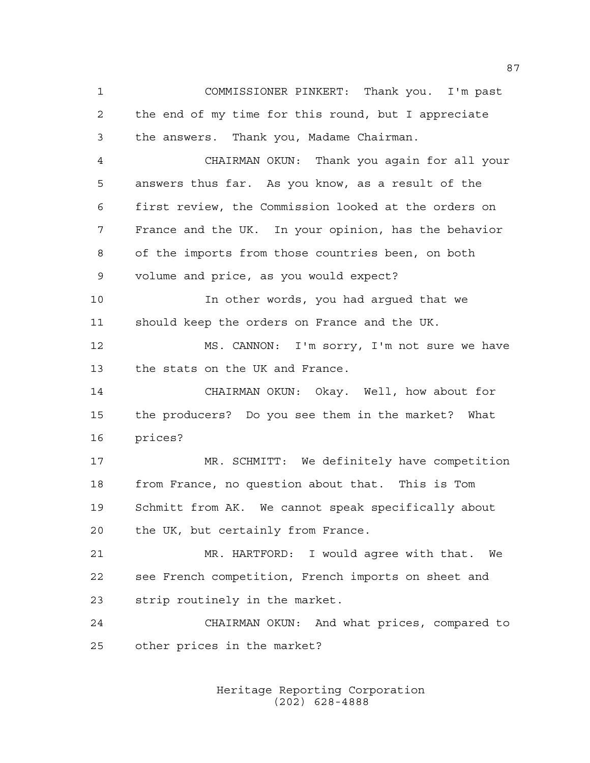COMMISSIONER PINKERT: Thank you. I'm past the end of my time for this round, but I appreciate the answers. Thank you, Madame Chairman.

CHAIRMAN OKUN: Thank you again for all your answers thus far. As you know, as a result of the first review, the Commission looked at the orders on France and the UK. In your opinion, has the behavior of the imports from those countries been, on both volume and price, as you would expect?

In other words, you had argued that we should keep the orders on France and the UK.

MS. CANNON: I'm sorry, I'm not sure we have the stats on the UK and France.

CHAIRMAN OKUN: Okay. Well, how about for the producers? Do you see them in the market? What prices?

MR. SCHMITT: We definitely have competition from France, no question about that. This is Tom Schmitt from AK. We cannot speak specifically about the UK, but certainly from France.

MR. HARTFORD: I would agree with that. We see French competition, French imports on sheet and strip routinely in the market.

CHAIRMAN OKUN: And what prices, compared to other prices in the market?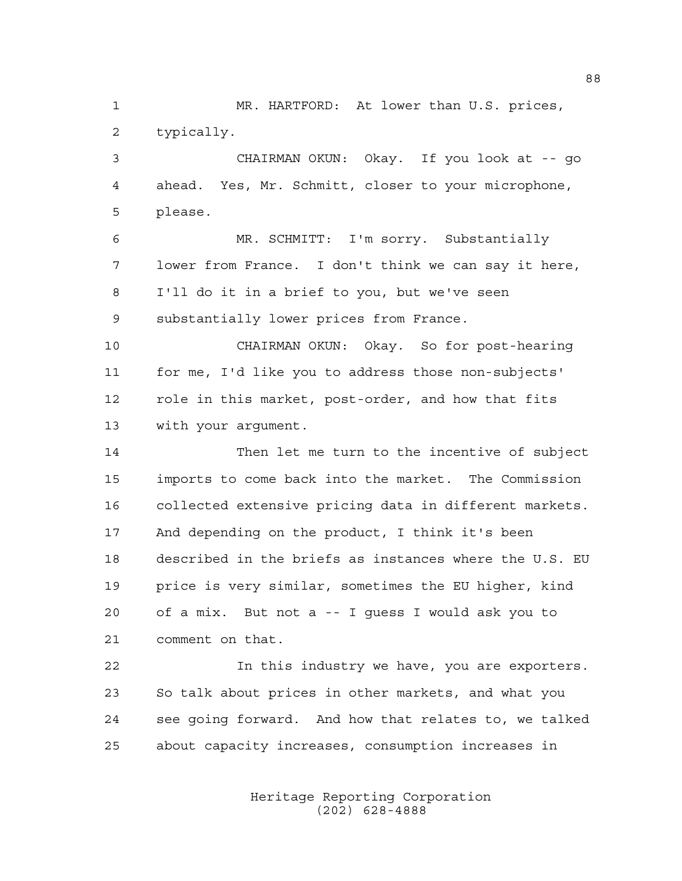MR. HARTFORD: At lower than U.S. prices, typically.

CHAIRMAN OKUN: Okay. If you look at -- go ahead. Yes, Mr. Schmitt, closer to your microphone, please.

MR. SCHMITT: I'm sorry. Substantially lower from France. I don't think we can say it here, I'll do it in a brief to you, but we've seen substantially lower prices from France.

CHAIRMAN OKUN: Okay. So for post-hearing for me, I'd like you to address those non-subjects' role in this market, post-order, and how that fits with your argument.

Then let me turn to the incentive of subject imports to come back into the market. The Commission collected extensive pricing data in different markets. And depending on the product, I think it's been described in the briefs as instances where the U.S. EU price is very similar, sometimes the EU higher, kind of a mix. But not a -- I guess I would ask you to comment on that.

In this industry we have, you are exporters. So talk about prices in other markets, and what you see going forward. And how that relates to, we talked about capacity increases, consumption increases in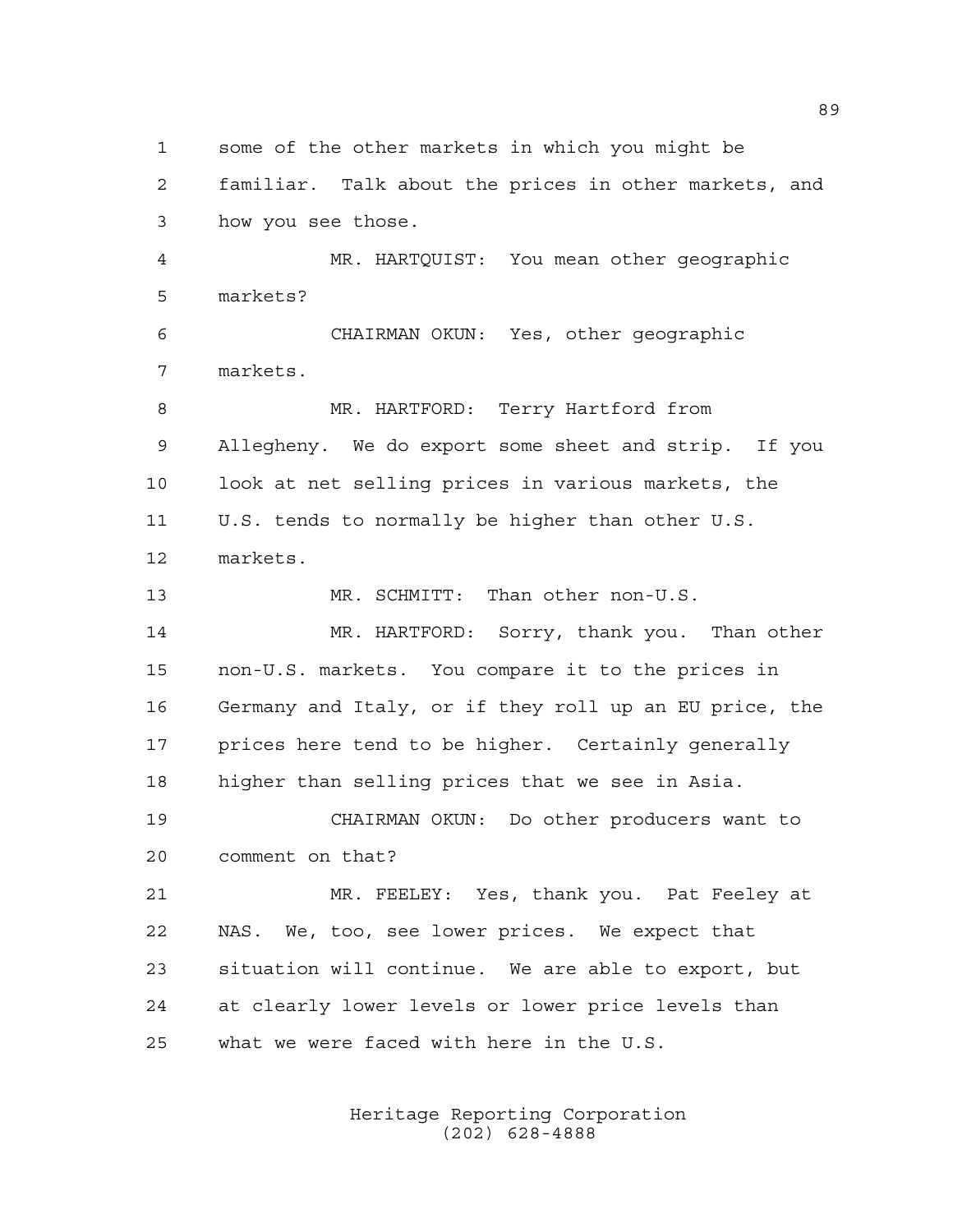some of the other markets in which you might be familiar. Talk about the prices in other markets, and how you see those.

MR. HARTQUIST: You mean other geographic markets?

CHAIRMAN OKUN: Yes, other geographic markets.

MR. HARTFORD: Terry Hartford from Allegheny. We do export some sheet and strip. If you look at net selling prices in various markets, the U.S. tends to normally be higher than other U.S. markets.

MR. SCHMITT: Than other non-U.S.

MR. HARTFORD: Sorry, thank you. Than other non-U.S. markets. You compare it to the prices in Germany and Italy, or if they roll up an EU price, the prices here tend to be higher. Certainly generally higher than selling prices that we see in Asia.

CHAIRMAN OKUN: Do other producers want to comment on that?

MR. FEELEY: Yes, thank you. Pat Feeley at NAS. We, too, see lower prices. We expect that situation will continue. We are able to export, but at clearly lower levels or lower price levels than what we were faced with here in the U.S.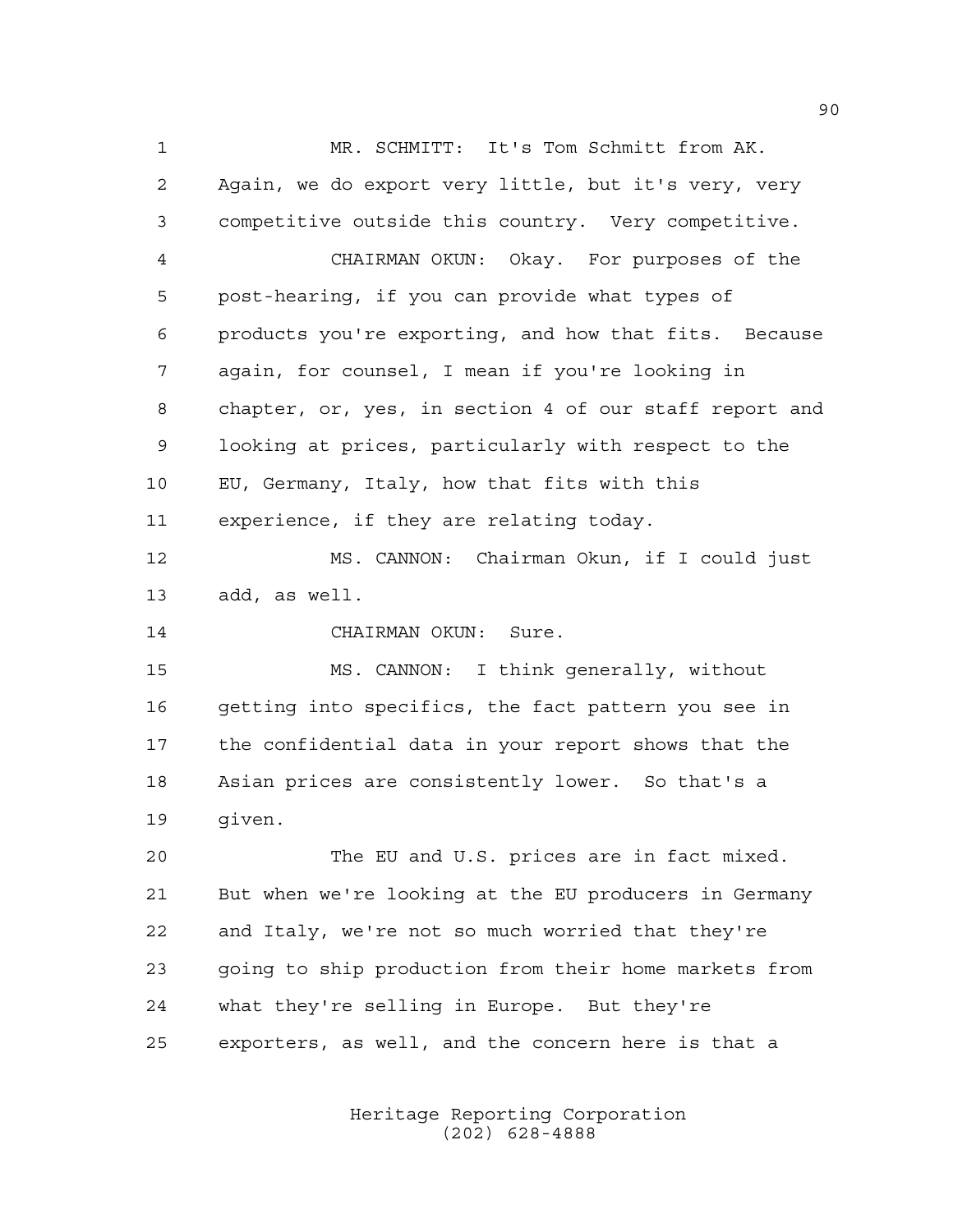MR. SCHMITT: It's Tom Schmitt from AK. Again, we do export very little, but it's very, very competitive outside this country. Very competitive.

CHAIRMAN OKUN: Okay. For purposes of the post-hearing, if you can provide what types of products you're exporting, and how that fits. Because again, for counsel, I mean if you're looking in chapter, or, yes, in section 4 of our staff report and looking at prices, particularly with respect to the EU, Germany, Italy, how that fits with this experience, if they are relating today.

MS. CANNON: Chairman Okun, if I could just add, as well.

CHAIRMAN OKUN: Sure.

MS. CANNON: I think generally, without getting into specifics, the fact pattern you see in the confidential data in your report shows that the Asian prices are consistently lower. So that's a given.

The EU and U.S. prices are in fact mixed. But when we're looking at the EU producers in Germany and Italy, we're not so much worried that they're going to ship production from their home markets from what they're selling in Europe. But they're exporters, as well, and the concern here is that a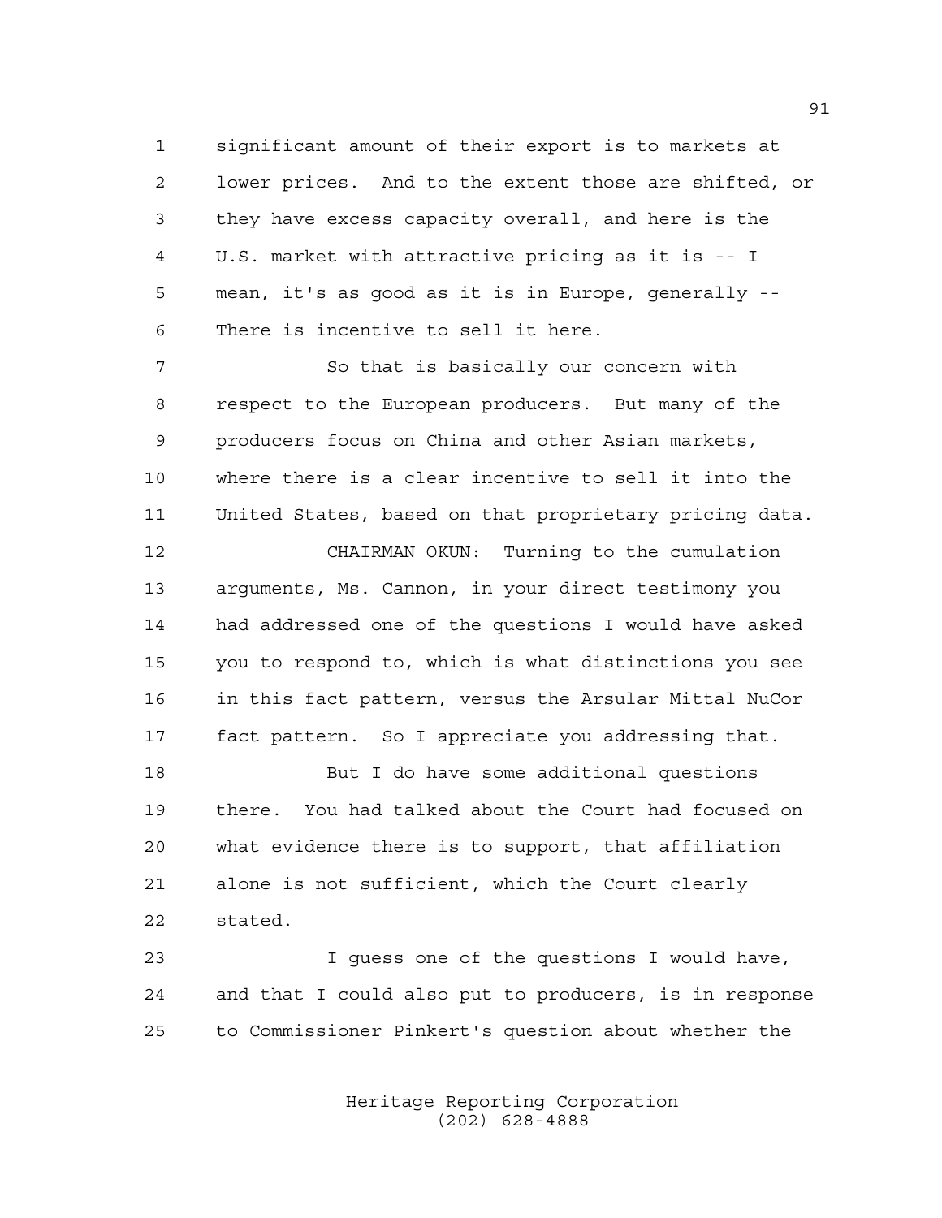significant amount of their export is to markets at lower prices. And to the extent those are shifted, or they have excess capacity overall, and here is the U.S. market with attractive pricing as it is -- I mean, it's as good as it is in Europe, generally -- There is incentive to sell it here.

So that is basically our concern with respect to the European producers. But many of the producers focus on China and other Asian markets, where there is a clear incentive to sell it into the United States, based on that proprietary pricing data.

CHAIRMAN OKUN: Turning to the cumulation arguments, Ms. Cannon, in your direct testimony you had addressed one of the questions I would have asked you to respond to, which is what distinctions you see in this fact pattern, versus the Arsular Mittal NuCor fact pattern. So I appreciate you addressing that.

But I do have some additional questions there. You had talked about the Court had focused on what evidence there is to support, that affiliation alone is not sufficient, which the Court clearly stated.

I guess one of the questions I would have, and that I could also put to producers, is in response to Commissioner Pinkert's question about whether the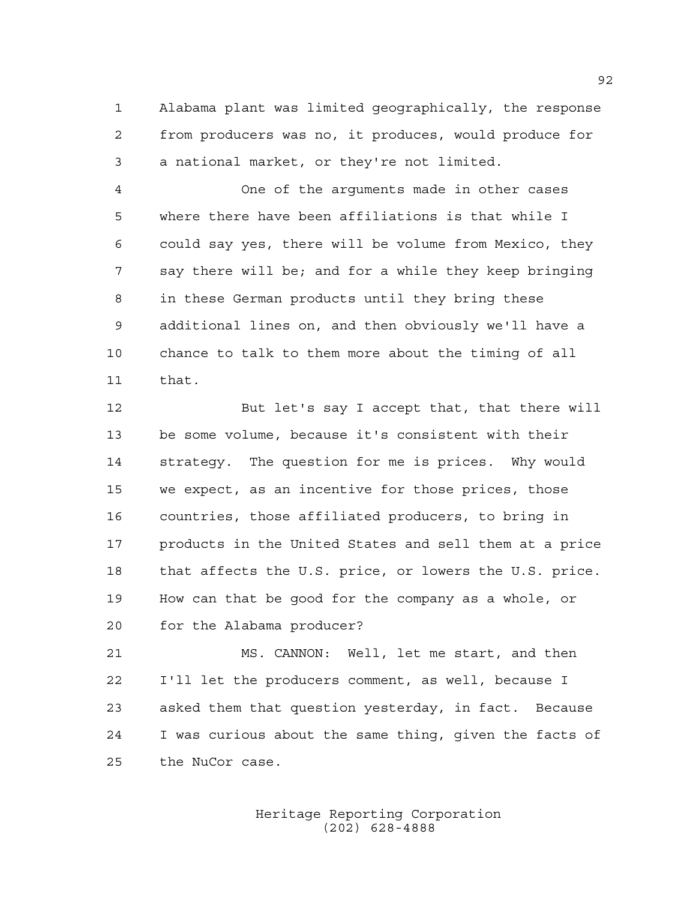Alabama plant was limited geographically, the response from producers was no, it produces, would produce for a national market, or they're not limited.

One of the arguments made in other cases where there have been affiliations is that while I could say yes, there will be volume from Mexico, they say there will be; and for a while they keep bringing in these German products until they bring these additional lines on, and then obviously we'll have a chance to talk to them more about the timing of all that.

But let's say I accept that, that there will be some volume, because it's consistent with their strategy. The question for me is prices. Why would we expect, as an incentive for those prices, those countries, those affiliated producers, to bring in products in the United States and sell them at a price that affects the U.S. price, or lowers the U.S. price. How can that be good for the company as a whole, or for the Alabama producer?

MS. CANNON: Well, let me start, and then I'll let the producers comment, as well, because I asked them that question yesterday, in fact. Because I was curious about the same thing, given the facts of the NuCor case.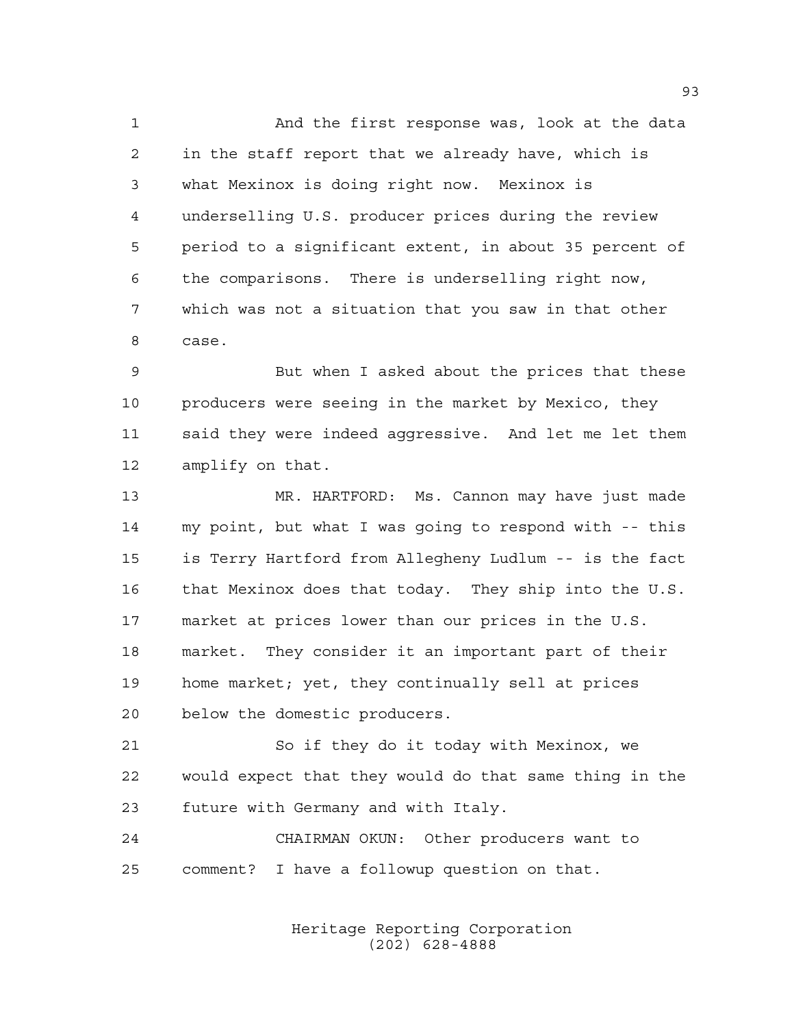And the first response was, look at the data in the staff report that we already have, which is what Mexinox is doing right now. Mexinox is underselling U.S. producer prices during the review period to a significant extent, in about 35 percent of the comparisons. There is underselling right now, which was not a situation that you saw in that other case.

But when I asked about the prices that these producers were seeing in the market by Mexico, they said they were indeed aggressive. And let me let them amplify on that.

MR. HARTFORD: Ms. Cannon may have just made my point, but what I was going to respond with -- this is Terry Hartford from Allegheny Ludlum -- is the fact that Mexinox does that today. They ship into the U.S. market at prices lower than our prices in the U.S. market. They consider it an important part of their home market; yet, they continually sell at prices below the domestic producers.

So if they do it today with Mexinox, we would expect that they would do that same thing in the future with Germany and with Italy.

CHAIRMAN OKUN: Other producers want to comment? I have a followup question on that.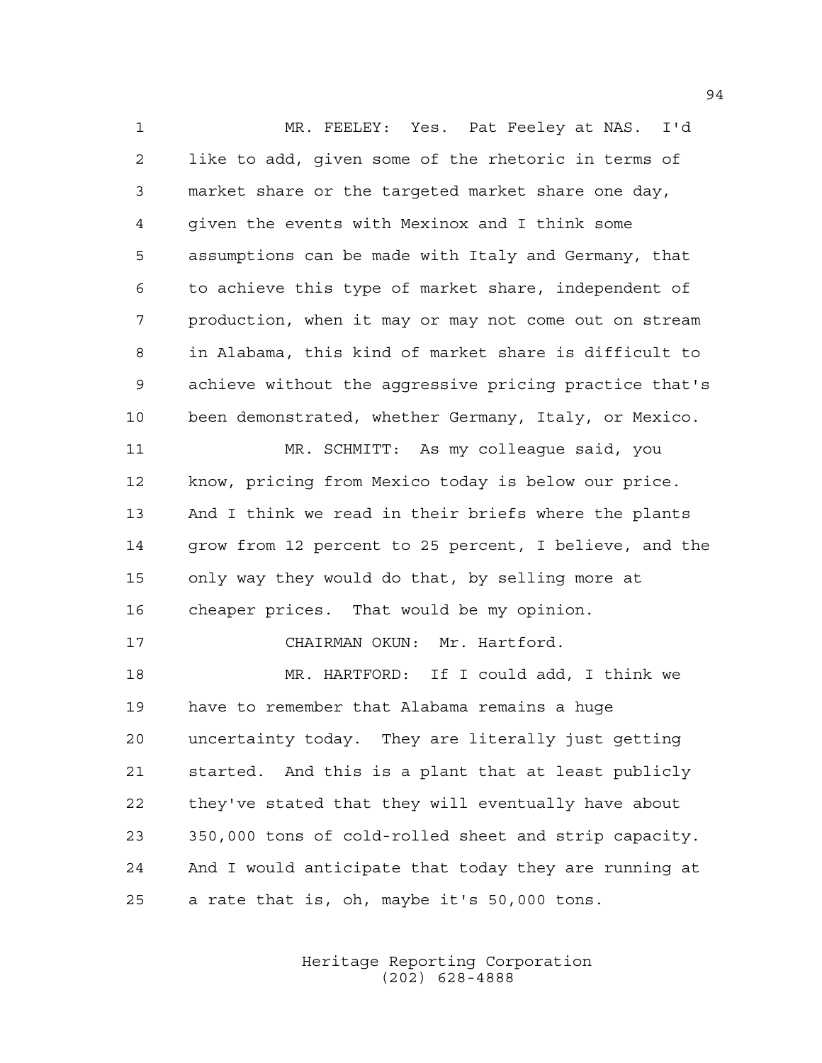MR. FEELEY: Yes. Pat Feeley at NAS. I'd like to add, given some of the rhetoric in terms of market share or the targeted market share one day, given the events with Mexinox and I think some assumptions can be made with Italy and Germany, that to achieve this type of market share, independent of production, when it may or may not come out on stream in Alabama, this kind of market share is difficult to achieve without the aggressive pricing practice that's been demonstrated, whether Germany, Italy, or Mexico.

MR. SCHMITT: As my colleague said, you know, pricing from Mexico today is below our price. And I think we read in their briefs where the plants grow from 12 percent to 25 percent, I believe, and the only way they would do that, by selling more at cheaper prices. That would be my opinion.

CHAIRMAN OKUN: Mr. Hartford.

MR. HARTFORD: If I could add, I think we have to remember that Alabama remains a huge uncertainty today. They are literally just getting started. And this is a plant that at least publicly they've stated that they will eventually have about 350,000 tons of cold-rolled sheet and strip capacity. And I would anticipate that today they are running at a rate that is, oh, maybe it's 50,000 tons.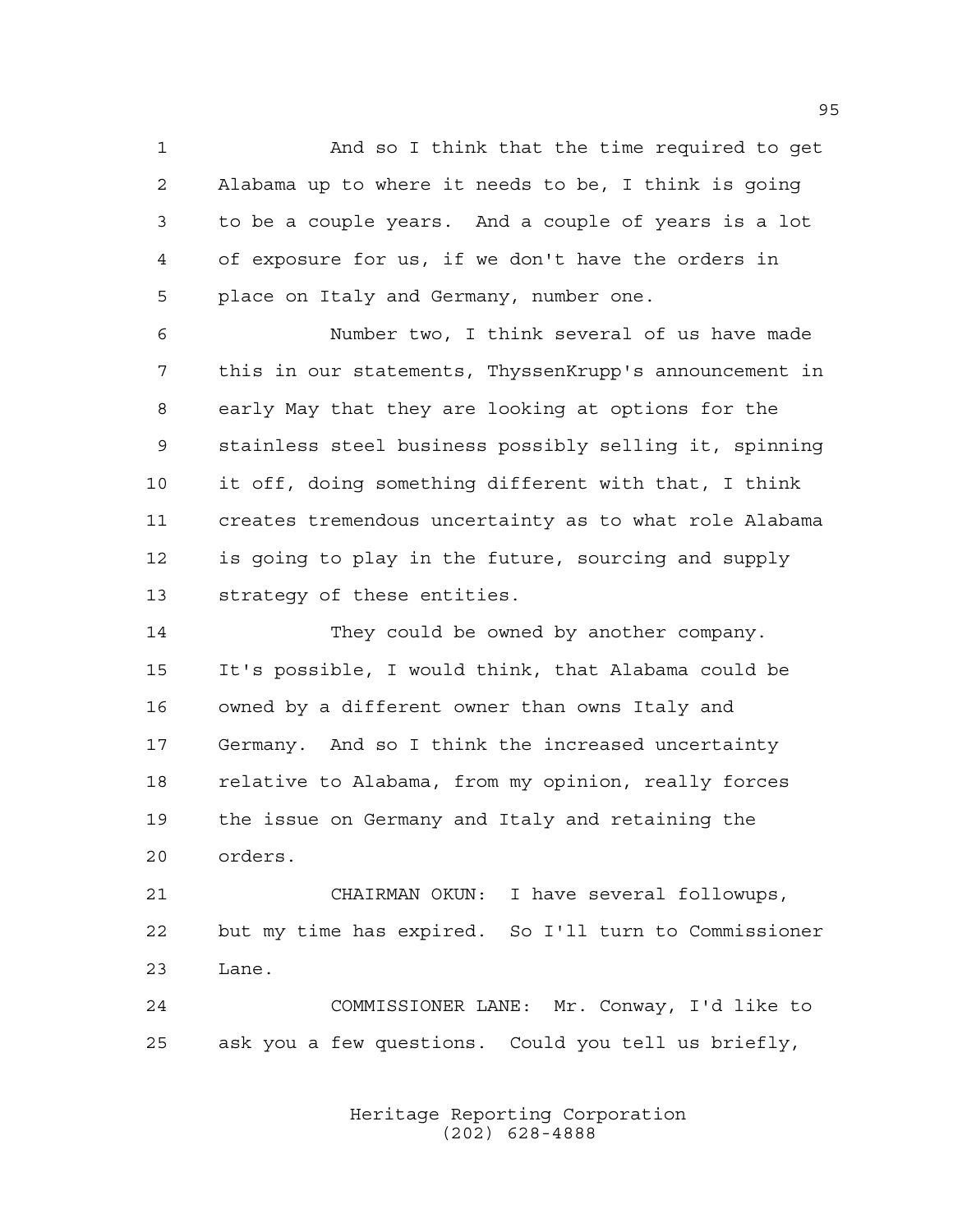And so I think that the time required to get Alabama up to where it needs to be, I think is going to be a couple years. And a couple of years is a lot of exposure for us, if we don't have the orders in place on Italy and Germany, number one.

Number two, I think several of us have made this in our statements, ThyssenKrupp's announcement in early May that they are looking at options for the stainless steel business possibly selling it, spinning it off, doing something different with that, I think creates tremendous uncertainty as to what role Alabama is going to play in the future, sourcing and supply strategy of these entities.

They could be owned by another company. It's possible, I would think, that Alabama could be owned by a different owner than owns Italy and Germany. And so I think the increased uncertainty relative to Alabama, from my opinion, really forces the issue on Germany and Italy and retaining the orders.

CHAIRMAN OKUN: I have several followups, but my time has expired. So I'll turn to Commissioner Lane.

COMMISSIONER LANE: Mr. Conway, I'd like to ask you a few questions. Could you tell us briefly,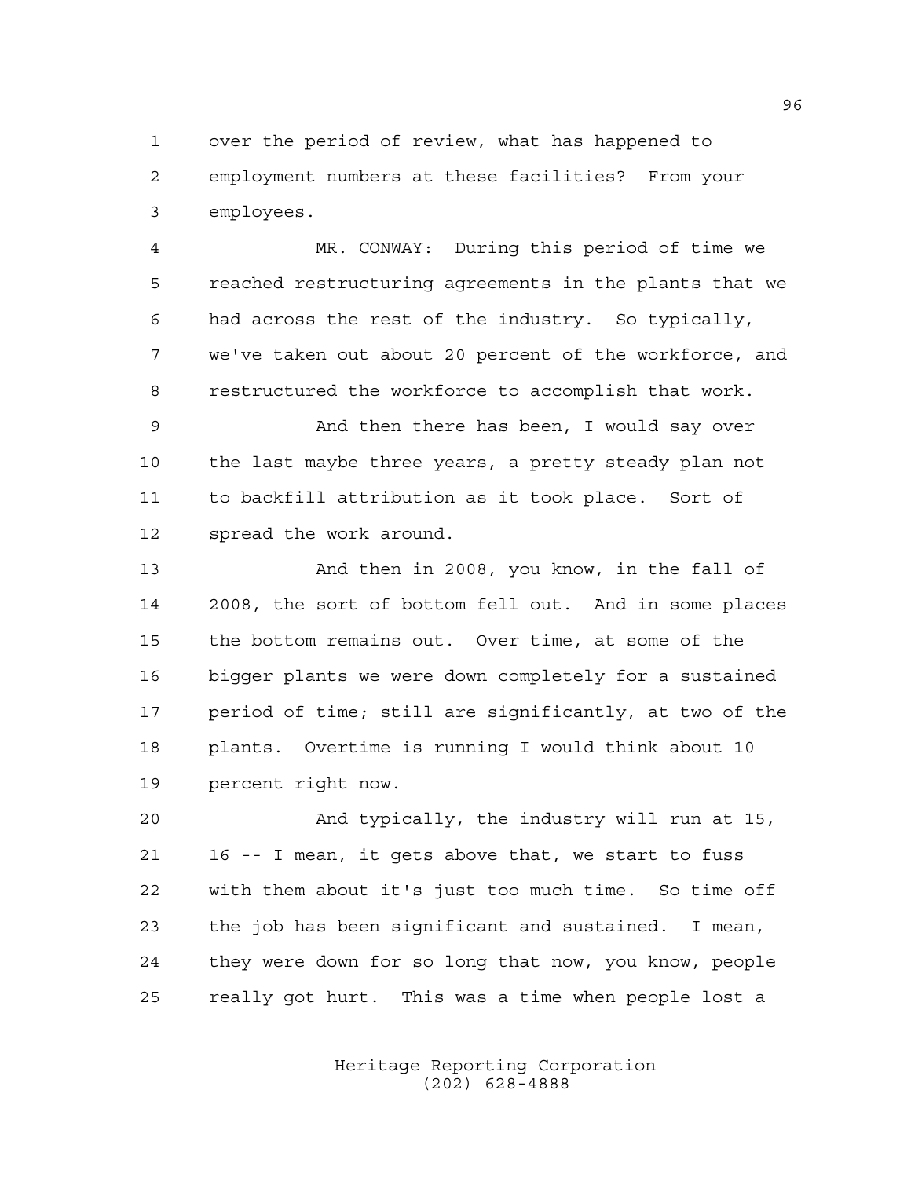over the period of review, what has happened to employment numbers at these facilities? From your employees.

MR. CONWAY: During this period of time we reached restructuring agreements in the plants that we had across the rest of the industry. So typically, we've taken out about 20 percent of the workforce, and restructured the workforce to accomplish that work.

And then there has been, I would say over the last maybe three years, a pretty steady plan not to backfill attribution as it took place. Sort of spread the work around.

And then in 2008, you know, in the fall of 2008, the sort of bottom fell out. And in some places the bottom remains out. Over time, at some of the bigger plants we were down completely for a sustained period of time; still are significantly, at two of the plants. Overtime is running I would think about 10 percent right now.

And typically, the industry will run at 15, 16 -- I mean, it gets above that, we start to fuss with them about it's just too much time. So time off the job has been significant and sustained. I mean, they were down for so long that now, you know, people really got hurt. This was a time when people lost a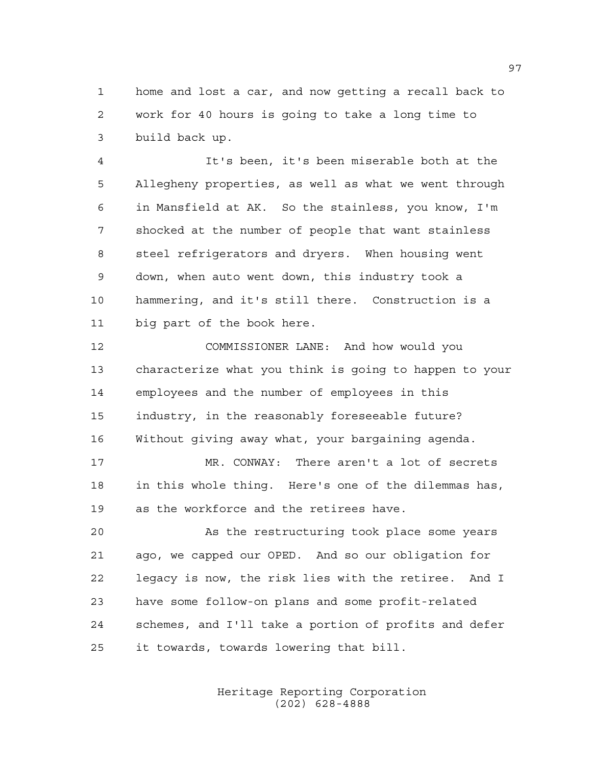home and lost a car, and now getting a recall back to work for 40 hours is going to take a long time to build back up.

It's been, it's been miserable both at the Allegheny properties, as well as what we went through in Mansfield at AK. So the stainless, you know, I'm shocked at the number of people that want stainless steel refrigerators and dryers. When housing went down, when auto went down, this industry took a hammering, and it's still there. Construction is a big part of the book here.

COMMISSIONER LANE: And how would you characterize what you think is going to happen to your employees and the number of employees in this industry, in the reasonably foreseeable future? Without giving away what, your bargaining agenda.

MR. CONWAY: There aren't a lot of secrets in this whole thing. Here's one of the dilemmas has, as the workforce and the retirees have.

As the restructuring took place some years ago, we capped our OPED. And so our obligation for legacy is now, the risk lies with the retiree. And I have some follow-on plans and some profit-related schemes, and I'll take a portion of profits and defer it towards, towards lowering that bill.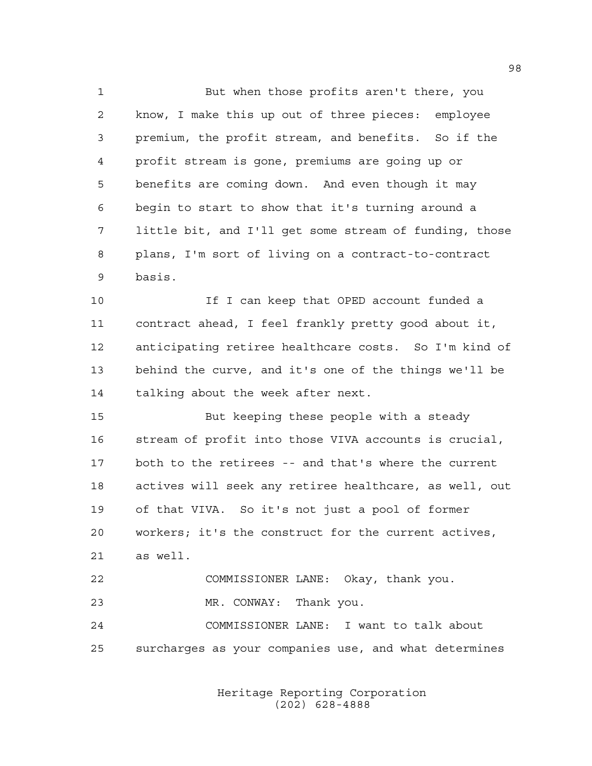But when those profits aren't there, you know, I make this up out of three pieces: employee premium, the profit stream, and benefits. So if the profit stream is gone, premiums are going up or benefits are coming down. And even though it may begin to start to show that it's turning around a little bit, and I'll get some stream of funding, those plans, I'm sort of living on a contract-to-contract basis.

If I can keep that OPED account funded a contract ahead, I feel frankly pretty good about it, anticipating retiree healthcare costs. So I'm kind of behind the curve, and it's one of the things we'll be talking about the week after next.

But keeping these people with a steady stream of profit into those VIVA accounts is crucial, both to the retirees -- and that's where the current actives will seek any retiree healthcare, as well, out of that VIVA. So it's not just a pool of former workers; it's the construct for the current actives, as well.

COMMISSIONER LANE: Okay, thank you.

MR. CONWAY: Thank you.

COMMISSIONER LANE: I want to talk about surcharges as your companies use, and what determines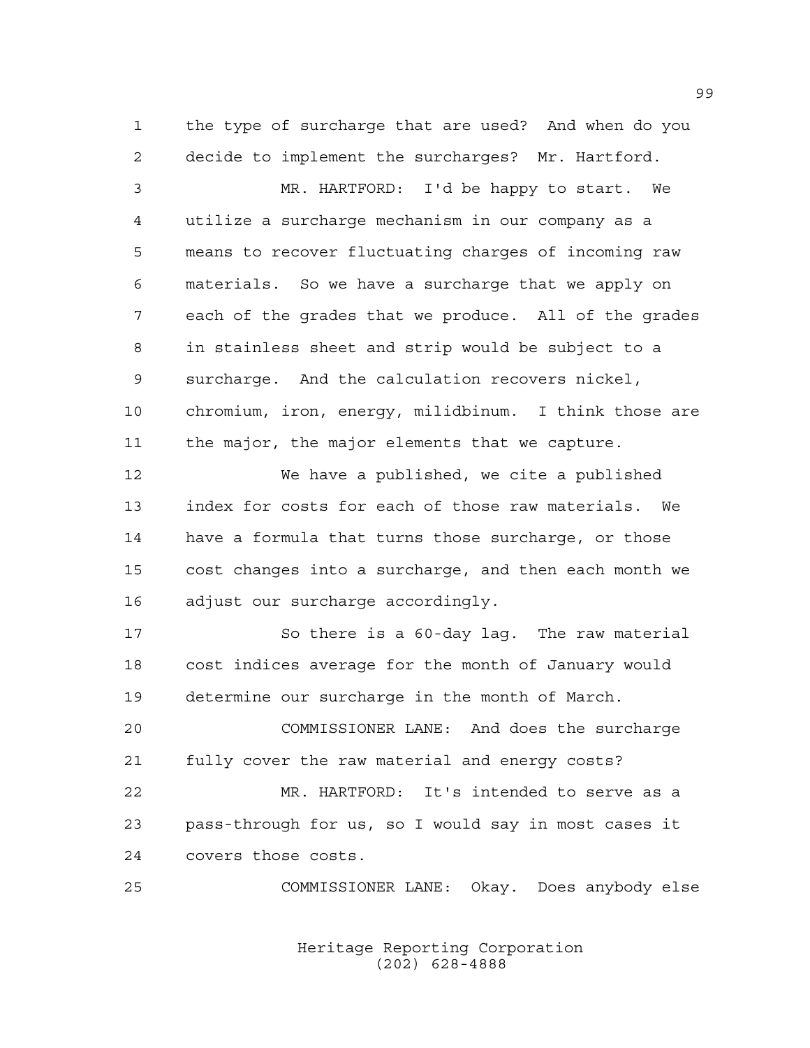the type of surcharge that are used? And when do you decide to implement the surcharges? Mr. Hartford.

MR. HARTFORD: I'd be happy to start. We utilize a surcharge mechanism in our company as a means to recover fluctuating charges of incoming raw materials. So we have a surcharge that we apply on each of the grades that we produce. All of the grades in stainless sheet and strip would be subject to a surcharge. And the calculation recovers nickel, chromium, iron, energy, milidbinum. I think those are the major, the major elements that we capture.

We have a published, we cite a published index for costs for each of those raw materials. We have a formula that turns those surcharge, or those cost changes into a surcharge, and then each month we adjust our surcharge accordingly.

So there is a 60-day lag. The raw material cost indices average for the month of January would determine our surcharge in the month of March.

COMMISSIONER LANE: And does the surcharge fully cover the raw material and energy costs?

MR. HARTFORD: It's intended to serve as a pass-through for us, so I would say in most cases it covers those costs.

COMMISSIONER LANE: Okay. Does anybody else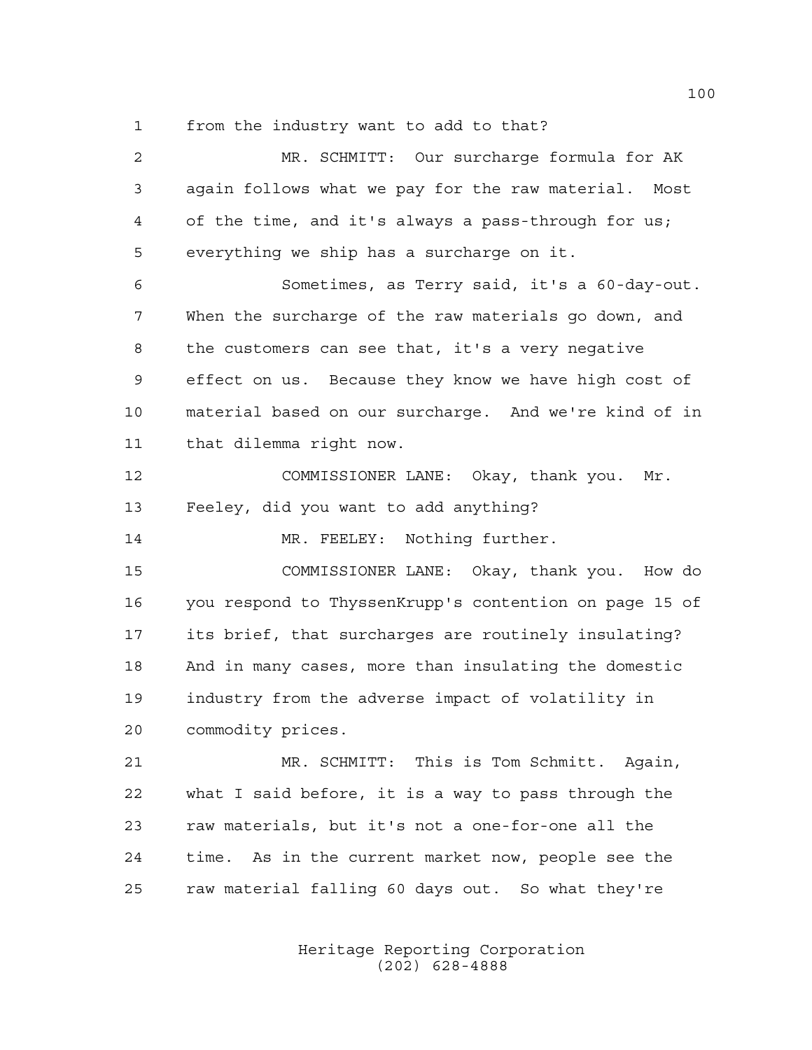from the industry want to add to that?

MR. SCHMITT: Our surcharge formula for AK again follows what we pay for the raw material. Most of the time, and it's always a pass-through for us; everything we ship has a surcharge on it.

Sometimes, as Terry said, it's a 60-day-out. When the surcharge of the raw materials go down, and the customers can see that, it's a very negative effect on us. Because they know we have high cost of material based on our surcharge. And we're kind of in that dilemma right now.

COMMISSIONER LANE: Okay, thank you. Mr. Feeley, did you want to add anything?

MR. FEELEY: Nothing further.

COMMISSIONER LANE: Okay, thank you. How do you respond to ThyssenKrupp's contention on page 15 of its brief, that surcharges are routinely insulating? And in many cases, more than insulating the domestic industry from the adverse impact of volatility in commodity prices.

MR. SCHMITT: This is Tom Schmitt. Again, what I said before, it is a way to pass through the raw materials, but it's not a one-for-one all the time. As in the current market now, people see the raw material falling 60 days out. So what they're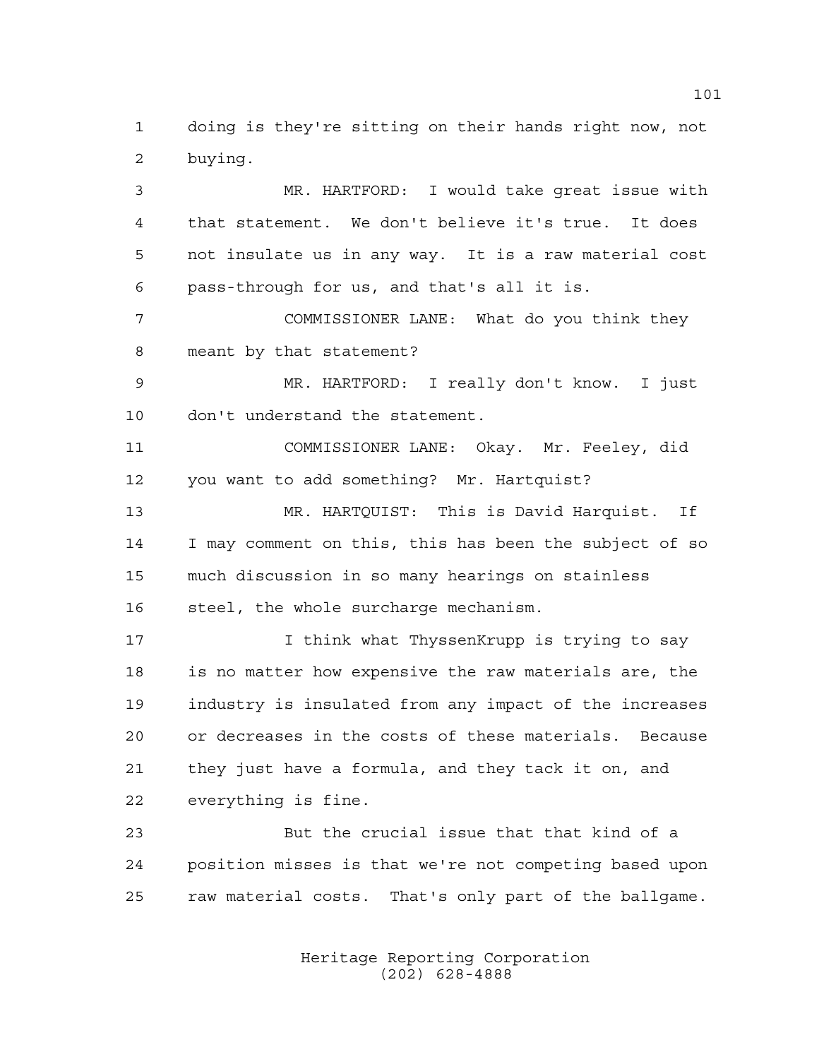doing is they're sitting on their hands right now, not buying.

MR. HARTFORD: I would take great issue with that statement. We don't believe it's true. It does not insulate us in any way. It is a raw material cost pass-through for us, and that's all it is.

COMMISSIONER LANE: What do you think they meant by that statement?

MR. HARTFORD: I really don't know. I just don't understand the statement.

COMMISSIONER LANE: Okay. Mr. Feeley, did you want to add something? Mr. Hartquist?

MR. HARTQUIST: This is David Harquist. If I may comment on this, this has been the subject of so much discussion in so many hearings on stainless steel, the whole surcharge mechanism.

I think what ThyssenKrupp is trying to say is no matter how expensive the raw materials are, the industry is insulated from any impact of the increases or decreases in the costs of these materials. Because they just have a formula, and they tack it on, and everything is fine.

But the crucial issue that that kind of a position misses is that we're not competing based upon raw material costs. That's only part of the ballgame.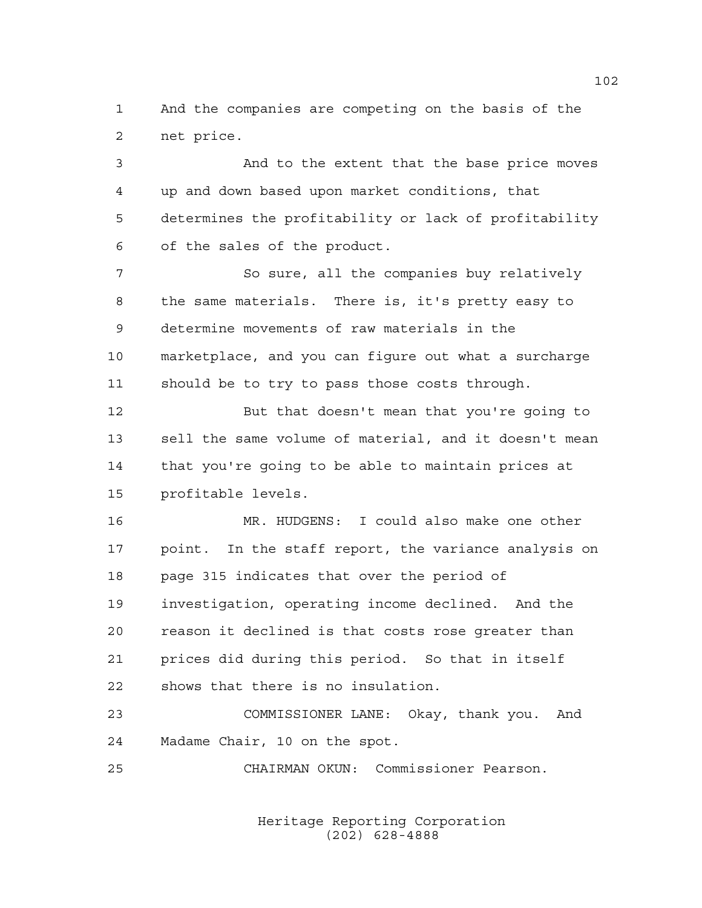And the companies are competing on the basis of the net price.

And to the extent that the base price moves up and down based upon market conditions, that determines the profitability or lack of profitability of the sales of the product.

So sure, all the companies buy relatively the same materials. There is, it's pretty easy to determine movements of raw materials in the marketplace, and you can figure out what a surcharge should be to try to pass those costs through.

But that doesn't mean that you're going to sell the same volume of material, and it doesn't mean that you're going to be able to maintain prices at profitable levels.

MR. HUDGENS: I could also make one other point. In the staff report, the variance analysis on page 315 indicates that over the period of investigation, operating income declined. And the reason it declined is that costs rose greater than prices did during this period. So that in itself shows that there is no insulation.

COMMISSIONER LANE: Okay, thank you. And Madame Chair, 10 on the spot.

CHAIRMAN OKUN: Commissioner Pearson.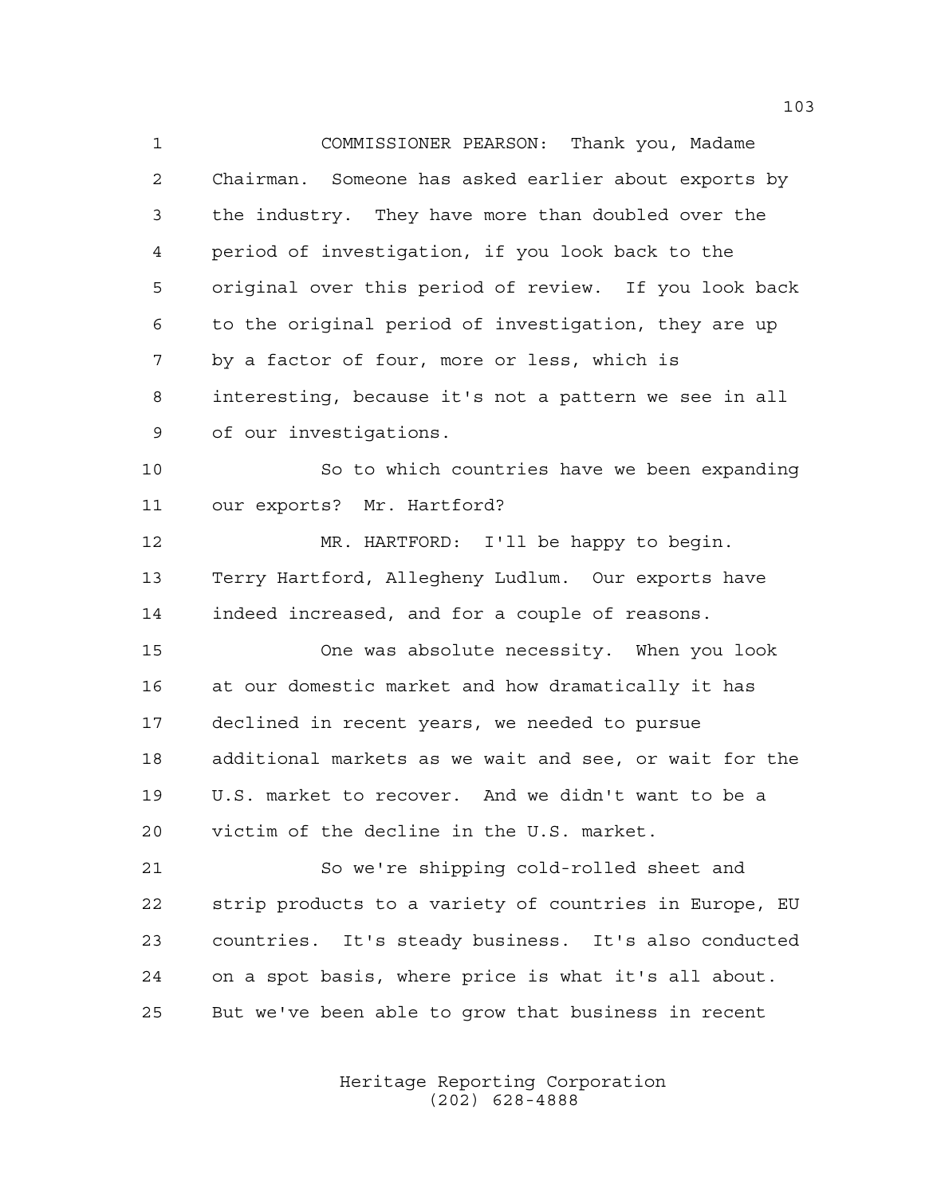COMMISSIONER PEARSON: Thank you, Madame Chairman. Someone has asked earlier about exports by the industry. They have more than doubled over the period of investigation, if you look back to the original over this period of review. If you look back to the original period of investigation, they are up by a factor of four, more or less, which is interesting, because it's not a pattern we see in all of our investigations.

So to which countries have we been expanding our exports? Mr. Hartford?

MR. HARTFORD: I'll be happy to begin. Terry Hartford, Allegheny Ludlum. Our exports have indeed increased, and for a couple of reasons.

One was absolute necessity. When you look at our domestic market and how dramatically it has declined in recent years, we needed to pursue additional markets as we wait and see, or wait for the U.S. market to recover. And we didn't want to be a victim of the decline in the U.S. market.

So we're shipping cold-rolled sheet and strip products to a variety of countries in Europe, EU countries. It's steady business. It's also conducted on a spot basis, where price is what it's all about. But we've been able to grow that business in recent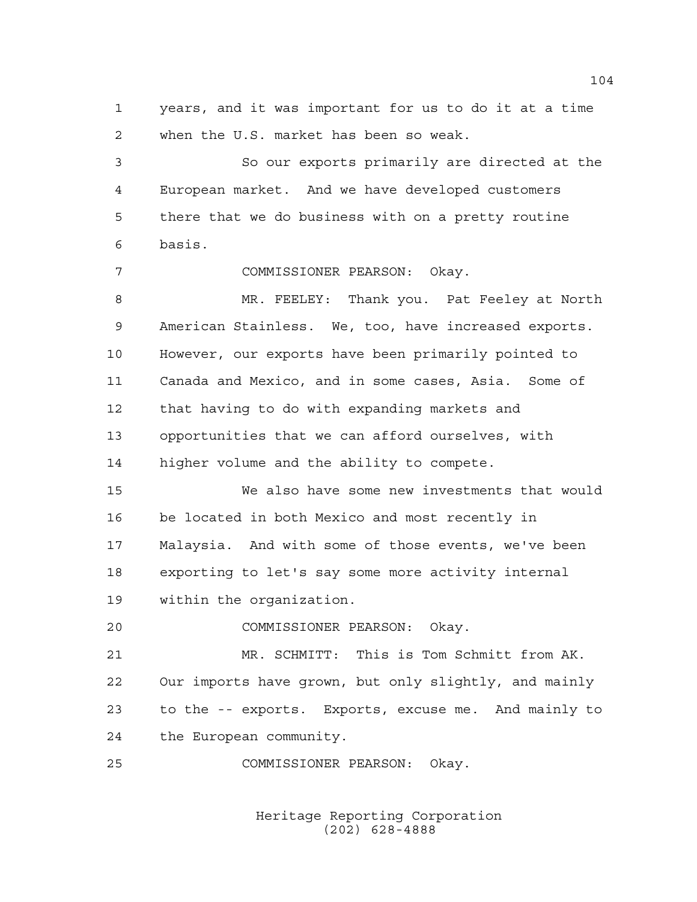years, and it was important for us to do it at a time when the U.S. market has been so weak.

So our exports primarily are directed at the European market. And we have developed customers there that we do business with on a pretty routine basis.

COMMISSIONER PEARSON: Okay.

MR. FEELEY: Thank you. Pat Feeley at North American Stainless. We, too, have increased exports. However, our exports have been primarily pointed to Canada and Mexico, and in some cases, Asia. Some of that having to do with expanding markets and opportunities that we can afford ourselves, with higher volume and the ability to compete.

We also have some new investments that would be located in both Mexico and most recently in Malaysia. And with some of those events, we've been exporting to let's say some more activity internal within the organization.

COMMISSIONER PEARSON: Okay.

MR. SCHMITT: This is Tom Schmitt from AK. Our imports have grown, but only slightly, and mainly to the -- exports. Exports, excuse me. And mainly to the European community.

COMMISSIONER PEARSON: Okay.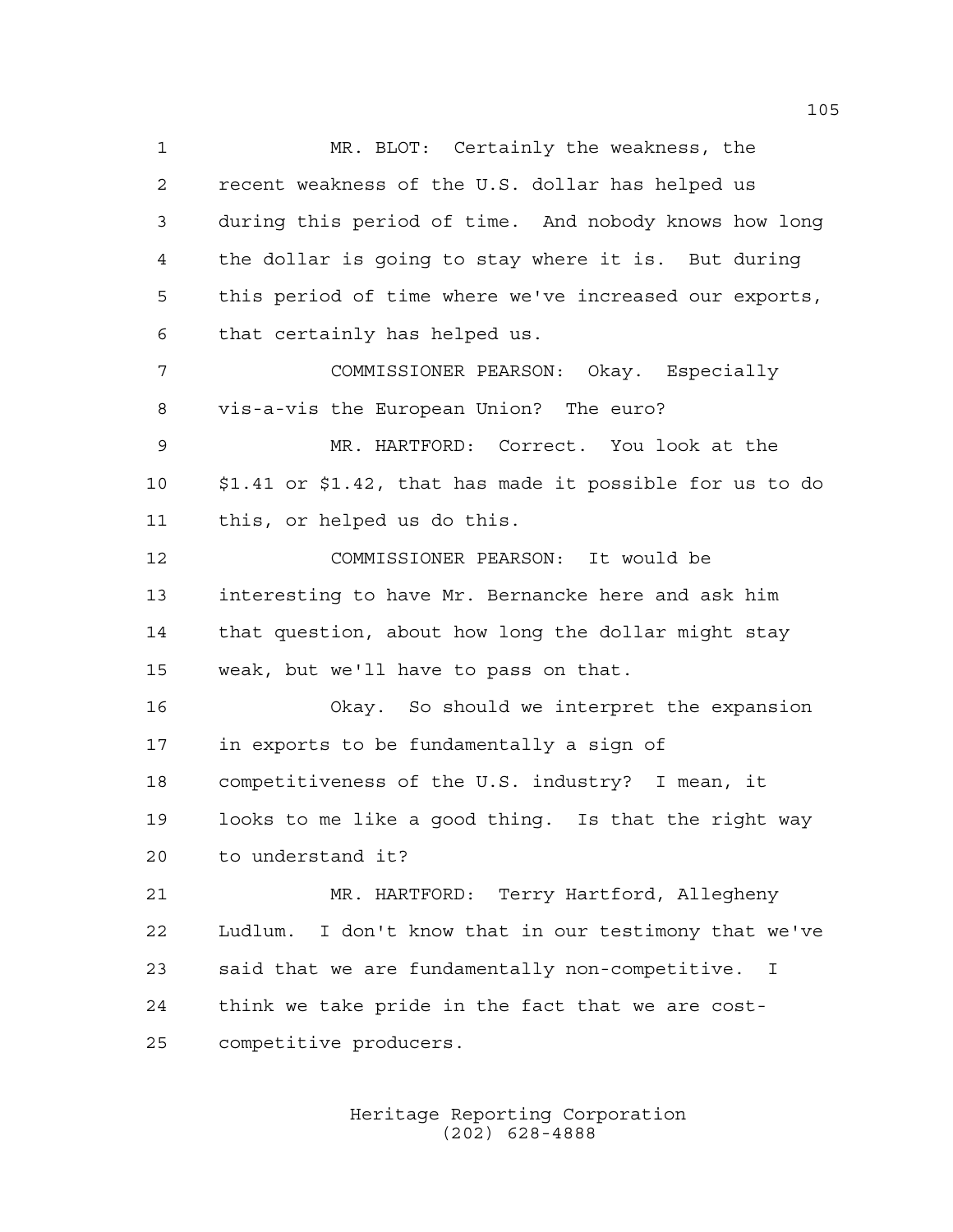MR. BLOT: Certainly the weakness, the recent weakness of the U.S. dollar has helped us during this period of time. And nobody knows how long the dollar is going to stay where it is. But during this period of time where we've increased our exports, that certainly has helped us.

COMMISSIONER PEARSON: Okay. Especially vis-a-vis the European Union? The euro?

MR. HARTFORD: Correct. You look at the $1.41 or $1.42, that has made it possible for us to do this, or helped us do this.

COMMISSIONER PEARSON: It would be interesting to have Mr. Bernancke here and ask him that question, about how long the dollar might stay weak, but we'll have to pass on that.

Okay. So should we interpret the expansion in exports to be fundamentally a sign of competitiveness of the U.S. industry? I mean, it looks to me like a good thing. Is that the right way to understand it?

MR. HARTFORD: Terry Hartford, Allegheny Ludlum. I don't know that in our testimony that we've said that we are fundamentally non-competitive. I think we take pride in the fact that we are cost-competitive producers.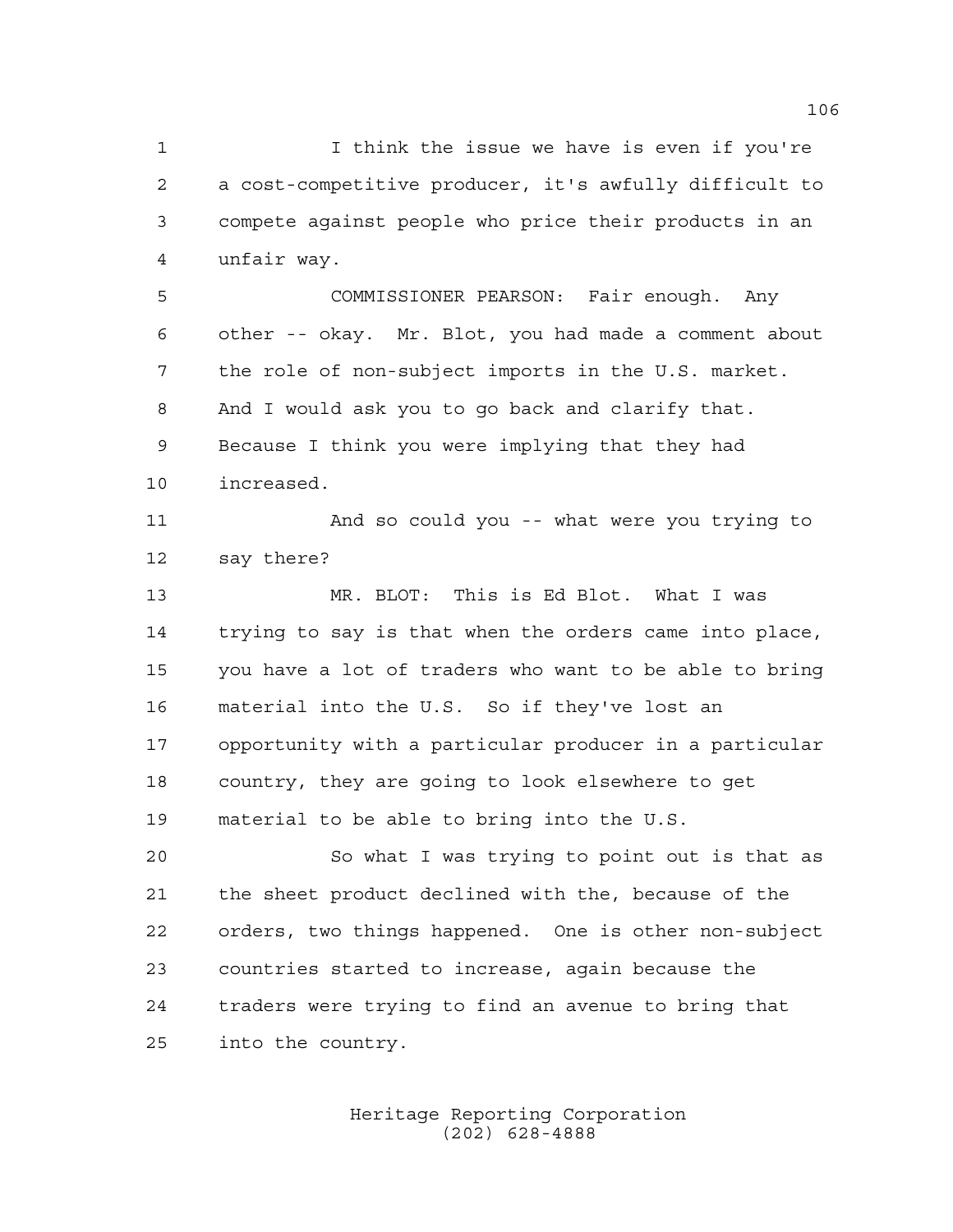I think the issue we have is even if you're a cost-competitive producer, it's awfully difficult to compete against people who price their products in an unfair way.

COMMISSIONER PEARSON: Fair enough. Any other -- okay. Mr. Blot, you had made a comment about the role of non-subject imports in the U.S. market. And I would ask you to go back and clarify that. Because I think you were implying that they had increased.

And so could you -- what were you trying to say there?

MR. BLOT: This is Ed Blot. What I was trying to say is that when the orders came into place, you have a lot of traders who want to be able to bring material into the U.S. So if they've lost an opportunity with a particular producer in a particular country, they are going to look elsewhere to get material to be able to bring into the U.S.

So what I was trying to point out is that as the sheet product declined with the, because of the orders, two things happened. One is other non-subject countries started to increase, again because the traders were trying to find an avenue to bring that into the country.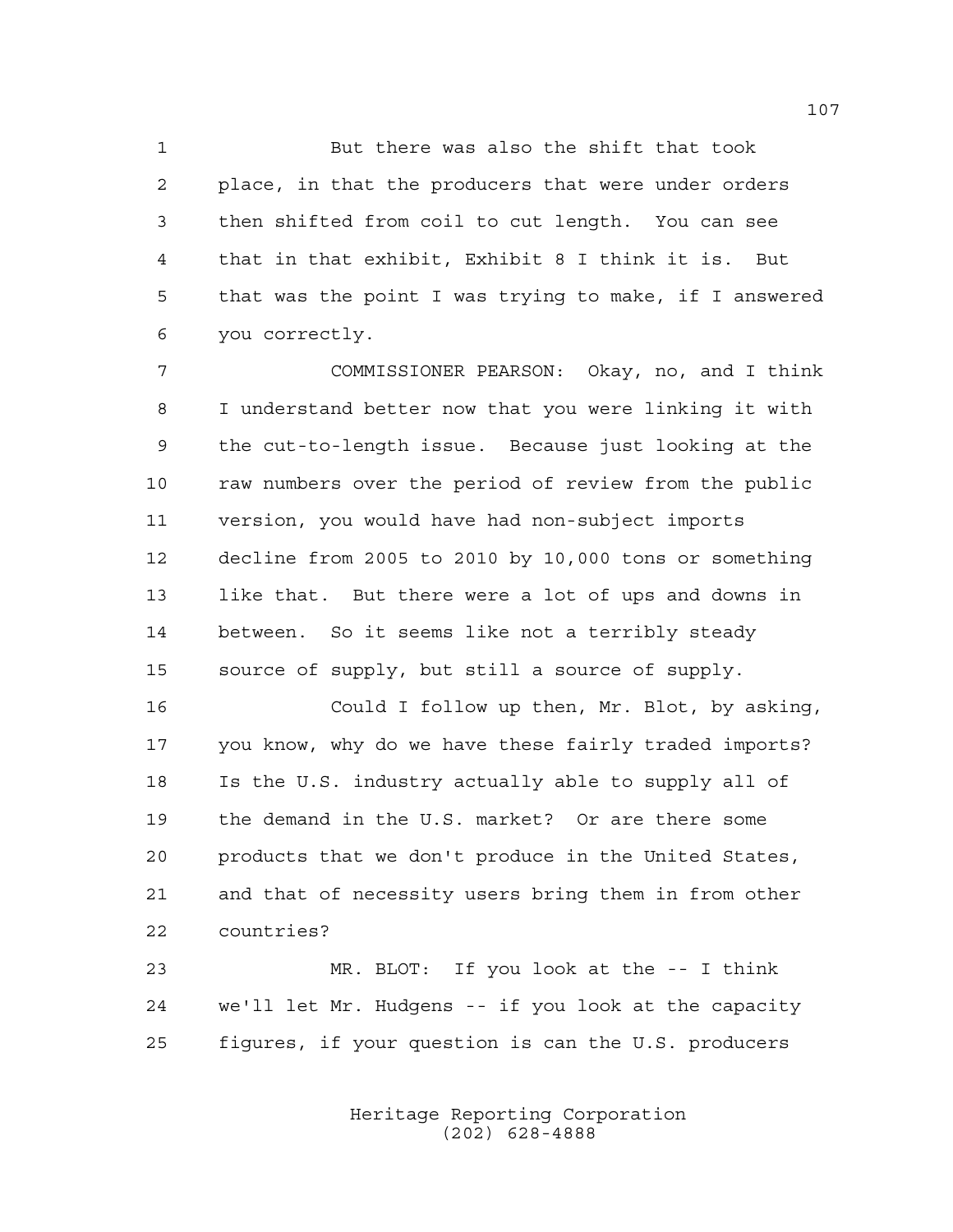But there was also the shift that took place, in that the producers that were under orders then shifted from coil to cut length. You can see that in that exhibit, Exhibit 8 I think it is. But that was the point I was trying to make, if I answered you correctly.

COMMISSIONER PEARSON: Okay, no, and I think I understand better now that you were linking it with the cut-to-length issue. Because just looking at the raw numbers over the period of review from the public version, you would have had non-subject imports decline from 2005 to 2010 by 10,000 tons or something like that. But there were a lot of ups and downs in between. So it seems like not a terribly steady source of supply, but still a source of supply.

Could I follow up then, Mr. Blot, by asking, you know, why do we have these fairly traded imports? Is the U.S. industry actually able to supply all of the demand in the U.S. market? Or are there some products that we don't produce in the United States, and that of necessity users bring them in from other countries?

MR. BLOT: If you look at the -- I think we'll let Mr. Hudgens -- if you look at the capacity figures, if your question is can the U.S. producers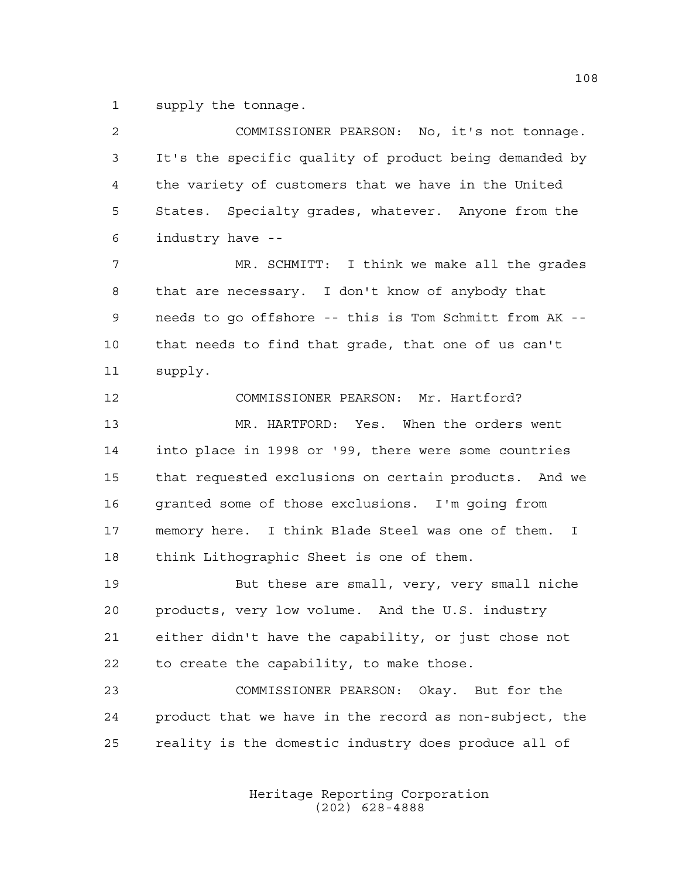supply the tonnage.

COMMISSIONER PEARSON: No, it's not tonnage. It's the specific quality of product being demanded by the variety of customers that we have in the United States. Specialty grades, whatever. Anyone from the industry have --

MR. SCHMITT: I think we make all the grades that are necessary. I don't know of anybody that needs to go offshore -- this is Tom Schmitt from AK -- that needs to find that grade, that one of us can't supply.

COMMISSIONER PEARSON: Mr. Hartford?

MR. HARTFORD: Yes. When the orders went into place in 1998 or '99, there were some countries that requested exclusions on certain products. And we granted some of those exclusions. I'm going from memory here. I think Blade Steel was one of them. I think Lithographic Sheet is one of them.

But these are small, very, very small niche products, very low volume. And the U.S. industry either didn't have the capability, or just chose not to create the capability, to make those.

COMMISSIONER PEARSON: Okay. But for the product that we have in the record as non-subject, the reality is the domestic industry does produce all of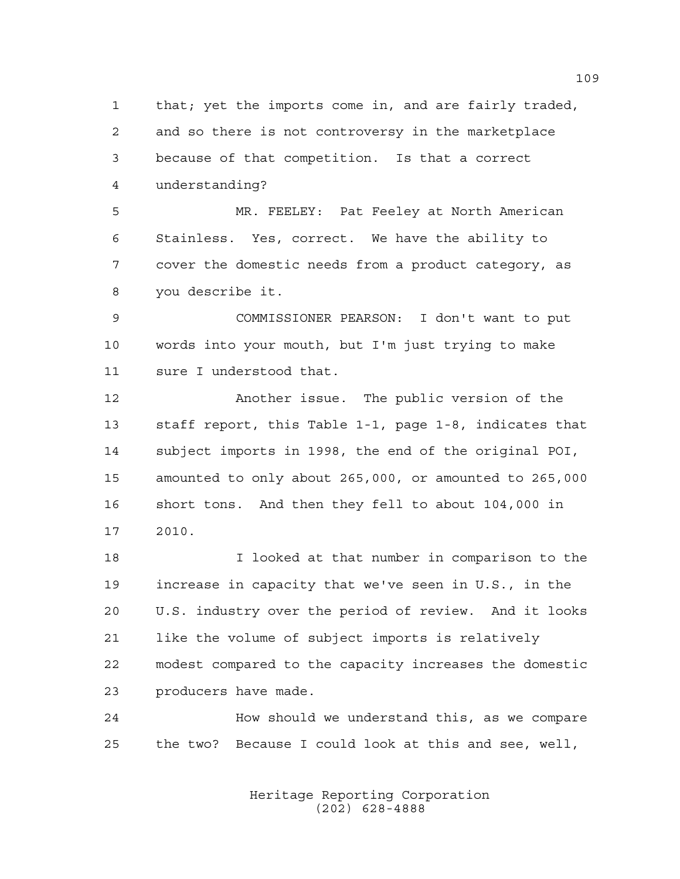1 that; yet the imports come in, and are fairly traded,
2 and so there is not controversy in the marketplace
3 because of that competition. Is that a correct
4 understanding?

5 MR. FEELEY: Pat Feeley at North American
6 Stainless. Yes, correct. We have the ability to
7 cover the domestic needs from a product category, as
8 you describe it.

9 COMMISSIONER PEARSON: I don't want to put
10 words into your mouth, but I'm just trying to make
11 sure I understood that.

12 Another issue. The public version of the
13 staff report, this Table 1-1, page 1-8, indicates that
14 subject imports in 1998, the end of the original POI,
15 amounted to only about 265,000, or amounted to 265,000
16 short tons. And then they fell to about 104,000 in
17 2010.

18 I looked at that number in comparison to the
19 increase in capacity that we've seen in U.S., in the
20 U.S. industry over the period of review. And it looks
21 like the volume of subject imports is relatively
22 modest compared to the capacity increases the domestic
23 producers have made.

24 How should we understand this, as we compare
25 the two? Because I could look at this and see, well,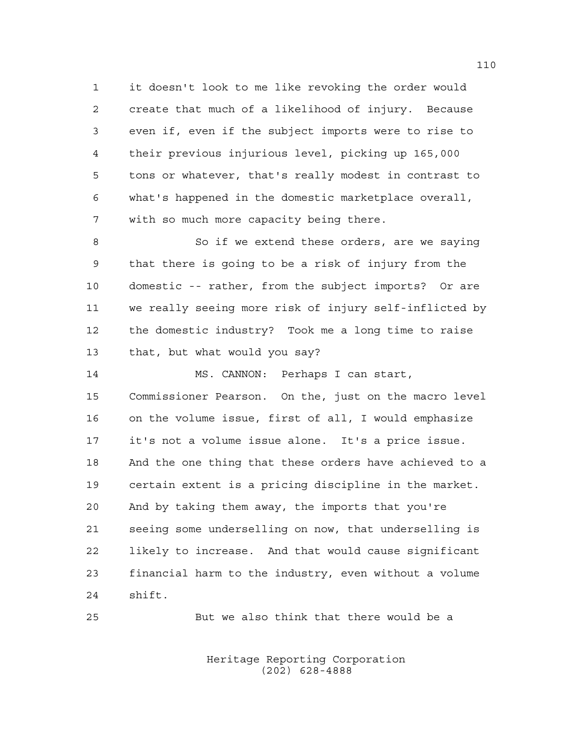it doesn't look to me like revoking the order would create that much of a likelihood of injury. Because even if, even if the subject imports were to rise to their previous injurious level, picking up 165,000 tons or whatever, that's really modest in contrast to what's happened in the domestic marketplace overall, with so much more capacity being there.

So if we extend these orders, are we saying that there is going to be a risk of injury from the domestic -- rather, from the subject imports? Or are we really seeing more risk of injury self-inflicted by the domestic industry? Took me a long time to raise that, but what would you say?

MS. CANNON: Perhaps I can start, Commissioner Pearson. On the, just on the macro level on the volume issue, first of all, I would emphasize it's not a volume issue alone. It's a price issue. And the one thing that these orders have achieved to a certain extent is a pricing discipline in the market. And by taking them away, the imports that you're seeing some underselling on now, that underselling is likely to increase. And that would cause significant financial harm to the industry, even without a volume shift.

But we also think that there would be a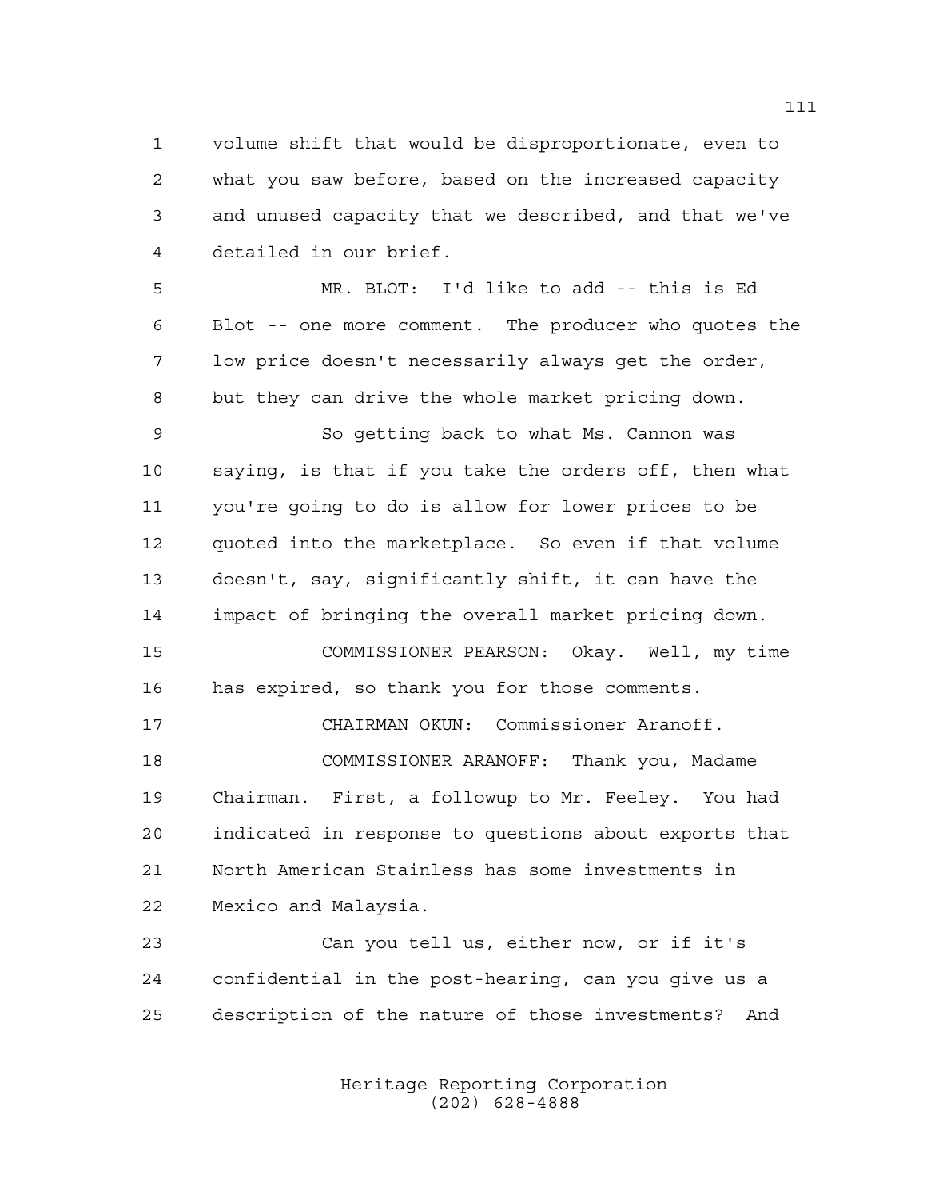volume shift that would be disproportionate, even to what you saw before, based on the increased capacity and unused capacity that we described, and that we've detailed in our brief.

MR. BLOT: I'd like to add -- this is Ed Blot -- one more comment. The producer who quotes the low price doesn't necessarily always get the order, but they can drive the whole market pricing down.

So getting back to what Ms. Cannon was saying, is that if you take the orders off, then what you're going to do is allow for lower prices to be quoted into the marketplace. So even if that volume doesn't, say, significantly shift, it can have the impact of bringing the overall market pricing down.

COMMISSIONER PEARSON: Okay. Well, my time has expired, so thank you for those comments.

CHAIRMAN OKUN: Commissioner Aranoff.

COMMISSIONER ARANOFF: Thank you, Madame Chairman. First, a followup to Mr. Feeley. You had indicated in response to questions about exports that North American Stainless has some investments in Mexico and Malaysia.

Can you tell us, either now, or if it's confidential in the post-hearing, can you give us a description of the nature of those investments? And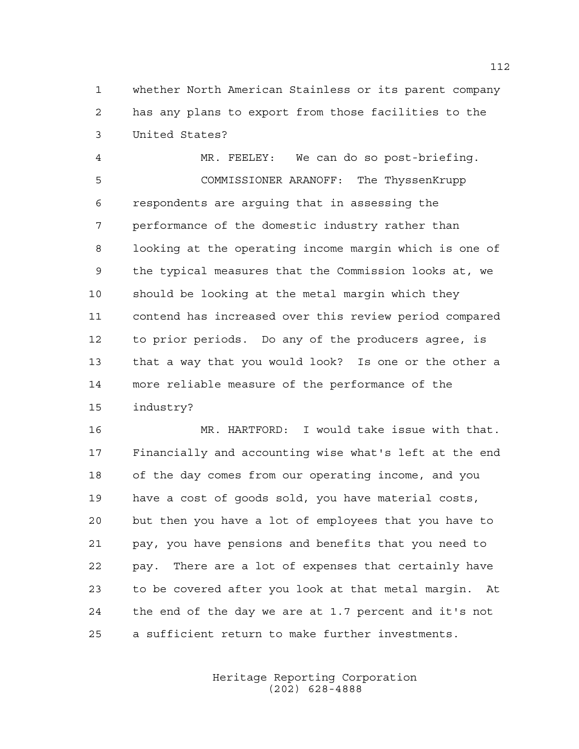whether North American Stainless or its parent company has any plans to export from those facilities to the United States?

MR. FEELEY: We can do so post-briefing.

COMMISSIONER ARANOFF: The ThyssenKrupp respondents are arguing that in assessing the performance of the domestic industry rather than looking at the operating income margin which is one of the typical measures that the Commission looks at, we should be looking at the metal margin which they contend has increased over this review period compared to prior periods. Do any of the producers agree, is that a way that you would look? Is one or the other a more reliable measure of the performance of the industry?

MR. HARTFORD: I would take issue with that. Financially and accounting wise what's left at the end of the day comes from our operating income, and you have a cost of goods sold, you have material costs, but then you have a lot of employees that you have to pay, you have pensions and benefits that you need to pay. There are a lot of expenses that certainly have to be covered after you look at that metal margin. At the end of the day we are at 1.7 percent and it's not a sufficient return to make further investments.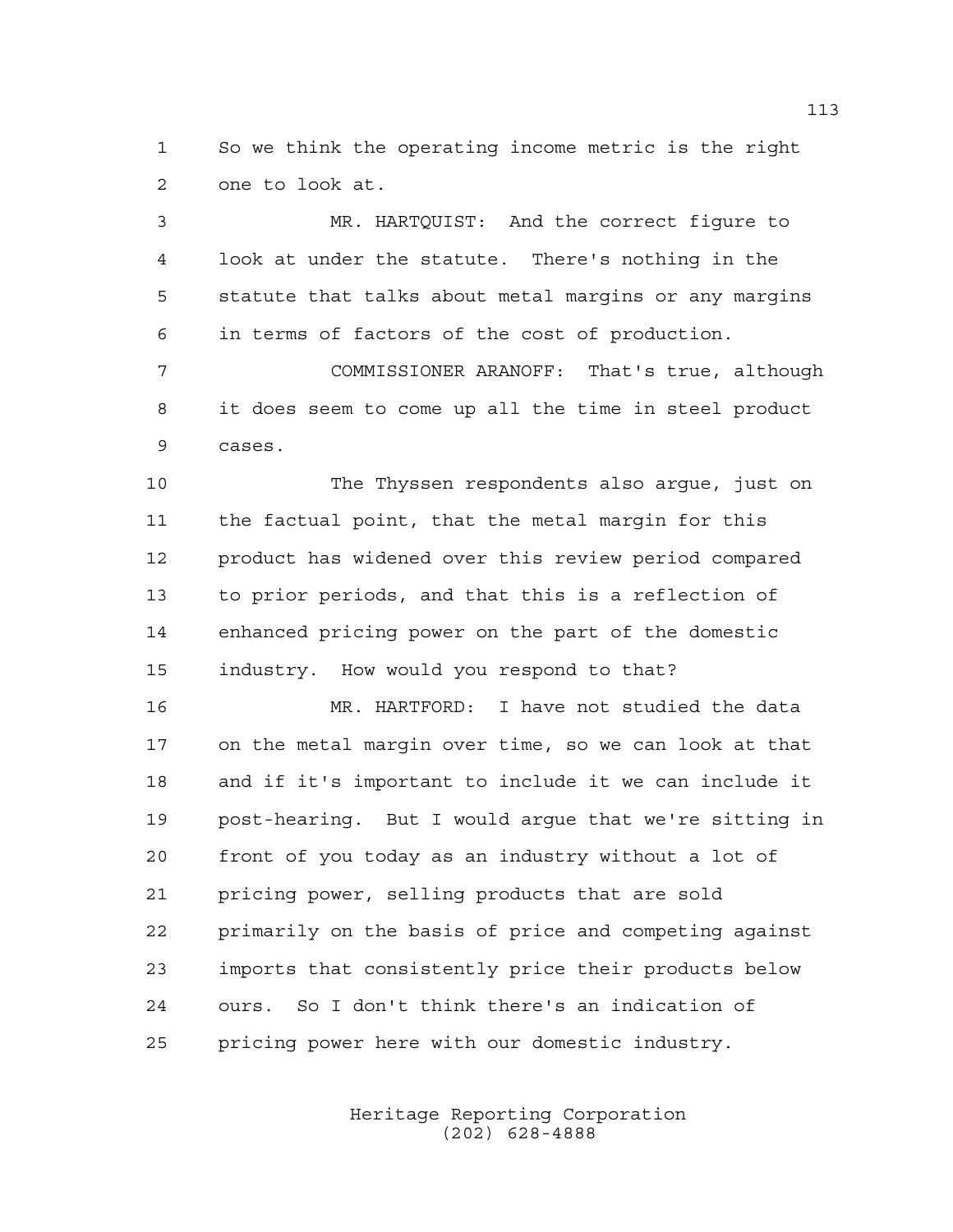So we think the operating income metric is the right one to look at.

MR. HARTQUIST: And the correct figure to look at under the statute. There's nothing in the statute that talks about metal margins or any margins in terms of factors of the cost of production.

COMMISSIONER ARANOFF: That's true, although it does seem to come up all the time in steel product cases.

The Thyssen respondents also argue, just on the factual point, that the metal margin for this product has widened over this review period compared to prior periods, and that this is a reflection of enhanced pricing power on the part of the domestic industry. How would you respond to that?

MR. HARTFORD: I have not studied the data on the metal margin over time, so we can look at that and if it's important to include it we can include it post-hearing. But I would argue that we're sitting in front of you today as an industry without a lot of pricing power, selling products that are sold primarily on the basis of price and competing against imports that consistently price their products below ours. So I don't think there's an indication of pricing power here with our domestic industry.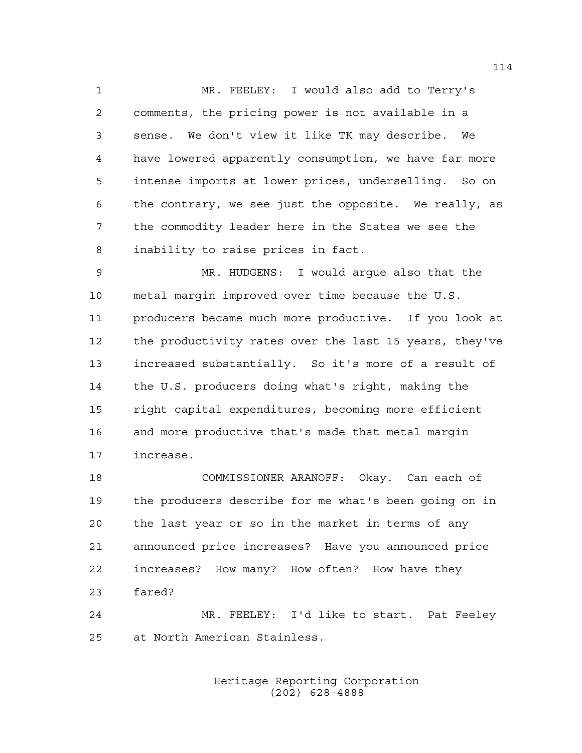MR. FEELEY: I would also add to Terry's comments, the pricing power is not available in a sense. We don't view it like TK may describe. We have lowered apparently consumption, we have far more intense imports at lower prices, underselling. So on the contrary, we see just the opposite. We really, as the commodity leader here in the States we see the inability to raise prices in fact.

MR. HUDGENS: I would argue also that the metal margin improved over time because the U.S. producers became much more productive. If you look at the productivity rates over the last 15 years, they've increased substantially. So it's more of a result of the U.S. producers doing what's right, making the right capital expenditures, becoming more efficient and more productive that's made that metal margin increase.

COMMISSIONER ARANOFF: Okay. Can each of the producers describe for me what's been going on in the last year or so in the market in terms of any announced price increases? Have you announced price increases? How many? How often? How have they fared?

MR. FEELEY: I'd like to start. Pat Feeley at North American Stainless.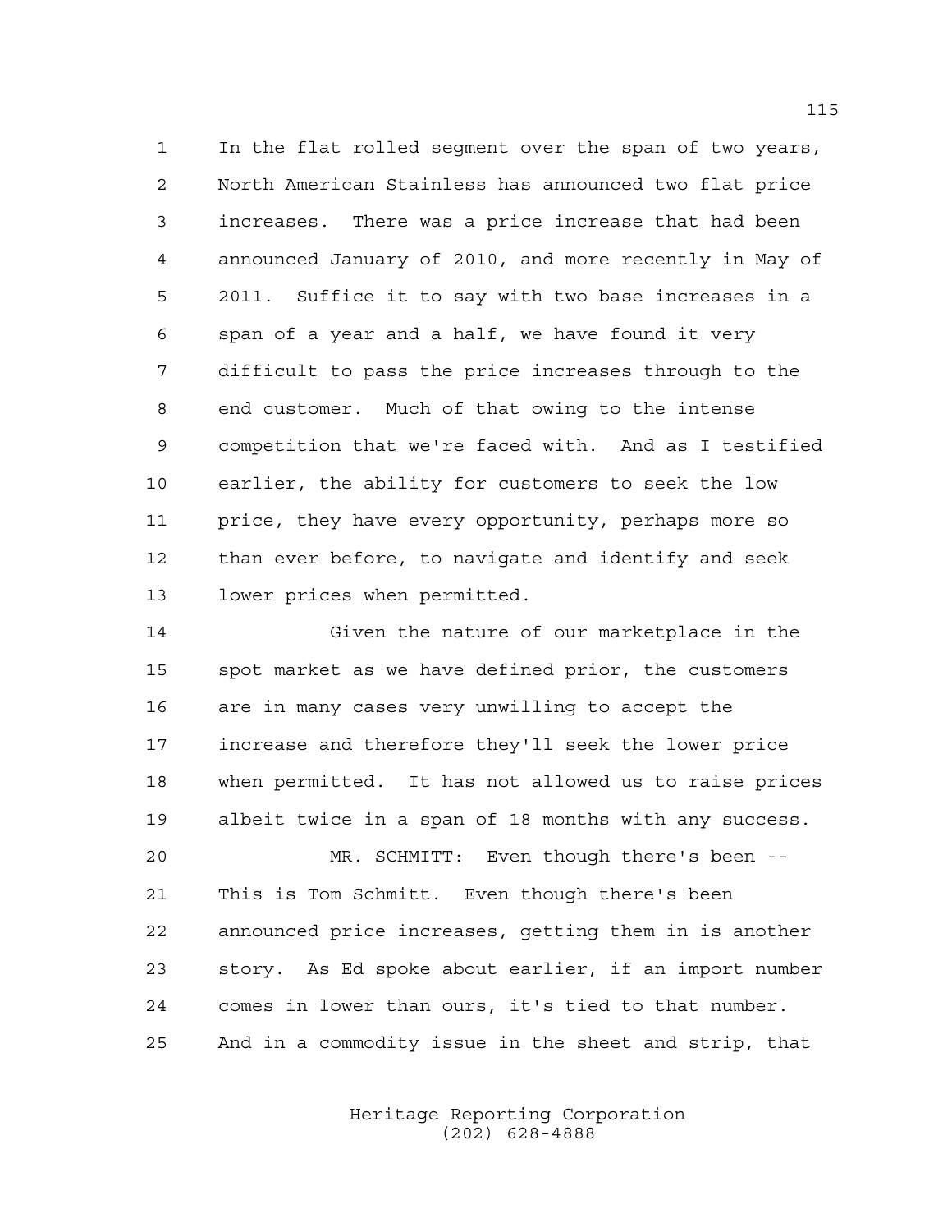In the flat rolled segment over the span of two years, North American Stainless has announced two flat price increases. There was a price increase that had been announced January of 2010, and more recently in May of 2011. Suffice it to say with two base increases in a span of a year and a half, we have found it very difficult to pass the price increases through to the end customer. Much of that owing to the intense competition that we're faced with. And as I testified earlier, the ability for customers to seek the low price, they have every opportunity, perhaps more so than ever before, to navigate and identify and seek lower prices when permitted.

Given the nature of our marketplace in the spot market as we have defined prior, the customers are in many cases very unwilling to accept the increase and therefore they'll seek the lower price when permitted. It has not allowed us to raise prices albeit twice in a span of 18 months with any success.

MR. SCHMITT: Even though there's been -- This is Tom Schmitt. Even though there's been announced price increases, getting them in is another story. As Ed spoke about earlier, if an import number comes in lower than ours, it's tied to that number. And in a commodity issue in the sheet and strip, that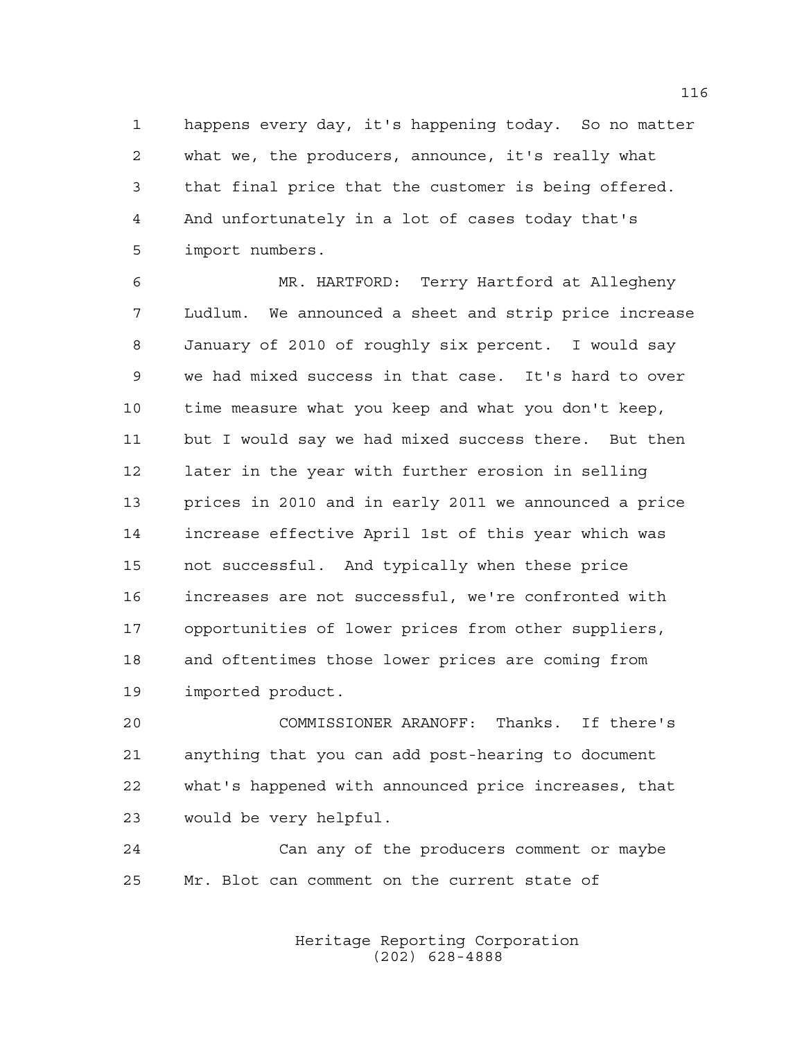happens every day, it's happening today. So no matter what we, the producers, announce, it's really what that final price that the customer is being offered. And unfortunately in a lot of cases today that's import numbers.

MR. HARTFORD: Terry Hartford at Allegheny Ludlum. We announced a sheet and strip price increase January of 2010 of roughly six percent. I would say we had mixed success in that case. It's hard to over time measure what you keep and what you don't keep, but I would say we had mixed success there. But then later in the year with further erosion in selling prices in 2010 and in early 2011 we announced a price increase effective April 1st of this year which was not successful. And typically when these price increases are not successful, we're confronted with opportunities of lower prices from other suppliers, and oftentimes those lower prices are coming from imported product.

COMMISSIONER ARANOFF: Thanks. If there's anything that you can add post-hearing to document what's happened with announced price increases, that would be very helpful.

Can any of the producers comment or maybe Mr. Blot can comment on the current state of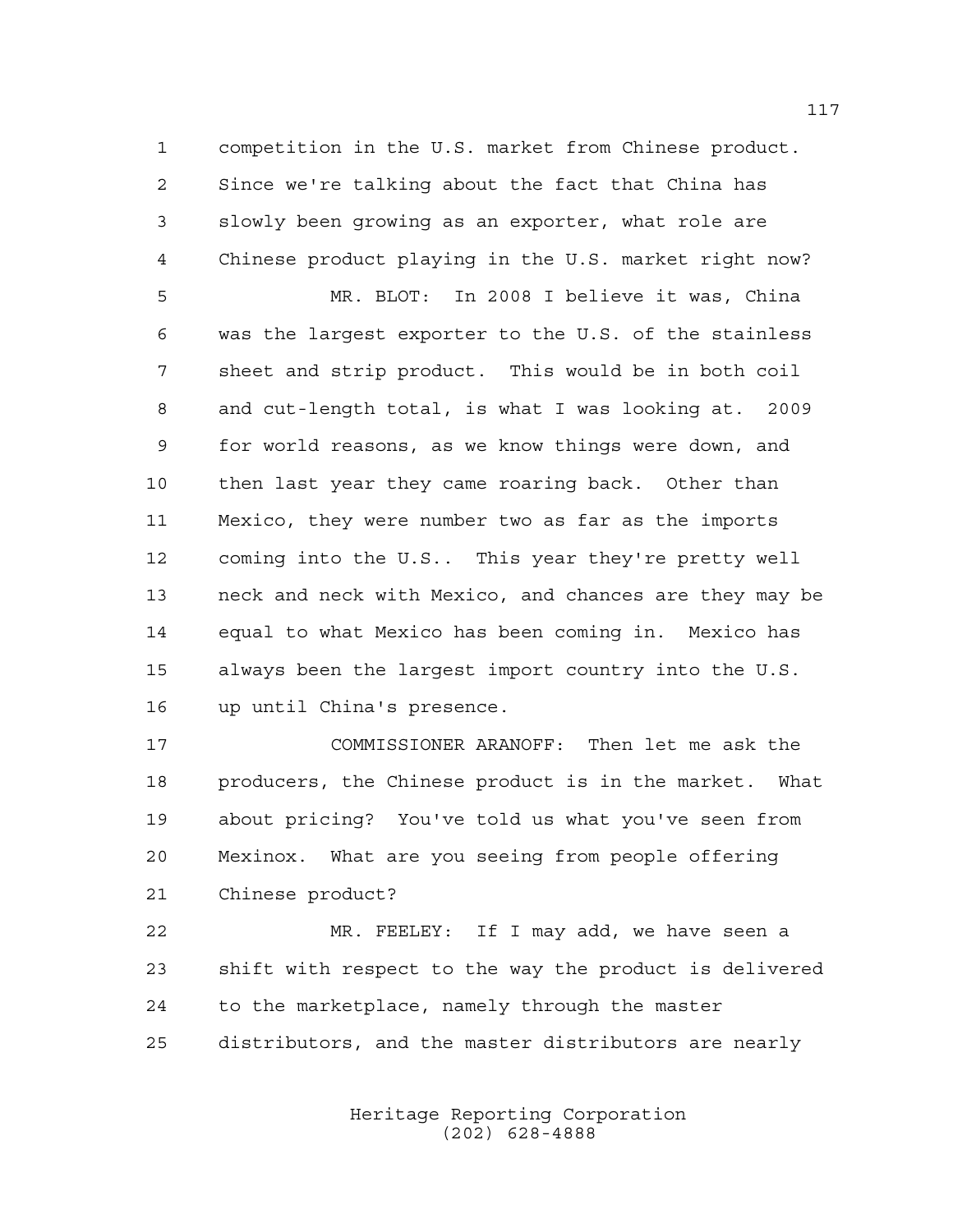competition in the U.S. market from Chinese product. Since we're talking about the fact that China has slowly been growing as an exporter, what role are Chinese product playing in the U.S. market right now?

MR. BLOT: In 2008 I believe it was, China was the largest exporter to the U.S. of the stainless sheet and strip product. This would be in both coil and cut-length total, is what I was looking at. 2009 for world reasons, as we know things were down, and then last year they came roaring back. Other than Mexico, they were number two as far as the imports coming into the U.S.. This year they're pretty well neck and neck with Mexico, and chances are they may be equal to what Mexico has been coming in. Mexico has always been the largest import country into the U.S. up until China's presence.

COMMISSIONER ARANOFF: Then let me ask the producers, the Chinese product is in the market. What about pricing? You've told us what you've seen from Mexinox. What are you seeing from people offering Chinese product?

MR. FEELEY: If I may add, we have seen a shift with respect to the way the product is delivered to the marketplace, namely through the master distributors, and the master distributors are nearly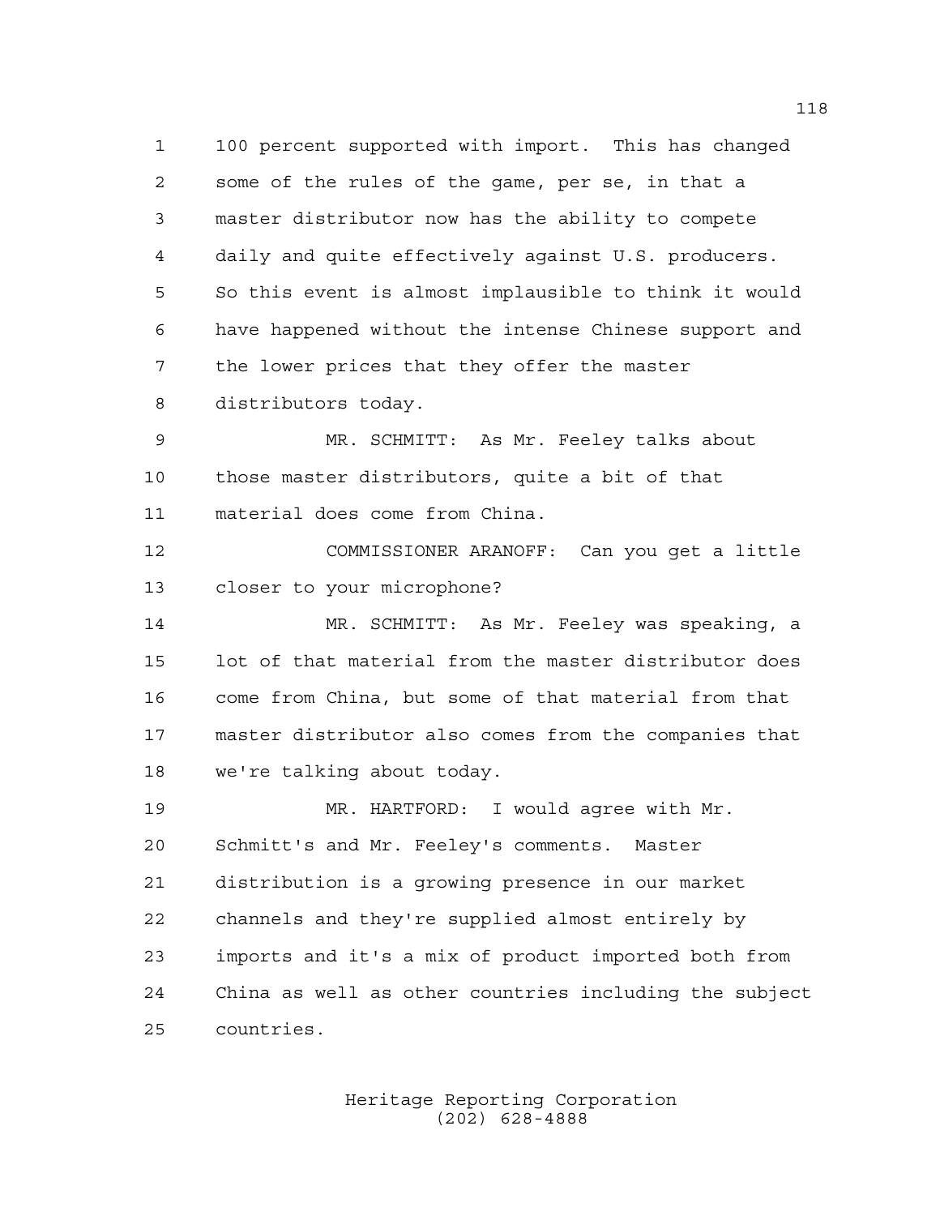100 percent supported with import. This has changed some of the rules of the game, per se, in that a master distributor now has the ability to compete daily and quite effectively against U.S. producers. So this event is almost implausible to think it would have happened without the intense Chinese support and the lower prices that they offer the master distributors today.

MR. SCHMITT: As Mr. Feeley talks about those master distributors, quite a bit of that material does come from China.

COMMISSIONER ARANOFF: Can you get a little closer to your microphone?

MR. SCHMITT: As Mr. Feeley was speaking, a lot of that material from the master distributor does come from China, but some of that material from that master distributor also comes from the companies that we're talking about today.

MR. HARTFORD: I would agree with Mr. Schmitt's and Mr. Feeley's comments. Master distribution is a growing presence in our market channels and they're supplied almost entirely by imports and it's a mix of product imported both from China as well as other countries including the subject countries.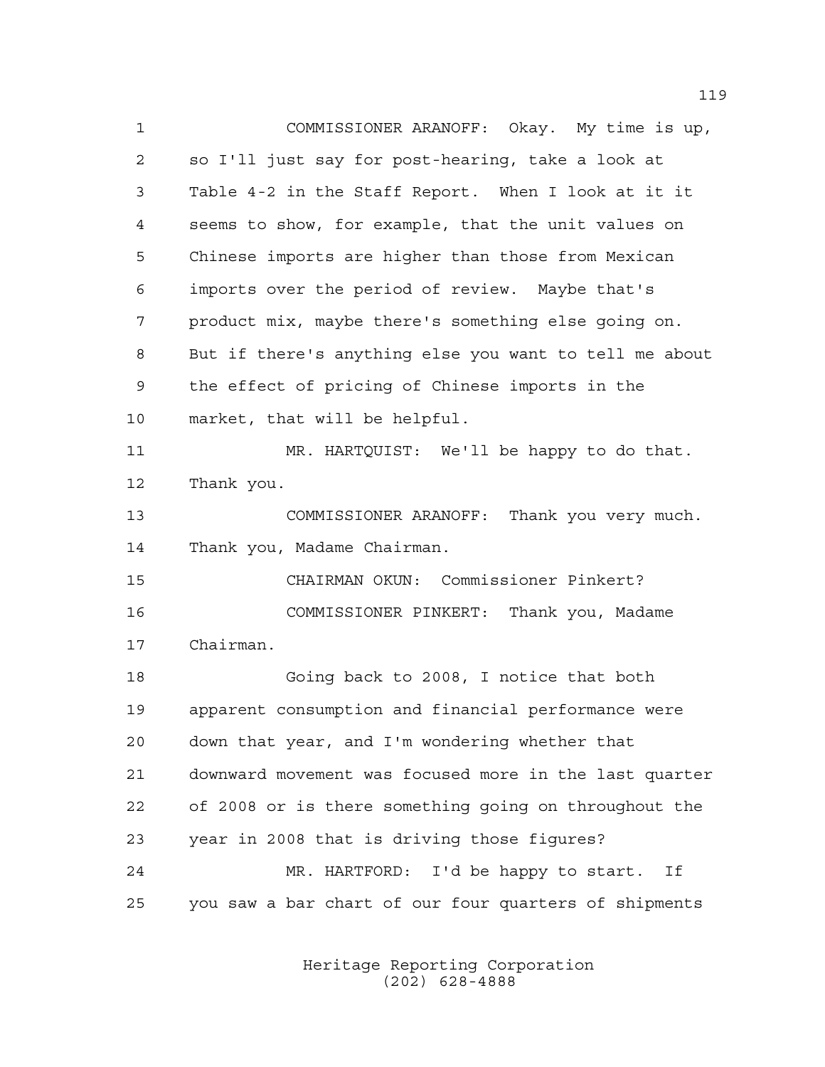COMMISSIONER ARANOFF: Okay. My time is up, so I'll just say for post-hearing, take a look at Table 4-2 in the Staff Report. When I look at it it seems to show, for example, that the unit values on Chinese imports are higher than those from Mexican imports over the period of review. Maybe that's product mix, maybe there's something else going on. But if there's anything else you want to tell me about the effect of pricing of Chinese imports in the market, that will be helpful.

MR. HARTQUIST: We'll be happy to do that. Thank you.

COMMISSIONER ARANOFF: Thank you very much. Thank you, Madame Chairman.

CHAIRMAN OKUN: Commissioner Pinkert?

COMMISSIONER PINKERT: Thank you, Madame Chairman.

Going back to 2008, I notice that both apparent consumption and financial performance were down that year, and I'm wondering whether that downward movement was focused more in the last quarter of 2008 or is there something going on throughout the year in 2008 that is driving those figures?

MR. HARTFORD: I'd be happy to start. If you saw a bar chart of our four quarters of shipments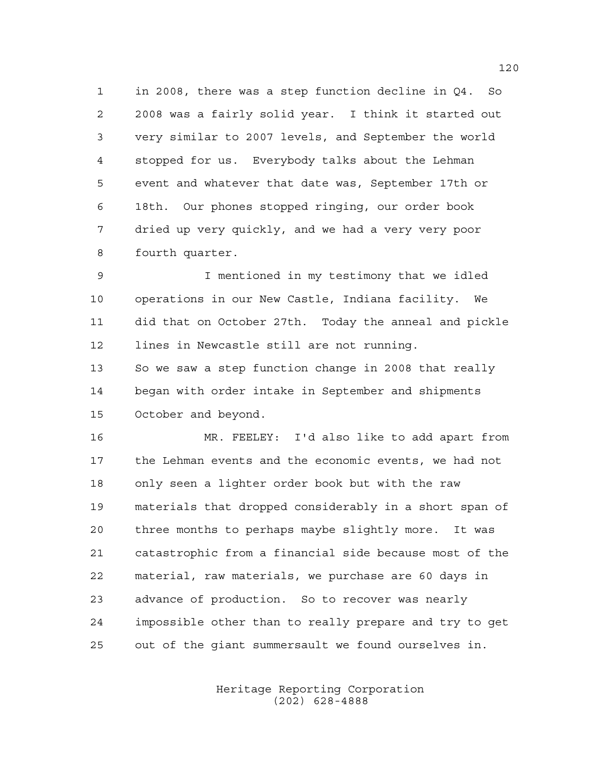in 2008, there was a step function decline in Q4. So 2008 was a fairly solid year. I think it started out very similar to 2007 levels, and September the world stopped for us. Everybody talks about the Lehman event and whatever that date was, September 17th or 18th. Our phones stopped ringing, our order book dried up very quickly, and we had a very very poor fourth quarter.

I mentioned in my testimony that we idled operations in our New Castle, Indiana facility. We did that on October 27th. Today the anneal and pickle lines in Newcastle still are not running.

So we saw a step function change in 2008 that really began with order intake in September and shipments October and beyond.

MR. FEELEY: I'd also like to add apart from the Lehman events and the economic events, we had not only seen a lighter order book but with the raw materials that dropped considerably in a short span of three months to perhaps maybe slightly more. It was catastrophic from a financial side because most of the material, raw materials, we purchase are 60 days in advance of production. So to recover was nearly impossible other than to really prepare and try to get out of the giant summersault we found ourselves in.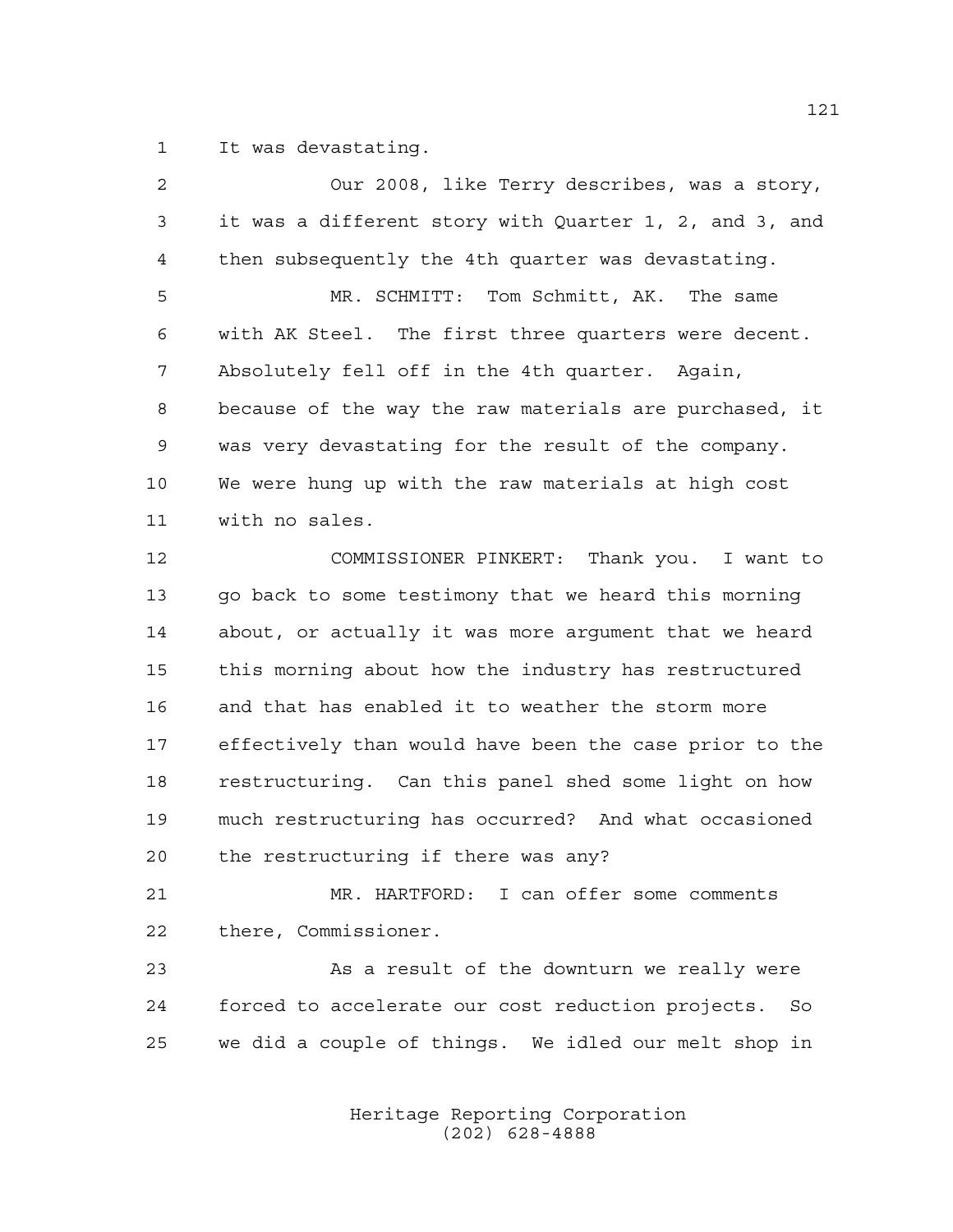It was devastating.

Our 2008, like Terry describes, was a story, it was a different story with Quarter 1, 2, and 3, and then subsequently the 4th quarter was devastating.

MR. SCHMITT: Tom Schmitt, AK. The same with AK Steel. The first three quarters were decent. Absolutely fell off in the 4th quarter. Again, because of the way the raw materials are purchased, it was very devastating for the result of the company. We were hung up with the raw materials at high cost with no sales.

COMMISSIONER PINKERT: Thank you. I want to go back to some testimony that we heard this morning about, or actually it was more argument that we heard this morning about how the industry has restructured and that has enabled it to weather the storm more effectively than would have been the case prior to the restructuring. Can this panel shed some light on how much restructuring has occurred? And what occasioned the restructuring if there was any?

MR. HARTFORD: I can offer some comments there, Commissioner.

As a result of the downturn we really were forced to accelerate our cost reduction projects. So we did a couple of things. We idled our melt shop in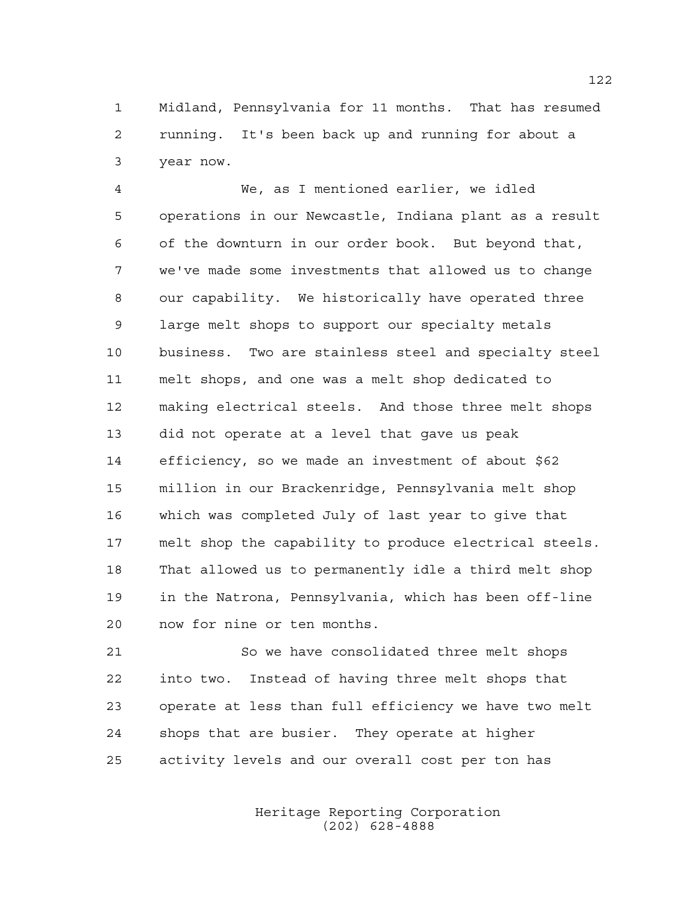Midland, Pennsylvania for 11 months. That has resumed running. It's been back up and running for about a year now.

We, as I mentioned earlier, we idled operations in our Newcastle, Indiana plant as a result of the downturn in our order book. But beyond that, we've made some investments that allowed us to change our capability. We historically have operated three large melt shops to support our specialty metals business. Two are stainless steel and specialty steel melt shops, and one was a melt shop dedicated to making electrical steels. And those three melt shops did not operate at a level that gave us peak efficiency, so we made an investment of about $62 million in our Brackenridge, Pennsylvania melt shop which was completed July of last year to give that melt shop the capability to produce electrical steels. That allowed us to permanently idle a third melt shop in the Natrona, Pennsylvania, which has been off-line now for nine or ten months.

So we have consolidated three melt shops into two. Instead of having three melt shops that operate at less than full efficiency we have two melt shops that are busier. They operate at higher activity levels and our overall cost per ton has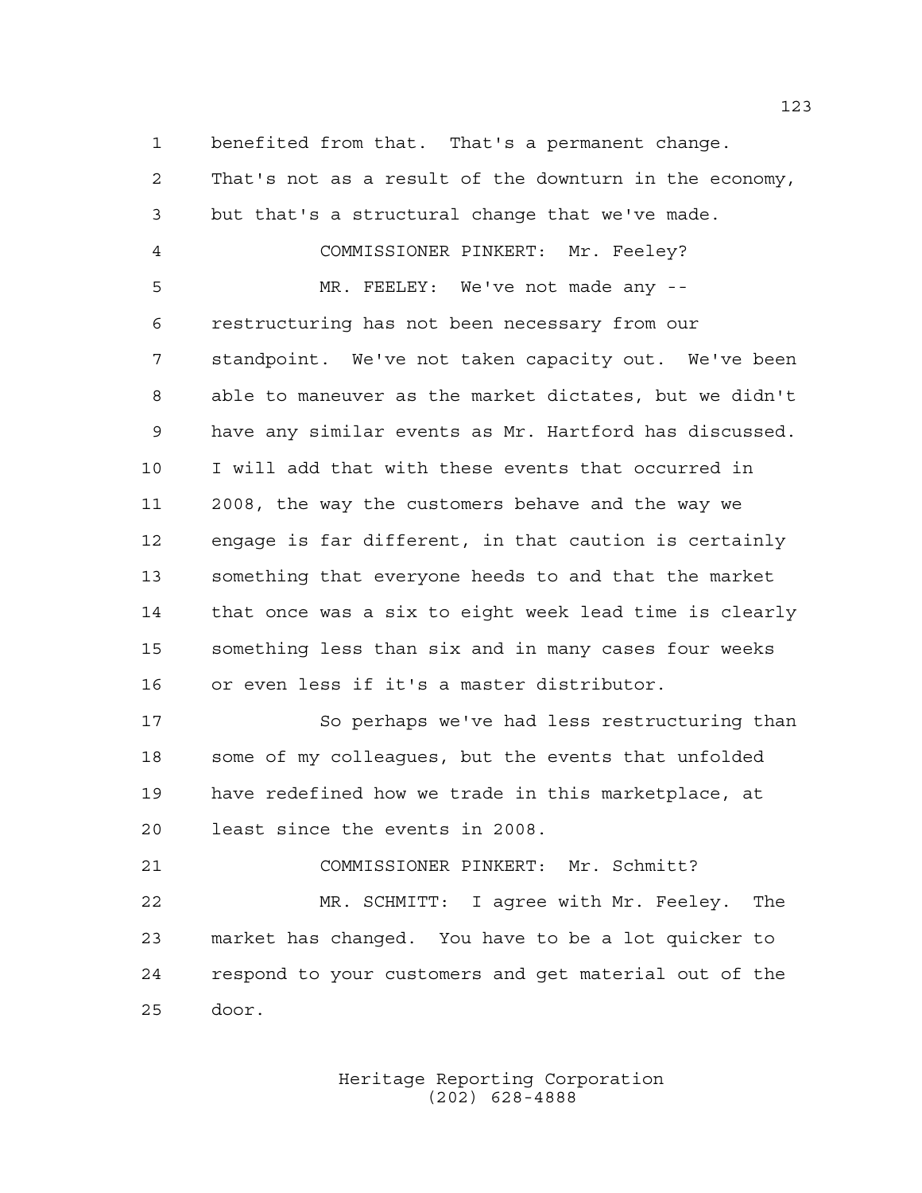benefited from that. That's a permanent change. That's not as a result of the downturn in the economy, but that's a structural change that we've made.

COMMISSIONER PINKERT: Mr. Feeley?

MR. FEELEY: We've not made any -- restructuring has not been necessary from our standpoint. We've not taken capacity out. We've been able to maneuver as the market dictates, but we didn't have any similar events as Mr. Hartford has discussed. I will add that with these events that occurred in 2008, the way the customers behave and the way we engage is far different, in that caution is certainly something that everyone heeds to and that the market that once was a six to eight week lead time is clearly something less than six and in many cases four weeks or even less if it's a master distributor.

So perhaps we've had less restructuring than some of my colleagues, but the events that unfolded have redefined how we trade in this marketplace, at least since the events in 2008.

COMMISSIONER PINKERT: Mr. Schmitt?

MR. SCHMITT: I agree with Mr. Feeley. The market has changed. You have to be a lot quicker to respond to your customers and get material out of the door.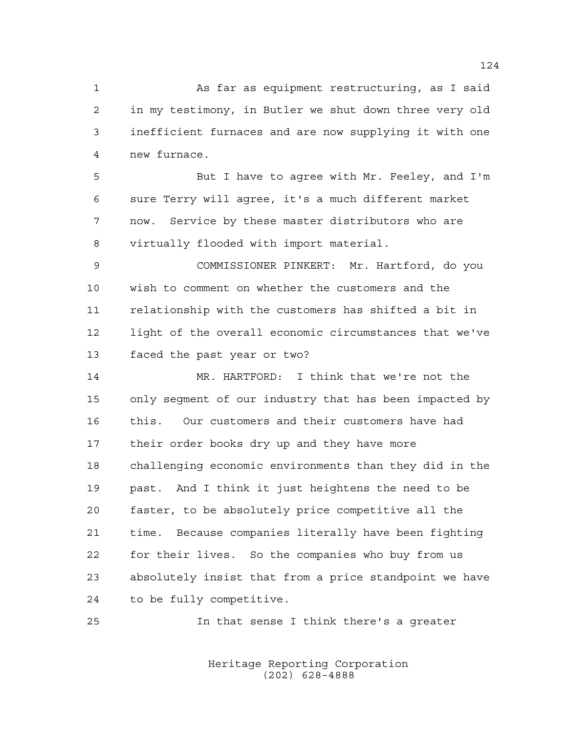As far as equipment restructuring, as I said in my testimony, in Butler we shut down three very old inefficient furnaces and are now supplying it with one new furnace.

But I have to agree with Mr. Feeley, and I'm sure Terry will agree, it's a much different market now. Service by these master distributors who are virtually flooded with import material.

COMMISSIONER PINKERT: Mr. Hartford, do you wish to comment on whether the customers and the relationship with the customers has shifted a bit in light of the overall economic circumstances that we've faced the past year or two?

MR. HARTFORD: I think that we're not the only segment of our industry that has been impacted by this. Our customers and their customers have had their order books dry up and they have more challenging economic environments than they did in the past. And I think it just heightens the need to be faster, to be absolutely price competitive all the time. Because companies literally have been fighting for their lives. So the companies who buy from us absolutely insist that from a price standpoint we have to be fully competitive.

In that sense I think there's a greater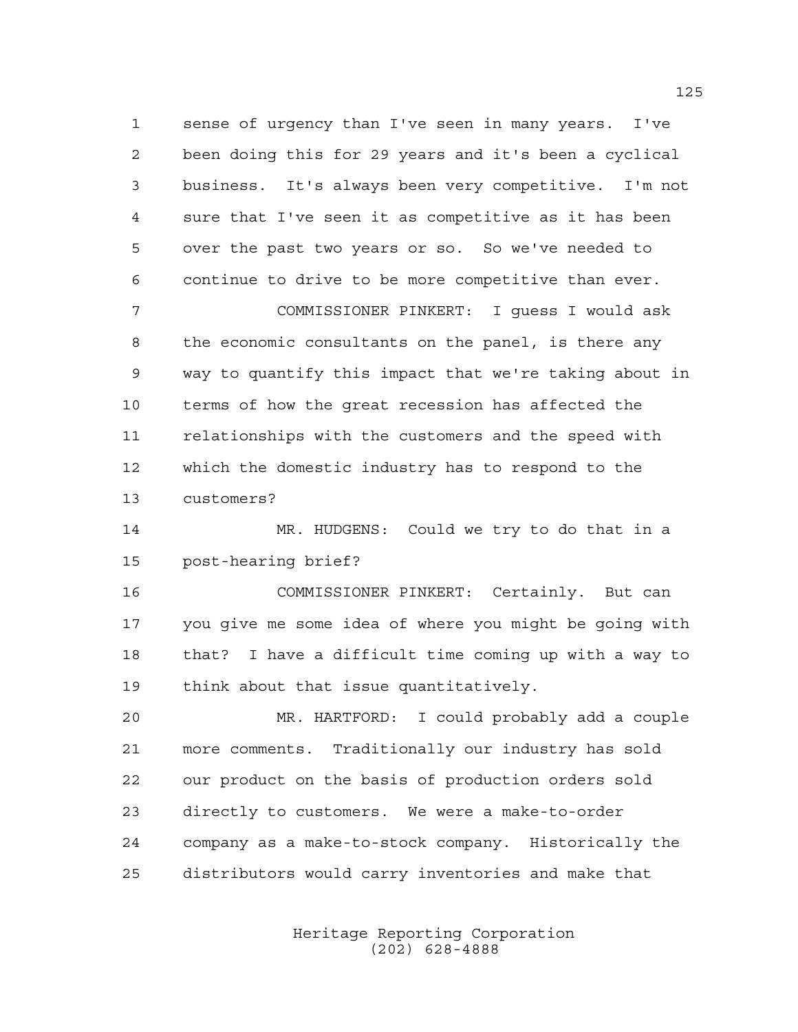sense of urgency than I've seen in many years. I've been doing this for 29 years and it's been a cyclical business. It's always been very competitive. I'm not sure that I've seen it as competitive as it has been over the past two years or so. So we've needed to continue to drive to be more competitive than ever.

COMMISSIONER PINKERT: I guess I would ask the economic consultants on the panel, is there any way to quantify this impact that we're taking about in terms of how the great recession has affected the relationships with the customers and the speed with which the domestic industry has to respond to the customers?

MR. HUDGENS: Could we try to do that in a post-hearing brief?

COMMISSIONER PINKERT: Certainly. But can you give me some idea of where you might be going with that? I have a difficult time coming up with a way to think about that issue quantitatively.

MR. HARTFORD: I could probably add a couple more comments. Traditionally our industry has sold our product on the basis of production orders sold directly to customers. We were a make-to-order company as a make-to-stock company. Historically the distributors would carry inventories and make that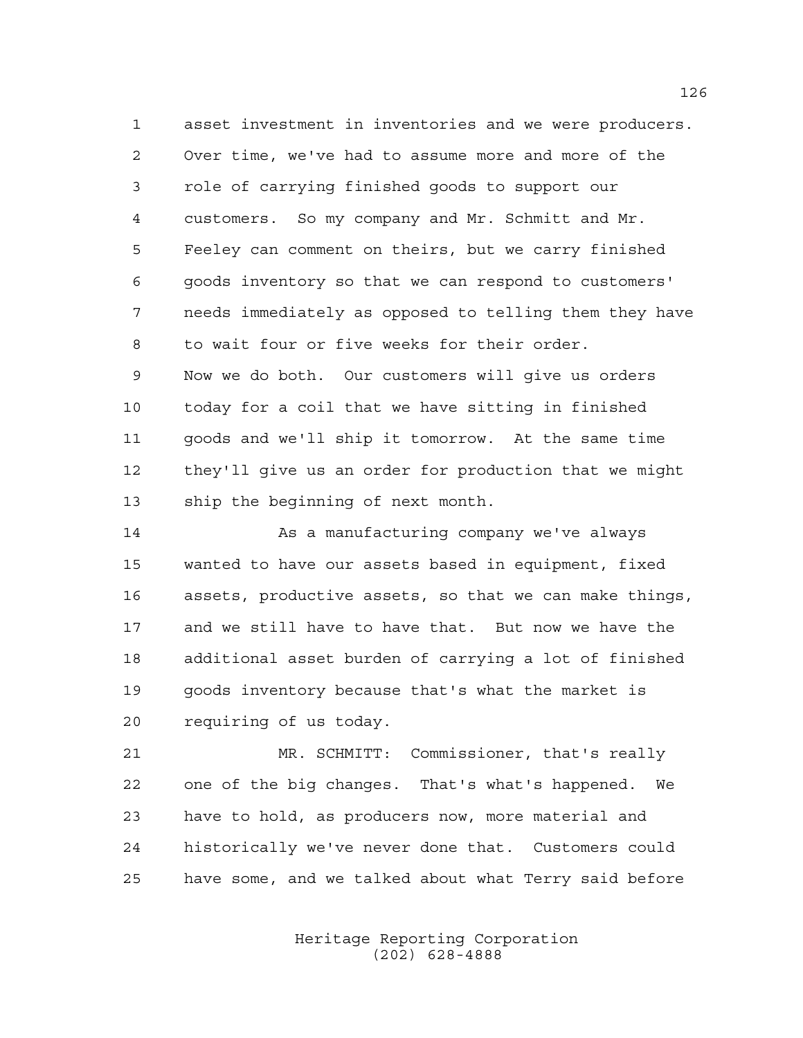asset investment in inventories and we were producers. Over time, we've had to assume more and more of the role of carrying finished goods to support our customers. So my company and Mr. Schmitt and Mr. Feeley can comment on theirs, but we carry finished goods inventory so that we can respond to customers' needs immediately as opposed to telling them they have to wait four or five weeks for their order.

Now we do both. Our customers will give us orders today for a coil that we have sitting in finished goods and we'll ship it tomorrow. At the same time they'll give us an order for production that we might ship the beginning of next month.

As a manufacturing company we've always wanted to have our assets based in equipment, fixed assets, productive assets, so that we can make things, and we still have to have that. But now we have the additional asset burden of carrying a lot of finished goods inventory because that's what the market is requiring of us today.

MR. SCHMITT: Commissioner, that's really one of the big changes. That's what's happened. We have to hold, as producers now, more material and historically we've never done that. Customers could have some, and we talked about what Terry said before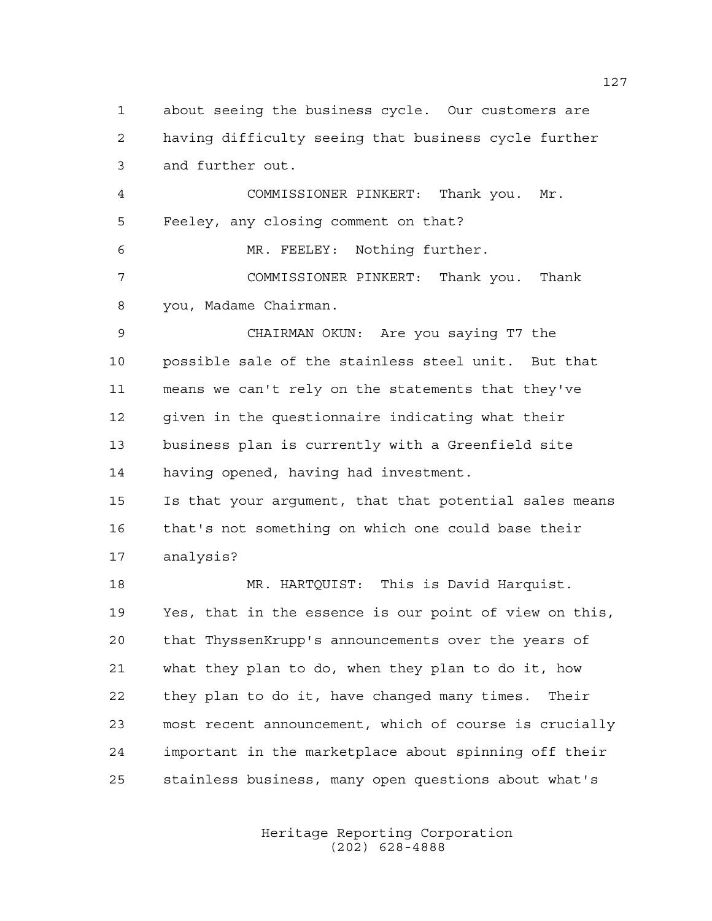about seeing the business cycle. Our customers are having difficulty seeing that business cycle further and further out.

COMMISSIONER PINKERT: Thank you. Mr. Feeley, any closing comment on that?

MR. FEELEY: Nothing further.

COMMISSIONER PINKERT: Thank you. Thank you, Madame Chairman.

CHAIRMAN OKUN: Are you saying T7 the possible sale of the stainless steel unit. But that means we can't rely on the statements that they've given in the questionnaire indicating what their business plan is currently with a Greenfield site having opened, having had investment.
Is that your argument, that that potential sales means that's not something on which one could base their analysis?

MR. HARTQUIST: This is David Harquist. Yes, that in the essence is our point of view on this, that ThyssenKrupp's announcements over the years of what they plan to do, when they plan to do it, how they plan to do it, have changed many times. Their most recent announcement, which of course is crucially important in the marketplace about spinning off their stainless business, many open questions about what's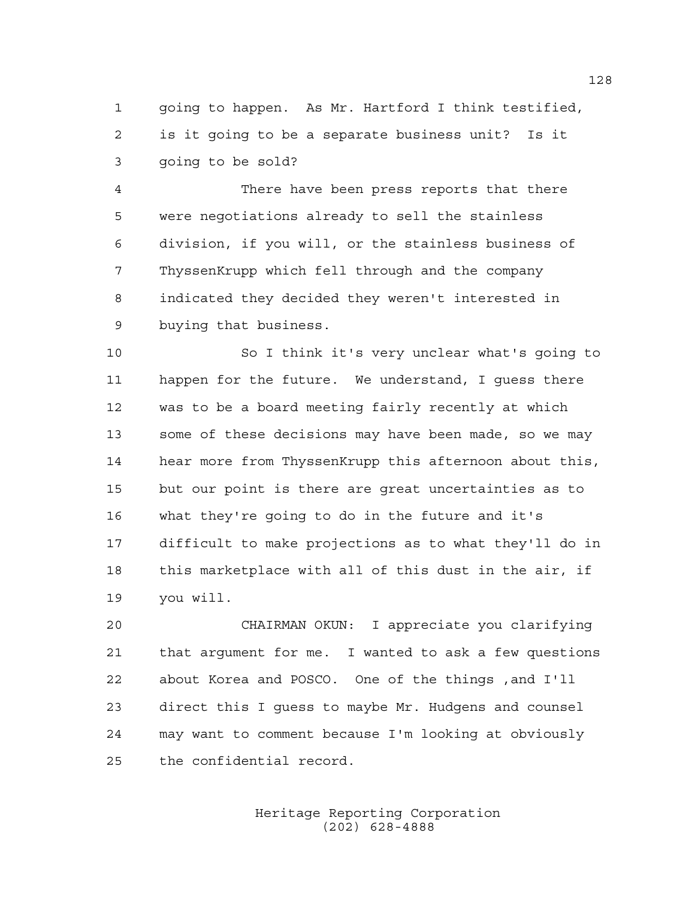going to happen. As Mr. Hartford I think testified, is it going to be a separate business unit? Is it going to be sold?

There have been press reports that there were negotiations already to sell the stainless division, if you will, or the stainless business of ThyssenKrupp which fell through and the company indicated they decided they weren't interested in buying that business.

So I think it's very unclear what's going to happen for the future. We understand, I guess there was to be a board meeting fairly recently at which some of these decisions may have been made, so we may hear more from ThyssenKrupp this afternoon about this, but our point is there are great uncertainties as to what they're going to do in the future and it's difficult to make projections as to what they'll do in this marketplace with all of this dust in the air, if you will.

CHAIRMAN OKUN: I appreciate you clarifying that argument for me. I wanted to ask a few questions about Korea and POSCO. One of the things ,and I'll direct this I guess to maybe Mr. Hudgens and counsel may want to comment because I'm looking at obviously the confidential record.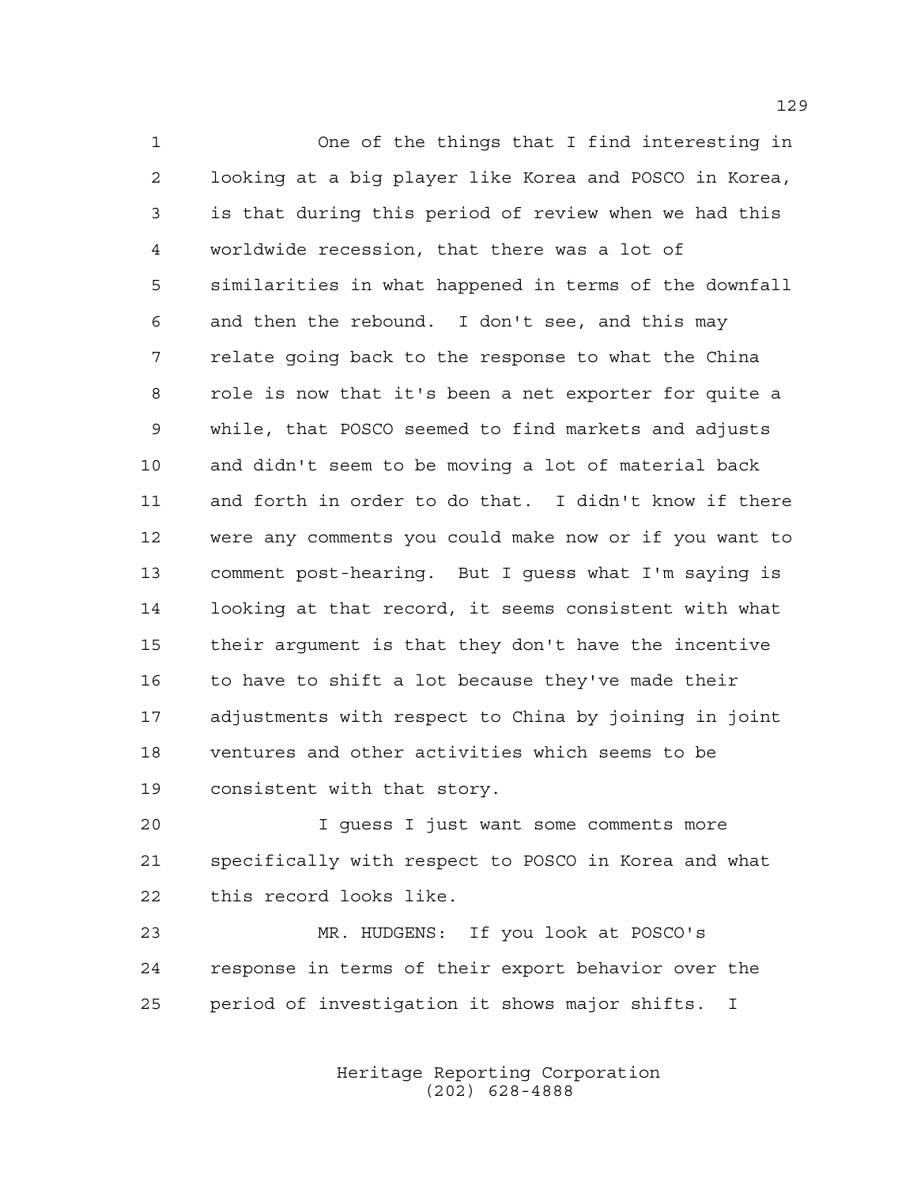One of the things that I find interesting in looking at a big player like Korea and POSCO in Korea, is that during this period of review when we had this worldwide recession, that there was a lot of similarities in what happened in terms of the downfall and then the rebound. I don't see, and this may relate going back to the response to what the China role is now that it's been a net exporter for quite a while, that POSCO seemed to find markets and adjusts and didn't seem to be moving a lot of material back and forth in order to do that. I didn't know if there were any comments you could make now or if you want to comment post-hearing. But I guess what I'm saying is looking at that record, it seems consistent with what their argument is that they don't have the incentive to have to shift a lot because they've made their adjustments with respect to China by joining in joint ventures and other activities which seems to be consistent with that story.

I guess I just want some comments more specifically with respect to POSCO in Korea and what this record looks like.

MR. HUDGENS: If you look at POSCO's response in terms of their export behavior over the period of investigation it shows major shifts. I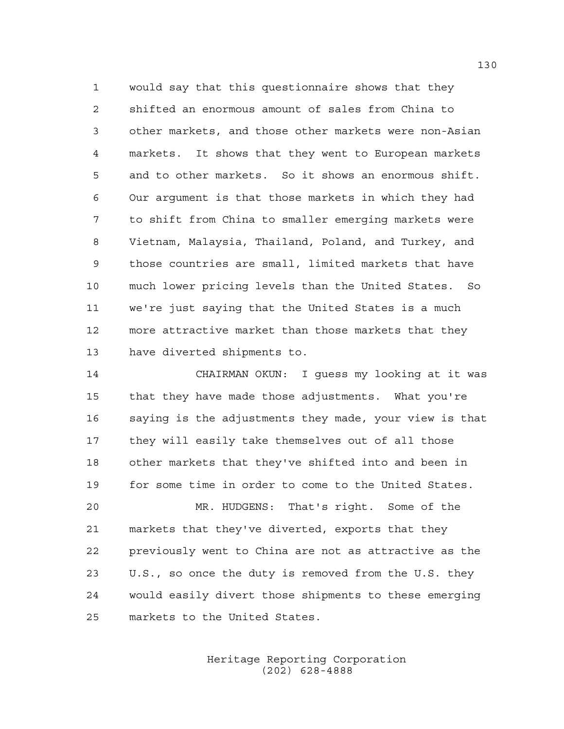would say that this questionnaire shows that they shifted an enormous amount of sales from China to other markets, and those other markets were non-Asian markets. It shows that they went to European markets and to other markets. So it shows an enormous shift. Our argument is that those markets in which they had to shift from China to smaller emerging markets were Vietnam, Malaysia, Thailand, Poland, and Turkey, and those countries are small, limited markets that have much lower pricing levels than the United States. So we're just saying that the United States is a much more attractive market than those markets that they have diverted shipments to.

CHAIRMAN OKUN: I guess my looking at it was that they have made those adjustments. What you're saying is the adjustments they made, your view is that they will easily take themselves out of all those other markets that they've shifted into and been in for some time in order to come to the United States.

MR. HUDGENS: That's right. Some of the markets that they've diverted, exports that they previously went to China are not as attractive as the U.S., so once the duty is removed from the U.S. they would easily divert those shipments to these emerging markets to the United States.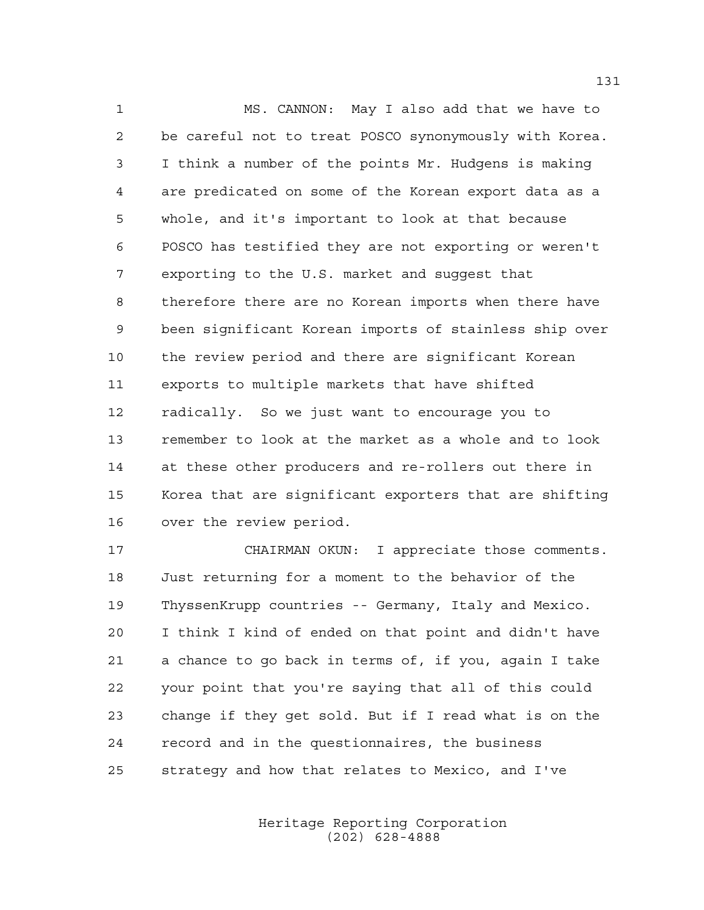MS. CANNON: May I also add that we have to be careful not to treat POSCO synonymously with Korea. I think a number of the points Mr. Hudgens is making are predicated on some of the Korean export data as a whole, and it's important to look at that because POSCO has testified they are not exporting or weren't exporting to the U.S. market and suggest that therefore there are no Korean imports when there have been significant Korean imports of stainless ship over the review period and there are significant Korean exports to multiple markets that have shifted radically. So we just want to encourage you to remember to look at the market as a whole and to look at these other producers and re-rollers out there in Korea that are significant exporters that are shifting over the review period.

CHAIRMAN OKUN: I appreciate those comments. Just returning for a moment to the behavior of the ThyssenKrupp countries -- Germany, Italy and Mexico. I think I kind of ended on that point and didn't have a chance to go back in terms of, if you, again I take your point that you're saying that all of this could change if they get sold. But if I read what is on the record and in the questionnaires, the business strategy and how that relates to Mexico, and I've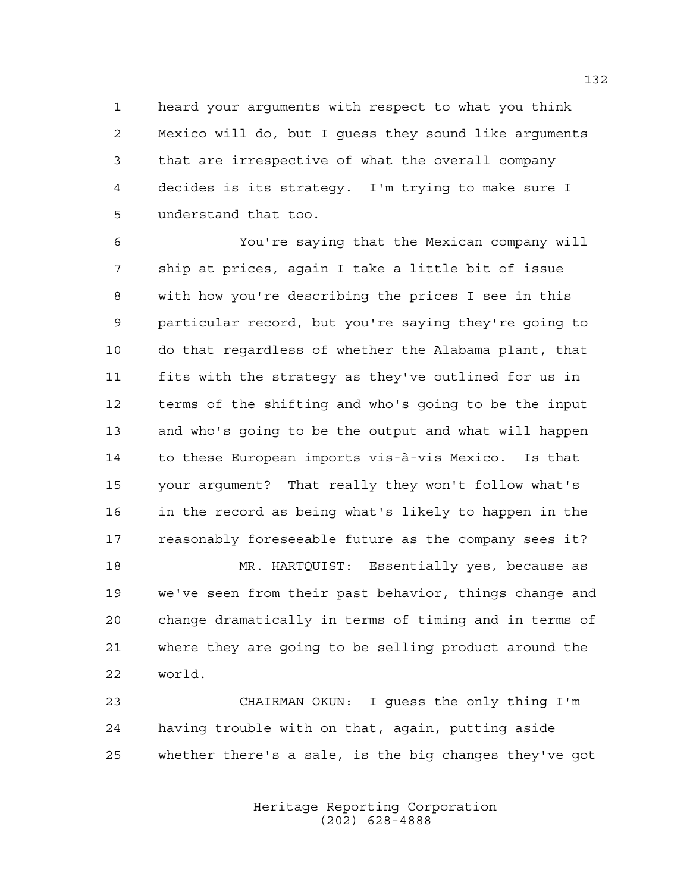heard your arguments with respect to what you think Mexico will do, but I guess they sound like arguments that are irrespective of what the overall company decides is its strategy. I'm trying to make sure I understand that too.

You're saying that the Mexican company will ship at prices, again I take a little bit of issue with how you're describing the prices I see in this particular record, but you're saying they're going to do that regardless of whether the Alabama plant, that fits with the strategy as they've outlined for us in terms of the shifting and who's going to be the input and who's going to be the output and what will happen to these European imports vis-à-vis Mexico. Is that your argument? That really they won't follow what's in the record as being what's likely to happen in the reasonably foreseeable future as the company sees it?

MR. HARTQUIST: Essentially yes, because as we've seen from their past behavior, things change and change dramatically in terms of timing and in terms of where they are going to be selling product around the world.

CHAIRMAN OKUN: I guess the only thing I'm having trouble with on that, again, putting aside whether there's a sale, is the big changes they've got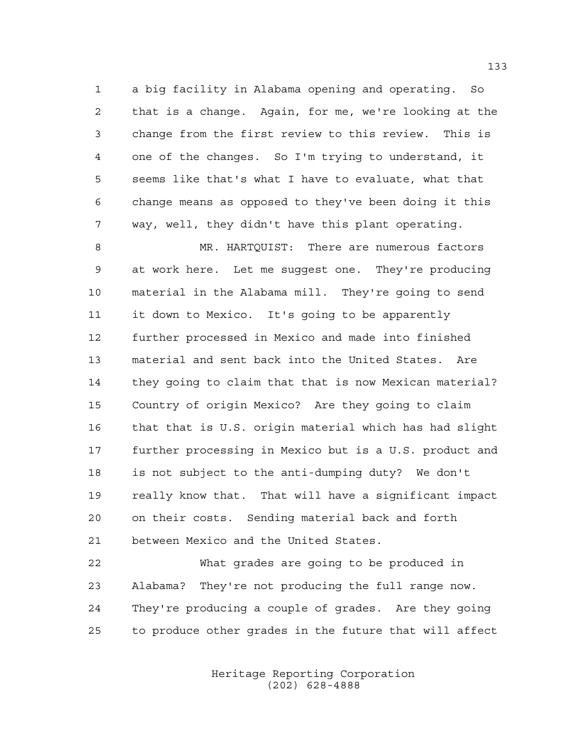a big facility in Alabama opening and operating. So that is a change. Again, for me, we're looking at the change from the first review to this review. This is one of the changes. So I'm trying to understand, it seems like that's what I have to evaluate, what that change means as opposed to they've been doing it this way, well, they didn't have this plant operating.

MR. HARTQUIST: There are numerous factors at work here. Let me suggest one. They're producing material in the Alabama mill. They're going to send it down to Mexico. It's going to be apparently further processed in Mexico and made into finished material and sent back into the United States. Are they going to claim that that is now Mexican material? Country of origin Mexico? Are they going to claim that that is U.S. origin material which has had slight further processing in Mexico but is a U.S. product and is not subject to the anti-dumping duty? We don't really know that. That will have a significant impact on their costs. Sending material back and forth between Mexico and the United States.

What grades are going to be produced in Alabama? They're not producing the full range now. They're producing a couple of grades. Are they going to produce other grades in the future that will affect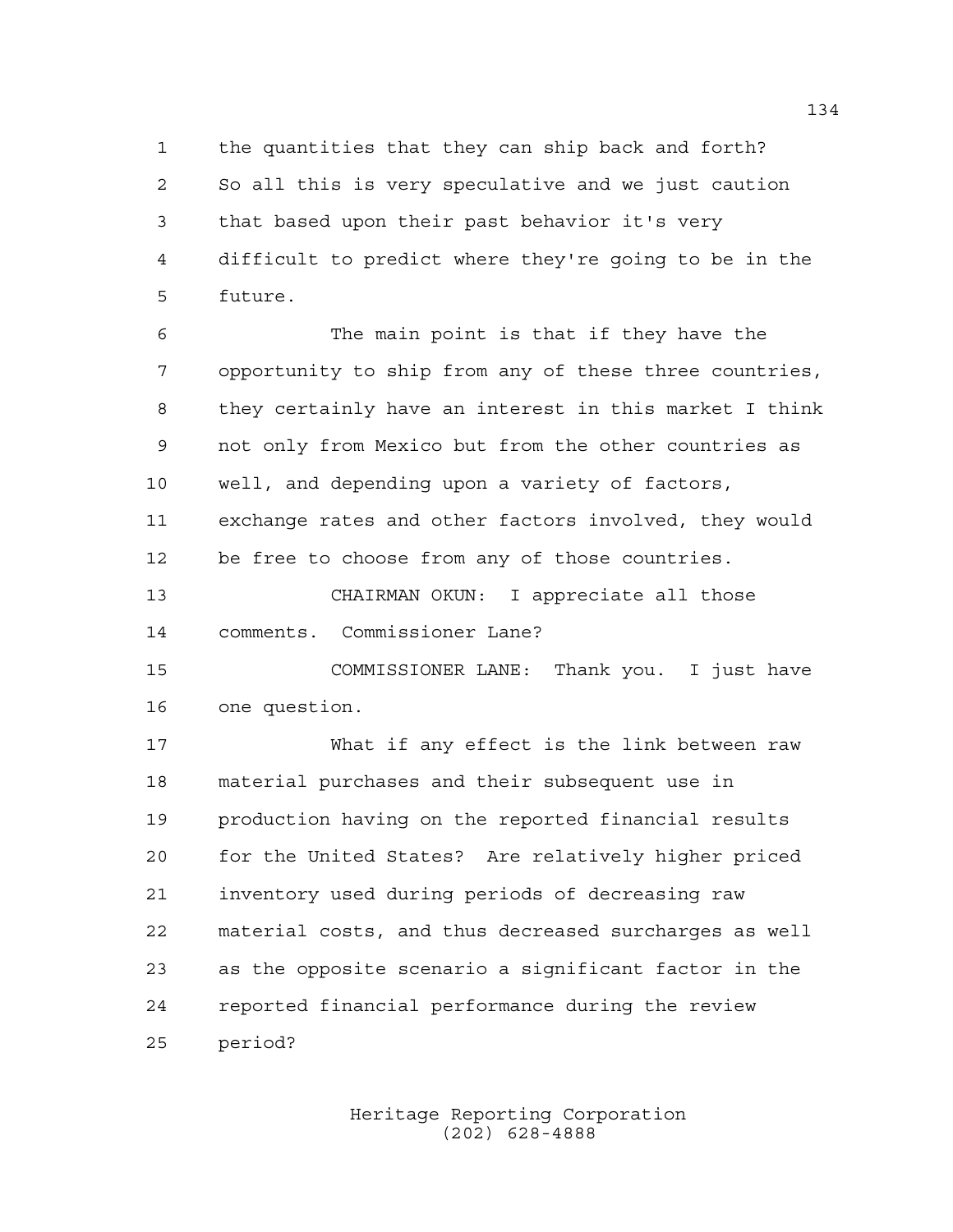the quantities that they can ship back and forth? So all this is very speculative and we just caution that based upon their past behavior it's very difficult to predict where they're going to be in the future.

The main point is that if they have the opportunity to ship from any of these three countries, they certainly have an interest in this market I think not only from Mexico but from the other countries as well, and depending upon a variety of factors, exchange rates and other factors involved, they would be free to choose from any of those countries.

CHAIRMAN OKUN: I appreciate all those comments. Commissioner Lane?

COMMISSIONER LANE: Thank you. I just have one question.

What if any effect is the link between raw material purchases and their subsequent use in production having on the reported financial results for the United States? Are relatively higher priced inventory used during periods of decreasing raw material costs, and thus decreased surcharges as well as the opposite scenario a significant factor in the reported financial performance during the review period?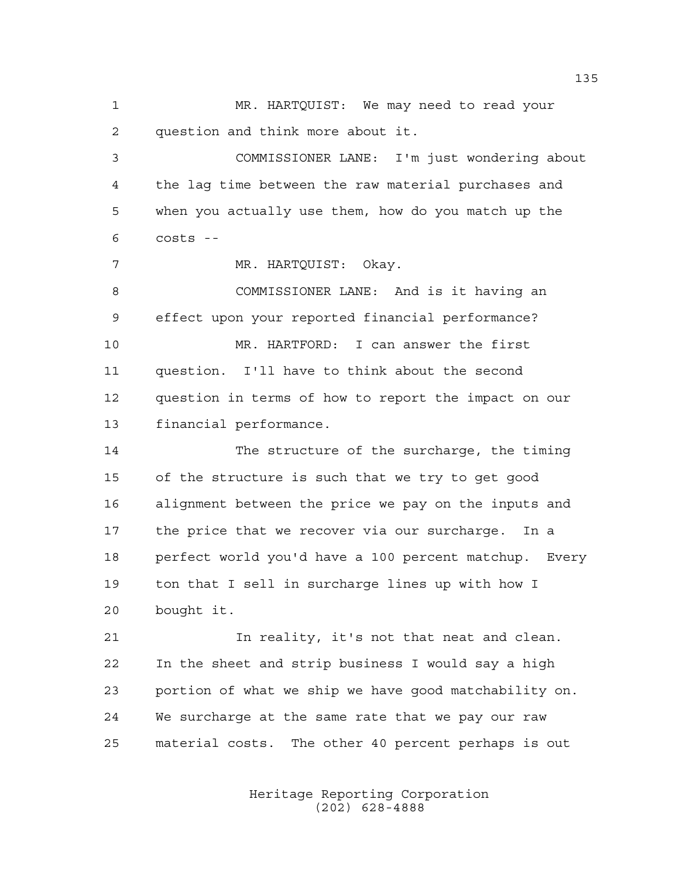MR. HARTQUIST: We may need to read your question and think more about it.

COMMISSIONER LANE: I'm just wondering about the lag time between the raw material purchases and when you actually use them, how do you match up the costs --

MR. HARTQUIST: Okay.

COMMISSIONER LANE: And is it having an effect upon your reported financial performance?

MR. HARTFORD: I can answer the first question. I'll have to think about the second question in terms of how to report the impact on our financial performance.

The structure of the surcharge, the timing of the structure is such that we try to get good alignment between the price we pay on the inputs and the price that we recover via our surcharge. In a perfect world you'd have a 100 percent matchup. Every ton that I sell in surcharge lines up with how I bought it.

In reality, it's not that neat and clean. In the sheet and strip business I would say a high portion of what we ship we have good matchability on. We surcharge at the same rate that we pay our raw material costs. The other 40 percent perhaps is out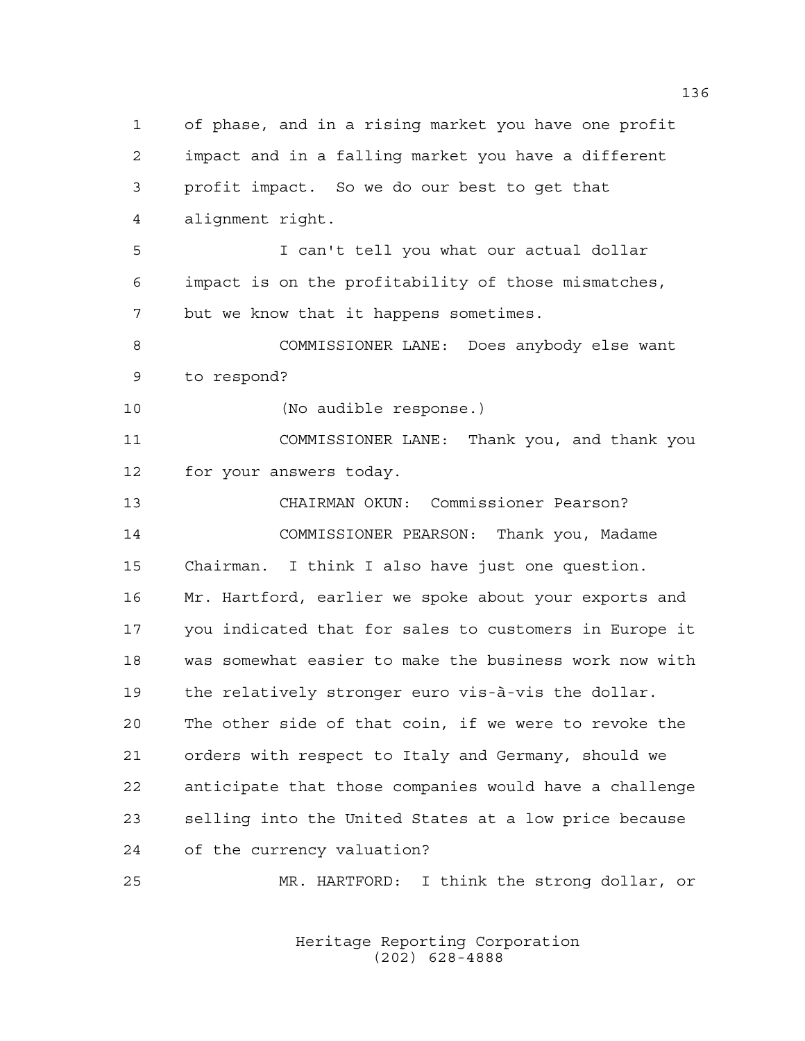of phase, and in a rising market you have one profit impact and in a falling market you have a different profit impact. So we do our best to get that alignment right.

I can't tell you what our actual dollar impact is on the profitability of those mismatches, but we know that it happens sometimes.

COMMISSIONER LANE: Does anybody else want to respond?

(No audible response.)

COMMISSIONER LANE: Thank you, and thank you for your answers today.

CHAIRMAN OKUN: Commissioner Pearson?

COMMISSIONER PEARSON: Thank you, Madame Chairman. I think I also have just one question. Mr. Hartford, earlier we spoke about your exports and you indicated that for sales to customers in Europe it was somewhat easier to make the business work now with the relatively stronger euro vis-à-vis the dollar. The other side of that coin, if we were to revoke the orders with respect to Italy and Germany, should we anticipate that those companies would have a challenge selling into the United States at a low price because of the currency valuation?

MR. HARTFORD: I think the strong dollar, or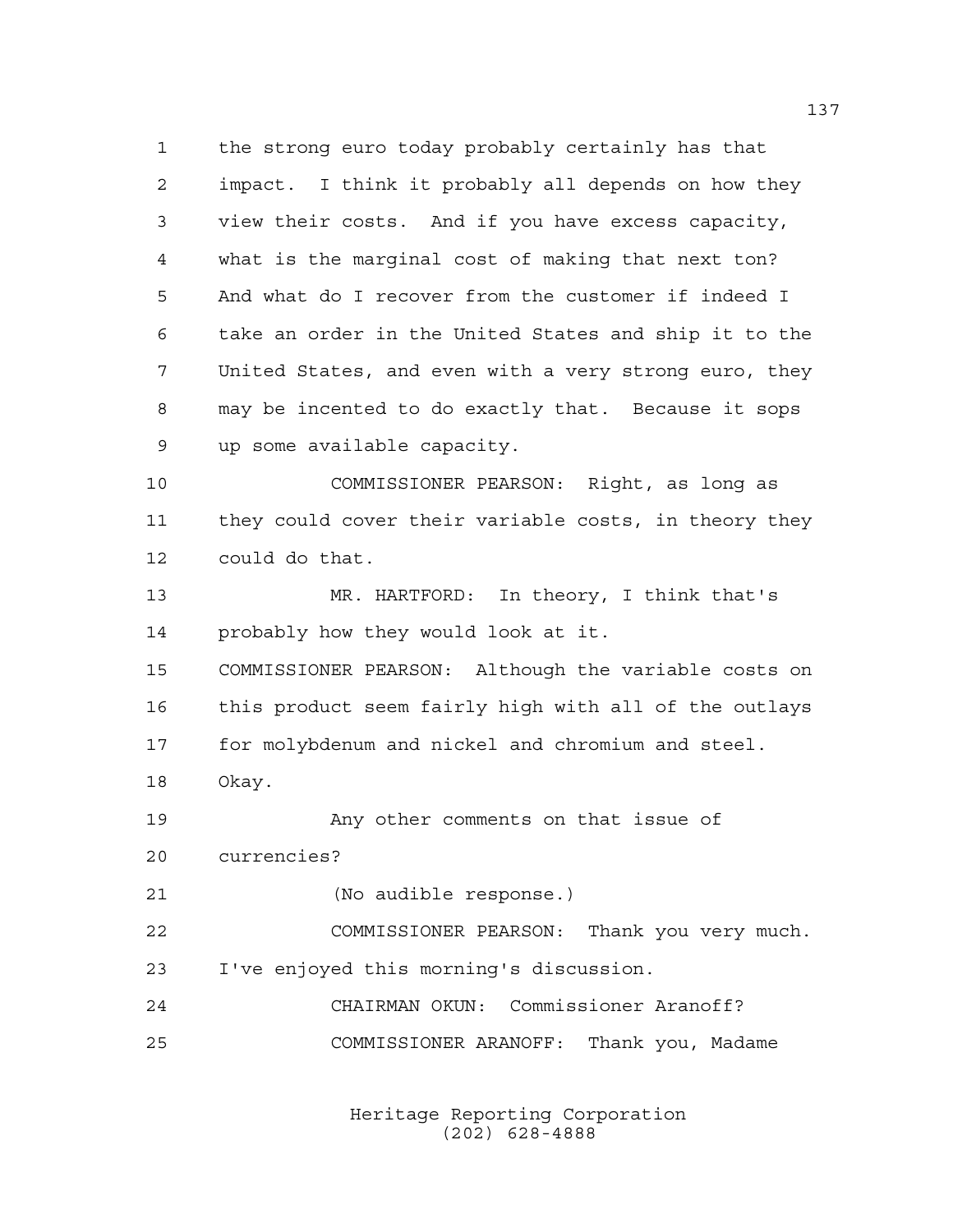the strong euro today probably certainly has that impact. I think it probably all depends on how they view their costs. And if you have excess capacity, what is the marginal cost of making that next ton? And what do I recover from the customer if indeed I take an order in the United States and ship it to the United States, and even with a very strong euro, they may be incented to do exactly that. Because it sops up some available capacity.

COMMISSIONER PEARSON: Right, as long as they could cover their variable costs, in theory they could do that.

MR. HARTFORD: In theory, I think that's probably how they would look at it.

COMMISSIONER PEARSON: Although the variable costs on this product seem fairly high with all of the outlays for molybdenum and nickel and chromium and steel. Okay.

Any other comments on that issue of currencies?

(No audible response.)

COMMISSIONER PEARSON: Thank you very much. I've enjoyed this morning's discussion.

CHAIRMAN OKUN: Commissioner Aranoff?

COMMISSIONER ARANOFF: Thank you, Madame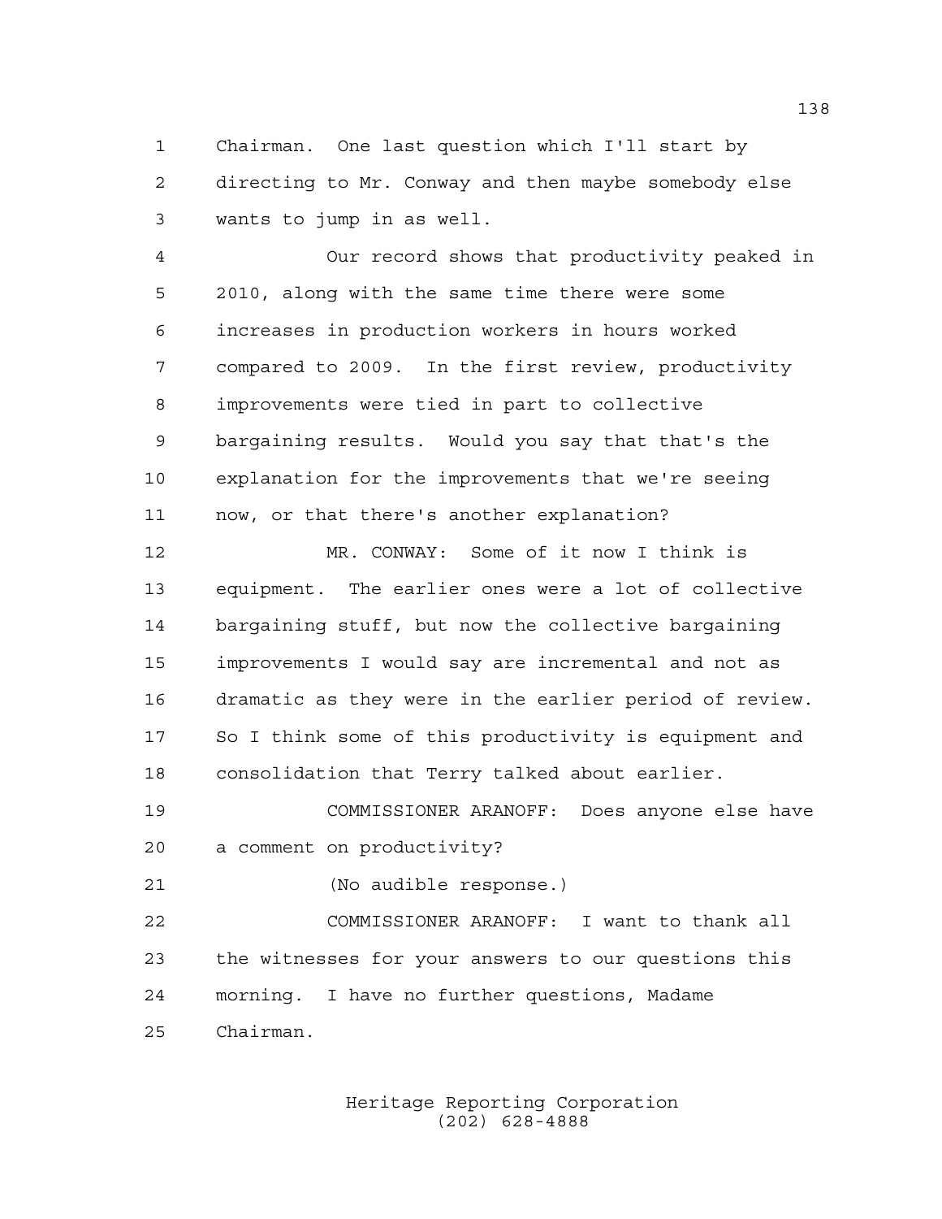Chairman. One last question which I'll start by directing to Mr. Conway and then maybe somebody else wants to jump in as well.

Our record shows that productivity peaked in 2010, along with the same time there were some increases in production workers in hours worked compared to 2009. In the first review, productivity improvements were tied in part to collective bargaining results. Would you say that that's the explanation for the improvements that we're seeing now, or that there's another explanation?

MR. CONWAY: Some of it now I think is equipment. The earlier ones were a lot of collective bargaining stuff, but now the collective bargaining improvements I would say are incremental and not as dramatic as they were in the earlier period of review. So I think some of this productivity is equipment and consolidation that Terry talked about earlier.

COMMISSIONER ARANOFF: Does anyone else have a comment on productivity?

(No audible response.)

COMMISSIONER ARANOFF: I want to thank all the witnesses for your answers to our questions this morning. I have no further questions, Madame Chairman.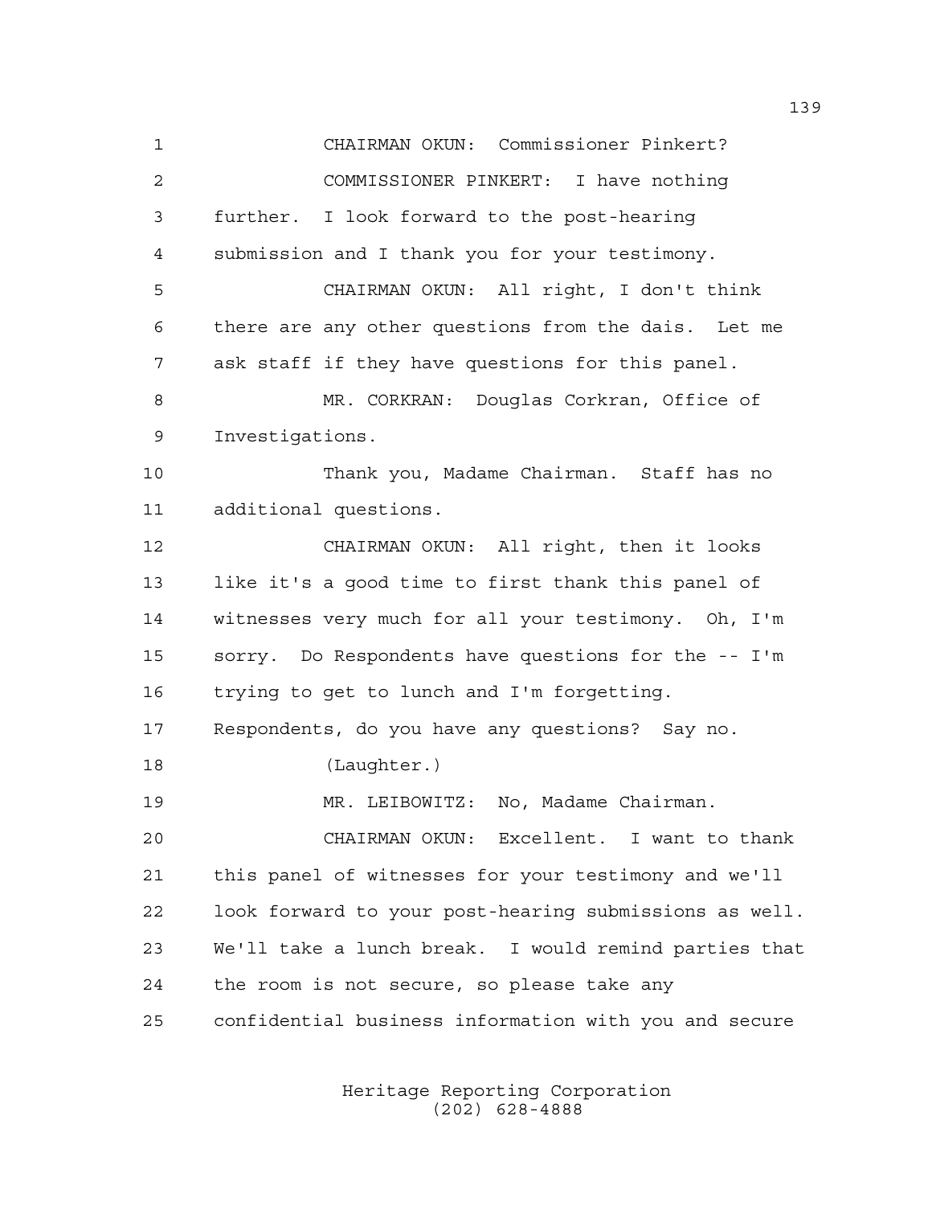CHAIRMAN OKUN: Commissioner Pinkert?

COMMISSIONER PINKERT: I have nothing further. I look forward to the post-hearing submission and I thank you for your testimony.

CHAIRMAN OKUN: All right, I don't think there are any other questions from the dais. Let me ask staff if they have questions for this panel.

MR. CORKRAN: Douglas Corkran, Office of Investigations.

Thank you, Madame Chairman. Staff has no additional questions.

CHAIRMAN OKUN: All right, then it looks like it's a good time to first thank this panel of witnesses very much for all your testimony. Oh, I'm sorry. Do Respondents have questions for the -- I'm trying to get to lunch and I'm forgetting. Respondents, do you have any questions? Say no.

(Laughter.)

MR. LEIBOWITZ: No, Madame Chairman.

CHAIRMAN OKUN: Excellent. I want to thank this panel of witnesses for your testimony and we'll look forward to your post-hearing submissions as well. We'll take a lunch break. I would remind parties that the room is not secure, so please take any confidential business information with you and secure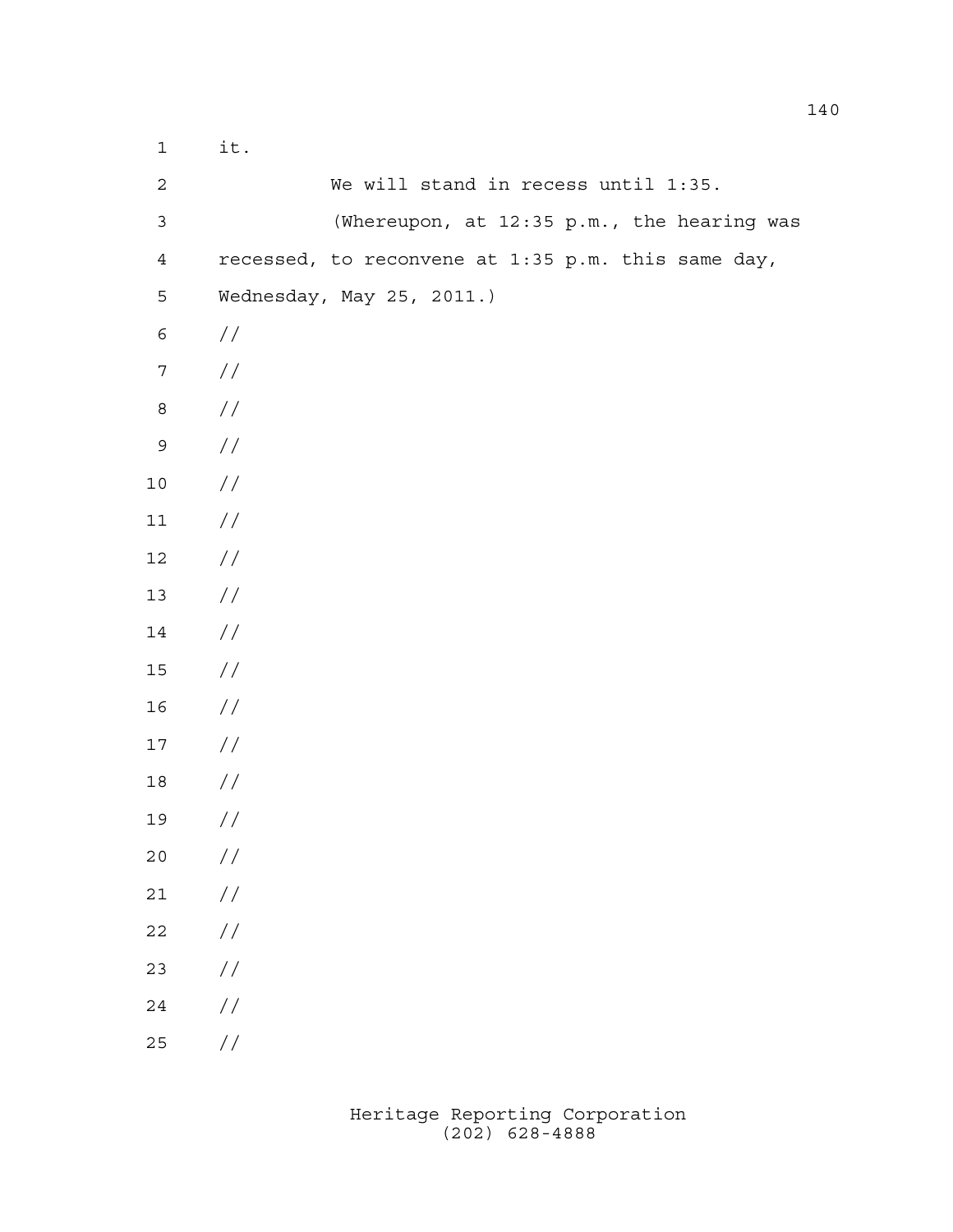1 it.

2 We will stand in recess until 1:35.

3 (Whereupon, at 12:35 p.m., the hearing was

4 recessed, to reconvene at 1:35 p.m. this same day,

5 Wednesday, May 25, 2011.)

6 //

7 //

8 //

9 //

10 //

11 //

12 //

13 //

14 //

15 //

16 //

17 //

18 //

19 //

20 //

21 //

22 //

23 //

24 //

25 //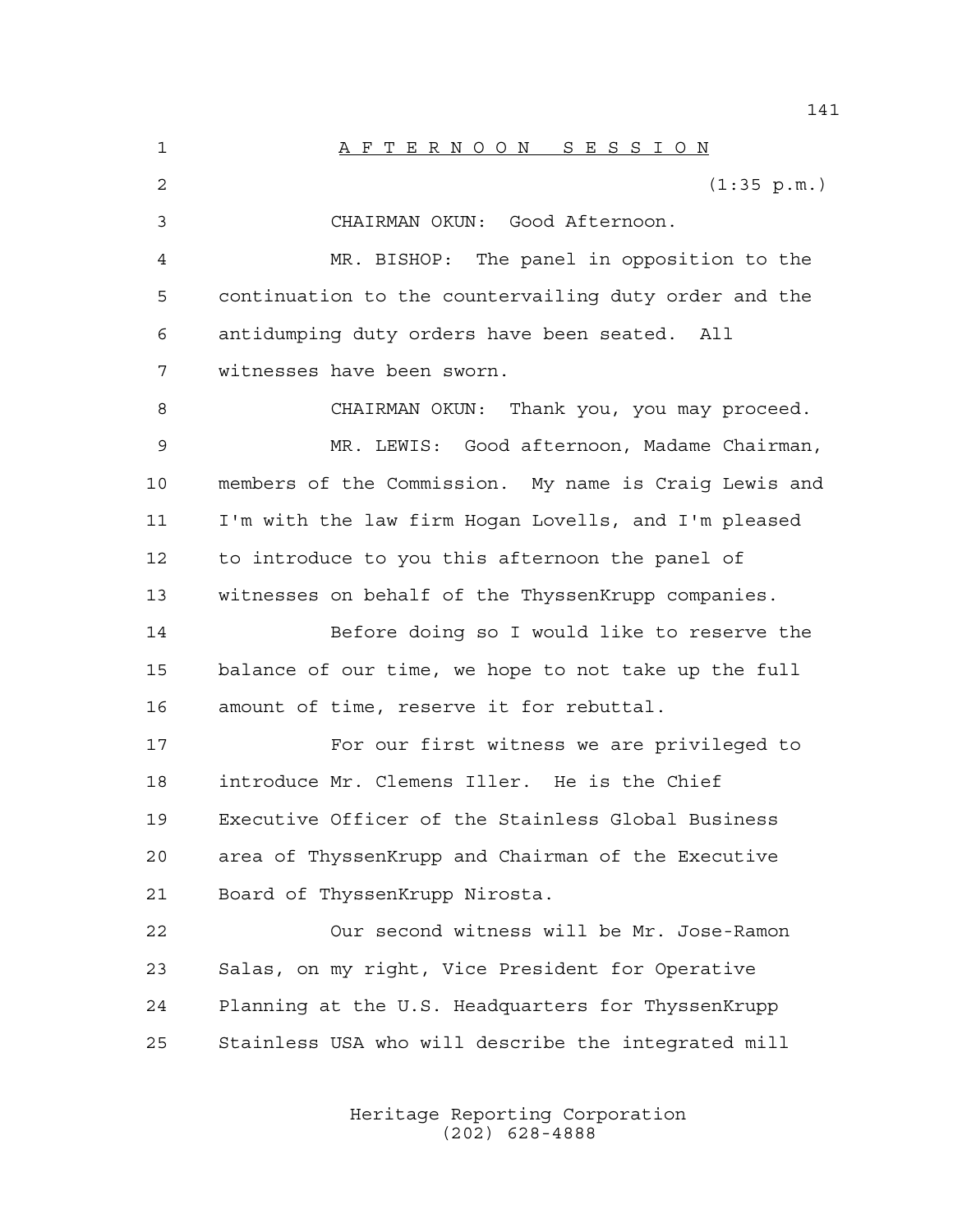A F T E R N O O N   S E S S I O N

(1:35 p.m.)

CHAIRMAN OKUN: Good Afternoon.

MR. BISHOP: The panel in opposition to the continuation to the countervailing duty order and the antidumping duty orders have been seated. All witnesses have been sworn.

CHAIRMAN OKUN: Thank you, you may proceed.

MR. LEWIS: Good afternoon, Madame Chairman, members of the Commission. My name is Craig Lewis and I'm with the law firm Hogan Lovells, and I'm pleased to introduce to you this afternoon the panel of witnesses on behalf of the ThyssenKrupp companies.

Before doing so I would like to reserve the balance of our time, we hope to not take up the full amount of time, reserve it for rebuttal.

For our first witness we are privileged to introduce Mr. Clemens Iller. He is the Chief Executive Officer of the Stainless Global Business area of ThyssenKrupp and Chairman of the Executive Board of ThyssenKrupp Nirosta.

Our second witness will be Mr. Jose-Ramon Salas, on my right, Vice President for Operative Planning at the U.S. Headquarters for ThyssenKrupp Stainless USA who will describe the integrated mill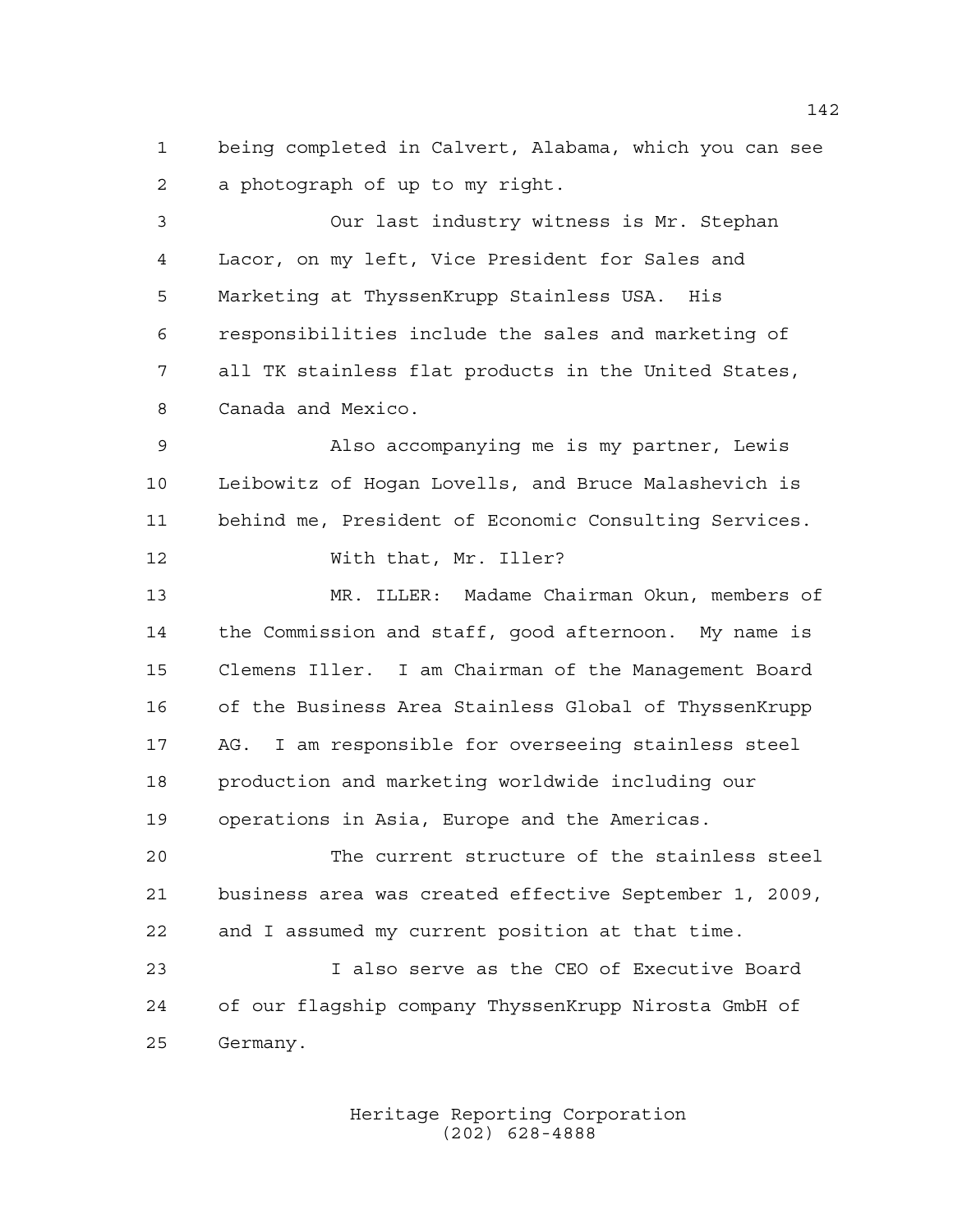being completed in Calvert, Alabama, which you can see a photograph of up to my right.

Our last industry witness is Mr. Stephan Lacor, on my left, Vice President for Sales and Marketing at ThyssenKrupp Stainless USA. His responsibilities include the sales and marketing of all TK stainless flat products in the United States, Canada and Mexico.

Also accompanying me is my partner, Lewis Leibowitz of Hogan Lovells, and Bruce Malashevich is behind me, President of Economic Consulting Services.

With that, Mr. Iller?

MR. ILLER: Madame Chairman Okun, members of the Commission and staff, good afternoon. My name is Clemens Iller. I am Chairman of the Management Board of the Business Area Stainless Global of ThyssenKrupp AG. I am responsible for overseeing stainless steel production and marketing worldwide including our operations in Asia, Europe and the Americas.

The current structure of the stainless steel business area was created effective September 1, 2009, and I assumed my current position at that time.

I also serve as the CEO of Executive Board of our flagship company ThyssenKrupp Nirosta GmbH of Germany.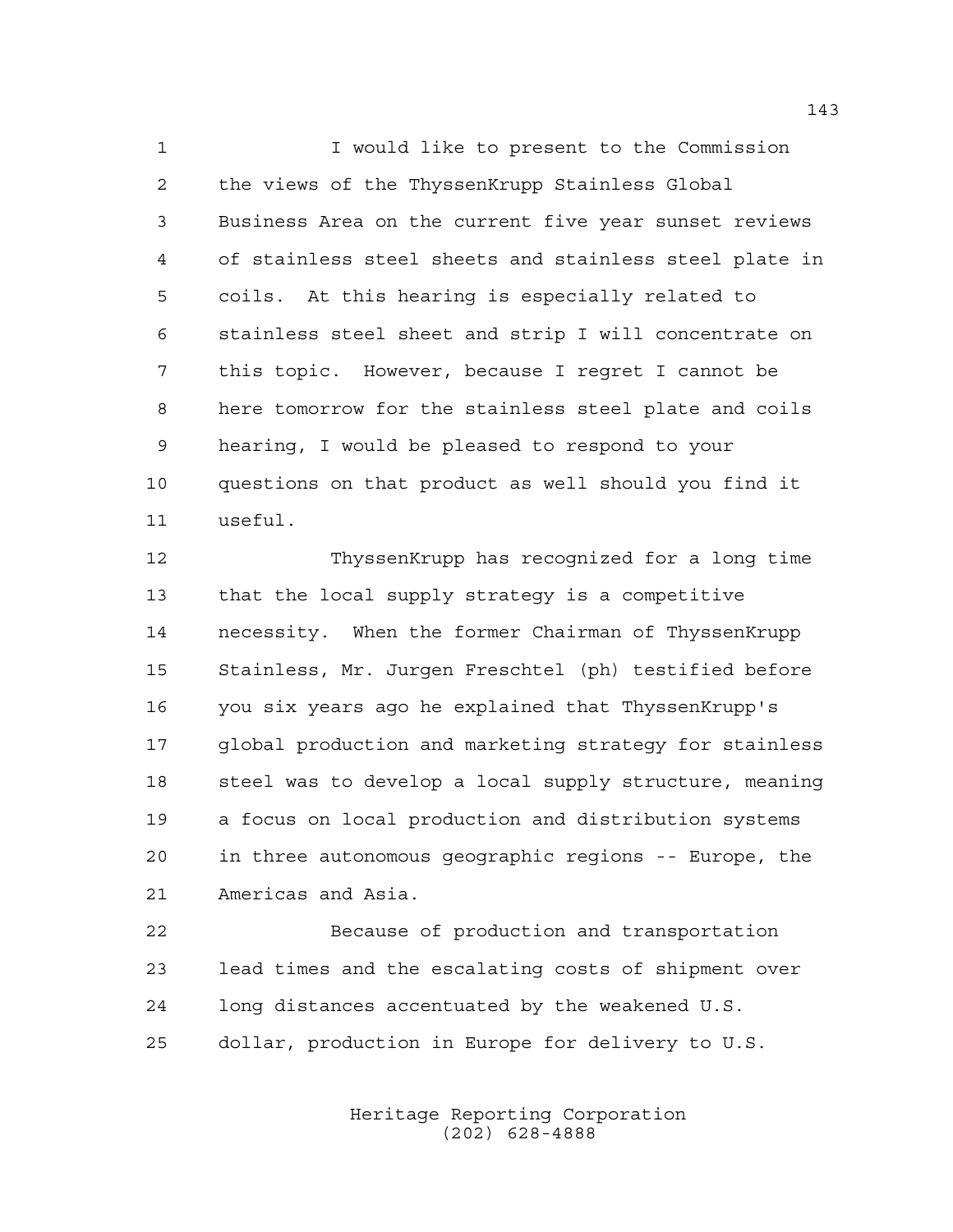I would like to present to the Commission the views of the ThyssenKrupp Stainless Global Business Area on the current five year sunset reviews of stainless steel sheets and stainless steel plate in coils. At this hearing is especially related to stainless steel sheet and strip I will concentrate on this topic. However, because I regret I cannot be here tomorrow for the stainless steel plate and coils hearing, I would be pleased to respond to your questions on that product as well should you find it useful.

ThyssenKrupp has recognized for a long time that the local supply strategy is a competitive necessity. When the former Chairman of ThyssenKrupp Stainless, Mr. Jurgen Freschtel (ph) testified before you six years ago he explained that ThyssenKrupp's global production and marketing strategy for stainless steel was to develop a local supply structure, meaning a focus on local production and distribution systems in three autonomous geographic regions -- Europe, the Americas and Asia.

Because of production and transportation lead times and the escalating costs of shipment over long distances accentuated by the weakened U.S. dollar, production in Europe for delivery to U.S.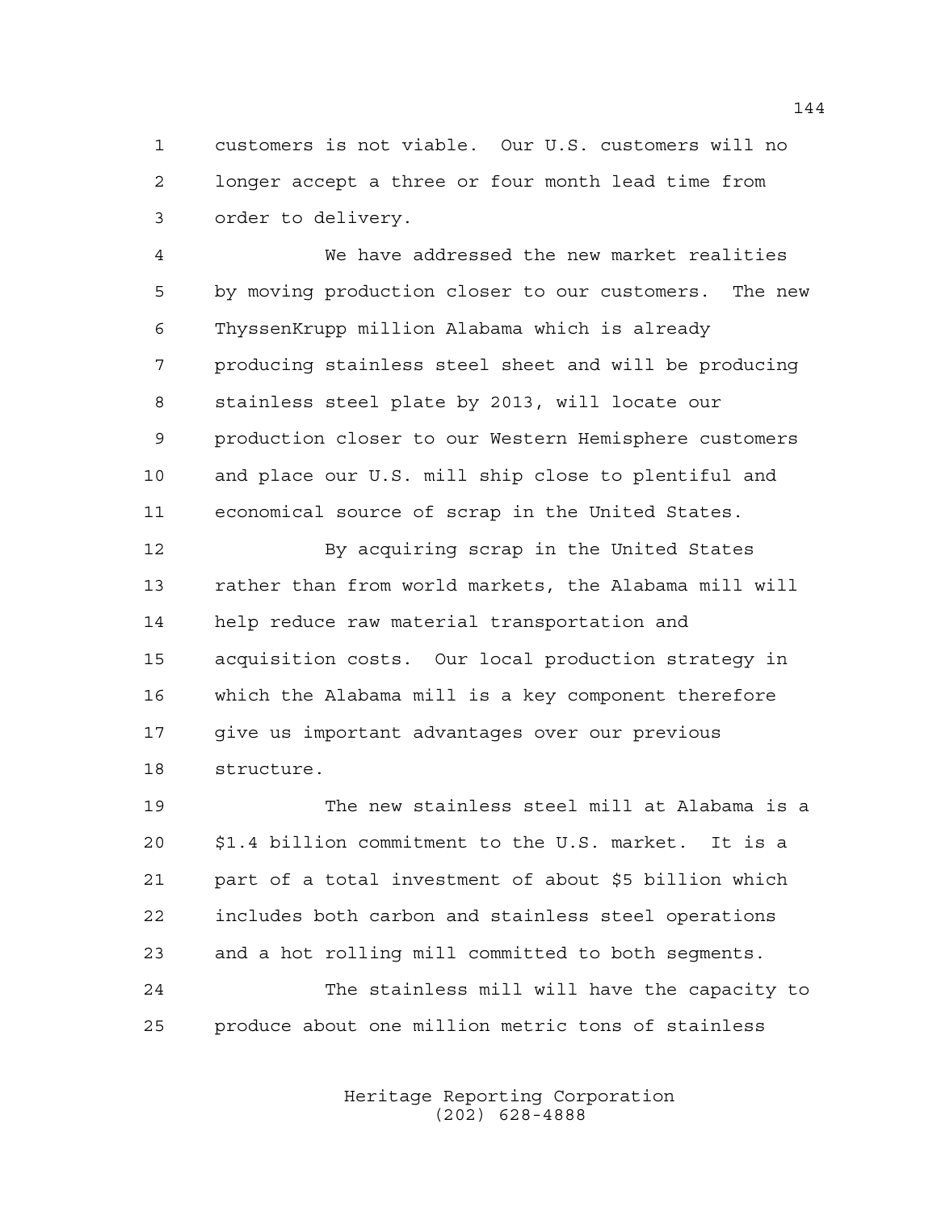customers is not viable. Our U.S. customers will no longer accept a three or four month lead time from order to delivery.

We have addressed the new market realities by moving production closer to our customers. The new ThyssenKrupp million Alabama which is already producing stainless steel sheet and will be producing stainless steel plate by 2013, will locate our production closer to our Western Hemisphere customers and place our U.S. mill ship close to plentiful and economical source of scrap in the United States.

By acquiring scrap in the United States rather than from world markets, the Alabama mill will help reduce raw material transportation and acquisition costs. Our local production strategy in which the Alabama mill is a key component therefore give us important advantages over our previous structure.

The new stainless steel mill at Alabama is a $1.4 billion commitment to the U.S. market. It is a part of a total investment of about $5 billion which includes both carbon and stainless steel operations and a hot rolling mill committed to both segments.

The stainless mill will have the capacity to produce about one million metric tons of stainless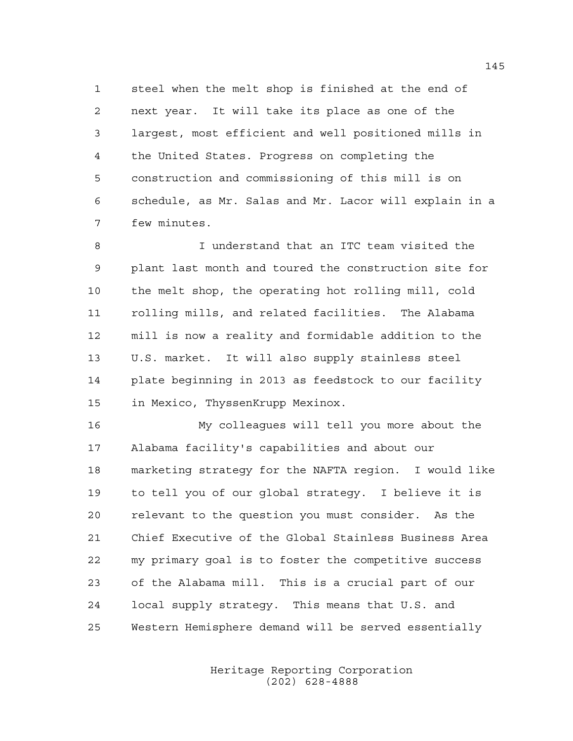steel when the melt shop is finished at the end of next year. It will take its place as one of the largest, most efficient and well positioned mills in the United States. Progress on completing the construction and commissioning of this mill is on schedule, as Mr. Salas and Mr. Lacor will explain in a few minutes.

I understand that an ITC team visited the plant last month and toured the construction site for the melt shop, the operating hot rolling mill, cold rolling mills, and related facilities. The Alabama mill is now a reality and formidable addition to the U.S. market. It will also supply stainless steel plate beginning in 2013 as feedstock to our facility in Mexico, ThyssenKrupp Mexinox.

My colleagues will tell you more about the Alabama facility's capabilities and about our marketing strategy for the NAFTA region. I would like to tell you of our global strategy. I believe it is relevant to the question you must consider. As the Chief Executive of the Global Stainless Business Area my primary goal is to foster the competitive success of the Alabama mill. This is a crucial part of our local supply strategy. This means that U.S. and Western Hemisphere demand will be served essentially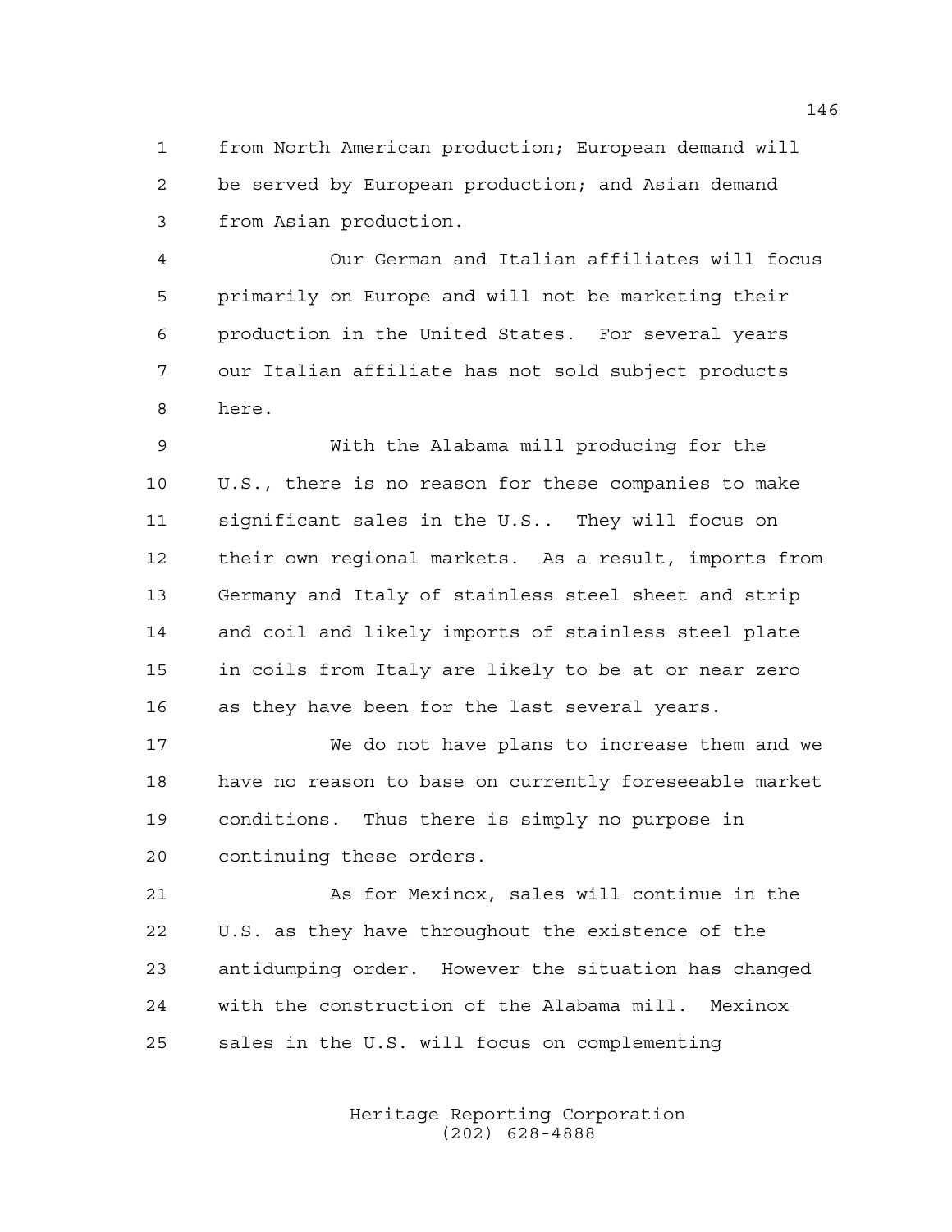from North American production; European demand will be served by European production; and Asian demand from Asian production.

Our German and Italian affiliates will focus primarily on Europe and will not be marketing their production in the United States. For several years our Italian affiliate has not sold subject products here.

With the Alabama mill producing for the U.S., there is no reason for these companies to make significant sales in the U.S.. They will focus on their own regional markets. As a result, imports from Germany and Italy of stainless steel sheet and strip and coil and likely imports of stainless steel plate in coils from Italy are likely to be at or near zero as they have been for the last several years.

We do not have plans to increase them and we have no reason to base on currently foreseeable market conditions. Thus there is simply no purpose in continuing these orders.

As for Mexinox, sales will continue in the U.S. as they have throughout the existence of the antidumping order. However the situation has changed with the construction of the Alabama mill. Mexinox sales in the U.S. will focus on complementing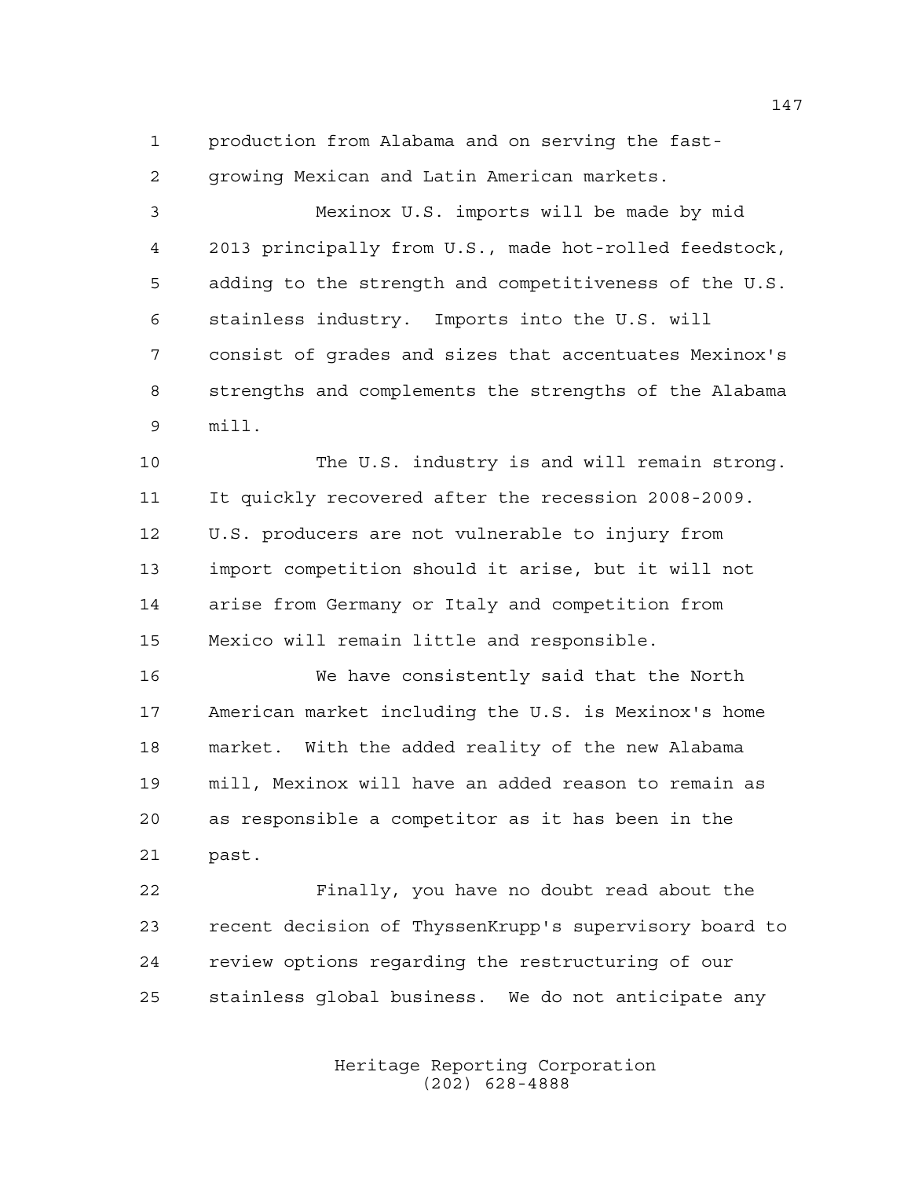production from Alabama and on serving the fast-growing Mexican and Latin American markets.

Mexinox U.S. imports will be made by mid 2013 principally from U.S., made hot-rolled feedstock, adding to the strength and competitiveness of the U.S. stainless industry. Imports into the U.S. will consist of grades and sizes that accentuates Mexinox's strengths and complements the strengths of the Alabama mill.

The U.S. industry is and will remain strong. It quickly recovered after the recession 2008-2009. U.S. producers are not vulnerable to injury from import competition should it arise, but it will not arise from Germany or Italy and competition from Mexico will remain little and responsible.

We have consistently said that the North American market including the U.S. is Mexinox's home market. With the added reality of the new Alabama mill, Mexinox will have an added reason to remain as as responsible a competitor as it has been in the past.

Finally, you have no doubt read about the recent decision of ThyssenKrupp's supervisory board to review options regarding the restructuring of our stainless global business. We do not anticipate any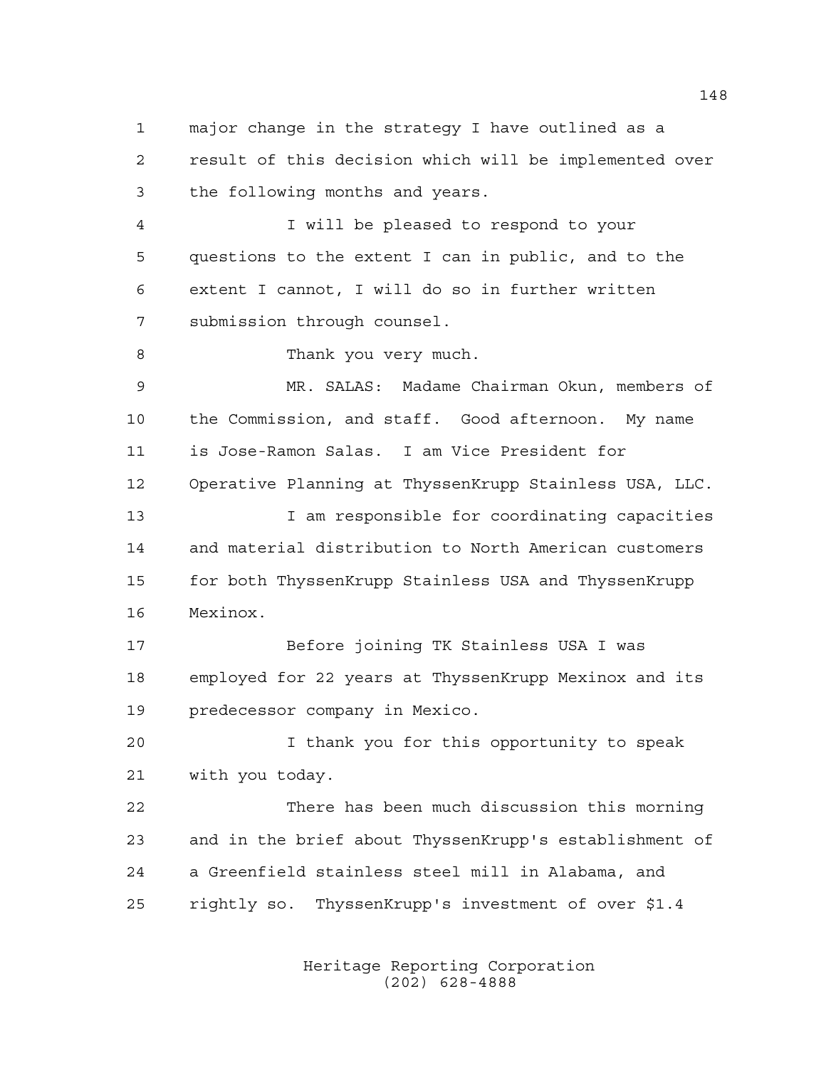major change in the strategy I have outlined as a result of this decision which will be implemented over the following months and years.

I will be pleased to respond to your questions to the extent I can in public, and to the extent I cannot, I will do so in further written submission through counsel.

Thank you very much.

MR. SALAS: Madame Chairman Okun, members of the Commission, and staff. Good afternoon. My name is Jose-Ramon Salas. I am Vice President for Operative Planning at ThyssenKrupp Stainless USA, LLC.

I am responsible for coordinating capacities and material distribution to North American customers for both ThyssenKrupp Stainless USA and ThyssenKrupp Mexinox.

Before joining TK Stainless USA I was employed for 22 years at ThyssenKrupp Mexinox and its predecessor company in Mexico.

I thank you for this opportunity to speak with you today.

There has been much discussion this morning and in the brief about ThyssenKrupp's establishment of a Greenfield stainless steel mill in Alabama, and rightly so. ThyssenKrupp's investment of over $1.4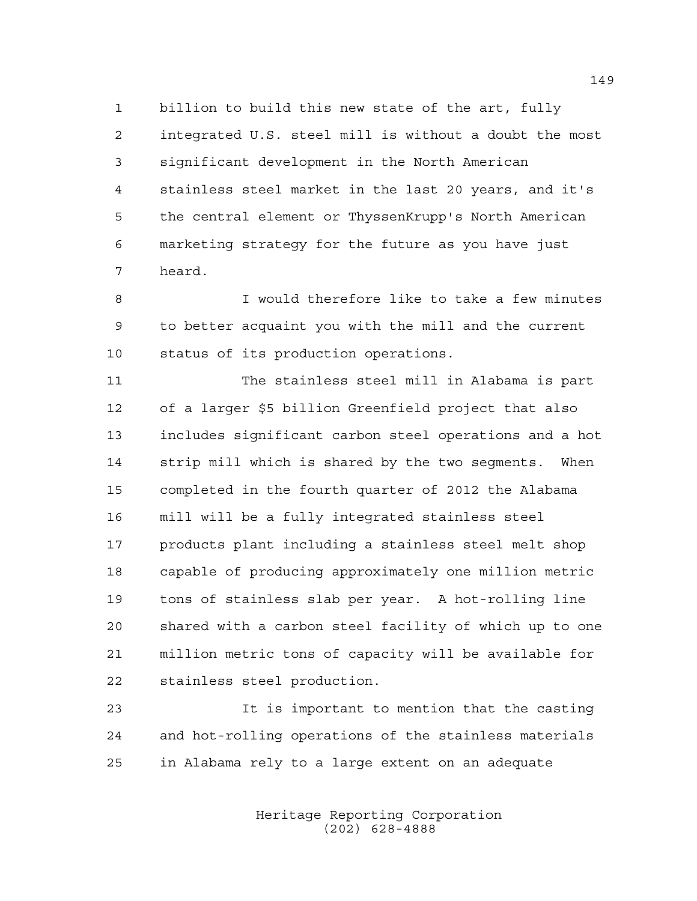billion to build this new state of the art, fully integrated U.S. steel mill is without a doubt the most significant development in the North American stainless steel market in the last 20 years, and it's the central element or ThyssenKrupp's North American marketing strategy for the future as you have just heard.

I would therefore like to take a few minutes to better acquaint you with the mill and the current status of its production operations.

The stainless steel mill in Alabama is part of a larger $5 billion Greenfield project that also includes significant carbon steel operations and a hot strip mill which is shared by the two segments. When completed in the fourth quarter of 2012 the Alabama mill will be a fully integrated stainless steel products plant including a stainless steel melt shop capable of producing approximately one million metric tons of stainless slab per year. A hot-rolling line shared with a carbon steel facility of which up to one million metric tons of capacity will be available for stainless steel production.

It is important to mention that the casting and hot-rolling operations of the stainless materials in Alabama rely to a large extent on an adequate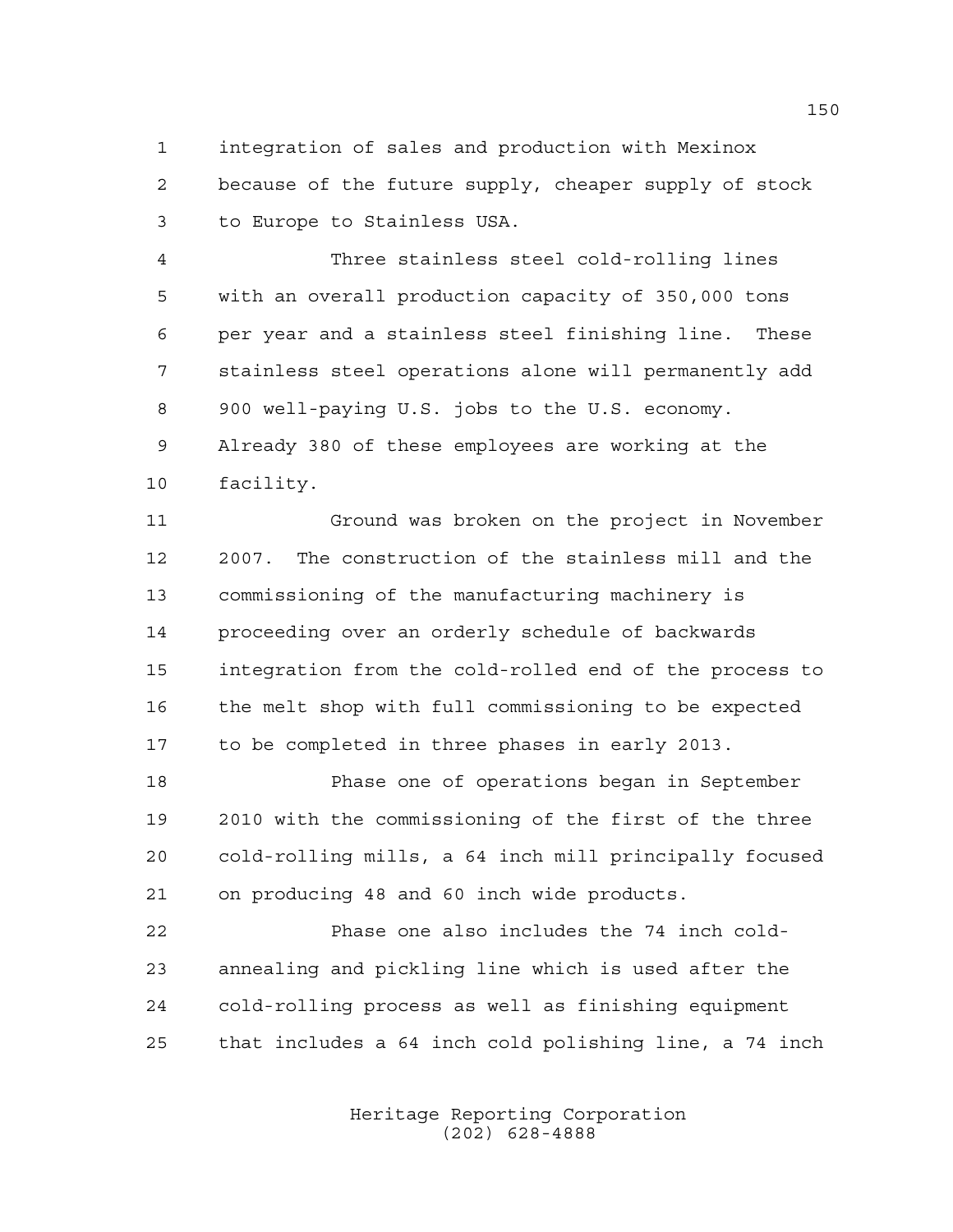integration of sales and production with Mexinox because of the future supply, cheaper supply of stock to Europe to Stainless USA.

Three stainless steel cold-rolling lines with an overall production capacity of 350,000 tons per year and a stainless steel finishing line. These stainless steel operations alone will permanently add 900 well-paying U.S. jobs to the U.S. economy. Already 380 of these employees are working at the facility.

Ground was broken on the project in November 2007. The construction of the stainless mill and the commissioning of the manufacturing machinery is proceeding over an orderly schedule of backwards integration from the cold-rolled end of the process to the melt shop with full commissioning to be expected to be completed in three phases in early 2013.

Phase one of operations began in September 2010 with the commissioning of the first of the three cold-rolling mills, a 64 inch mill principally focused on producing 48 and 60 inch wide products.

Phase one also includes the 74 inch cold-annealing and pickling line which is used after the cold-rolling process as well as finishing equipment that includes a 64 inch cold polishing line, a 74 inch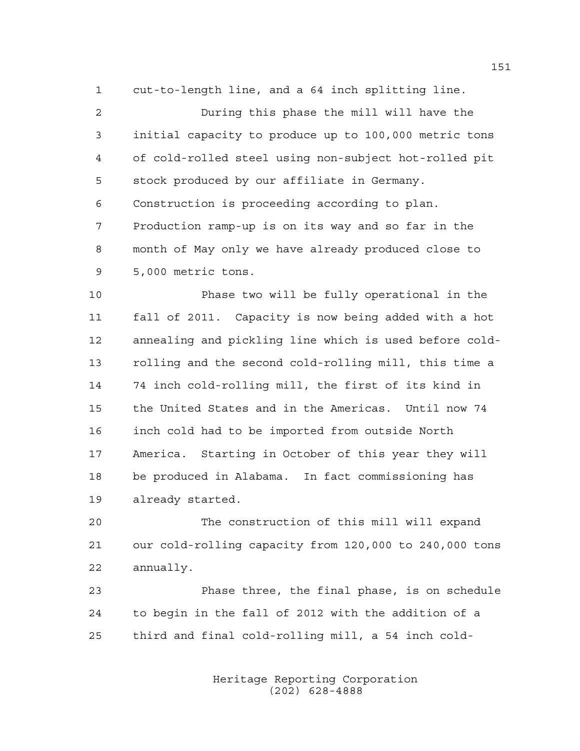cut-to-length line, and a 64 inch splitting line.

During this phase the mill will have the initial capacity to produce up to 100,000 metric tons of cold-rolled steel using non-subject hot-rolled pit stock produced by our affiliate in Germany. Construction is proceeding according to plan. Production ramp-up is on its way and so far in the month of May only we have already produced close to 5,000 metric tons.

Phase two will be fully operational in the fall of 2011. Capacity is now being added with a hot annealing and pickling line which is used before cold-rolling and the second cold-rolling mill, this time a 74 inch cold-rolling mill, the first of its kind in the United States and in the Americas. Until now 74 inch cold had to be imported from outside North America. Starting in October of this year they will be produced in Alabama. In fact commissioning has already started.

The construction of this mill will expand our cold-rolling capacity from 120,000 to 240,000 tons annually.

Phase three, the final phase, is on schedule to begin in the fall of 2012 with the addition of a third and final cold-rolling mill, a 54 inch cold-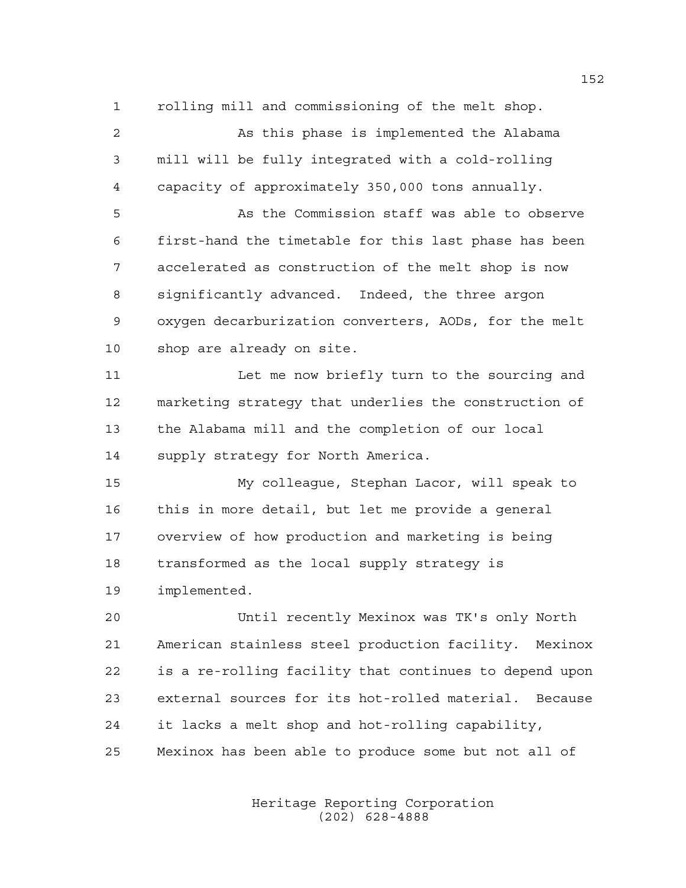rolling mill and commissioning of the melt shop.

As this phase is implemented the Alabama mill will be fully integrated with a cold-rolling capacity of approximately 350,000 tons annually.

As the Commission staff was able to observe first-hand the timetable for this last phase has been accelerated as construction of the melt shop is now significantly advanced. Indeed, the three argon oxygen decarburization converters, AODs, for the melt shop are already on site.

Let me now briefly turn to the sourcing and marketing strategy that underlies the construction of the Alabama mill and the completion of our local supply strategy for North America.

My colleague, Stephan Lacor, will speak to this in more detail, but let me provide a general overview of how production and marketing is being transformed as the local supply strategy is implemented.

Until recently Mexinox was TK's only North American stainless steel production facility. Mexinox is a re-rolling facility that continues to depend upon external sources for its hot-rolled material. Because it lacks a melt shop and hot-rolling capability, Mexinox has been able to produce some but not all of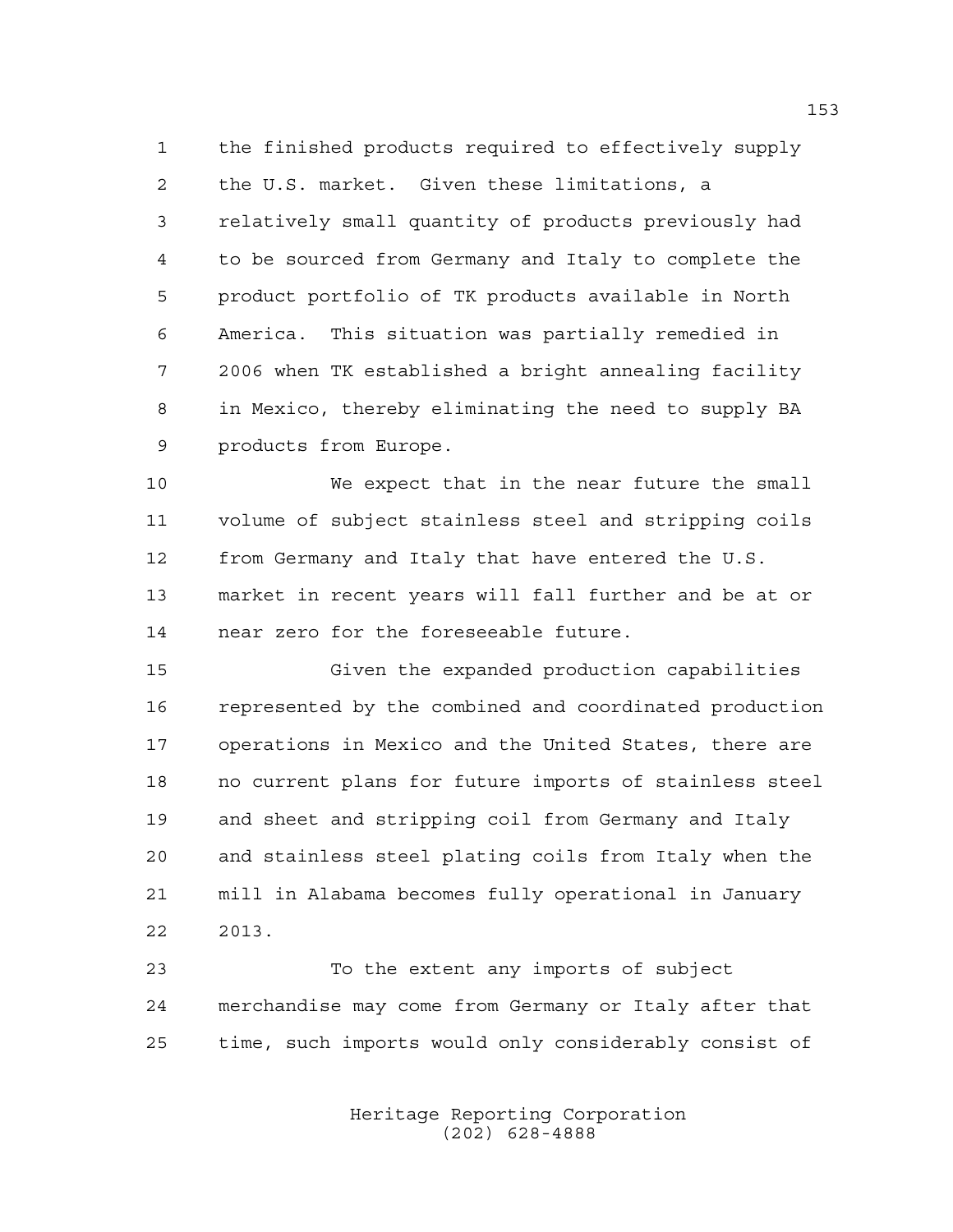the finished products required to effectively supply the U.S. market. Given these limitations, a relatively small quantity of products previously had to be sourced from Germany and Italy to complete the product portfolio of TK products available in North America. This situation was partially remedied in 2006 when TK established a bright annealing facility in Mexico, thereby eliminating the need to supply BA products from Europe.

We expect that in the near future the small volume of subject stainless steel and stripping coils from Germany and Italy that have entered the U.S. market in recent years will fall further and be at or near zero for the foreseeable future.

Given the expanded production capabilities represented by the combined and coordinated production operations in Mexico and the United States, there are no current plans for future imports of stainless steel and sheet and stripping coil from Germany and Italy and stainless steel plating coils from Italy when the mill in Alabama becomes fully operational in January 2013.

To the extent any imports of subject merchandise may come from Germany or Italy after that time, such imports would only considerably consist of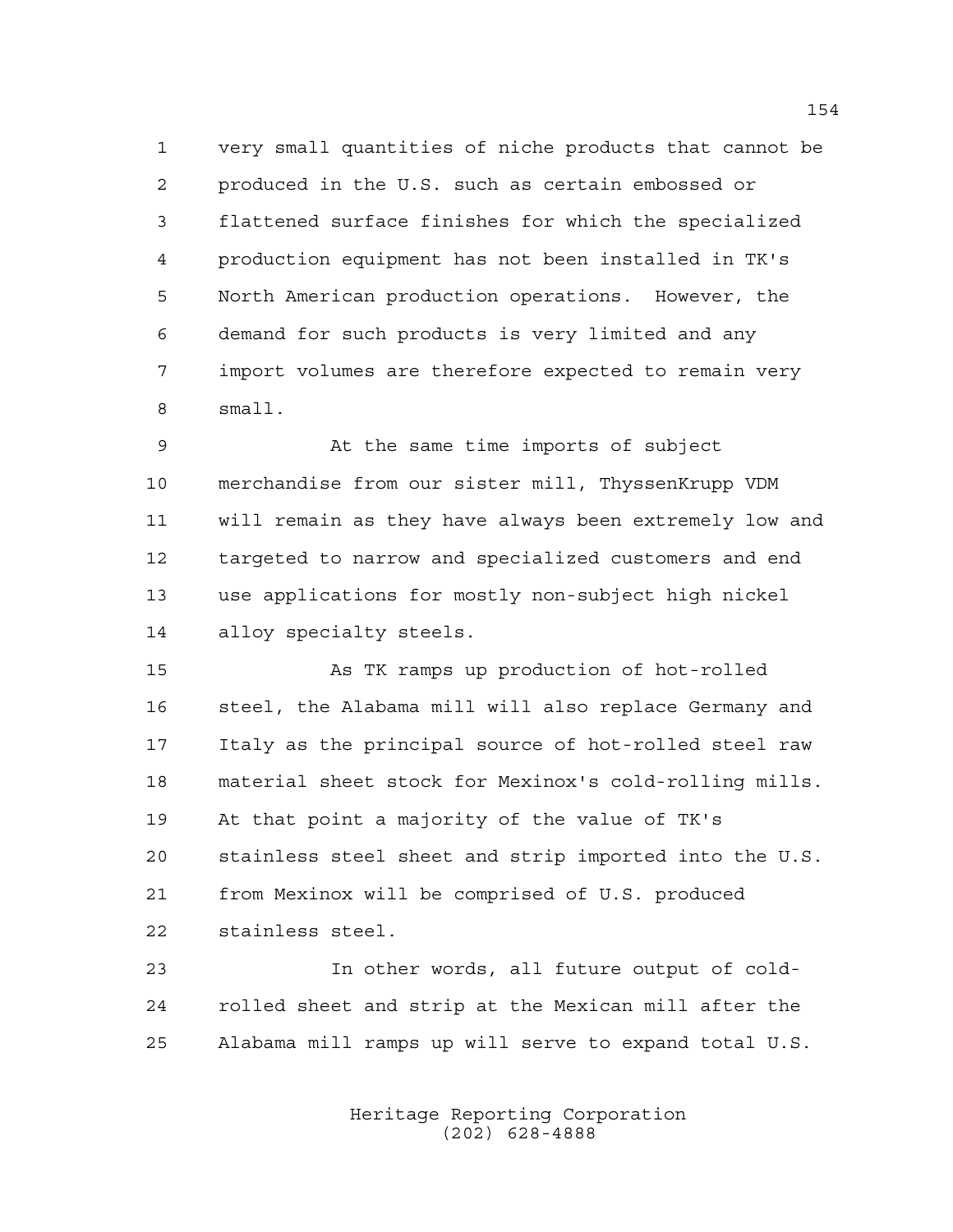very small quantities of niche products that cannot be produced in the U.S. such as certain embossed or flattened surface finishes for which the specialized production equipment has not been installed in TK's North American production operations. However, the demand for such products is very limited and any import volumes are therefore expected to remain very small.

At the same time imports of subject merchandise from our sister mill, ThyssenKrupp VDM will remain as they have always been extremely low and targeted to narrow and specialized customers and end use applications for mostly non-subject high nickel alloy specialty steels.

As TK ramps up production of hot-rolled steel, the Alabama mill will also replace Germany and Italy as the principal source of hot-rolled steel raw material sheet stock for Mexinox's cold-rolling mills. At that point a majority of the value of TK's stainless steel sheet and strip imported into the U.S. from Mexinox will be comprised of U.S. produced stainless steel.

In other words, all future output of cold-rolled sheet and strip at the Mexican mill after the Alabama mill ramps up will serve to expand total U.S.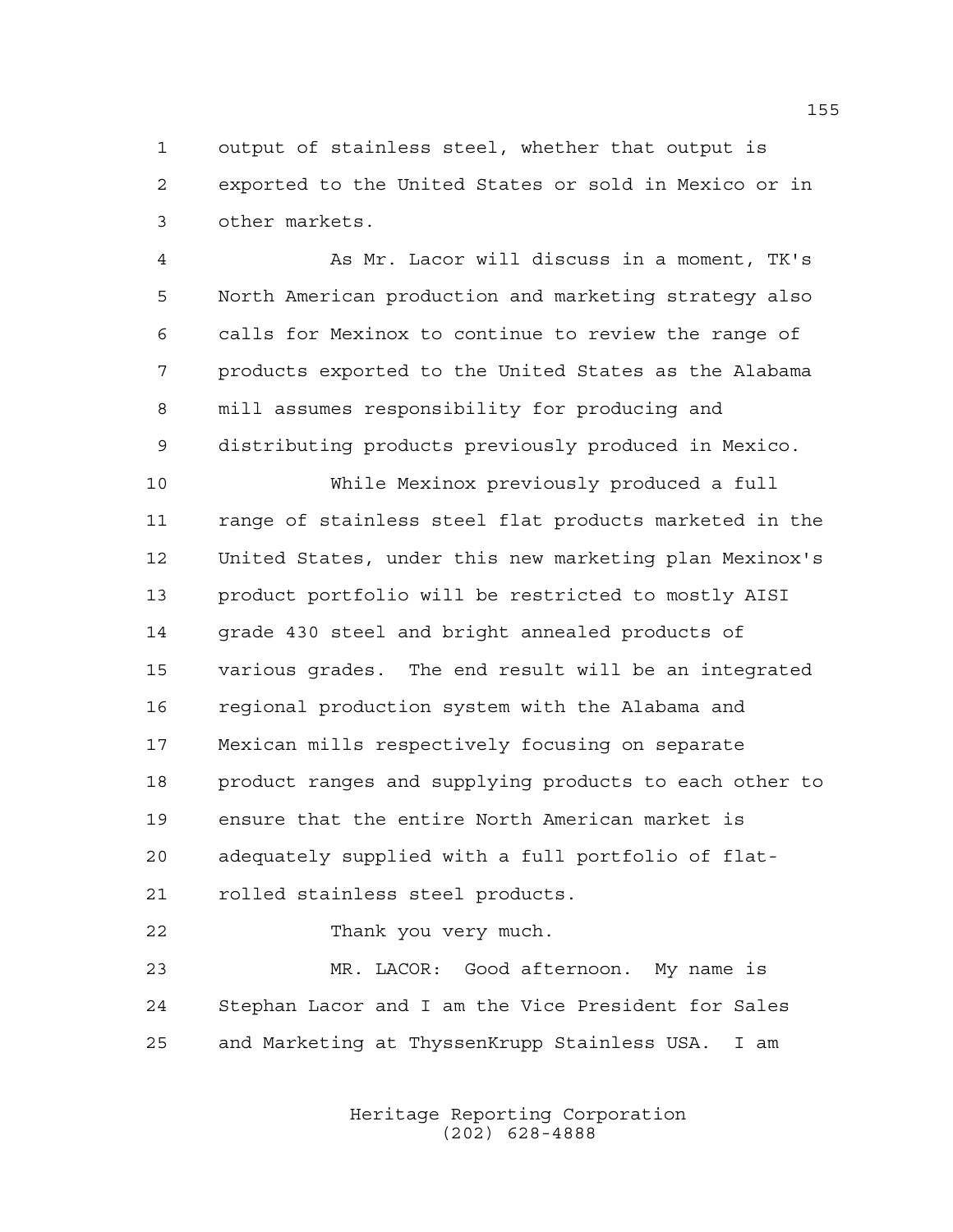output of stainless steel, whether that output is exported to the United States or sold in Mexico or in other markets.

As Mr. Lacor will discuss in a moment, TK's North American production and marketing strategy also calls for Mexinox to continue to review the range of products exported to the United States as the Alabama mill assumes responsibility for producing and distributing products previously produced in Mexico.

While Mexinox previously produced a full range of stainless steel flat products marketed in the United States, under this new marketing plan Mexinox's product portfolio will be restricted to mostly AISI grade 430 steel and bright annealed products of various grades. The end result will be an integrated regional production system with the Alabama and Mexican mills respectively focusing on separate product ranges and supplying products to each other to ensure that the entire North American market is adequately supplied with a full portfolio of flat-rolled stainless steel products.

Thank you very much.

MR. LACOR: Good afternoon. My name is Stephan Lacor and I am the Vice President for Sales and Marketing at ThyssenKrupp Stainless USA. I am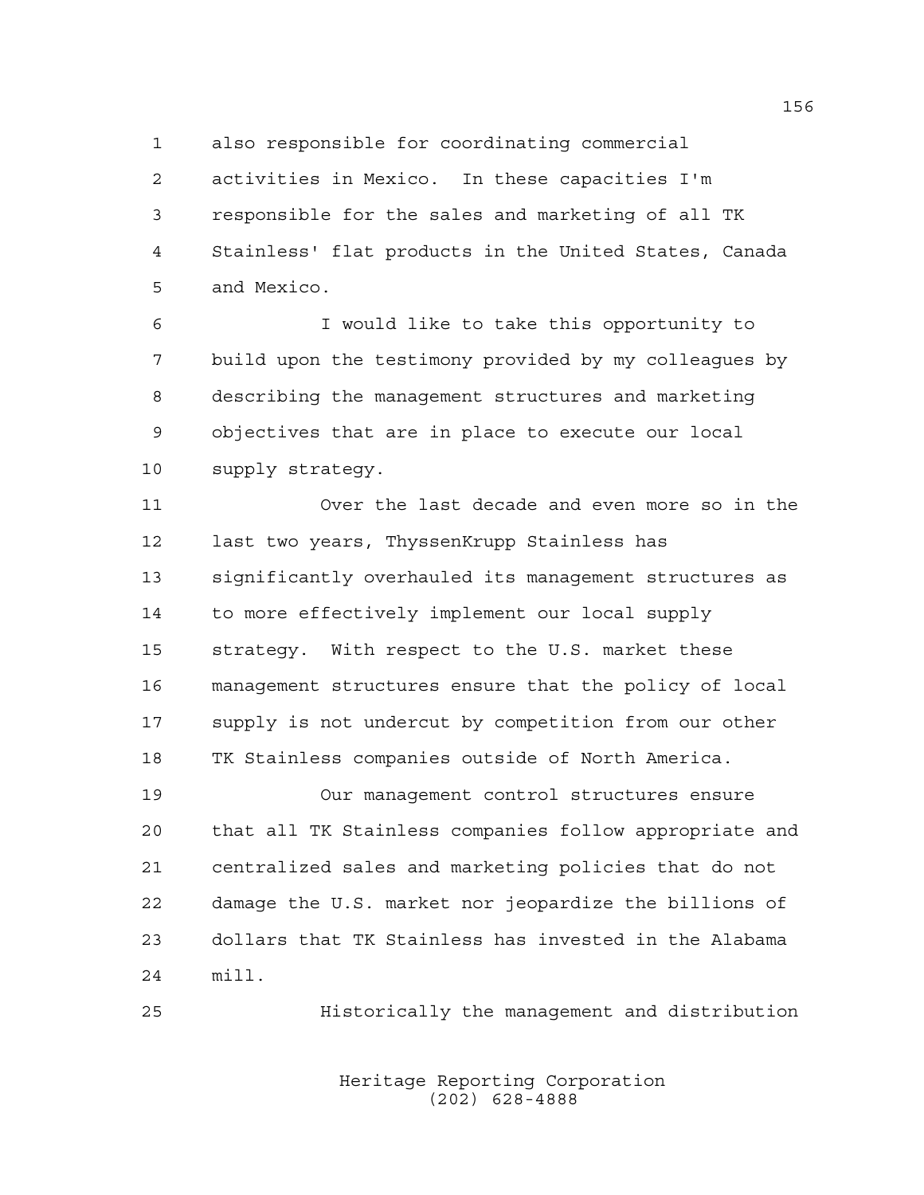also responsible for coordinating commercial activities in Mexico. In these capacities I'm responsible for the sales and marketing of all TK Stainless' flat products in the United States, Canada and Mexico.

I would like to take this opportunity to build upon the testimony provided by my colleagues by describing the management structures and marketing objectives that are in place to execute our local supply strategy.

Over the last decade and even more so in the last two years, ThyssenKrupp Stainless has significantly overhauled its management structures as to more effectively implement our local supply strategy. With respect to the U.S. market these management structures ensure that the policy of local supply is not undercut by competition from our other TK Stainless companies outside of North America.

Our management control structures ensure that all TK Stainless companies follow appropriate and centralized sales and marketing policies that do not damage the U.S. market nor jeopardize the billions of dollars that TK Stainless has invested in the Alabama mill.

Historically the management and distribution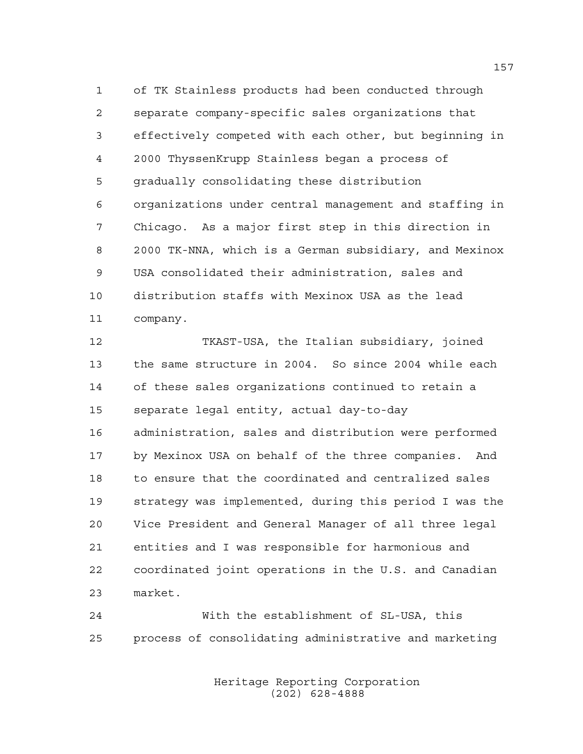of TK Stainless products had been conducted through separate company-specific sales organizations that effectively competed with each other, but beginning in 2000 ThyssenKrupp Stainless began a process of gradually consolidating these distribution organizations under central management and staffing in Chicago. As a major first step in this direction in 2000 TK-NNA, which is a German subsidiary, and Mexinox USA consolidated their administration, sales and distribution staffs with Mexinox USA as the lead company.

TKAST-USA, the Italian subsidiary, joined the same structure in 2004. So since 2004 while each of these sales organizations continued to retain a separate legal entity, actual day-to-day administration, sales and distribution were performed by Mexinox USA on behalf of the three companies. And to ensure that the coordinated and centralized sales strategy was implemented, during this period I was the Vice President and General Manager of all three legal entities and I was responsible for harmonious and coordinated joint operations in the U.S. and Canadian market.

With the establishment of SL-USA, this process of consolidating administrative and marketing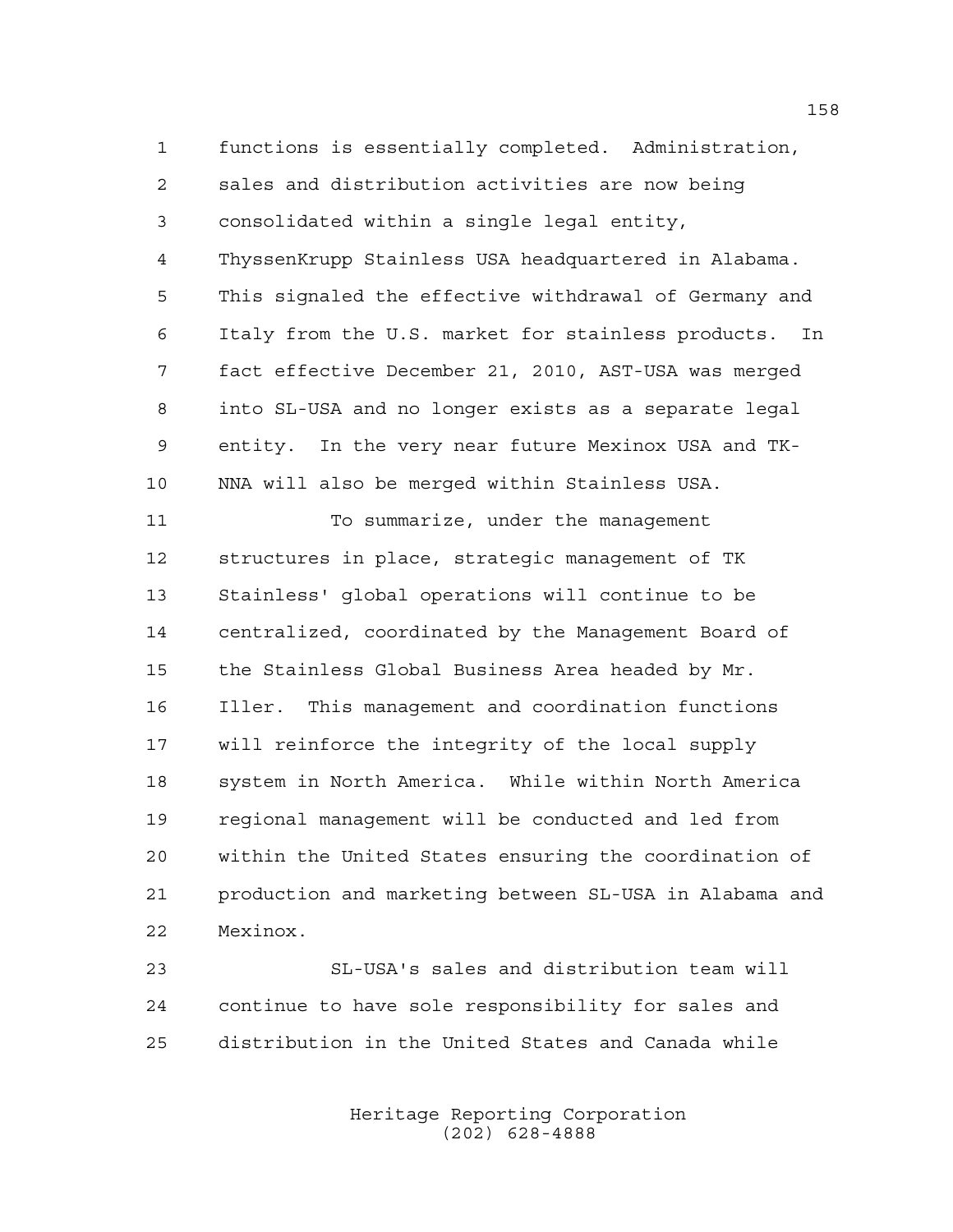functions is essentially completed. Administration, sales and distribution activities are now being consolidated within a single legal entity, ThyssenKrupp Stainless USA headquartered in Alabama. This signaled the effective withdrawal of Germany and Italy from the U.S. market for stainless products. In fact effective December 21, 2010, AST-USA was merged into SL-USA and no longer exists as a separate legal entity. In the very near future Mexinox USA and TK-NNA will also be merged within Stainless USA.

To summarize, under the management structures in place, strategic management of TK Stainless' global operations will continue to be centralized, coordinated by the Management Board of the Stainless Global Business Area headed by Mr. Iller. This management and coordination functions will reinforce the integrity of the local supply system in North America. While within North America regional management will be conducted and led from within the United States ensuring the coordination of production and marketing between SL-USA in Alabama and Mexinox.

SL-USA's sales and distribution team will continue to have sole responsibility for sales and distribution in the United States and Canada while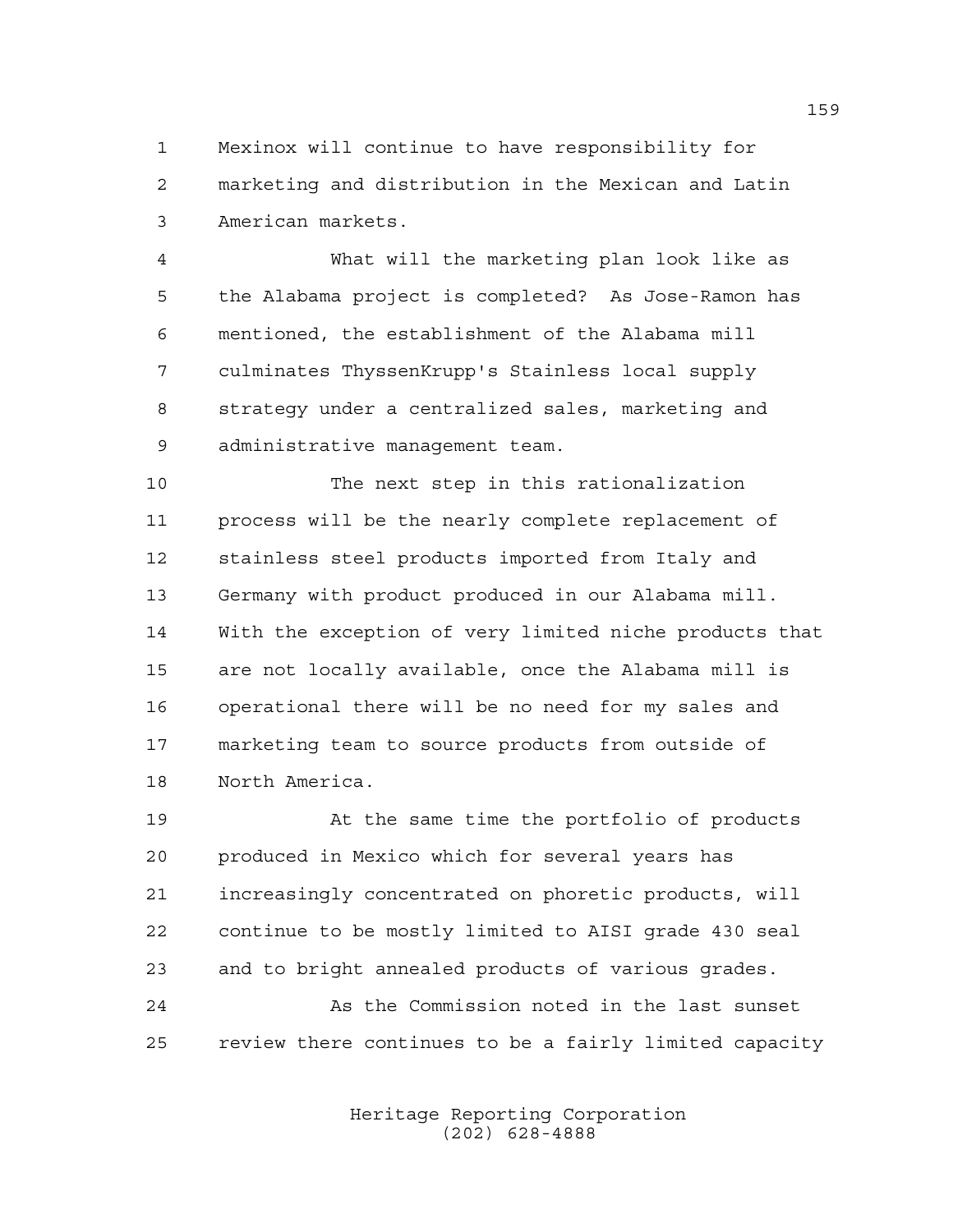Mexinox will continue to have responsibility for marketing and distribution in the Mexican and Latin American markets.

What will the marketing plan look like as the Alabama project is completed? As Jose-Ramon has mentioned, the establishment of the Alabama mill culminates ThyssenKrupp's Stainless local supply strategy under a centralized sales, marketing and administrative management team.

The next step in this rationalization process will be the nearly complete replacement of stainless steel products imported from Italy and Germany with product produced in our Alabama mill. With the exception of very limited niche products that are not locally available, once the Alabama mill is operational there will be no need for my sales and marketing team to source products from outside of North America.

At the same time the portfolio of products produced in Mexico which for several years has increasingly concentrated on phoretic products, will continue to be mostly limited to AISI grade 430 seal and to bright annealed products of various grades.

As the Commission noted in the last sunset review there continues to be a fairly limited capacity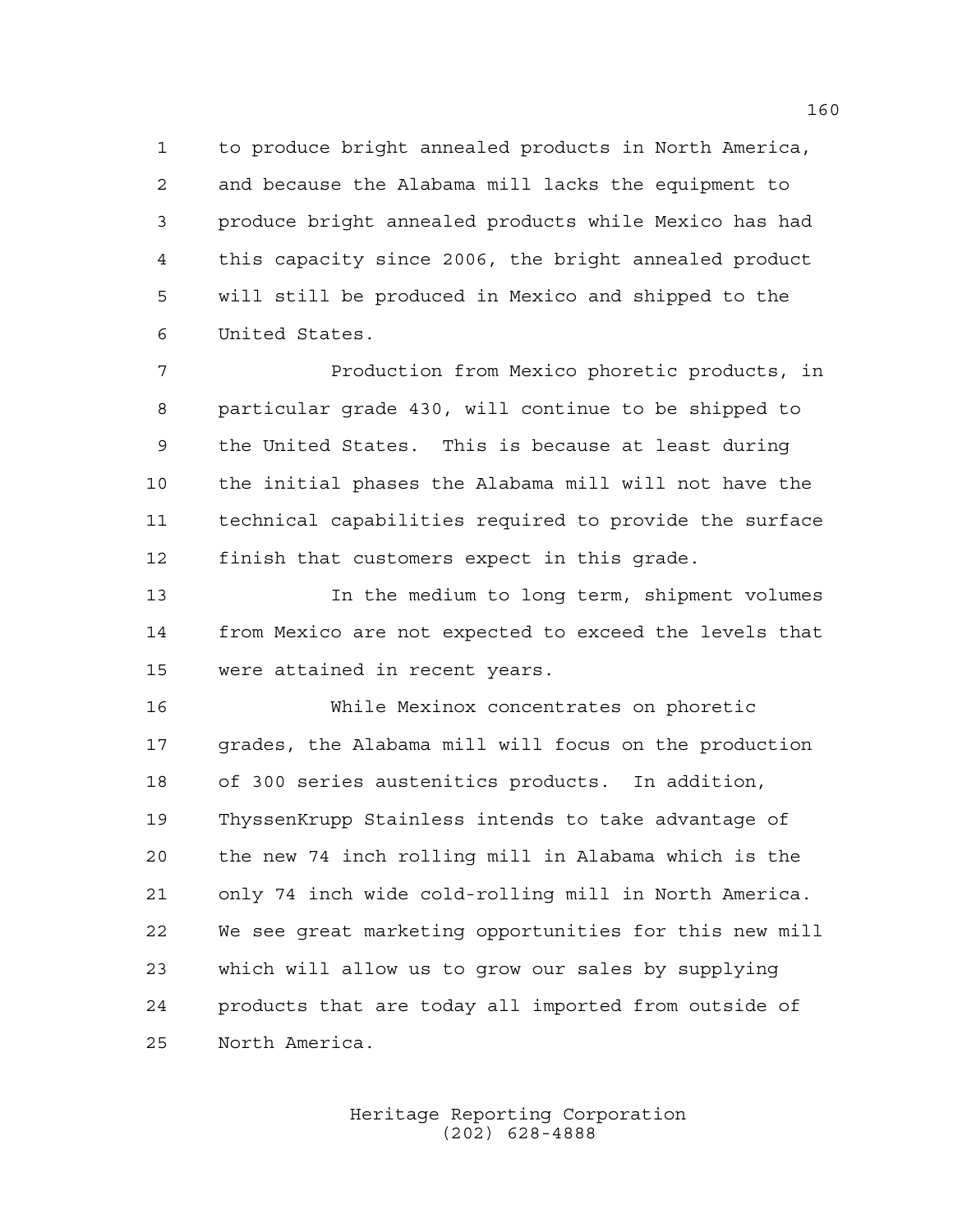to produce bright annealed products in North America, and because the Alabama mill lacks the equipment to produce bright annealed products while Mexico has had this capacity since 2006, the bright annealed product will still be produced in Mexico and shipped to the United States.

Production from Mexico phoretic products, in particular grade 430, will continue to be shipped to the United States. This is because at least during the initial phases the Alabama mill will not have the technical capabilities required to provide the surface finish that customers expect in this grade.

In the medium to long term, shipment volumes from Mexico are not expected to exceed the levels that were attained in recent years.

While Mexinox concentrates on phoretic grades, the Alabama mill will focus on the production of 300 series austenitics products. In addition, ThyssenKrupp Stainless intends to take advantage of the new 74 inch rolling mill in Alabama which is the only 74 inch wide cold-rolling mill in North America. We see great marketing opportunities for this new mill which will allow us to grow our sales by supplying products that are today all imported from outside of North America.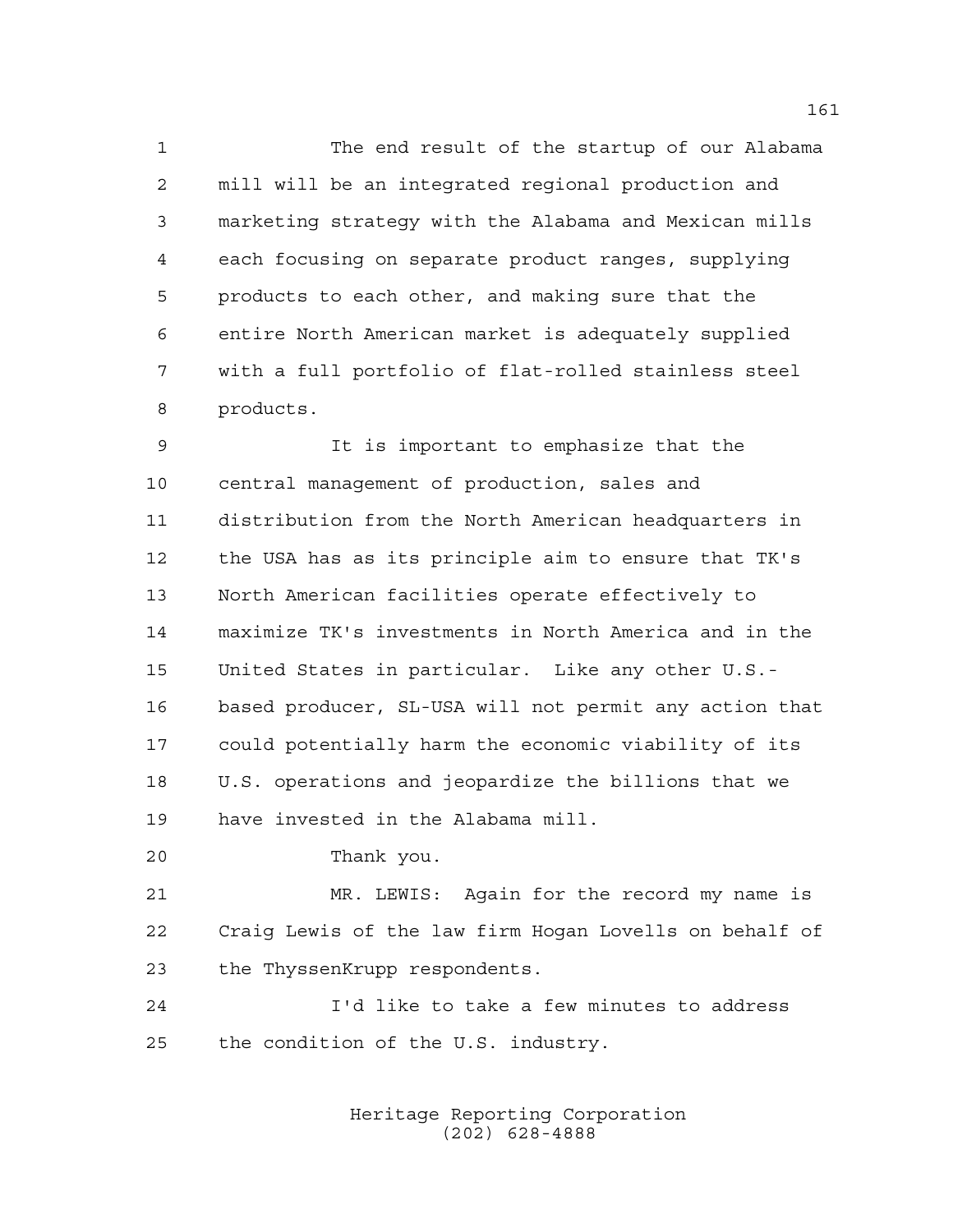The end result of the startup of our Alabama mill will be an integrated regional production and marketing strategy with the Alabama and Mexican mills each focusing on separate product ranges, supplying products to each other, and making sure that the entire North American market is adequately supplied with a full portfolio of flat-rolled stainless steel products.

It is important to emphasize that the central management of production, sales and distribution from the North American headquarters in the USA has as its principle aim to ensure that TK's North American facilities operate effectively to maximize TK's investments in North America and in the United States in particular. Like any other U.S.-based producer, SL-USA will not permit any action that could potentially harm the economic viability of its U.S. operations and jeopardize the billions that we have invested in the Alabama mill.

Thank you.

MR. LEWIS: Again for the record my name is Craig Lewis of the law firm Hogan Lovells on behalf of the ThyssenKrupp respondents.

I'd like to take a few minutes to address the condition of the U.S. industry.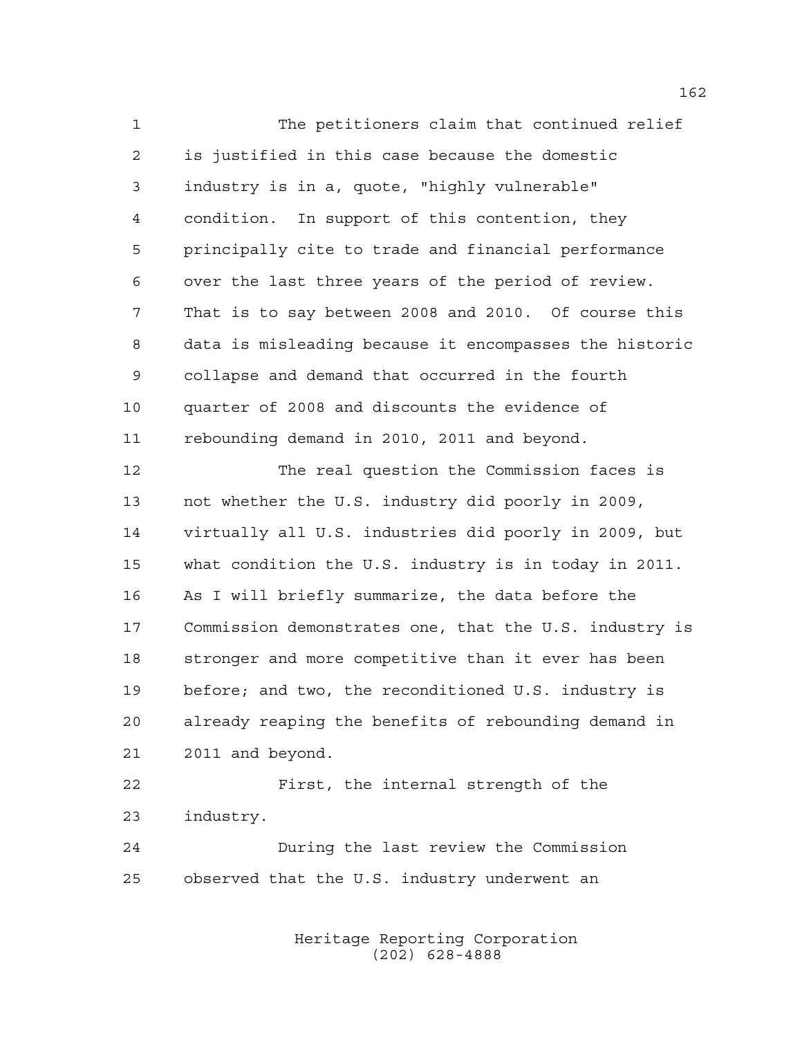The petitioners claim that continued relief is justified in this case because the domestic industry is in a, quote, "highly vulnerable" condition. In support of this contention, they principally cite to trade and financial performance over the last three years of the period of review. That is to say between 2008 and 2010. Of course this data is misleading because it encompasses the historic collapse and demand that occurred in the fourth quarter of 2008 and discounts the evidence of rebounding demand in 2010, 2011 and beyond.

The real question the Commission faces is not whether the U.S. industry did poorly in 2009, virtually all U.S. industries did poorly in 2009, but what condition the U.S. industry is in today in 2011. As I will briefly summarize, the data before the Commission demonstrates one, that the U.S. industry is stronger and more competitive than it ever has been before; and two, the reconditioned U.S. industry is already reaping the benefits of rebounding demand in 2011 and beyond.

First, the internal strength of the industry.

During the last review the Commission observed that the U.S. industry underwent an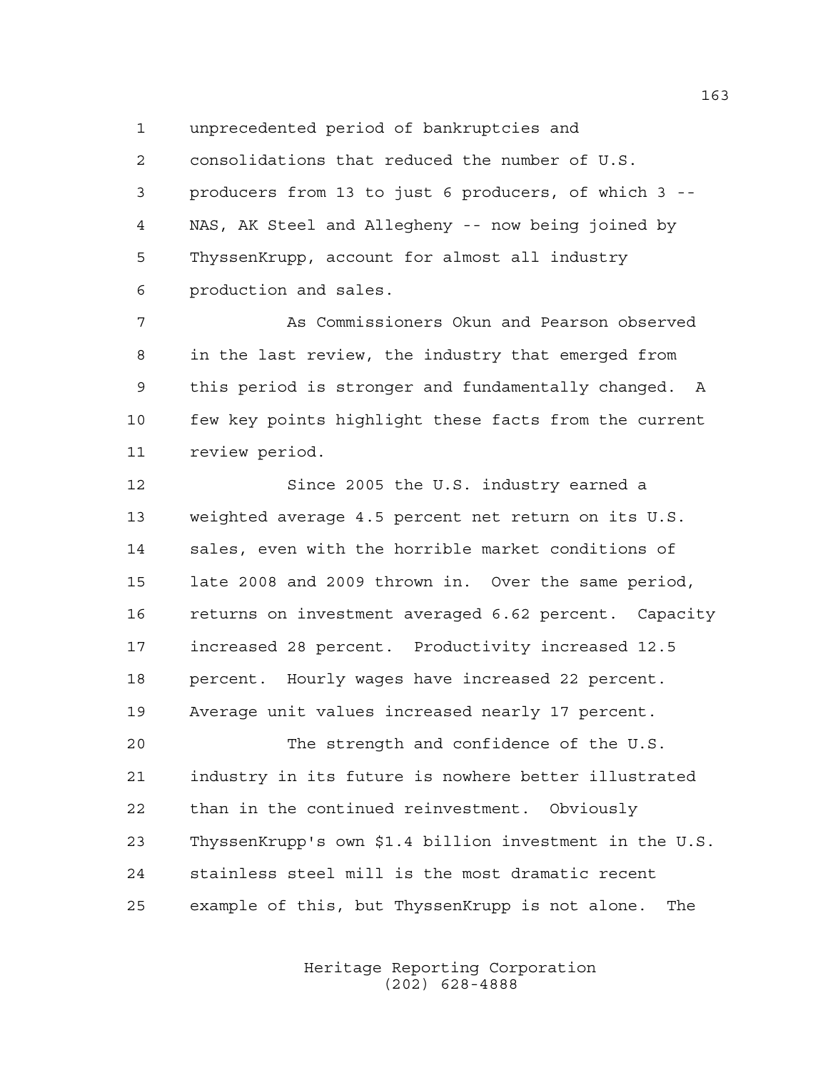unprecedented period of bankruptcies and consolidations that reduced the number of U.S. producers from 13 to just 6 producers, of which 3 -- NAS, AK Steel and Allegheny -- now being joined by ThyssenKrupp, account for almost all industry production and sales.

As Commissioners Okun and Pearson observed in the last review, the industry that emerged from this period is stronger and fundamentally changed. A few key points highlight these facts from the current review period.

Since 2005 the U.S. industry earned a weighted average 4.5 percent net return on its U.S. sales, even with the horrible market conditions of late 2008 and 2009 thrown in. Over the same period, returns on investment averaged 6.62 percent. Capacity increased 28 percent. Productivity increased 12.5 percent. Hourly wages have increased 22 percent. Average unit values increased nearly 17 percent.

The strength and confidence of the U.S. industry in its future is nowhere better illustrated than in the continued reinvestment. Obviously ThyssenKrupp's own $1.4 billion investment in the U.S. stainless steel mill is the most dramatic recent example of this, but ThyssenKrupp is not alone. The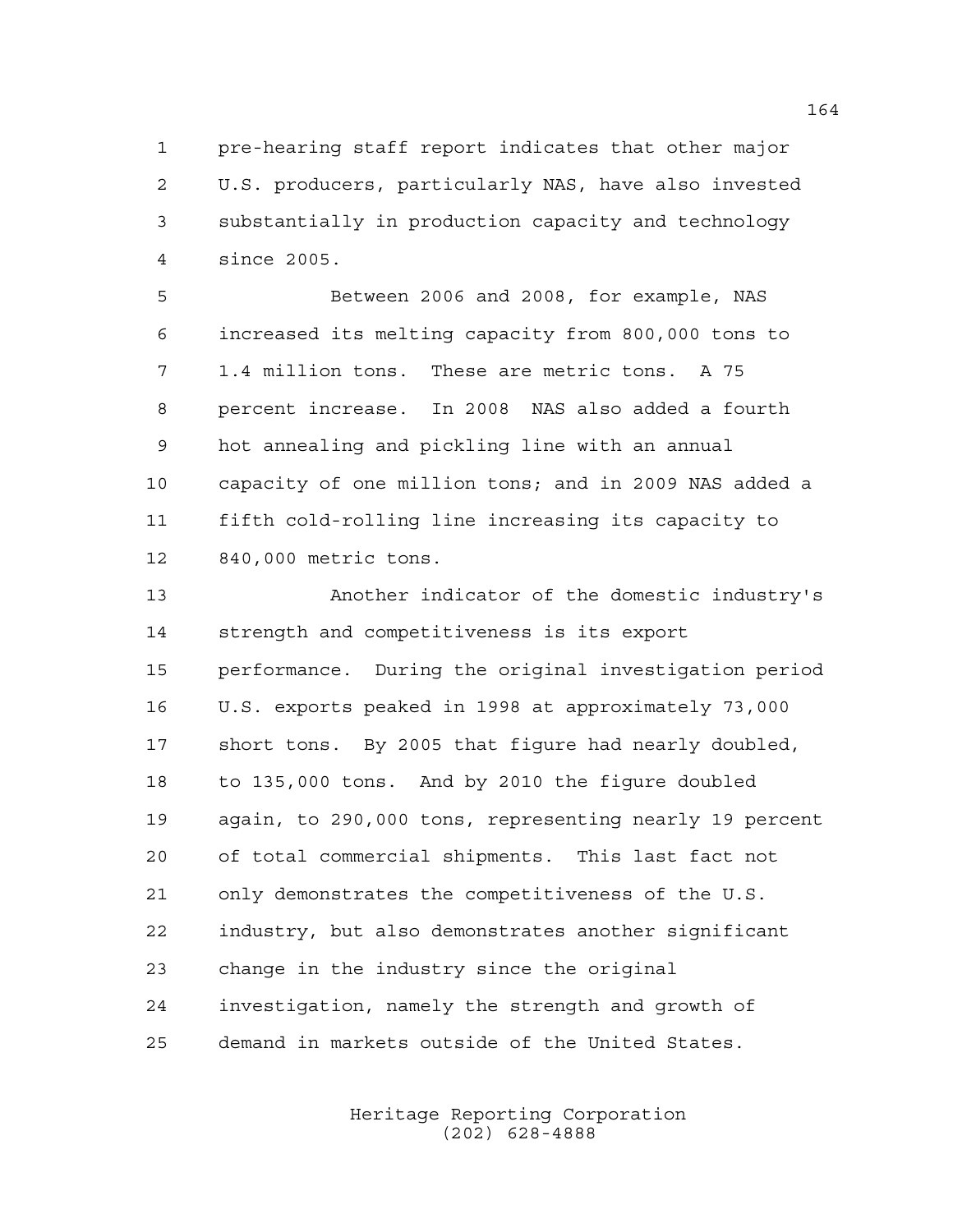pre-hearing staff report indicates that other major U.S. producers, particularly NAS, have also invested substantially in production capacity and technology since 2005.

Between 2006 and 2008, for example, NAS increased its melting capacity from 800,000 tons to 1.4 million tons. These are metric tons. A 75 percent increase. In 2008 NAS also added a fourth hot annealing and pickling line with an annual capacity of one million tons; and in 2009 NAS added a fifth cold-rolling line increasing its capacity to 840,000 metric tons.

Another indicator of the domestic industry's strength and competitiveness is its export performance. During the original investigation period U.S. exports peaked in 1998 at approximately 73,000 short tons. By 2005 that figure had nearly doubled, to 135,000 tons. And by 2010 the figure doubled again, to 290,000 tons, representing nearly 19 percent of total commercial shipments. This last fact not only demonstrates the competitiveness of the U.S. industry, but also demonstrates another significant change in the industry since the original investigation, namely the strength and growth of demand in markets outside of the United States.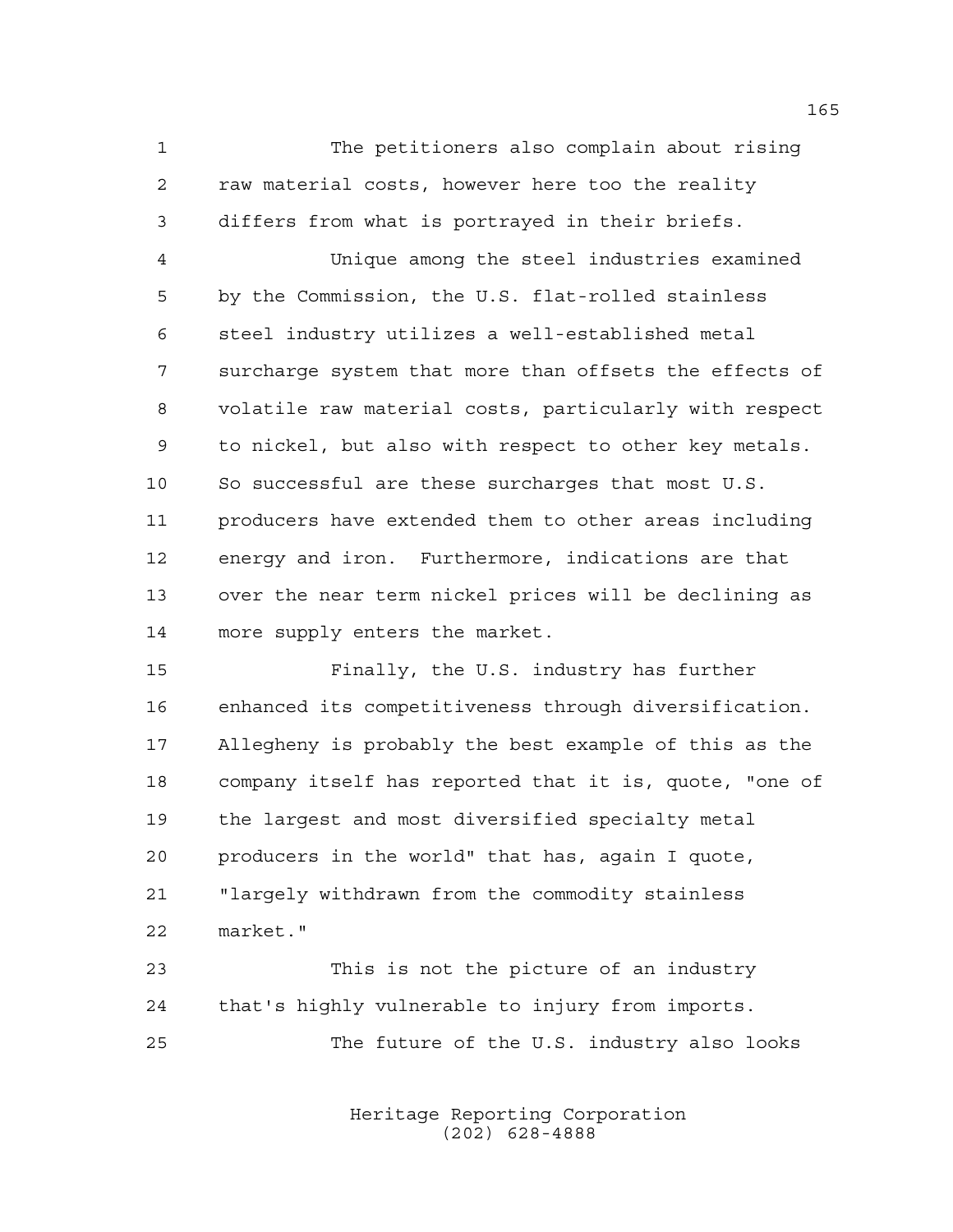The petitioners also complain about rising raw material costs, however here too the reality differs from what is portrayed in their briefs.

Unique among the steel industries examined by the Commission, the U.S. flat-rolled stainless steel industry utilizes a well-established metal surcharge system that more than offsets the effects of volatile raw material costs, particularly with respect to nickel, but also with respect to other key metals. So successful are these surcharges that most U.S. producers have extended them to other areas including energy and iron. Furthermore, indications are that over the near term nickel prices will be declining as more supply enters the market.

Finally, the U.S. industry has further enhanced its competitiveness through diversification. Allegheny is probably the best example of this as the company itself has reported that it is, quote, "one of the largest and most diversified specialty metal producers in the world" that has, again I quote, "largely withdrawn from the commodity stainless market."

This is not the picture of an industry that's highly vulnerable to injury from imports.

The future of the U.S. industry also looks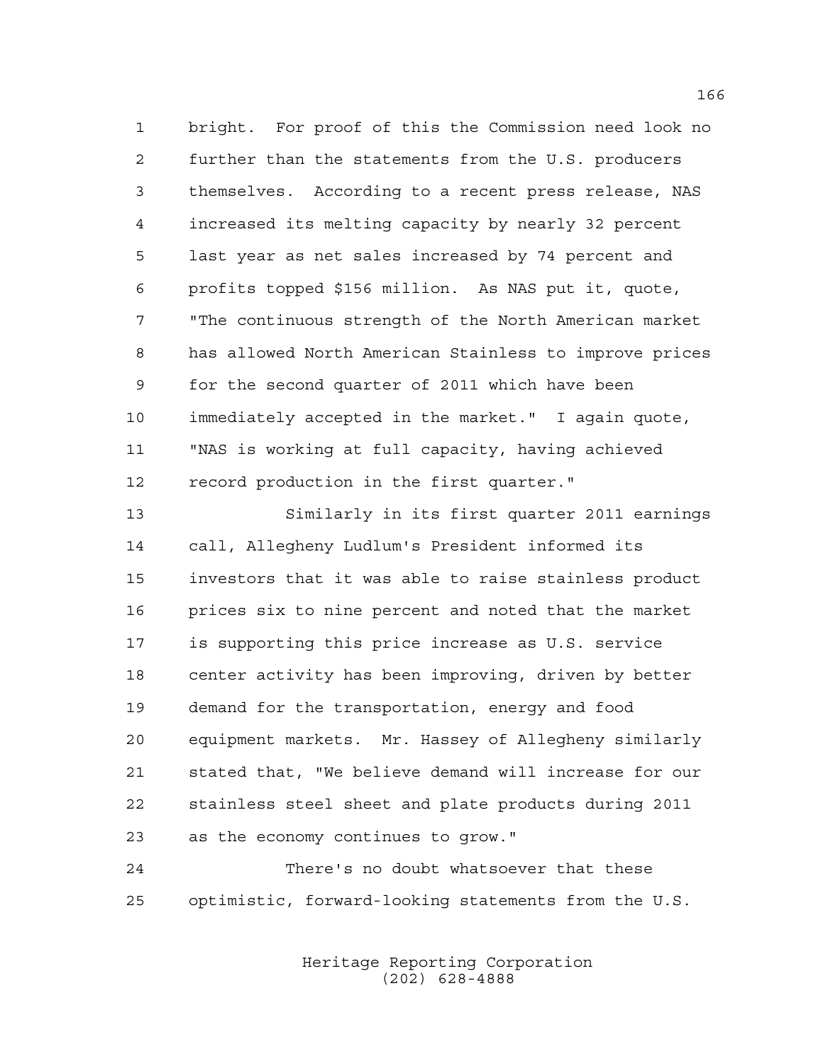bright. For proof of this the Commission need look no further than the statements from the U.S. producers themselves. According to a recent press release, NAS increased its melting capacity by nearly 32 percent last year as net sales increased by 74 percent and profits topped $156 million. As NAS put it, quote, "The continuous strength of the North American market has allowed North American Stainless to improve prices for the second quarter of 2011 which have been immediately accepted in the market." I again quote, "NAS is working at full capacity, having achieved record production in the first quarter."

Similarly in its first quarter 2011 earnings call, Allegheny Ludlum's President informed its investors that it was able to raise stainless product prices six to nine percent and noted that the market is supporting this price increase as U.S. service center activity has been improving, driven by better demand for the transportation, energy and food equipment markets. Mr. Hassey of Allegheny similarly stated that, "We believe demand will increase for our stainless steel sheet and plate products during 2011 as the economy continues to grow."

There's no doubt whatsoever that these optimistic, forward-looking statements from the U.S.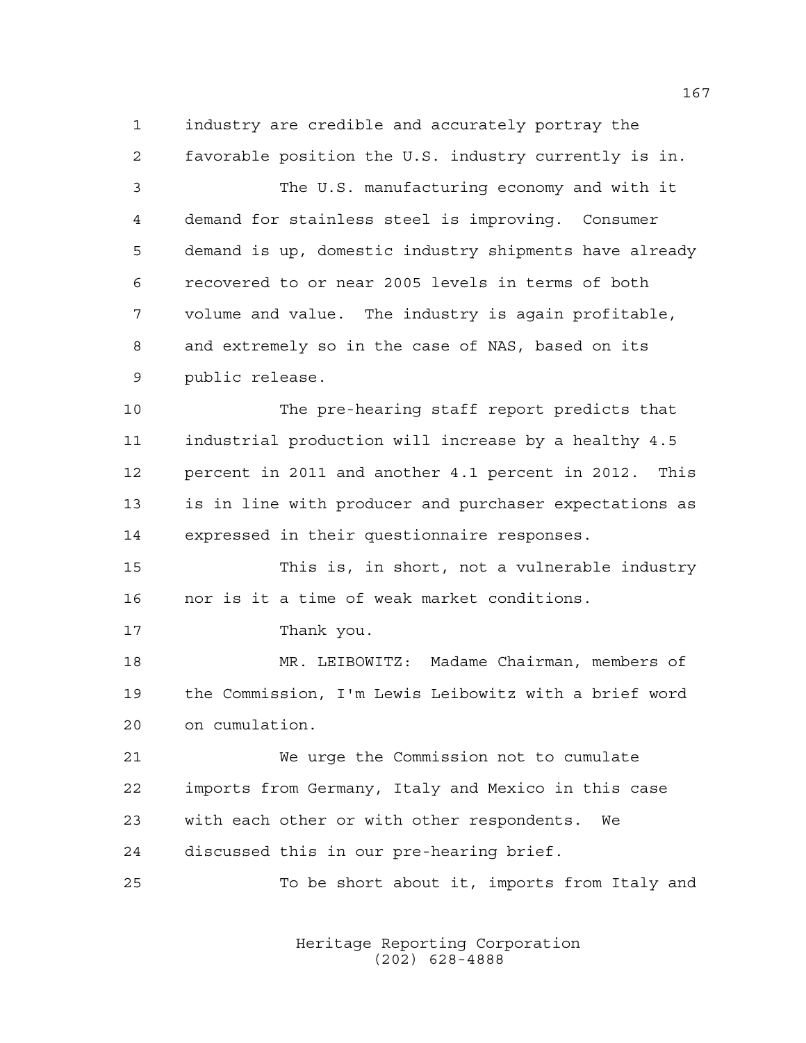industry are credible and accurately portray the favorable position the U.S. industry currently is in.

The U.S. manufacturing economy and with it demand for stainless steel is improving. Consumer demand is up, domestic industry shipments have already recovered to or near 2005 levels in terms of both volume and value. The industry is again profitable, and extremely so in the case of NAS, based on its public release.

The pre-hearing staff report predicts that industrial production will increase by a healthy 4.5 percent in 2011 and another 4.1 percent in 2012. This is in line with producer and purchaser expectations as expressed in their questionnaire responses.

This is, in short, not a vulnerable industry nor is it a time of weak market conditions.

Thank you.

MR. LEIBOWITZ: Madame Chairman, members of the Commission, I'm Lewis Leibowitz with a brief word on cumulation.

We urge the Commission not to cumulate imports from Germany, Italy and Mexico in this case with each other or with other respondents. We discussed this in our pre-hearing brief.

To be short about it, imports from Italy and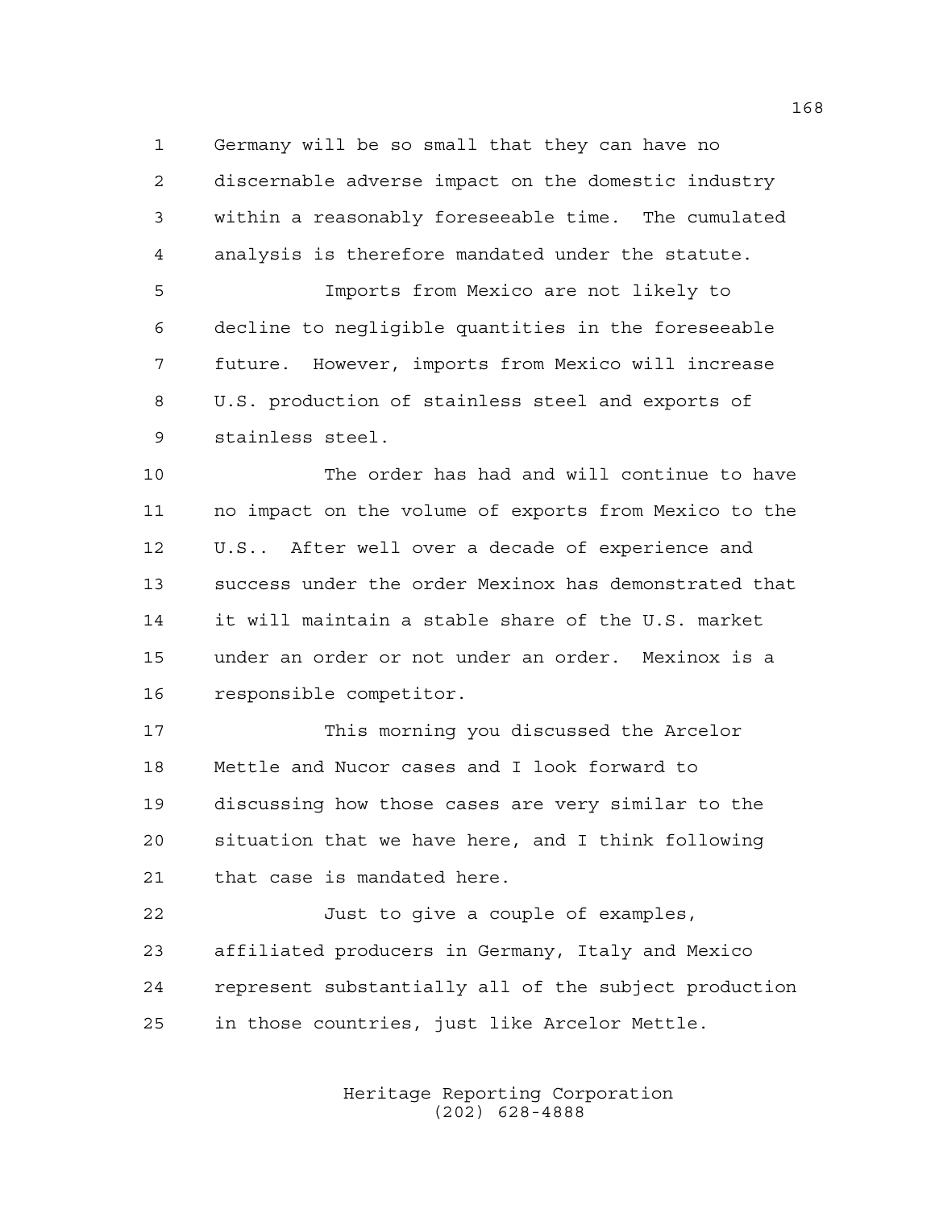Germany will be so small that they can have no discernable adverse impact on the domestic industry within a reasonably foreseeable time. The cumulated analysis is therefore mandated under the statute.

Imports from Mexico are not likely to decline to negligible quantities in the foreseeable future. However, imports from Mexico will increase U.S. production of stainless steel and exports of stainless steel.

The order has had and will continue to have no impact on the volume of exports from Mexico to the U.S.. After well over a decade of experience and success under the order Mexinox has demonstrated that it will maintain a stable share of the U.S. market under an order or not under an order. Mexinox is a responsible competitor.

This morning you discussed the Arcelor Mettle and Nucor cases and I look forward to discussing how those cases are very similar to the situation that we have here, and I think following that case is mandated here.

Just to give a couple of examples, affiliated producers in Germany, Italy and Mexico represent substantially all of the subject production in those countries, just like Arcelor Mettle.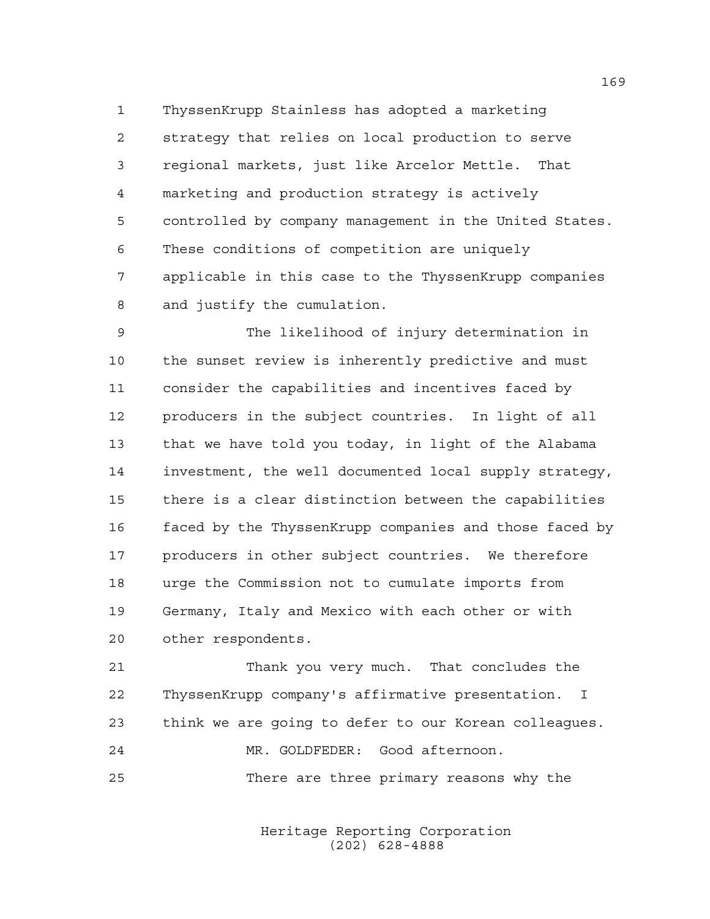ThyssenKrupp Stainless has adopted a marketing strategy that relies on local production to serve regional markets, just like Arcelor Mettle. That marketing and production strategy is actively controlled by company management in the United States. These conditions of competition are uniquely applicable in this case to the ThyssenKrupp companies and justify the cumulation.

The likelihood of injury determination in the sunset review is inherently predictive and must consider the capabilities and incentives faced by producers in the subject countries. In light of all that we have told you today, in light of the Alabama investment, the well documented local supply strategy, there is a clear distinction between the capabilities faced by the ThyssenKrupp companies and those faced by producers in other subject countries. We therefore urge the Commission not to cumulate imports from Germany, Italy and Mexico with each other or with other respondents.

Thank you very much. That concludes the ThyssenKrupp company's affirmative presentation. I think we are going to defer to our Korean colleagues.

MR. GOLDFEDER: Good afternoon.

There are three primary reasons why the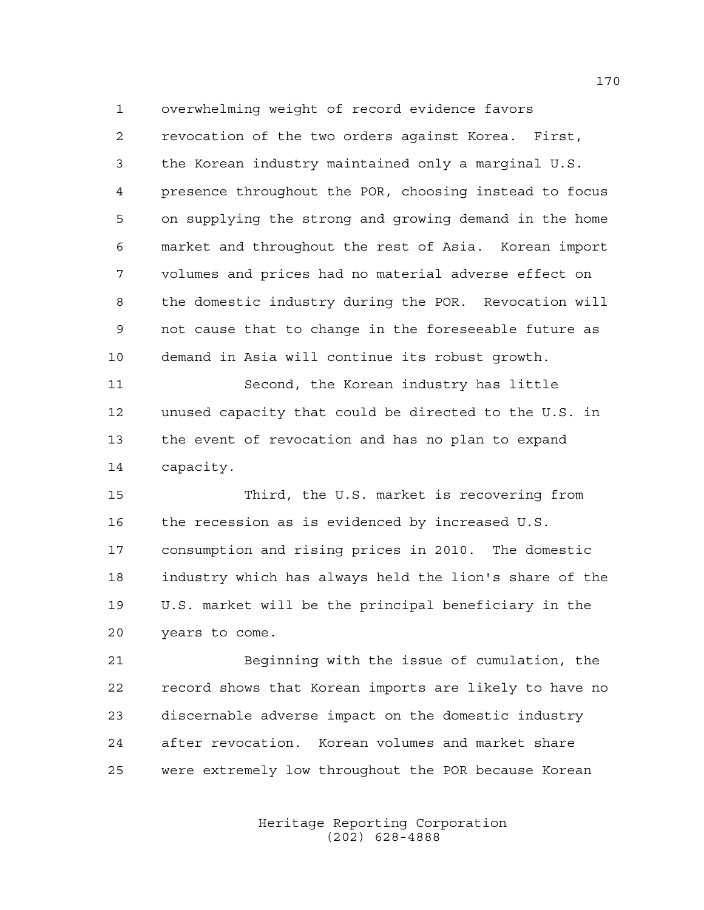overwhelming weight of record evidence favors revocation of the two orders against Korea. First, the Korean industry maintained only a marginal U.S. presence throughout the POR, choosing instead to focus on supplying the strong and growing demand in the home market and throughout the rest of Asia. Korean import volumes and prices had no material adverse effect on the domestic industry during the POR. Revocation will not cause that to change in the foreseeable future as demand in Asia will continue its robust growth.

Second, the Korean industry has little unused capacity that could be directed to the U.S. in the event of revocation and has no plan to expand capacity.

Third, the U.S. market is recovering from the recession as is evidenced by increased U.S. consumption and rising prices in 2010. The domestic industry which has always held the lion's share of the U.S. market will be the principal beneficiary in the years to come.

Beginning with the issue of cumulation, the record shows that Korean imports are likely to have no discernable adverse impact on the domestic industry after revocation. Korean volumes and market share were extremely low throughout the POR because Korean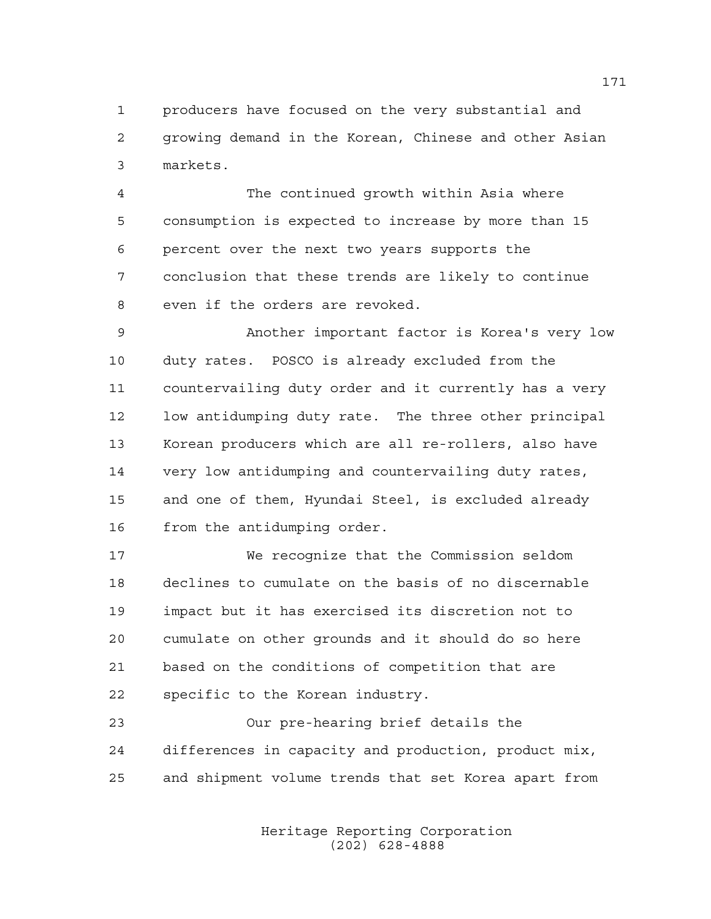producers have focused on the very substantial and growing demand in the Korean, Chinese and other Asian markets.

The continued growth within Asia where consumption is expected to increase by more than 15 percent over the next two years supports the conclusion that these trends are likely to continue even if the orders are revoked.

Another important factor is Korea's very low duty rates. POSCO is already excluded from the countervailing duty order and it currently has a very low antidumping duty rate. The three other principal Korean producers which are all re-rollers, also have very low antidumping and countervailing duty rates, and one of them, Hyundai Steel, is excluded already from the antidumping order.

We recognize that the Commission seldom declines to cumulate on the basis of no discernable impact but it has exercised its discretion not to cumulate on other grounds and it should do so here based on the conditions of competition that are specific to the Korean industry.

Our pre-hearing brief details the differences in capacity and production, product mix, and shipment volume trends that set Korea apart from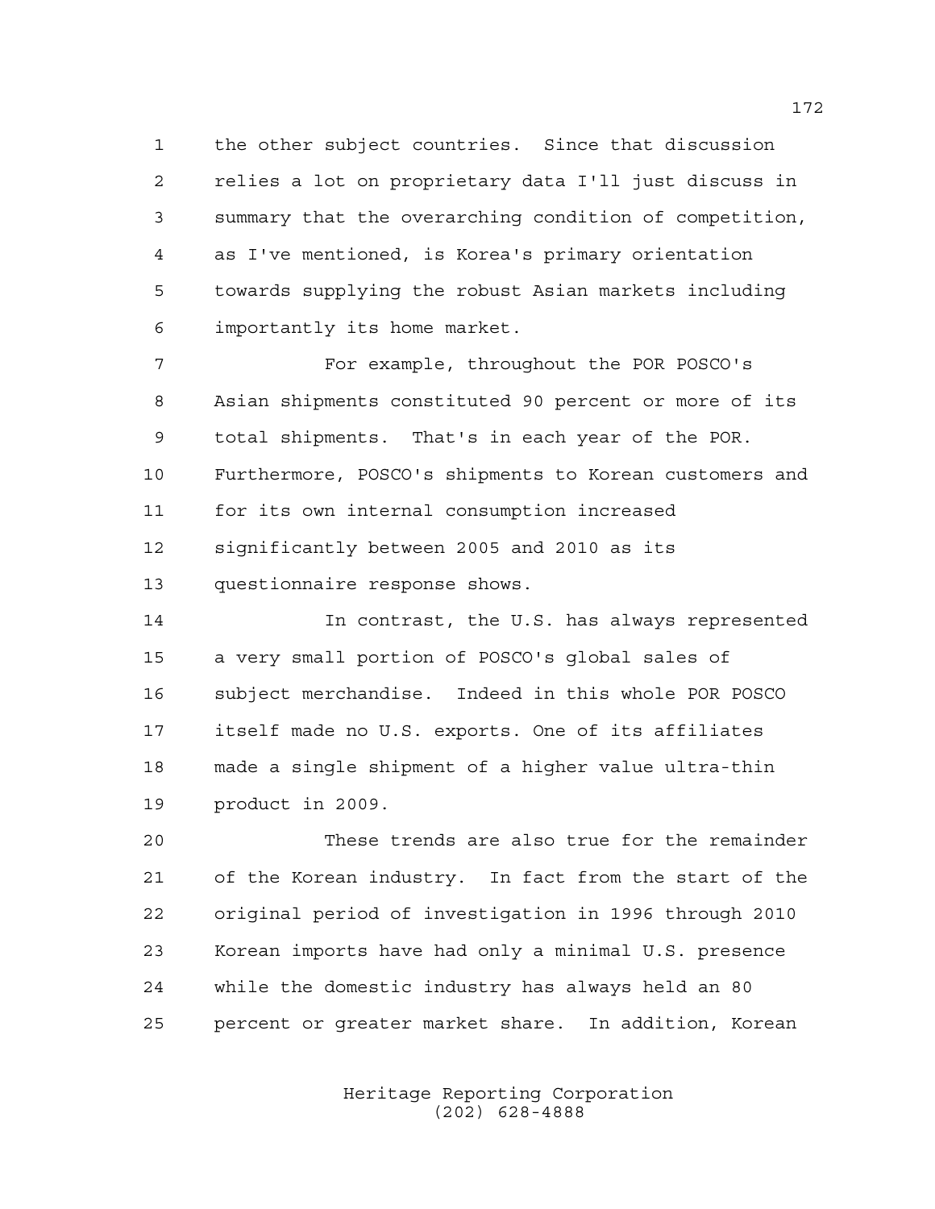the other subject countries. Since that discussion relies a lot on proprietary data I'll just discuss in summary that the overarching condition of competition, as I've mentioned, is Korea's primary orientation towards supplying the robust Asian markets including importantly its home market.

For example, throughout the POR POSCO's Asian shipments constituted 90 percent or more of its total shipments. That's in each year of the POR. Furthermore, POSCO's shipments to Korean customers and for its own internal consumption increased significantly between 2005 and 2010 as its questionnaire response shows.

In contrast, the U.S. has always represented a very small portion of POSCO's global sales of subject merchandise. Indeed in this whole POR POSCO itself made no U.S. exports. One of its affiliates made a single shipment of a higher value ultra-thin product in 2009.

These trends are also true for the remainder of the Korean industry. In fact from the start of the original period of investigation in 1996 through 2010 Korean imports have had only a minimal U.S. presence while the domestic industry has always held an 80 percent or greater market share. In addition, Korean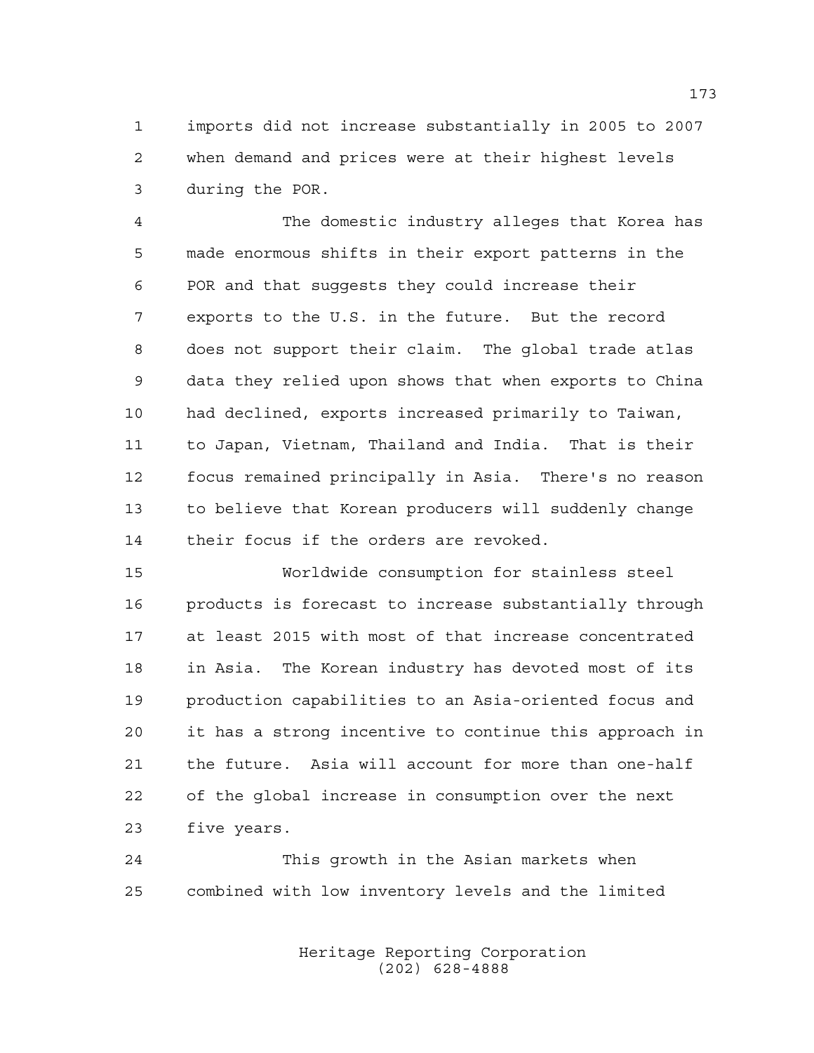imports did not increase substantially in 2005 to 2007 when demand and prices were at their highest levels during the POR.

The domestic industry alleges that Korea has made enormous shifts in their export patterns in the POR and that suggests they could increase their exports to the U.S. in the future. But the record does not support their claim. The global trade atlas data they relied upon shows that when exports to China had declined, exports increased primarily to Taiwan, to Japan, Vietnam, Thailand and India. That is their focus remained principally in Asia. There's no reason to believe that Korean producers will suddenly change their focus if the orders are revoked.

Worldwide consumption for stainless steel products is forecast to increase substantially through at least 2015 with most of that increase concentrated in Asia. The Korean industry has devoted most of its production capabilities to an Asia-oriented focus and it has a strong incentive to continue this approach in the future. Asia will account for more than one-half of the global increase in consumption over the next five years.

This growth in the Asian markets when combined with low inventory levels and the limited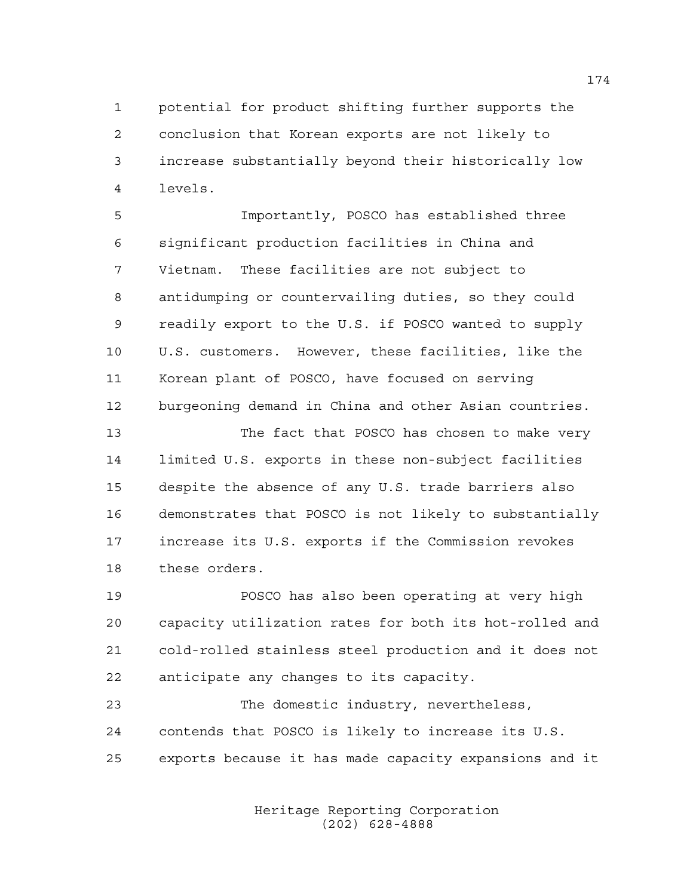potential for product shifting further supports the conclusion that Korean exports are not likely to increase substantially beyond their historically low levels.

Importantly, POSCO has established three significant production facilities in China and Vietnam. These facilities are not subject to antidumping or countervailing duties, so they could readily export to the U.S. if POSCO wanted to supply U.S. customers. However, these facilities, like the Korean plant of POSCO, have focused on serving burgeoning demand in China and other Asian countries.

The fact that POSCO has chosen to make very limited U.S. exports in these non-subject facilities despite the absence of any U.S. trade barriers also demonstrates that POSCO is not likely to substantially increase its U.S. exports if the Commission revokes these orders.

POSCO has also been operating at very high capacity utilization rates for both its hot-rolled and cold-rolled stainless steel production and it does not anticipate any changes to its capacity.

The domestic industry, nevertheless, contends that POSCO is likely to increase its U.S. exports because it has made capacity expansions and it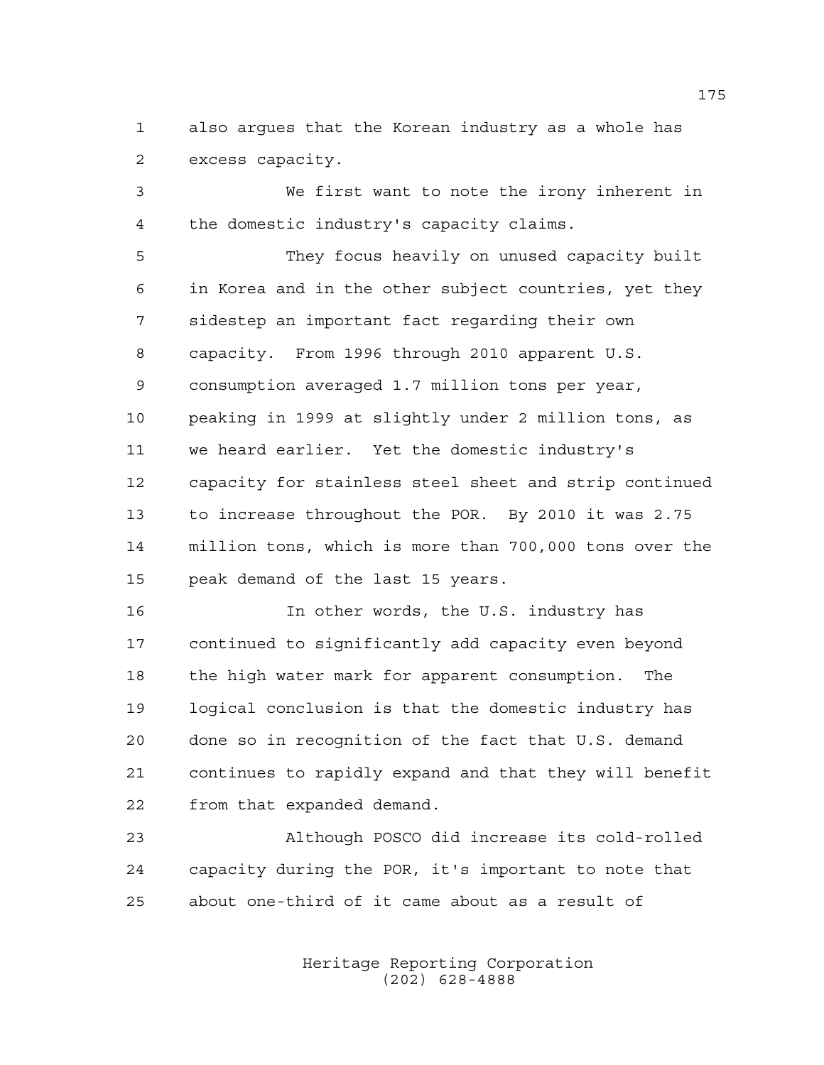also argues that the Korean industry as a whole has excess capacity.

We first want to note the irony inherent in the domestic industry's capacity claims.

They focus heavily on unused capacity built in Korea and in the other subject countries, yet they sidestep an important fact regarding their own capacity. From 1996 through 2010 apparent U.S. consumption averaged 1.7 million tons per year, peaking in 1999 at slightly under 2 million tons, as we heard earlier. Yet the domestic industry's capacity for stainless steel sheet and strip continued to increase throughout the POR. By 2010 it was 2.75 million tons, which is more than 700,000 tons over the peak demand of the last 15 years.

In other words, the U.S. industry has continued to significantly add capacity even beyond the high water mark for apparent consumption. The logical conclusion is that the domestic industry has done so in recognition of the fact that U.S. demand continues to rapidly expand and that they will benefit from that expanded demand.

Although POSCO did increase its cold-rolled capacity during the POR, it's important to note that about one-third of it came about as a result of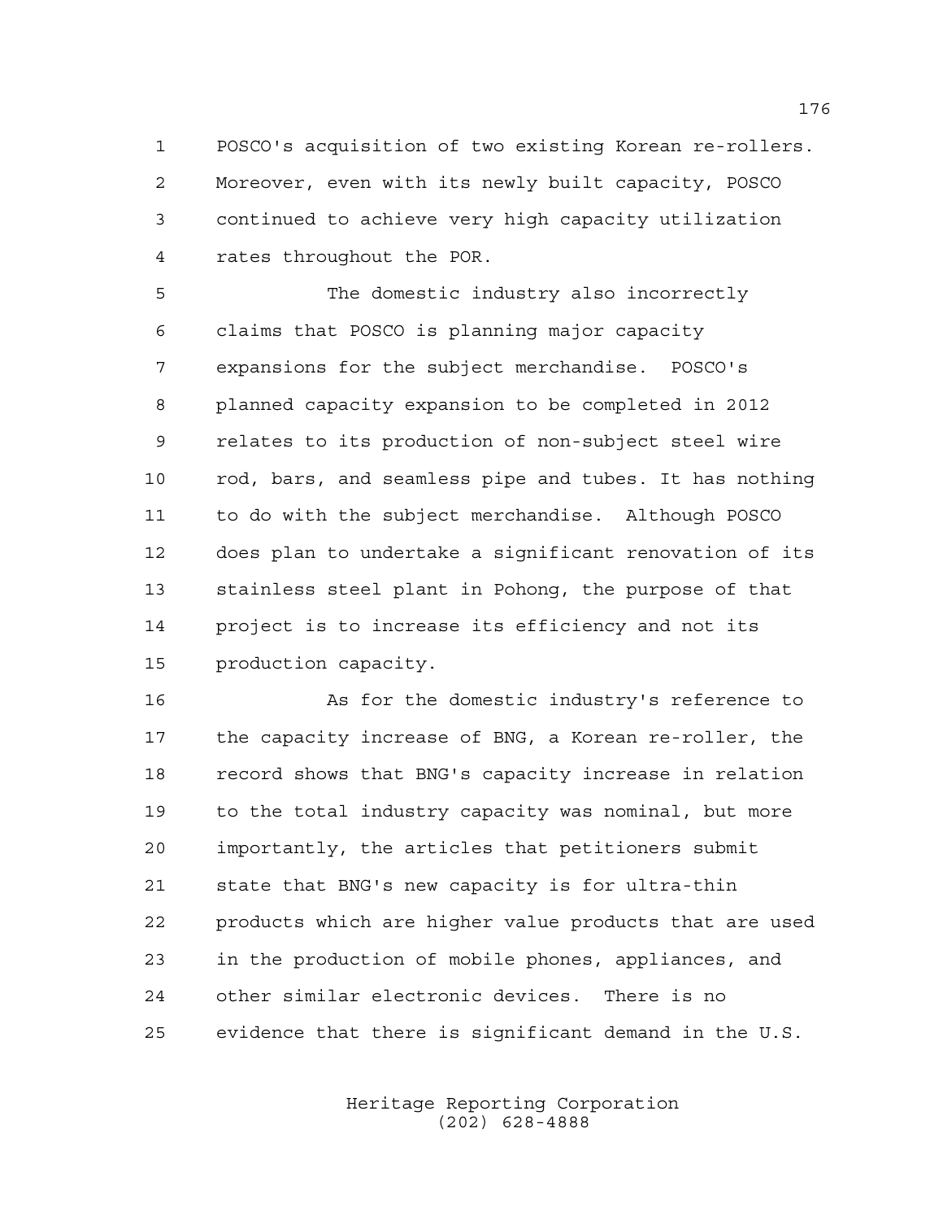POSCO's acquisition of two existing Korean re-rollers. Moreover, even with its newly built capacity, POSCO continued to achieve very high capacity utilization rates throughout the POR.

The domestic industry also incorrectly claims that POSCO is planning major capacity expansions for the subject merchandise. POSCO's planned capacity expansion to be completed in 2012 relates to its production of non-subject steel wire rod, bars, and seamless pipe and tubes. It has nothing to do with the subject merchandise. Although POSCO does plan to undertake a significant renovation of its stainless steel plant in Pohong, the purpose of that project is to increase its efficiency and not its production capacity.

As for the domestic industry's reference to the capacity increase of BNG, a Korean re-roller, the record shows that BNG's capacity increase in relation to the total industry capacity was nominal, but more importantly, the articles that petitioners submit state that BNG's new capacity is for ultra-thin products which are higher value products that are used in the production of mobile phones, appliances, and other similar electronic devices. There is no evidence that there is significant demand in the U.S.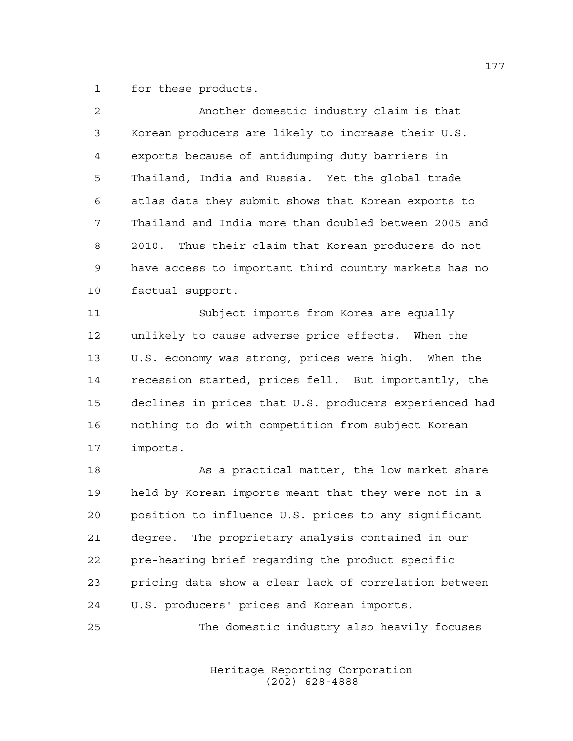for these products.

Another domestic industry claim is that Korean producers are likely to increase their U.S. exports because of antidumping duty barriers in Thailand, India and Russia. Yet the global trade atlas data they submit shows that Korean exports to Thailand and India more than doubled between 2005 and 2010. Thus their claim that Korean producers do not have access to important third country markets has no factual support.

Subject imports from Korea are equally unlikely to cause adverse price effects. When the U.S. economy was strong, prices were high. When the recession started, prices fell. But importantly, the declines in prices that U.S. producers experienced had nothing to do with competition from subject Korean imports.

As a practical matter, the low market share held by Korean imports meant that they were not in a position to influence U.S. prices to any significant degree. The proprietary analysis contained in our pre-hearing brief regarding the product specific pricing data show a clear lack of correlation between U.S. producers' prices and Korean imports.

The domestic industry also heavily focuses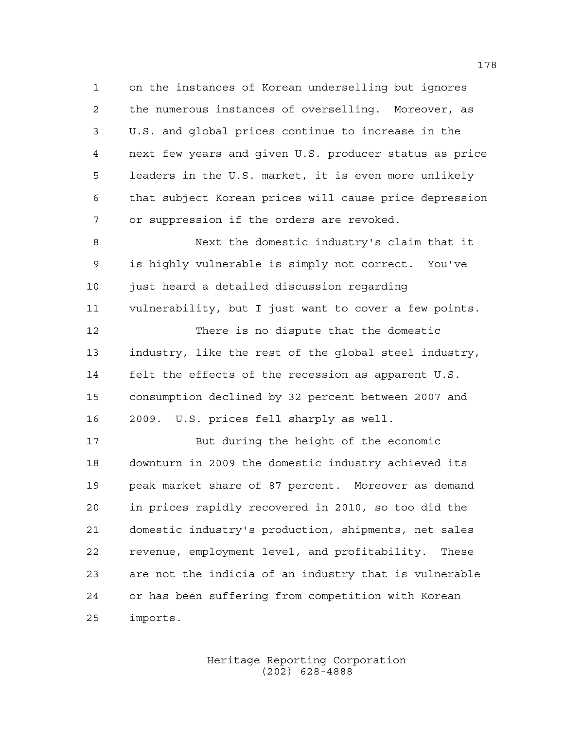on the instances of Korean underselling but ignores the numerous instances of overselling. Moreover, as U.S. and global prices continue to increase in the next few years and given U.S. producer status as price leaders in the U.S. market, it is even more unlikely that subject Korean prices will cause price depression or suppression if the orders are revoked.

Next the domestic industry's claim that it is highly vulnerable is simply not correct. You've just heard a detailed discussion regarding vulnerability, but I just want to cover a few points.

There is no dispute that the domestic industry, like the rest of the global steel industry, felt the effects of the recession as apparent U.S. consumption declined by 32 percent between 2007 and 2009. U.S. prices fell sharply as well.

But during the height of the economic downturn in 2009 the domestic industry achieved its peak market share of 87 percent. Moreover as demand in prices rapidly recovered in 2010, so too did the domestic industry's production, shipments, net sales revenue, employment level, and profitability. These are not the indicia of an industry that is vulnerable or has been suffering from competition with Korean imports.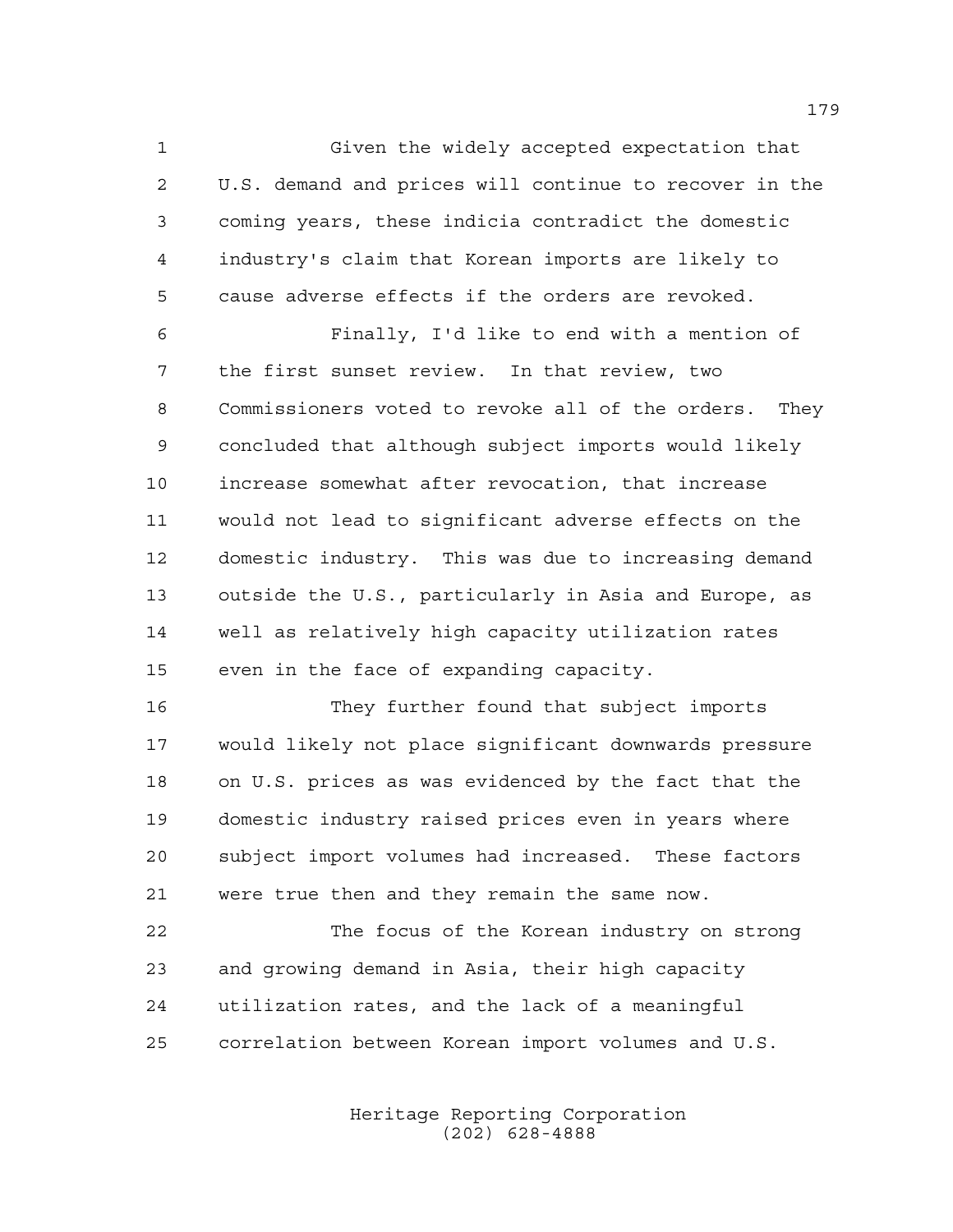Given the widely accepted expectation that U.S. demand and prices will continue to recover in the coming years, these indicia contradict the domestic industry's claim that Korean imports are likely to cause adverse effects if the orders are revoked.

Finally, I'd like to end with a mention of the first sunset review. In that review, two Commissioners voted to revoke all of the orders. They concluded that although subject imports would likely increase somewhat after revocation, that increase would not lead to significant adverse effects on the domestic industry. This was due to increasing demand outside the U.S., particularly in Asia and Europe, as well as relatively high capacity utilization rates even in the face of expanding capacity.

They further found that subject imports would likely not place significant downwards pressure on U.S. prices as was evidenced by the fact that the domestic industry raised prices even in years where subject import volumes had increased. These factors were true then and they remain the same now.

The focus of the Korean industry on strong and growing demand in Asia, their high capacity utilization rates, and the lack of a meaningful correlation between Korean import volumes and U.S.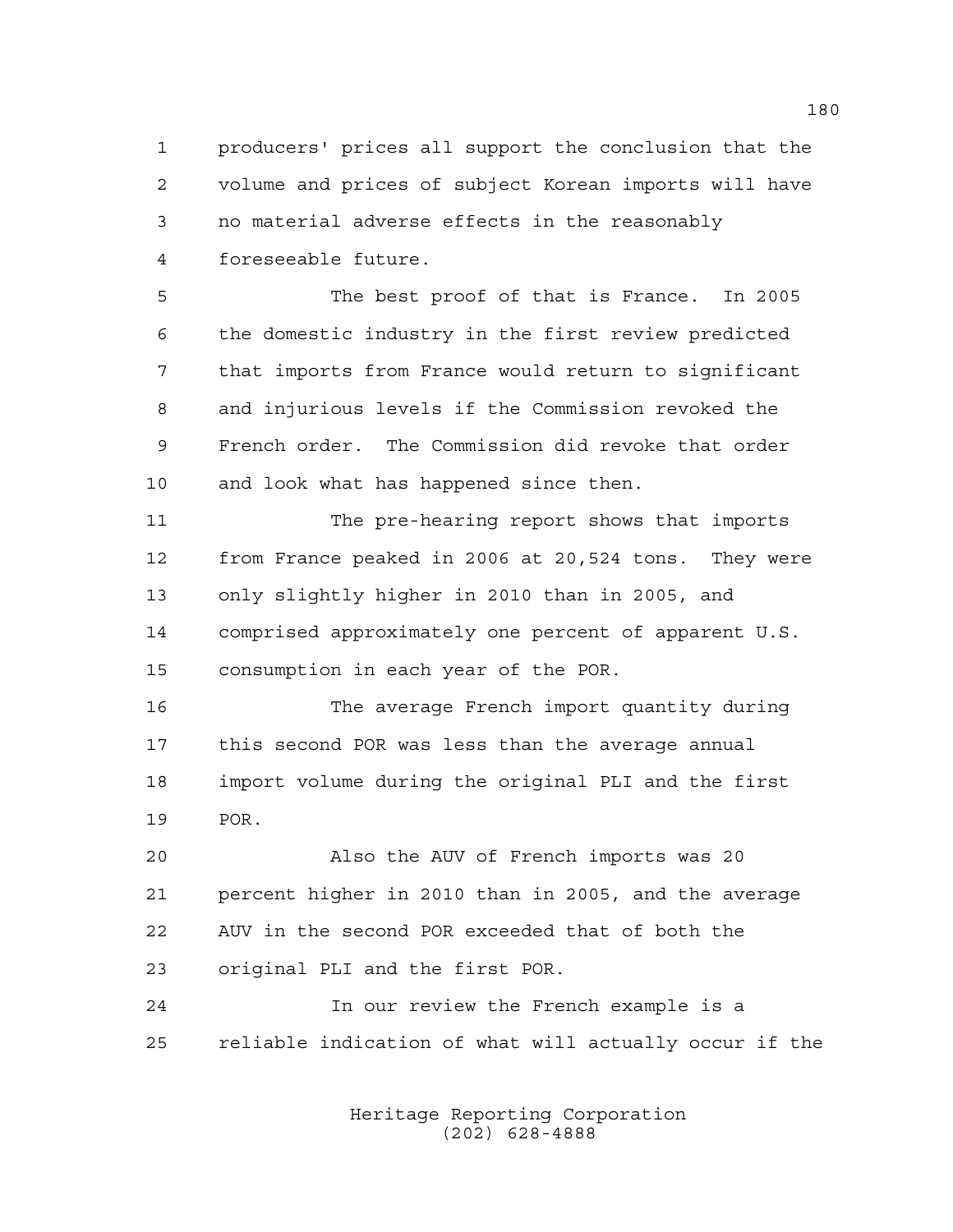producers' prices all support the conclusion that the volume and prices of subject Korean imports will have no material adverse effects in the reasonably foreseeable future.

The best proof of that is France. In 2005 the domestic industry in the first review predicted that imports from France would return to significant and injurious levels if the Commission revoked the French order. The Commission did revoke that order and look what has happened since then.

The pre-hearing report shows that imports from France peaked in 2006 at 20,524 tons. They were only slightly higher in 2010 than in 2005, and comprised approximately one percent of apparent U.S. consumption in each year of the POR.

The average French import quantity during this second POR was less than the average annual import volume during the original PLI and the first POR.

Also the AUV of French imports was 20 percent higher in 2010 than in 2005, and the average AUV in the second POR exceeded that of both the original PLI and the first POR.

In our review the French example is a reliable indication of what will actually occur if the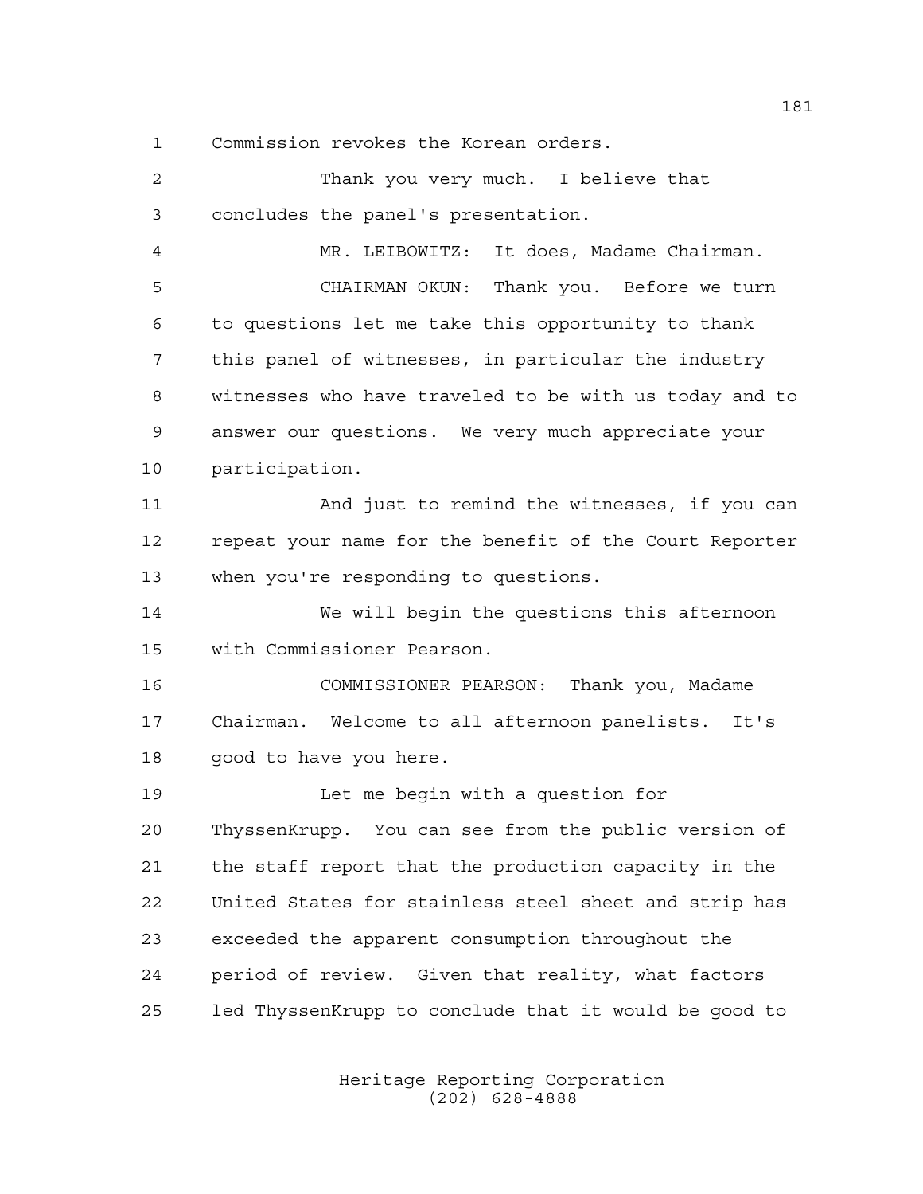Commission revokes the Korean orders.

Thank you very much. I believe that concludes the panel's presentation.

MR. LEIBOWITZ: It does, Madame Chairman.

CHAIRMAN OKUN: Thank you. Before we turn to questions let me take this opportunity to thank this panel of witnesses, in particular the industry witnesses who have traveled to be with us today and to answer our questions. We very much appreciate your participation.

And just to remind the witnesses, if you can repeat your name for the benefit of the Court Reporter when you're responding to questions.

We will begin the questions this afternoon with Commissioner Pearson.

COMMISSIONER PEARSON: Thank you, Madame Chairman. Welcome to all afternoon panelists. It's good to have you here.

Let me begin with a question for ThyssenKrupp. You can see from the public version of the staff report that the production capacity in the United States for stainless steel sheet and strip has exceeded the apparent consumption throughout the period of review. Given that reality, what factors led ThyssenKrupp to conclude that it would be good to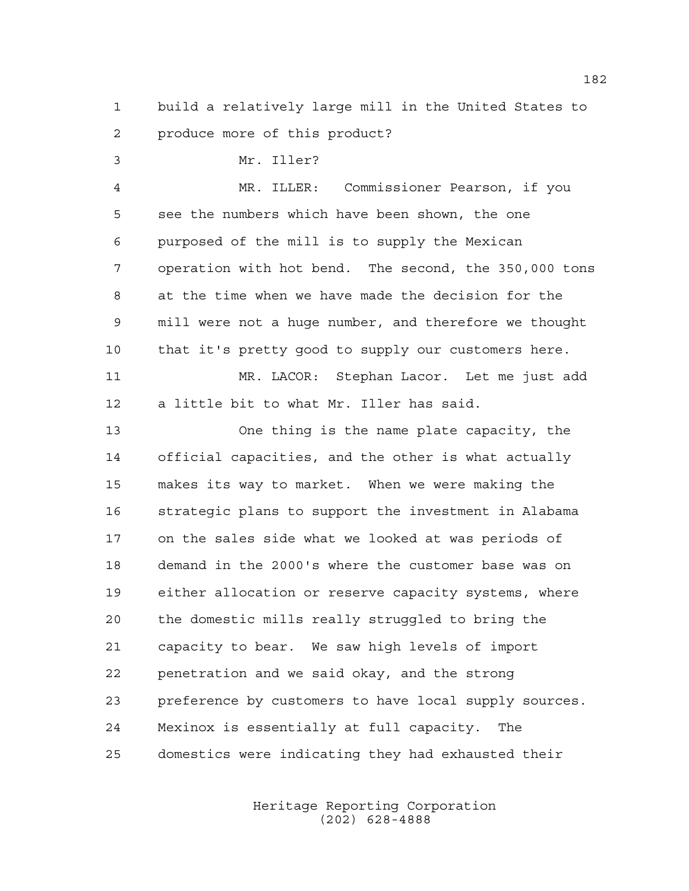build a relatively large mill in the United States to produce more of this product?

Mr. Iller?

MR. ILLER: Commissioner Pearson, if you see the numbers which have been shown, the one purposed of the mill is to supply the Mexican operation with hot bend. The second, the 350,000 tons at the time when we have made the decision for the mill were not a huge number, and therefore we thought that it's pretty good to supply our customers here.

MR. LACOR: Stephan Lacor. Let me just add a little bit to what Mr. Iller has said.

One thing is the name plate capacity, the official capacities, and the other is what actually makes its way to market. When we were making the strategic plans to support the investment in Alabama on the sales side what we looked at was periods of demand in the 2000's where the customer base was on either allocation or reserve capacity systems, where the domestic mills really struggled to bring the capacity to bear. We saw high levels of import penetration and we said okay, and the strong preference by customers to have local supply sources. Mexinox is essentially at full capacity. The domestics were indicating they had exhausted their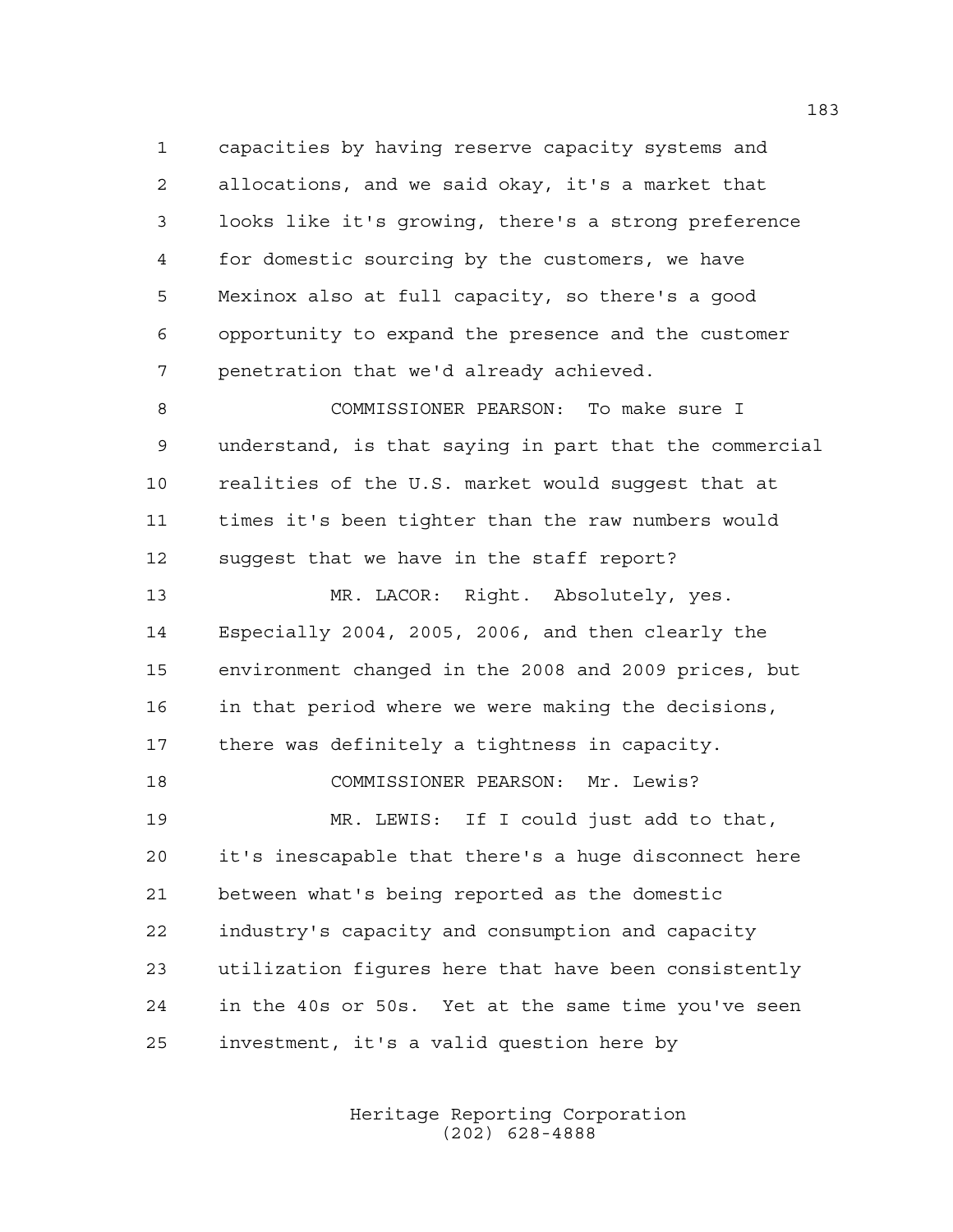capacities by having reserve capacity systems and allocations, and we said okay, it's a market that looks like it's growing, there's a strong preference for domestic sourcing by the customers, we have Mexinox also at full capacity, so there's a good opportunity to expand the presence and the customer penetration that we'd already achieved.

COMMISSIONER PEARSON: To make sure I understand, is that saying in part that the commercial realities of the U.S. market would suggest that at times it's been tighter than the raw numbers would suggest that we have in the staff report?

MR. LACOR: Right. Absolutely, yes. Especially 2004, 2005, 2006, and then clearly the environment changed in the 2008 and 2009 prices, but in that period where we were making the decisions, there was definitely a tightness in capacity.

COMMISSIONER PEARSON: Mr. Lewis?

MR. LEWIS: If I could just add to that, it's inescapable that there's a huge disconnect here between what's being reported as the domestic industry's capacity and consumption and capacity utilization figures here that have been consistently in the 40s or 50s. Yet at the same time you've seen investment, it's a valid question here by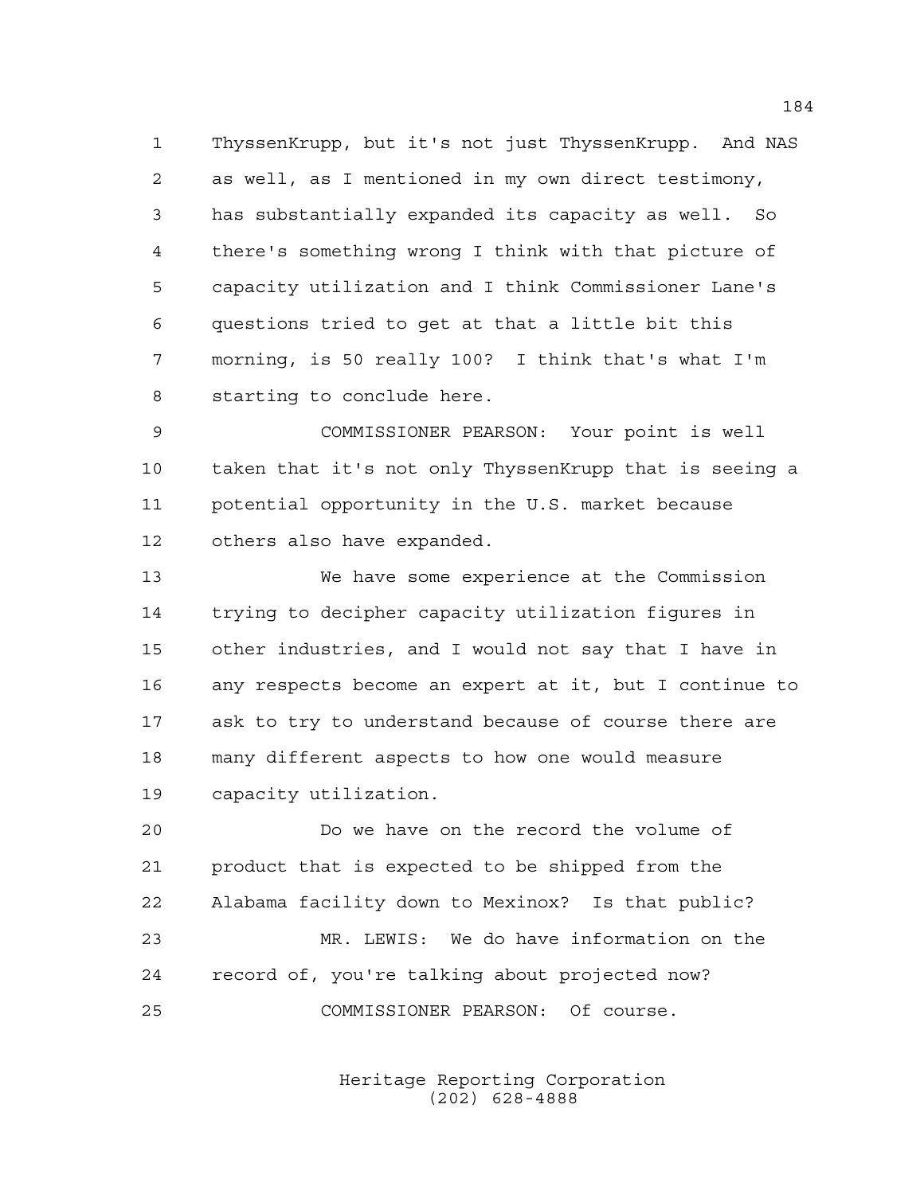ThyssenKrupp, but it's not just ThyssenKrupp. And NAS as well, as I mentioned in my own direct testimony, has substantially expanded its capacity as well. So there's something wrong I think with that picture of capacity utilization and I think Commissioner Lane's questions tried to get at that a little bit this morning, is 50 really 100? I think that's what I'm starting to conclude here.

COMMISSIONER PEARSON: Your point is well taken that it's not only ThyssenKrupp that is seeing a potential opportunity in the U.S. market because others also have expanded.

We have some experience at the Commission trying to decipher capacity utilization figures in other industries, and I would not say that I have in any respects become an expert at it, but I continue to ask to try to understand because of course there are many different aspects to how one would measure capacity utilization.

Do we have on the record the volume of product that is expected to be shipped from the Alabama facility down to Mexinox? Is that public?

MR. LEWIS: We do have information on the record of, you're talking about projected now?

COMMISSIONER PEARSON: Of course.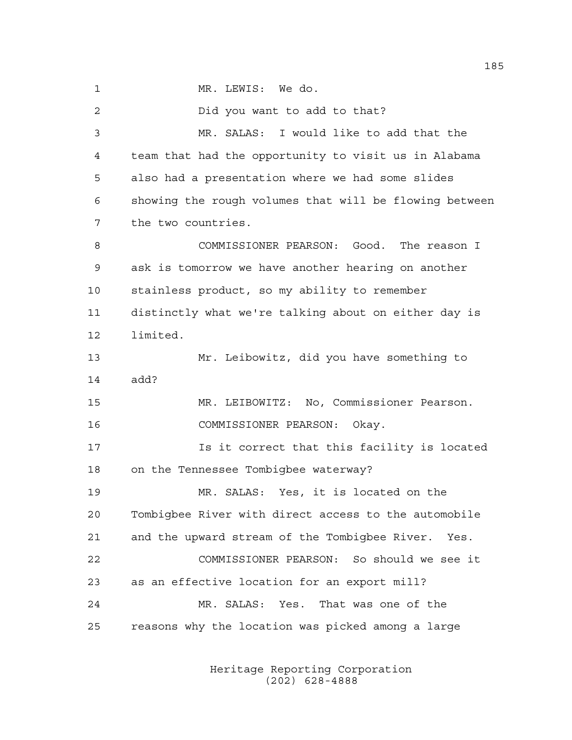MR. LEWIS: We do.

Did you want to add to that?

MR. SALAS: I would like to add that the team that had the opportunity to visit us in Alabama also had a presentation where we had some slides showing the rough volumes that will be flowing between the two countries.

COMMISSIONER PEARSON: Good. The reason I ask is tomorrow we have another hearing on another stainless product, so my ability to remember distinctly what we're talking about on either day is limited.

Mr. Leibowitz, did you have something to add?

MR. LEIBOWITZ: No, Commissioner Pearson.

COMMISSIONER PEARSON: Okay.

Is it correct that this facility is located on the Tennessee Tombigbee waterway?

MR. SALAS: Yes, it is located on the Tombigbee River with direct access to the automobile and the upward stream of the Tombigbee River. Yes.

COMMISSIONER PEARSON: So should we see it as an effective location for an export mill?

MR. SALAS: Yes. That was one of the reasons why the location was picked among a large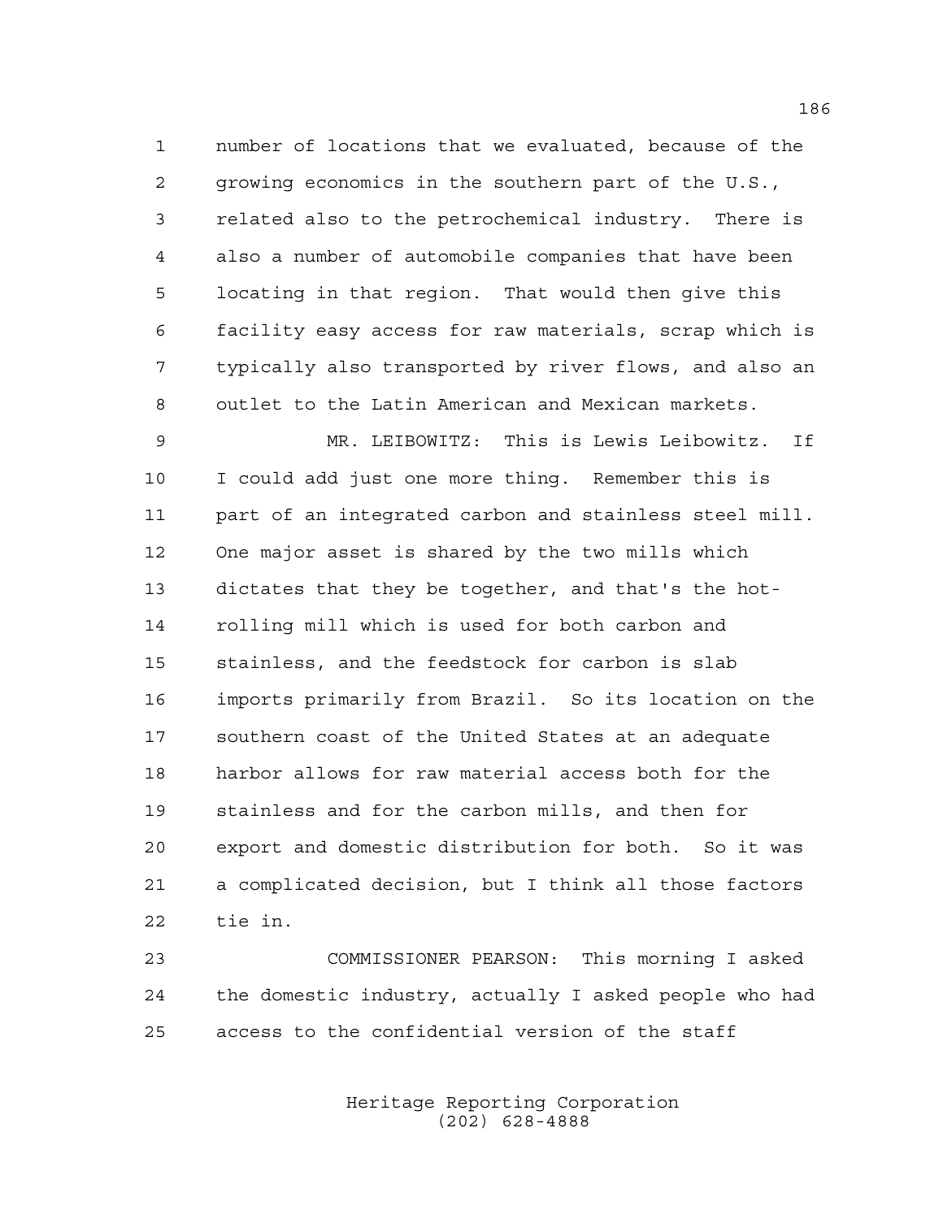number of locations that we evaluated, because of the growing economics in the southern part of the U.S., related also to the petrochemical industry. There is also a number of automobile companies that have been locating in that region. That would then give this facility easy access for raw materials, scrap which is typically also transported by river flows, and also an outlet to the Latin American and Mexican markets.

MR. LEIBOWITZ: This is Lewis Leibowitz. If I could add just one more thing. Remember this is part of an integrated carbon and stainless steel mill. One major asset is shared by the two mills which dictates that they be together, and that's the hot-rolling mill which is used for both carbon and stainless, and the feedstock for carbon is slab imports primarily from Brazil. So its location on the southern coast of the United States at an adequate harbor allows for raw material access both for the stainless and for the carbon mills, and then for export and domestic distribution for both. So it was a complicated decision, but I think all those factors tie in.

COMMISSIONER PEARSON: This morning I asked the domestic industry, actually I asked people who had access to the confidential version of the staff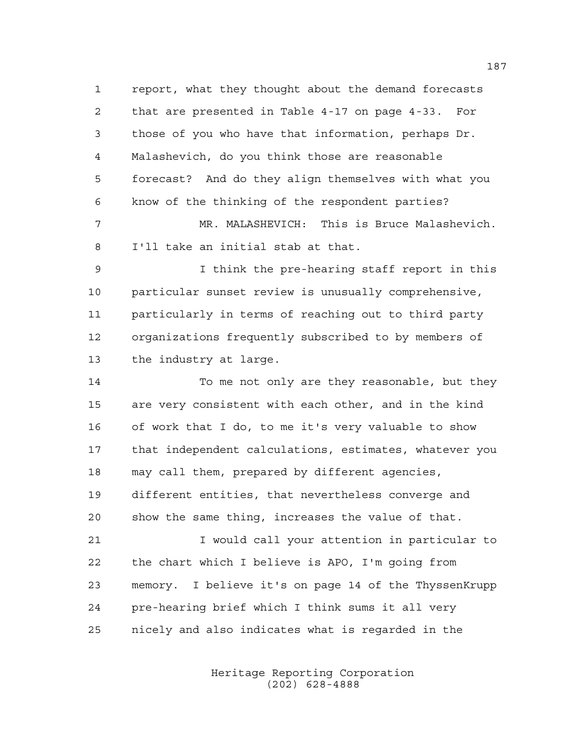report, what they thought about the demand forecasts that are presented in Table 4-17 on page 4-33. For those of you who have that information, perhaps Dr. Malashevich, do you think those are reasonable forecast? And do they align themselves with what you know of the thinking of the respondent parties?

MR. MALASHEVICH: This is Bruce Malashevich. I'll take an initial stab at that.

I think the pre-hearing staff report in this particular sunset review is unusually comprehensive, particularly in terms of reaching out to third party organizations frequently subscribed to by members of the industry at large.

To me not only are they reasonable, but they are very consistent with each other, and in the kind of work that I do, to me it's very valuable to show that independent calculations, estimates, whatever you may call them, prepared by different agencies, different entities, that nevertheless converge and show the same thing, increases the value of that.

I would call your attention in particular to the chart which I believe is APO, I'm going from memory. I believe it's on page 14 of the ThyssenKrupp pre-hearing brief which I think sums it all very nicely and also indicates what is regarded in the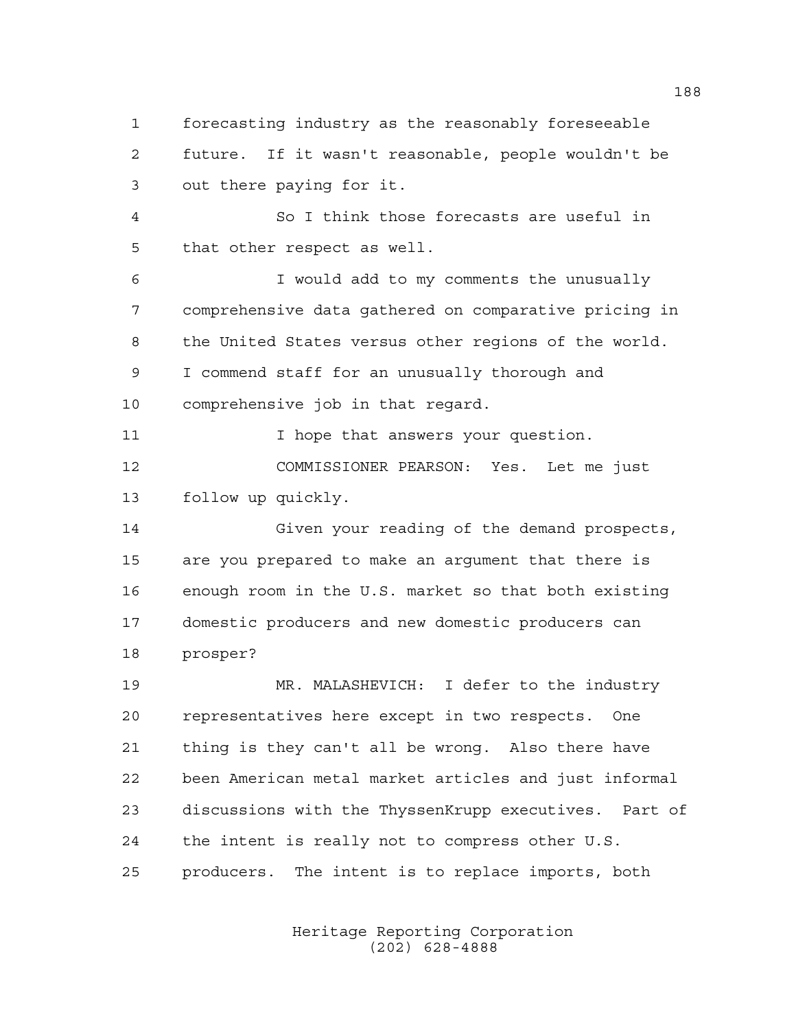forecasting industry as the reasonably foreseeable future. If it wasn't reasonable, people wouldn't be out there paying for it.

So I think those forecasts are useful in that other respect as well.

I would add to my comments the unusually comprehensive data gathered on comparative pricing in the United States versus other regions of the world. I commend staff for an unusually thorough and comprehensive job in that regard.

I hope that answers your question.

COMMISSIONER PEARSON: Yes. Let me just follow up quickly.

Given your reading of the demand prospects, are you prepared to make an argument that there is enough room in the U.S. market so that both existing domestic producers and new domestic producers can prosper?

MR. MALASHEVICH: I defer to the industry representatives here except in two respects. One thing is they can't all be wrong. Also there have been American metal market articles and just informal discussions with the ThyssenKrupp executives. Part of the intent is really not to compress other U.S. producers. The intent is to replace imports, both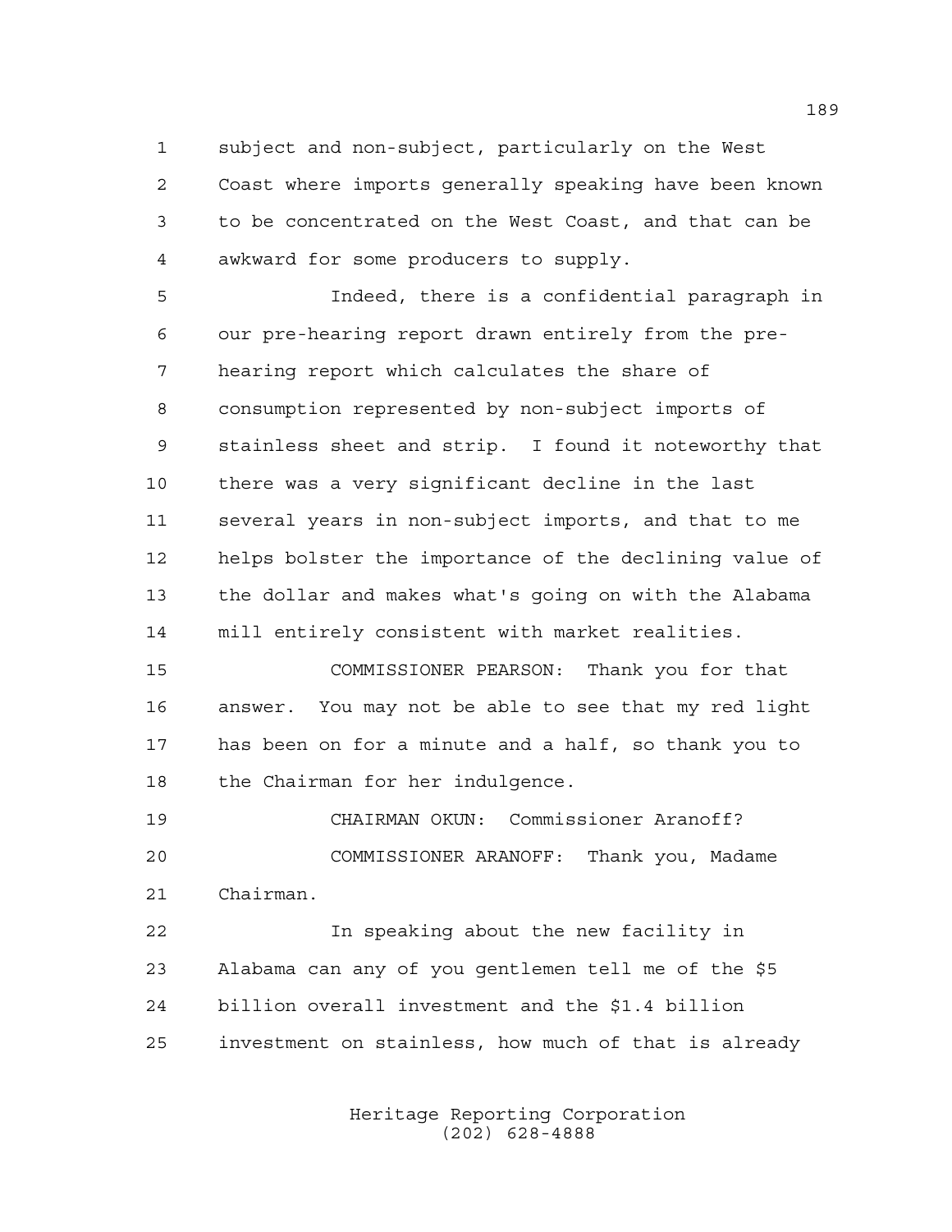subject and non-subject, particularly on the West Coast where imports generally speaking have been known to be concentrated on the West Coast, and that can be awkward for some producers to supply.

Indeed, there is a confidential paragraph in our pre-hearing report drawn entirely from the pre-hearing report which calculates the share of consumption represented by non-subject imports of stainless sheet and strip. I found it noteworthy that there was a very significant decline in the last several years in non-subject imports, and that to me helps bolster the importance of the declining value of the dollar and makes what's going on with the Alabama mill entirely consistent with market realities.

COMMISSIONER PEARSON: Thank you for that answer. You may not be able to see that my red light has been on for a minute and a half, so thank you to the Chairman for her indulgence.

CHAIRMAN OKUN: Commissioner Aranoff?

COMMISSIONER ARANOFF: Thank you, Madame Chairman.

In speaking about the new facility in Alabama can any of you gentlemen tell me of the $5 billion overall investment and the $1.4 billion investment on stainless, how much of that is already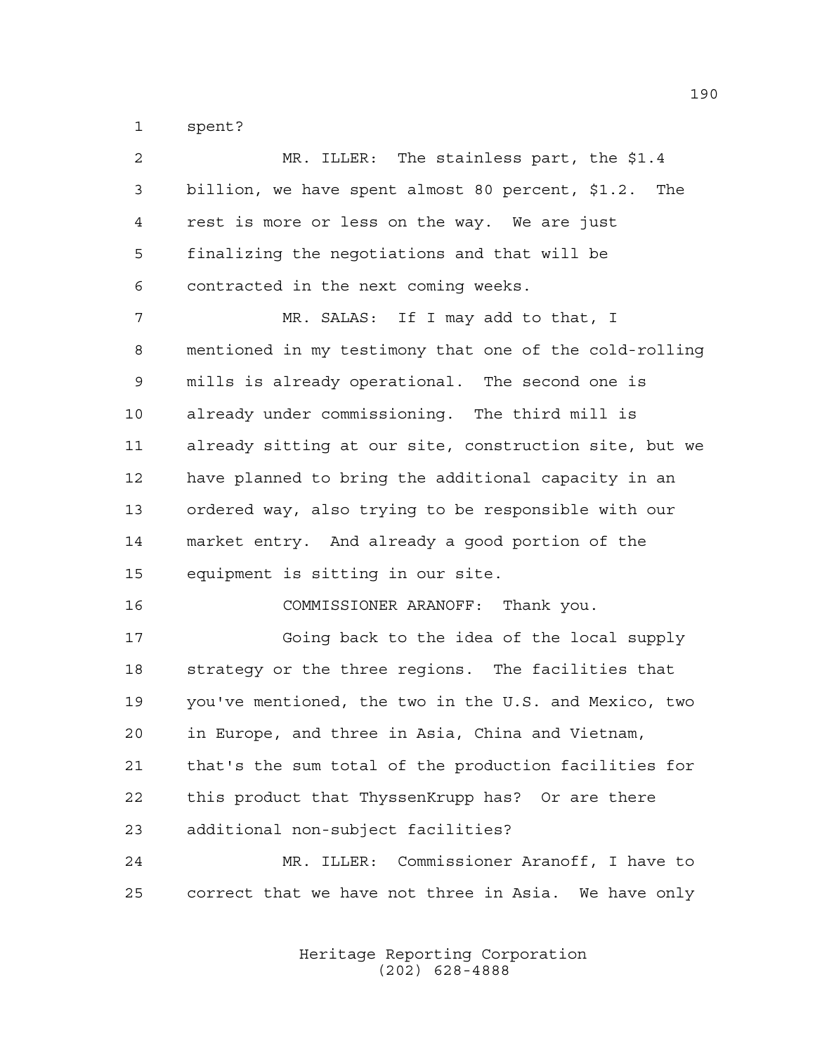spent?

MR. ILLER: The stainless part, the $1.4 billion, we have spent almost 80 percent, $1.2. The rest is more or less on the way. We are just finalizing the negotiations and that will be contracted in the next coming weeks.

MR. SALAS: If I may add to that, I mentioned in my testimony that one of the cold-rolling mills is already operational. The second one is already under commissioning. The third mill is already sitting at our site, construction site, but we have planned to bring the additional capacity in an ordered way, also trying to be responsible with our market entry. And already a good portion of the equipment is sitting in our site.

COMMISSIONER ARANOFF: Thank you.

Going back to the idea of the local supply strategy or the three regions. The facilities that you've mentioned, the two in the U.S. and Mexico, two in Europe, and three in Asia, China and Vietnam, that's the sum total of the production facilities for this product that ThyssenKrupp has? Or are there additional non-subject facilities?

MR. ILLER: Commissioner Aranoff, I have to correct that we have not three in Asia. We have only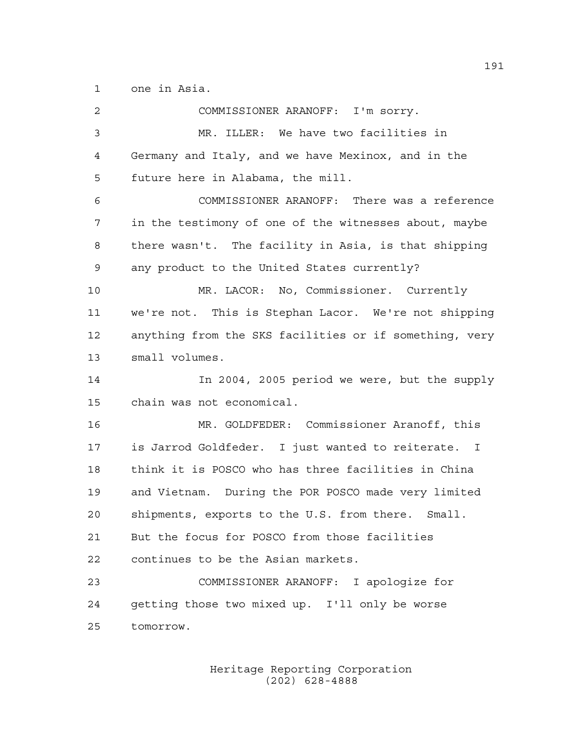one in Asia.

COMMISSIONER ARANOFF: I'm sorry.

MR. ILLER: We have two facilities in Germany and Italy, and we have Mexinox, and in the future here in Alabama, the mill.

COMMISSIONER ARANOFF: There was a reference in the testimony of one of the witnesses about, maybe there wasn't. The facility in Asia, is that shipping any product to the United States currently?

MR. LACOR: No, Commissioner. Currently we're not. This is Stephan Lacor. We're not shipping anything from the SKS facilities or if something, very small volumes.

In 2004, 2005 period we were, but the supply chain was not economical.

MR. GOLDFEDER: Commissioner Aranoff, this is Jarrod Goldfeder. I just wanted to reiterate. I think it is POSCO who has three facilities in China and Vietnam. During the POR POSCO made very limited shipments, exports to the U.S. from there. Small. But the focus for POSCO from those facilities continues to be the Asian markets.

COMMISSIONER ARANOFF: I apologize for getting those two mixed up. I'll only be worse tomorrow.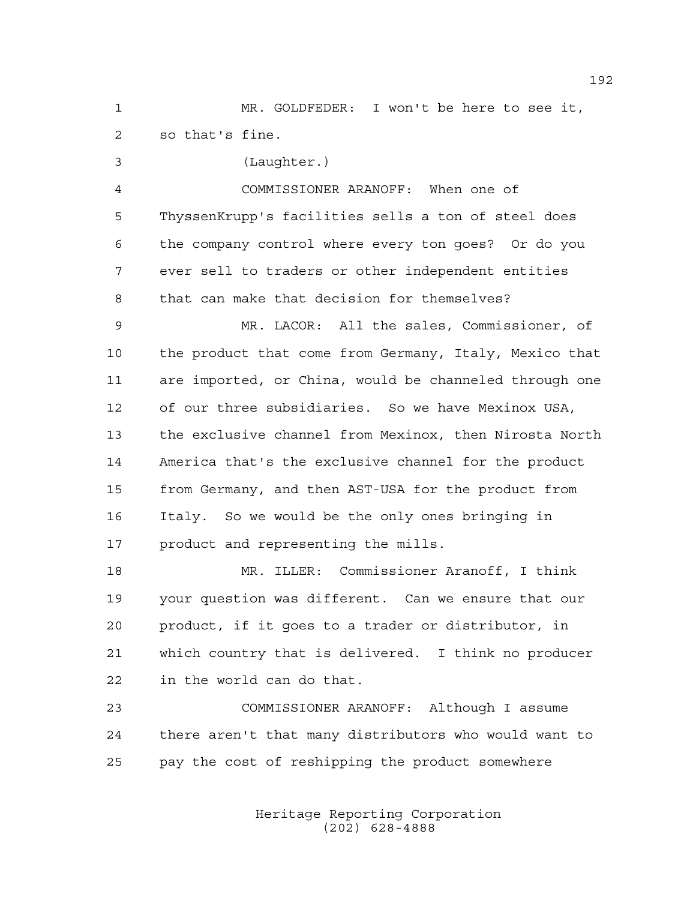MR. GOLDFEDER: I won't be here to see it, so that's fine.

(Laughter.)

COMMISSIONER ARANOFF: When one of ThyssenKrupp's facilities sells a ton of steel does the company control where every ton goes? Or do you ever sell to traders or other independent entities that can make that decision for themselves?

MR. LACOR: All the sales, Commissioner, of the product that come from Germany, Italy, Mexico that are imported, or China, would be channeled through one of our three subsidiaries. So we have Mexinox USA, the exclusive channel from Mexinox, then Nirosta North America that's the exclusive channel for the product from Germany, and then AST-USA for the product from Italy. So we would be the only ones bringing in product and representing the mills.

MR. ILLER: Commissioner Aranoff, I think your question was different. Can we ensure that our product, if it goes to a trader or distributor, in which country that is delivered. I think no producer in the world can do that.

COMMISSIONER ARANOFF: Although I assume there aren't that many distributors who would want to pay the cost of reshipping the product somewhere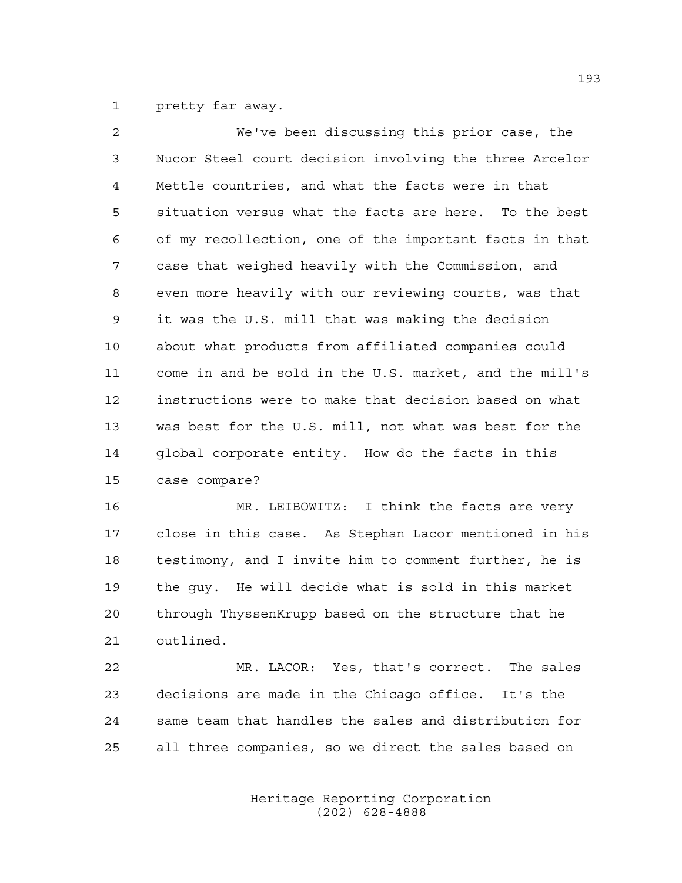pretty far away.

We've been discussing this prior case, the Nucor Steel court decision involving the three Arcelor Mettle countries, and what the facts were in that situation versus what the facts are here. To the best of my recollection, one of the important facts in that case that weighed heavily with the Commission, and even more heavily with our reviewing courts, was that it was the U.S. mill that was making the decision about what products from affiliated companies could come in and be sold in the U.S. market, and the mill's instructions were to make that decision based on what was best for the U.S. mill, not what was best for the global corporate entity. How do the facts in this case compare?

MR. LEIBOWITZ: I think the facts are very close in this case. As Stephan Lacor mentioned in his testimony, and I invite him to comment further, he is the guy. He will decide what is sold in this market through ThyssenKrupp based on the structure that he outlined.

MR. LACOR: Yes, that's correct. The sales decisions are made in the Chicago office. It's the same team that handles the sales and distribution for all three companies, so we direct the sales based on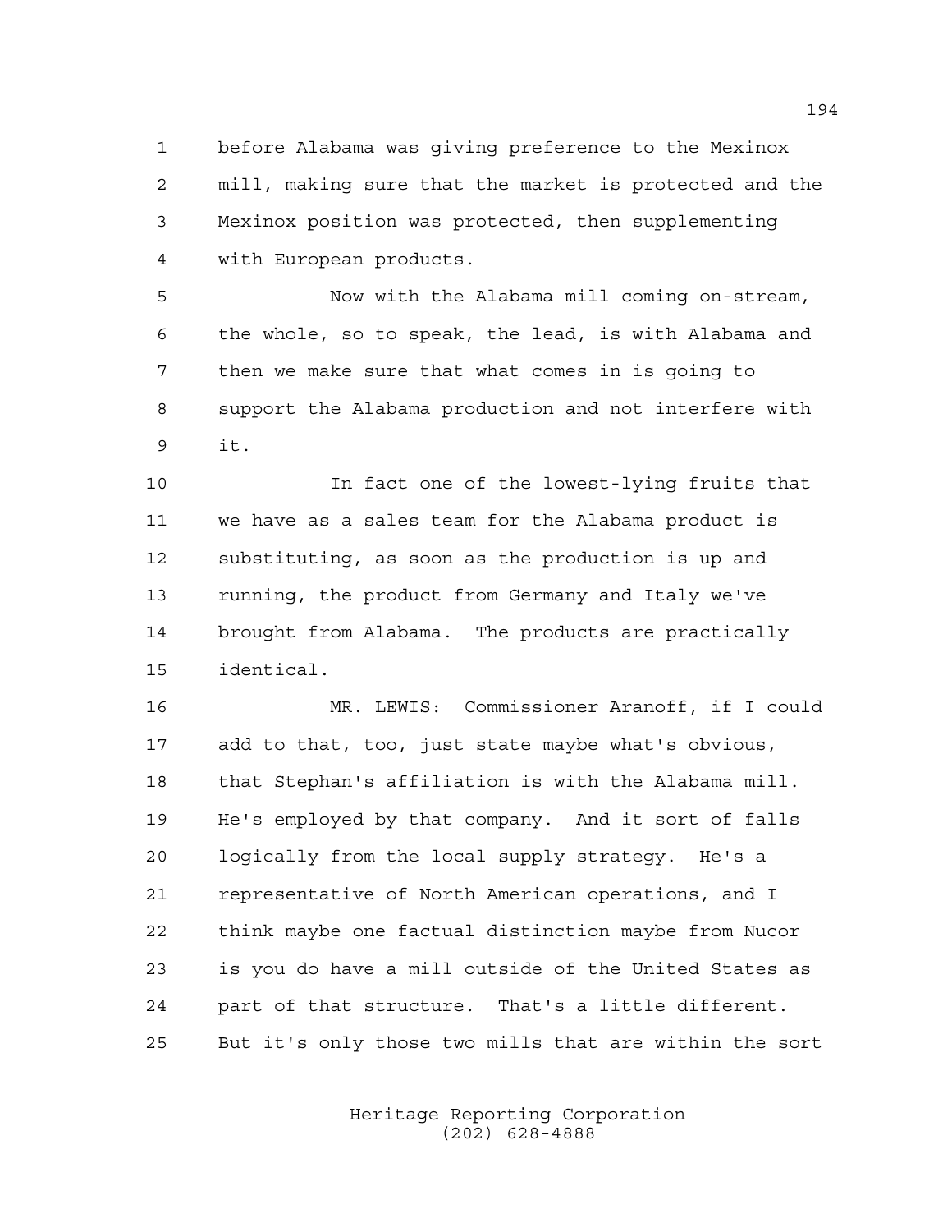1 before Alabama was giving preference to the Mexinox
2 mill, making sure that the market is protected and the
3 Mexinox position was protected, then supplementing
4 with European products.

5 Now with the Alabama mill coming on-stream,
6 the whole, so to speak, the lead, is with Alabama and
7 then we make sure that what comes in is going to
8 support the Alabama production and not interfere with
9 it.

10 In fact one of the lowest-lying fruits that
11 we have as a sales team for the Alabama product is
12 substituting, as soon as the production is up and
13 running, the product from Germany and Italy we've
14 brought from Alabama. The products are practically
15 identical.

16 MR. LEWIS: Commissioner Aranoff, if I could
17 add to that, too, just state maybe what's obvious,
18 that Stephan's affiliation is with the Alabama mill.
19 He's employed by that company. And it sort of falls
20 logically from the local supply strategy. He's a
21 representative of North American operations, and I
22 think maybe one factual distinction maybe from Nucor
23 is you do have a mill outside of the United States as
24 part of that structure. That's a little different.
25 But it's only those two mills that are within the sort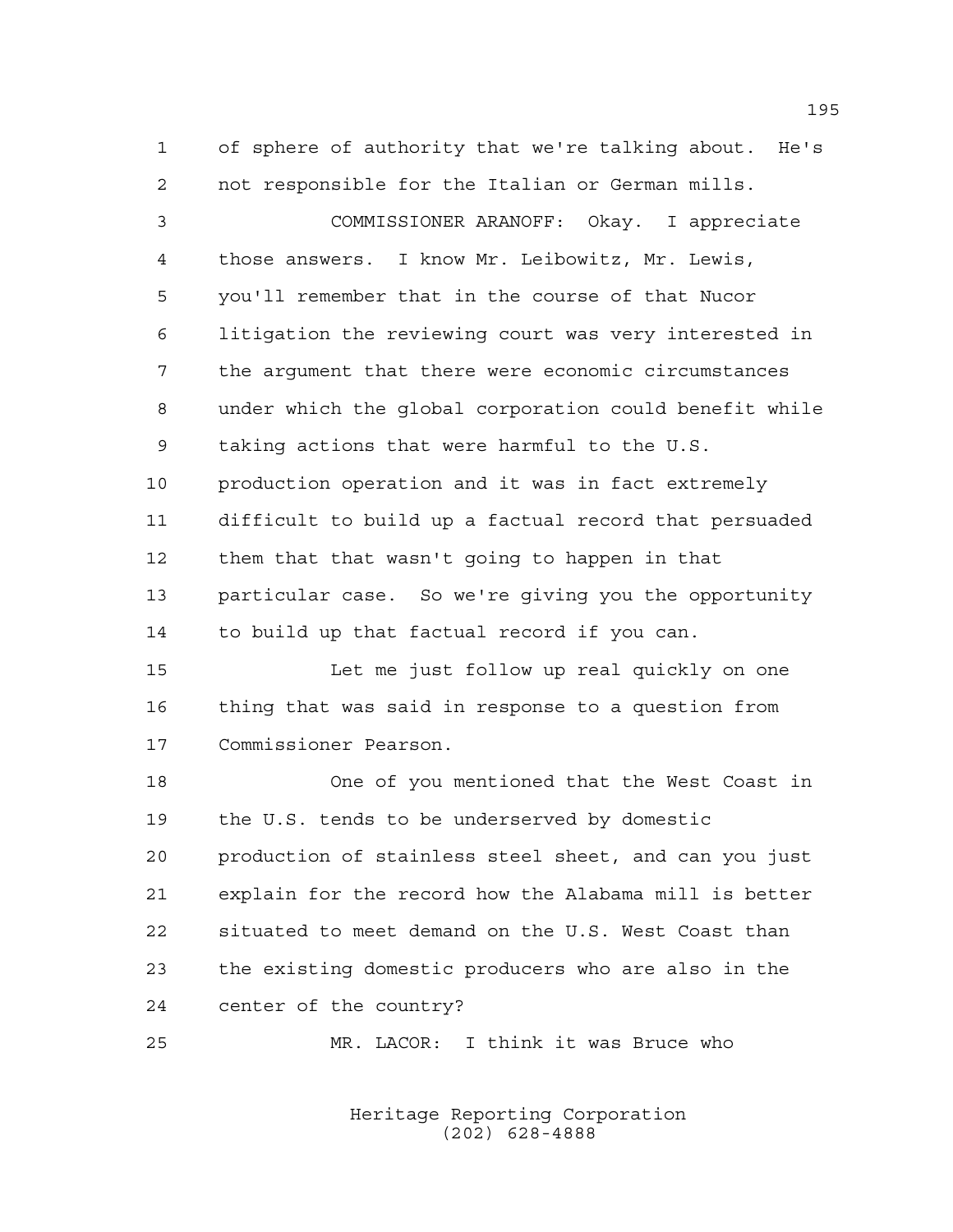of sphere of authority that we're talking about. He's not responsible for the Italian or German mills.

COMMISSIONER ARANOFF: Okay. I appreciate those answers. I know Mr. Leibowitz, Mr. Lewis, you'll remember that in the course of that Nucor litigation the reviewing court was very interested in the argument that there were economic circumstances under which the global corporation could benefit while taking actions that were harmful to the U.S. production operation and it was in fact extremely difficult to build up a factual record that persuaded them that that wasn't going to happen in that particular case. So we're giving you the opportunity to build up that factual record if you can.

Let me just follow up real quickly on one thing that was said in response to a question from Commissioner Pearson.

One of you mentioned that the West Coast in the U.S. tends to be underserved by domestic production of stainless steel sheet, and can you just explain for the record how the Alabama mill is better situated to meet demand on the U.S. West Coast than the existing domestic producers who are also in the center of the country?

MR. LACOR: I think it was Bruce who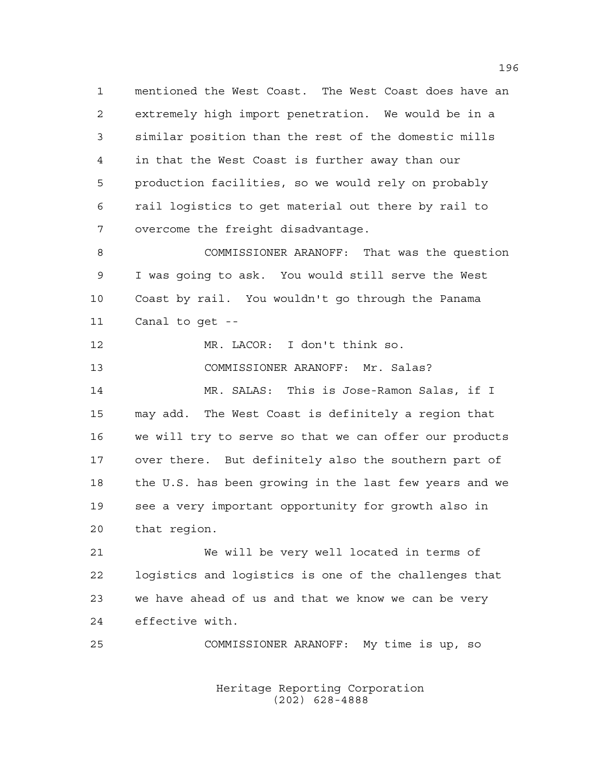mentioned the West Coast. The West Coast does have an extremely high import penetration. We would be in a similar position than the rest of the domestic mills in that the West Coast is further away than our production facilities, so we would rely on probably rail logistics to get material out there by rail to overcome the freight disadvantage.

COMMISSIONER ARANOFF: That was the question I was going to ask. You would still serve the West Coast by rail. You wouldn't go through the Panama Canal to get --

MR. LACOR: I don't think so.

COMMISSIONER ARANOFF: Mr. Salas?

MR. SALAS: This is Jose-Ramon Salas, if I may add. The West Coast is definitely a region that we will try to serve so that we can offer our products over there. But definitely also the southern part of the U.S. has been growing in the last few years and we see a very important opportunity for growth also in that region.

We will be very well located in terms of logistics and logistics is one of the challenges that we have ahead of us and that we know we can be very effective with.

COMMISSIONER ARANOFF: My time is up, so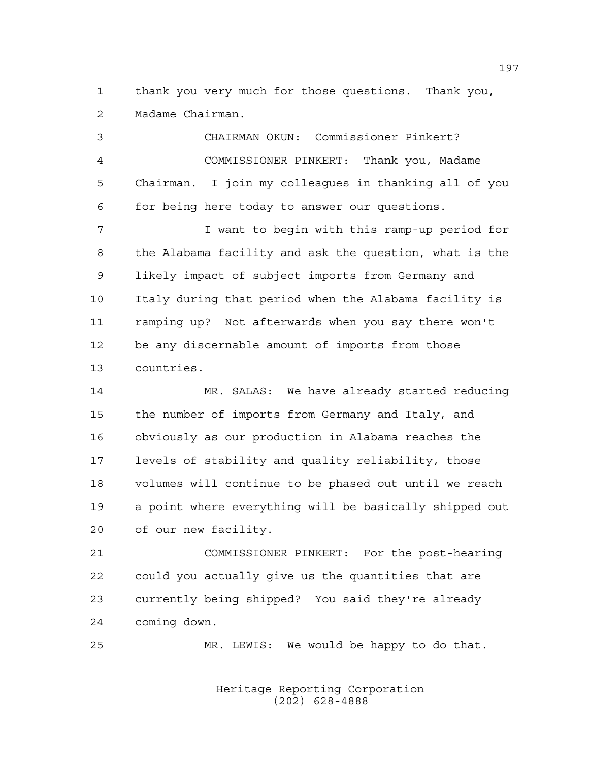1 thank you very much for those questions. Thank you,
2 Madame Chairman.

3 CHAIRMAN OKUN: Commissioner Pinkert?

4 COMMISSIONER PINKERT: Thank you, Madame
5 Chairman. I join my colleagues in thanking all of you
6 for being here today to answer our questions.

7 I want to begin with this ramp-up period for
8 the Alabama facility and ask the question, what is the
9 likely impact of subject imports from Germany and
10 Italy during that period when the Alabama facility is
11 ramping up? Not afterwards when you say there won't
12 be any discernable amount of imports from those
13 countries.

14 MR. SALAS: We have already started reducing
15 the number of imports from Germany and Italy, and
16 obviously as our production in Alabama reaches the
17 levels of stability and quality reliability, those
18 volumes will continue to be phased out until we reach
19 a point where everything will be basically shipped out
20 of our new facility.

21 COMMISSIONER PINKERT: For the post-hearing
22 could you actually give us the quantities that are
23 currently being shipped? You said they're already
24 coming down.

25 MR. LEWIS: We would be happy to do that.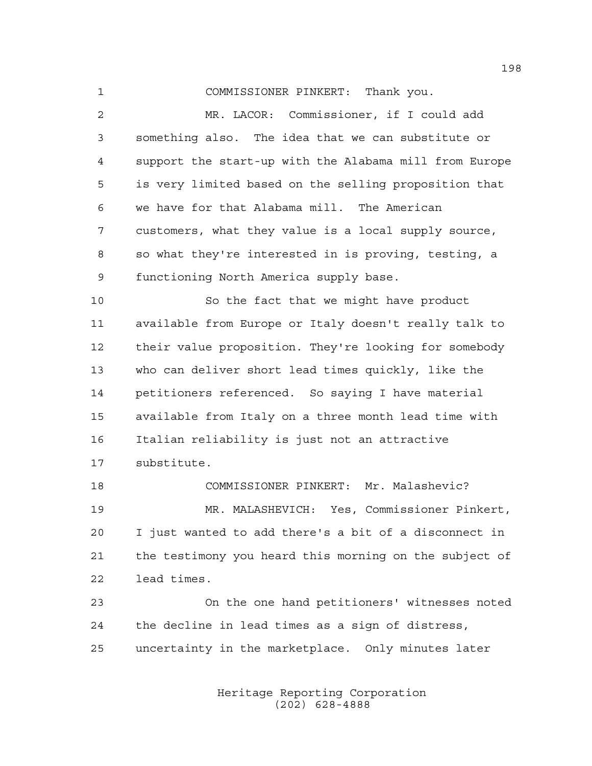COMMISSIONER PINKERT: Thank you.

MR. LACOR: Commissioner, if I could add something also. The idea that we can substitute or support the start-up with the Alabama mill from Europe is very limited based on the selling proposition that we have for that Alabama mill. The American customers, what they value is a local supply source, so what they're interested in is proving, testing, a functioning North America supply base.

So the fact that we might have product available from Europe or Italy doesn't really talk to their value proposition. They're looking for somebody who can deliver short lead times quickly, like the petitioners referenced. So saying I have material available from Italy on a three month lead time with Italian reliability is just not an attractive substitute.

COMMISSIONER PINKERT: Mr. Malashevic?

MR. MALASHEVICH: Yes, Commissioner Pinkert, I just wanted to add there's a bit of a disconnect in the testimony you heard this morning on the subject of lead times.

On the one hand petitioners' witnesses noted the decline in lead times as a sign of distress, uncertainty in the marketplace. Only minutes later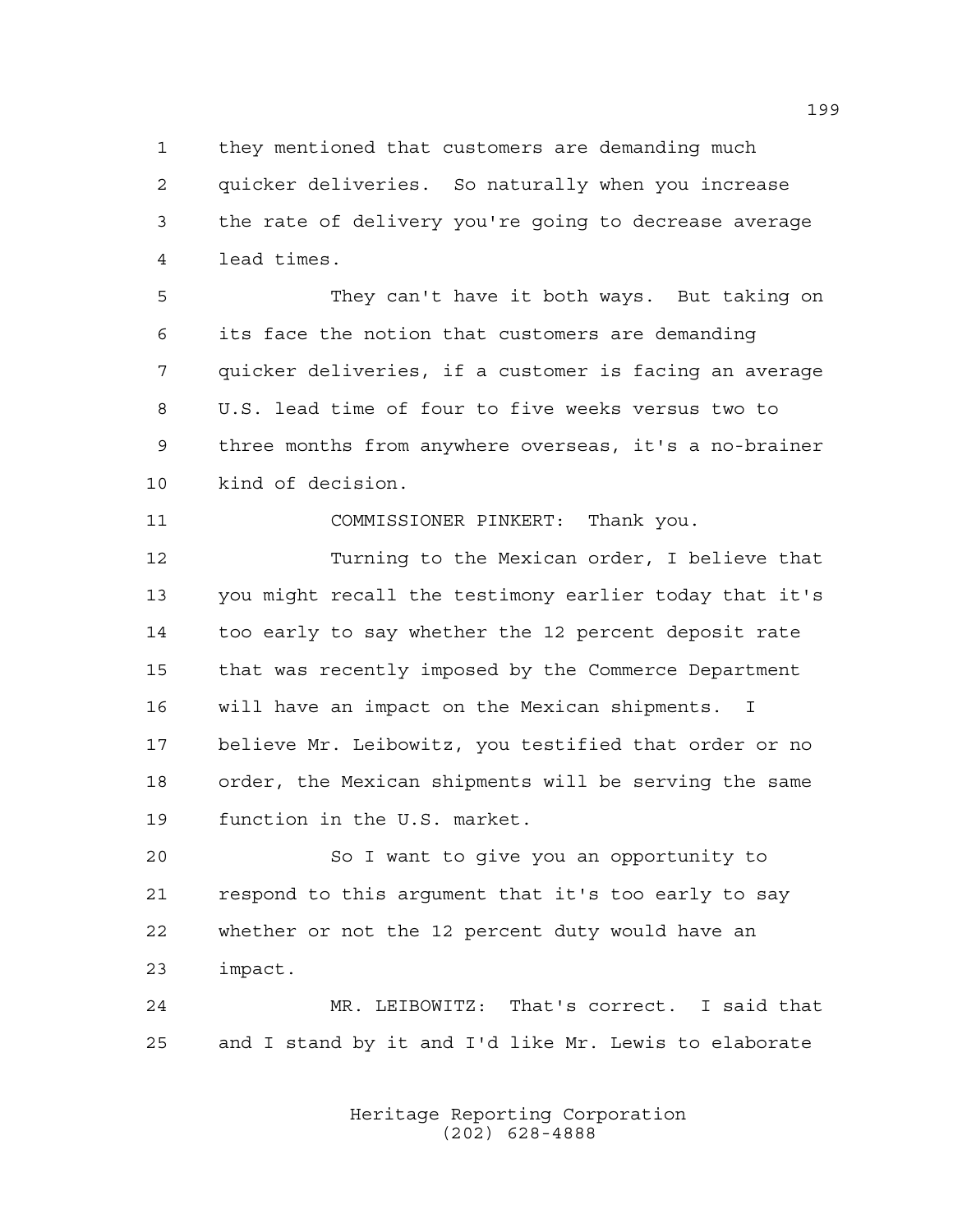they mentioned that customers are demanding much quicker deliveries. So naturally when you increase the rate of delivery you're going to decrease average lead times.

They can't have it both ways. But taking on its face the notion that customers are demanding quicker deliveries, if a customer is facing an average U.S. lead time of four to five weeks versus two to three months from anywhere overseas, it's a no-brainer kind of decision.

COMMISSIONER PINKERT: Thank you.

Turning to the Mexican order, I believe that you might recall the testimony earlier today that it's too early to say whether the 12 percent deposit rate that was recently imposed by the Commerce Department will have an impact on the Mexican shipments. I believe Mr. Leibowitz, you testified that order or no order, the Mexican shipments will be serving the same function in the U.S. market.

So I want to give you an opportunity to respond to this argument that it's too early to say whether or not the 12 percent duty would have an impact.

MR. LEIBOWITZ: That's correct. I said that and I stand by it and I'd like Mr. Lewis to elaborate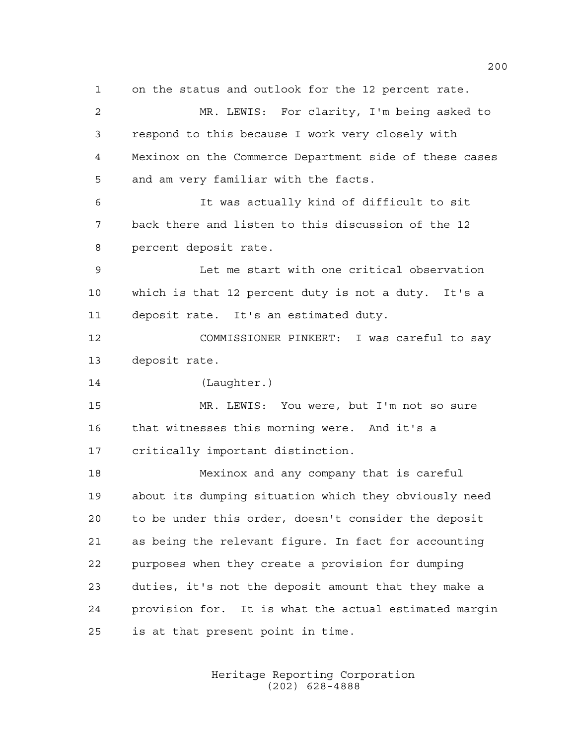1 on the status and outlook for the 12 percent rate.

2 MR. LEWIS: For clarity, I'm being asked to

3 respond to this because I work very closely with

4 Mexinox on the Commerce Department side of these cases

5 and am very familiar with the facts.

6 It was actually kind of difficult to sit

7 back there and listen to this discussion of the 12

8 percent deposit rate.

9 Let me start with one critical observation

10 which is that 12 percent duty is not a duty. It's a

11 deposit rate. It's an estimated duty.

12 COMMISSIONER PINKERT: I was careful to say

13 deposit rate.

14 (Laughter.)

15 MR. LEWIS: You were, but I'm not so sure

16 that witnesses this morning were. And it's a

17 critically important distinction.

18 Mexinox and any company that is careful

19 about its dumping situation which they obviously need

20 to be under this order, doesn't consider the deposit

21 as being the relevant figure. In fact for accounting

22 purposes when they create a provision for dumping

23 duties, it's not the deposit amount that they make a

24 provision for. It is what the actual estimated margin

25 is at that present point in time.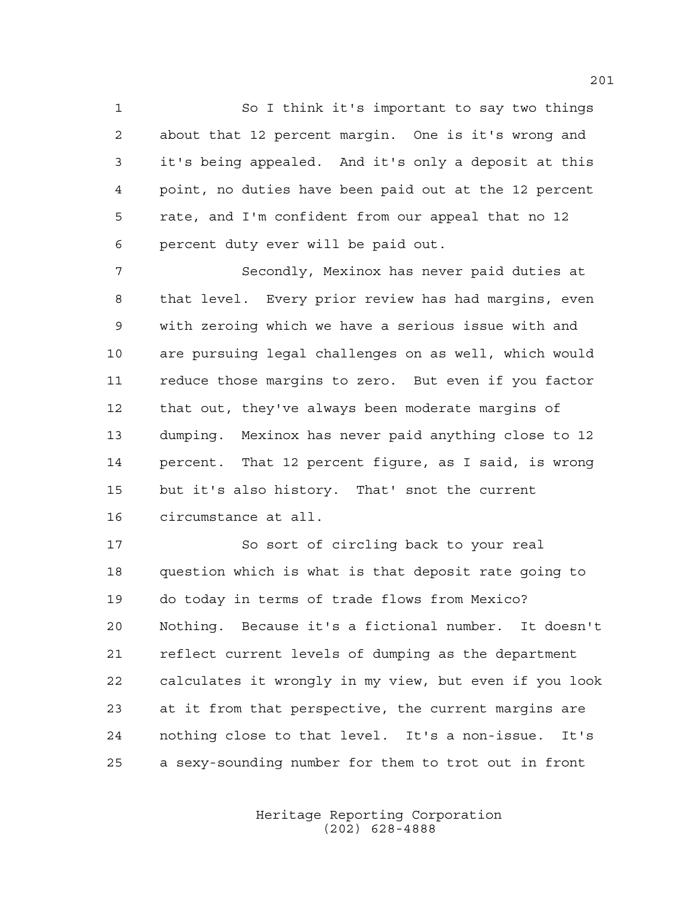So I think it's important to say two things about that 12 percent margin. One is it's wrong and it's being appealed. And it's only a deposit at this point, no duties have been paid out at the 12 percent rate, and I'm confident from our appeal that no 12 percent duty ever will be paid out.

Secondly, Mexinox has never paid duties at that level. Every prior review has had margins, even with zeroing which we have a serious issue with and are pursuing legal challenges on as well, which would reduce those margins to zero. But even if you factor that out, they've always been moderate margins of dumping. Mexinox has never paid anything close to 12 percent. That 12 percent figure, as I said, is wrong but it's also history. That' snot the current circumstance at all.

So sort of circling back to your real question which is what is that deposit rate going to do today in terms of trade flows from Mexico? Nothing. Because it's a fictional number. It doesn't reflect current levels of dumping as the department calculates it wrongly in my view, but even if you look at it from that perspective, the current margins are nothing close to that level. It's a non-issue. It's a sexy-sounding number for them to trot out in front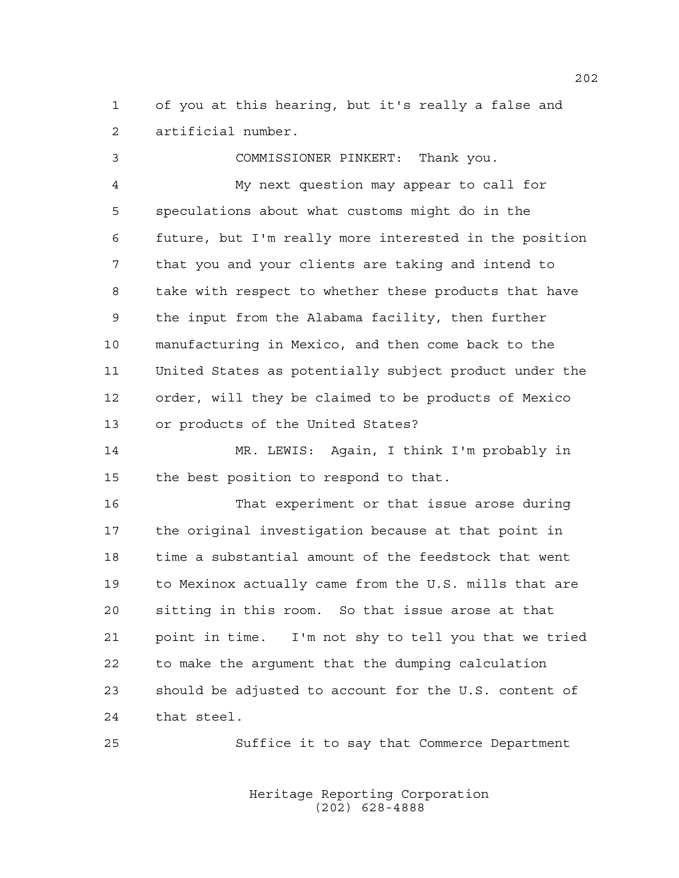of you at this hearing, but it's really a false and artificial number.

COMMISSIONER PINKERT: Thank you.

My next question may appear to call for speculations about what customs might do in the future, but I'm really more interested in the position that you and your clients are taking and intend to take with respect to whether these products that have the input from the Alabama facility, then further manufacturing in Mexico, and then come back to the United States as potentially subject product under the order, will they be claimed to be products of Mexico or products of the United States?

MR. LEWIS: Again, I think I'm probably in the best position to respond to that.

That experiment or that issue arose during the original investigation because at that point in time a substantial amount of the feedstock that went to Mexinox actually came from the U.S. mills that are sitting in this room. So that issue arose at that point in time. I'm not shy to tell you that we tried to make the argument that the dumping calculation should be adjusted to account for the U.S. content of that steel.

Suffice it to say that Commerce Department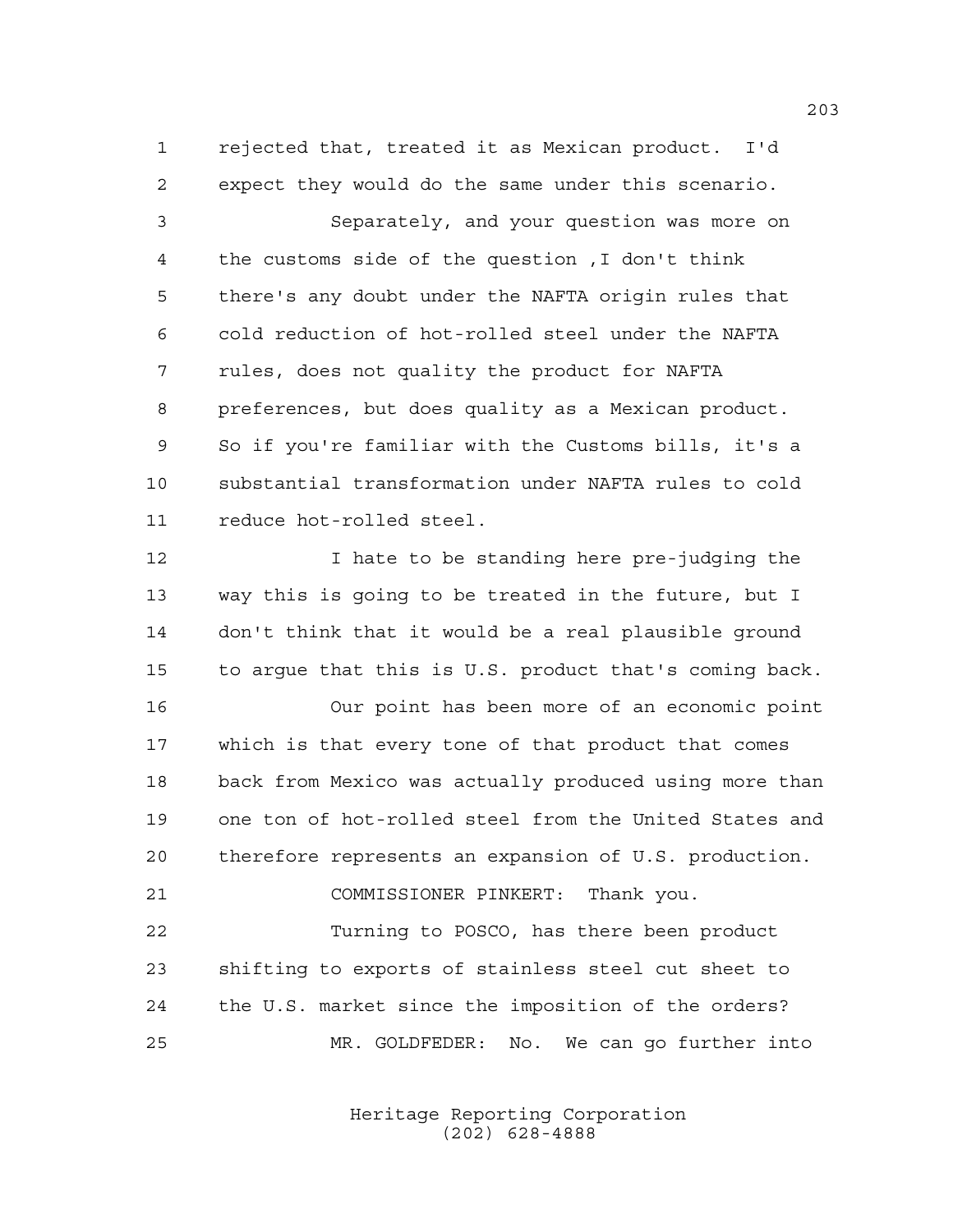rejected that, treated it as Mexican product. I'd expect they would do the same under this scenario.

Separately, and your question was more on the customs side of the question ,I don't think there's any doubt under the NAFTA origin rules that cold reduction of hot-rolled steel under the NAFTA rules, does not quality the product for NAFTA preferences, but does quality as a Mexican product. So if you're familiar with the Customs bills, it's a substantial transformation under NAFTA rules to cold reduce hot-rolled steel.

I hate to be standing here pre-judging the way this is going to be treated in the future, but I don't think that it would be a real plausible ground to argue that this is U.S. product that's coming back.

Our point has been more of an economic point which is that every tone of that product that comes back from Mexico was actually produced using more than one ton of hot-rolled steel from the United States and therefore represents an expansion of U.S. production.

COMMISSIONER PINKERT: Thank you.

Turning to POSCO, has there been product shifting to exports of stainless steel cut sheet to the U.S. market since the imposition of the orders?

MR. GOLDFEDER: No. We can go further into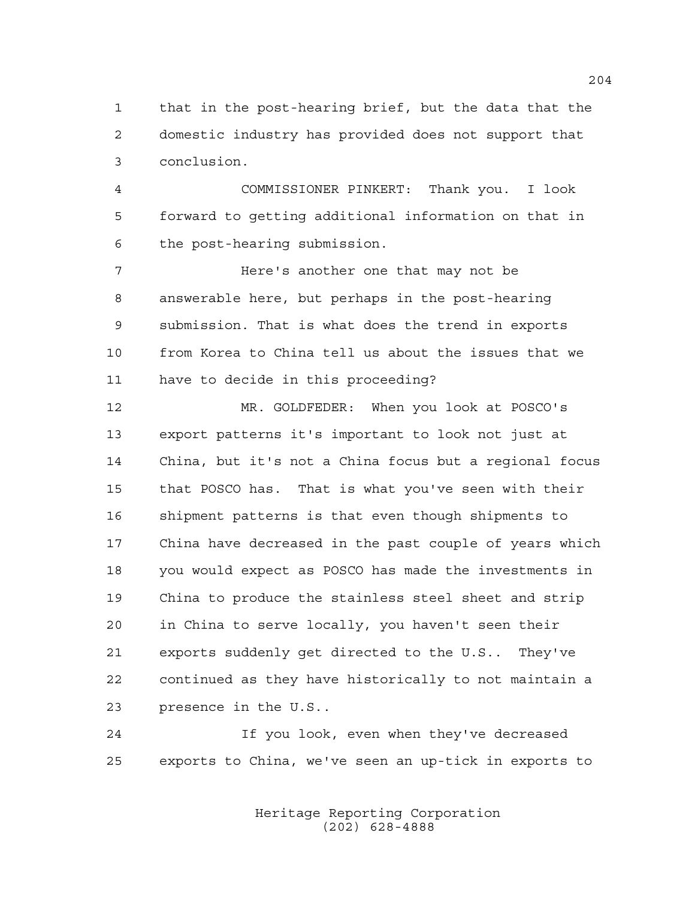that in the post-hearing brief, but the data that the domestic industry has provided does not support that conclusion.

COMMISSIONER PINKERT: Thank you. I look forward to getting additional information on that in the post-hearing submission.

Here's another one that may not be answerable here, but perhaps in the post-hearing submission. That is what does the trend in exports from Korea to China tell us about the issues that we have to decide in this proceeding?

MR. GOLDFEDER: When you look at POSCO's export patterns it's important to look not just at China, but it's not a China focus but a regional focus that POSCO has. That is what you've seen with their shipment patterns is that even though shipments to China have decreased in the past couple of years which you would expect as POSCO has made the investments in China to produce the stainless steel sheet and strip in China to serve locally, you haven't seen their exports suddenly get directed to the U.S.. They've continued as they have historically to not maintain a presence in the U.S..

If you look, even when they've decreased exports to China, we've seen an up-tick in exports to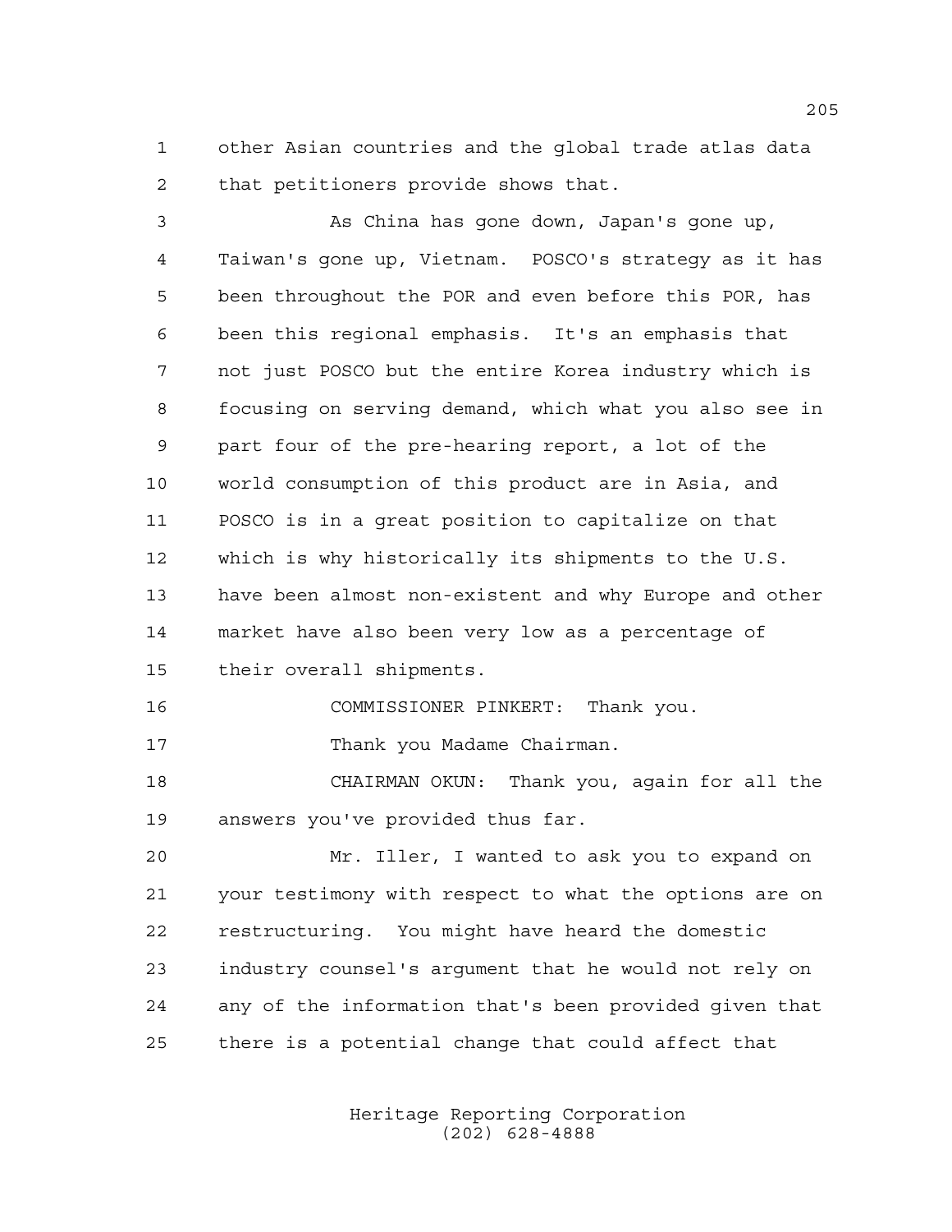other Asian countries and the global trade atlas data that petitioners provide shows that.

As China has gone down, Japan's gone up, Taiwan's gone up, Vietnam. POSCO's strategy as it has been throughout the POR and even before this POR, has been this regional emphasis. It's an emphasis that not just POSCO but the entire Korea industry which is focusing on serving demand, which what you also see in part four of the pre-hearing report, a lot of the world consumption of this product are in Asia, and POSCO is in a great position to capitalize on that which is why historically its shipments to the U.S. have been almost non-existent and why Europe and other market have also been very low as a percentage of their overall shipments.

COMMISSIONER PINKERT: Thank you.

Thank you Madame Chairman.

CHAIRMAN OKUN: Thank you, again for all the answers you've provided thus far.

Mr. Iller, I wanted to ask you to expand on your testimony with respect to what the options are on restructuring. You might have heard the domestic industry counsel's argument that he would not rely on any of the information that's been provided given that there is a potential change that could affect that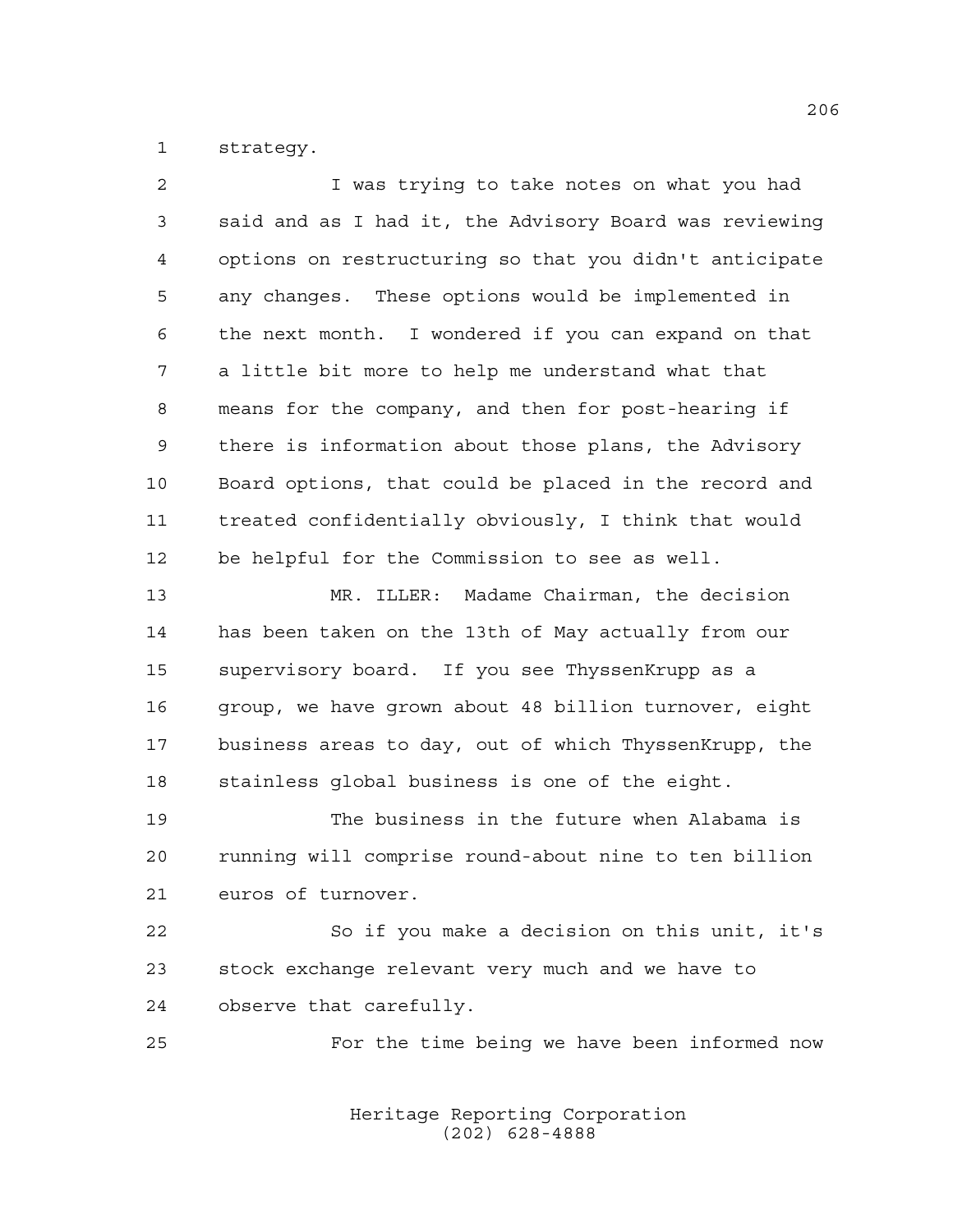strategy.

I was trying to take notes on what you had said and as I had it, the Advisory Board was reviewing options on restructuring so that you didn't anticipate any changes. These options would be implemented in the next month. I wondered if you can expand on that a little bit more to help me understand what that means for the company, and then for post-hearing if there is information about those plans, the Advisory Board options, that could be placed in the record and treated confidentially obviously, I think that would be helpful for the Commission to see as well.

MR. ILLER: Madame Chairman, the decision has been taken on the 13th of May actually from our supervisory board. If you see ThyssenKrupp as a group, we have grown about 48 billion turnover, eight business areas to day, out of which ThyssenKrupp, the stainless global business is one of the eight.

The business in the future when Alabama is running will comprise round-about nine to ten billion euros of turnover.

So if you make a decision on this unit, it's stock exchange relevant very much and we have to observe that carefully.

For the time being we have been informed now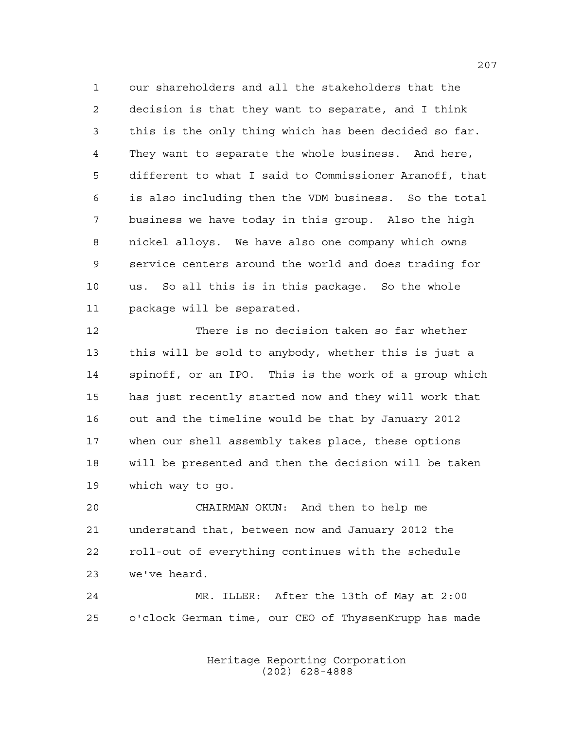our shareholders and all the stakeholders that the decision is that they want to separate, and I think this is the only thing which has been decided so far. They want to separate the whole business. And here, different to what I said to Commissioner Aranoff, that is also including then the VDM business. So the total business we have today in this group. Also the high nickel alloys. We have also one company which owns service centers around the world and does trading for us. So all this is in this package. So the whole package will be separated.

There is no decision taken so far whether this will be sold to anybody, whether this is just a spinoff, or an IPO. This is the work of a group which has just recently started now and they will work that out and the timeline would be that by January 2012 when our shell assembly takes place, these options will be presented and then the decision will be taken which way to go.

CHAIRMAN OKUN: And then to help me understand that, between now and January 2012 the roll-out of everything continues with the schedule we've heard.

MR. ILLER: After the 13th of May at 2:00 o'clock German time, our CEO of ThyssenKrupp has made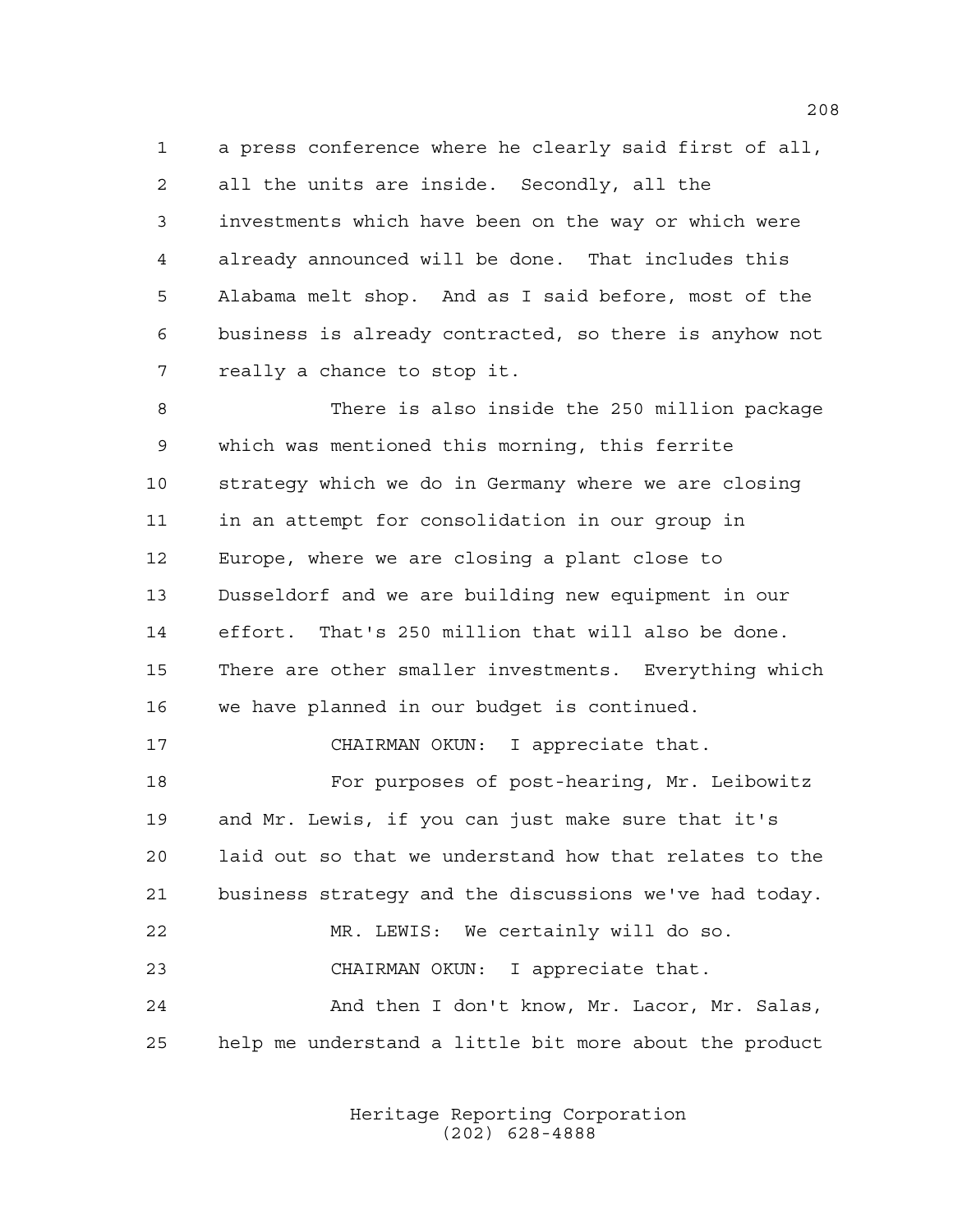a press conference where he clearly said first of all, all the units are inside. Secondly, all the investments which have been on the way or which were already announced will be done. That includes this Alabama melt shop. And as I said before, most of the business is already contracted, so there is anyhow not really a chance to stop it.

There is also inside the 250 million package which was mentioned this morning, this ferrite strategy which we do in Germany where we are closing in an attempt for consolidation in our group in Europe, where we are closing a plant close to Dusseldorf and we are building new equipment in our effort. That's 250 million that will also be done. There are other smaller investments. Everything which we have planned in our budget is continued.

CHAIRMAN OKUN: I appreciate that.

For purposes of post-hearing, Mr. Leibowitz and Mr. Lewis, if you can just make sure that it's laid out so that we understand how that relates to the business strategy and the discussions we've had today.

MR. LEWIS: We certainly will do so.

CHAIRMAN OKUN: I appreciate that.

And then I don't know, Mr. Lacor, Mr. Salas, help me understand a little bit more about the product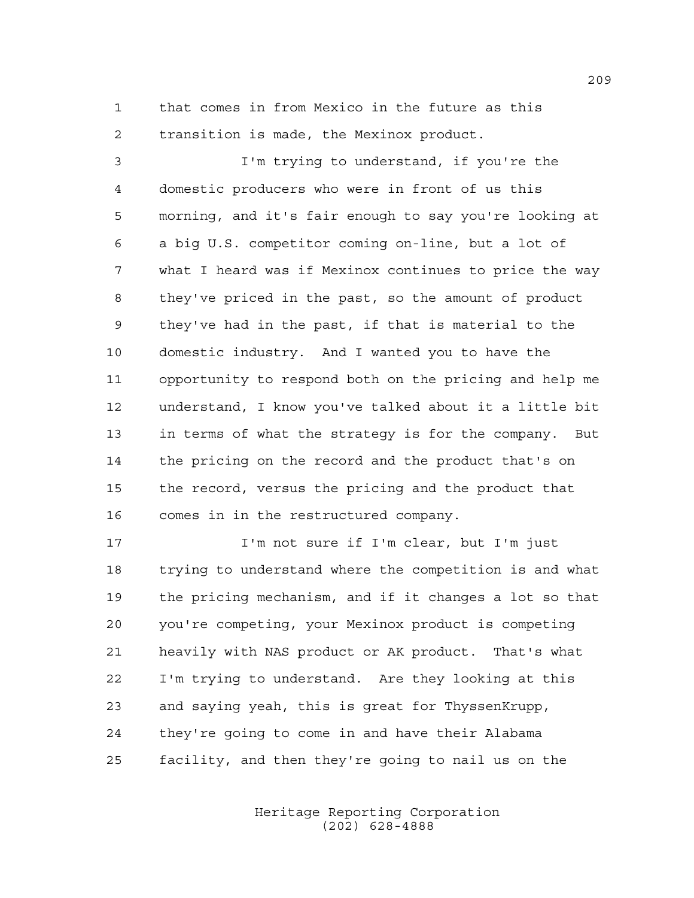that comes in from Mexico in the future as this transition is made, the Mexinox product.

I'm trying to understand, if you're the domestic producers who were in front of us this morning, and it's fair enough to say you're looking at a big U.S. competitor coming on-line, but a lot of what I heard was if Mexinox continues to price the way they've priced in the past, so the amount of product they've had in the past, if that is material to the domestic industry. And I wanted you to have the opportunity to respond both on the pricing and help me understand, I know you've talked about it a little bit in terms of what the strategy is for the company. But the pricing on the record and the product that's on the record, versus the pricing and the product that comes in in the restructured company.

I'm not sure if I'm clear, but I'm just trying to understand where the competition is and what the pricing mechanism, and if it changes a lot so that you're competing, your Mexinox product is competing heavily with NAS product or AK product. That's what I'm trying to understand. Are they looking at this and saying yeah, this is great for ThyssenKrupp, they're going to come in and have their Alabama facility, and then they're going to nail us on the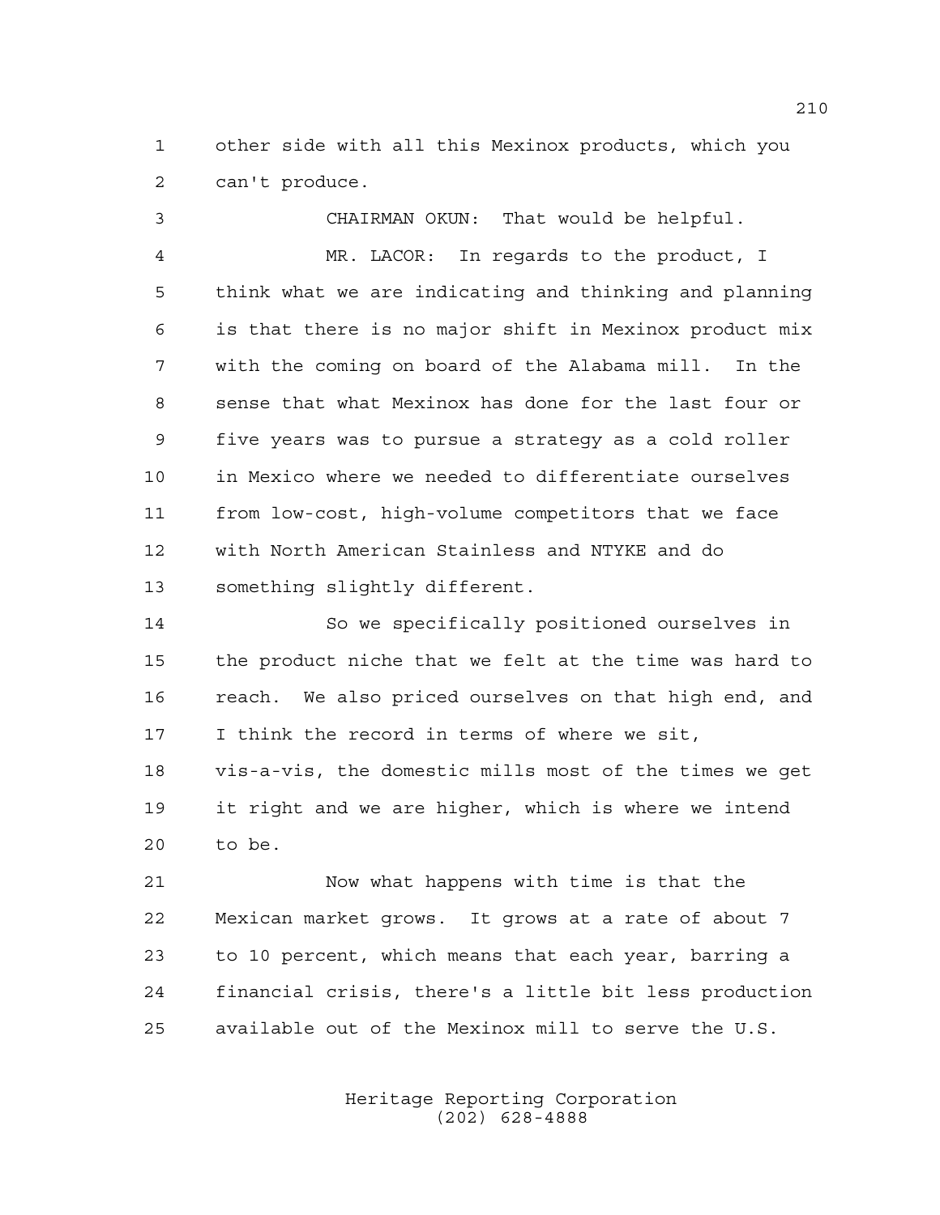other side with all this Mexinox products, which you can't produce.

CHAIRMAN OKUN: That would be helpful.

MR. LACOR: In regards to the product, I think what we are indicating and thinking and planning is that there is no major shift in Mexinox product mix with the coming on board of the Alabama mill. In the sense that what Mexinox has done for the last four or five years was to pursue a strategy as a cold roller in Mexico where we needed to differentiate ourselves from low-cost, high-volume competitors that we face with North American Stainless and NTYKE and do something slightly different.

So we specifically positioned ourselves in the product niche that we felt at the time was hard to reach. We also priced ourselves on that high end, and I think the record in terms of where we sit, vis-a-vis, the domestic mills most of the times we get it right and we are higher, which is where we intend to be.

Now what happens with time is that the Mexican market grows. It grows at a rate of about 7 to 10 percent, which means that each year, barring a financial crisis, there's a little bit less production available out of the Mexinox mill to serve the U.S.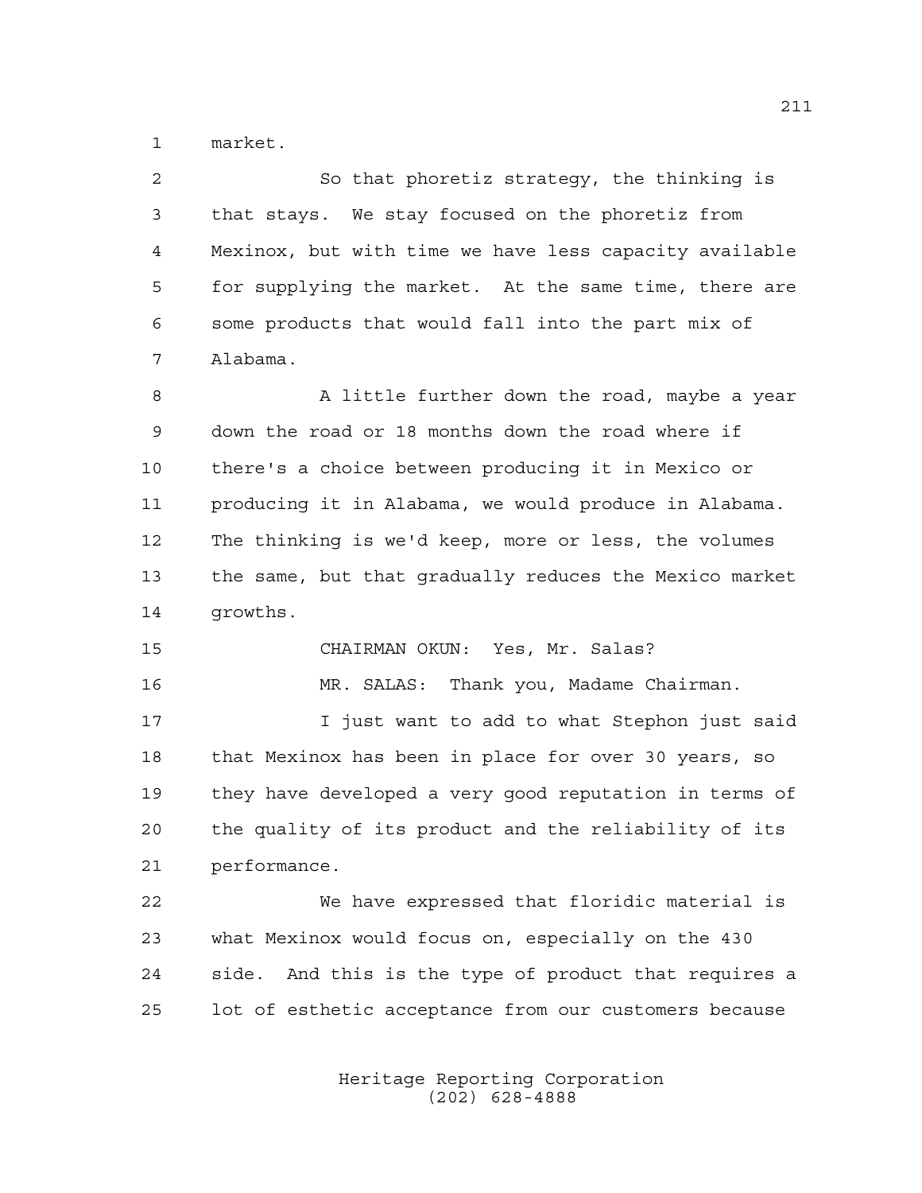market.

So that phoretiz strategy, the thinking is that stays. We stay focused on the phoretiz from Mexinox, but with time we have less capacity available for supplying the market. At the same time, there are some products that would fall into the part mix of Alabama.

A little further down the road, maybe a year down the road or 18 months down the road where if there's a choice between producing it in Mexico or producing it in Alabama, we would produce in Alabama. The thinking is we'd keep, more or less, the volumes the same, but that gradually reduces the Mexico market growths.

CHAIRMAN OKUN: Yes, Mr. Salas?

MR. SALAS: Thank you, Madame Chairman.

I just want to add to what Stephon just said that Mexinox has been in place for over 30 years, so they have developed a very good reputation in terms of the quality of its product and the reliability of its performance.

We have expressed that floridic material is what Mexinox would focus on, especially on the 430 side. And this is the type of product that requires a lot of esthetic acceptance from our customers because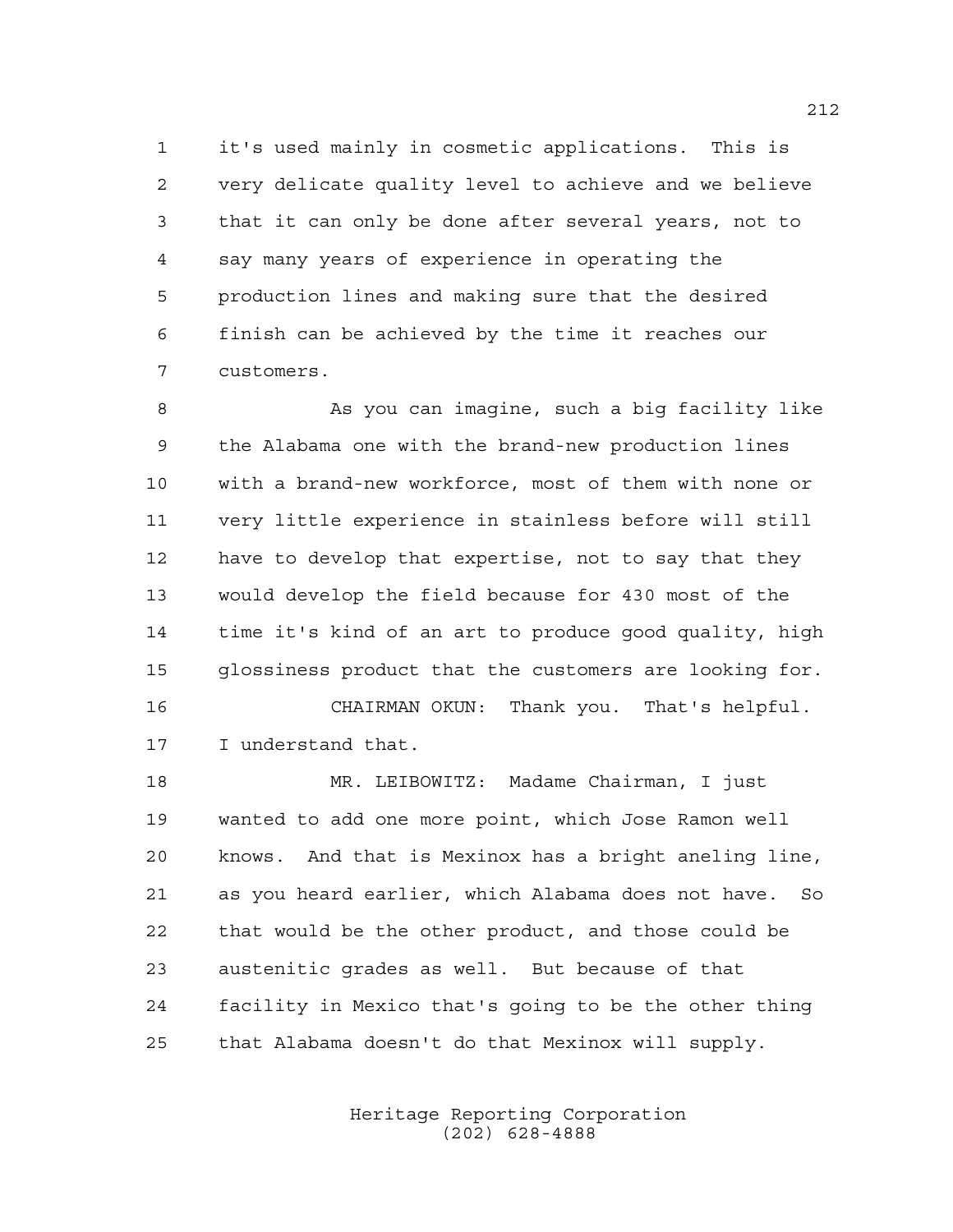it's used mainly in cosmetic applications. This is very delicate quality level to achieve and we believe that it can only be done after several years, not to say many years of experience in operating the production lines and making sure that the desired finish can be achieved by the time it reaches our customers.

As you can imagine, such a big facility like the Alabama one with the brand-new production lines with a brand-new workforce, most of them with none or very little experience in stainless before will still have to develop that expertise, not to say that they would develop the field because for 430 most of the time it's kind of an art to produce good quality, high glossiness product that the customers are looking for.

CHAIRMAN OKUN: Thank you. That's helpful. I understand that.

MR. LEIBOWITZ: Madame Chairman, I just wanted to add one more point, which Jose Ramon well knows. And that is Mexinox has a bright aneling line, as you heard earlier, which Alabama does not have. So that would be the other product, and those could be austenitic grades as well. But because of that facility in Mexico that's going to be the other thing that Alabama doesn't do that Mexinox will supply.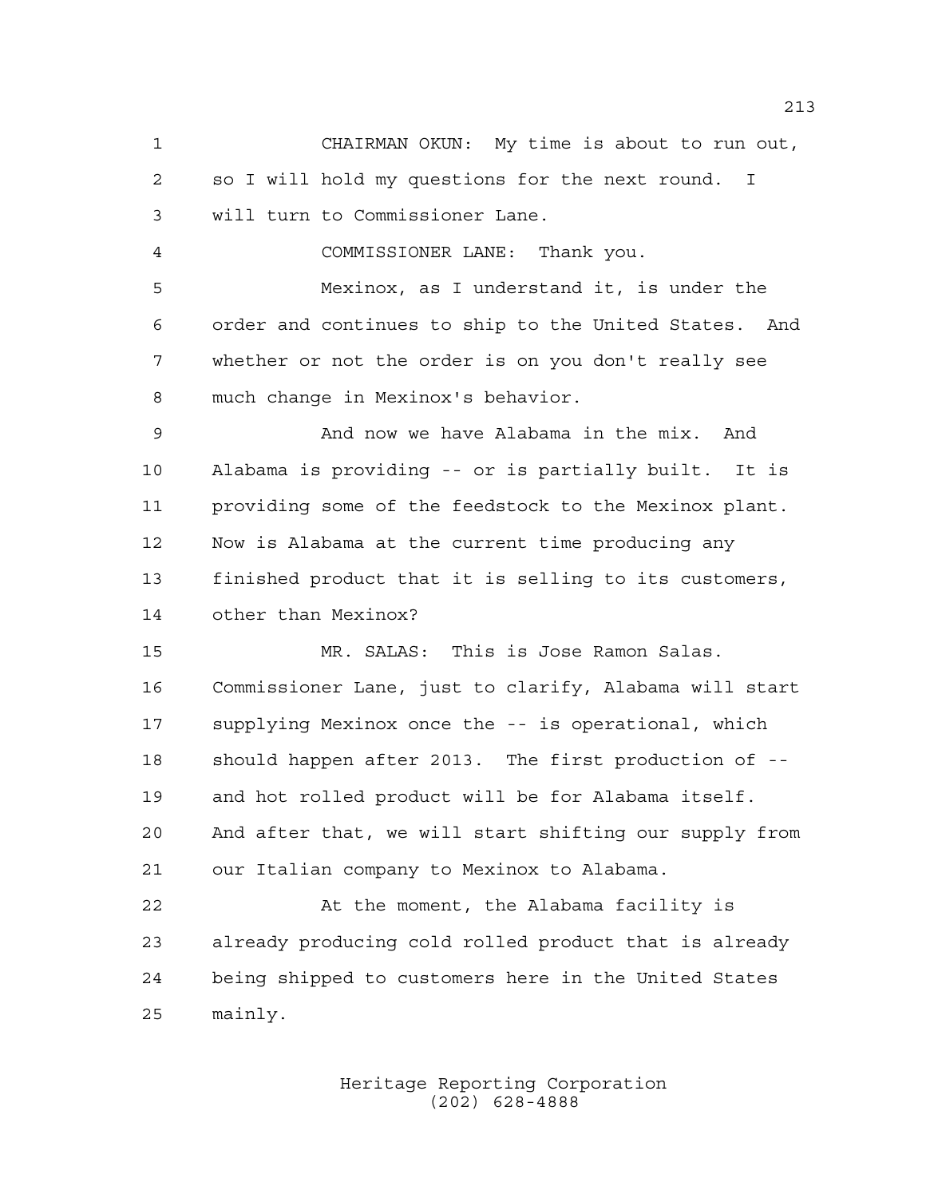CHAIRMAN OKUN: My time is about to run out, so I will hold my questions for the next round. I will turn to Commissioner Lane.

COMMISSIONER LANE: Thank you.

Mexinox, as I understand it, is under the order and continues to ship to the United States. And whether or not the order is on you don't really see much change in Mexinox's behavior.

And now we have Alabama in the mix. And Alabama is providing -- or is partially built. It is providing some of the feedstock to the Mexinox plant. Now is Alabama at the current time producing any finished product that it is selling to its customers, other than Mexinox?

MR. SALAS: This is Jose Ramon Salas. Commissioner Lane, just to clarify, Alabama will start supplying Mexinox once the -- is operational, which should happen after 2013. The first production of -- and hot rolled product will be for Alabama itself. And after that, we will start shifting our supply from our Italian company to Mexinox to Alabama.

At the moment, the Alabama facility is already producing cold rolled product that is already being shipped to customers here in the United States mainly.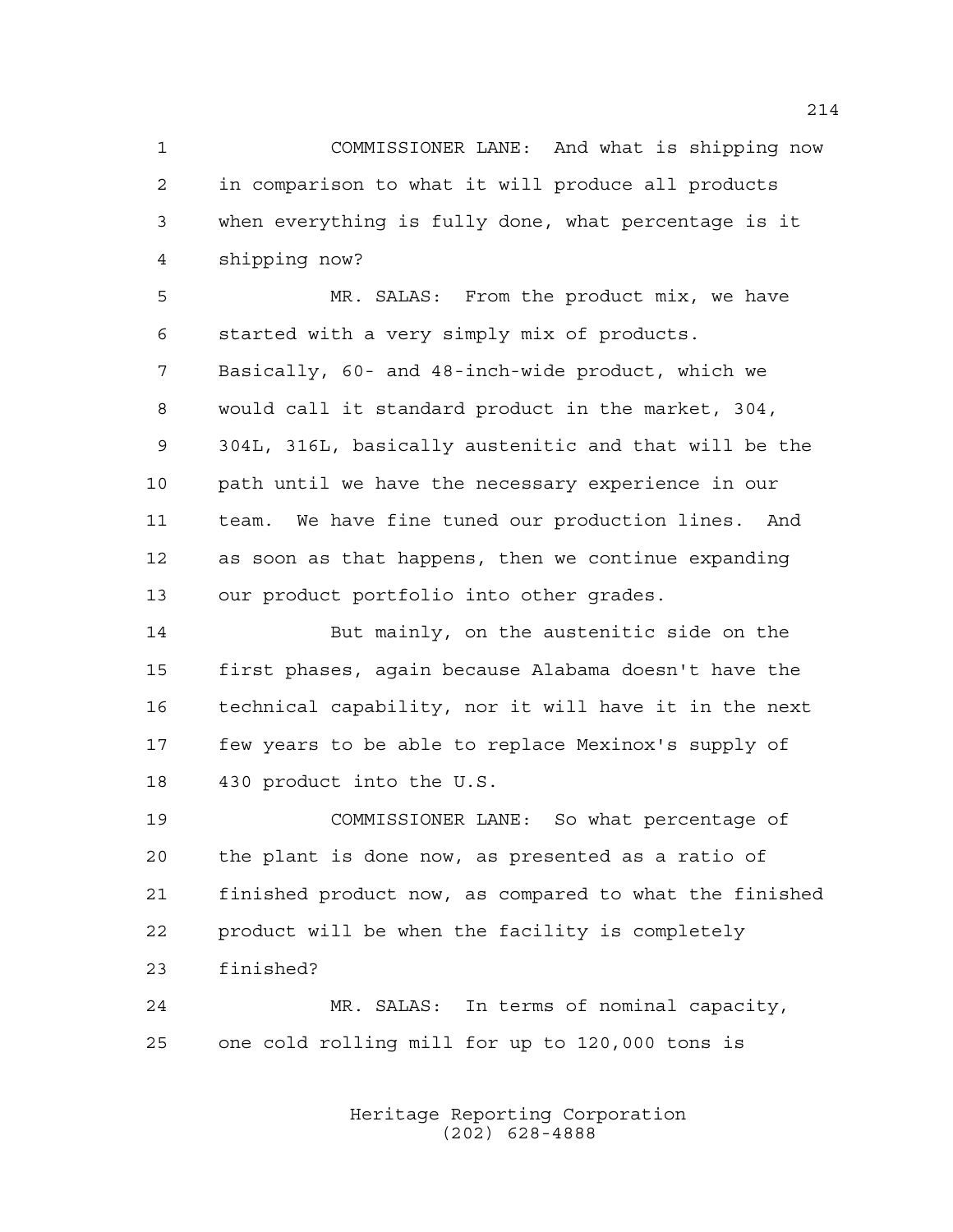COMMISSIONER LANE: And what is shipping now in comparison to what it will produce all products when everything is fully done, what percentage is it shipping now?

MR. SALAS: From the product mix, we have started with a very simply mix of products. Basically, 60- and 48-inch-wide product, which we would call it standard product in the market, 304, 304L, 316L, basically austenitic and that will be the path until we have the necessary experience in our team. We have fine tuned our production lines. And as soon as that happens, then we continue expanding our product portfolio into other grades.

But mainly, on the austenitic side on the first phases, again because Alabama doesn't have the technical capability, nor it will have it in the next few years to be able to replace Mexinox's supply of 430 product into the U.S.

COMMISSIONER LANE: So what percentage of the plant is done now, as presented as a ratio of finished product now, as compared to what the finished product will be when the facility is completely finished?

MR. SALAS: In terms of nominal capacity, one cold rolling mill for up to 120,000 tons is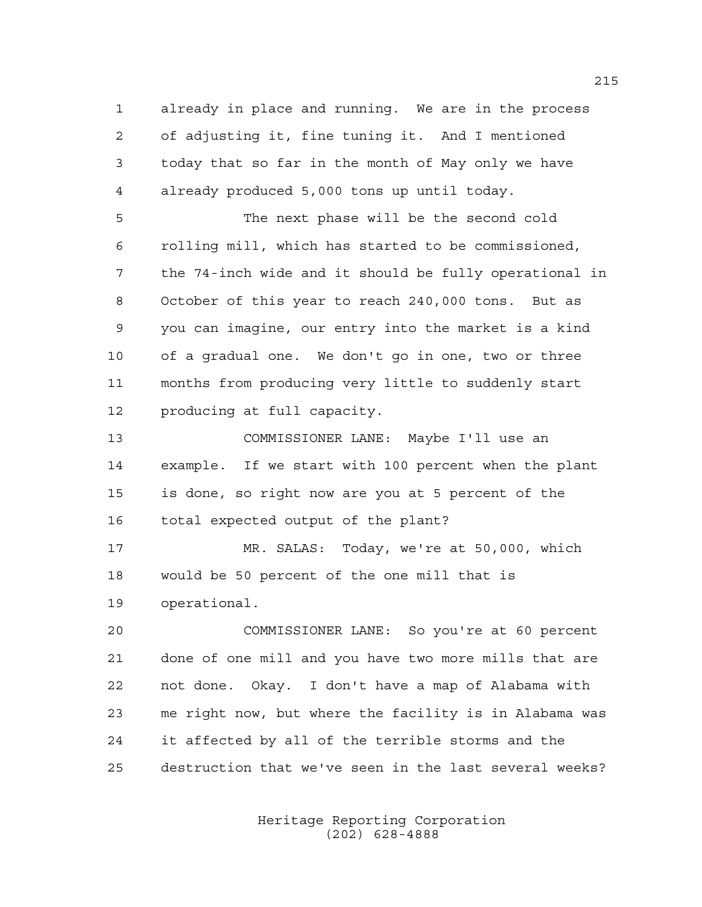already in place and running. We are in the process of adjusting it, fine tuning it. And I mentioned today that so far in the month of May only we have already produced 5,000 tons up until today.

The next phase will be the second cold rolling mill, which has started to be commissioned, the 74-inch wide and it should be fully operational in October of this year to reach 240,000 tons. But as you can imagine, our entry into the market is a kind of a gradual one. We don't go in one, two or three months from producing very little to suddenly start producing at full capacity.

COMMISSIONER LANE: Maybe I'll use an example. If we start with 100 percent when the plant is done, so right now are you at 5 percent of the total expected output of the plant?

MR. SALAS: Today, we're at 50,000, which would be 50 percent of the one mill that is operational.

COMMISSIONER LANE: So you're at 60 percent done of one mill and you have two more mills that are not done. Okay. I don't have a map of Alabama with me right now, but where the facility is in Alabama was it affected by all of the terrible storms and the destruction that we've seen in the last several weeks?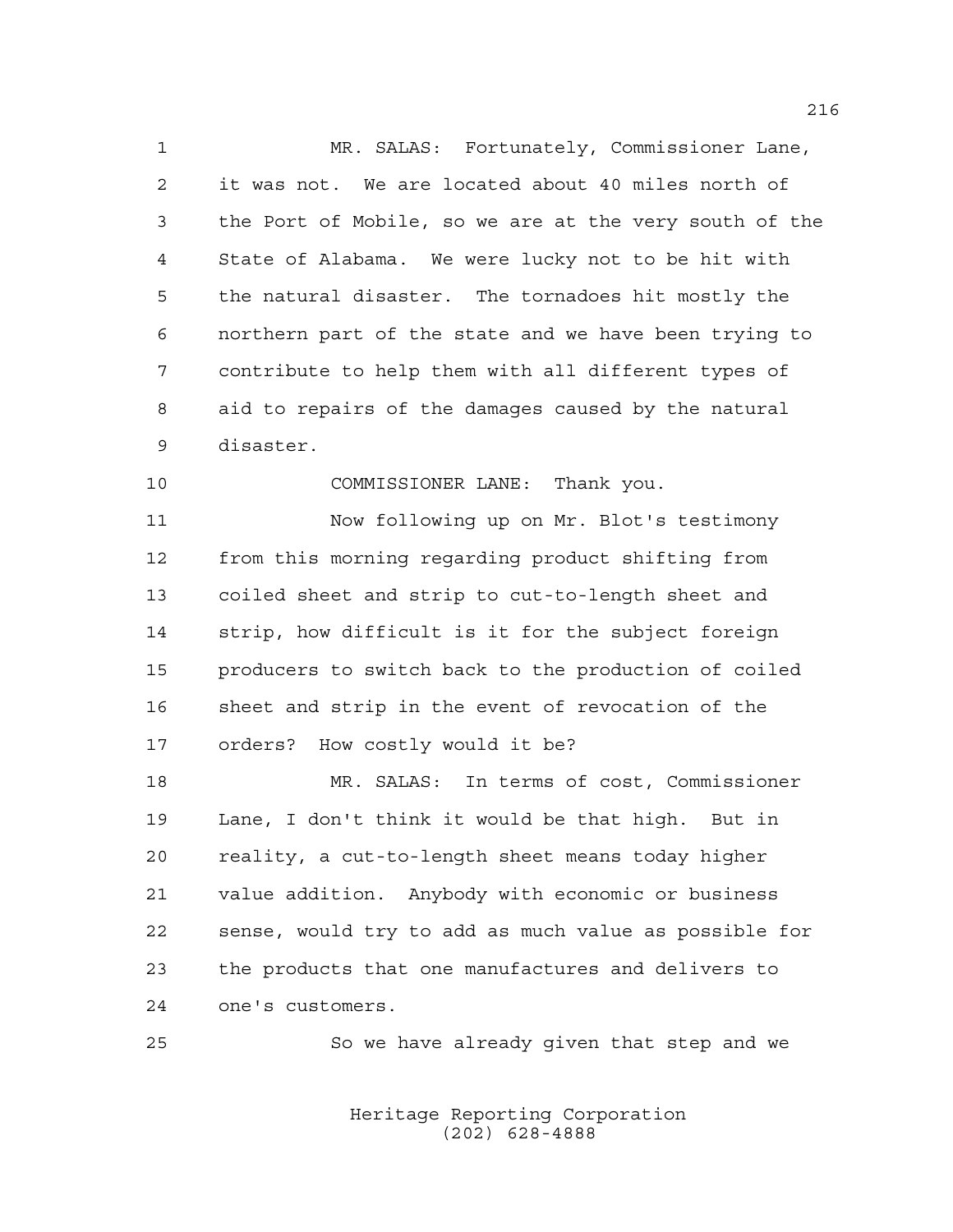MR. SALAS: Fortunately, Commissioner Lane, it was not. We are located about 40 miles north of the Port of Mobile, so we are at the very south of the State of Alabama. We were lucky not to be hit with the natural disaster. The tornadoes hit mostly the northern part of the state and we have been trying to contribute to help them with all different types of aid to repairs of the damages caused by the natural disaster.

COMMISSIONER LANE: Thank you.

Now following up on Mr. Blot's testimony from this morning regarding product shifting from coiled sheet and strip to cut-to-length sheet and strip, how difficult is it for the subject foreign producers to switch back to the production of coiled sheet and strip in the event of revocation of the orders? How costly would it be?

MR. SALAS: In terms of cost, Commissioner Lane, I don't think it would be that high. But in reality, a cut-to-length sheet means today higher value addition. Anybody with economic or business sense, would try to add as much value as possible for the products that one manufactures and delivers to one's customers.

So we have already given that step and we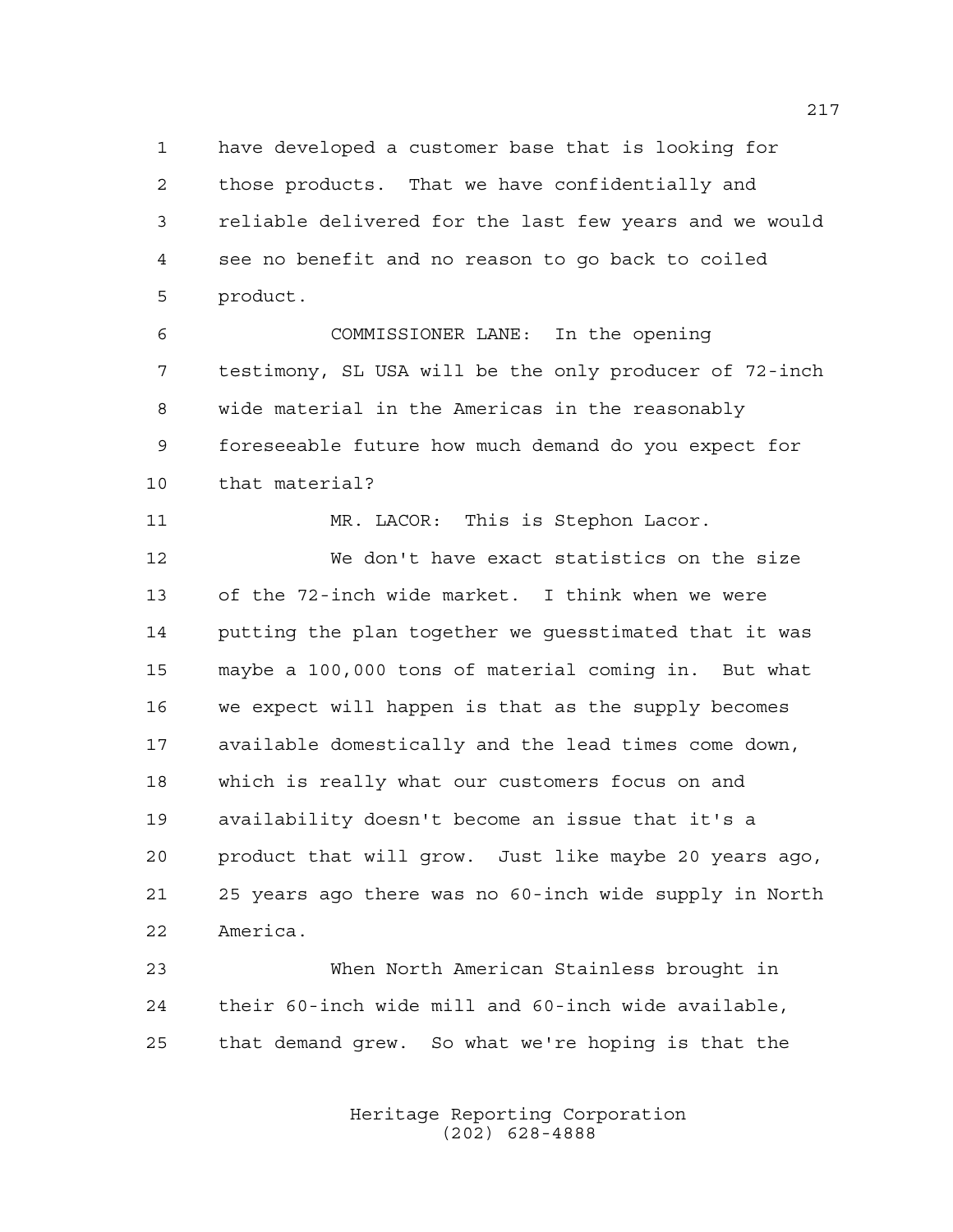have developed a customer base that is looking for those products. That we have confidentially and reliable delivered for the last few years and we would see no benefit and no reason to go back to coiled product.

COMMISSIONER LANE: In the opening testimony, SL USA will be the only producer of 72-inch wide material in the Americas in the reasonably foreseeable future how much demand do you expect for that material?

MR. LACOR: This is Stephon Lacor.

We don't have exact statistics on the size of the 72-inch wide market. I think when we were putting the plan together we guesstimated that it was maybe a 100,000 tons of material coming in. But what we expect will happen is that as the supply becomes available domestically and the lead times come down, which is really what our customers focus on and availability doesn't become an issue that it's a product that will grow. Just like maybe 20 years ago, 25 years ago there was no 60-inch wide supply in North America.

When North American Stainless brought in their 60-inch wide mill and 60-inch wide available, that demand grew. So what we're hoping is that the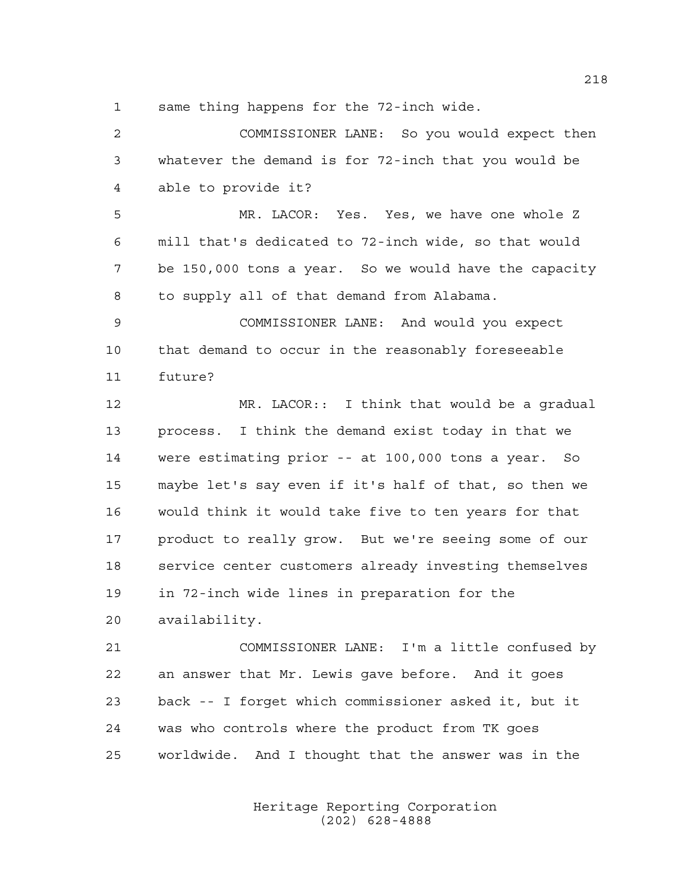same thing happens for the 72-inch wide.

COMMISSIONER LANE: So you would expect then whatever the demand is for 72-inch that you would be able to provide it?

MR. LACOR: Yes. Yes, we have one whole Z mill that's dedicated to 72-inch wide, so that would be 150,000 tons a year. So we would have the capacity to supply all of that demand from Alabama.

COMMISSIONER LANE: And would you expect that demand to occur in the reasonably foreseeable future?

MR. LACOR:: I think that would be a gradual process. I think the demand exist today in that we were estimating prior -- at 100,000 tons a year. So maybe let's say even if it's half of that, so then we would think it would take five to ten years for that product to really grow. But we're seeing some of our service center customers already investing themselves in 72-inch wide lines in preparation for the availability.

COMMISSIONER LANE: I'm a little confused by an answer that Mr. Lewis gave before. And it goes back -- I forget which commissioner asked it, but it was who controls where the product from TK goes worldwide. And I thought that the answer was in the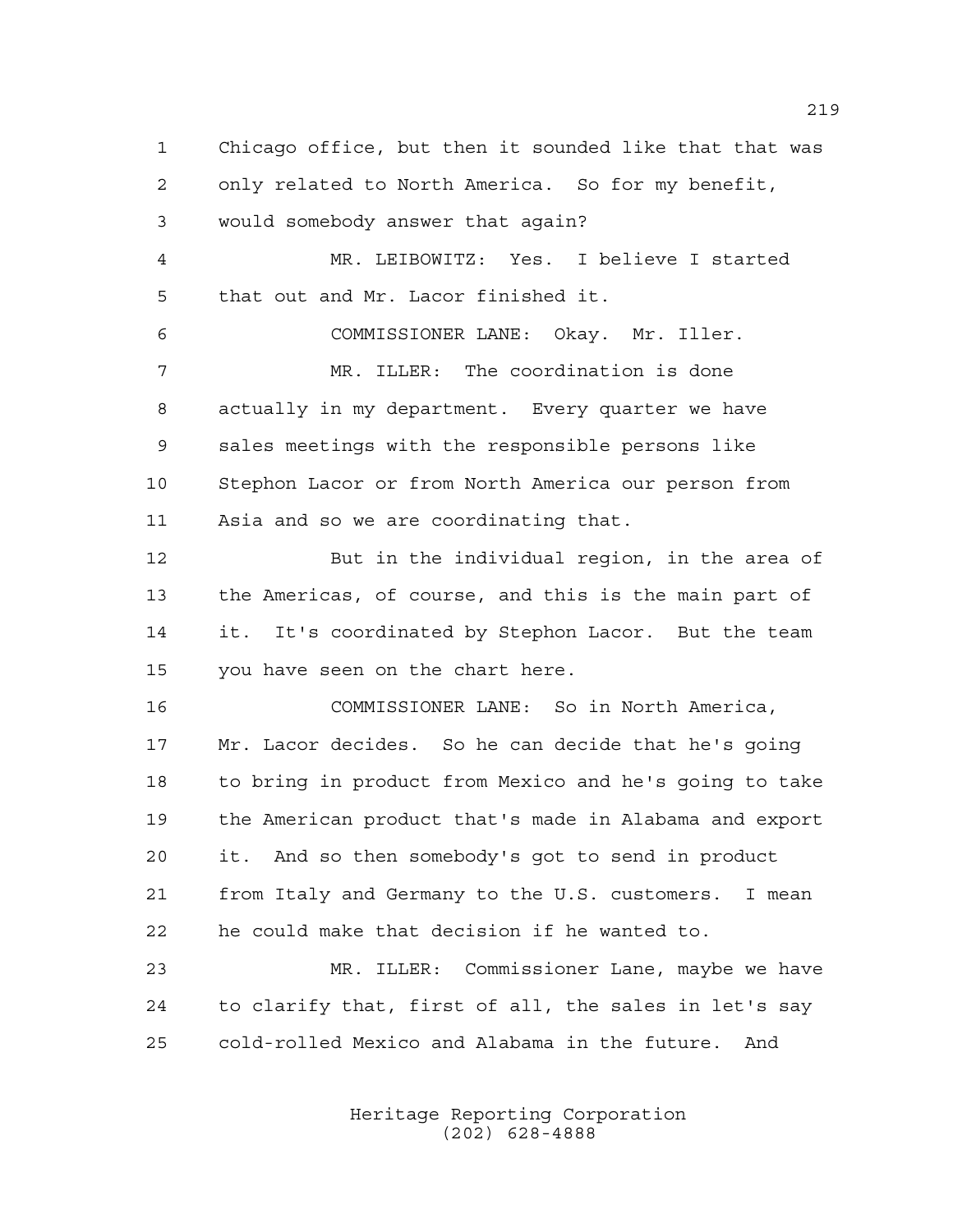Chicago office, but then it sounded like that that was only related to North America. So for my benefit, would somebody answer that again?

MR. LEIBOWITZ: Yes. I believe I started that out and Mr. Lacor finished it.

COMMISSIONER LANE: Okay. Mr. Iller.

MR. ILLER: The coordination is done actually in my department. Every quarter we have sales meetings with the responsible persons like Stephon Lacor or from North America our person from Asia and so we are coordinating that.

But in the individual region, in the area of the Americas, of course, and this is the main part of it. It's coordinated by Stephon Lacor. But the team you have seen on the chart here.

COMMISSIONER LANE: So in North America, Mr. Lacor decides. So he can decide that he's going to bring in product from Mexico and he's going to take the American product that's made in Alabama and export it. And so then somebody's got to send in product from Italy and Germany to the U.S. customers. I mean he could make that decision if he wanted to.

MR. ILLER: Commissioner Lane, maybe we have to clarify that, first of all, the sales in let's say cold-rolled Mexico and Alabama in the future. And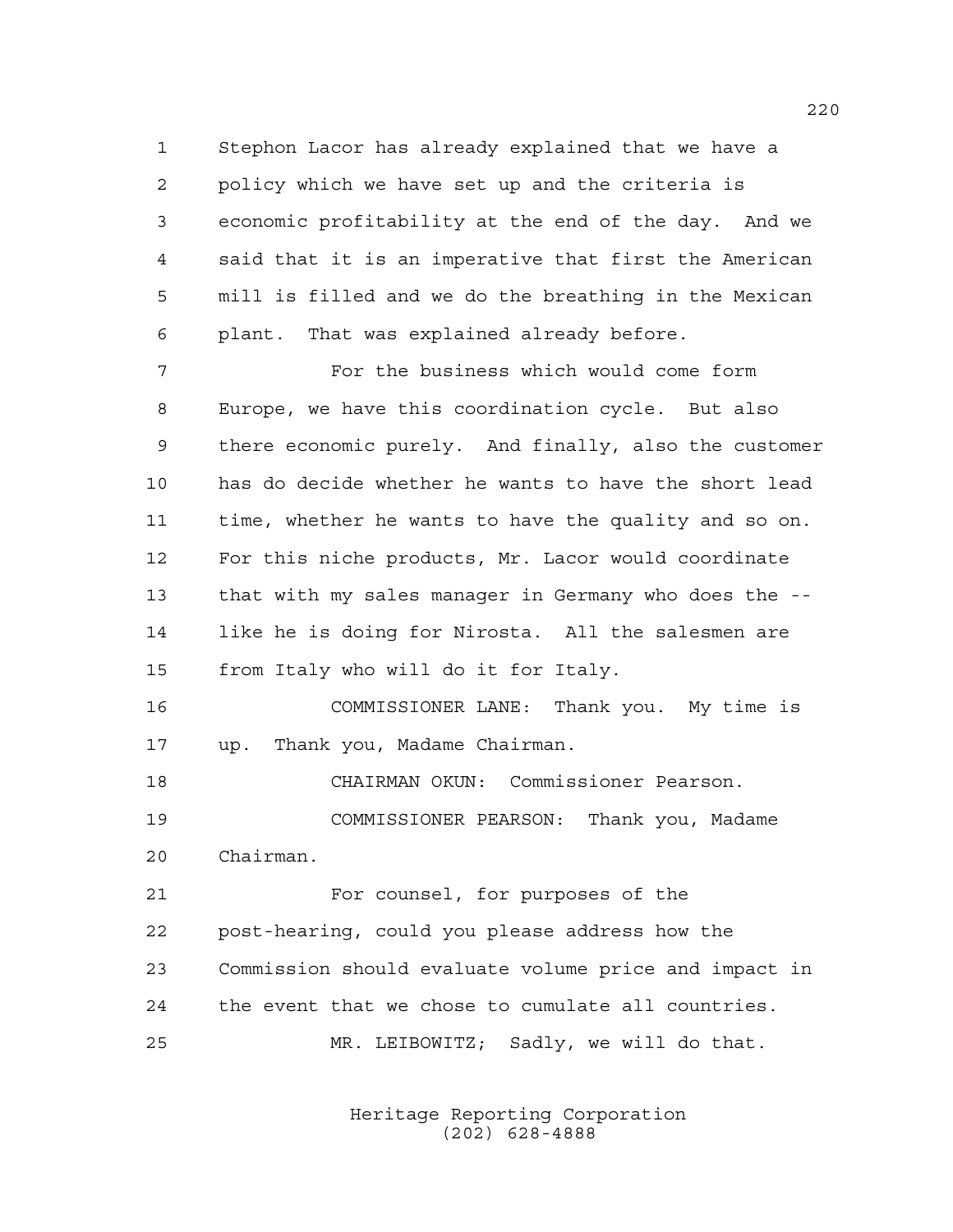Stephon Lacor has already explained that we have a policy which we have set up and the criteria is economic profitability at the end of the day. And we said that it is an imperative that first the American mill is filled and we do the breathing in the Mexican plant. That was explained already before.

For the business which would come form Europe, we have this coordination cycle. But also there economic purely. And finally, also the customer has do decide whether he wants to have the short lead time, whether he wants to have the quality and so on. For this niche products, Mr. Lacor would coordinate that with my sales manager in Germany who does the -- like he is doing for Nirosta. All the salesmen are from Italy who will do it for Italy.

COMMISSIONER LANE: Thank you. My time is up. Thank you, Madame Chairman.

CHAIRMAN OKUN: Commissioner Pearson.

COMMISSIONER PEARSON: Thank you, Madame Chairman.

For counsel, for purposes of the post-hearing, could you please address how the Commission should evaluate volume price and impact in the event that we chose to cumulate all countries.

MR. LEIBOWITZ; Sadly, we will do that.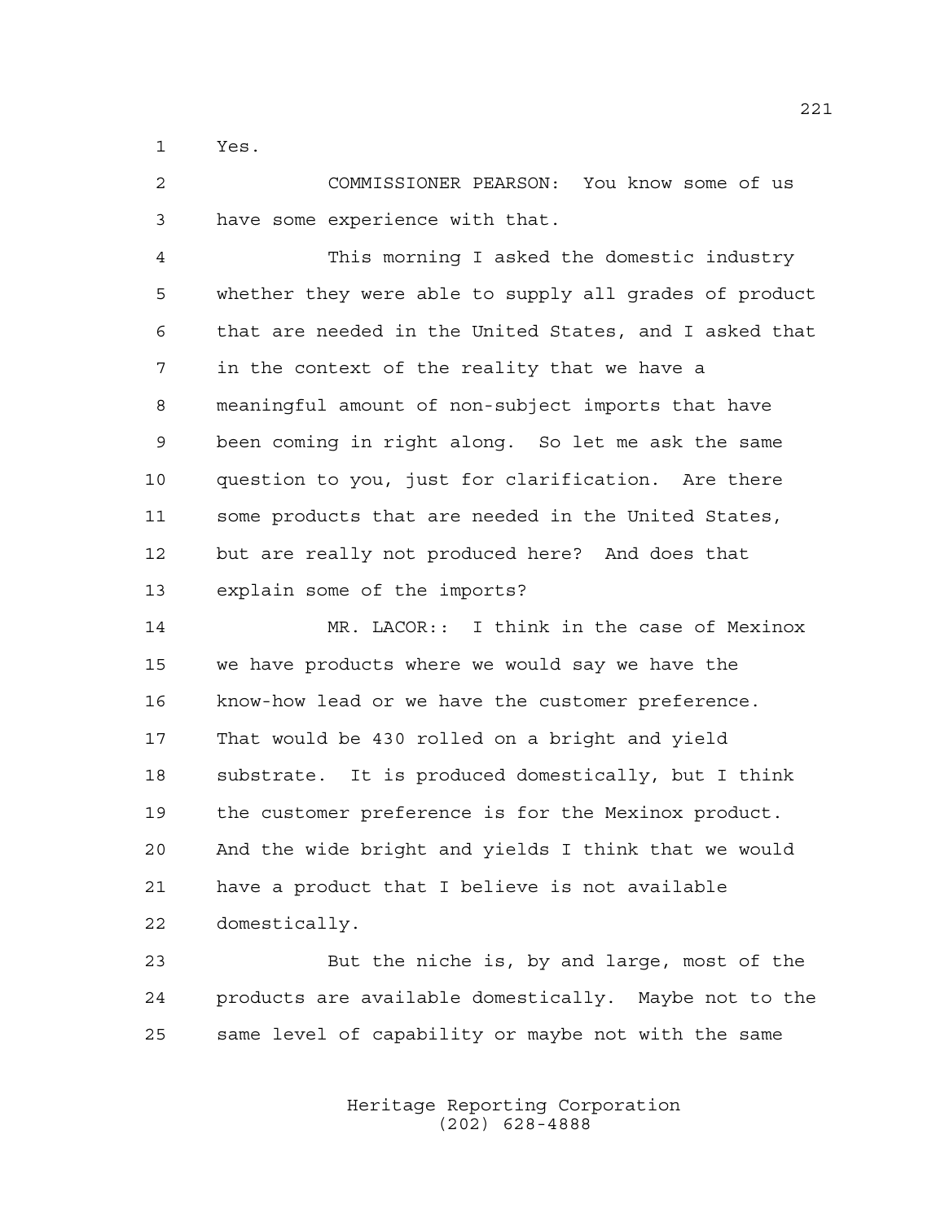Yes.

COMMISSIONER PEARSON: You know some of us have some experience with that.

This morning I asked the domestic industry whether they were able to supply all grades of product that are needed in the United States, and I asked that in the context of the reality that we have a meaningful amount of non-subject imports that have been coming in right along. So let me ask the same question to you, just for clarification. Are there some products that are needed in the United States, but are really not produced here? And does that explain some of the imports?

MR. LACOR:: I think in the case of Mexinox we have products where we would say we have the know-how lead or we have the customer preference. That would be 430 rolled on a bright and yield substrate. It is produced domestically, but I think the customer preference is for the Mexinox product. And the wide bright and yields I think that we would have a product that I believe is not available domestically.

But the niche is, by and large, most of the products are available domestically. Maybe not to the same level of capability or maybe not with the same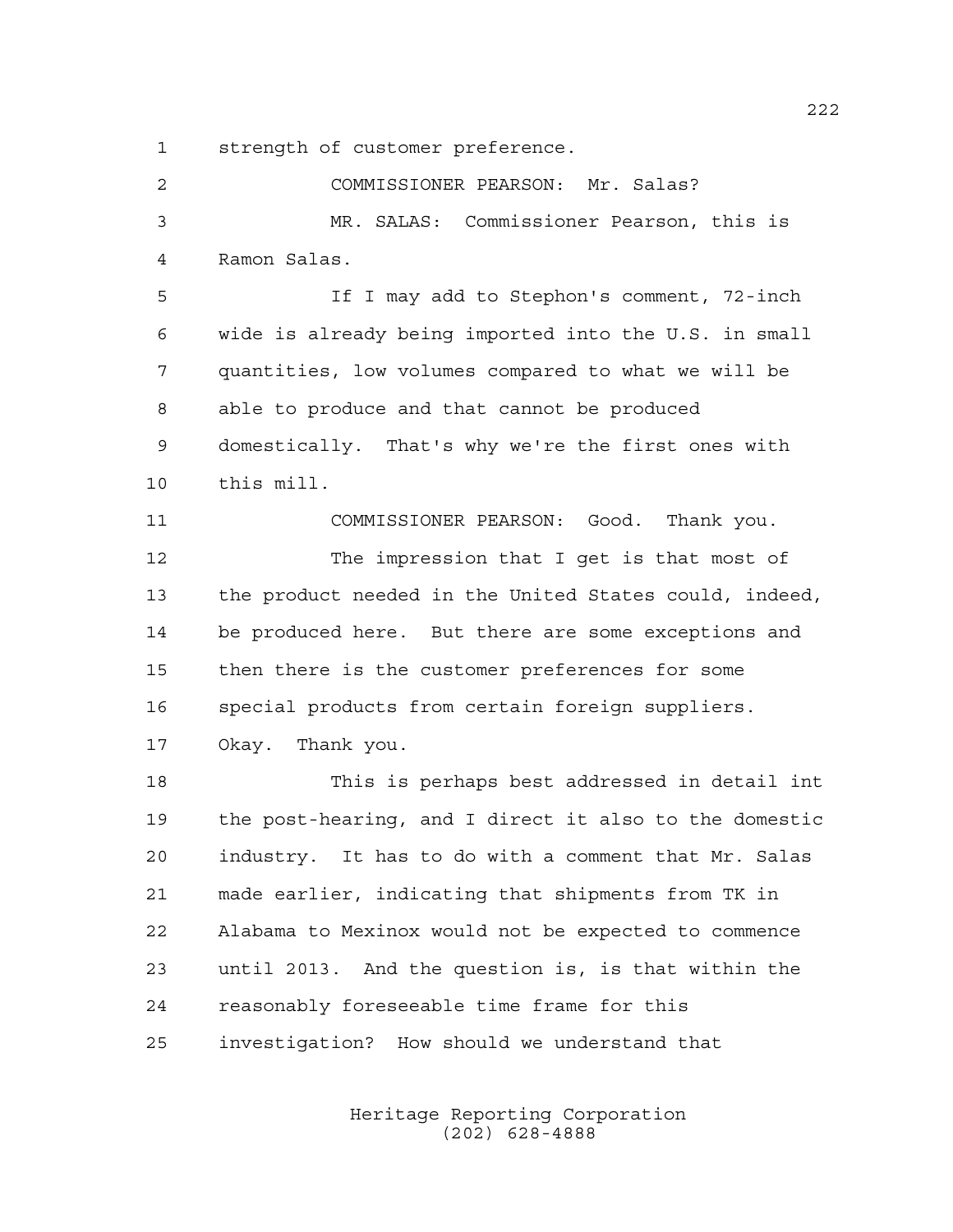strength of customer preference.

COMMISSIONER PEARSON: Mr. Salas?

MR. SALAS: Commissioner Pearson, this is Ramon Salas.

If I may add to Stephon's comment, 72-inch wide is already being imported into the U.S. in small quantities, low volumes compared to what we will be able to produce and that cannot be produced domestically. That's why we're the first ones with this mill.

COMMISSIONER PEARSON: Good. Thank you.

The impression that I get is that most of the product needed in the United States could, indeed, be produced here. But there are some exceptions and then there is the customer preferences for some special products from certain foreign suppliers. Okay. Thank you.

This is perhaps best addressed in detail int the post-hearing, and I direct it also to the domestic industry. It has to do with a comment that Mr. Salas made earlier, indicating that shipments from TK in Alabama to Mexinox would not be expected to commence until 2013. And the question is, is that within the reasonably foreseeable time frame for this investigation? How should we understand that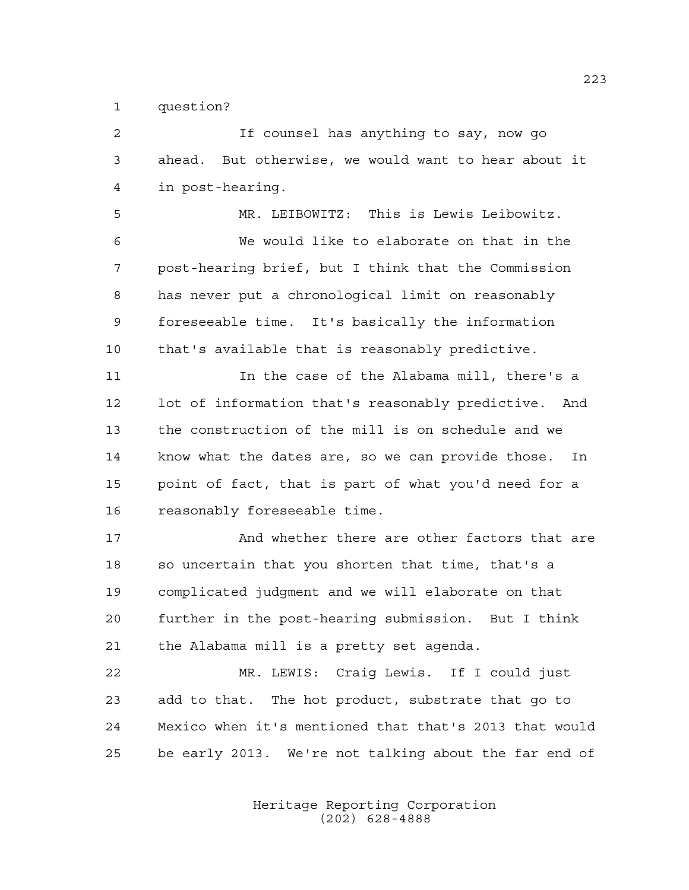question?

If counsel has anything to say, now go ahead. But otherwise, we would want to hear about it in post-hearing.

MR. LEIBOWITZ: This is Lewis Leibowitz.

We would like to elaborate on that in the post-hearing brief, but I think that the Commission has never put a chronological limit on reasonably foreseeable time. It's basically the information that's available that is reasonably predictive.

In the case of the Alabama mill, there's a lot of information that's reasonably predictive. And the construction of the mill is on schedule and we know what the dates are, so we can provide those. In point of fact, that is part of what you'd need for a reasonably foreseeable time.

And whether there are other factors that are so uncertain that you shorten that time, that's a complicated judgment and we will elaborate on that further in the post-hearing submission. But I think the Alabama mill is a pretty set agenda.

MR. LEWIS: Craig Lewis. If I could just add to that. The hot product, substrate that go to Mexico when it's mentioned that that's 2013 that would be early 2013. We're not talking about the far end of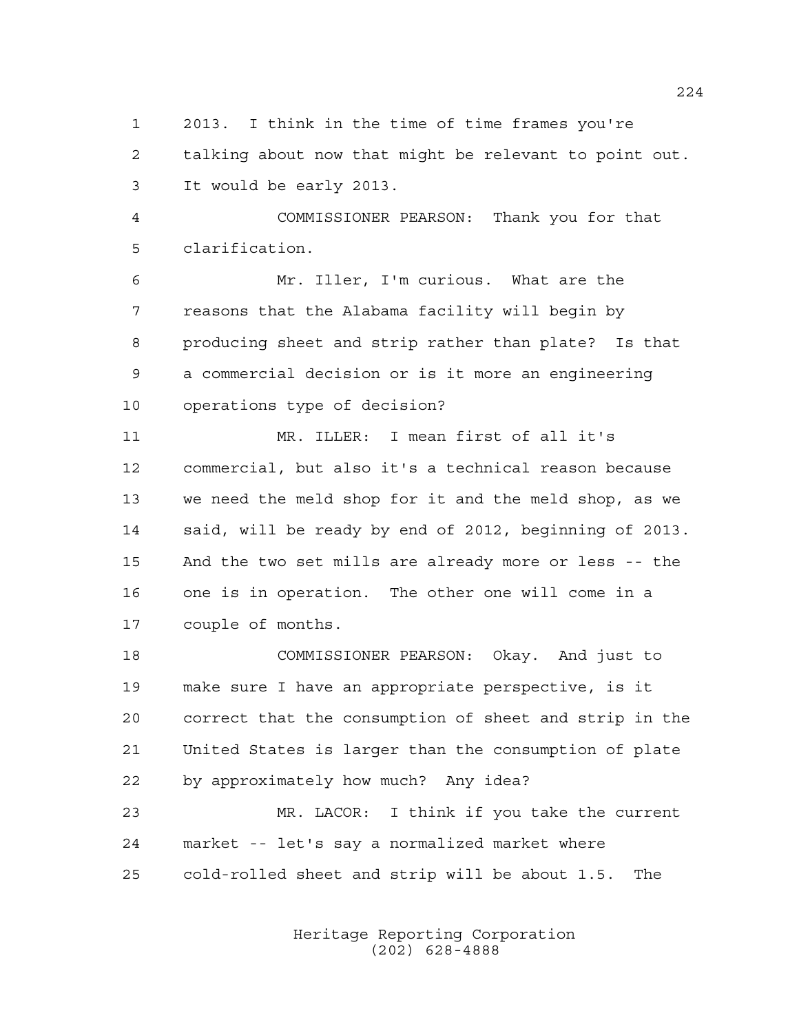2013. I think in the time of time frames you're talking about now that might be relevant to point out. It would be early 2013.

COMMISSIONER PEARSON: Thank you for that clarification.

Mr. Iller, I'm curious. What are the reasons that the Alabama facility will begin by producing sheet and strip rather than plate? Is that a commercial decision or is it more an engineering operations type of decision?

MR. ILLER: I mean first of all it's commercial, but also it's a technical reason because we need the meld shop for it and the meld shop, as we said, will be ready by end of 2012, beginning of 2013. And the two set mills are already more or less -- the one is in operation. The other one will come in a couple of months.

COMMISSIONER PEARSON: Okay. And just to make sure I have an appropriate perspective, is it correct that the consumption of sheet and strip in the United States is larger than the consumption of plate by approximately how much? Any idea?

MR. LACOR: I think if you take the current market -- let's say a normalized market where cold-rolled sheet and strip will be about 1.5. The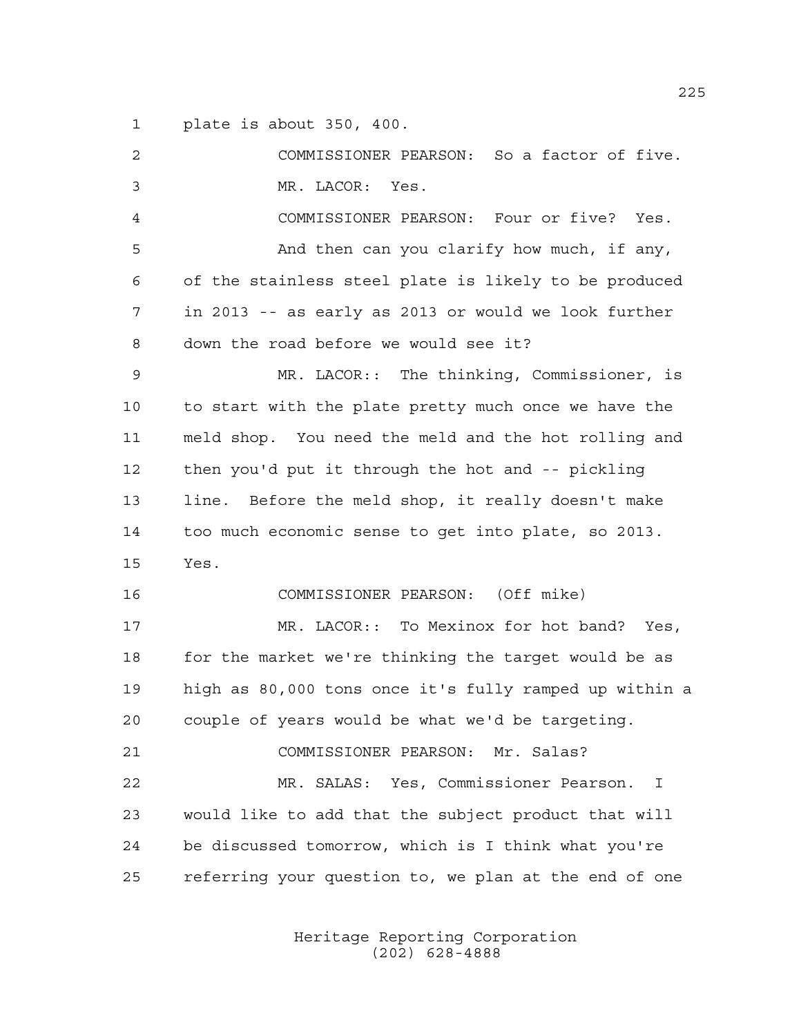plate is about 350, 400.

COMMISSIONER PEARSON: So a factor of five.

MR. LACOR: Yes.

COMMISSIONER PEARSON: Four or five? Yes. And then can you clarify how much, if any, of the stainless steel plate is likely to be produced in 2013 -- as early as 2013 or would we look further down the road before we would see it?

MR. LACOR:: The thinking, Commissioner, is to start with the plate pretty much once we have the meld shop. You need the meld and the hot rolling and then you'd put it through the hot and -- pickling line. Before the meld shop, it really doesn't make too much economic sense to get into plate, so 2013. Yes.

COMMISSIONER PEARSON: (Off mike)

MR. LACOR:: To Mexinox for hot band? Yes, for the market we're thinking the target would be as high as 80,000 tons once it's fully ramped up within a couple of years would be what we'd be targeting.

COMMISSIONER PEARSON: Mr. Salas?

MR. SALAS: Yes, Commissioner Pearson. I would like to add that the subject product that will be discussed tomorrow, which is I think what you're referring your question to, we plan at the end of one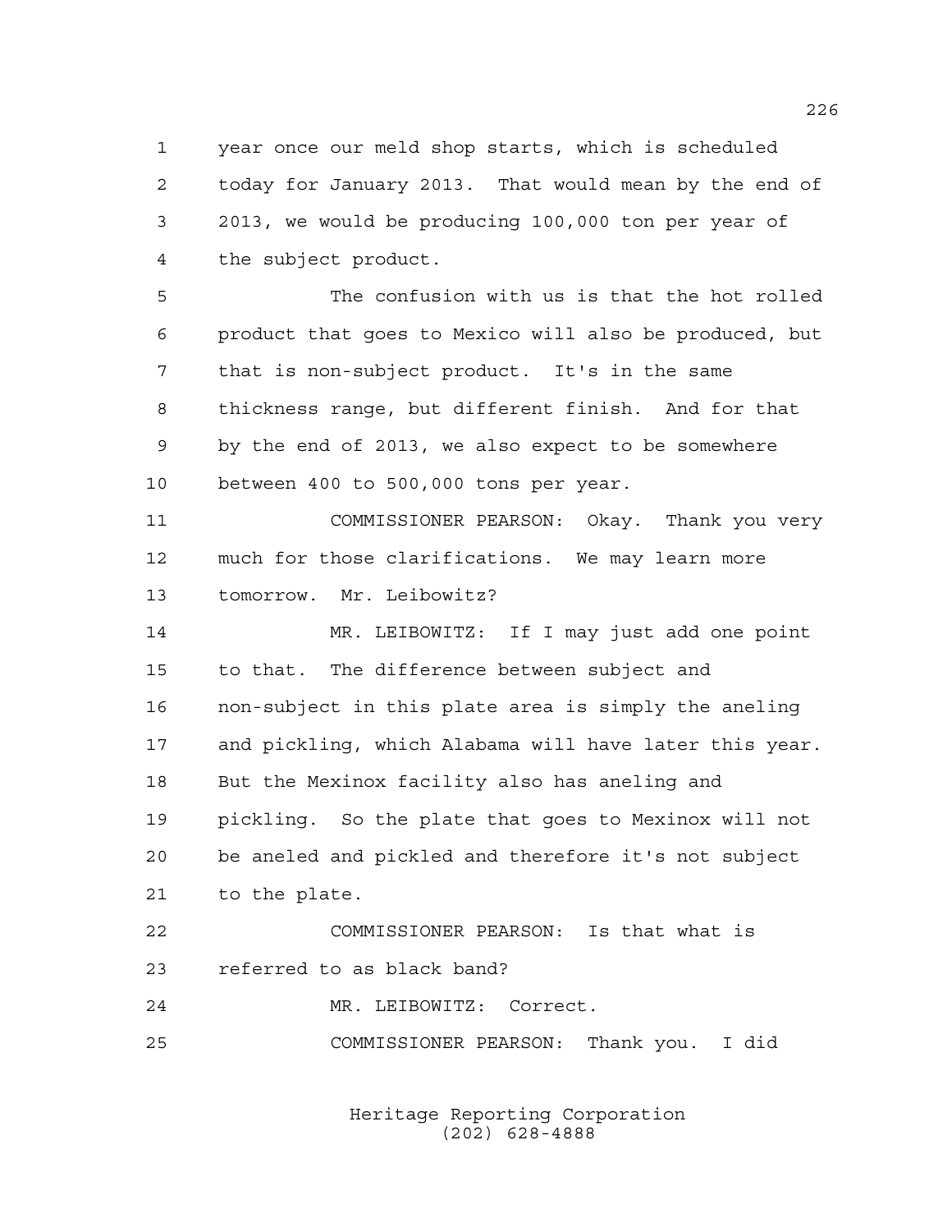year once our meld shop starts, which is scheduled today for January 2013. That would mean by the end of 2013, we would be producing 100,000 ton per year of the subject product.

The confusion with us is that the hot rolled product that goes to Mexico will also be produced, but that is non-subject product. It's in the same thickness range, but different finish. And for that by the end of 2013, we also expect to be somewhere between 400 to 500,000 tons per year.

COMMISSIONER PEARSON: Okay. Thank you very much for those clarifications. We may learn more tomorrow. Mr. Leibowitz?

MR. LEIBOWITZ: If I may just add one point to that. The difference between subject and non-subject in this plate area is simply the aneling and pickling, which Alabama will have later this year. But the Mexinox facility also has aneling and pickling. So the plate that goes to Mexinox will not be aneled and pickled and therefore it's not subject to the plate.

COMMISSIONER PEARSON: Is that what is referred to as black band?

MR. LEIBOWITZ: Correct.

COMMISSIONER PEARSON: Thank you. I did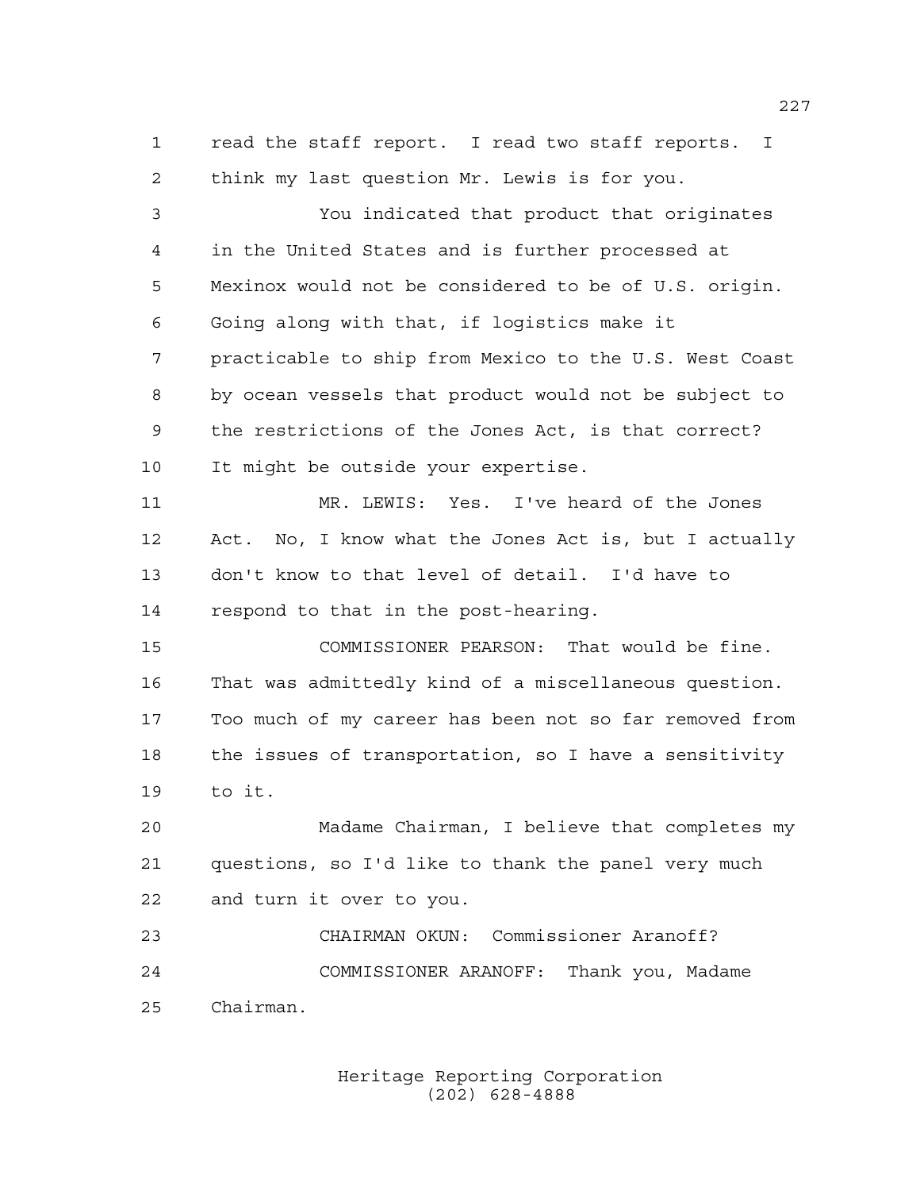read the staff report. I read two staff reports. I think my last question Mr. Lewis is for you.

You indicated that product that originates in the United States and is further processed at Mexinox would not be considered to be of U.S. origin. Going along with that, if logistics make it practicable to ship from Mexico to the U.S. West Coast by ocean vessels that product would not be subject to the restrictions of the Jones Act, is that correct? It might be outside your expertise.

MR. LEWIS: Yes. I've heard of the Jones Act. No, I know what the Jones Act is, but I actually don't know to that level of detail. I'd have to respond to that in the post-hearing.

COMMISSIONER PEARSON: That would be fine. That was admittedly kind of a miscellaneous question. Too much of my career has been not so far removed from the issues of transportation, so I have a sensitivity to it.

Madame Chairman, I believe that completes my questions, so I'd like to thank the panel very much and turn it over to you.

CHAIRMAN OKUN: Commissioner Aranoff?

COMMISSIONER ARANOFF: Thank you, Madame Chairman.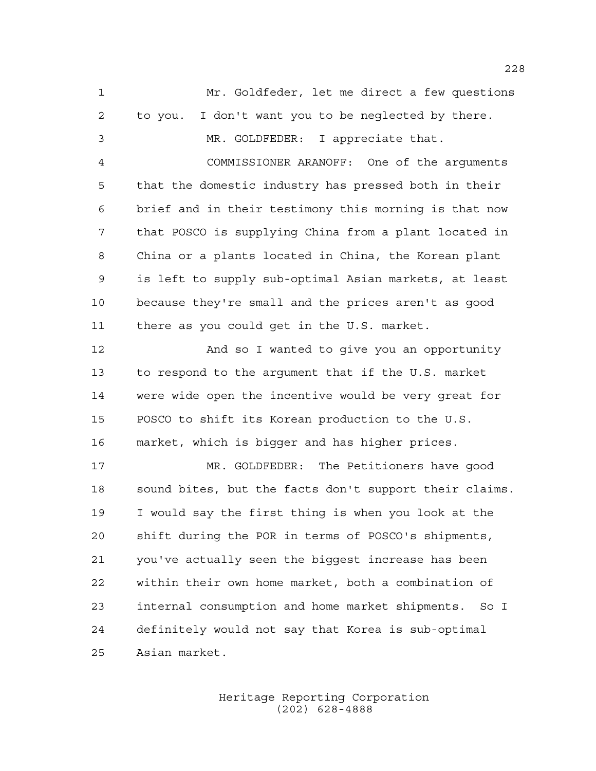Mr. Goldfeder, let me direct a few questions to you. I don't want you to be neglected by there.

MR. GOLDFEDER: I appreciate that.

COMMISSIONER ARANOFF: One of the arguments that the domestic industry has pressed both in their brief and in their testimony this morning is that now that POSCO is supplying China from a plant located in China or a plants located in China, the Korean plant is left to supply sub-optimal Asian markets, at least because they're small and the prices aren't as good there as you could get in the U.S. market.

And so I wanted to give you an opportunity to respond to the argument that if the U.S. market were wide open the incentive would be very great for POSCO to shift its Korean production to the U.S. market, which is bigger and has higher prices.

MR. GOLDFEDER: The Petitioners have good sound bites, but the facts don't support their claims. I would say the first thing is when you look at the shift during the POR in terms of POSCO's shipments, you've actually seen the biggest increase has been within their own home market, both a combination of internal consumption and home market shipments. So I definitely would not say that Korea is sub-optimal Asian market.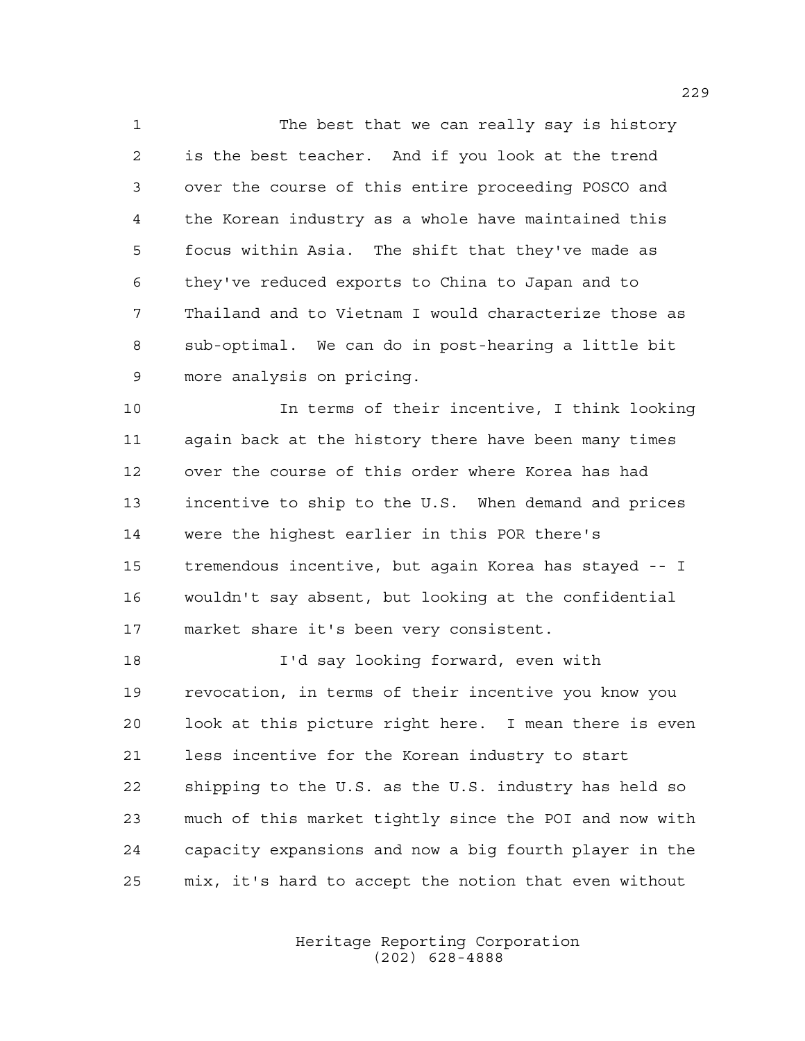The best that we can really say is history is the best teacher. And if you look at the trend over the course of this entire proceeding POSCO and the Korean industry as a whole have maintained this focus within Asia. The shift that they've made as they've reduced exports to China to Japan and to Thailand and to Vietnam I would characterize those as sub-optimal. We can do in post-hearing a little bit more analysis on pricing.

In terms of their incentive, I think looking again back at the history there have been many times over the course of this order where Korea has had incentive to ship to the U.S. When demand and prices were the highest earlier in this POR there's tremendous incentive, but again Korea has stayed -- I wouldn't say absent, but looking at the confidential market share it's been very consistent.

I'd say looking forward, even with revocation, in terms of their incentive you know you look at this picture right here. I mean there is even less incentive for the Korean industry to start shipping to the U.S. as the U.S. industry has held so much of this market tightly since the POI and now with capacity expansions and now a big fourth player in the mix, it's hard to accept the notion that even without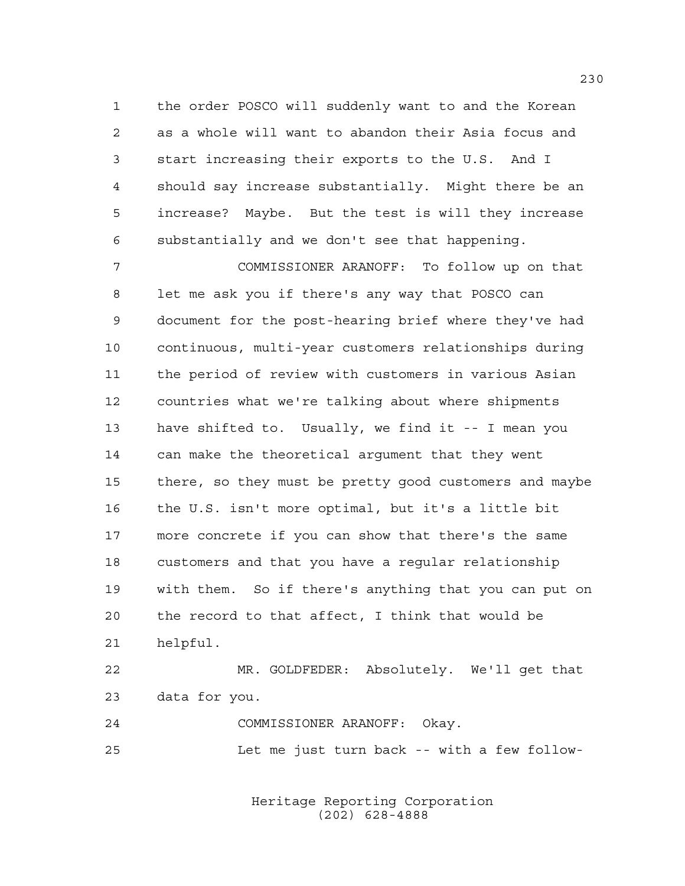the order POSCO will suddenly want to and the Korean as a whole will want to abandon their Asia focus and start increasing their exports to the U.S. And I should say increase substantially. Might there be an increase? Maybe. But the test is will they increase substantially and we don't see that happening.

COMMISSIONER ARANOFF: To follow up on that let me ask you if there's any way that POSCO can document for the post-hearing brief where they've had continuous, multi-year customers relationships during the period of review with customers in various Asian countries what we're talking about where shipments have shifted to. Usually, we find it -- I mean you can make the theoretical argument that they went there, so they must be pretty good customers and maybe the U.S. isn't more optimal, but it's a little bit more concrete if you can show that there's the same customers and that you have a regular relationship with them. So if there's anything that you can put on the record to that affect, I think that would be helpful.

MR. GOLDFEDER: Absolutely. We'll get that data for you.

COMMISSIONER ARANOFF: Okay.

Let me just turn back -- with a few follow-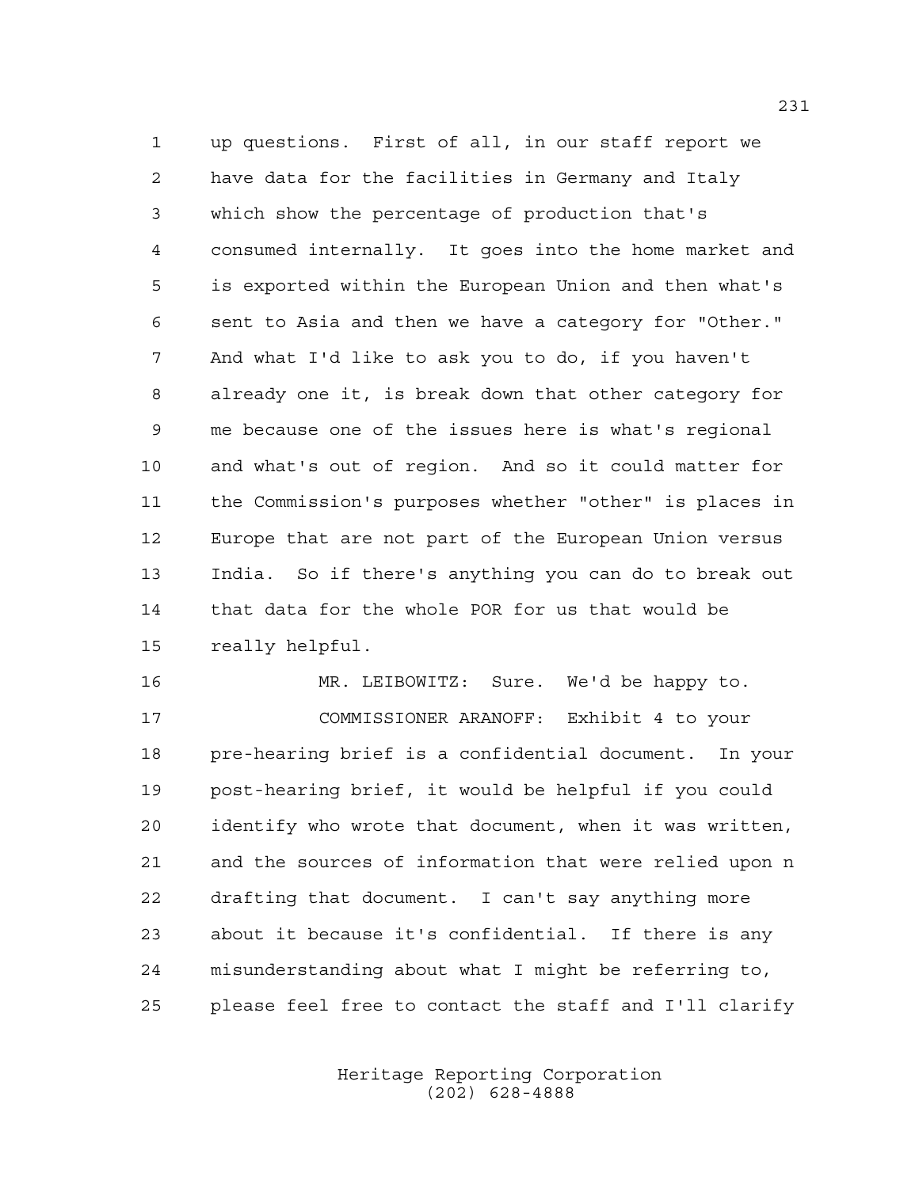up questions. First of all, in our staff report we have data for the facilities in Germany and Italy which show the percentage of production that's consumed internally. It goes into the home market and is exported within the European Union and then what's sent to Asia and then we have a category for "Other." And what I'd like to ask you to do, if you haven't already one it, is break down that other category for me because one of the issues here is what's regional and what's out of region. And so it could matter for the Commission's purposes whether "other" is places in Europe that are not part of the European Union versus India. So if there's anything you can do to break out that data for the whole POR for us that would be really helpful.

MR. LEIBOWITZ: Sure. We'd be happy to.

COMMISSIONER ARANOFF: Exhibit 4 to your pre-hearing brief is a confidential document. In your post-hearing brief, it would be helpful if you could identify who wrote that document, when it was written, and the sources of information that were relied upon n drafting that document. I can't say anything more about it because it's confidential. If there is any misunderstanding about what I might be referring to, please feel free to contact the staff and I'll clarify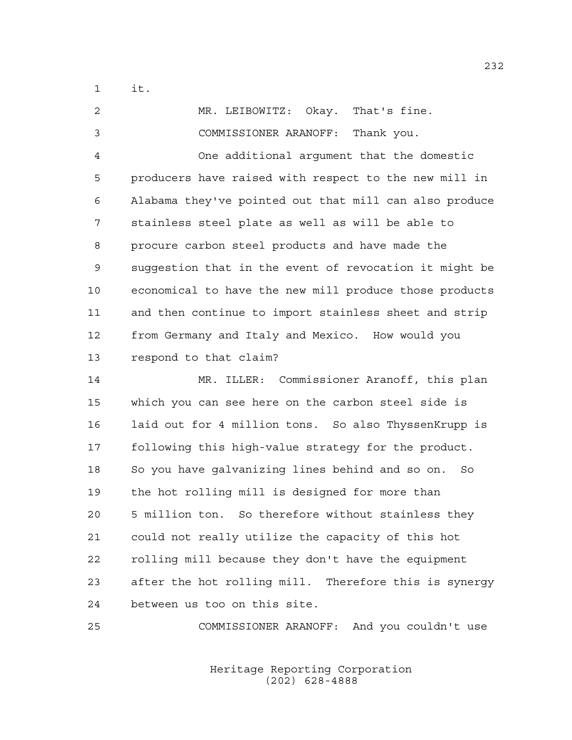it.

MR. LEIBOWITZ: Okay. That's fine.

COMMISSIONER ARANOFF: Thank you.

One additional argument that the domestic producers have raised with respect to the new mill in Alabama they've pointed out that mill can also produce stainless steel plate as well as will be able to procure carbon steel products and have made the suggestion that in the event of revocation it might be economical to have the new mill produce those products and then continue to import stainless sheet and strip from Germany and Italy and Mexico. How would you respond to that claim?

MR. ILLER: Commissioner Aranoff, this plan which you can see here on the carbon steel side is laid out for 4 million tons. So also ThyssenKrupp is following this high-value strategy for the product. So you have galvanizing lines behind and so on. So the hot rolling mill is designed for more than 5 million ton. So therefore without stainless they could not really utilize the capacity of this hot rolling mill because they don't have the equipment after the hot rolling mill. Therefore this is synergy between us too on this site.

COMMISSIONER ARANOFF: And you couldn't use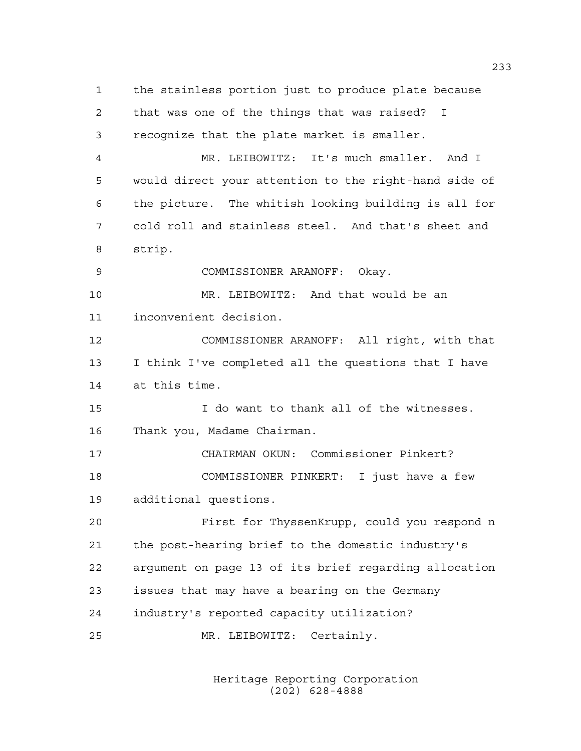the stainless portion just to produce plate because that was one of the things that was raised? I recognize that the plate market is smaller.

MR. LEIBOWITZ: It's much smaller. And I would direct your attention to the right-hand side of the picture. The whitish looking building is all for cold roll and stainless steel. And that's sheet and strip.

COMMISSIONER ARANOFF: Okay.

MR. LEIBOWITZ: And that would be an inconvenient decision.

COMMISSIONER ARANOFF: All right, with that I think I've completed all the questions that I have at this time.

I do want to thank all of the witnesses. Thank you, Madame Chairman.

CHAIRMAN OKUN: Commissioner Pinkert?

COMMISSIONER PINKERT: I just have a few additional questions.

First for ThyssenKrupp, could you respond n the post-hearing brief to the domestic industry's argument on page 13 of its brief regarding allocation issues that may have a bearing on the Germany industry's reported capacity utilization?

MR. LEIBOWITZ: Certainly.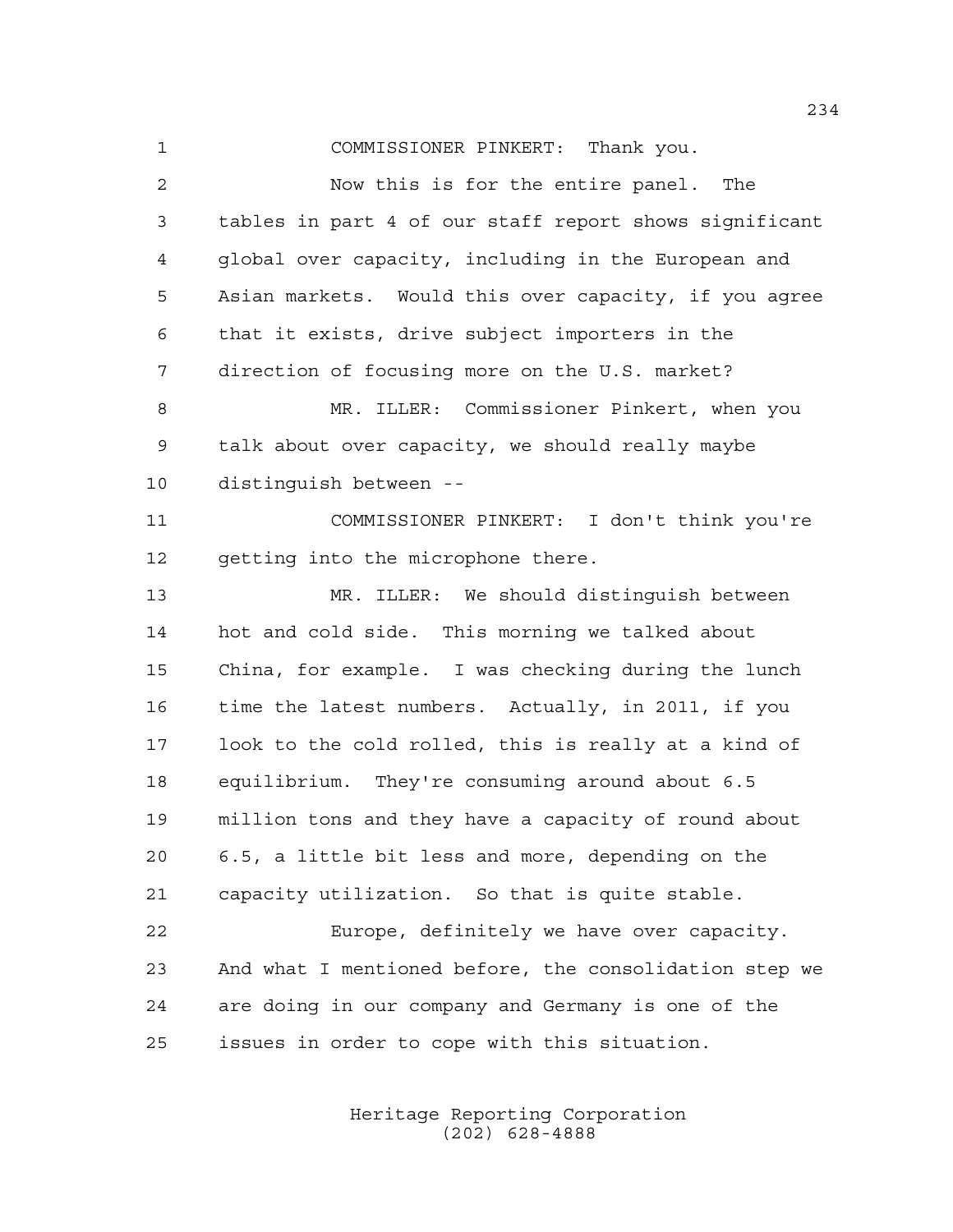COMMISSIONER PINKERT: Thank you.

Now this is for the entire panel. The tables in part 4 of our staff report shows significant global over capacity, including in the European and Asian markets. Would this over capacity, if you agree that it exists, drive subject importers in the direction of focusing more on the U.S. market?

MR. ILLER: Commissioner Pinkert, when you talk about over capacity, we should really maybe distinguish between --

COMMISSIONER PINKERT: I don't think you're getting into the microphone there.

MR. ILLER: We should distinguish between hot and cold side. This morning we talked about China, for example. I was checking during the lunch time the latest numbers. Actually, in 2011, if you look to the cold rolled, this is really at a kind of equilibrium. They're consuming around about 6.5 million tons and they have a capacity of round about 6.5, a little bit less and more, depending on the capacity utilization. So that is quite stable.

Europe, definitely we have over capacity. And what I mentioned before, the consolidation step we are doing in our company and Germany is one of the issues in order to cope with this situation.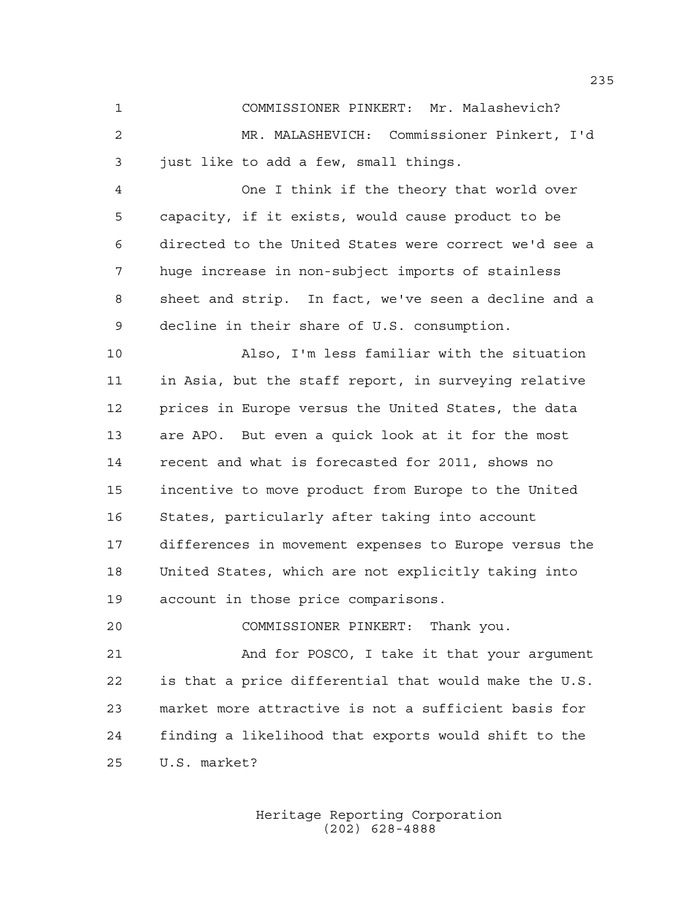COMMISSIONER PINKERT: Mr. Malashevich?

MR. MALASHEVICH: Commissioner Pinkert, I'd just like to add a few, small things.

One I think if the theory that world over capacity, if it exists, would cause product to be directed to the United States were correct we'd see a huge increase in non-subject imports of stainless sheet and strip. In fact, we've seen a decline and a decline in their share of U.S. consumption.

Also, I'm less familiar with the situation in Asia, but the staff report, in surveying relative prices in Europe versus the United States, the data are APO. But even a quick look at it for the most recent and what is forecasted for 2011, shows no incentive to move product from Europe to the United States, particularly after taking into account differences in movement expenses to Europe versus the United States, which are not explicitly taking into account in those price comparisons.

COMMISSIONER PINKERT: Thank you.

And for POSCO, I take it that your argument is that a price differential that would make the U.S. market more attractive is not a sufficient basis for finding a likelihood that exports would shift to the U.S. market?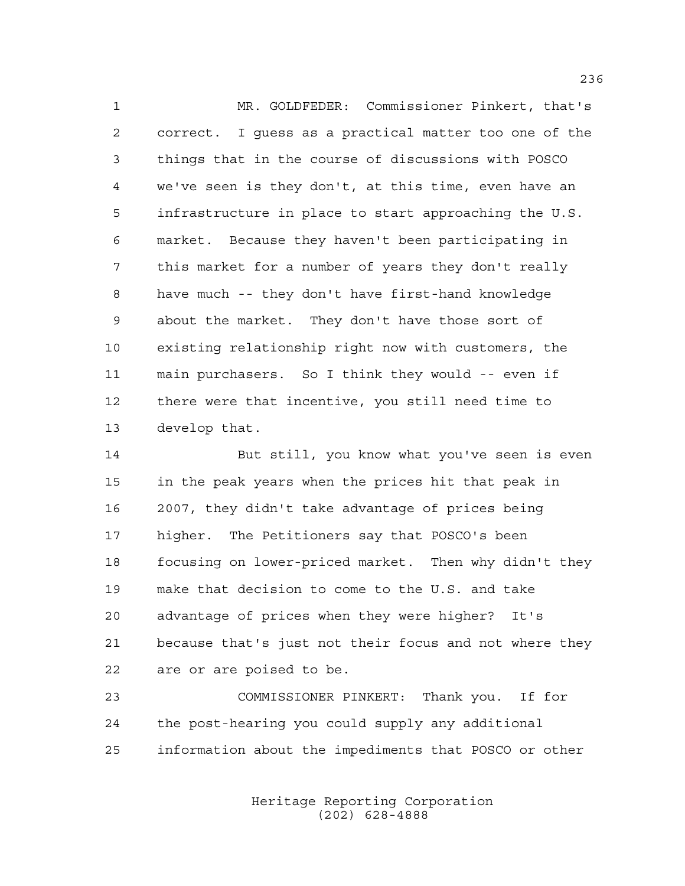MR. GOLDFEDER: Commissioner Pinkert, that's correct. I guess as a practical matter too one of the things that in the course of discussions with POSCO we've seen is they don't, at this time, even have an infrastructure in place to start approaching the U.S. market. Because they haven't been participating in this market for a number of years they don't really have much -- they don't have first-hand knowledge about the market. They don't have those sort of existing relationship right now with customers, the main purchasers. So I think they would -- even if there were that incentive, you still need time to develop that.

But still, you know what you've seen is even in the peak years when the prices hit that peak in 2007, they didn't take advantage of prices being higher. The Petitioners say that POSCO's been focusing on lower-priced market. Then why didn't they make that decision to come to the U.S. and take advantage of prices when they were higher? It's because that's just not their focus and not where they are or are poised to be.

COMMISSIONER PINKERT: Thank you. If for the post-hearing you could supply any additional information about the impediments that POSCO or other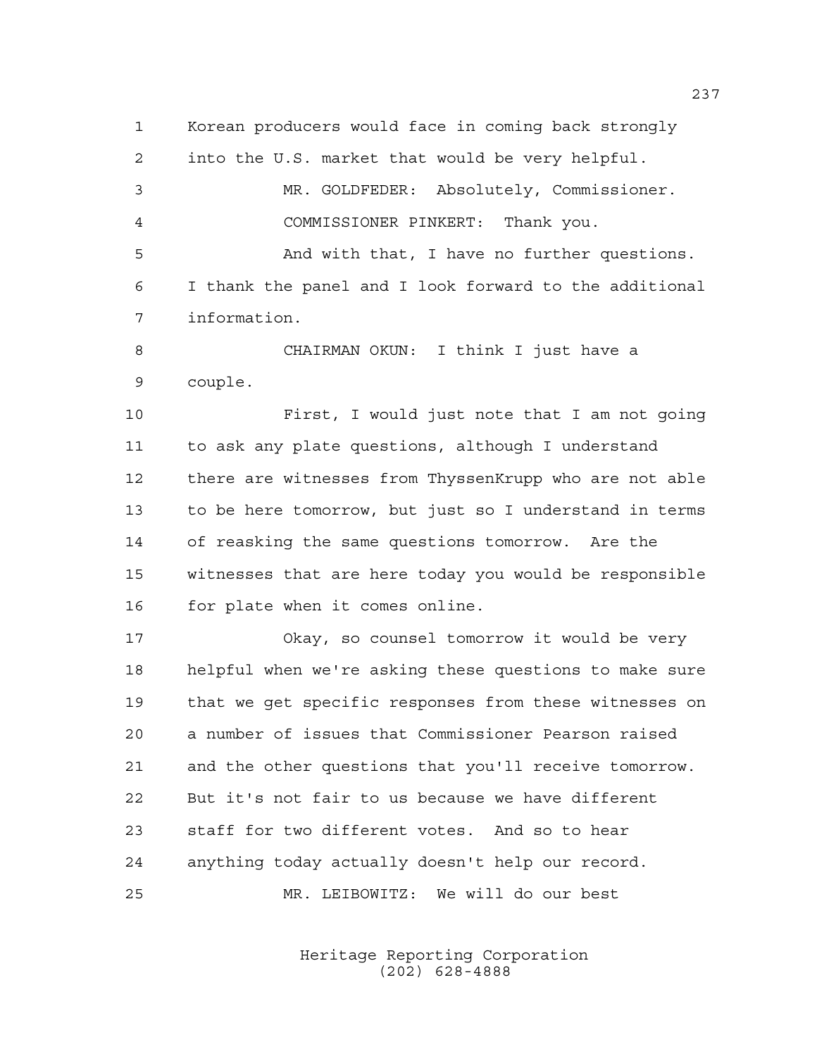Korean producers would face in coming back strongly into the U.S. market that would be very helpful.

MR. GOLDFEDER: Absolutely, Commissioner.

COMMISSIONER PINKERT: Thank you.

And with that, I have no further questions. I thank the panel and I look forward to the additional information.

CHAIRMAN OKUN: I think I just have a couple.

First, I would just note that I am not going to ask any plate questions, although I understand there are witnesses from ThyssenKrupp who are not able to be here tomorrow, but just so I understand in terms of reasking the same questions tomorrow. Are the witnesses that are here today you would be responsible for plate when it comes online.

Okay, so counsel tomorrow it would be very helpful when we're asking these questions to make sure that we get specific responses from these witnesses on a number of issues that Commissioner Pearson raised and the other questions that you'll receive tomorrow. But it's not fair to us because we have different staff for two different votes. And so to hear anything today actually doesn't help our record.

MR. LEIBOWITZ: We will do our best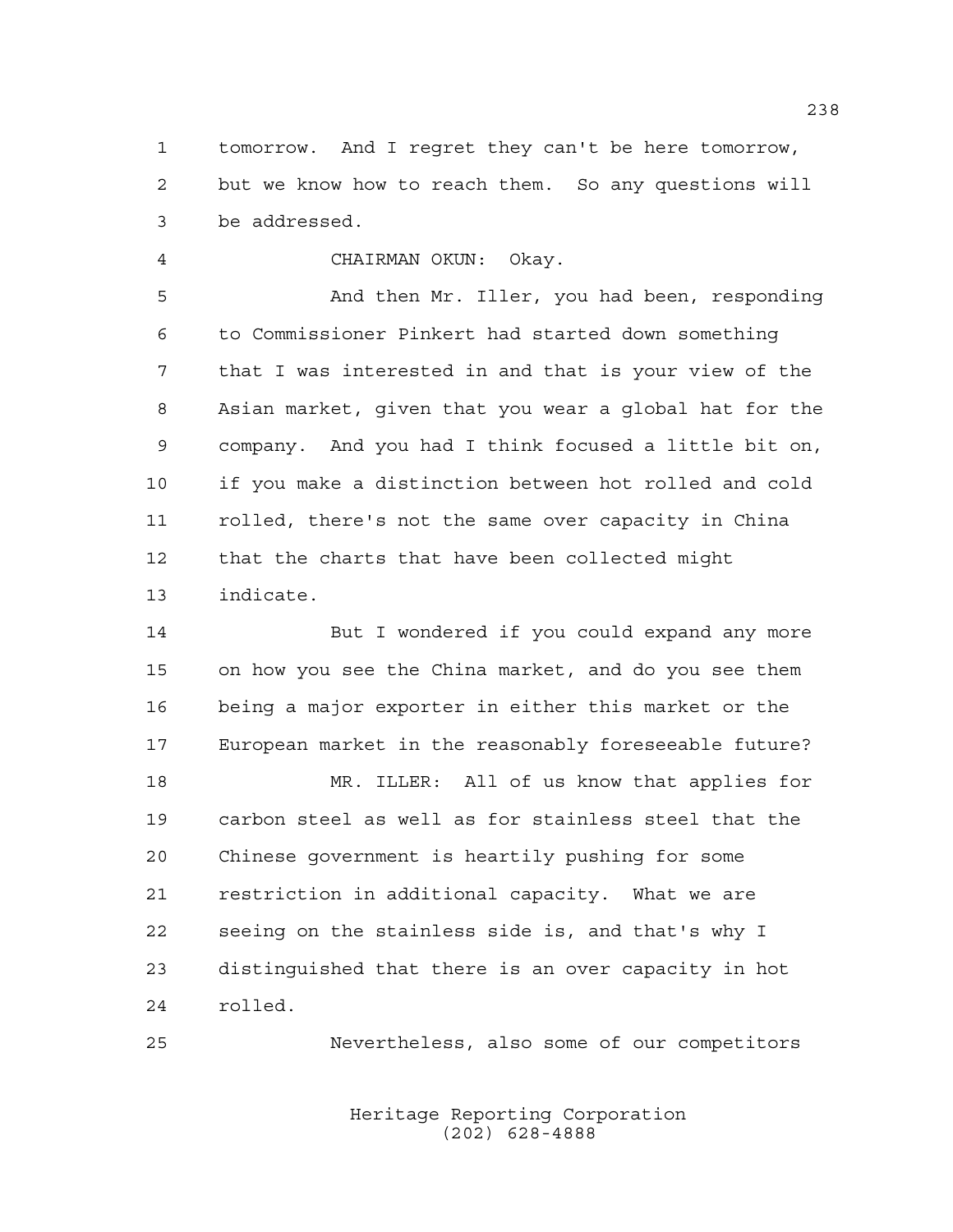tomorrow. And I regret they can't be here tomorrow, but we know how to reach them. So any questions will be addressed.

CHAIRMAN OKUN: Okay.

And then Mr. Iller, you had been, responding to Commissioner Pinkert had started down something that I was interested in and that is your view of the Asian market, given that you wear a global hat for the company. And you had I think focused a little bit on, if you make a distinction between hot rolled and cold rolled, there's not the same over capacity in China that the charts that have been collected might indicate.

But I wondered if you could expand any more on how you see the China market, and do you see them being a major exporter in either this market or the European market in the reasonably foreseeable future?

MR. ILLER: All of us know that applies for carbon steel as well as for stainless steel that the Chinese government is heartily pushing for some restriction in additional capacity. What we are seeing on the stainless side is, and that's why I distinguished that there is an over capacity in hot rolled.

Nevertheless, also some of our competitors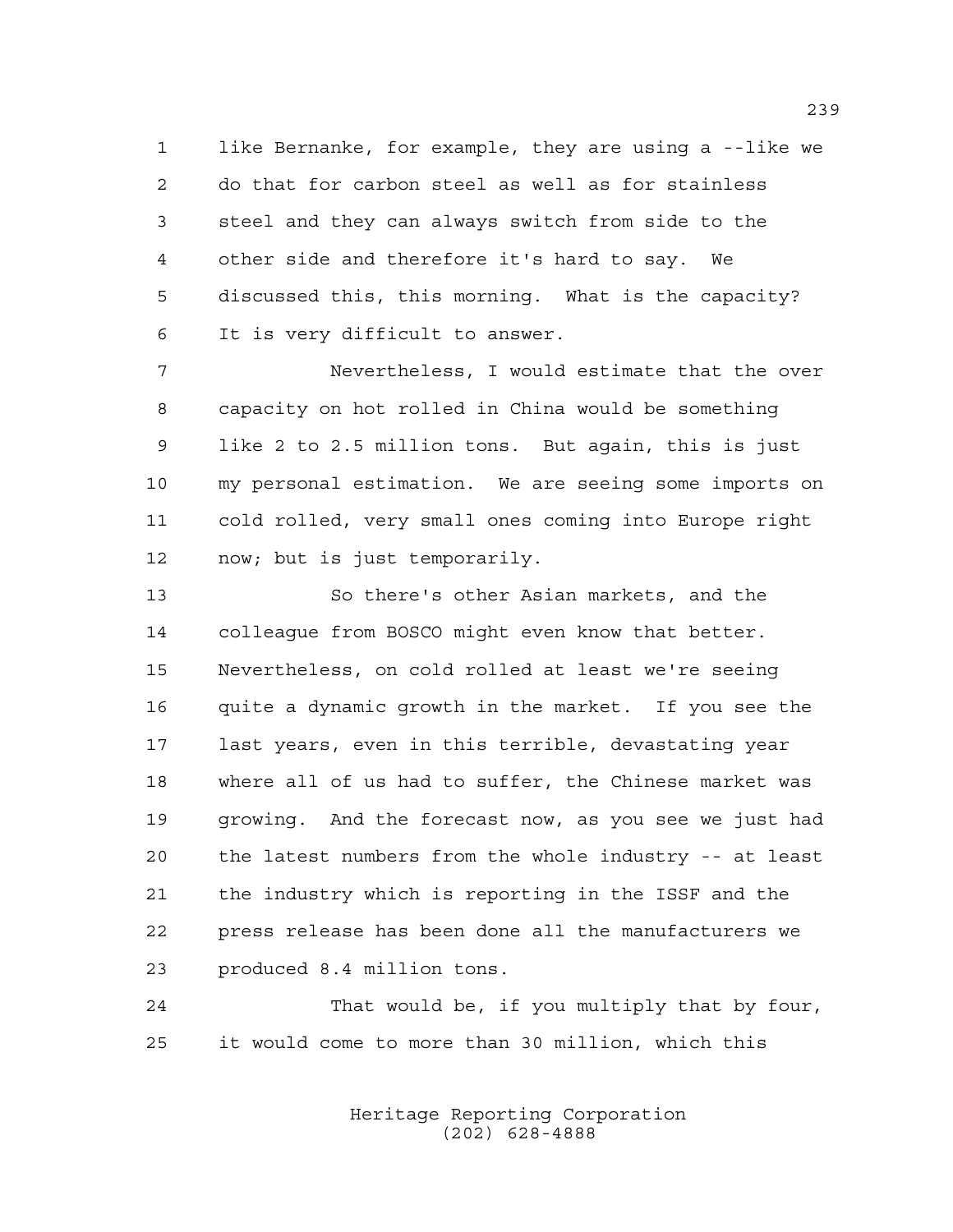like Bernanke, for example, they are using a --like we do that for carbon steel as well as for stainless steel and they can always switch from side to the other side and therefore it's hard to say. We discussed this, this morning. What is the capacity? It is very difficult to answer.

Nevertheless, I would estimate that the over capacity on hot rolled in China would be something like 2 to 2.5 million tons. But again, this is just my personal estimation. We are seeing some imports on cold rolled, very small ones coming into Europe right now; but is just temporarily.

So there's other Asian markets, and the colleague from BOSCO might even know that better. Nevertheless, on cold rolled at least we're seeing quite a dynamic growth in the market. If you see the last years, even in this terrible, devastating year where all of us had to suffer, the Chinese market was growing. And the forecast now, as you see we just had the latest numbers from the whole industry -- at least the industry which is reporting in the ISSF and the press release has been done all the manufacturers we produced 8.4 million tons.

That would be, if you multiply that by four, it would come to more than 30 million, which this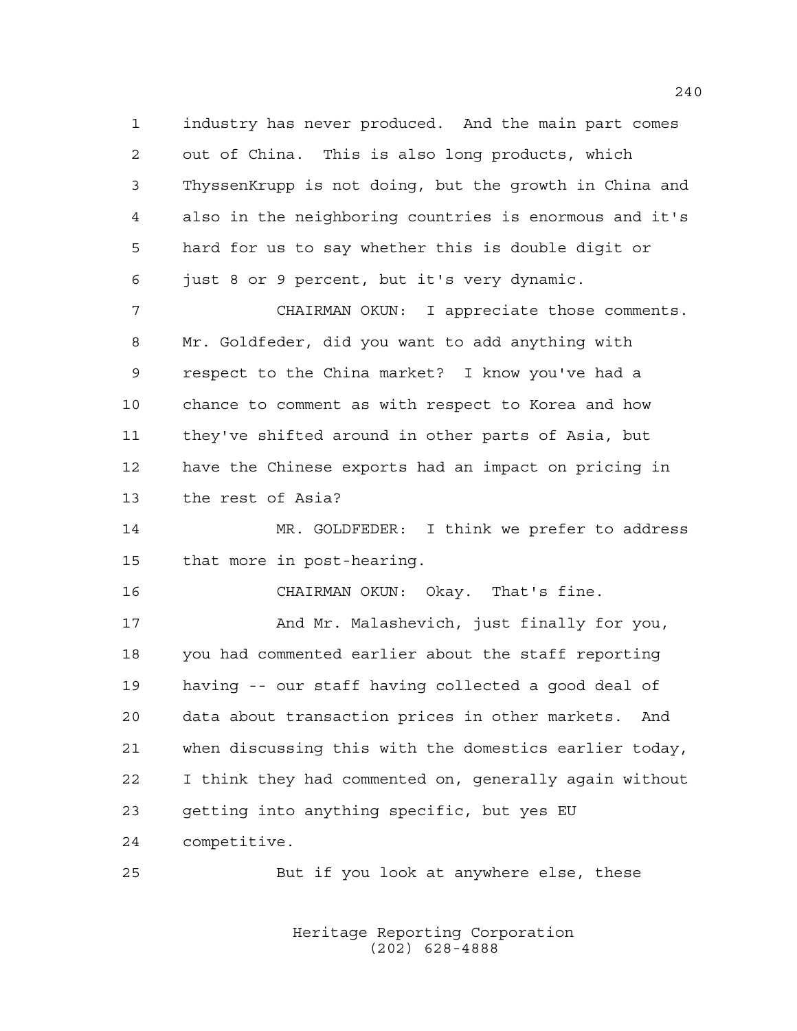industry has never produced. And the main part comes out of China. This is also long products, which ThyssenKrupp is not doing, but the growth in China and also in the neighboring countries is enormous and it's hard for us to say whether this is double digit or just 8 or 9 percent, but it's very dynamic.

CHAIRMAN OKUN: I appreciate those comments. Mr. Goldfeder, did you want to add anything with respect to the China market? I know you've had a chance to comment as with respect to Korea and how they've shifted around in other parts of Asia, but have the Chinese exports had an impact on pricing in the rest of Asia?

MR. GOLDFEDER: I think we prefer to address that more in post-hearing.

CHAIRMAN OKUN: Okay. That's fine.

And Mr. Malashevich, just finally for you, you had commented earlier about the staff reporting having -- our staff having collected a good deal of data about transaction prices in other markets. And when discussing this with the domestics earlier today, I think they had commented on, generally again without getting into anything specific, but yes EU competitive.

But if you look at anywhere else, these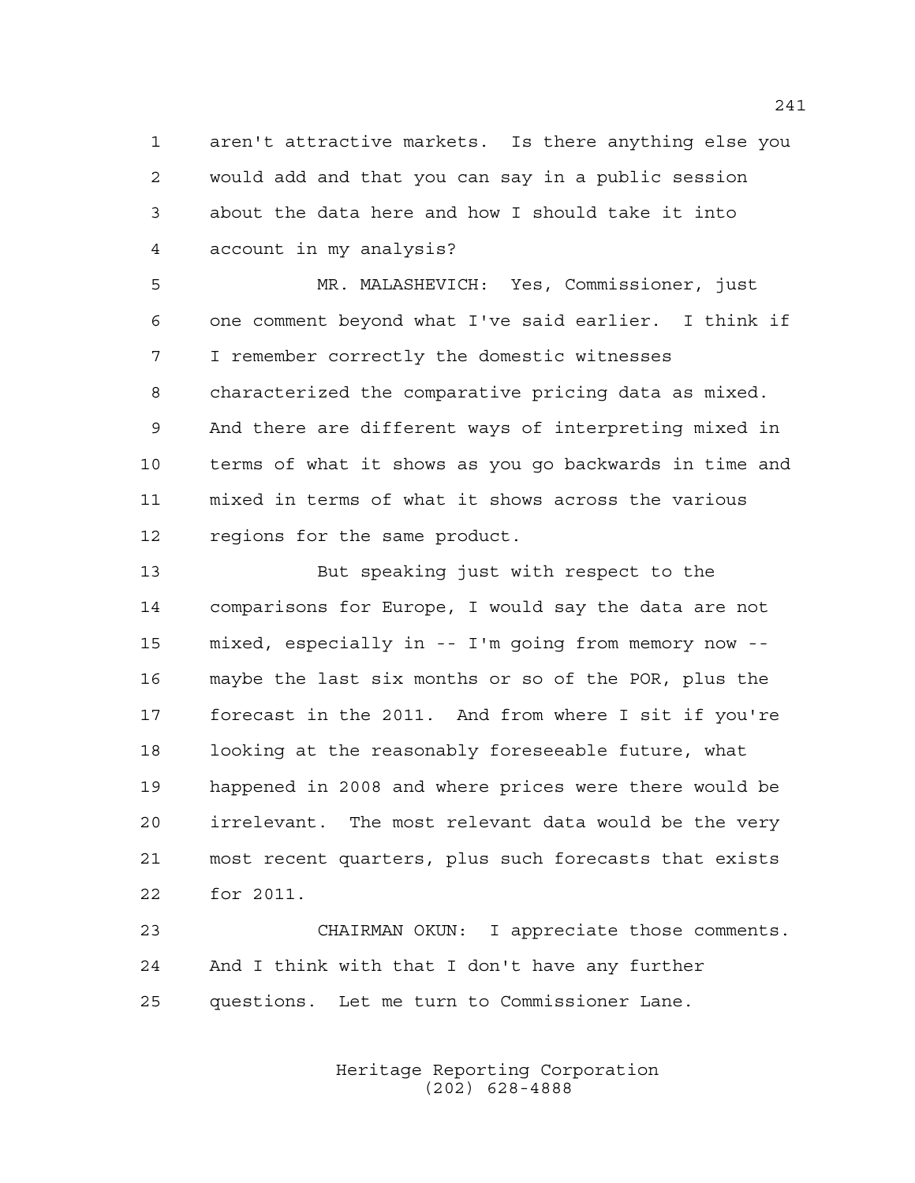aren't attractive markets. Is there anything else you would add and that you can say in a public session about the data here and how I should take it into account in my analysis?

MR. MALASHEVICH: Yes, Commissioner, just one comment beyond what I've said earlier. I think if I remember correctly the domestic witnesses characterized the comparative pricing data as mixed. And there are different ways of interpreting mixed in terms of what it shows as you go backwards in time and mixed in terms of what it shows across the various regions for the same product.

But speaking just with respect to the comparisons for Europe, I would say the data are not mixed, especially in -- I'm going from memory now -- maybe the last six months or so of the POR, plus the forecast in the 2011. And from where I sit if you're looking at the reasonably foreseeable future, what happened in 2008 and where prices were there would be irrelevant. The most relevant data would be the very most recent quarters, plus such forecasts that exists for 2011.

CHAIRMAN OKUN: I appreciate those comments. And I think with that I don't have any further questions. Let me turn to Commissioner Lane.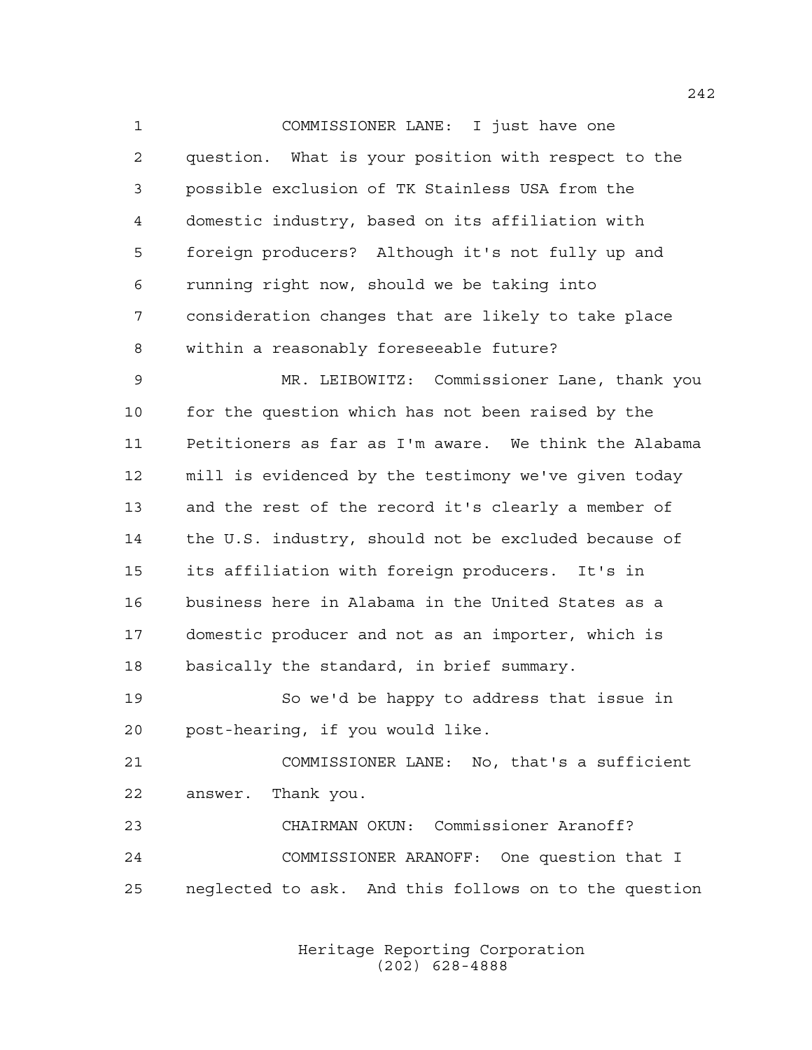COMMISSIONER LANE: I just have one question. What is your position with respect to the possible exclusion of TK Stainless USA from the domestic industry, based on its affiliation with foreign producers? Although it's not fully up and running right now, should we be taking into consideration changes that are likely to take place within a reasonably foreseeable future?

MR. LEIBOWITZ: Commissioner Lane, thank you for the question which has not been raised by the Petitioners as far as I'm aware. We think the Alabama mill is evidenced by the testimony we've given today and the rest of the record it's clearly a member of the U.S. industry, should not be excluded because of its affiliation with foreign producers. It's in business here in Alabama in the United States as a domestic producer and not as an importer, which is basically the standard, in brief summary.

So we'd be happy to address that issue in post-hearing, if you would like.

COMMISSIONER LANE: No, that's a sufficient answer. Thank you.

CHAIRMAN OKUN: Commissioner Aranoff?

COMMISSIONER ARANOFF: One question that I neglected to ask. And this follows on to the question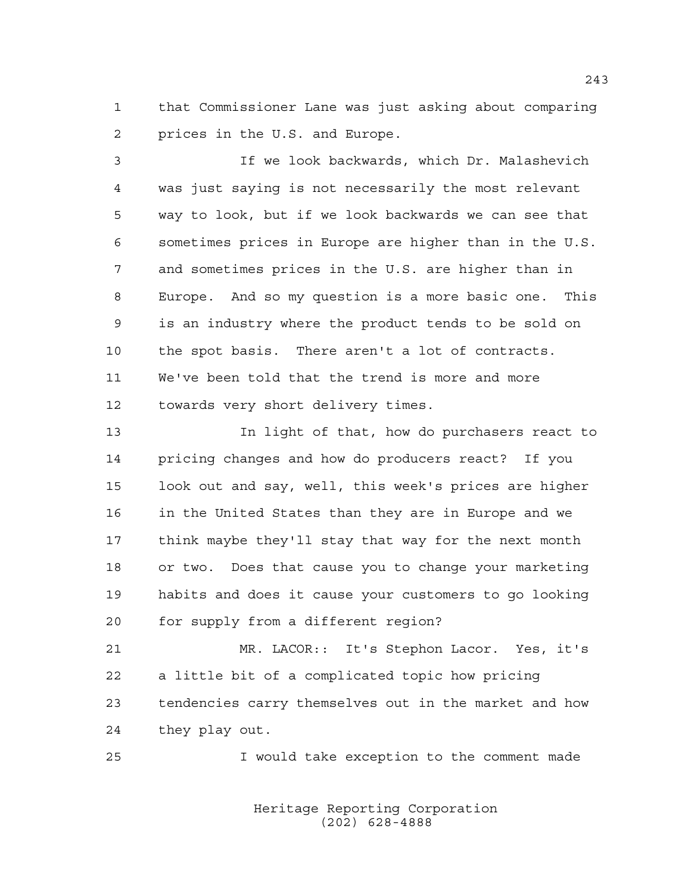that Commissioner Lane was just asking about comparing prices in the U.S. and Europe.

If we look backwards, which Dr. Malashevich was just saying is not necessarily the most relevant way to look, but if we look backwards we can see that sometimes prices in Europe are higher than in the U.S. and sometimes prices in the U.S. are higher than in Europe. And so my question is a more basic one. This is an industry where the product tends to be sold on the spot basis. There aren't a lot of contracts. We've been told that the trend is more and more towards very short delivery times.

In light of that, how do purchasers react to pricing changes and how do producers react? If you look out and say, well, this week's prices are higher in the United States than they are in Europe and we think maybe they'll stay that way for the next month or two. Does that cause you to change your marketing habits and does it cause your customers to go looking for supply from a different region?

MR. LACOR:: It's Stephon Lacor. Yes, it's a little bit of a complicated topic how pricing tendencies carry themselves out in the market and how they play out.

I would take exception to the comment made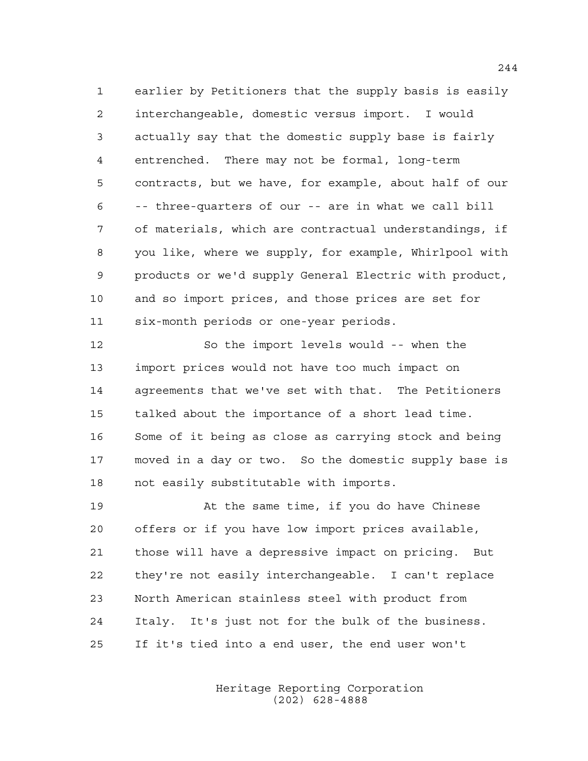earlier by Petitioners that the supply basis is easily interchangeable, domestic versus import. I would actually say that the domestic supply base is fairly entrenched. There may not be formal, long-term contracts, but we have, for example, about half of our -- three-quarters of our -- are in what we call bill of materials, which are contractual understandings, if you like, where we supply, for example, Whirlpool with products or we'd supply General Electric with product, and so import prices, and those prices are set for six-month periods or one-year periods.

So the import levels would -- when the import prices would not have too much impact on agreements that we've set with that. The Petitioners talked about the importance of a short lead time. Some of it being as close as carrying stock and being moved in a day or two. So the domestic supply base is not easily substitutable with imports.

At the same time, if you do have Chinese offers or if you have low import prices available, those will have a depressive impact on pricing. But they're not easily interchangeable. I can't replace North American stainless steel with product from Italy. It's just not for the bulk of the business. If it's tied into a end user, the end user won't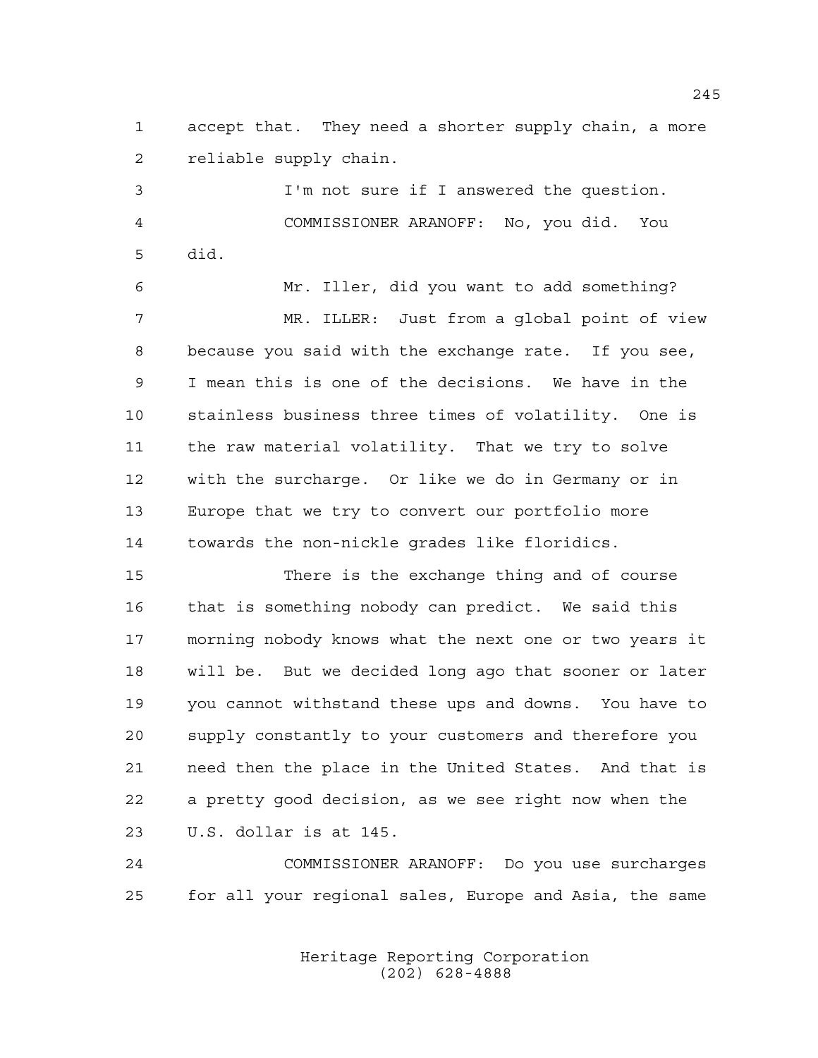accept that. They need a shorter supply chain, a more reliable supply chain.

I'm not sure if I answered the question.

COMMISSIONER ARANOFF: No, you did. You did.

Mr. Iller, did you want to add something?

MR. ILLER: Just from a global point of view because you said with the exchange rate. If you see, I mean this is one of the decisions. We have in the stainless business three times of volatility. One is the raw material volatility. That we try to solve with the surcharge. Or like we do in Germany or in Europe that we try to convert our portfolio more towards the non-nickle grades like floridics.

There is the exchange thing and of course that is something nobody can predict. We said this morning nobody knows what the next one or two years it will be. But we decided long ago that sooner or later you cannot withstand these ups and downs. You have to supply constantly to your customers and therefore you need then the place in the United States. And that is a pretty good decision, as we see right now when the U.S. dollar is at 145.

COMMISSIONER ARANOFF: Do you use surcharges for all your regional sales, Europe and Asia, the same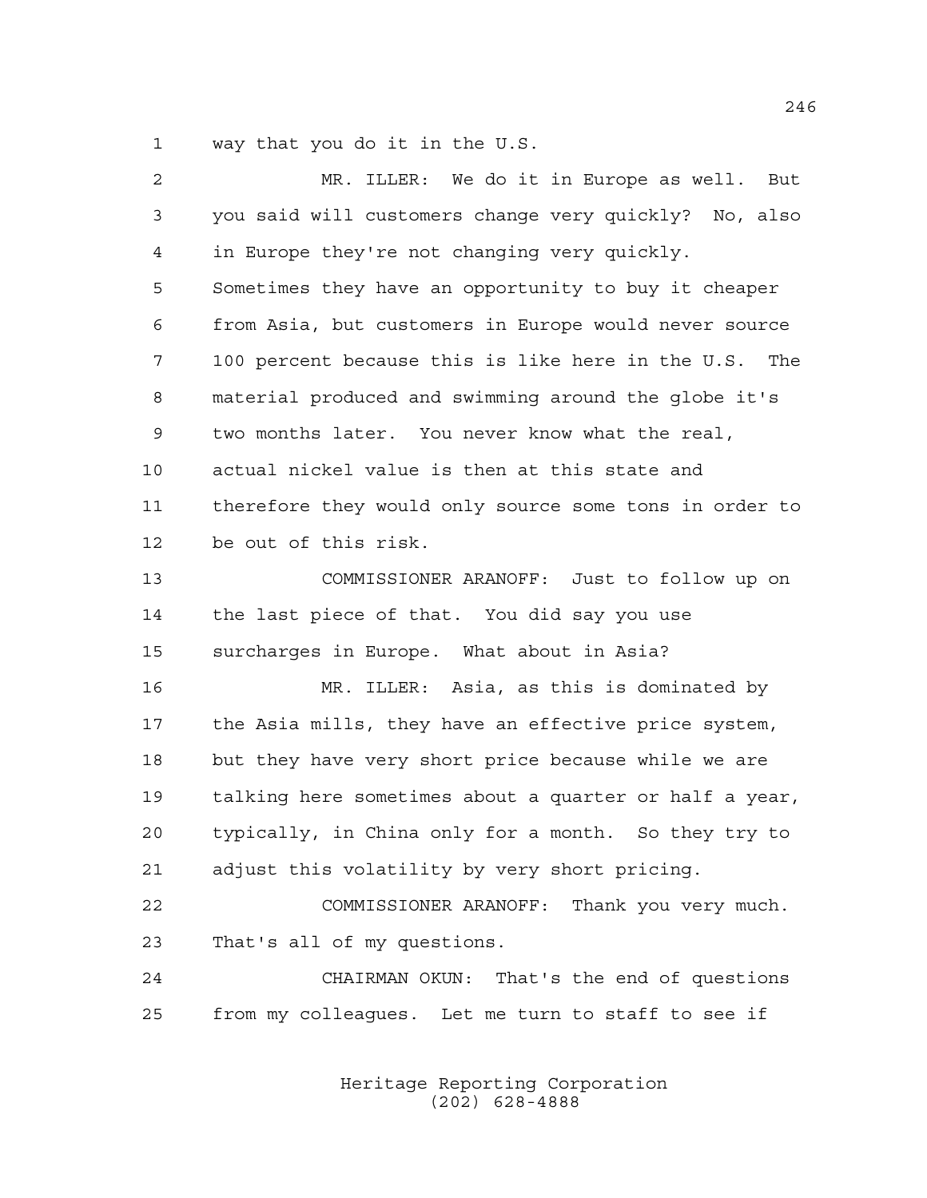way that you do it in the U.S.

MR. ILLER: We do it in Europe as well. But you said will customers change very quickly? No, also in Europe they're not changing very quickly. Sometimes they have an opportunity to buy it cheaper from Asia, but customers in Europe would never source 100 percent because this is like here in the U.S. The material produced and swimming around the globe it's two months later. You never know what the real, actual nickel value is then at this state and therefore they would only source some tons in order to be out of this risk.

COMMISSIONER ARANOFF: Just to follow up on the last piece of that. You did say you use surcharges in Europe. What about in Asia?

MR. ILLER: Asia, as this is dominated by the Asia mills, they have an effective price system, but they have very short price because while we are talking here sometimes about a quarter or half a year, typically, in China only for a month. So they try to adjust this volatility by very short pricing.

COMMISSIONER ARANOFF: Thank you very much. That's all of my questions.

CHAIRMAN OKUN: That's the end of questions from my colleagues. Let me turn to staff to see if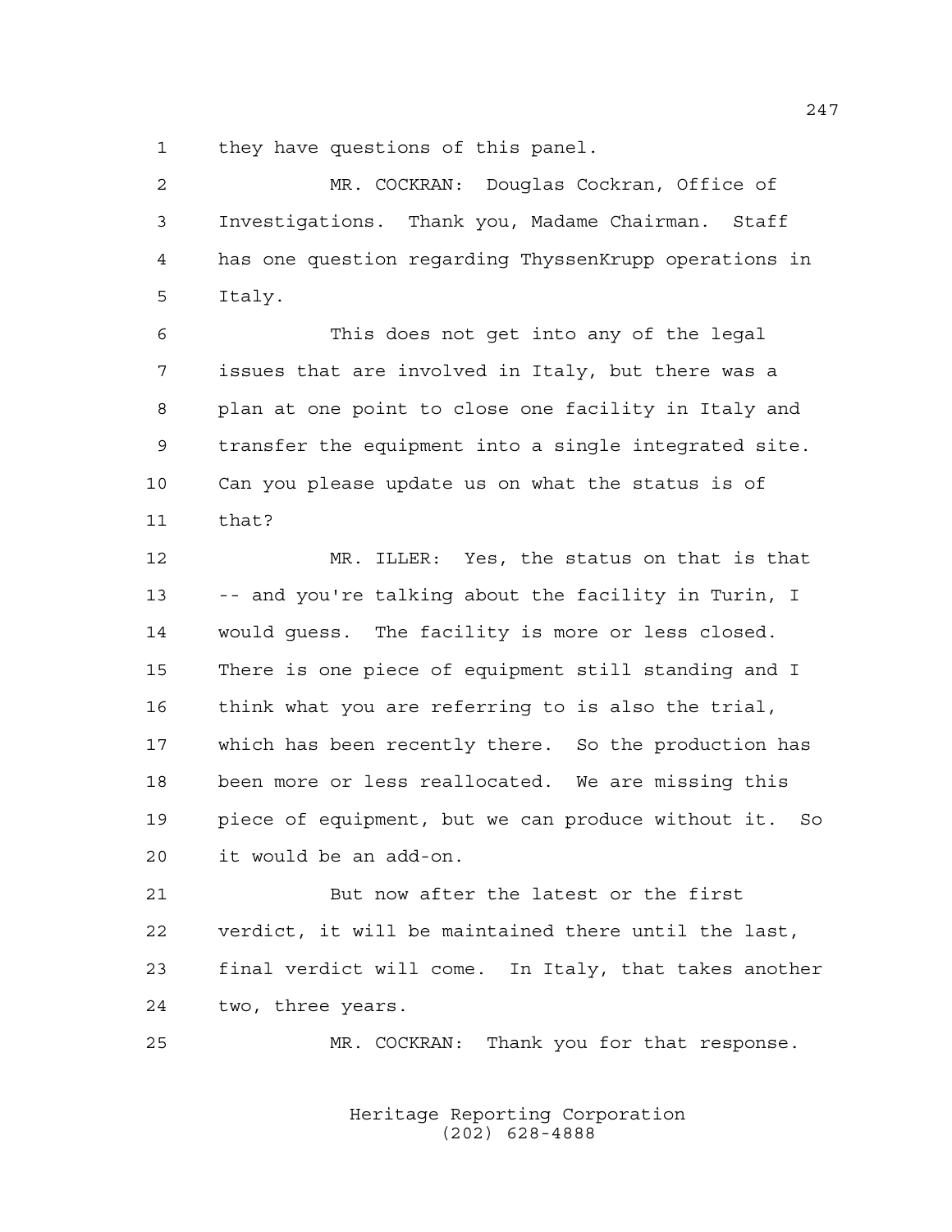they have questions of this panel.

MR. COCKRAN: Douglas Cockran, Office of Investigations. Thank you, Madame Chairman. Staff has one question regarding ThyssenKrupp operations in Italy.

This does not get into any of the legal issues that are involved in Italy, but there was a plan at one point to close one facility in Italy and transfer the equipment into a single integrated site. Can you please update us on what the status is of that?

MR. ILLER: Yes, the status on that is that -- and you're talking about the facility in Turin, I would guess. The facility is more or less closed. There is one piece of equipment still standing and I think what you are referring to is also the trial, which has been recently there. So the production has been more or less reallocated. We are missing this piece of equipment, but we can produce without it. So it would be an add-on.

But now after the latest or the first verdict, it will be maintained there until the last, final verdict will come. In Italy, that takes another two, three years.

MR. COCKRAN: Thank you for that response.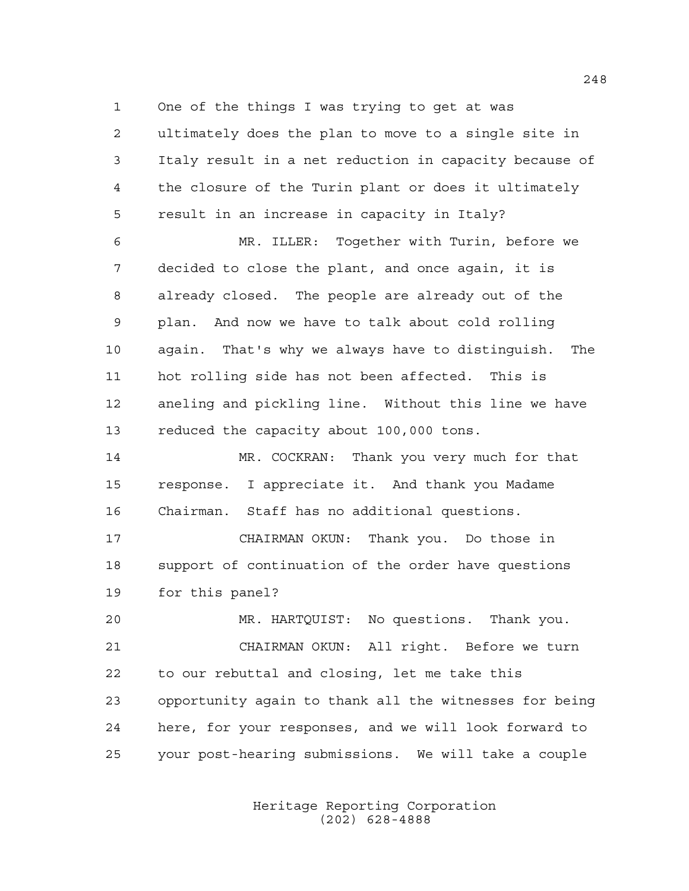One of the things I was trying to get at was ultimately does the plan to move to a single site in Italy result in a net reduction in capacity because of the closure of the Turin plant or does it ultimately result in an increase in capacity in Italy?

MR. ILLER: Together with Turin, before we decided to close the plant, and once again, it is already closed. The people are already out of the plan. And now we have to talk about cold rolling again. That's why we always have to distinguish. The hot rolling side has not been affected. This is aneling and pickling line. Without this line we have reduced the capacity about 100,000 tons.

MR. COCKRAN: Thank you very much for that response. I appreciate it. And thank you Madame Chairman. Staff has no additional questions.

CHAIRMAN OKUN: Thank you. Do those in support of continuation of the order have questions for this panel?

MR. HARTQUIST: No questions. Thank you.

CHAIRMAN OKUN: All right. Before we turn to our rebuttal and closing, let me take this opportunity again to thank all the witnesses for being here, for your responses, and we will look forward to your post-hearing submissions. We will take a couple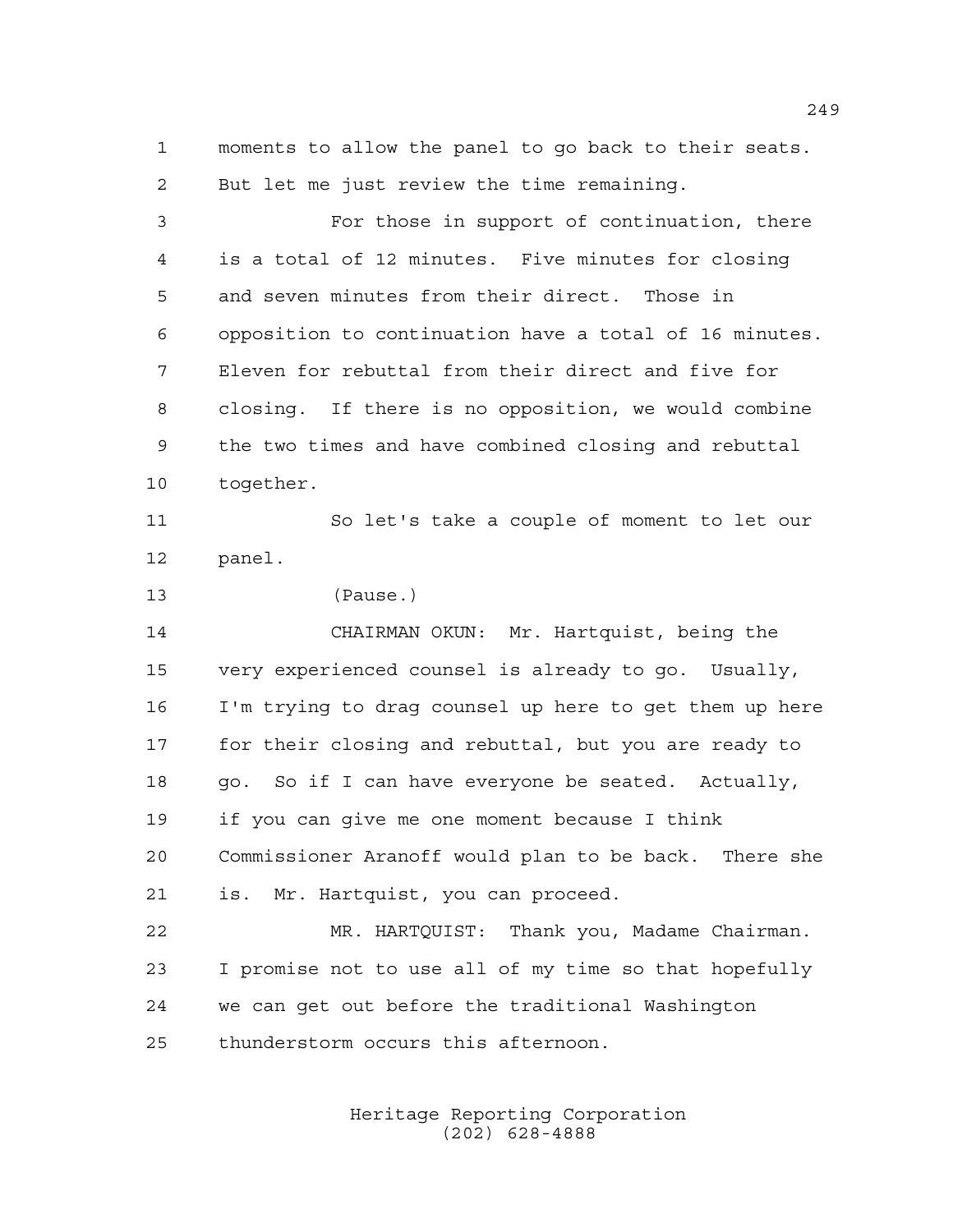moments to allow the panel to go back to their seats. But let me just review the time remaining.

For those in support of continuation, there is a total of 12 minutes. Five minutes for closing and seven minutes from their direct. Those in opposition to continuation have a total of 16 minutes. Eleven for rebuttal from their direct and five for closing. If there is no opposition, we would combine the two times and have combined closing and rebuttal together.

So let's take a couple of moment to let our panel.

(Pause.)

CHAIRMAN OKUN: Mr. Hartquist, being the very experienced counsel is already to go. Usually, I'm trying to drag counsel up here to get them up here for their closing and rebuttal, but you are ready to go. So if I can have everyone be seated. Actually, if you can give me one moment because I think Commissioner Aranoff would plan to be back. There she is. Mr. Hartquist, you can proceed.

MR. HARTQUIST: Thank you, Madame Chairman. I promise not to use all of my time so that hopefully we can get out before the traditional Washington thunderstorm occurs this afternoon.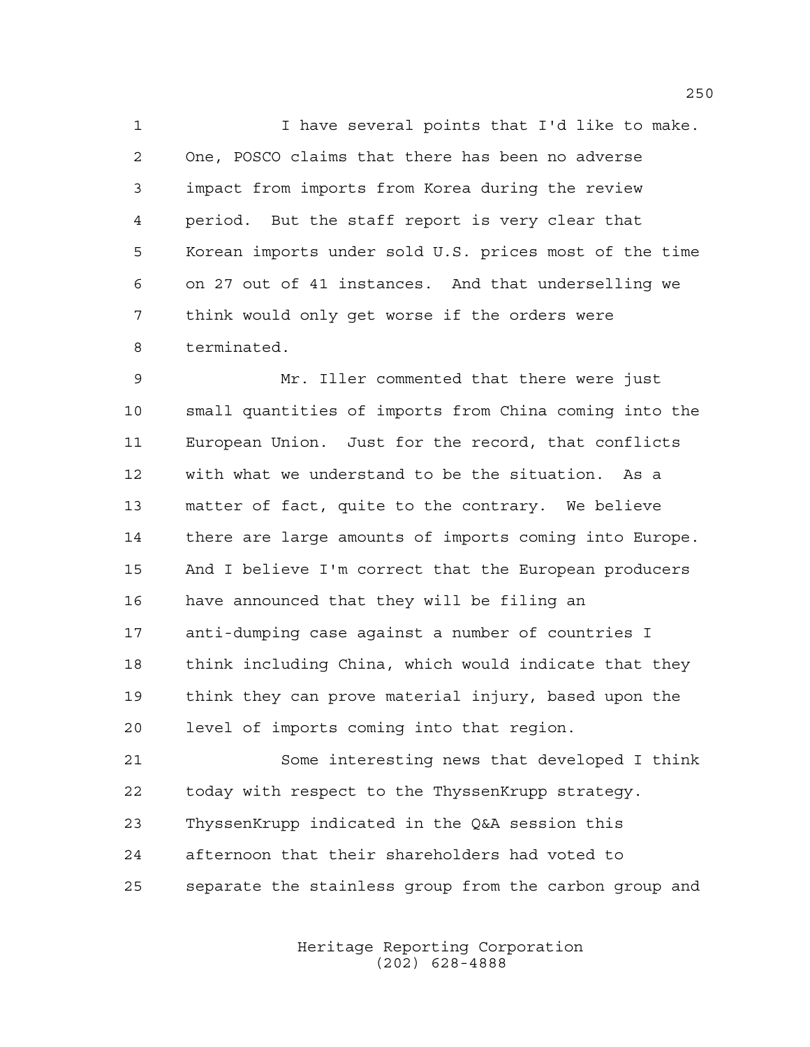I have several points that I'd like to make. One, POSCO claims that there has been no adverse impact from imports from Korea during the review period. But the staff report is very clear that Korean imports under sold U.S. prices most of the time on 27 out of 41 instances. And that underselling we think would only get worse if the orders were terminated.

Mr. Iller commented that there were just small quantities of imports from China coming into the European Union. Just for the record, that conflicts with what we understand to be the situation. As a matter of fact, quite to the contrary. We believe there are large amounts of imports coming into Europe. And I believe I'm correct that the European producers have announced that they will be filing an anti-dumping case against a number of countries I think including China, which would indicate that they think they can prove material injury, based upon the level of imports coming into that region.

Some interesting news that developed I think today with respect to the ThyssenKrupp strategy. ThyssenKrupp indicated in the Q&A session this afternoon that their shareholders had voted to separate the stainless group from the carbon group and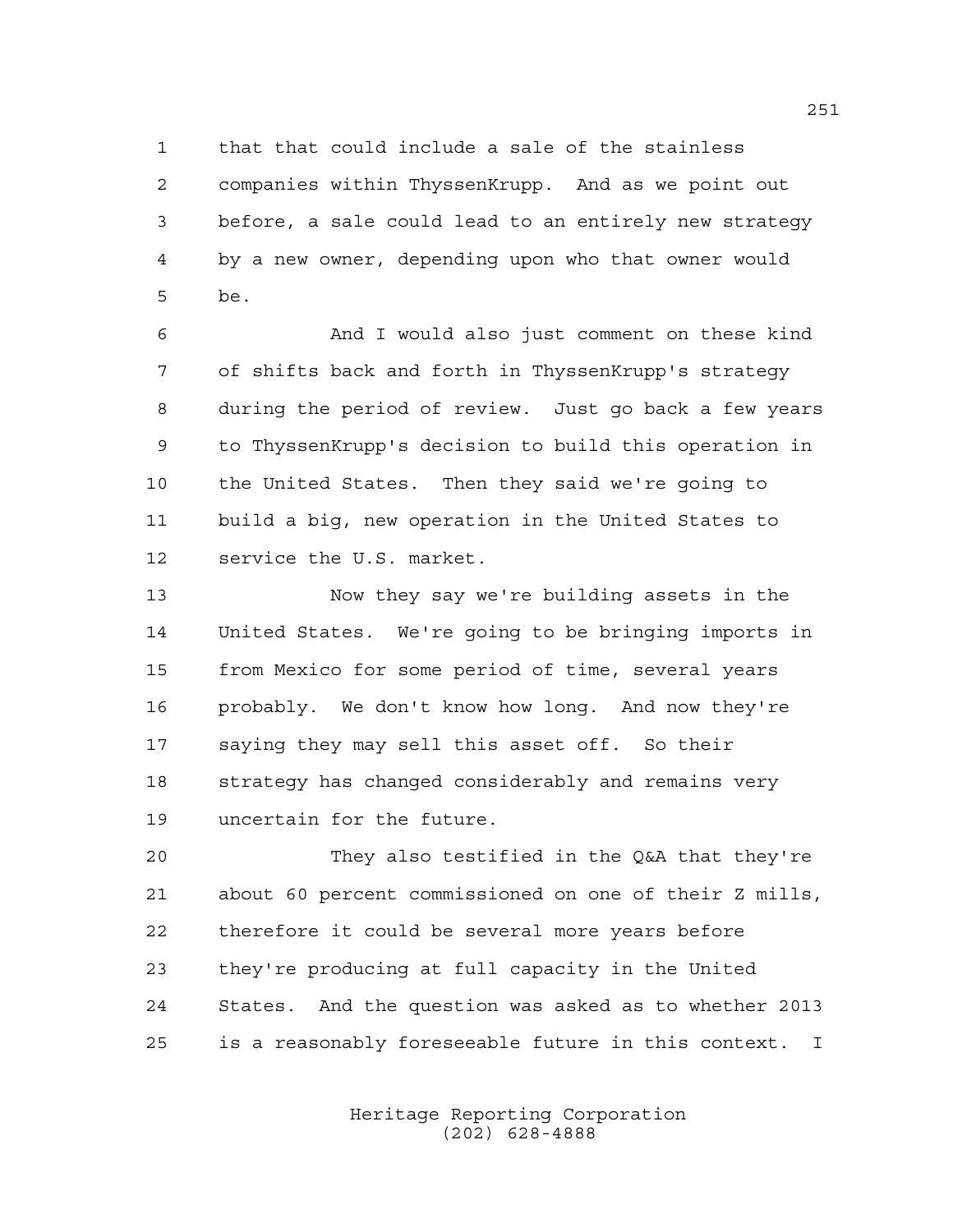that that could include a sale of the stainless companies within ThyssenKrupp. And as we point out before, a sale could lead to an entirely new strategy by a new owner, depending upon who that owner would be.

And I would also just comment on these kind of shifts back and forth in ThyssenKrupp's strategy during the period of review. Just go back a few years to ThyssenKrupp's decision to build this operation in the United States. Then they said we're going to build a big, new operation in the United States to service the U.S. market.

Now they say we're building assets in the United States. We're going to be bringing imports in from Mexico for some period of time, several years probably. We don't know how long. And now they're saying they may sell this asset off. So their strategy has changed considerably and remains very uncertain for the future.

They also testified in the Q&A that they're about 60 percent commissioned on one of their Z mills, therefore it could be several more years before they're producing at full capacity in the United States. And the question was asked as to whether 2013 is a reasonably foreseeable future in this context. I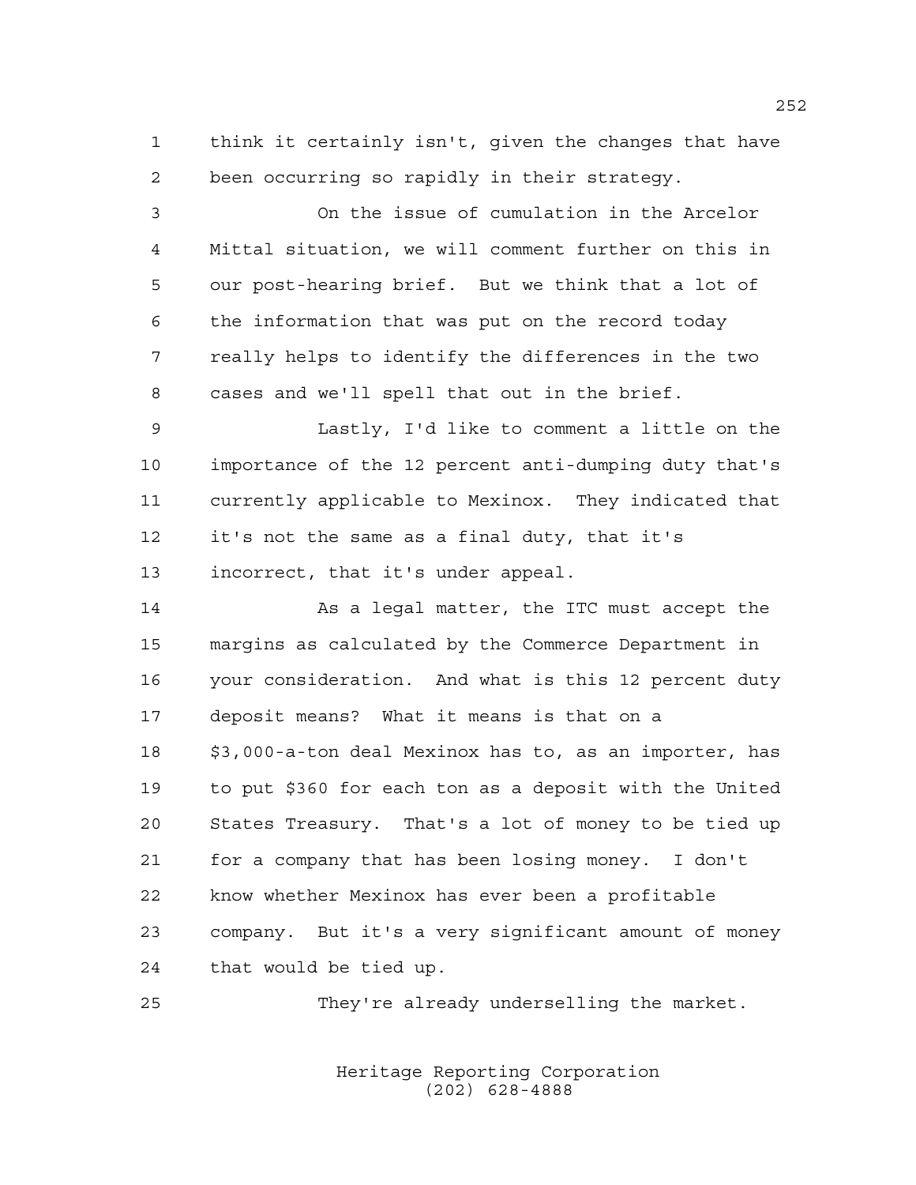think it certainly isn't, given the changes that have been occurring so rapidly in their strategy.

On the issue of cumulation in the Arcelor Mittal situation, we will comment further on this in our post-hearing brief. But we think that a lot of the information that was put on the record today really helps to identify the differences in the two cases and we'll spell that out in the brief.

Lastly, I'd like to comment a little on the importance of the 12 percent anti-dumping duty that's currently applicable to Mexinox. They indicated that it's not the same as a final duty, that it's incorrect, that it's under appeal.

As a legal matter, the ITC must accept the margins as calculated by the Commerce Department in your consideration. And what is this 12 percent duty deposit means? What it means is that on a $3,000-a-ton deal Mexinox has to, as an importer, has to put $360 for each ton as a deposit with the United States Treasury. That's a lot of money to be tied up for a company that has been losing money. I don't know whether Mexinox has ever been a profitable company. But it's a very significant amount of money that would be tied up.

They're already underselling the market.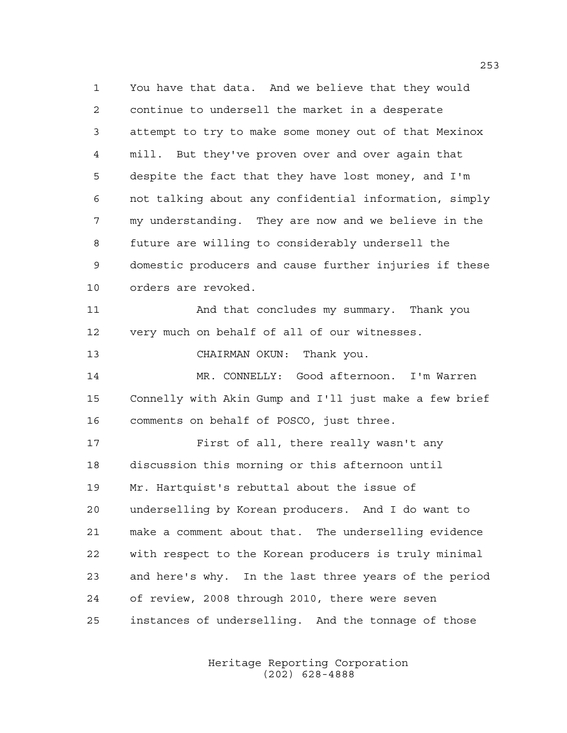You have that data. And we believe that they would continue to undersell the market in a desperate attempt to try to make some money out of that Mexinox mill. But they've proven over and over again that despite the fact that they have lost money, and I'm not talking about any confidential information, simply my understanding. They are now and we believe in the future are willing to considerably undersell the domestic producers and cause further injuries if these orders are revoked.

And that concludes my summary. Thank you very much on behalf of all of our witnesses.

CHAIRMAN OKUN: Thank you.

MR. CONNELLY: Good afternoon. I'm Warren Connelly with Akin Gump and I'll just make a few brief comments on behalf of POSCO, just three.

First of all, there really wasn't any discussion this morning or this afternoon until Mr. Hartquist's rebuttal about the issue of underselling by Korean producers. And I do want to make a comment about that. The underselling evidence with respect to the Korean producers is truly minimal and here's why. In the last three years of the period of review, 2008 through 2010, there were seven instances of underselling. And the tonnage of those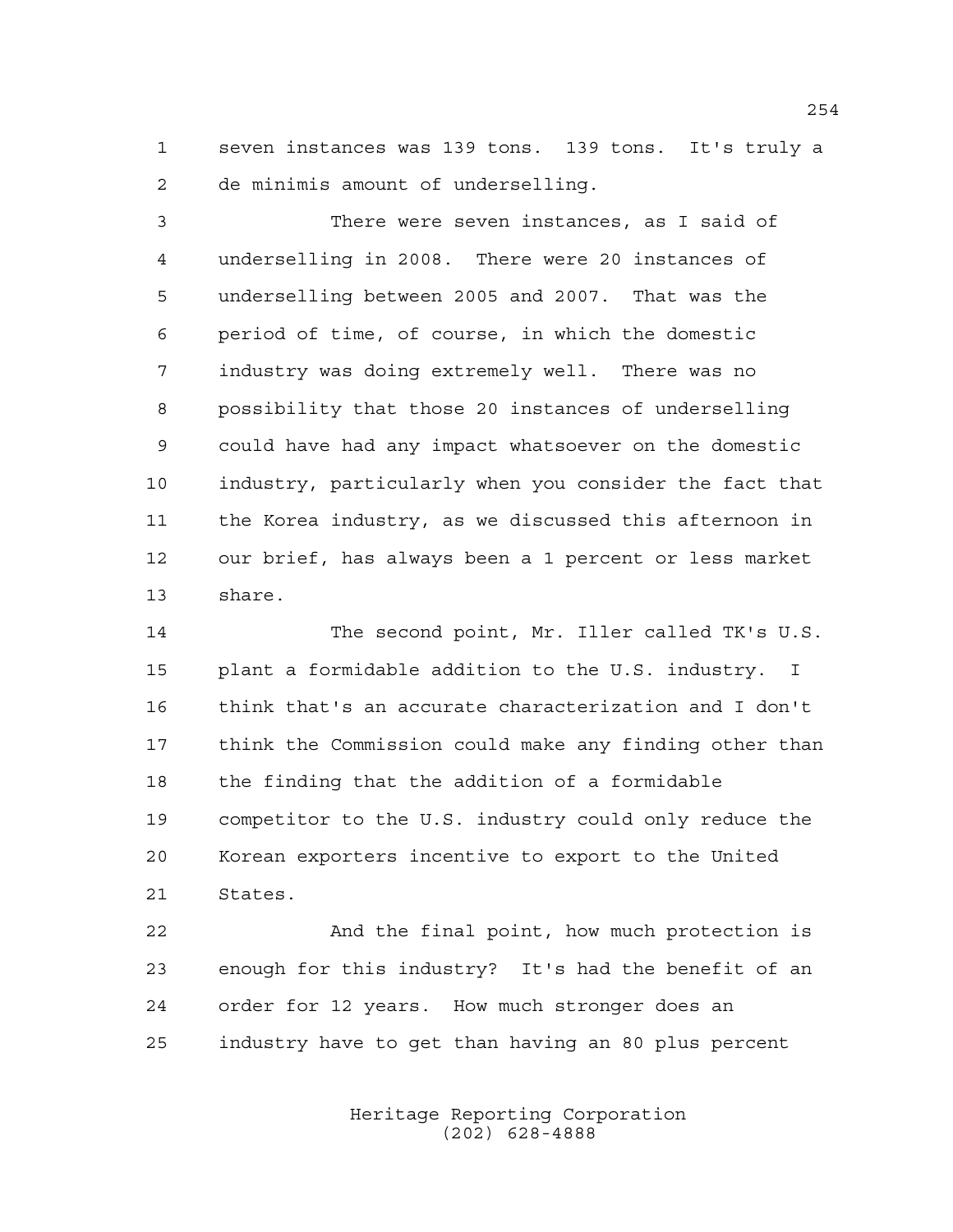seven instances was 139 tons. 139 tons. It's truly a de minimis amount of underselling.

There were seven instances, as I said of underselling in 2008. There were 20 instances of underselling between 2005 and 2007. That was the period of time, of course, in which the domestic industry was doing extremely well. There was no possibility that those 20 instances of underselling could have had any impact whatsoever on the domestic industry, particularly when you consider the fact that the Korea industry, as we discussed this afternoon in our brief, has always been a 1 percent or less market share.

The second point, Mr. Iller called TK's U.S. plant a formidable addition to the U.S. industry. I think that's an accurate characterization and I don't think the Commission could make any finding other than the finding that the addition of a formidable competitor to the U.S. industry could only reduce the Korean exporters incentive to export to the United States.

And the final point, how much protection is enough for this industry? It's had the benefit of an order for 12 years. How much stronger does an industry have to get than having an 80 plus percent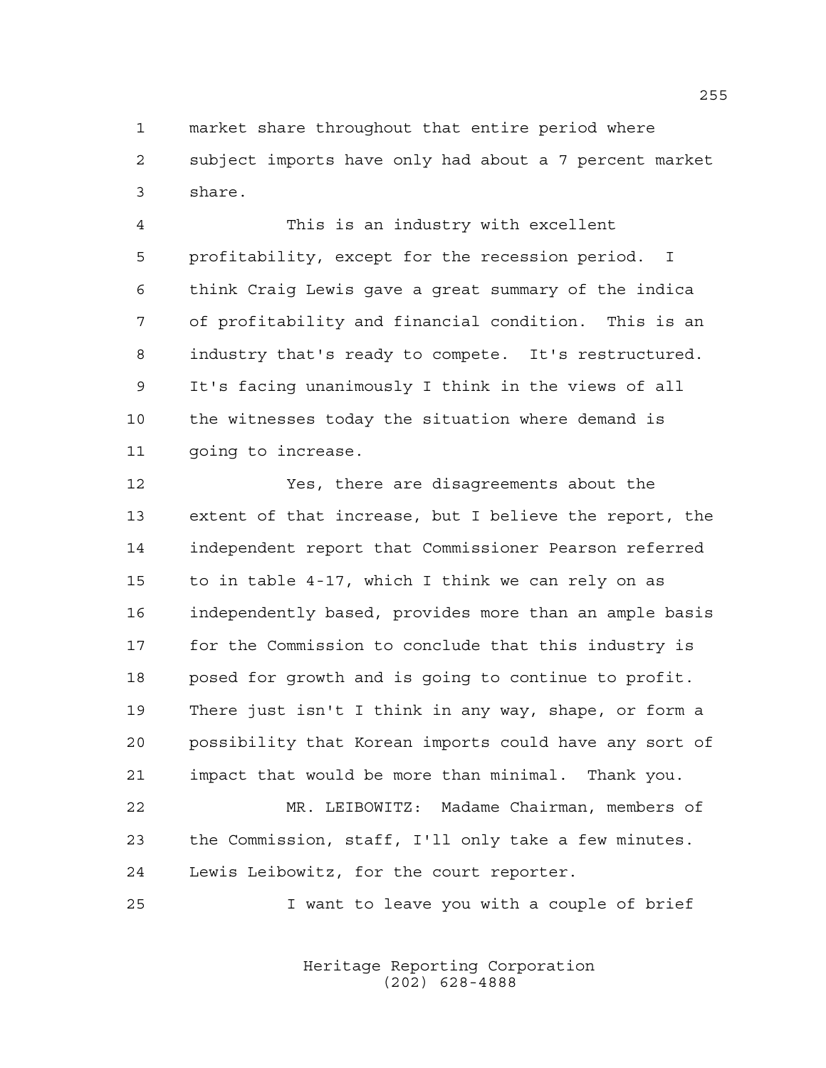market share throughout that entire period where subject imports have only had about a 7 percent market share.

This is an industry with excellent profitability, except for the recession period. I think Craig Lewis gave a great summary of the indica of profitability and financial condition. This is an industry that's ready to compete. It's restructured. It's facing unanimously I think in the views of all the witnesses today the situation where demand is going to increase.

Yes, there are disagreements about the extent of that increase, but I believe the report, the independent report that Commissioner Pearson referred to in table 4-17, which I think we can rely on as independently based, provides more than an ample basis for the Commission to conclude that this industry is posed for growth and is going to continue to profit. There just isn't I think in any way, shape, or form a possibility that Korean imports could have any sort of impact that would be more than minimal. Thank you.

MR. LEIBOWITZ: Madame Chairman, members of the Commission, staff, I'll only take a few minutes. Lewis Leibowitz, for the court reporter.

I want to leave you with a couple of brief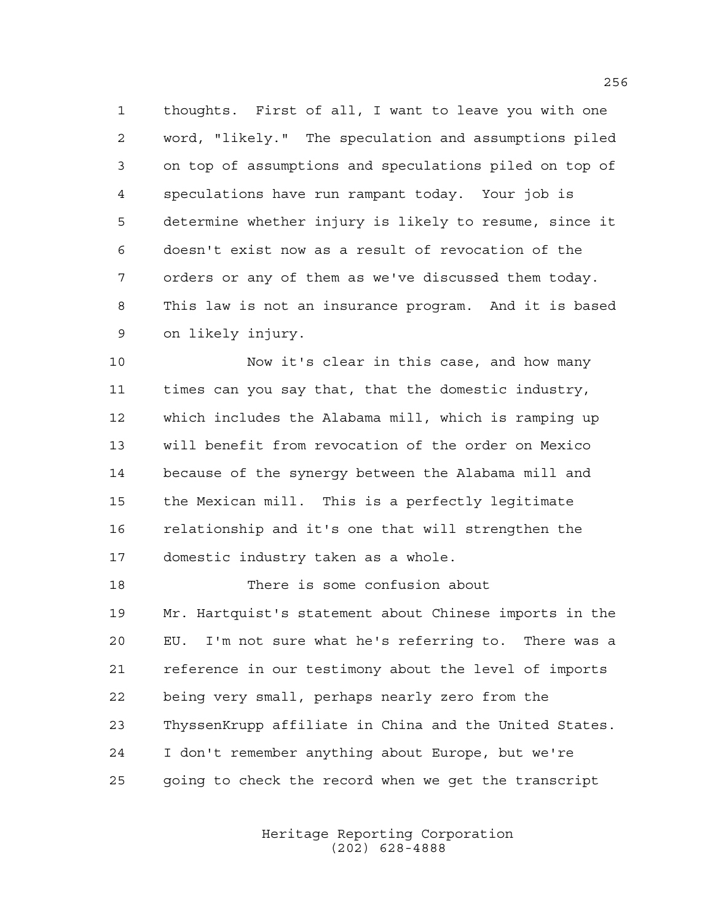thoughts. First of all, I want to leave you with one word, "likely." The speculation and assumptions piled on top of assumptions and speculations piled on top of speculations have run rampant today. Your job is determine whether injury is likely to resume, since it doesn't exist now as a result of revocation of the orders or any of them as we've discussed them today. This law is not an insurance program. And it is based on likely injury.

Now it's clear in this case, and how many times can you say that, that the domestic industry, which includes the Alabama mill, which is ramping up will benefit from revocation of the order on Mexico because of the synergy between the Alabama mill and the Mexican mill. This is a perfectly legitimate relationship and it's one that will strengthen the domestic industry taken as a whole.

There is some confusion about Mr. Hartquist's statement about Chinese imports in the EU. I'm not sure what he's referring to. There was a reference in our testimony about the level of imports being very small, perhaps nearly zero from the ThyssenKrupp affiliate in China and the United States. I don't remember anything about Europe, but we're going to check the record when we get the transcript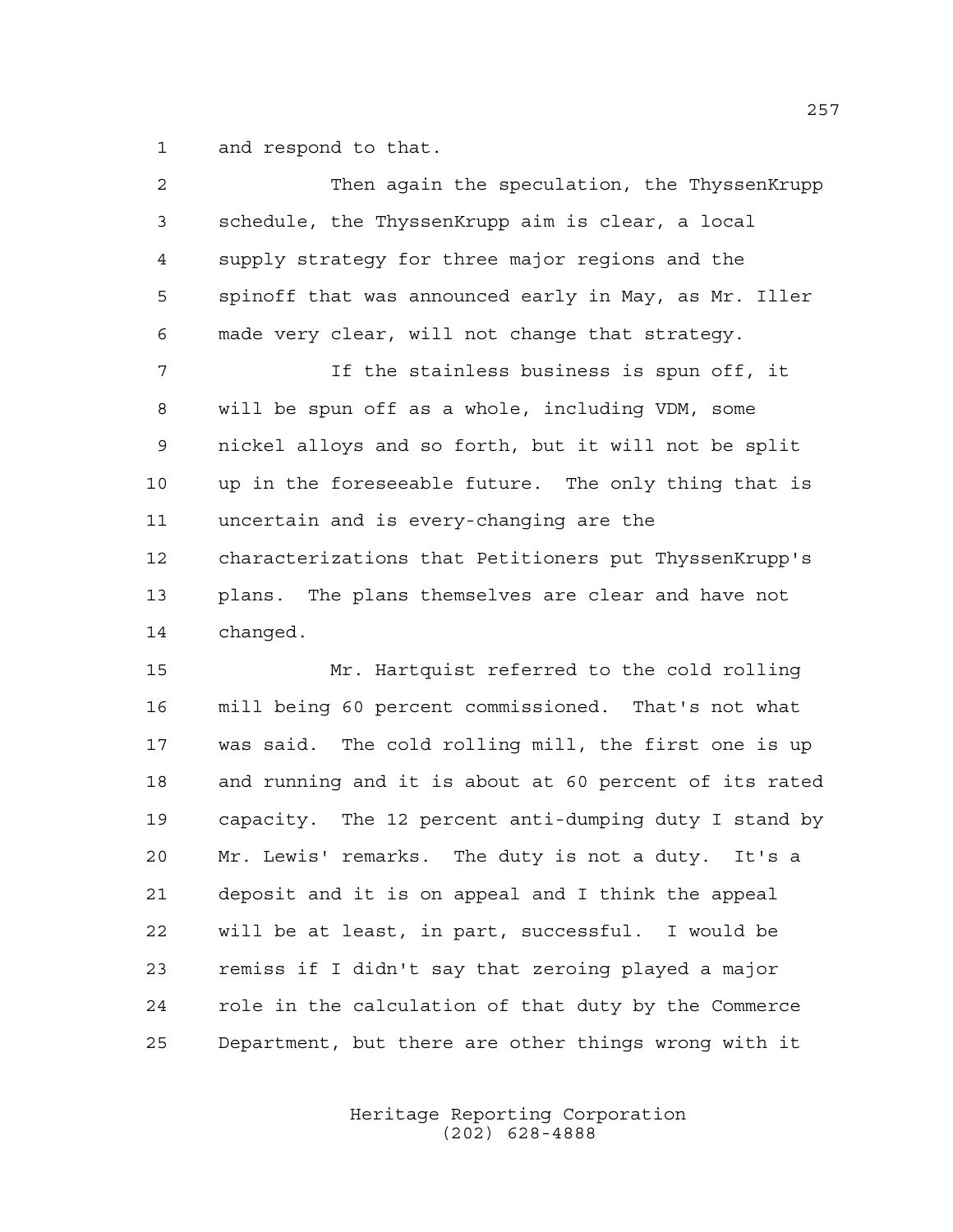and respond to that.

Then again the speculation, the ThyssenKrupp schedule, the ThyssenKrupp aim is clear, a local supply strategy for three major regions and the spinoff that was announced early in May, as Mr. Iller made very clear, will not change that strategy.

If the stainless business is spun off, it will be spun off as a whole, including VDM, some nickel alloys and so forth, but it will not be split up in the foreseeable future. The only thing that is uncertain and is every-changing are the characterizations that Petitioners put ThyssenKrupp's plans. The plans themselves are clear and have not changed.

Mr. Hartquist referred to the cold rolling mill being 60 percent commissioned. That's not what was said. The cold rolling mill, the first one is up and running and it is about at 60 percent of its rated capacity. The 12 percent anti-dumping duty I stand by Mr. Lewis' remarks. The duty is not a duty. It's a deposit and it is on appeal and I think the appeal will be at least, in part, successful. I would be remiss if I didn't say that zeroing played a major role in the calculation of that duty by the Commerce Department, but there are other things wrong with it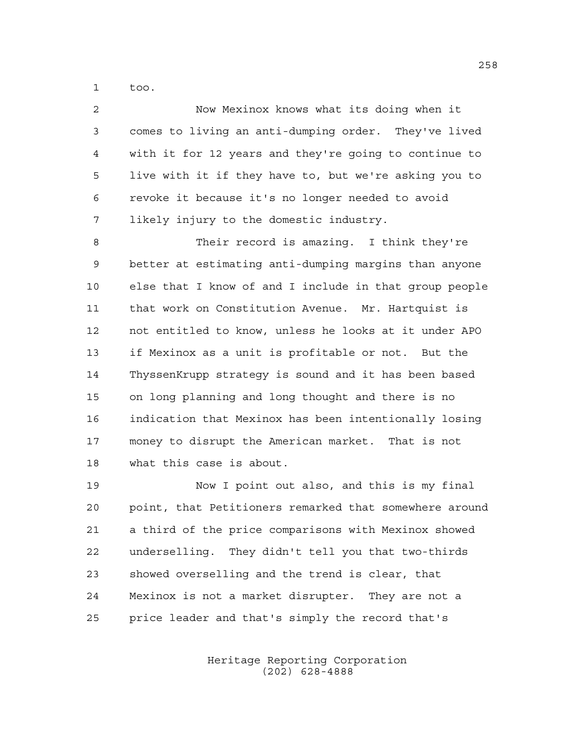too.

Now Mexinox knows what its doing when it comes to living an anti-dumping order. They've lived with it for 12 years and they're going to continue to live with it if they have to, but we're asking you to revoke it because it's no longer needed to avoid likely injury to the domestic industry.

Their record is amazing. I think they're better at estimating anti-dumping margins than anyone else that I know of and I include in that group people that work on Constitution Avenue. Mr. Hartquist is not entitled to know, unless he looks at it under APO if Mexinox as a unit is profitable or not. But the ThyssenKrupp strategy is sound and it has been based on long planning and long thought and there is no indication that Mexinox has been intentionally losing money to disrupt the American market. That is not what this case is about.

Now I point out also, and this is my final point, that Petitioners remarked that somewhere around a third of the price comparisons with Mexinox showed underselling. They didn't tell you that two-thirds showed overselling and the trend is clear, that Mexinox is not a market disrupter. They are not a price leader and that's simply the record that's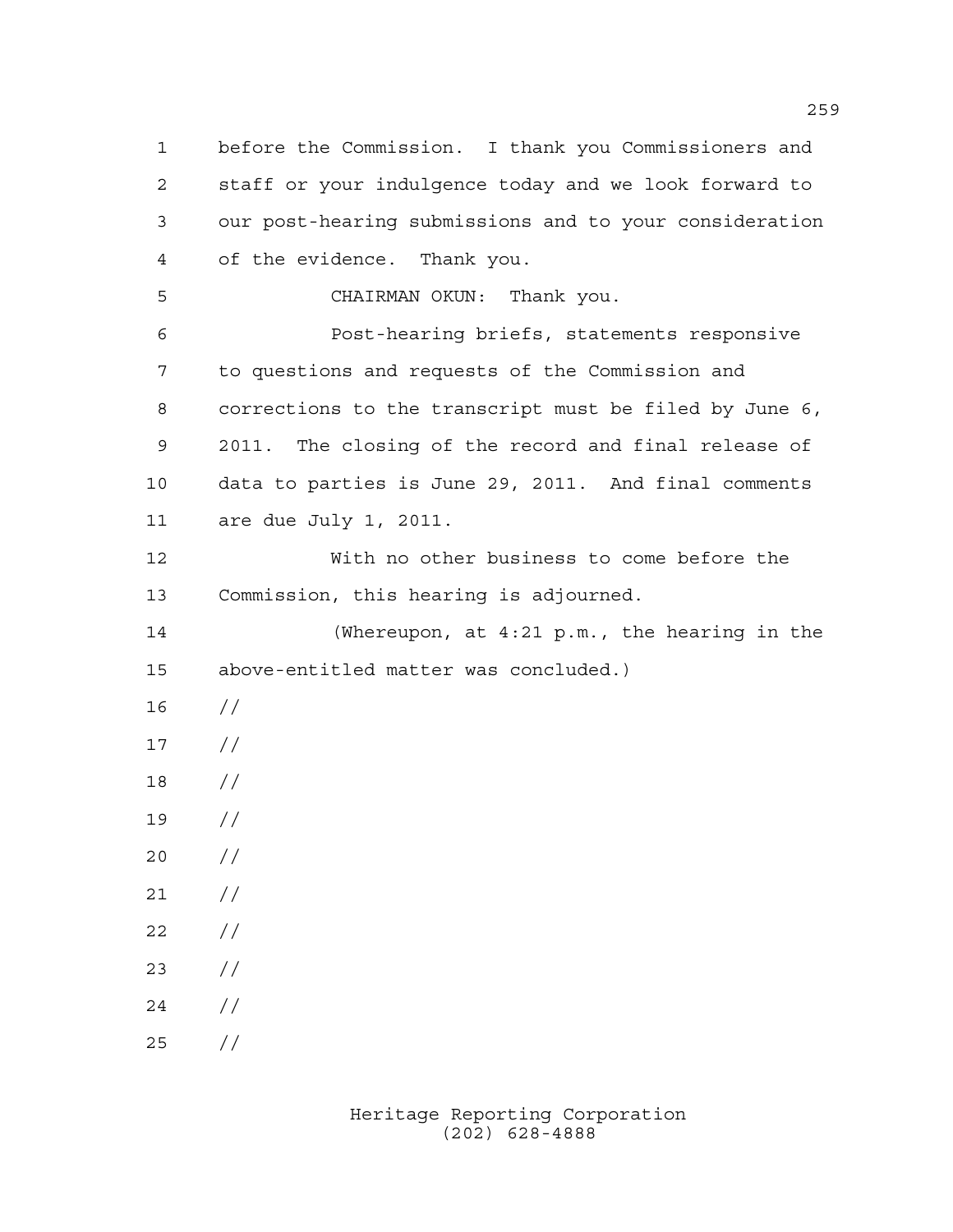before the Commission. I thank you Commissioners and staff or your indulgence today and we look forward to our post-hearing submissions and to your consideration of the evidence. Thank you.

CHAIRMAN OKUN: Thank you.

Post-hearing briefs, statements responsive to questions and requests of the Commission and corrections to the transcript must be filed by June 6, 2011. The closing of the record and final release of data to parties is June 29, 2011. And final comments are due July 1, 2011.

With no other business to come before the Commission, this hearing is adjourned.

(Whereupon, at 4:21 p.m., the hearing in the above-entitled matter was concluded.)

//

//

//

//

//

//

//

//

//

//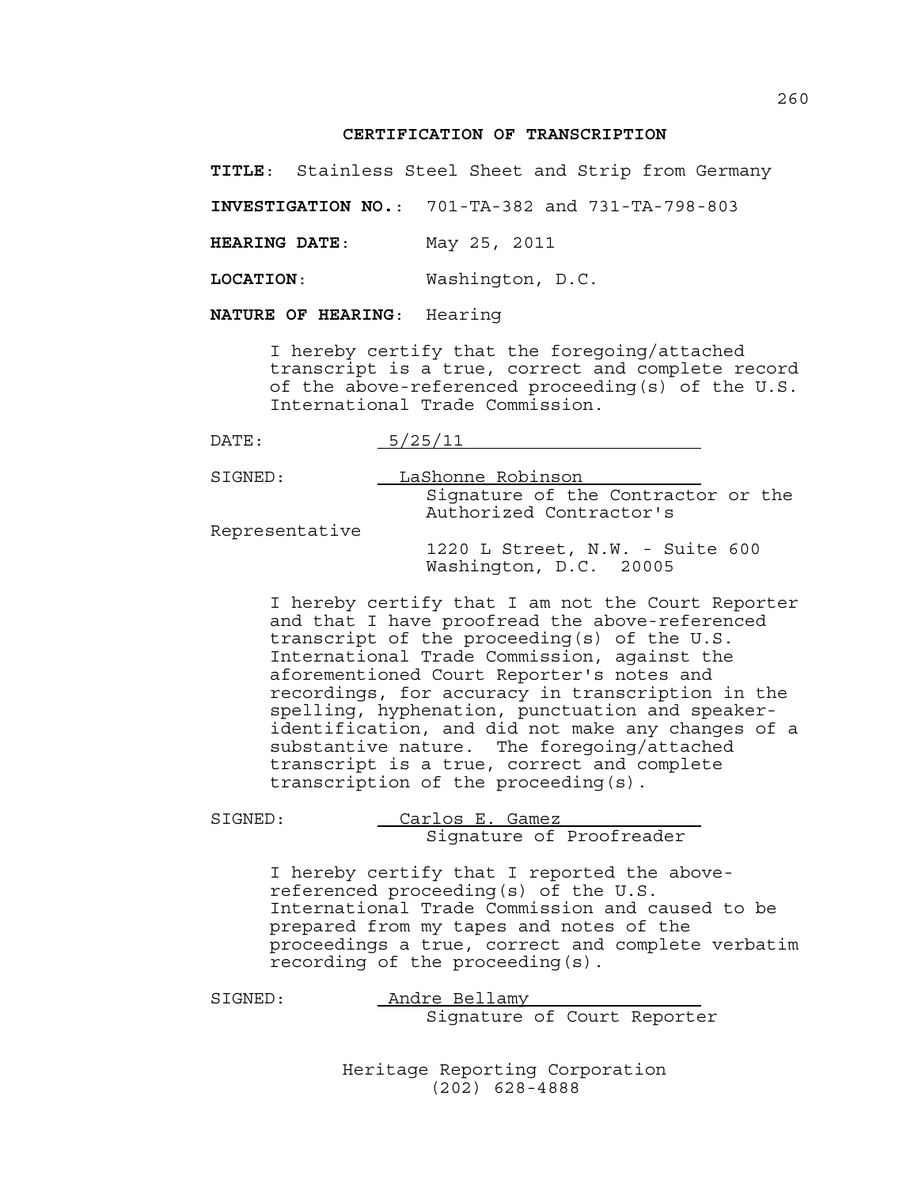## CERTIFICATION OF TRANSCRIPTION

**TITLE**: Stainless Steel Sheet and Strip from Germany

**INVESTIGATION NO.**: 701-TA-382 and 731-TA-798-803

**HEARING DATE**: May 25, 2011

**LOCATION**: Washington, D.C.

**NATURE OF HEARING**: Hearing

I hereby certify that the foregoing/attached transcript is a true, correct and complete record of the above-referenced proceeding(s) of the U.S. International Trade Commission.

DATE: 5/25/11

SIGNED: LaShonne Robinson
Signature of the Contractor or the Authorized Contractor's Representative
1220 L Street, N.W. - Suite 600
Washington, D.C. 20005

I hereby certify that I am not the Court Reporter and that I have proofread the above-referenced transcript of the proceeding(s) of the U.S. International Trade Commission, against the aforementioned Court Reporter's notes and recordings, for accuracy in transcription in the spelling, hyphenation, punctuation and speaker-identification, and did not make any changes of a substantive nature. The foregoing/attached transcript is a true, correct and complete transcription of the proceeding(s).

SIGNED: Carlos E. Gamez
Signature of Proofreader

I hereby certify that I reported the above-referenced proceeding(s) of the U.S. International Trade Commission and caused to be prepared from my tapes and notes of the proceedings a true, correct and complete verbatim recording of the proceeding(s).

SIGNED: Andre Bellamy
Signature of Court Reporter